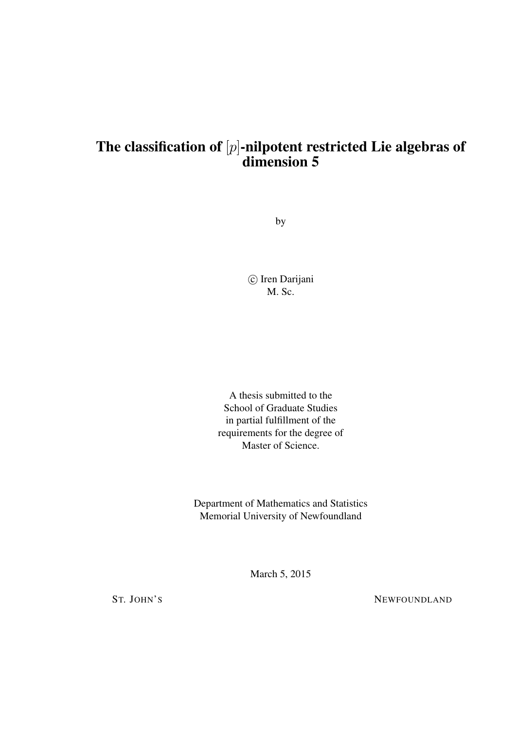# The classification of $[p]$-nilpotent restricted Lie algebras of dimension 5

by

© Iren Darijani
M. Sc.

A thesis submitted to the
School of Graduate Studies
in partial fulfillment of the
requirements for the degree of
Master of Science.

Department of Mathematics and Statistics
Memorial University of Newfoundland

March 5, 2015

ST. JOHN'S NEWFOUNDLAND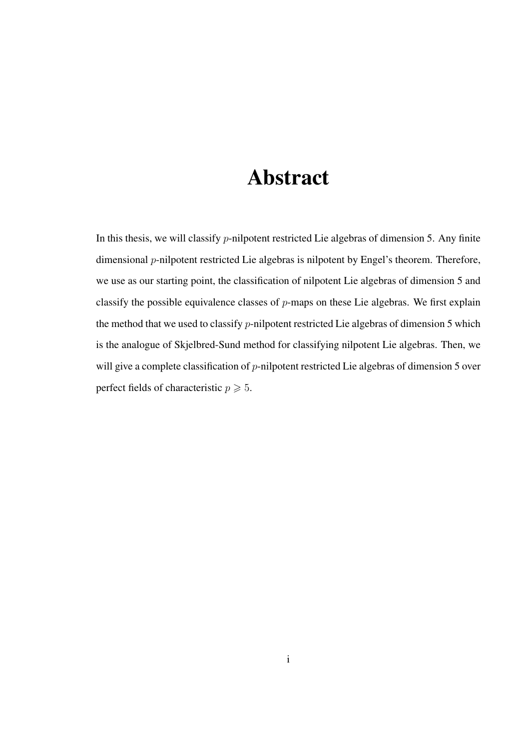# Abstract

In this thesis, we will classify $p$-nilpotent restricted Lie algebras of dimension 5. Any finite dimensional $p$-nilpotent restricted Lie algebras is nilpotent by Engel's theorem. Therefore, we use as our starting point, the classification of nilpotent Lie algebras of dimension 5 and classify the possible equivalence classes of $p$-maps on these Lie algebras. We first explain the method that we used to classify $p$-nilpotent restricted Lie algebras of dimension 5 which is the analogue of Skjelbred-Sund method for classifying nilpotent Lie algebras. Then, we will give a complete classification of $p$-nilpotent restricted Lie algebras of dimension 5 over perfect fields of characteristic $p \geqslant 5$.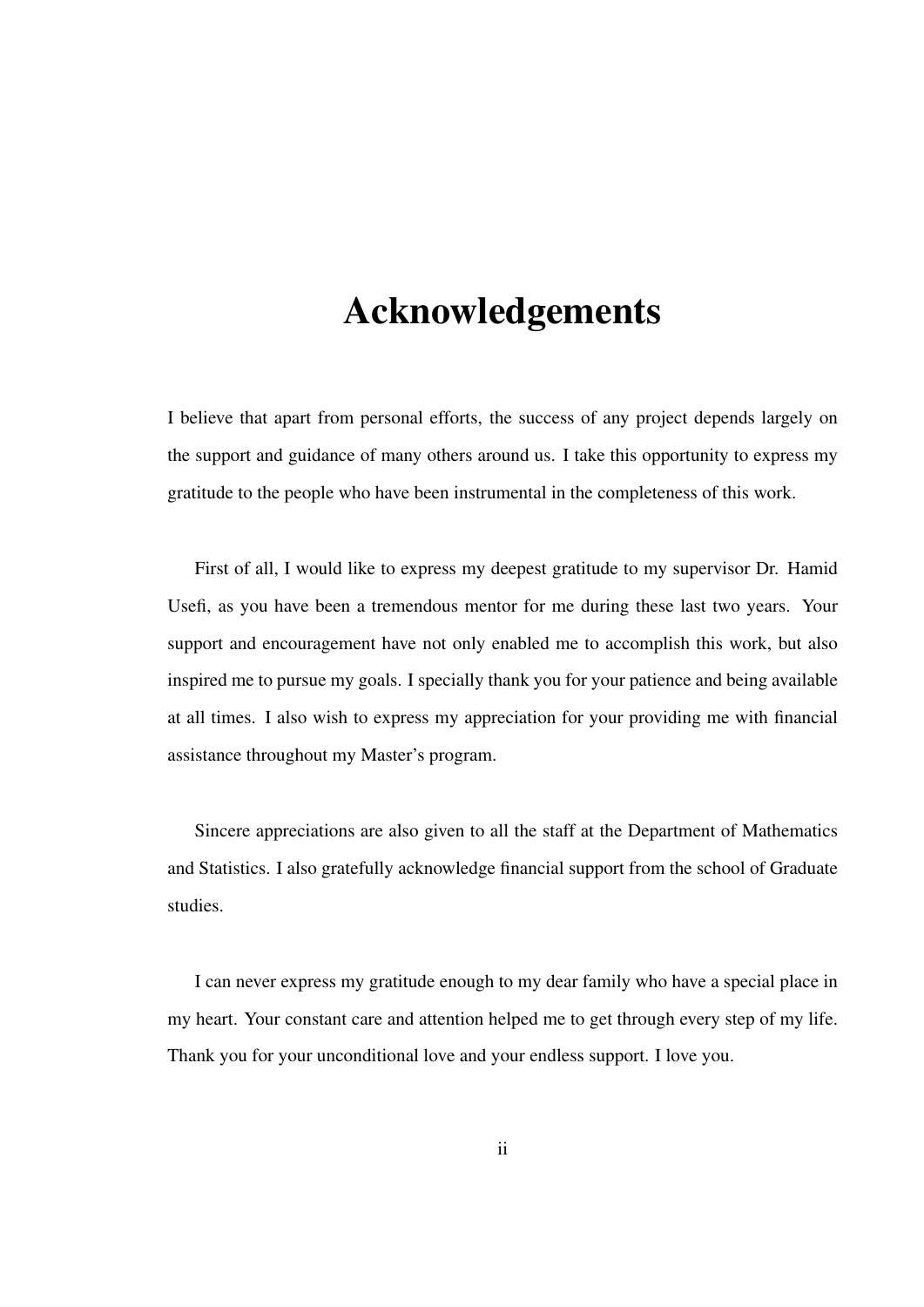# Acknowledgements

I believe that apart from personal efforts, the success of any project depends largely on the support and guidance of many others around us. I take this opportunity to express my gratitude to the people who have been instrumental in the completeness of this work.

First of all, I would like to express my deepest gratitude to my supervisor Dr. Hamid Usefi, as you have been a tremendous mentor for me during these last two years. Your support and encouragement have not only enabled me to accomplish this work, but also inspired me to pursue my goals. I specially thank you for your patience and being available at all times. I also wish to express my appreciation for your providing me with financial assistance throughout my Master's program.

Sincere appreciations are also given to all the staff at the Department of Mathematics and Statistics. I also gratefully acknowledge financial support from the school of Graduate studies.

I can never express my gratitude enough to my dear family who have a special place in my heart. Your constant care and attention helped me to get through every step of my life. Thank you for your unconditional love and your endless support. I love you.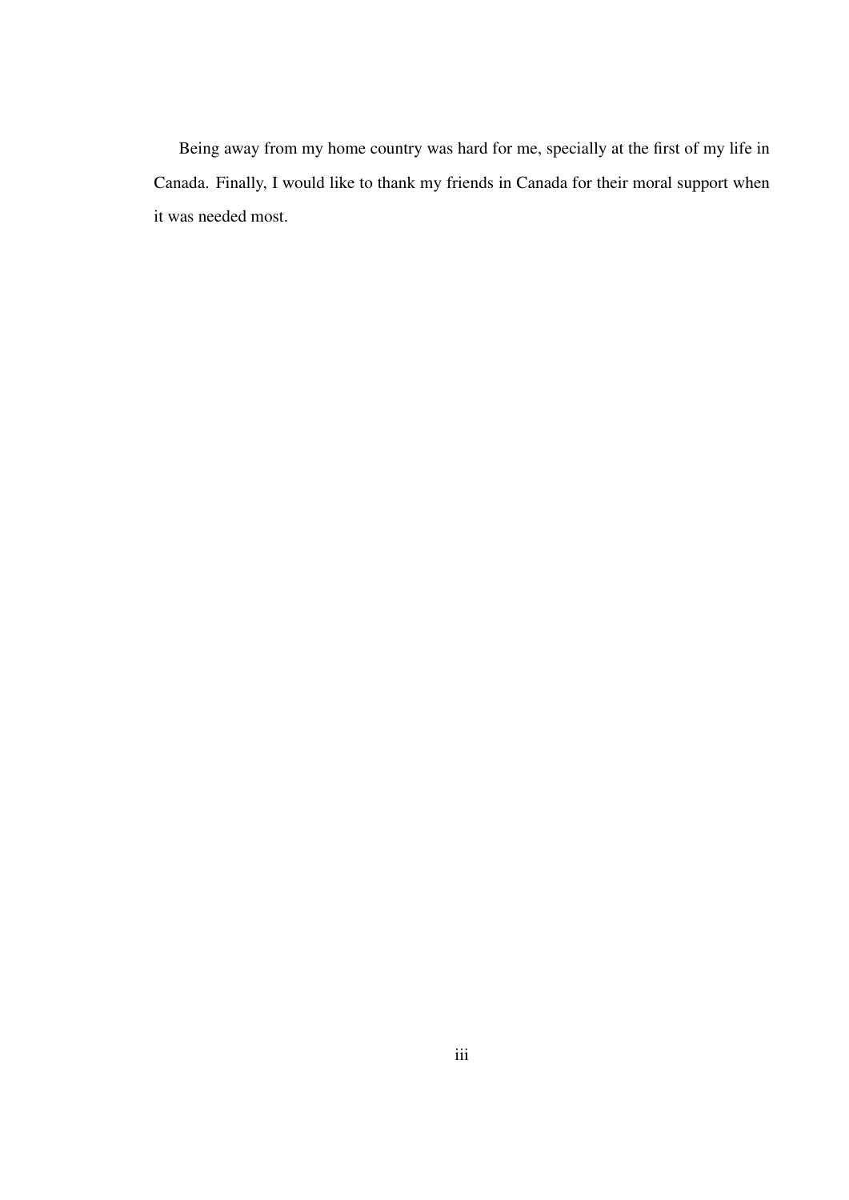Being away from my home country was hard for me, specially at the first of my life in Canada. Finally, I would like to thank my friends in Canada for their moral support when it was needed most.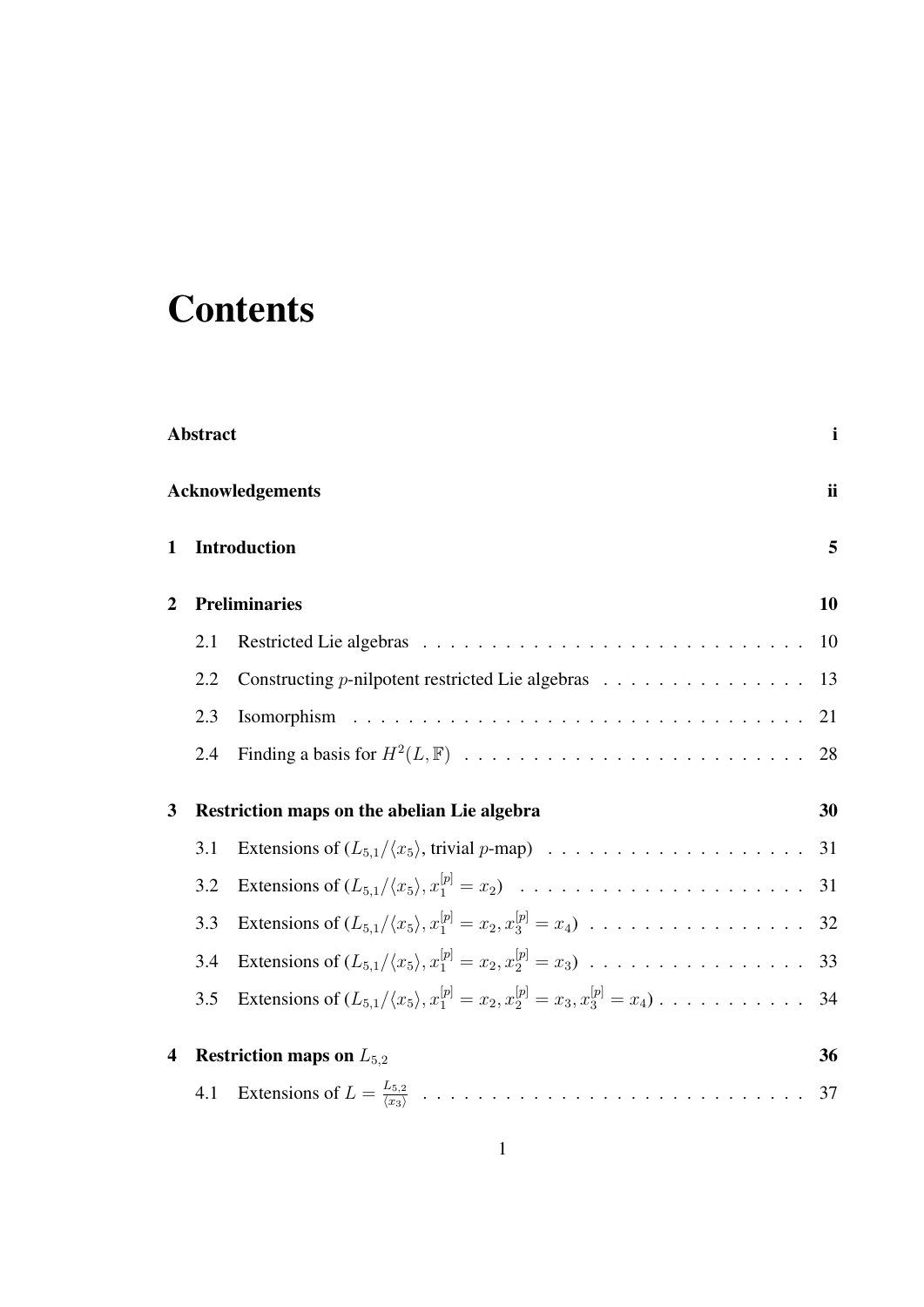# Contents

**Abstract** i

**Acknowledgements** ii

**1 Introduction** 5

**2 Preliminaries** 10

2.1 Restricted Lie algebras . . . . . . . . . . . . . . . . . . . . . . . . . . . . . 10

2.2 Constructing $p$-nilpotent restricted Lie algebras . . . . . . . . . . . . . . . . 13

2.3 Isomorphism . . . . . . . . . . . . . . . . . . . . . . . . . . . . . . . . . . 21

2.4 Finding a basis for $H^2(L, \mathbb{F})$ . . . . . . . . . . . . . . . . . . . . . . . . . 28

**3 Restriction maps on the abelian Lie algebra** 30

3.1 Extensions of ($L_{5,1}/\langle x_5 \rangle$, trivial $p$-map) . . . . . . . . . . . . . . . . . . . 31

3.2 Extensions of ($L_{5,1}/\langle x_5 \rangle, x_1^{[p]} = x_2$) . . . . . . . . . . . . . . . . . . . . . 31

3.3 Extensions of ($L_{5,1}/\langle x_5 \rangle, x_1^{[p]} = x_2, x_3^{[p]} = x_4$) . . . . . . . . . . . . . . . . 32

3.4 Extensions of ($L_{5,1}/\langle x_5 \rangle, x_1^{[p]} = x_2, x_2^{[p]} = x_3$) . . . . . . . . . . . . . . . . 33

3.5 Extensions of ($L_{5,1}/\langle x_5 \rangle, x_1^{[p]} = x_2, x_2^{[p]} = x_3, x_3^{[p]} = x_4$) . . . . . . . . . . . 34

**4 Restriction maps on $L_{5,2}$** 36

4.1 Extensions of $L = \frac{L_{5,2}}{\langle x_3 \rangle}$ . . . . . . . . . . . . . . . . . . . . . . . . . . . . 37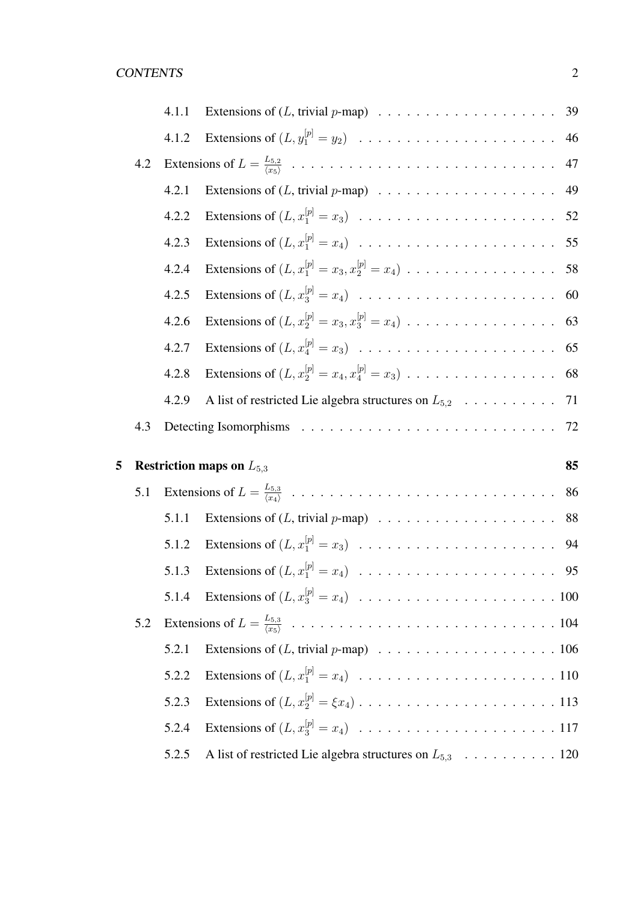- 4.1.1 Extensions of ($L$, trivial $p$-map) . . . . . . . . . . 39
- 4.1.2 Extensions of $(L, y_1^{[p]} = y_2)$ . . . . . . . . . . 46
- 4.2 Extensions of $L = \frac{L_{5,2}}{\langle x_5 \rangle}$ . . . . . . . . . . 47
  - 4.2.1 Extensions of ($L$, trivial $p$-map) . . . . . . . . . . 49
  - 4.2.2 Extensions of $(L, x_1^{[p]} = x_3)$ . . . . . . . . . . 52
  - 4.2.3 Extensions of $(L, x_1^{[p]} = x_4)$ . . . . . . . . . . 55
  - 4.2.4 Extensions of $(L, x_1^{[p]} = x_3, x_2^{[p]} = x_4)$ . . . . . . . . . . 58
  - 4.2.5 Extensions of $(L, x_3^{[p]} = x_4)$ . . . . . . . . . . 60
  - 4.2.6 Extensions of $(L, x_2^{[p]} = x_3, x_3^{[p]} = x_4)$ . . . . . . . . . . 63
  - 4.2.7 Extensions of $(L, x_4^{[p]} = x_3)$ . . . . . . . . . . 65
  - 4.2.8 Extensions of $(L, x_2^{[p]} = x_4, x_4^{[p]} = x_3)$ . . . . . . . . . . 68
  - 4.2.9 A list of restricted Lie algebra structures on $L_{5,2}$ . . . . . . . . . . 71
- 4.3 Detecting Isomorphisms . . . . . . . . . . 72

**5 Restriction maps on $L_{5,3}$** . . . . . . . . . . **85**

- 5.1 Extensions of $L = \frac{L_{5,3}}{\langle x_4 \rangle}$ . . . . . . . . . . 86
  - 5.1.1 Extensions of ($L$, trivial $p$-map) . . . . . . . . . . 88
  - 5.1.2 Extensions of $(L, x_1^{[p]} = x_3)$ . . . . . . . . . . 94
  - 5.1.3 Extensions of $(L, x_1^{[p]} = x_4)$ . . . . . . . . . . 95
  - 5.1.4 Extensions of $(L, x_3^{[p]} = x_4)$ . . . . . . . . . . 100
- 5.2 Extensions of $L = \frac{L_{5,3}}{\langle x_5 \rangle}$ . . . . . . . . . . 104
  - 5.2.1 Extensions of ($L$, trivial $p$-map) . . . . . . . . . . 106
  - 5.2.2 Extensions of $(L, x_1^{[p]} = x_4)$ . . . . . . . . . . 110
  - 5.2.3 Extensions of $(L, x_2^{[p]} = \xi x_4)$ . . . . . . . . . . 113
  - 5.2.4 Extensions of $(L, x_3^{[p]} = x_4)$ . . . . . . . . . . 117
  - 5.2.5 A list of restricted Lie algebra structures on $L_{5,3}$ . . . . . . . . . . 120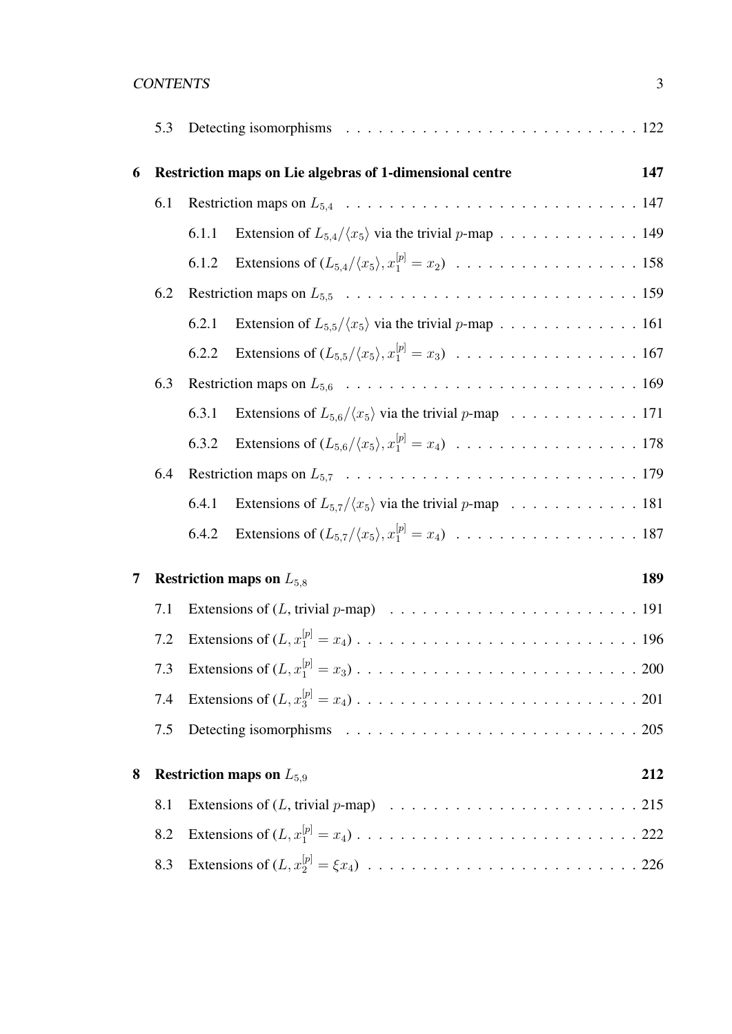5.3 Detecting isomorphisms . . . . . . . . . . 122

**6 Restriction maps on Lie algebras of 1-dimensional centre 147**

6.1 Restriction maps on $L_{5,4}$ . . . . . . . . . . 147

6.1.1 Extension of $L_{5,4}/\langle x_5\rangle$ via the trivial $p$-map . . . . . . . . . . 149

6.1.2 Extensions of $(L_{5,4}/\langle x_5\rangle, x_1^{[p]} = x_2)$ . . . . . . . . . . 158

6.2 Restriction maps on $L_{5,5}$ . . . . . . . . . . 159

6.2.1 Extension of $L_{5,5}/\langle x_5\rangle$ via the trivial $p$-map . . . . . . . . . . 161

6.2.2 Extensions of $(L_{5,5}/\langle x_5\rangle, x_1^{[p]} = x_3)$ . . . . . . . . . . 167

6.3 Restriction maps on $L_{5,6}$ . . . . . . . . . . 169

6.3.1 Extensions of $L_{5,6}/\langle x_5\rangle$ via the trivial $p$-map . . . . . . . . . . 171

6.3.2 Extensions of $(L_{5,6}/\langle x_5\rangle, x_1^{[p]} = x_4)$ . . . . . . . . . . 178

6.4 Restriction maps on $L_{5,7}$ . . . . . . . . . . 179

6.4.1 Extensions of $L_{5,7}/\langle x_5\rangle$ via the trivial $p$-map . . . . . . . . . . 181

6.4.2 Extensions of $(L_{5,7}/\langle x_5\rangle, x_1^{[p]} = x_4)$ . . . . . . . . . . 187

**7 Restriction maps on $L_{5,8}$ 189**

7.1 Extensions of ($L$, trivial $p$-map) . . . . . . . . . . 191

7.2 Extensions of $(L, x_1^{[p]} = x_4)$ . . . . . . . . . . 196

7.3 Extensions of $(L, x_1^{[p]} = x_3)$ . . . . . . . . . . 200

7.4 Extensions of $(L, x_3^{[p]} = x_4)$ . . . . . . . . . . 201

7.5 Detecting isomorphisms . . . . . . . . . . 205

**8 Restriction maps on $L_{5,9}$ 212**

8.1 Extensions of ($L$, trivial $p$-map) . . . . . . . . . . 215

8.2 Extensions of $(L, x_1^{[p]} = x_4)$ . . . . . . . . . . 222

8.3 Extensions of $(L, x_2^{[p]} = \xi x_4)$ . . . . . . . . . . 226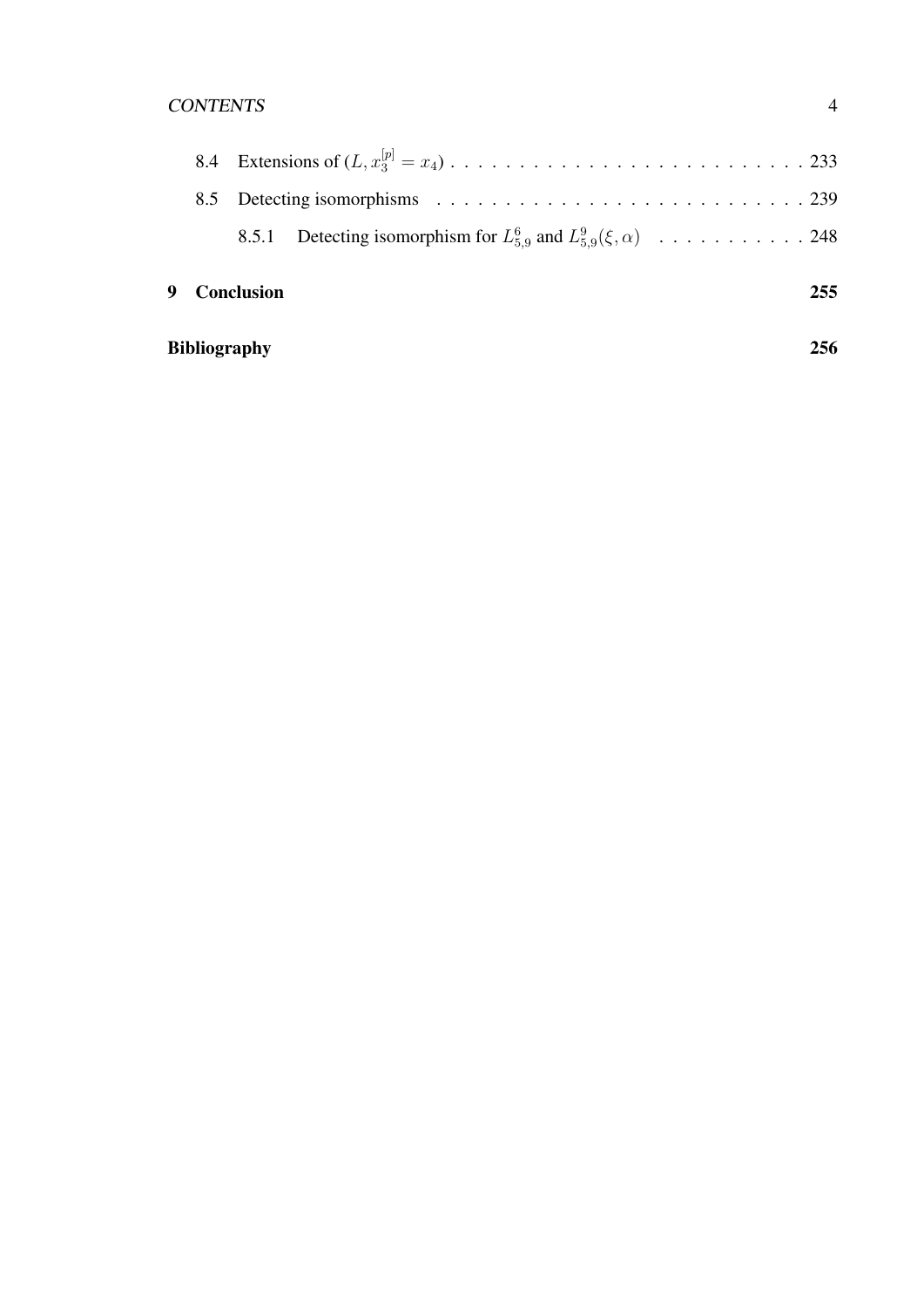8.4 Extensions of $(L, x_3^{[p]} = x_4)$ . . . . . . . . . . . . . . . . . . . . . . . . . . 233

8.5 Detecting isomorphisms . . . . . . . . . . . . . . . . . . . . . . . . . . . 239

8.5.1 Detecting isomorphism for $L_{5,9}^6$ and $L_{5,9}^9(\xi, \alpha)$ . . . . . . . . . . . 248

**9 Conclusion** **255**

**Bibliography** **256**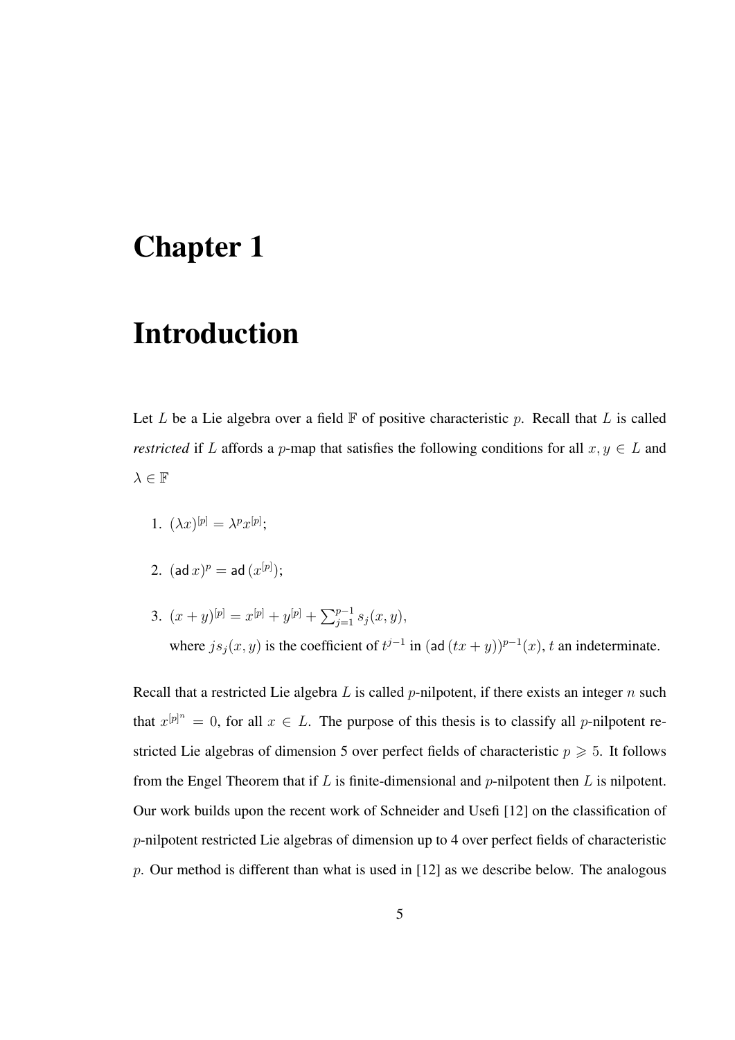# Chapter 1

# Introduction

Let $L$ be a Lie algebra over a field $\mathbb{F}$ of positive characteristic $p$. Recall that $L$ is called *restricted* if $L$ affords a $p$-map that satisfies the following conditions for all $x, y \in L$ and $\lambda \in \mathbb{F}$

1. $(\lambda x)^{[p]} = \lambda^p x^{[p]}$;
2. $(\mathsf{ad}\, x)^p = \mathsf{ad}\,(x^{[p]})$;
3. $(x+y)^{[p]} = x^{[p]} + y^{[p]} + \sum_{j=1}^{p-1} s_j(x,y)$,
   where $js_j(x,y)$ is the coefficient of $t^{j-1}$ in $(\mathsf{ad}\,(tx+y))^{p-1}(x)$, $t$ an indeterminate.

Recall that a restricted Lie algebra $L$ is called $p$-nilpotent, if there exists an integer $n$ such that $x^{[p]^n} = 0$, for all $x \in L$. The purpose of this thesis is to classify all $p$-nilpotent restricted Lie algebras of dimension 5 over perfect fields of characteristic $p \geqslant 5$. It follows from the Engel Theorem that if $L$ is finite-dimensional and $p$-nilpotent then $L$ is nilpotent. Our work builds upon the recent work of Schneider and Usefi [12] on the classification of $p$-nilpotent restricted Lie algebras of dimension up to 4 over perfect fields of characteristic $p$. Our method is different than what is used in [12] as we describe below. The analogous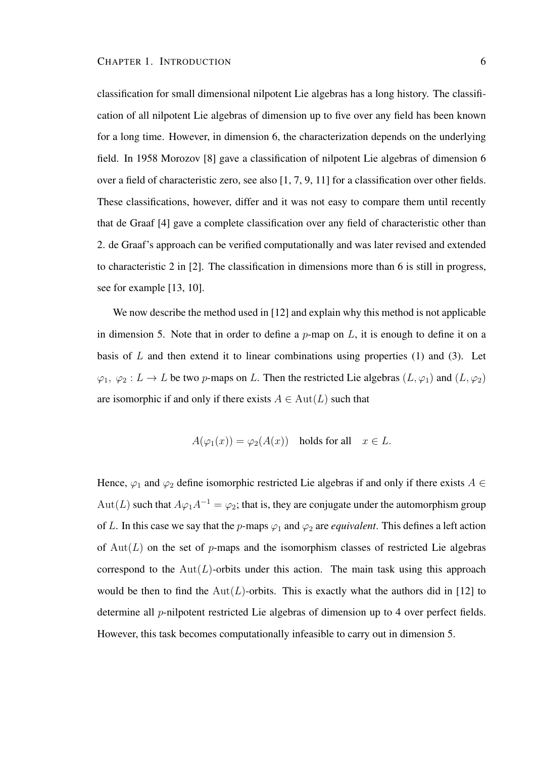classification for small dimensional nilpotent Lie algebras has a long history. The classification of all nilpotent Lie algebras of dimension up to five over any field has been known for a long time. However, in dimension 6, the characterization depends on the underlying field. In 1958 Morozov [8] gave a classification of nilpotent Lie algebras of dimension 6 over a field of characteristic zero, see also [1, 7, 9, 11] for a classification over other fields. These classifications, however, differ and it was not easy to compare them until recently that de Graaf [4] gave a complete classification over any field of characteristic other than 2. de Graaf's approach can be verified computationally and was later revised and extended to characteristic 2 in [2]. The classification in dimensions more than 6 is still in progress, see for example [13, 10].

We now describe the method used in [12] and explain why this method is not applicable in dimension 5. Note that in order to define a $p$-map on $L$, it is enough to define it on a basis of $L$ and then extend it to linear combinations using properties (1) and (3). Let $\varphi_1,\ \varphi_2 : L \to L$ be two $p$-maps on $L$. Then the restricted Lie algebras $(L, \varphi_1)$ and $(L, \varphi_2)$ are isomorphic if and only if there exists $A \in \operatorname{Aut}(L)$ such that

$$A(\varphi_1(x)) = \varphi_2(A(x)) \quad \text{holds for all} \quad x \in L.$$

Hence, $\varphi_1$ and $\varphi_2$ define isomorphic restricted Lie algebras if and only if there exists $A \in \operatorname{Aut}(L)$ such that $A\varphi_1 A^{-1} = \varphi_2$; that is, they are conjugate under the automorphism group of $L$. In this case we say that the $p$-maps $\varphi_1$ and $\varphi_2$ are *equivalent*. This defines a left action of $\operatorname{Aut}(L)$ on the set of $p$-maps and the isomorphism classes of restricted Lie algebras correspond to the $\operatorname{Aut}(L)$-orbits under this action. The main task using this approach would be then to find the $\operatorname{Aut}(L)$-orbits. This is exactly what the authors did in [12] to determine all $p$-nilpotent restricted Lie algebras of dimension up to 4 over perfect fields. However, this task becomes computationally infeasible to carry out in dimension 5.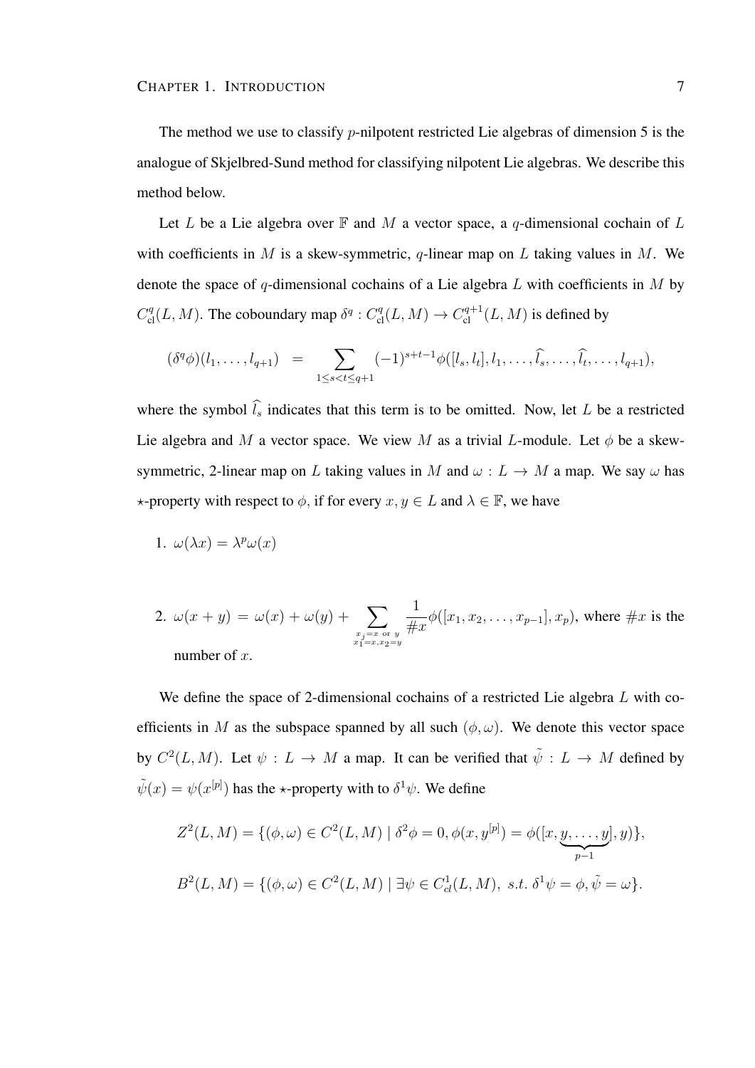The method we use to classify $p$-nilpotent restricted Lie algebras of dimension 5 is the analogue of Skjelbred-Sund method for classifying nilpotent Lie algebras. We describe this method below.

Let $L$ be a Lie algebra over $\mathbb{F}$ and $M$ a vector space, a $q$-dimensional cochain of $L$ with coefficients in $M$ is a skew-symmetric, $q$-linear map on $L$ taking values in $M$. We denote the space of $q$-dimensional cochains of a Lie algebra $L$ with coefficients in $M$ by $C^q_{\text{cl}}(L, M)$. The coboundary map $\delta^q : C^q_{\text{cl}}(L, M) \to C^{q+1}_{\text{cl}}(L, M)$ is defined by

$$(\delta^q \phi)(l_1, \ldots, l_{q+1}) \;\; = \sum_{1 \le s < t \le q+1} (-1)^{s+t-1} \phi([l_s, l_t], l_1, \ldots, \widehat{l_s}, \ldots, \widehat{l_t}, \ldots, l_{q+1}),$$

where the symbol $\widehat{l_s}$ indicates that this term is to be omitted. Now, let $L$ be a restricted Lie algebra and $M$ a vector space. We view $M$ as a trivial $L$-module. Let $\phi$ be a skew-symmetric, 2-linear map on $L$ taking values in $M$ and $\omega : L \to M$ a map. We say $\omega$ has $\star$-property with respect to $\phi$, if for every $x, y \in L$ and $\lambda \in \mathbb{F}$, we have

1. $\omega(\lambda x) = \lambda^p \omega(x)$

2. $\omega(x + y) = \omega(x) + \omega(y) + \sum_{\substack{x_j = x \text{ or } y \\ x_1 = x, x_2 = y}} \frac{1}{\# x} \phi([x_1, x_2, \ldots, x_{p-1}], x_p)$, where $\# x$ is the number of $x$.

We define the space of 2-dimensional cochains of a restricted Lie algebra $L$ with coefficients in $M$ as the subspace spanned by all such $(\phi, \omega)$. We denote this vector space by $C^2(L, M)$. Let $\psi : L \to M$ a map. It can be verified that $\tilde{\psi} : L \to M$ defined by $\tilde{\psi}(x) = \psi(x^{[p]})$ has the $\star$-property with to $\delta^1 \psi$. We define

$$Z^2(L, M) = \{(\phi, \omega) \in C^2(L, M) \mid \delta^2 \phi = 0, \phi(x, y^{[p]}) = \phi([x, \underbrace{y, \ldots, y}_{p-1}], y)\},$$

$$B^2(L, M) = \{(\phi, \omega) \in C^2(L, M) \mid \exists \psi \in C^1_{cl}(L, M), \; s.t. \; \delta^1 \psi = \phi, \tilde{\psi} = \omega\}.$$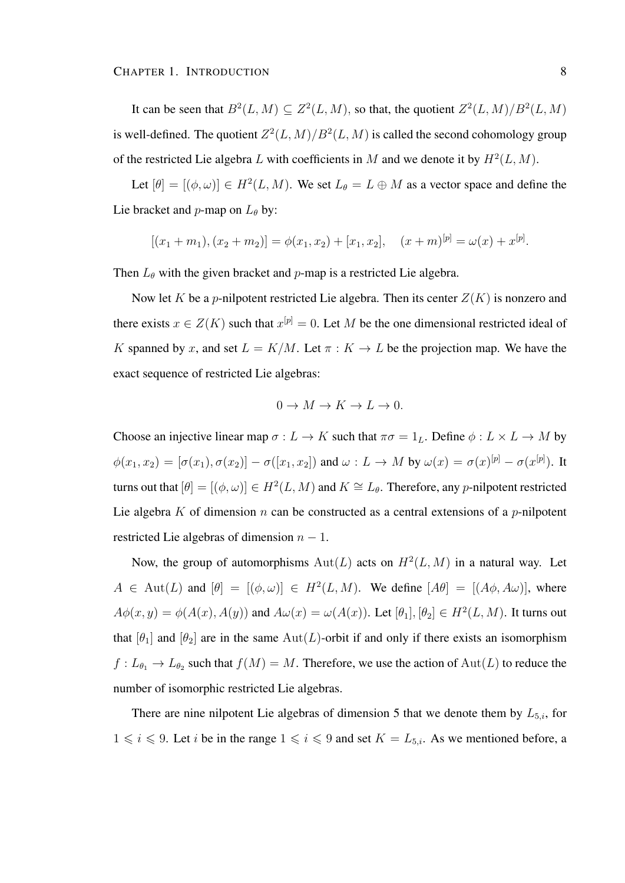It can be seen that $B^2(L,M) \subseteq Z^2(L,M)$, so that, the quotient $Z^2(L,M)/B^2(L,M)$ is well-defined. The quotient $Z^2(L,M)/B^2(L,M)$ is called the second cohomology group of the restricted Lie algebra $L$ with coefficients in $M$ and we denote it by $H^2(L,M)$.

Let $[\theta] = [(\phi,\omega)] \in H^2(L,M)$. We set $L_\theta = L \oplus M$ as a vector space and define the Lie bracket and $p$-map on $L_\theta$ by:

$$[(x_1 + m_1), (x_2 + m_2)] = \phi(x_1, x_2) + [x_1, x_2], \quad (x + m)^{[p]} = \omega(x) + x^{[p]}.$$

Then $L_\theta$ with the given bracket and $p$-map is a restricted Lie algebra.

Now let $K$ be a $p$-nilpotent restricted Lie algebra. Then its center $Z(K)$ is nonzero and there exists $x \in Z(K)$ such that $x^{[p]} = 0$. Let $M$ be the one dimensional restricted ideal of $K$ spanned by $x$, and set $L = K/M$. Let $\pi : K \to L$ be the projection map. We have the exact sequence of restricted Lie algebras:

$$0 \to M \to K \to L \to 0.$$

Choose an injective linear map $\sigma : L \to K$ such that $\pi\sigma = 1_L$. Define $\phi : L \times L \to M$ by $\phi(x_1, x_2) = [\sigma(x_1), \sigma(x_2)] - \sigma([x_1, x_2])$ and $\omega : L \to M$ by $\omega(x) = \sigma(x)^{[p]} - \sigma(x^{[p]})$. It turns out that $[\theta] = [(\phi,\omega)] \in H^2(L,M)$ and $K \cong L_\theta$. Therefore, any $p$-nilpotent restricted Lie algebra $K$ of dimension $n$ can be constructed as a central extensions of a $p$-nilpotent restricted Lie algebras of dimension $n-1$.

Now, the group of automorphisms $\mathrm{Aut}(L)$ acts on $H^2(L,M)$ in a natural way. Let $A \in \mathrm{Aut}(L)$ and $[\theta] = [(\phi,\omega)] \in H^2(L,M)$. We define $[A\theta] = [(A\phi, A\omega)]$, where $A\phi(x,y) = \phi(A(x), A(y))$ and $A\omega(x) = \omega(A(x))$. Let $[\theta_1], [\theta_2] \in H^2(L,M)$. It turns out that $[\theta_1]$ and $[\theta_2]$ are in the same $\mathrm{Aut}(L)$-orbit if and only if there exists an isomorphism $f : L_{\theta_1} \to L_{\theta_2}$ such that $f(M) = M$. Therefore, we use the action of $\mathrm{Aut}(L)$ to reduce the number of isomorphic restricted Lie algebras.

There are nine nilpotent Lie algebras of dimension 5 that we denote them by $L_{5,i}$, for $1 \leqslant i \leqslant 9$. Let $i$ be in the range $1 \leqslant i \leqslant 9$ and set $K = L_{5,i}$. As we mentioned before, a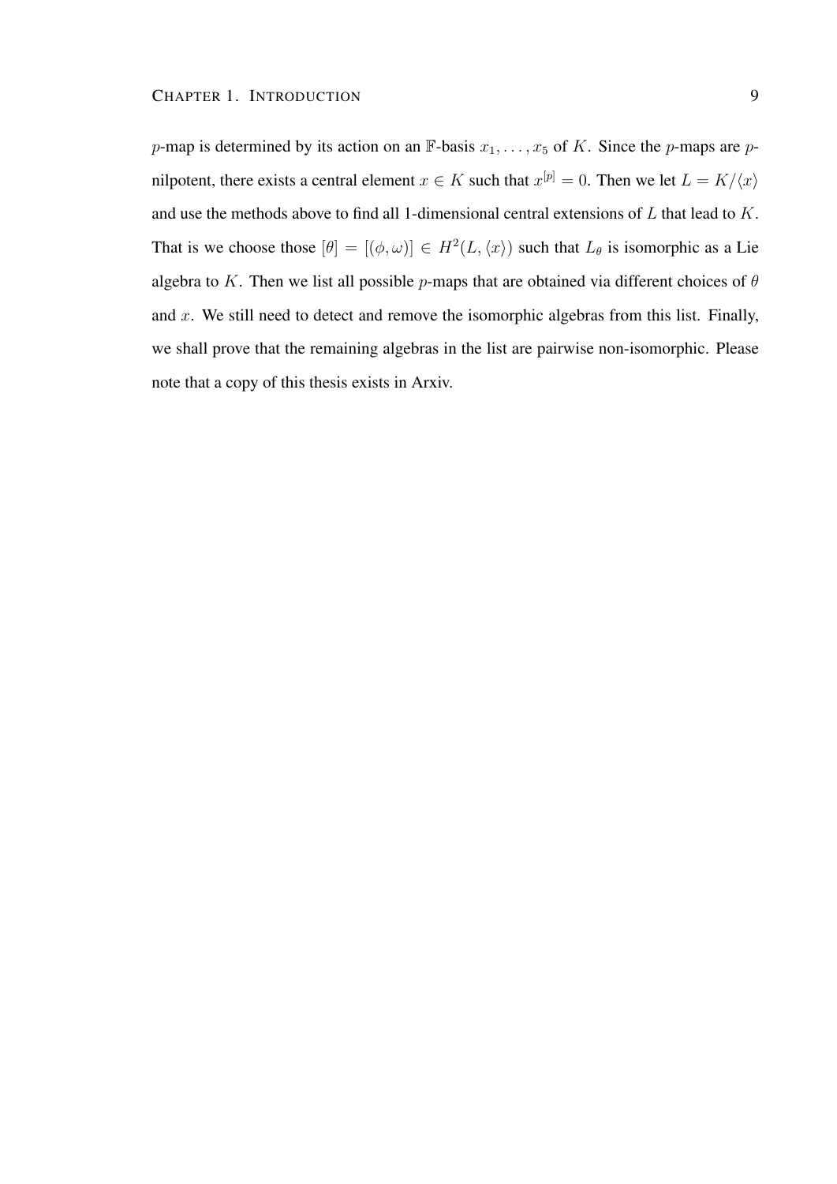$p$-map is determined by its action on an $\mathbb{F}$-basis $x_1, \ldots, x_5$ of $K$. Since the $p$-maps are $p$-nilpotent, there exists a central element $x \in K$ such that $x^{[p]} = 0$. Then we let $L = K/\langle x \rangle$ and use the methods above to find all 1-dimensional central extensions of $L$ that lead to $K$. That is we choose those $[\theta] = [(\phi, \omega)] \in H^2(L, \langle x \rangle)$ such that $L_\theta$ is isomorphic as a Lie algebra to $K$. Then we list all possible $p$-maps that are obtained via different choices of $\theta$ and $x$. We still need to detect and remove the isomorphic algebras from this list. Finally, we shall prove that the remaining algebras in the list are pairwise non-isomorphic. Please note that a copy of this thesis exists in Arxiv.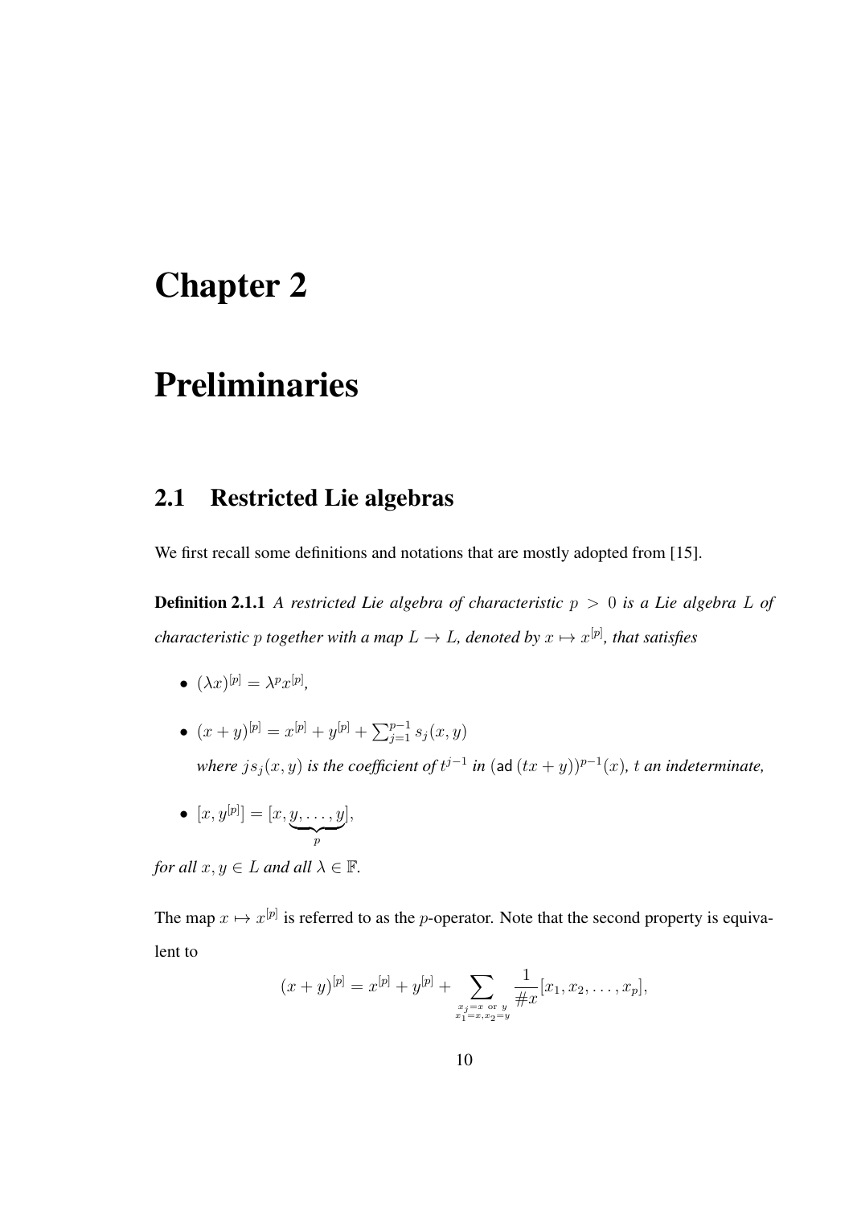# Chapter 2

# Preliminaries

## 2.1 Restricted Lie algebras

We first recall some definitions and notations that are mostly adopted from [15].

**Definition 2.1.1** *A restricted Lie algebra of characteristic $p > 0$ is a Lie algebra $L$ of characteristic $p$ together with a map $L \to L$, denoted by $x \mapsto x^{[p]}$, that satisfies*

- $(\lambda x)^{[p]} = \lambda^p x^{[p]}$,
- $(x+y)^{[p]} = x^{[p]} + y^{[p]} + \sum_{j=1}^{p-1} s_j(x,y)$
  *where $js_j(x,y)$ is the coefficient of $t^{j-1}$ in $(\mathsf{ad}\,(tx+y))^{p-1}(x)$, $t$ an indeterminate,*
- $[x, y^{[p]}] = [x, \underbrace{y, \ldots, y}_{p}]$,

*for all $x, y \in L$ and all $\lambda \in \mathbb{F}$.*

The map $x \mapsto x^{[p]}$ is referred to as the $p$-operator. Note that the second property is equivalent to

$$(x+y)^{[p]} = x^{[p]} + y^{[p]} + \sum_{\substack{x_j = x \text{ or } y \\ x_1 = x, x_2 = y}} \frac{1}{\#x}[x_1, x_2, \ldots, x_p],$$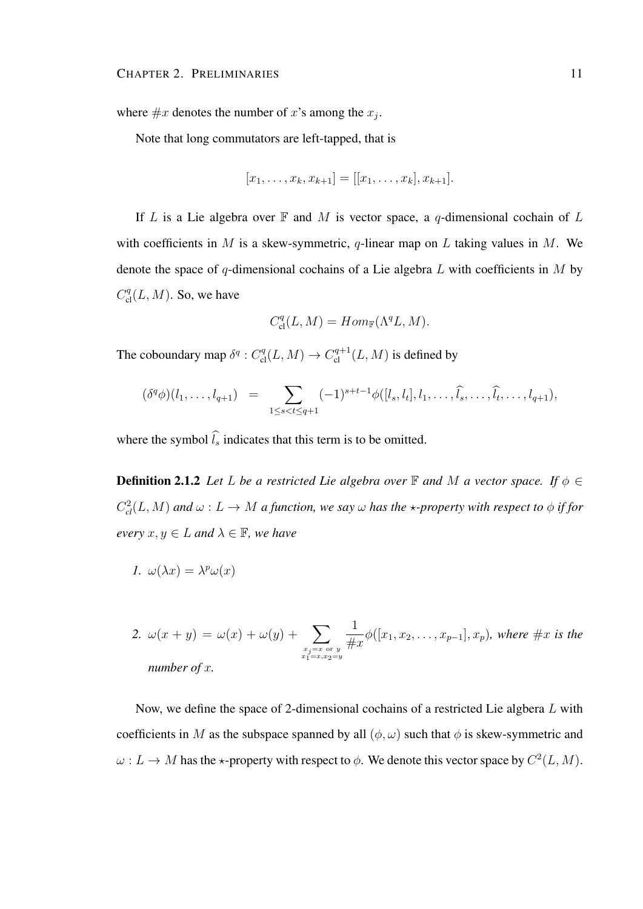where $\#x$ denotes the number of $x$'s among the $x_j$.

Note that long commutators are left-tapped, that is

$$[x_1, \dots, x_k, x_{k+1}] = [[x_1, \dots, x_k], x_{k+1}].$$

If $L$ is a Lie algebra over $\mathbb{F}$ and $M$ is vector space, a $q$-dimensional cochain of $L$ with coefficients in $M$ is a skew-symmetric, $q$-linear map on $L$ taking values in $M$. We denote the space of $q$-dimensional cochains of a Lie algebra $L$ with coefficients in $M$ by $C^q_{\text{cl}}(L, M)$. So, we have

$$C^q_{\text{cl}}(L, M) = Hom_{\mathbb{F}}(\Lambda^q L, M).$$

The coboundary map $\delta^q : C^q_{\text{cl}}(L, M) \to C^{q+1}_{\text{cl}}(L, M)$ is defined by

$$(\delta^q \phi)(l_1, \dots, l_{q+1}) \;\; = \sum_{1 \le s < t \le q+1} (-1)^{s+t-1} \phi([l_s, l_t], l_1, \dots, \widehat{l_s}, \dots, \widehat{l_t}, \dots, l_{q+1}),$$

where the symbol $\widehat{l_s}$ indicates that this term is to be omitted.

**Definition 2.1.2** *Let $L$ be a restricted Lie algebra over $\mathbb{F}$ and $M$ a vector space. If $\phi \in C^2_{cl}(L, M)$ and $\omega : L \to M$ a function, we say $\omega$ has the $\star$-property with respect to $\phi$ if for every $x, y \in L$ and $\lambda \in \mathbb{F}$, we have*

1. $\omega(\lambda x) = \lambda^p \omega(x)$

2. $\omega(x + y) = \omega(x) + \omega(y) + \displaystyle\sum_{\substack{x_j = x \text{ or } y \\ x_1 = x, x_2 = y}} \frac{1}{\#x} \phi([x_1, x_2, \dots, x_{p-1}], x_p)$*, where $\#x$ is the number of $x$.*

Now, we define the space of 2-dimensional cochains of a restricted Lie algbera $L$ with coefficients in $M$ as the subspace spanned by all $(\phi, \omega)$ such that $\phi$ is skew-symmetric and $\omega : L \to M$ has the $\star$-property with respect to $\phi$. We denote this vector space by $C^2(L, M)$.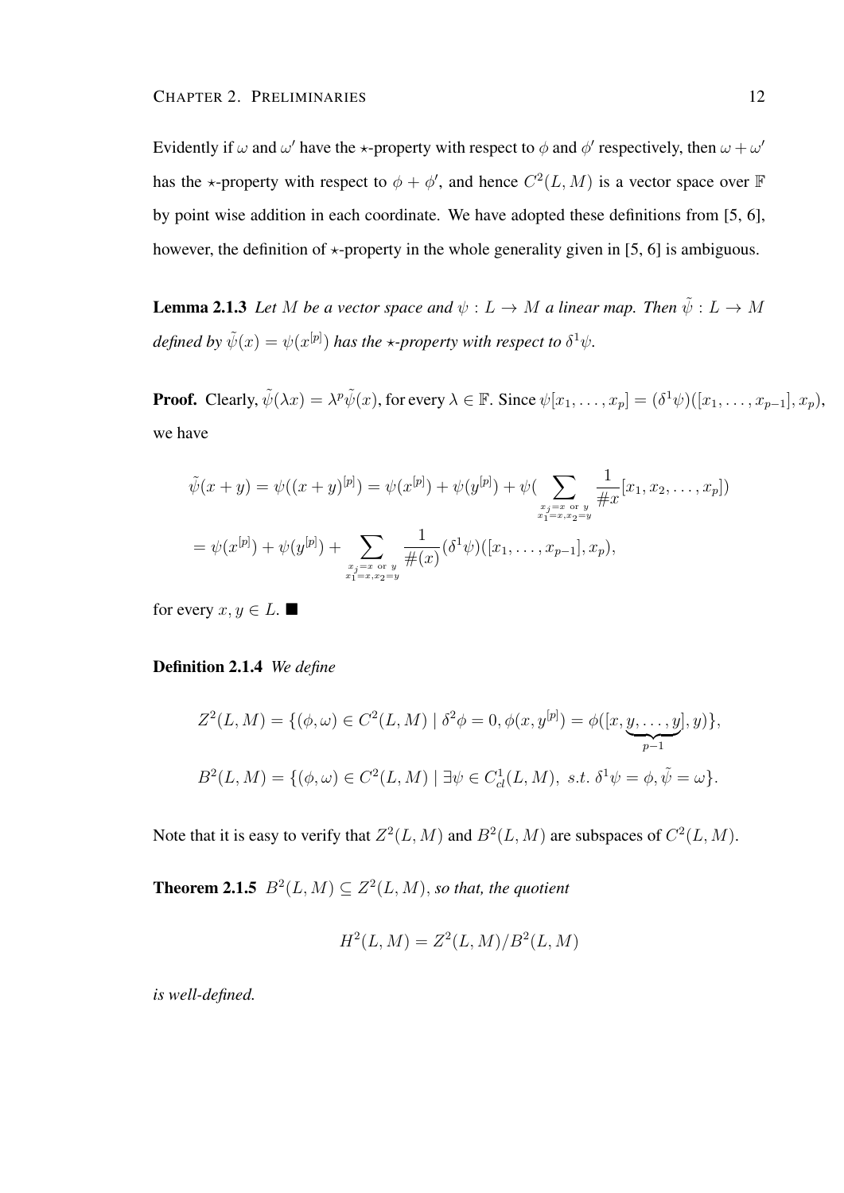Evidently if $\omega$ and $\omega'$ have the $\star$-property with respect to $\phi$ and $\phi'$ respectively, then $\omega + \omega'$ has the $\star$-property with respect to $\phi + \phi'$, and hence $C^2(L, M)$ is a vector space over $\mathbb{F}$ by point wise addition in each coordinate. We have adopted these definitions from [5, 6], however, the definition of $\star$-property in the whole generality given in [5, 6] is ambiguous.

**Lemma 2.1.3** *Let $M$ be a vector space and $\psi : L \to M$ a linear map. Then $\tilde{\psi} : L \to M$ defined by $\tilde{\psi}(x) = \psi(x^{[p]})$ has the $\star$-property with respect to $\delta^1\psi$.*

**Proof.** Clearly, $\tilde{\psi}(\lambda x) = \lambda^p \tilde{\psi}(x)$, for every $\lambda \in \mathbb{F}$. Since $\psi[x_1, \ldots, x_p] = (\delta^1\psi)([x_1, \ldots, x_{p-1}], x_p)$, we have

$$
\begin{aligned}
\tilde{\psi}(x + y) &= \psi((x + y)^{[p]}) = \psi(x^{[p]}) + \psi(y^{[p]}) + \psi\Big(\sum_{\substack{x_j = x \text{ or } y \\ x_1 = x, x_2 = y}} \frac{1}{\#x}[x_1, x_2, \ldots, x_p]\Big) \\
&= \psi(x^{[p]}) + \psi(y^{[p]}) + \sum_{\substack{x_j = x \text{ or } y \\ x_1 = x, x_2 = y}} \frac{1}{\#(x)} (\delta^1\psi)([x_1, \ldots, x_{p-1}], x_p),
\end{aligned}
$$

for every $x, y \in L$. ■

**Definition 2.1.4** *We define*

$$
Z^2(L, M) = \{(\phi, \omega) \in C^2(L, M) \mid \delta^2\phi = 0, \phi(x, y^{[p]}) = \phi([x, \underbrace{y, \ldots, y}_{p-1}], y)\},
$$

$$
B^2(L, M) = \{(\phi, \omega) \in C^2(L, M) \mid \exists \psi \in C^1_{cl}(L, M), \ s.t. \ \delta^1\psi = \phi, \tilde{\psi} = \omega\}.
$$

Note that it is easy to verify that $Z^2(L, M)$ and $B^2(L, M)$ are subspaces of $C^2(L, M)$.

**Theorem 2.1.5** *$B^2(L, M) \subseteq Z^2(L, M)$, so that, the quotient*

$$
H^2(L, M) = Z^2(L, M)/B^2(L, M)
$$

*is well-defined.*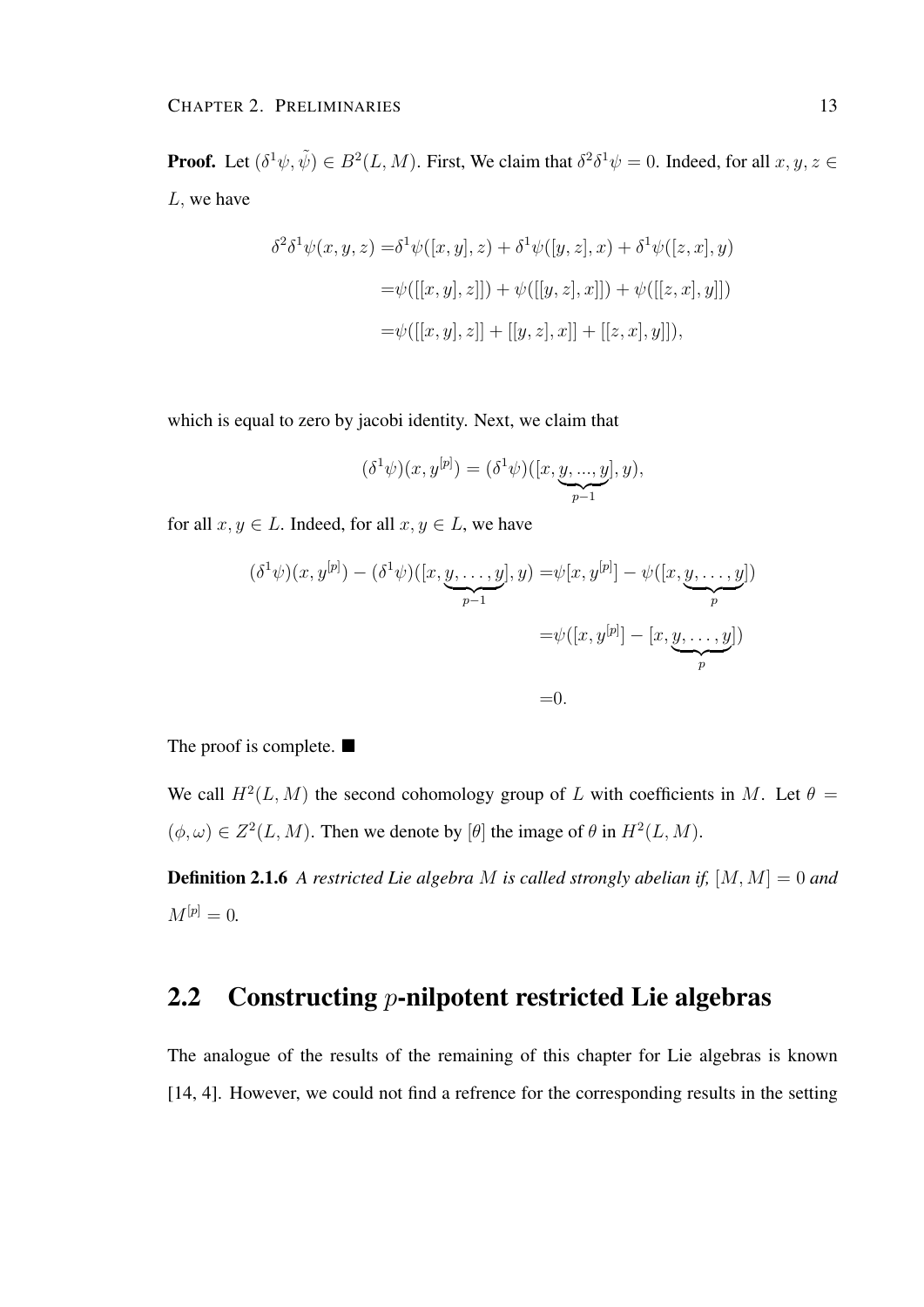**Proof.** Let $(\delta^1\psi, \tilde{\psi}) \in B^2(L, M)$. First, We claim that $\delta^2\delta^1\psi = 0$. Indeed, for all $x, y, z \in L$, we have

$$
\begin{aligned}
\delta^2\delta^1\psi(x,y,z) =& \delta^1\psi([x,y],z) + \delta^1\psi([y,z],x) + \delta^1\psi([z,x],y) \\
=& \psi([[x,y],z]]) + \psi([[y,z],x]]) + \psi([[z,x],y]]) \\
=& \psi([[x,y],z]] + [[y,z],x]] + [[z,x],y]]),
\end{aligned}
$$

which is equal to zero by jacobi identity. Next, we claim that

$$
(\delta^1\psi)(x, y^{[p]}) = (\delta^1\psi)([x, \underbrace{y, ..., y}_{p-1}], y),
$$

for all $x, y \in L$. Indeed, for all $x, y \in L$, we have

$$
\begin{aligned}
(\delta^1\psi)(x, y^{[p]}) - (\delta^1\psi)([x, \underbrace{y, \ldots, y}_{p-1}], y) =& \psi[x, y^{[p]}] - \psi([x, \underbrace{y, \ldots, y}_{p}]) \\
=& \psi([x, y^{[p]}] - [x, \underbrace{y, \ldots, y}_{p}]) \\
=& 0.
\end{aligned}
$$

The proof is complete. ■

We call $H^2(L, M)$ the second cohomology group of $L$ with coefficients in $M$. Let $\theta = (\phi, \omega) \in Z^2(L, M)$. Then we denote by $[\theta]$ the image of $\theta$ in $H^2(L, M)$.

**Definition 2.1.6** *A restricted Lie algebra $M$ is called strongly abelian if, $[M, M] = 0$ and $M^{[p]} = 0$.*

## 2.2 Constructing $p$-nilpotent restricted Lie algebras

The analogue of the results of the remaining of this chapter for Lie algebras is known [14, 4]. However, we could not find a refrence for the corresponding results in the setting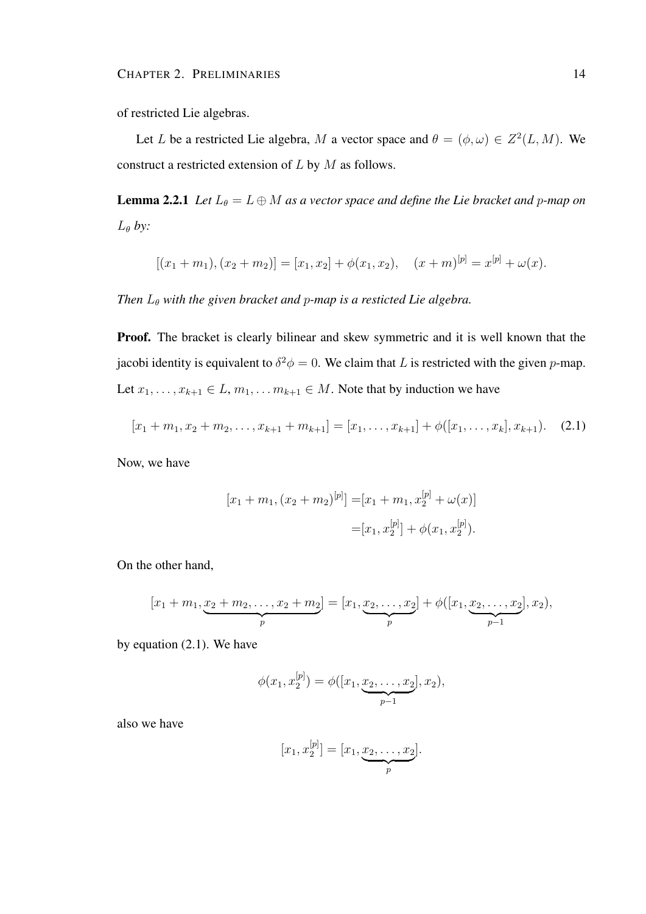of restricted Lie algebras.

Let $L$ be a restricted Lie algebra, $M$ a vector space and $\theta = (\phi, \omega) \in Z^2(L, M)$. We construct a restricted extension of $L$ by $M$ as follows.

**Lemma 2.2.1** *Let $L_\theta = L \oplus M$ as a vector space and define the Lie bracket and $p$-map on $L_\theta$ by:*

$$[(x_1 + m_1), (x_2 + m_2)] = [x_1, x_2] + \phi(x_1, x_2), \quad (x + m)^{[p]} = x^{[p]} + \omega(x).$$

*Then $L_\theta$ with the given bracket and $p$-map is a resticted Lie algebra.*

**Proof.** The bracket is clearly bilinear and skew symmetric and it is well known that the jacobi identity is equivalent to $\delta^2\phi = 0$. We claim that $L$ is restricted with the given $p$-map. Let $x_1, \ldots, x_{k+1} \in L$, $m_1, \ldots m_{k+1} \in M$. Note that by induction we have

$$[x_1 + m_1, x_2 + m_2, \ldots, x_{k+1} + m_{k+1}] = [x_1, \ldots, x_{k+1}] + \phi([x_1, \ldots, x_k], x_{k+1}). \quad (2.1)$$

Now, we have

$$\begin{aligned}
[x_1 + m_1, (x_2 + m_2)^{[p]}] =& [x_1 + m_1, x_2^{[p]} + \omega(x)] \\
=& [x_1, x_2^{[p]}] + \phi(x_1, x_2^{[p]}).
\end{aligned}$$

On the other hand,

$$[x_1 + m_1, \underbrace{x_2 + m_2, \ldots, x_2 + m_2}_{p}] = [x_1, \underbrace{x_2, \ldots, x_2}_{p}] + \phi([x_1, \underbrace{x_2, \ldots, x_2}_{p-1}], x_2),$$

by equation (2.1). We have

$$\phi(x_1, x_2^{[p]}) = \phi([x_1, \underbrace{x_2, \ldots, x_2}_{p-1}], x_2),$$

also we have

$$[x_1, x_2^{[p]}] = [x_1, \underbrace{x_2, \ldots, x_2}_{p}].$$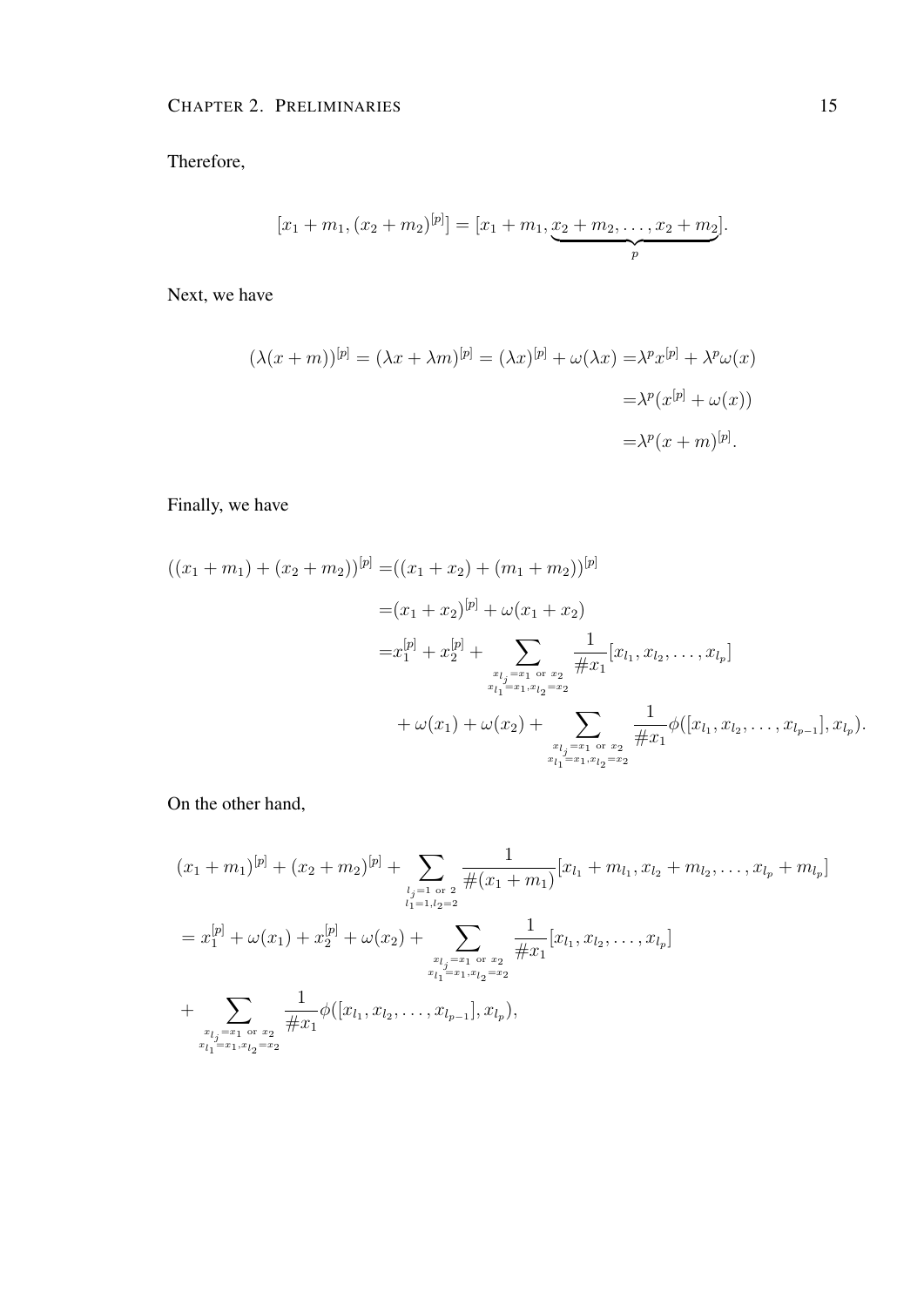Therefore,

$$[x_1 + m_1, (x_2 + m_2)^{[p]}] = [x_1 + m_1, \underbrace{x_2 + m_2, \dots, x_2 + m_2}_{p}].$$

Next, we have

$$\begin{aligned}
(\lambda(x+m))^{[p]} = (\lambda x + \lambda m)^{[p]} = (\lambda x)^{[p]} + \omega(\lambda x) =& \lambda^p x^{[p]} + \lambda^p \omega(x) \\
=& \lambda^p (x^{[p]} + \omega(x)) \\
=& \lambda^p (x+m)^{[p]}.
\end{aligned}$$

Finally, we have

$$\begin{aligned}
((x_1 + m_1) + (x_2 + m_2))^{[p]} =& ((x_1 + x_2) + (m_1 + m_2))^{[p]} \\
=& (x_1 + x_2)^{[p]} + \omega(x_1 + x_2) \\
=& x_1^{[p]} + x_2^{[p]} + \sum_{\substack{x_{l_j} = x_1 \text{ or } x_2 \\ x_{l_1} = x_1, x_{l_2} = x_2}} \frac{1}{\# x_1} [x_{l_1}, x_{l_2}, \dots, x_{l_p}] \\
& + \omega(x_1) + \omega(x_2) + \sum_{\substack{x_{l_j} = x_1 \text{ or } x_2 \\ x_{l_1} = x_1, x_{l_2} = x_2}} \frac{1}{\# x_1} \phi([x_{l_1}, x_{l_2}, \dots, x_{l_{p-1}}], x_{l_p}).
\end{aligned}$$

On the other hand,

$$\begin{aligned}
& (x_1 + m_1)^{[p]} + (x_2 + m_2)^{[p]} + \sum_{\substack{l_j = 1 \text{ or } 2 \\ l_1 = 1, l_2 = 2}} \frac{1}{\#(x_1 + m_1)} [x_{l_1} + m_{l_1}, x_{l_2} + m_{l_2}, \dots, x_{l_p} + m_{l_p}] \\
&= x_1^{[p]} + \omega(x_1) + x_2^{[p]} + \omega(x_2) + \sum_{\substack{x_{l_j} = x_1 \text{ or } x_2 \\ x_{l_1} = x_1, x_{l_2} = x_2}} \frac{1}{\# x_1} [x_{l_1}, x_{l_2}, \dots, x_{l_p}] \\
&+ \sum_{\substack{x_{l_j} = x_1 \text{ or } x_2 \\ x_{l_1} = x_1, x_{l_2} = x_2}} \frac{1}{\# x_1} \phi([x_{l_1}, x_{l_2}, \dots, x_{l_{p-1}}], x_{l_p}),
\end{aligned}$$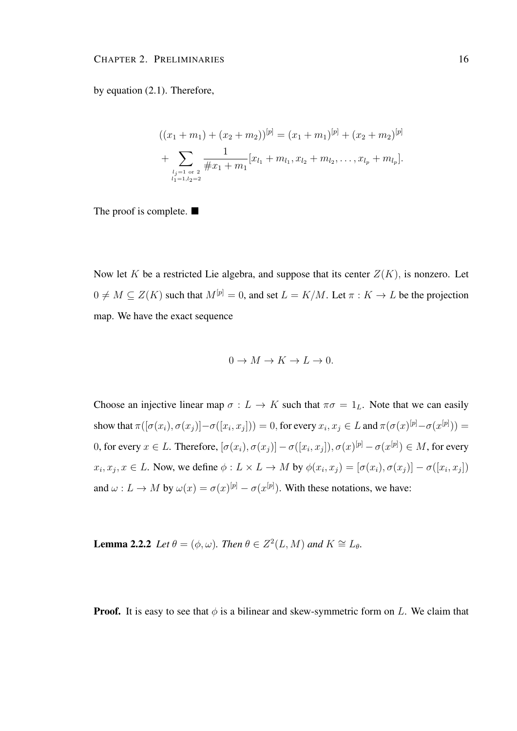by equation (2.1). Therefore,

$$((x_1 + m_1) + (x_2 + m_2))^{[p]} = (x_1 + m_1)^{[p]} + (x_2 + m_2)^{[p]}$$
$$+ \sum_{\substack{l_j = 1 \text{ or } 2 \\ l_1 = 1, l_2 = 2}} \frac{1}{\# x_1 + m_1} [x_{l_1} + m_{l_1}, x_{l_2} + m_{l_2}, \ldots, x_{l_p} + m_{l_p}].$$

The proof is complete. ■

Now let $K$ be a restricted Lie algebra, and suppose that its center $Z(K)$, is nonzero. Let $0 \neq M \subseteq Z(K)$ such that $M^{[p]} = 0$, and set $L = K/M$. Let $\pi : K \to L$ be the projection map. We have the exact sequence

$$0 \to M \to K \to L \to 0.$$

Choose an injective linear map $\sigma : L \to K$ such that $\pi\sigma = 1_L$. Note that we can easily show that $\pi([\sigma(x_i), \sigma(x_j)] - \sigma([x_i, x_j])) = 0$, for every $x_i, x_j \in L$ and $\pi(\sigma(x)^{[p]} - \sigma(x^{[p]})) = 0$, for every $x \in L$. Therefore, $[\sigma(x_i), \sigma(x_j)] - \sigma([x_i, x_j]), \sigma(x)^{[p]} - \sigma(x^{[p]}) \in M$, for every $x_i, x_j, x \in L$. Now, we define $\phi : L \times L \to M$ by $\phi(x_i, x_j) = [\sigma(x_i), \sigma(x_j)] - \sigma([x_i, x_j])$ and $\omega : L \to M$ by $\omega(x) = \sigma(x)^{[p]} - \sigma(x^{[p]})$. With these notations, we have:

**Lemma 2.2.2** *Let $\theta = (\phi, \omega)$. Then $\theta \in Z^2(L, M)$ and $K \cong L_\theta$.*

**Proof.** It is easy to see that $\phi$ is a bilinear and skew-symmetric form on $L$. We claim that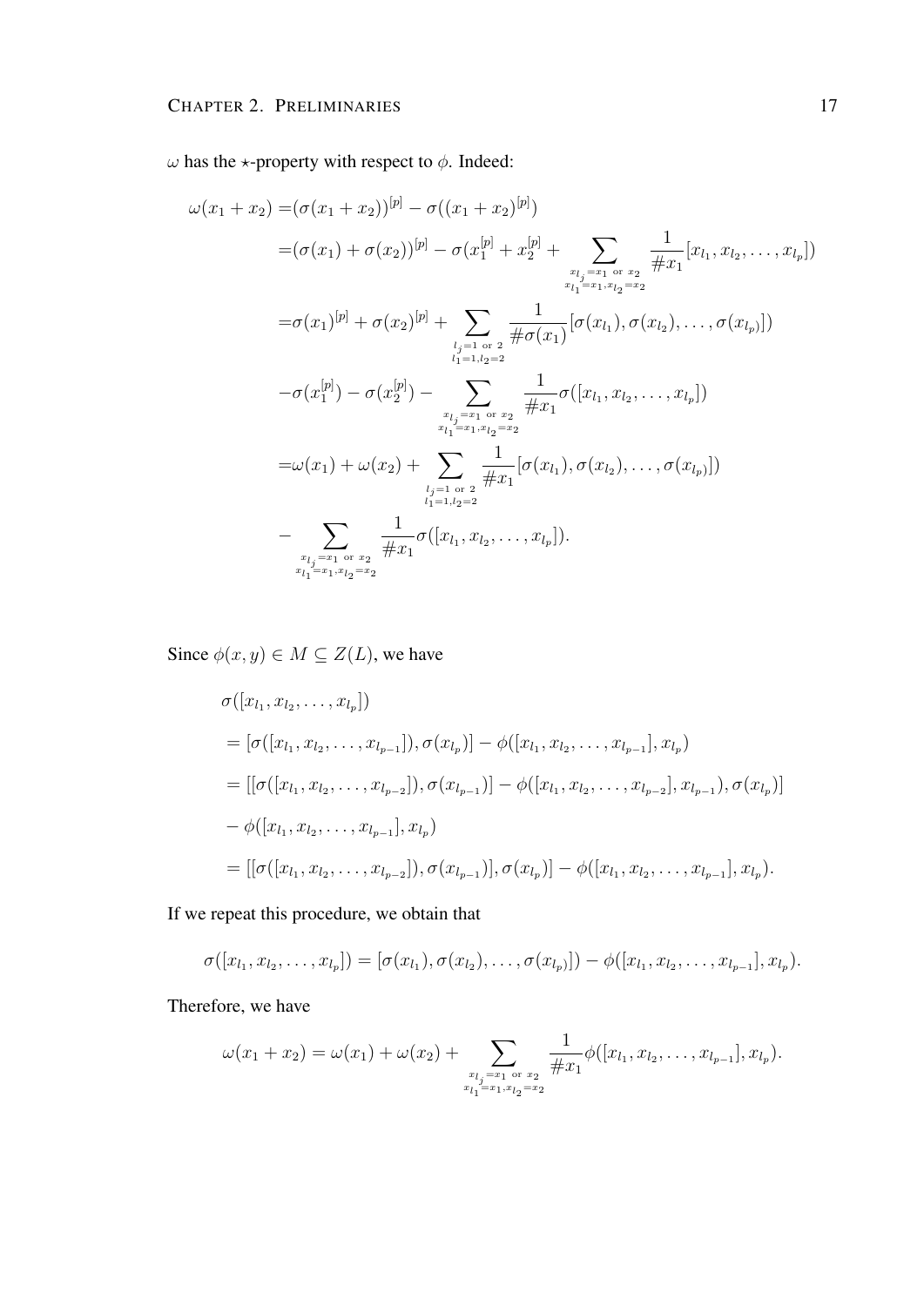$\omega$ has the $\star$-property with respect to $\phi$. Indeed:

$$
\begin{aligned}
\omega(x_1+x_2) =&(\sigma(x_1+x_2))^{[p]} - \sigma((x_1+x_2)^{[p]}) \\
=&(\sigma(x_1)+\sigma(x_2))^{[p]} - \sigma(x_1^{[p]} + x_2^{[p]} + \sum_{\substack{x_{l_j}=x_1 \text{ or } x_2 \\ x_{l_1}=x_1, x_{l_2}=x_2}} \frac{1}{\# x_1}[x_{l_1}, x_{l_2}, \ldots, x_{l_p}]) \\
=&\sigma(x_1)^{[p]} + \sigma(x_2)^{[p]} + \sum_{\substack{l_j=1 \text{ or } 2 \\ l_1=1, l_2=2}} \frac{1}{\# \sigma(x_1)}[\sigma(x_{l_1}), \sigma(x_{l_2}), \ldots, \sigma(x_{l_p})]) \\
&-\sigma(x_1^{[p]}) - \sigma(x_2^{[p]}) - \sum_{\substack{x_{l_j}=x_1 \text{ or } x_2 \\ x_{l_1}=x_1, x_{l_2}=x_2}} \frac{1}{\# x_1}\sigma([x_{l_1}, x_{l_2}, \ldots, x_{l_p}]) \\
=&\omega(x_1) + \omega(x_2) + \sum_{\substack{l_j=1 \text{ or } 2 \\ l_1=1, l_2=2}} \frac{1}{\# x_1}[\sigma(x_{l_1}), \sigma(x_{l_2}), \ldots, \sigma(x_{l_p})]) \\
&- \sum_{\substack{x_{l_j}=x_1 \text{ or } x_2 \\ x_{l_1}=x_1, x_{l_2}=x_2}} \frac{1}{\# x_1}\sigma([x_{l_1}, x_{l_2}, \ldots, x_{l_p}]).
\end{aligned}
$$

Since $\phi(x,y) \in M \subseteq Z(L)$, we have

$$
\begin{aligned}
&\sigma([x_{l_1}, x_{l_2}, \ldots, x_{l_p}]) \\
&= [\sigma([x_{l_1}, x_{l_2}, \ldots, x_{l_{p-1}}]), \sigma(x_{l_p})] - \phi([x_{l_1}, x_{l_2}, \ldots, x_{l_{p-1}}], x_{l_p}) \\
&= [[\sigma([x_{l_1}, x_{l_2}, \ldots, x_{l_{p-2}}]), \sigma(x_{l_{p-1}})] - \phi([x_{l_1}, x_{l_2}, \ldots, x_{l_{p-2}}], x_{l_{p-1}}), \sigma(x_{l_p})] \\
&- \phi([x_{l_1}, x_{l_2}, \ldots, x_{l_{p-1}}], x_{l_p}) \\
&= [[\sigma([x_{l_1}, x_{l_2}, \ldots, x_{l_{p-2}}]), \sigma(x_{l_{p-1}})], \sigma(x_{l_p})] - \phi([x_{l_1}, x_{l_2}, \ldots, x_{l_{p-1}}], x_{l_p}).
\end{aligned}
$$

If we repeat this procedure, we obtain that

$$
\sigma([x_{l_1}, x_{l_2}, \ldots, x_{l_p}]) = [\sigma(x_{l_1}), \sigma(x_{l_2}), \ldots, \sigma(x_{l_p})]) - \phi([x_{l_1}, x_{l_2}, \ldots, x_{l_{p-1}}], x_{l_p}).
$$

Therefore, we have

$$
\omega(x_1+x_2) = \omega(x_1) + \omega(x_2) + \sum_{\substack{x_{l_j}=x_1 \text{ or } x_2 \\ x_{l_1}=x_1, x_{l_2}=x_2}} \frac{1}{\# x_1}\phi([x_{l_1}, x_{l_2}, \ldots, x_{l_{p-1}}], x_{l_p}).
$$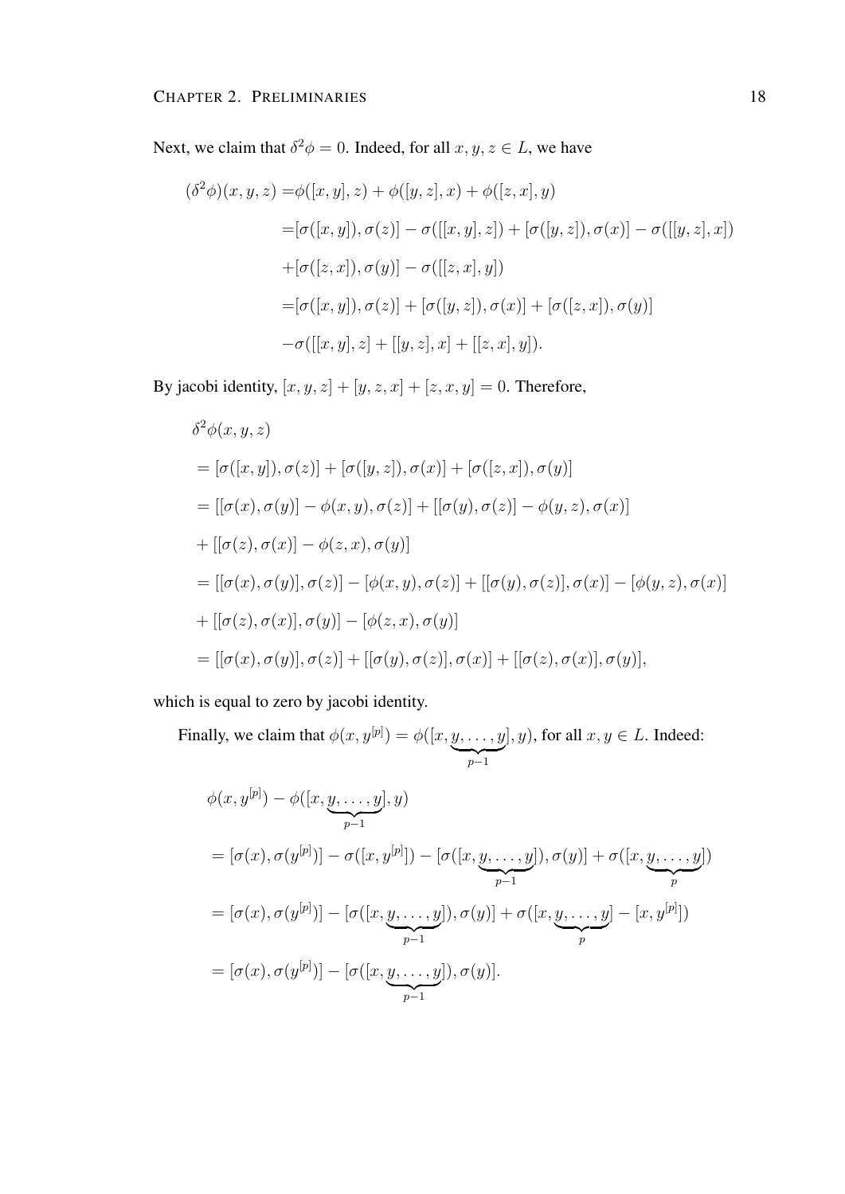Next, we claim that $\delta^2\phi = 0$. Indeed, for all $x, y, z \in L$, we have

$$
\begin{aligned}
(\delta^2\phi)(x,y,z) =& \phi([x,y],z) + \phi([y,z],x) + \phi([z,x],y) \\
=& [\sigma([x,y]),\sigma(z)] - \sigma([[x,y],z]) + [\sigma([y,z]),\sigma(x)] - \sigma([[y,z],x]) \\
&+ [\sigma([z,x]),\sigma(y)] - \sigma([[z,x],y]) \\
=& [\sigma([x,y]),\sigma(z)] + [\sigma([y,z]),\sigma(x)] + [\sigma([z,x]),\sigma(y)] \\
&- \sigma([[x,y],z] + [[y,z],x] + [[z,x],y]).
\end{aligned}
$$

By jacobi identity, $[x,y,z] + [y,z,x] + [z,x,y] = 0$. Therefore,

$$
\begin{aligned}
&\delta^2\phi(x,y,z) \\
&= [\sigma([x,y]),\sigma(z)] + [\sigma([y,z]),\sigma(x)] + [\sigma([z,x]),\sigma(y)] \\
&= [[\sigma(x),\sigma(y)] - \phi(x,y),\sigma(z)] + [[\sigma(y),\sigma(z)] - \phi(y,z),\sigma(x)] \\
&+ [[\sigma(z),\sigma(x)] - \phi(z,x),\sigma(y)] \\
&= [[\sigma(x),\sigma(y)],\sigma(z)] - [\phi(x,y),\sigma(z)] + [[\sigma(y),\sigma(z)],\sigma(x)] - [\phi(y,z),\sigma(x)] \\
&+ [[\sigma(z),\sigma(x)],\sigma(y)] - [\phi(z,x),\sigma(y)] \\
&= [[\sigma(x),\sigma(y)],\sigma(z)] + [[\sigma(y),\sigma(z)],\sigma(x)] + [[\sigma(z),\sigma(x)],\sigma(y)],
\end{aligned}
$$

which is equal to zero by jacobi identity.

Finally, we claim that $\phi(x, y^{[p]}) = \phi([x, \underbrace{y, \ldots, y}_{p-1}], y)$, for all $x, y \in L$. Indeed:

$$
\begin{aligned}
&\phi(x,y^{[p]}) - \phi([x,\underbrace{y,\ldots,y}_{p-1}],y) \\
&= [\sigma(x),\sigma(y^{[p]})] - \sigma([x,y^{[p]}]) - [\sigma([x,\underbrace{y,\ldots,y}_{p-1}]),\sigma(y)] + \sigma([x,\underbrace{y,\ldots,y}_{p}]) \\
&= [\sigma(x),\sigma(y^{[p]})] - [\sigma([x,\underbrace{y,\ldots,y}_{p-1}]),\sigma(y)] + \sigma([x,\underbrace{y,\ldots,y}_{p}] - [x,y^{[p]}]) \\
&= [\sigma(x),\sigma(y^{[p]})] - [\sigma([x,\underbrace{y,\ldots,y}_{p-1}]),\sigma(y)].
\end{aligned}
$$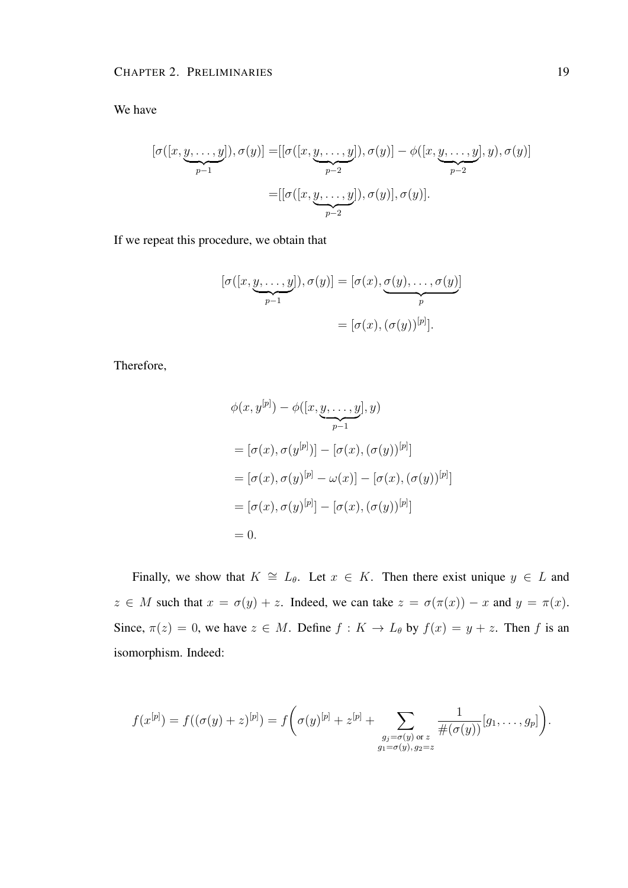We have

$$
\begin{aligned}
[\sigma([x,\underbrace{y,\ldots,y}_{p-1}]),\sigma(y)] &= [[\sigma([x,\underbrace{y,\ldots,y}_{p-2}]),\sigma(y)] - \phi([x,\underbrace{y,\ldots,y}_{p-2}],y),\sigma(y)] \\
&= [[\sigma([x,\underbrace{y,\ldots,y}_{p-2}]),\sigma(y)],\sigma(y)].
\end{aligned}
$$

If we repeat this procedure, we obtain that

$$
\begin{aligned}
[\sigma([x,\underbrace{y,\ldots,y}_{p-1}]),\sigma(y)] &= [\sigma(x),\underbrace{\sigma(y),\ldots,\sigma(y)}_{p}] \\
&= [\sigma(x),(\sigma(y))^{[p]}].
\end{aligned}
$$

Therefore,

$$
\begin{aligned}
&\phi(x,y^{[p]}) - \phi([x,\underbrace{y,\ldots,y}_{p-1}],y) \\
&= [\sigma(x),\sigma(y^{[p]})] - [\sigma(x),(\sigma(y))^{[p]}] \\
&= [\sigma(x),\sigma(y)^{[p]} - \omega(x)] - [\sigma(x),(\sigma(y))^{[p]}] \\
&= [\sigma(x),\sigma(y)^{[p]}] - [\sigma(x),(\sigma(y))^{[p]}] \\
&= 0.
\end{aligned}
$$

Finally, we show that $K \cong L_\theta$. Let $x \in K$. Then there exist unique $y \in L$ and $z \in M$ such that $x = \sigma(y) + z$. Indeed, we can take $z = \sigma(\pi(x)) - x$ and $y = \pi(x)$. Since, $\pi(z) = 0$, we have $z \in M$. Define $f : K \to L_\theta$ by $f(x) = y + z$. Then $f$ is an isomorphism. Indeed:

$$
f(x^{[p]}) = f((\sigma(y)+z)^{[p]}) = f\Bigg(\sigma(y)^{[p]} + z^{[p]} + \sum_{\substack{g_j=\sigma(y) \text{ or } z \\ g_1=\sigma(y),\, g_2=z}} \frac{1}{\#(\sigma(y))}[g_1,\ldots,g_p]\Bigg).
$$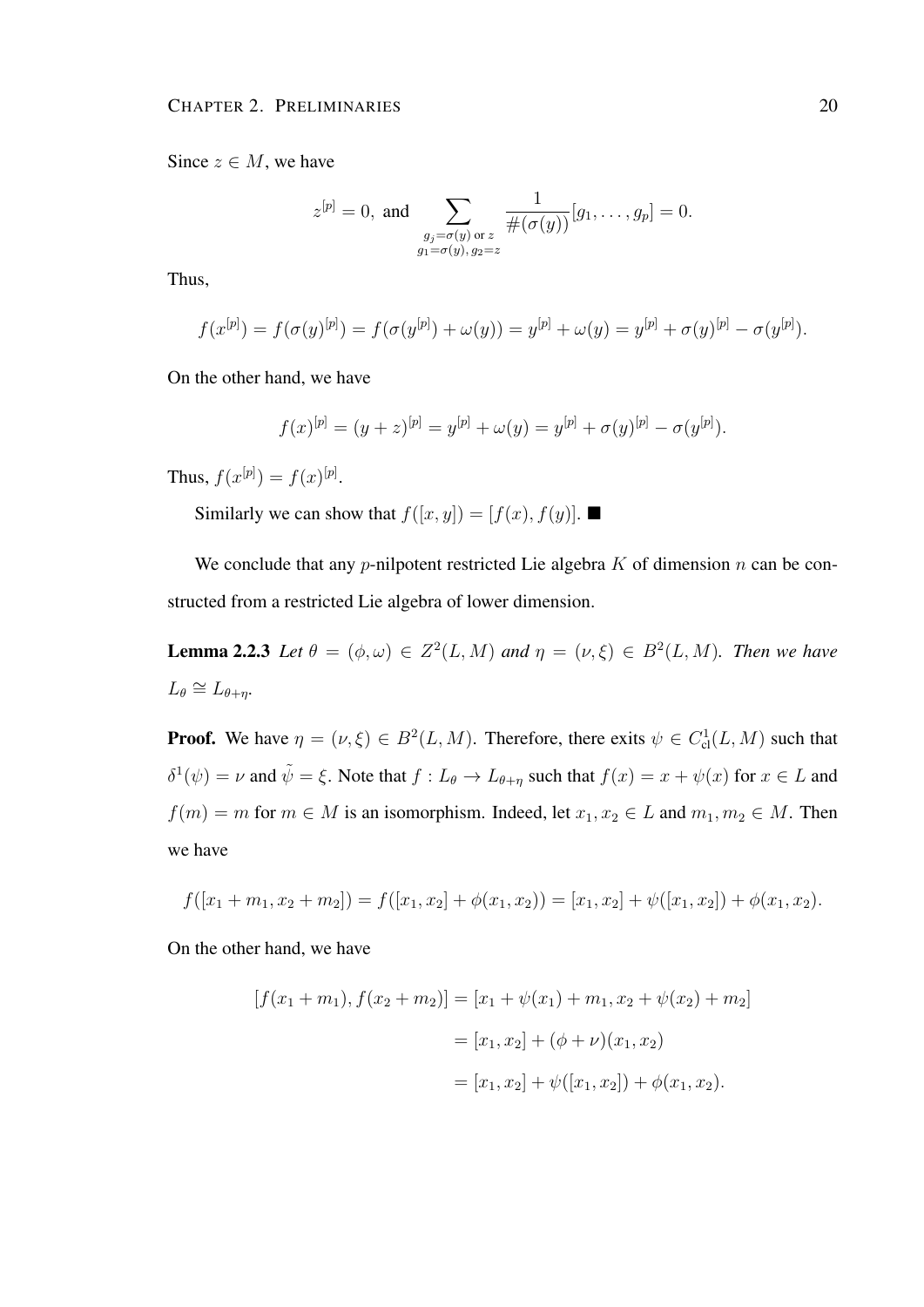Since $z \in M$, we have

$$z^{[p]} = 0, \text{ and } \sum_{\substack{g_j = \sigma(y) \text{ or } z \\ g_1 = \sigma(y),\, g_2 = z}} \frac{1}{\#(\sigma(y))}[g_1, \ldots, g_p] = 0.$$

Thus,

$$f(x^{[p]}) = f(\sigma(y)^{[p]}) = f(\sigma(y^{[p]}) + \omega(y)) = y^{[p]} + \omega(y) = y^{[p]} + \sigma(y)^{[p]} - \sigma(y^{[p]}).$$

On the other hand, we have

$$f(x)^{[p]} = (y + z)^{[p]} = y^{[p]} + \omega(y) = y^{[p]} + \sigma(y)^{[p]} - \sigma(y^{[p]}).$$

Thus, $f(x^{[p]}) = f(x)^{[p]}$.

Similarly we can show that $f([x, y]) = [f(x), f(y)]$. ■

We conclude that any $p$-nilpotent restricted Lie algebra $K$ of dimension $n$ can be constructed from a restricted Lie algebra of lower dimension.

**Lemma 2.2.3** *Let $\theta = (\phi, \omega) \in Z^2(L, M)$ and $\eta = (\nu, \xi) \in B^2(L, M)$. Then we have $L_\theta \cong L_{\theta+\eta}$.*

**Proof.** We have $\eta = (\nu, \xi) \in B^2(L, M)$. Therefore, there exits $\psi \in C^1_{\text{cl}}(L, M)$ such that $\delta^1(\psi) = \nu$ and $\tilde{\psi} = \xi$. Note that $f : L_\theta \to L_{\theta+\eta}$ such that $f(x) = x + \psi(x)$ for $x \in L$ and $f(m) = m$ for $m \in M$ is an isomorphism. Indeed, let $x_1, x_2 \in L$ and $m_1, m_2 \in M$. Then we have

$$f([x_1 + m_1, x_2 + m_2]) = f([x_1, x_2] + \phi(x_1, x_2)) = [x_1, x_2] + \psi([x_1, x_2]) + \phi(x_1, x_2).$$

On the other hand, we have

$$\begin{aligned}
[f(x_1 + m_1), f(x_2 + m_2)] &= [x_1 + \psi(x_1) + m_1, x_2 + \psi(x_2) + m_2] \\
&= [x_1, x_2] + (\phi + \nu)(x_1, x_2) \\
&= [x_1, x_2] + \psi([x_1, x_2]) + \phi(x_1, x_2).
\end{aligned}$$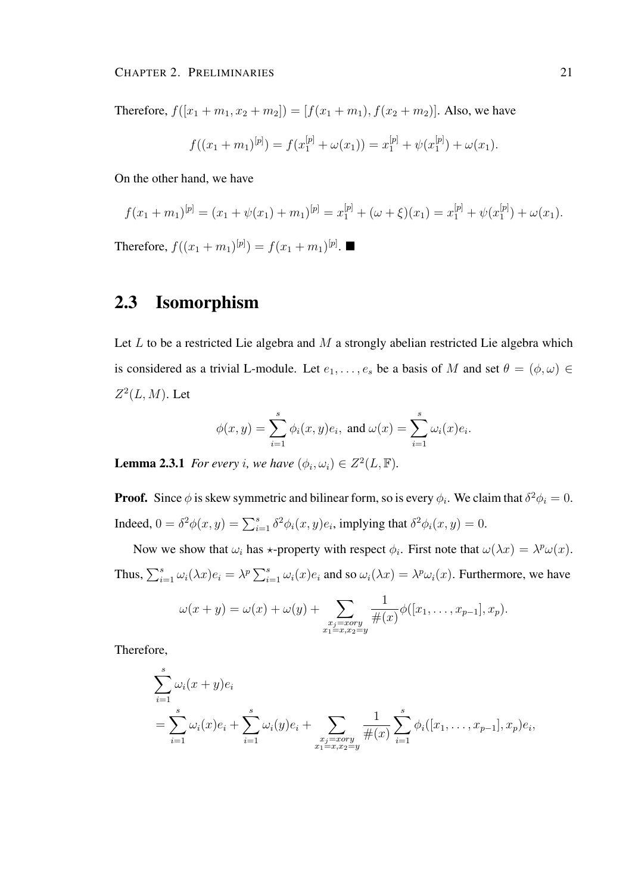Therefore, $f([x_1 + m_1, x_2 + m_2]) = [f(x_1 + m_1), f(x_2 + m_2)]$. Also, we have

$$f((x_1 + m_1)^{[p]}) = f(x_1^{[p]} + \omega(x_1)) = x_1^{[p]} + \psi(x_1^{[p]}) + \omega(x_1).$$

On the other hand, we have

$$f(x_1 + m_1)^{[p]} = (x_1 + \psi(x_1) + m_1)^{[p]} = x_1^{[p]} + (\omega + \xi)(x_1) = x_1^{[p]} + \psi(x_1^{[p]}) + \omega(x_1).$$

Therefore, $f((x_1 + m_1)^{[p]}) = f(x_1 + m_1)^{[p]}$. ■

## 2.3 Isomorphism

Let $L$ to be a restricted Lie algebra and $M$ a strongly abelian restricted Lie algebra which is considered as a trivial L-module. Let $e_1, \ldots, e_s$ be a basis of $M$ and set $\theta = (\phi, \omega) \in Z^2(L, M)$. Let

$$\phi(x, y) = \sum_{i=1}^{s} \phi_i(x, y)e_i, \text{ and } \omega(x) = \sum_{i=1}^{s} \omega_i(x)e_i.$$

**Lemma 2.3.1** *For every $i$, we have $(\phi_i, \omega_i) \in Z^2(L, \mathbb{F})$.*

**Proof.** Since $\phi$ is skew symmetric and bilinear form, so is every $\phi_i$. We claim that $\delta^2\phi_i = 0$. Indeed, $0 = \delta^2\phi(x, y) = \sum_{i=1}^{s} \delta^2\phi_i(x, y)e_i$, implying that $\delta^2\phi_i(x, y) = 0$.

Now we show that $\omega_i$ has $\star$-property with respect $\phi_i$. First note that $\omega(\lambda x) = \lambda^p\omega(x)$. Thus, $\sum_{i=1}^{s} \omega_i(\lambda x)e_i = \lambda^p \sum_{i=1}^{s} \omega_i(x)e_i$ and so $\omega_i(\lambda x) = \lambda^p\omega_i(x)$. Furthermore, we have

$$\omega(x + y) = \omega(x) + \omega(y) + \sum_{\substack{x_j = x or y \\ x_1 = x, x_2 = y}} \frac{1}{\#(x)}\phi([x_1, \ldots, x_{p-1}], x_p).$$

Therefore,

$$\begin{aligned}
&\sum_{i=1}^{s} \omega_i(x + y)e_i \\
&= \sum_{i=1}^{s} \omega_i(x)e_i + \sum_{i=1}^{s} \omega_i(y)e_i + \sum_{\substack{x_j = x or y \\ x_1 = x, x_2 = y}} \frac{1}{\#(x)} \sum_{i=1}^{s} \phi_i([x_1, \ldots, x_{p-1}], x_p)e_i,
\end{aligned}$$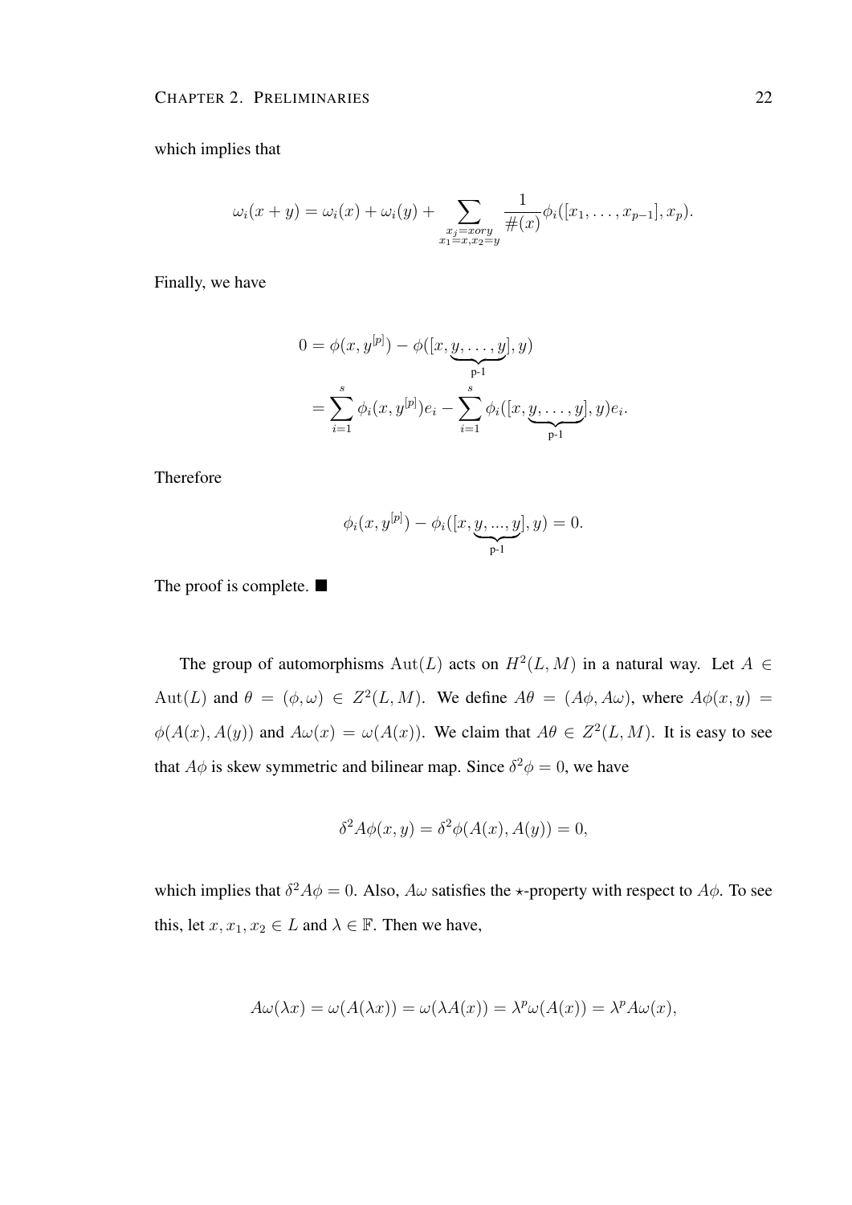which implies that

$$\omega_i(x+y) = \omega_i(x) + \omega_i(y) + \sum_{\substack{x_j = x or y \\ x_1 = x, x_2 = y}} \frac{1}{\#(x)} \phi_i([x_1, \ldots, x_{p-1}], x_p).$$

Finally, we have

$$\begin{aligned} 0 &= \phi(x, y^{[p]}) - \phi([x, \underbrace{y, \ldots, y}_{\text{p-1}}], y) \\ &= \sum_{i=1}^{s} \phi_i(x, y^{[p]}) e_i - \sum_{i=1}^{s} \phi_i([x, \underbrace{y, \ldots, y}_{\text{p-1}}], y) e_i. \end{aligned}$$

Therefore

$$\phi_i(x, y^{[p]}) - \phi_i([x, \underbrace{y, ..., y}_{\text{p-1}}], y) = 0.$$

The proof is complete. ■

The group of automorphisms $\mathrm{Aut}(L)$ acts on $H^2(L, M)$ in a natural way. Let $A \in \mathrm{Aut}(L)$ and $\theta = (\phi, \omega) \in Z^2(L, M)$. We define $A\theta = (A\phi, A\omega)$, where $A\phi(x, y) = \phi(A(x), A(y))$ and $A\omega(x) = \omega(A(x))$. We claim that $A\theta \in Z^2(L, M)$. It is easy to see that $A\phi$ is skew symmetric and bilinear map. Since $\delta^2\phi = 0$, we have

$$\delta^2 A\phi(x, y) = \delta^2\phi(A(x), A(y)) = 0,$$

which implies that $\delta^2 A\phi = 0$. Also, $A\omega$ satisfies the $\star$-property with respect to $A\phi$. To see this, let $x, x_1, x_2 \in L$ and $\lambda \in \mathbb{F}$. Then we have,

$$A\omega(\lambda x) = \omega(A(\lambda x)) = \omega(\lambda A(x)) = \lambda^p \omega(A(x)) = \lambda^p A\omega(x),$$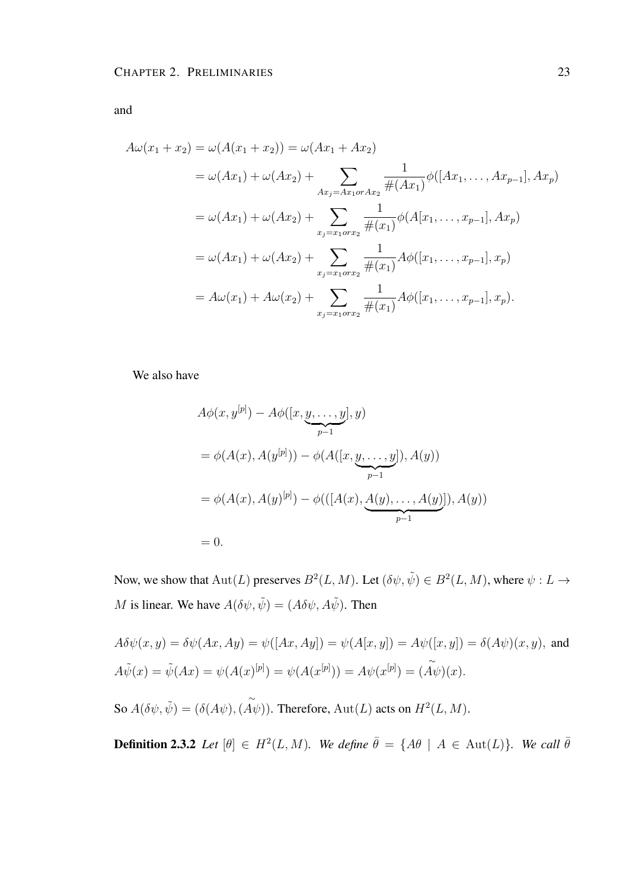and

$$
\begin{aligned}
A\omega(x_1 + x_2) &= \omega(A(x_1 + x_2)) = \omega(Ax_1 + Ax_2) \\
&= \omega(Ax_1) + \omega(Ax_2) + \sum_{Ax_j = Ax_1 or Ax_2} \frac{1}{\#(Ax_1)} \phi([Ax_1, \ldots, Ax_{p-1}], Ax_p) \\
&= \omega(Ax_1) + \omega(Ax_2) + \sum_{x_j = x_1 or x_2} \frac{1}{\#(x_1)} \phi(A[x_1, \ldots, x_{p-1}], Ax_p) \\
&= \omega(Ax_1) + \omega(Ax_2) + \sum_{x_j = x_1 or x_2} \frac{1}{\#(x_1)} A\phi([x_1, \ldots, x_{p-1}], x_p) \\
&= A\omega(x_1) + A\omega(x_2) + \sum_{x_j = x_1 or x_2} \frac{1}{\#(x_1)} A\phi([x_1, \ldots, x_{p-1}], x_p).
\end{aligned}
$$

We also have

$$
\begin{aligned}
& A\phi(x, y^{[p]}) - A\phi([x, \underbrace{y, \ldots, y}_{p-1}], y) \\
&= \phi(A(x), A(y^{[p]})) - \phi(A([x, \underbrace{y, \ldots, y}_{p-1}]), A(y)) \\
&= \phi(A(x), A(y)^{[p]}) - \phi(([A(x), \underbrace{A(y), \ldots, A(y)}_{p-1}]), A(y)) \\
&= 0.
\end{aligned}
$$

Now, we show that $\mathrm{Aut}(L)$ preserves $B^2(L, M)$. Let $(\delta\psi, \tilde{\psi}) \in B^2(L, M)$, where $\psi : L \to M$ is linear. We have $A(\delta\psi, \tilde{\psi}) = (A\delta\psi, A\tilde{\psi})$. Then

$$
A\delta\psi(x, y) = \delta\psi(Ax, Ay) = \psi([Ax, Ay]) = \psi(A[x, y]) = A\psi([x, y]) = \delta(A\psi)(x, y), \text{ and}
$$

$$
A\tilde{\psi}(x) = \tilde{\psi}(Ax) = \psi(A(x)^{[p]}) = \psi(A(x^{[p]})) = A\psi(x^{[p]}) = (\widetilde{A\psi})(x).
$$

So $A(\delta\psi, \tilde{\psi}) = (\delta(A\psi), (\widetilde{A\psi}))$. Therefore, $\mathrm{Aut}(L)$ acts on $H^2(L, M)$.

**Definition 2.3.2** *Let $[\theta] \in H^2(L, M)$. We define $\bar{\theta} = \{A\theta \mid A \in \mathrm{Aut}(L)\}$. We call $\bar{\theta}$*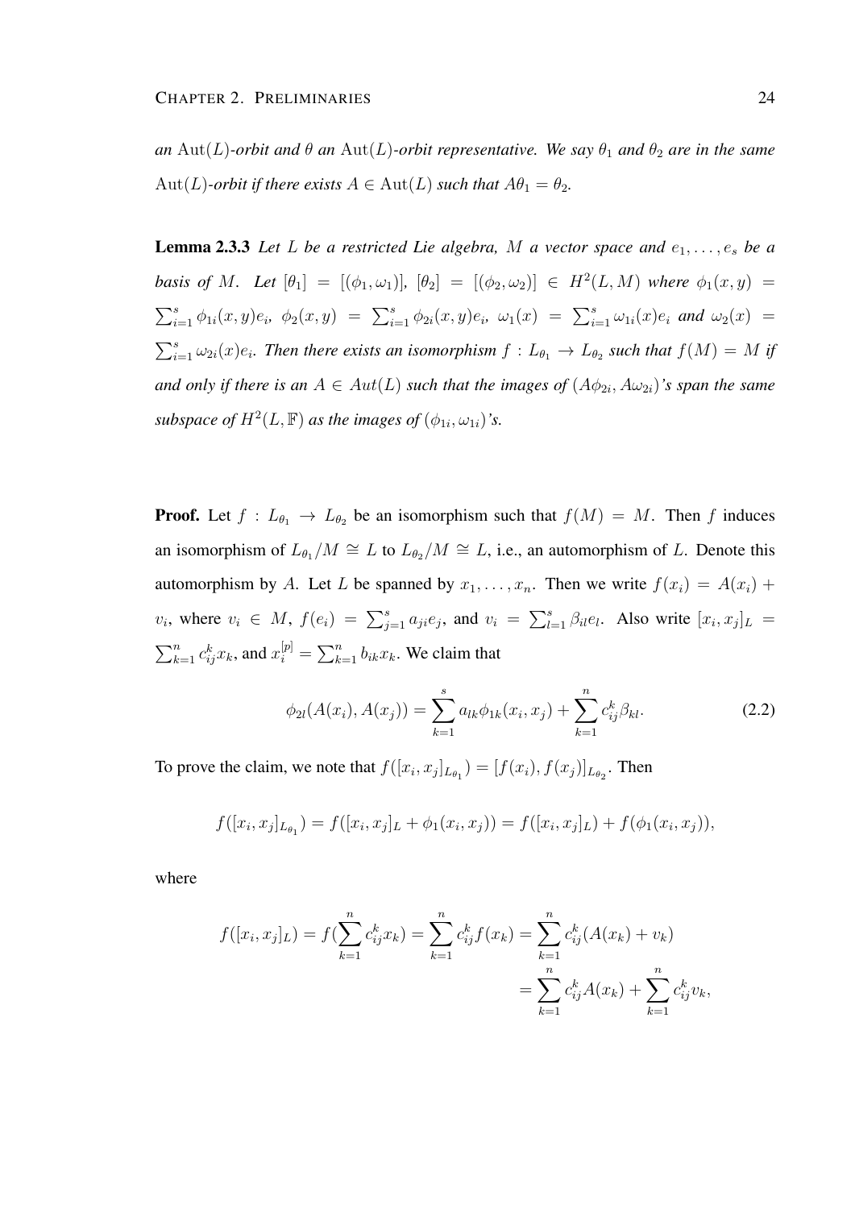*an* $\mathrm{Aut}(L)$*-orbit and* $\theta$ *an* $\mathrm{Aut}(L)$*-orbit representative. We say* $\theta_1$ *and* $\theta_2$ *are in the same* $\mathrm{Aut}(L)$*-orbit if there exists* $A \in \mathrm{Aut}(L)$ *such that* $A\theta_1 = \theta_2$*.*

**Lemma 2.3.3** *Let* $L$ *be a restricted Lie algebra,* $M$ *a vector space and* $e_1, \ldots, e_s$ *be a basis of* $M$*. Let* $[\theta_1] = [(\phi_1, \omega_1)]$*,* $[\theta_2] = [(\phi_2, \omega_2)] \in H^2(L, M)$ *where* $\phi_1(x, y) = \sum_{i=1}^{s} \phi_{1i}(x, y)e_i$*,* $\phi_2(x, y) = \sum_{i=1}^{s} \phi_{2i}(x, y)e_i$*,* $\omega_1(x) = \sum_{i=1}^{s} \omega_{1i}(x)e_i$ *and* $\omega_2(x) = \sum_{i=1}^{s} \omega_{2i}(x)e_i$*. Then there exists an isomorphism* $f : L_{\theta_1} \to L_{\theta_2}$ *such that* $f(M) = M$ *if and only if there is an* $A \in Aut(L)$ *such that the images of* $(A\phi_{2i}, A\omega_{2i})$*'s span the same subspace of* $H^2(L, \mathbb{F})$ *as the images of* $(\phi_{1i}, \omega_{1i})$*'s.*

**Proof.** Let $f : L_{\theta_1} \to L_{\theta_2}$ be an isomorphism such that $f(M) = M$. Then $f$ induces an isomorphism of $L_{\theta_1}/M \cong L$ to $L_{\theta_2}/M \cong L$, i.e., an automorphism of $L$. Denote this automorphism by $A$. Let $L$ be spanned by $x_1, \ldots, x_n$. Then we write $f(x_i) = A(x_i) + v_i$, where $v_i \in M$, $f(e_i) = \sum_{j=1}^{s} a_{ji}e_j$, and $v_i = \sum_{l=1}^{s} \beta_{il}e_l$. Also write $[x_i, x_j]_L = \sum_{k=1}^{n} c_{ij}^k x_k$, and $x_i^{[p]} = \sum_{k=1}^{n} b_{ik}x_k$. We claim that

$$\phi_{2l}(A(x_i), A(x_j)) = \sum_{k=1}^{s} a_{lk}\phi_{1k}(x_i, x_j) + \sum_{k=1}^{n} c_{ij}^k \beta_{kl}. \tag{2.2}$$

To prove the claim, we note that $f([x_i, x_j]_{L_{\theta_1}}) = [f(x_i), f(x_j)]_{L_{\theta_2}}$. Then

$$f([x_i, x_j]_{L_{\theta_1}}) = f([x_i, x_j]_L + \phi_1(x_i, x_j)) = f([x_i, x_j]_L) + f(\phi_1(x_i, x_j)),$$

where

$$\begin{aligned} f([x_i, x_j]_L) = f(\sum_{k=1}^{n} c_{ij}^k x_k) = \sum_{k=1}^{n} c_{ij}^k f(x_k) &= \sum_{k=1}^{n} c_{ij}^k (A(x_k) + v_k) \\ &= \sum_{k=1}^{n} c_{ij}^k A(x_k) + \sum_{k=1}^{n} c_{ij}^k v_k, \end{aligned}$$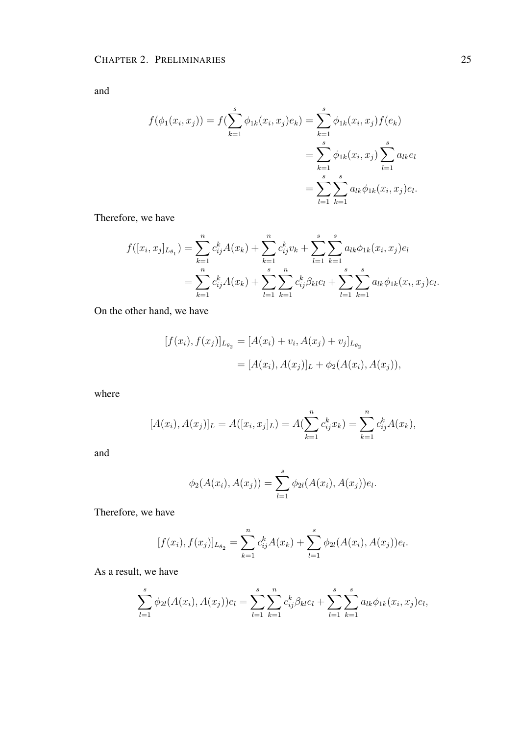and

$$
\begin{aligned}
f(\phi_1(x_i, x_j)) = f(\sum_{k=1}^{s} \phi_{1k}(x_i, x_j) e_k) &= \sum_{k=1}^{s} \phi_{1k}(x_i, x_j) f(e_k) \\
&= \sum_{k=1}^{s} \phi_{1k}(x_i, x_j) \sum_{l=1}^{s} a_{lk} e_l \\
&= \sum_{l=1}^{s} \sum_{k=1}^{s} a_{lk} \phi_{1k}(x_i, x_j) e_l.
\end{aligned}
$$

Therefore, we have

$$
\begin{aligned}
f([x_i, x_j]_{L_{\theta_1}}) &= \sum_{k=1}^{n} c_{ij}^k A(x_k) + \sum_{k=1}^{n} c_{ij}^k v_k + \sum_{l=1}^{s} \sum_{k=1}^{s} a_{lk} \phi_{1k}(x_i, x_j) e_l \\
&= \sum_{k=1}^{n} c_{ij}^k A(x_k) + \sum_{l=1}^{s} \sum_{k=1}^{n} c_{ij}^k \beta_{kl} e_l + \sum_{l=1}^{s} \sum_{k=1}^{s} a_{lk} \phi_{1k}(x_i, x_j) e_l.
\end{aligned}
$$

On the other hand, we have

$$
\begin{aligned}
[f(x_i), f(x_j)]_{L_{\theta_2}} &= [A(x_i) + v_i, A(x_j) + v_j]_{L_{\theta_2}} \\
&= [A(x_i), A(x_j)]_L + \phi_2(A(x_i), A(x_j)),
\end{aligned}
$$

where

$$
[A(x_i), A(x_j)]_L = A([x_i, x_j]_L) = A(\sum_{k=1}^{n} c_{ij}^k x_k) = \sum_{k=1}^{n} c_{ij}^k A(x_k),
$$

and

$$
\phi_2(A(x_i), A(x_j)) = \sum_{l=1}^{s} \phi_{2l}(A(x_i), A(x_j)) e_l.
$$

Therefore, we have

$$
[f(x_i), f(x_j)]_{L_{\theta_2}} = \sum_{k=1}^{n} c_{ij}^k A(x_k) + \sum_{l=1}^{s} \phi_{2l}(A(x_i), A(x_j)) e_l.
$$

As a result, we have

$$
\sum_{l=1}^{s} \phi_{2l}(A(x_i), A(x_j)) e_l = \sum_{l=1}^{s} \sum_{k=1}^{n} c_{ij}^k \beta_{kl} e_l + \sum_{l=1}^{s} \sum_{k=1}^{s} a_{lk} \phi_{1k}(x_i, x_j) e_l,
$$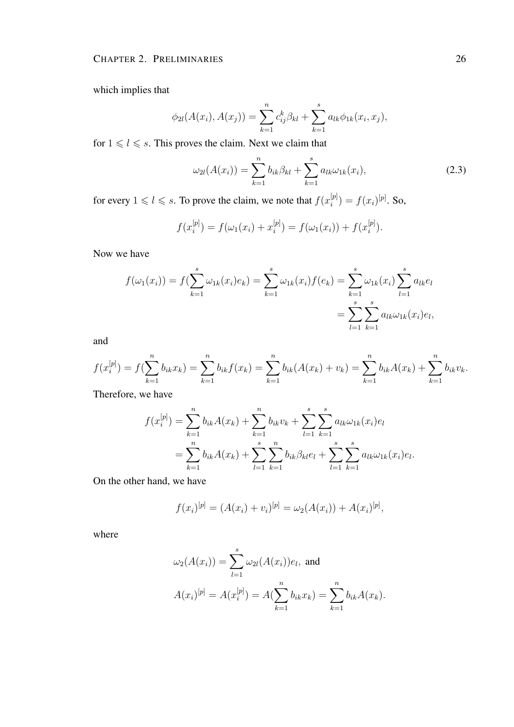which implies that

$$\phi_{2l}(A(x_i), A(x_j)) = \sum_{k=1}^{n} c_{ij}^k \beta_{kl} + \sum_{k=1}^{s} a_{lk} \phi_{1k}(x_i, x_j),$$

for $1 \leqslant l \leqslant s$. This proves the claim. Next we claim that

$$\omega_{2l}(A(x_i)) = \sum_{k=1}^{n} b_{ik} \beta_{kl} + \sum_{k=1}^{s} a_{lk} \omega_{1k}(x_i), \tag{2.3}$$

for every $1 \leqslant l \leqslant s$. To prove the claim, we note that $f(x_i^{[p]}) = f(x_i)^{[p]}$. So,

$$f(x_i^{[p]}) = f(\omega_1(x_i) + x_i^{[p]}) = f(\omega_1(x_i)) + f(x_i^{[p]}).$$

Now we have

$$\begin{aligned} f(\omega_1(x_i)) = f(\sum_{k=1}^{s} \omega_{1k}(x_i) e_k) = \sum_{k=1}^{s} \omega_{1k}(x_i) f(e_k) = \sum_{k=1}^{s} \omega_{1k}(x_i) \sum_{l=1}^{s} a_{lk} e_l \\ = \sum_{l=1}^{s} \sum_{k=1}^{s} a_{lk} \omega_{1k}(x_i) e_l, \end{aligned}$$

and

$$f(x_i^{[p]}) = f(\sum_{k=1}^{n} b_{ik} x_k) = \sum_{k=1}^{n} b_{ik} f(x_k) = \sum_{k=1}^{n} b_{ik} (A(x_k) + v_k) = \sum_{k=1}^{n} b_{ik} A(x_k) + \sum_{k=1}^{n} b_{ik} v_k.$$

Therefore, we have

$$\begin{aligned} f(x_i^{[p]}) &= \sum_{k=1}^{n} b_{ik} A(x_k) + \sum_{k=1}^{n} b_{ik} v_k + \sum_{l=1}^{s} \sum_{k=1}^{s} a_{lk} \omega_{1k}(x_i) e_l \\ &= \sum_{k=1}^{n} b_{ik} A(x_k) + \sum_{l=1}^{s} \sum_{k=1}^{n} b_{ik} \beta_{kl} e_l + \sum_{l=1}^{s} \sum_{k=1}^{s} a_{lk} \omega_{1k}(x_i) e_l. \end{aligned}$$

On the other hand, we have

$$f(x_i)^{[p]} = (A(x_i) + v_i)^{[p]} = \omega_2(A(x_i)) + A(x_i)^{[p]},$$

where

$$\begin{aligned} &\omega_2(A(x_i)) = \sum_{l=1}^{s} \omega_{2l}(A(x_i)) e_l, \text{ and} \\ &A(x_i)^{[p]} = A(x_i^{[p]}) = A(\sum_{k=1}^{n} b_{ik} x_k) = \sum_{k=1}^{n} b_{ik} A(x_k). \end{aligned}$$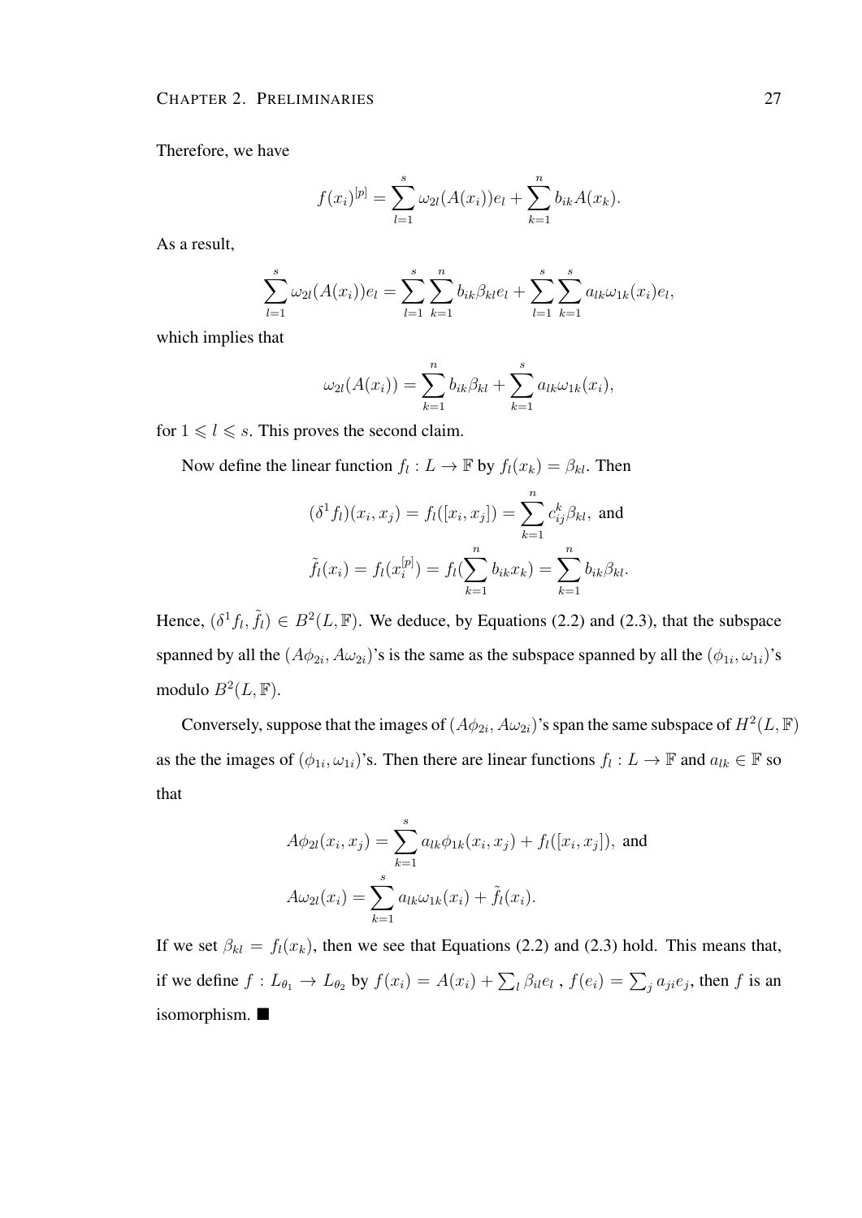Therefore, we have

$$f(x_i)^{[p]} = \sum_{l=1}^{s} \omega_{2l}(A(x_i))e_l + \sum_{k=1}^{n} b_{ik}A(x_k).$$

As a result,

$$\sum_{l=1}^{s} \omega_{2l}(A(x_i))e_l = \sum_{l=1}^{s}\sum_{k=1}^{n} b_{ik}\beta_{kl}e_l + \sum_{l=1}^{s}\sum_{k=1}^{s} a_{lk}\omega_{1k}(x_i)e_l,$$

which implies that

$$\omega_{2l}(A(x_i)) = \sum_{k=1}^{n} b_{ik}\beta_{kl} + \sum_{k=1}^{s} a_{lk}\omega_{1k}(x_i),$$

for $1 \leqslant l \leqslant s$. This proves the second claim.

Now define the linear function $f_l : L \to \mathbb{F}$ by $f_l(x_k) = \beta_{kl}$. Then

$$(\delta^1 f_l)(x_i, x_j) = f_l([x_i, x_j]) = \sum_{k=1}^{n} c_{ij}^k \beta_{kl}, \text{ and}$$

$$\tilde{f}_l(x_i) = f_l(x_i^{[p]}) = f_l(\sum_{k=1}^{n} b_{ik}x_k) = \sum_{k=1}^{n} b_{ik}\beta_{kl}.$$

Hence, $(\delta^1 f_l, \tilde{f}_l) \in B^2(L, \mathbb{F})$. We deduce, by Equations (2.2) and (2.3), that the subspace spanned by all the $(A\phi_{2i}, A\omega_{2i})$'s is the same as the subspace spanned by all the $(\phi_{1i}, \omega_{1i})$'s modulo $B^2(L, \mathbb{F})$.

Conversely, suppose that the images of $(A\phi_{2i}, A\omega_{2i})$'s span the same subspace of $H^2(L, \mathbb{F})$ as the the images of $(\phi_{1i}, \omega_{1i})$'s. Then there are linear functions $f_l : L \to \mathbb{F}$ and $a_{lk} \in \mathbb{F}$ so that

$$A\phi_{2l}(x_i, x_j) = \sum_{k=1}^{s} a_{lk}\phi_{1k}(x_i, x_j) + f_l([x_i, x_j]), \text{ and}$$

$$A\omega_{2l}(x_i) = \sum_{k=1}^{s} a_{lk}\omega_{1k}(x_i) + \tilde{f}_l(x_i).$$

If we set $\beta_{kl} = f_l(x_k)$, then we see that Equations (2.2) and (2.3) hold. This means that, if we define $f : L_{\theta_1} \to L_{\theta_2}$ by $f(x_i) = A(x_i) + \sum_l \beta_{il}e_l$ , $f(e_i) = \sum_j a_{ji}e_j$, then $f$ is an isomorphism. ∎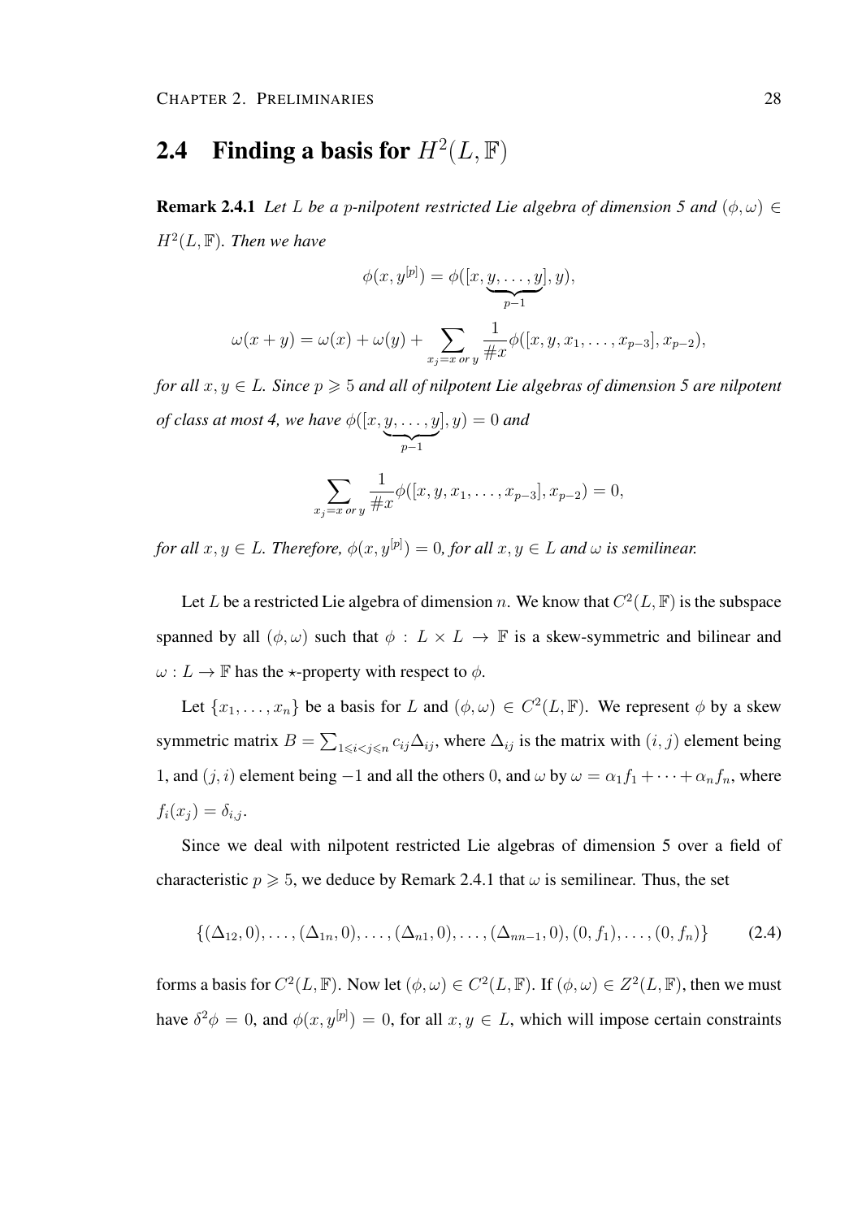## 2.4 Finding a basis for $H^2(L, \mathbb{F})$

**Remark 2.4.1** *Let $L$ be a $p$-nilpotent restricted Lie algebra of dimension 5 and $(\phi, \omega) \in H^2(L, \mathbb{F})$. Then we have*

$$\phi(x, y^{[p]}) = \phi([x, \underbrace{y, \ldots, y}_{p-1}], y),$$

$$\omega(x + y) = \omega(x) + \omega(y) + \sum_{x_j = x \text{ or } y} \frac{1}{\#x} \phi([x, y, x_1, \ldots, x_{p-3}], x_{p-2}),$$

*for all $x, y \in L$. Since $p \geqslant 5$ and all of nilpotent Lie algebras of dimension 5 are nilpotent of class at most 4, we have $\phi([x, \underbrace{y, \ldots, y}_{p-1}], y) = 0$ and*

$$\sum_{x_j = x \text{ or } y} \frac{1}{\#x} \phi([x, y, x_1, \ldots, x_{p-3}], x_{p-2}) = 0,$$

*for all $x, y \in L$. Therefore, $\phi(x, y^{[p]}) = 0$, for all $x, y \in L$ and $\omega$ is semilinear.*

Let $L$ be a restricted Lie algebra of dimension $n$. We know that $C^2(L, \mathbb{F})$ is the subspace spanned by all $(\phi, \omega)$ such that $\phi : L \times L \to \mathbb{F}$ is a skew-symmetric and bilinear and $\omega : L \to \mathbb{F}$ has the $\star$-property with respect to $\phi$.

Let $\{x_1, \ldots, x_n\}$ be a basis for $L$ and $(\phi, \omega) \in C^2(L, \mathbb{F})$. We represent $\phi$ by a skew symmetric matrix $B = \sum_{1 \leqslant i < j \leqslant n} c_{ij} \Delta_{ij}$, where $\Delta_{ij}$ is the matrix with $(i, j)$ element being 1, and $(j, i)$ element being $-1$ and all the others 0, and $\omega$ by $\omega = \alpha_1 f_1 + \cdots + \alpha_n f_n$, where $f_i(x_j) = \delta_{i,j}$.

Since we deal with nilpotent restricted Lie algebras of dimension 5 over a field of characteristic $p \geqslant 5$, we deduce by Remark 2.4.1 that $\omega$ is semilinear. Thus, the set

$$\{(\Delta_{12}, 0), \ldots, (\Delta_{1n}, 0), \ldots, (\Delta_{n1}, 0), \ldots, (\Delta_{nn-1}, 0), (0, f_1), \ldots, (0, f_n)\} \tag{2.4}$$

forms a basis for $C^2(L, \mathbb{F})$. Now let $(\phi, \omega) \in C^2(L, \mathbb{F})$. If $(\phi, \omega) \in Z^2(L, \mathbb{F})$, then we must have $\delta^2 \phi = 0$, and $\phi(x, y^{[p]}) = 0$, for all $x, y \in L$, which will impose certain constraints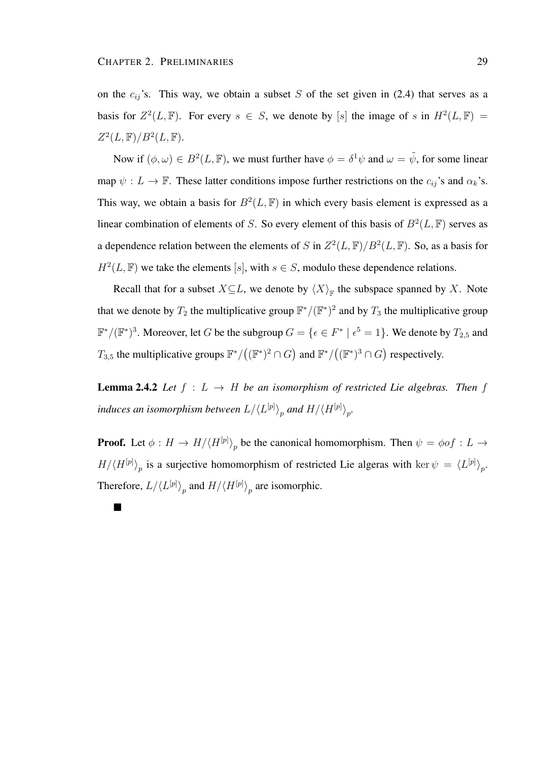on the $c_{ij}$'s. This way, we obtain a subset $S$ of the set given in (2.4) that serves as a basis for $Z^2(L, \mathbb{F})$. For every $s \in S$, we denote by $[s]$ the image of $s$ in $H^2(L, \mathbb{F}) = Z^2(L, \mathbb{F})/B^2(L, \mathbb{F})$.

Now if $(\phi, \omega) \in B^2(L, \mathbb{F})$, we must further have $\phi = \delta^1\psi$ and $\omega = \tilde{\psi}$, for some linear map $\psi : L \to \mathbb{F}$. These latter conditions impose further restrictions on the $c_{ij}$'s and $\alpha_k$'s. This way, we obtain a basis for $B^2(L, \mathbb{F})$ in which every basis element is expressed as a linear combination of elements of $S$. So every element of this basis of $B^2(L, \mathbb{F})$ serves as a dependence relation between the elements of $S$ in $Z^2(L, \mathbb{F})/B^2(L, \mathbb{F})$. So, as a basis for $H^2(L, \mathbb{F})$ we take the elements $[s]$, with $s \in S$, modulo these dependence relations.

Recall that for a subset $X \subseteq L$, we denote by $\langle X \rangle_{\mathbb{F}}$ the subspace spanned by $X$. Note that we denote by $T_2$ the multiplicative group $\mathbb{F}^*/(\mathbb{F}^*)^2$ and by $T_3$ the multiplicative group $\mathbb{F}^*/(\mathbb{F}^*)^3$. Moreover, let $G$ be the subgroup $G = \{\epsilon \in F^* \mid \epsilon^5 = 1\}$. We denote by $T_{2,5}$ and $T_{3,5}$ the multiplicative groups $\mathbb{F}^*/\big((\mathbb{F}^*)^2 \cap G\big)$ and $\mathbb{F}^*/\big((\mathbb{F}^*)^3 \cap G\big)$ respectively.

**Lemma 2.4.2** *Let $f : L \to H$ be an isomorphism of restricted Lie algebras. Then $f$ induces an isomorphism between $L/\langle L^{[p]} \rangle_p$ and $H/\langle H^{[p]} \rangle_p$.*

**Proof.** Let $\phi : H \to H/\langle H^{[p]} \rangle_p$ be the canonical homomorphism. Then $\psi = \phi o f : L \to H/\langle H^{[p]} \rangle_p$ is a surjective homomorphism of restricted Lie algeras with $\ker \psi = \langle L^{[p]} \rangle_p$. Therefore, $L/\langle L^{[p]} \rangle_p$ and $H/\langle H^{[p]} \rangle_p$ are isomorphic.

■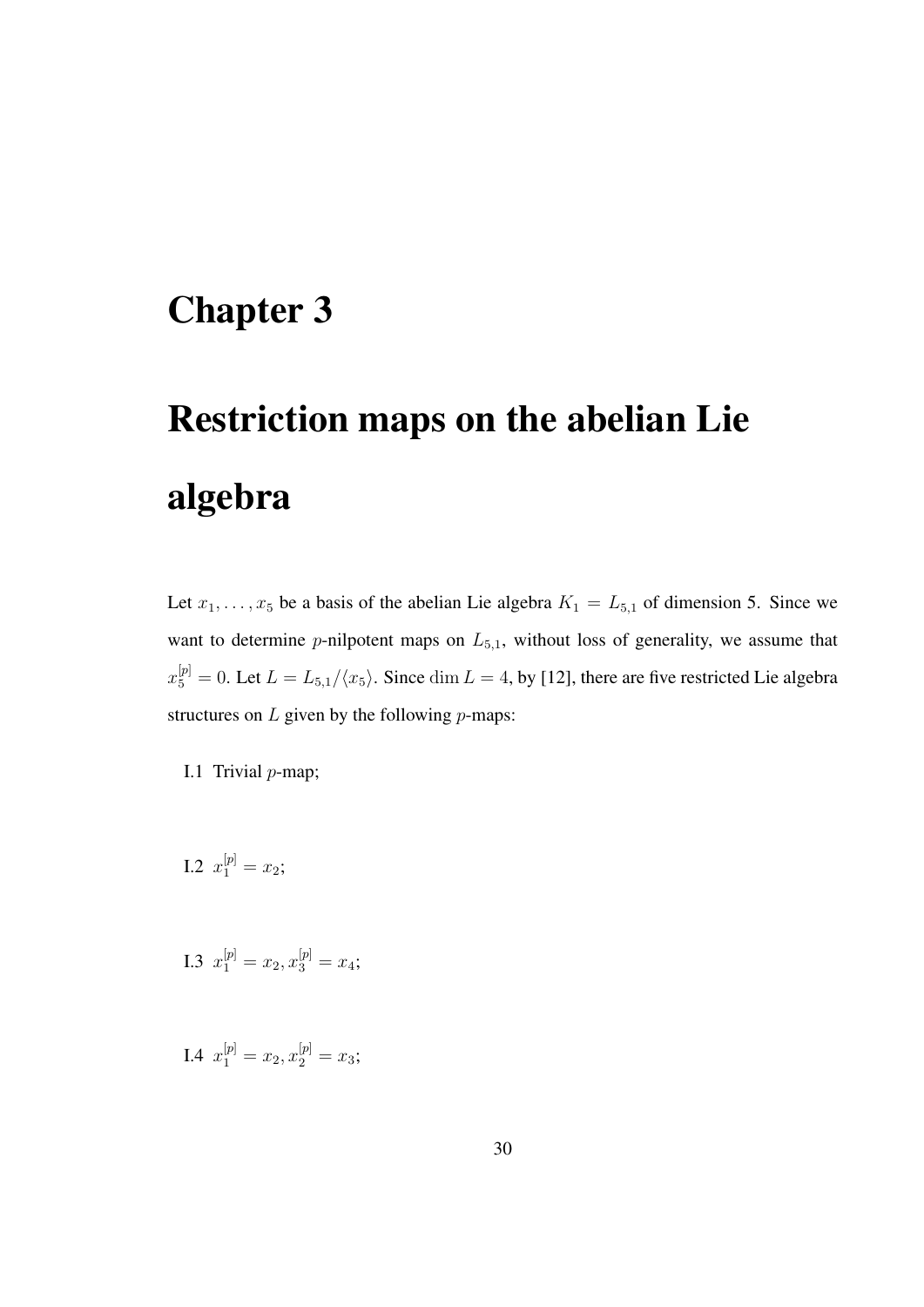# Chapter 3

# Restriction maps on the abelian Lie algebra

Let $x_1, \ldots, x_5$ be a basis of the abelian Lie algebra $K_1 = L_{5,1}$ of dimension 5. Since we want to determine $p$-nilpotent maps on $L_{5,1}$, without loss of generality, we assume that $x_5^{[p]} = 0$. Let $L = L_{5,1}/\langle x_5 \rangle$. Since $\dim L = 4$, by [12], there are five restricted Lie algebra structures on $L$ given by the following $p$-maps:

I.1 Trivial $p$-map;

I.2 $x_1^{[p]} = x_2$;

I.3 $x_1^{[p]} = x_2, x_3^{[p]} = x_4$;

I.4 $x_1^{[p]} = x_2, x_2^{[p]} = x_3$;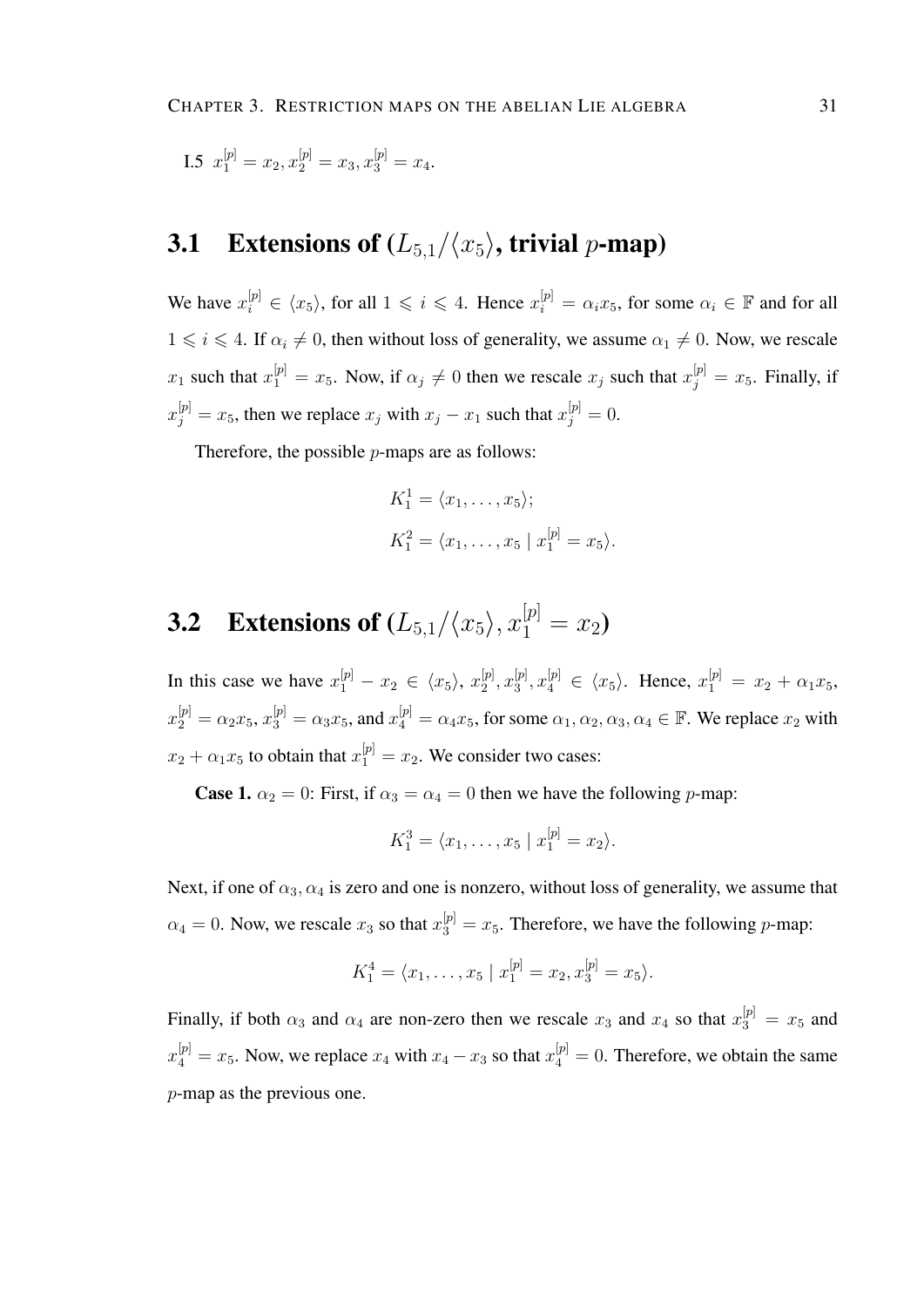I.5 $x_1^{[p]} = x_2, x_2^{[p]} = x_3, x_3^{[p]} = x_4$.

## 3.1 Extensions of ($L_{5,1}/\langle x_5 \rangle$, trivial $p$-map)

We have $x_i^{[p]} \in \langle x_5 \rangle$, for all $1 \leqslant i \leqslant 4$. Hence $x_i^{[p]} = \alpha_i x_5$, for some $\alpha_i \in \mathbb{F}$ and for all $1 \leqslant i \leqslant 4$. If $\alpha_i \neq 0$, then without loss of generality, we assume $\alpha_1 \neq 0$. Now, we rescale $x_1$ such that $x_1^{[p]} = x_5$. Now, if $\alpha_j \neq 0$ then we rescale $x_j$ such that $x_j^{[p]} = x_5$. Finally, if $x_j^{[p]} = x_5$, then we replace $x_j$ with $x_j - x_1$ such that $x_j^{[p]} = 0$.

Therefore, the possible $p$-maps are as follows:

$$K_1^1 = \langle x_1, \ldots, x_5 \rangle;$$

$$K_1^2 = \langle x_1, \ldots, x_5 \mid x_1^{[p]} = x_5 \rangle.$$

## 3.2 Extensions of ($L_{5,1}/\langle x_5 \rangle, x_1^{[p]} = x_2$)

In this case we have $x_1^{[p]} - x_2 \in \langle x_5 \rangle$, $x_2^{[p]}, x_3^{[p]}, x_4^{[p]} \in \langle x_5 \rangle$. Hence, $x_1^{[p]} = x_2 + \alpha_1 x_5$, $x_2^{[p]} = \alpha_2 x_5$, $x_3^{[p]} = \alpha_3 x_5$, and $x_4^{[p]} = \alpha_4 x_5$, for some $\alpha_1, \alpha_2, \alpha_3, \alpha_4 \in \mathbb{F}$. We replace $x_2$ with $x_2 + \alpha_1 x_5$ to obtain that $x_1^{[p]} = x_2$. We consider two cases:

**Case 1.** $\alpha_2 = 0$: First, if $\alpha_3 = \alpha_4 = 0$ then we have the following $p$-map:

$$K_1^3 = \langle x_1, \ldots, x_5 \mid x_1^{[p]} = x_2 \rangle.$$

Next, if one of $\alpha_3, \alpha_4$ is zero and one is nonzero, without loss of generality, we assume that $\alpha_4 = 0$. Now, we rescale $x_3$ so that $x_3^{[p]} = x_5$. Therefore, we have the following $p$-map:

$$K_1^4 = \langle x_1, \ldots, x_5 \mid x_1^{[p]} = x_2, x_3^{[p]} = x_5 \rangle.$$

Finally, if both $\alpha_3$ and $\alpha_4$ are non-zero then we rescale $x_3$ and $x_4$ so that $x_3^{[p]} = x_5$ and $x_4^{[p]} = x_5$. Now, we replace $x_4$ with $x_4 - x_3$ so that $x_4^{[p]} = 0$. Therefore, we obtain the same $p$-map as the previous one.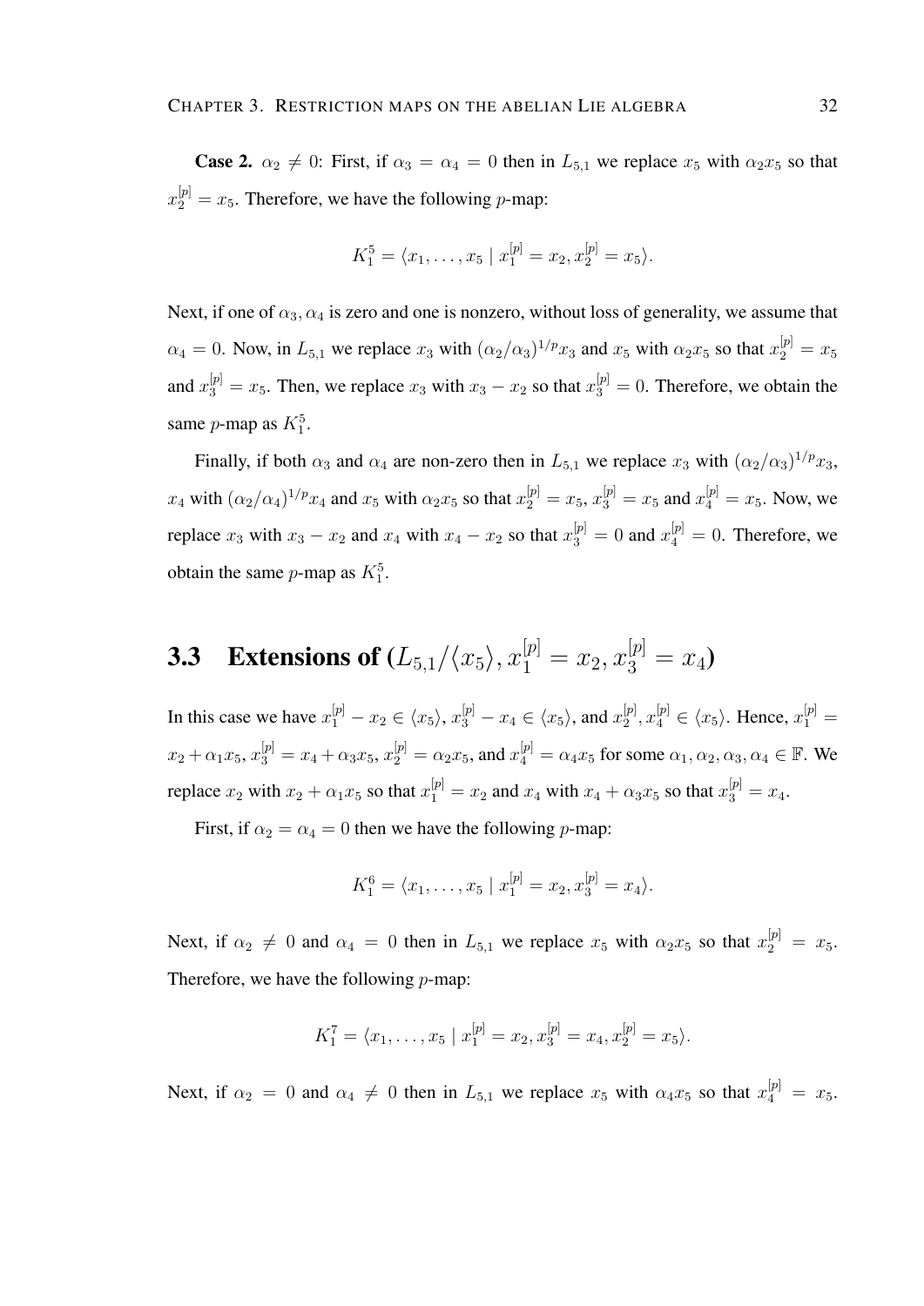**Case 2.** $\alpha_2 \neq 0$: First, if $\alpha_3 = \alpha_4 = 0$ then in $L_{5,1}$ we replace $x_5$ with $\alpha_2 x_5$ so that $x_2^{[p]} = x_5$. Therefore, we have the following $p$-map:

$$K_1^5 = \langle x_1, \ldots, x_5 \mid x_1^{[p]} = x_2, x_2^{[p]} = x_5 \rangle.$$

Next, if one of $\alpha_3, \alpha_4$ is zero and one is nonzero, without loss of generality, we assume that $\alpha_4 = 0$. Now, in $L_{5,1}$ we replace $x_3$ with $(\alpha_2/\alpha_3)^{1/p} x_3$ and $x_5$ with $\alpha_2 x_5$ so that $x_2^{[p]} = x_5$ and $x_3^{[p]} = x_5$. Then, we replace $x_3$ with $x_3 - x_2$ so that $x_3^{[p]} = 0$. Therefore, we obtain the same $p$-map as $K_1^5$.

Finally, if both $\alpha_3$ and $\alpha_4$ are non-zero then in $L_{5,1}$ we replace $x_3$ with $(\alpha_2/\alpha_3)^{1/p} x_3$, $x_4$ with $(\alpha_2/\alpha_4)^{1/p} x_4$ and $x_5$ with $\alpha_2 x_5$ so that $x_2^{[p]} = x_5$, $x_3^{[p]} = x_5$ and $x_4^{[p]} = x_5$. Now, we replace $x_3$ with $x_3 - x_2$ and $x_4$ with $x_4 - x_2$ so that $x_3^{[p]} = 0$ and $x_4^{[p]} = 0$. Therefore, we obtain the same $p$-map as $K_1^5$.

## 3.3 Extensions of $(L_{5,1}/\langle x_5 \rangle, x_1^{[p]} = x_2, x_3^{[p]} = x_4)$

In this case we have $x_1^{[p]} - x_2 \in \langle x_5 \rangle$, $x_3^{[p]} - x_4 \in \langle x_5 \rangle$, and $x_2^{[p]}, x_4^{[p]} \in \langle x_5 \rangle$. Hence, $x_1^{[p]} = x_2 + \alpha_1 x_5$, $x_3^{[p]} = x_4 + \alpha_3 x_5$, $x_2^{[p]} = \alpha_2 x_5$, and $x_4^{[p]} = \alpha_4 x_5$ for some $\alpha_1, \alpha_2, \alpha_3, \alpha_4 \in \mathbb{F}$. We replace $x_2$ with $x_2 + \alpha_1 x_5$ so that $x_1^{[p]} = x_2$ and $x_4$ with $x_4 + \alpha_3 x_5$ so that $x_3^{[p]} = x_4$.

First, if $\alpha_2 = \alpha_4 = 0$ then we have the following $p$-map:

$$K_1^6 = \langle x_1, \ldots, x_5 \mid x_1^{[p]} = x_2, x_3^{[p]} = x_4 \rangle.$$

Next, if $\alpha_2 \neq 0$ and $\alpha_4 = 0$ then in $L_{5,1}$ we replace $x_5$ with $\alpha_2 x_5$ so that $x_2^{[p]} = x_5$. Therefore, we have the following $p$-map:

$$K_1^7 = \langle x_1, \ldots, x_5 \mid x_1^{[p]} = x_2, x_3^{[p]} = x_4, x_2^{[p]} = x_5 \rangle.$$

Next, if $\alpha_2 = 0$ and $\alpha_4 \neq 0$ then in $L_{5,1}$ we replace $x_5$ with $\alpha_4 x_5$ so that $x_4^{[p]} = x_5$.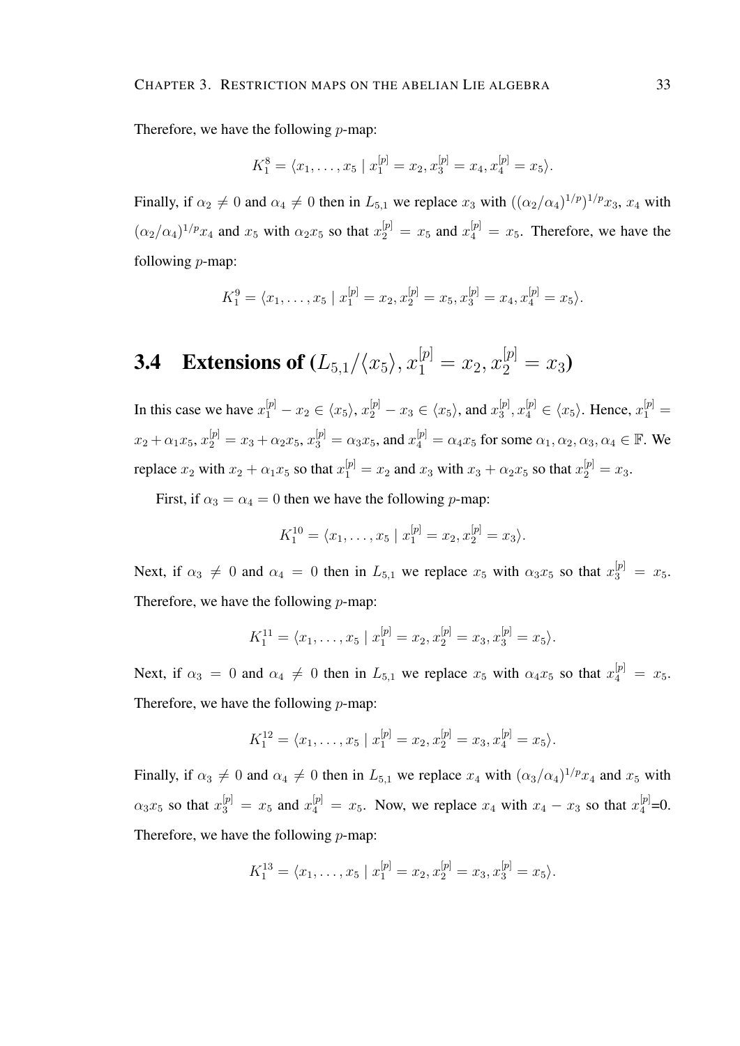Therefore, we have the following $p$-map:

$$K_1^8 = \langle x_1, \ldots, x_5 \mid x_1^{[p]} = x_2, x_3^{[p]} = x_4, x_4^{[p]} = x_5 \rangle.$$

Finally, if $\alpha_2 \neq 0$ and $\alpha_4 \neq 0$ then in $L_{5,1}$ we replace $x_3$ with $((\alpha_2/\alpha_4)^{1/p})^{1/p} x_3$, $x_4$ with $(\alpha_2/\alpha_4)^{1/p} x_4$ and $x_5$ with $\alpha_2 x_5$ so that $x_2^{[p]} = x_5$ and $x_4^{[p]} = x_5$. Therefore, we have the following $p$-map:

$$K_1^9 = \langle x_1, \ldots, x_5 \mid x_1^{[p]} = x_2, x_2^{[p]} = x_5, x_3^{[p]} = x_4, x_4^{[p]} = x_5 \rangle.$$

## 3.4 Extensions of $(L_{5,1}/\langle x_5 \rangle, x_1^{[p]} = x_2, x_2^{[p]} = x_3)$

In this case we have $x_1^{[p]} - x_2 \in \langle x_5 \rangle$, $x_2^{[p]} - x_3 \in \langle x_5 \rangle$, and $x_3^{[p]}, x_4^{[p]} \in \langle x_5 \rangle$. Hence, $x_1^{[p]} = x_2 + \alpha_1 x_5$, $x_2^{[p]} = x_3 + \alpha_2 x_5$, $x_3^{[p]} = \alpha_3 x_5$, and $x_4^{[p]} = \alpha_4 x_5$ for some $\alpha_1, \alpha_2, \alpha_3, \alpha_4 \in \mathbb{F}$. We replace $x_2$ with $x_2 + \alpha_1 x_5$ so that $x_1^{[p]} = x_2$ and $x_3$ with $x_3 + \alpha_2 x_5$ so that $x_2^{[p]} = x_3$.

First, if $\alpha_3 = \alpha_4 = 0$ then we have the following $p$-map:

$$K_1^{10} = \langle x_1, \ldots, x_5 \mid x_1^{[p]} = x_2, x_2^{[p]} = x_3 \rangle.$$

Next, if $\alpha_3 \neq 0$ and $\alpha_4 = 0$ then in $L_{5,1}$ we replace $x_5$ with $\alpha_3 x_5$ so that $x_3^{[p]} = x_5$. Therefore, we have the following $p$-map:

$$K_1^{11} = \langle x_1, \ldots, x_5 \mid x_1^{[p]} = x_2, x_2^{[p]} = x_3, x_3^{[p]} = x_5 \rangle.$$

Next, if $\alpha_3 = 0$ and $\alpha_4 \neq 0$ then in $L_{5,1}$ we replace $x_5$ with $\alpha_4 x_5$ so that $x_4^{[p]} = x_5$. Therefore, we have the following $p$-map:

$$K_1^{12} = \langle x_1, \ldots, x_5 \mid x_1^{[p]} = x_2, x_2^{[p]} = x_3, x_4^{[p]} = x_5 \rangle.$$

Finally, if $\alpha_3 \neq 0$ and $\alpha_4 \neq 0$ then in $L_{5,1}$ we replace $x_4$ with $(\alpha_3/\alpha_4)^{1/p} x_4$ and $x_5$ with $\alpha_3 x_5$ so that $x_3^{[p]} = x_5$ and $x_4^{[p]} = x_5$. Now, we replace $x_4$ with $x_4 - x_3$ so that $x_4^{[p]}$=0. Therefore, we have the following $p$-map:

$$K_1^{13} = \langle x_1, \ldots, x_5 \mid x_1^{[p]} = x_2, x_2^{[p]} = x_3, x_3^{[p]} = x_5 \rangle.$$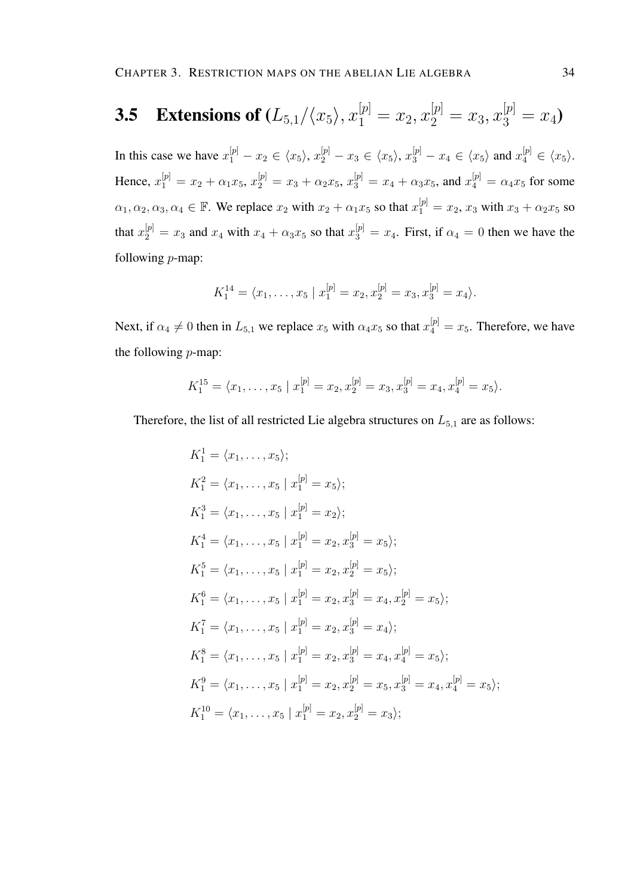## 3.5 Extensions of $(L_{5,1}/\langle x_5\rangle, x_1^{[p]} = x_2, x_2^{[p]} = x_3, x_3^{[p]} = x_4)$

In this case we have $x_1^{[p]} - x_2 \in \langle x_5\rangle$, $x_2^{[p]} - x_3 \in \langle x_5\rangle$, $x_3^{[p]} - x_4 \in \langle x_5\rangle$ and $x_4^{[p]} \in \langle x_5\rangle$. Hence, $x_1^{[p]} = x_2 + \alpha_1 x_5$, $x_2^{[p]} = x_3 + \alpha_2 x_5$, $x_3^{[p]} = x_4 + \alpha_3 x_5$, and $x_4^{[p]} = \alpha_4 x_5$ for some $\alpha_1, \alpha_2, \alpha_3, \alpha_4 \in \mathbb{F}$. We replace $x_2$ with $x_2 + \alpha_1 x_5$ so that $x_1^{[p]} = x_2$, $x_3$ with $x_3 + \alpha_2 x_5$ so that $x_2^{[p]} = x_3$ and $x_4$ with $x_4 + \alpha_3 x_5$ so that $x_3^{[p]} = x_4$. First, if $\alpha_4 = 0$ then we have the following $p$-map:

$$K_1^{14} = \langle x_1, \ldots, x_5 \mid x_1^{[p]} = x_2, x_2^{[p]} = x_3, x_3^{[p]} = x_4\rangle.$$

Next, if $\alpha_4 \neq 0$ then in $L_{5,1}$ we replace $x_5$ with $\alpha_4 x_5$ so that $x_4^{[p]} = x_5$. Therefore, we have the following $p$-map:

$$K_1^{15} = \langle x_1, \ldots, x_5 \mid x_1^{[p]} = x_2, x_2^{[p]} = x_3, x_3^{[p]} = x_4, x_4^{[p]} = x_5\rangle.$$

Therefore, the list of all restricted Lie algebra structures on $L_{5,1}$ are as follows:

$$K_1^1 = \langle x_1, \ldots, x_5\rangle;$$

$$K_1^2 = \langle x_1, \ldots, x_5 \mid x_1^{[p]} = x_5\rangle;$$

$$K_1^3 = \langle x_1, \ldots, x_5 \mid x_1^{[p]} = x_2\rangle;$$

$$K_1^4 = \langle x_1, \ldots, x_5 \mid x_1^{[p]} = x_2, x_3^{[p]} = x_5\rangle;$$

$$K_1^5 = \langle x_1, \ldots, x_5 \mid x_1^{[p]} = x_2, x_2^{[p]} = x_5\rangle;$$

$$K_1^6 = \langle x_1, \ldots, x_5 \mid x_1^{[p]} = x_2, x_3^{[p]} = x_4, x_2^{[p]} = x_5\rangle;$$

$$K_1^7 = \langle x_1, \ldots, x_5 \mid x_1^{[p]} = x_2, x_3^{[p]} = x_4\rangle;$$

$$K_1^8 = \langle x_1, \ldots, x_5 \mid x_1^{[p]} = x_2, x_3^{[p]} = x_4, x_4^{[p]} = x_5\rangle;$$

$$K_1^9 = \langle x_1, \ldots, x_5 \mid x_1^{[p]} = x_2, x_2^{[p]} = x_5, x_3^{[p]} = x_4, x_4^{[p]} = x_5\rangle;$$

$$K_1^{10} = \langle x_1, \ldots, x_5 \mid x_1^{[p]} = x_2, x_2^{[p]} = x_3\rangle;$$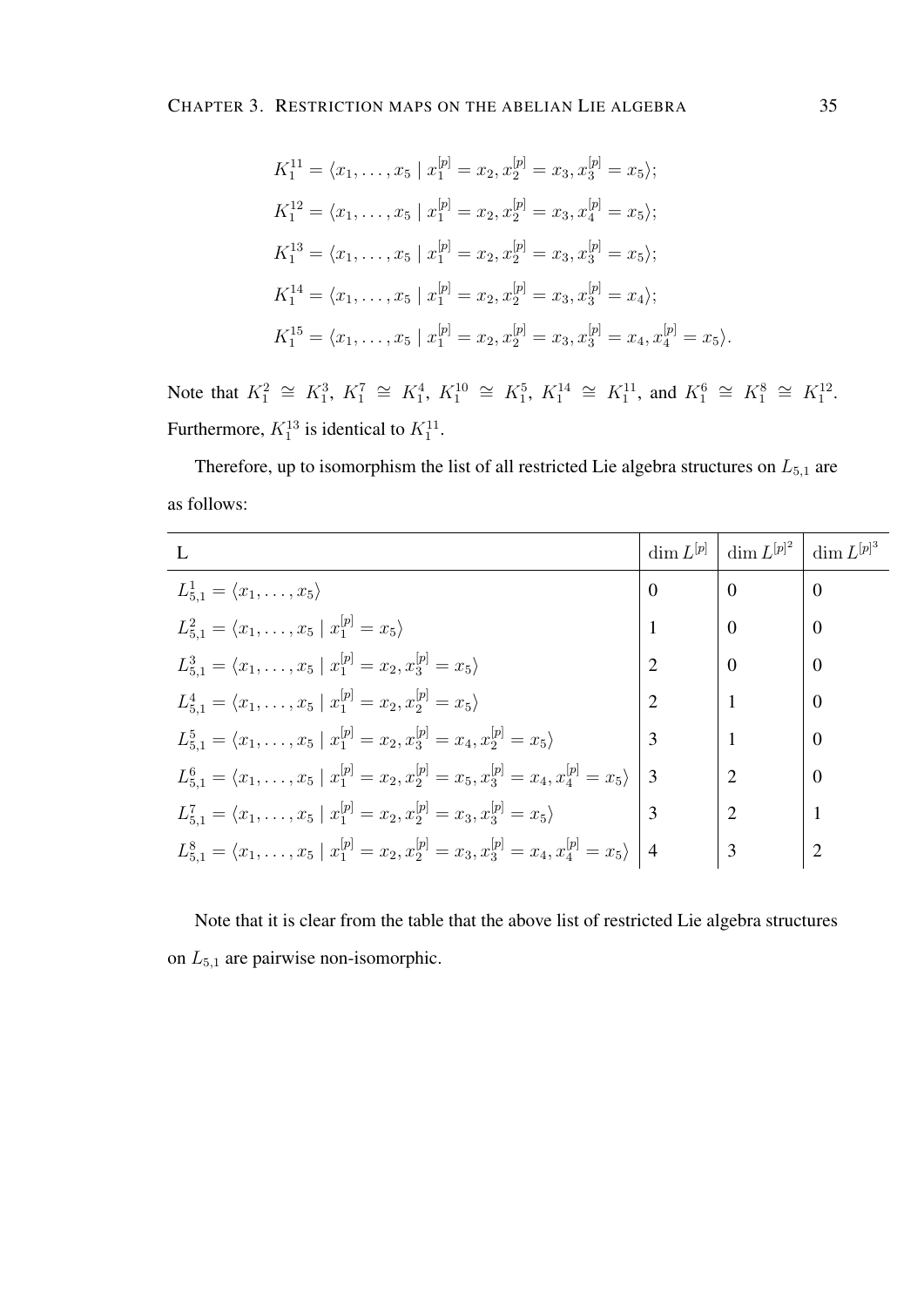$$K_1^{11} = \langle x_1, \ldots, x_5 \mid x_1^{[p]} = x_2, x_2^{[p]} = x_3, x_3^{[p]} = x_5 \rangle;$$

$$K_1^{12} = \langle x_1, \ldots, x_5 \mid x_1^{[p]} = x_2, x_2^{[p]} = x_3, x_4^{[p]} = x_5 \rangle;$$

$$K_1^{13} = \langle x_1, \ldots, x_5 \mid x_1^{[p]} = x_2, x_2^{[p]} = x_3, x_3^{[p]} = x_5 \rangle;$$

$$K_1^{14} = \langle x_1, \ldots, x_5 \mid x_1^{[p]} = x_2, x_2^{[p]} = x_3, x_3^{[p]} = x_4 \rangle;$$

$$K_1^{15} = \langle x_1, \ldots, x_5 \mid x_1^{[p]} = x_2, x_2^{[p]} = x_3, x_3^{[p]} = x_4, x_4^{[p]} = x_5 \rangle.$$

Note that $K_1^2 \cong K_1^3$, $K_1^7 \cong K_1^4$, $K_1^{10} \cong K_1^5$, $K_1^{14} \cong K_1^{11}$, and $K_1^6 \cong K_1^8 \cong K_1^{12}$. Furthermore, $K_1^{13}$ is identical to $K_1^{11}$.

Therefore, up to isomorphism the list of all restricted Lie algebra structures on $L_{5,1}$ are as follows:

| L | $\dim L^{[p]}$ | $\dim L^{[p]^2}$ | $\dim L^{[p]^3}$ |
|---|---|---|---|
| $L_{5,1}^1 = \langle x_1, \ldots, x_5 \rangle$ | 0 | 0 | 0 |
| $L_{5,1}^2 = \langle x_1, \ldots, x_5 \mid x_1^{[p]} = x_5 \rangle$ | 1 | 0 | 0 |
| $L_{5,1}^3 = \langle x_1, \ldots, x_5 \mid x_1^{[p]} = x_2, x_3^{[p]} = x_5 \rangle$ | 2 | 0 | 0 |
| $L_{5,1}^4 = \langle x_1, \ldots, x_5 \mid x_1^{[p]} = x_2, x_2^{[p]} = x_5 \rangle$ | 2 | 1 | 0 |
| $L_{5,1}^5 = \langle x_1, \ldots, x_5 \mid x_1^{[p]} = x_2, x_3^{[p]} = x_4, x_2^{[p]} = x_5 \rangle$ | 3 | 1 | 0 |
| $L_{5,1}^6 = \langle x_1, \ldots, x_5 \mid x_1^{[p]} = x_2, x_2^{[p]} = x_5, x_3^{[p]} = x_4, x_4^{[p]} = x_5 \rangle$ | 3 | 2 | 0 |
| $L_{5,1}^7 = \langle x_1, \ldots, x_5 \mid x_1^{[p]} = x_2, x_2^{[p]} = x_3, x_3^{[p]} = x_5 \rangle$ | 3 | 2 | 1 |
| $L_{5,1}^8 = \langle x_1, \ldots, x_5 \mid x_1^{[p]} = x_2, x_2^{[p]} = x_3, x_3^{[p]} = x_4, x_4^{[p]} = x_5 \rangle$ | 4 | 3 | 2 |

Note that it is clear from the table that the above list of restricted Lie algebra structures on $L_{5,1}$ are pairwise non-isomorphic.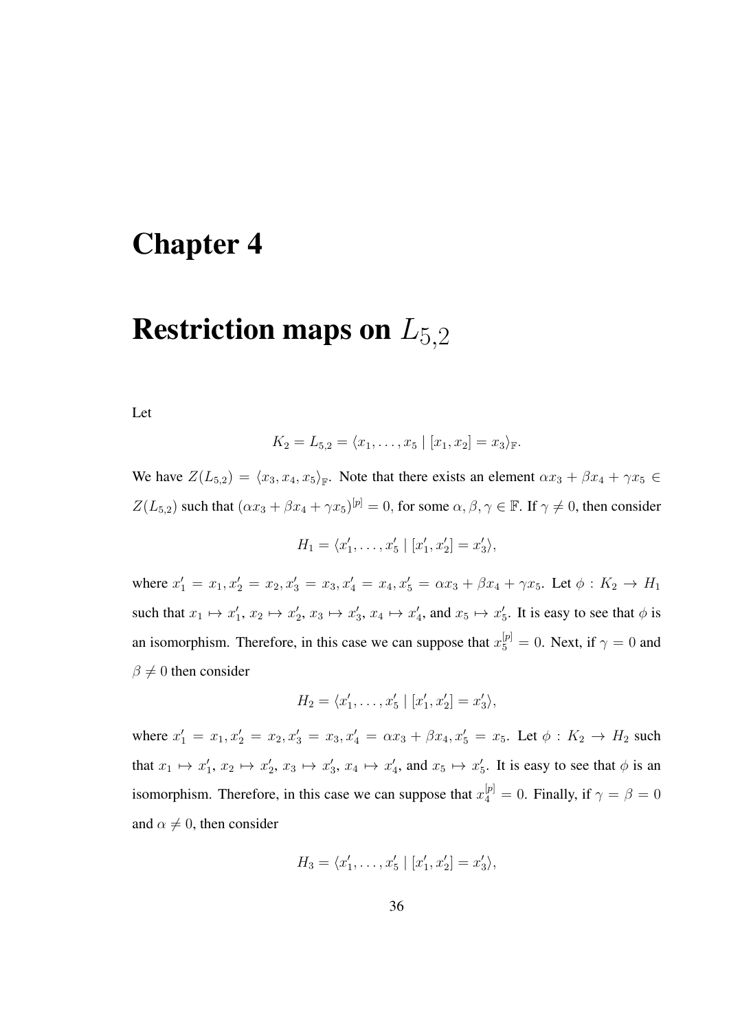# Chapter 4

# Restriction maps on $L_{5,2}$

Let

$$K_2 = L_{5,2} = \langle x_1, \ldots, x_5 \mid [x_1, x_2] = x_3 \rangle_{\mathbb{F}}.$$

We have $Z(L_{5,2}) = \langle x_3, x_4, x_5 \rangle_{\mathbb{F}}$. Note that there exists an element $\alpha x_3 + \beta x_4 + \gamma x_5 \in Z(L_{5,2})$ such that $(\alpha x_3 + \beta x_4 + \gamma x_5)^{[p]} = 0$, for some $\alpha, \beta, \gamma \in \mathbb{F}$. If $\gamma \neq 0$, then consider

$$H_1 = \langle x_1', \ldots, x_5' \mid [x_1', x_2'] = x_3' \rangle,$$

where $x_1' = x_1, x_2' = x_2, x_3' = x_3, x_4' = x_4, x_5' = \alpha x_3 + \beta x_4 + \gamma x_5$. Let $\phi : K_2 \to H_1$ such that $x_1 \mapsto x_1'$, $x_2 \mapsto x_2'$, $x_3 \mapsto x_3'$, $x_4 \mapsto x_4'$, and $x_5 \mapsto x_5'$. It is easy to see that $\phi$ is an isomorphism. Therefore, in this case we can suppose that $x_5^{[p]} = 0$. Next, if $\gamma = 0$ and $\beta \neq 0$ then consider

$$H_2 = \langle x_1', \ldots, x_5' \mid [x_1', x_2'] = x_3' \rangle,$$

where $x_1' = x_1, x_2' = x_2, x_3' = x_3, x_4' = \alpha x_3 + \beta x_4, x_5' = x_5$. Let $\phi : K_2 \to H_2$ such that $x_1 \mapsto x_1'$, $x_2 \mapsto x_2'$, $x_3 \mapsto x_3'$, $x_4 \mapsto x_4'$, and $x_5 \mapsto x_5'$. It is easy to see that $\phi$ is an isomorphism. Therefore, in this case we can suppose that $x_4^{[p]} = 0$. Finally, if $\gamma = \beta = 0$ and $\alpha \neq 0$, then consider

$$H_3 = \langle x_1', \ldots, x_5' \mid [x_1', x_2'] = x_3' \rangle,$$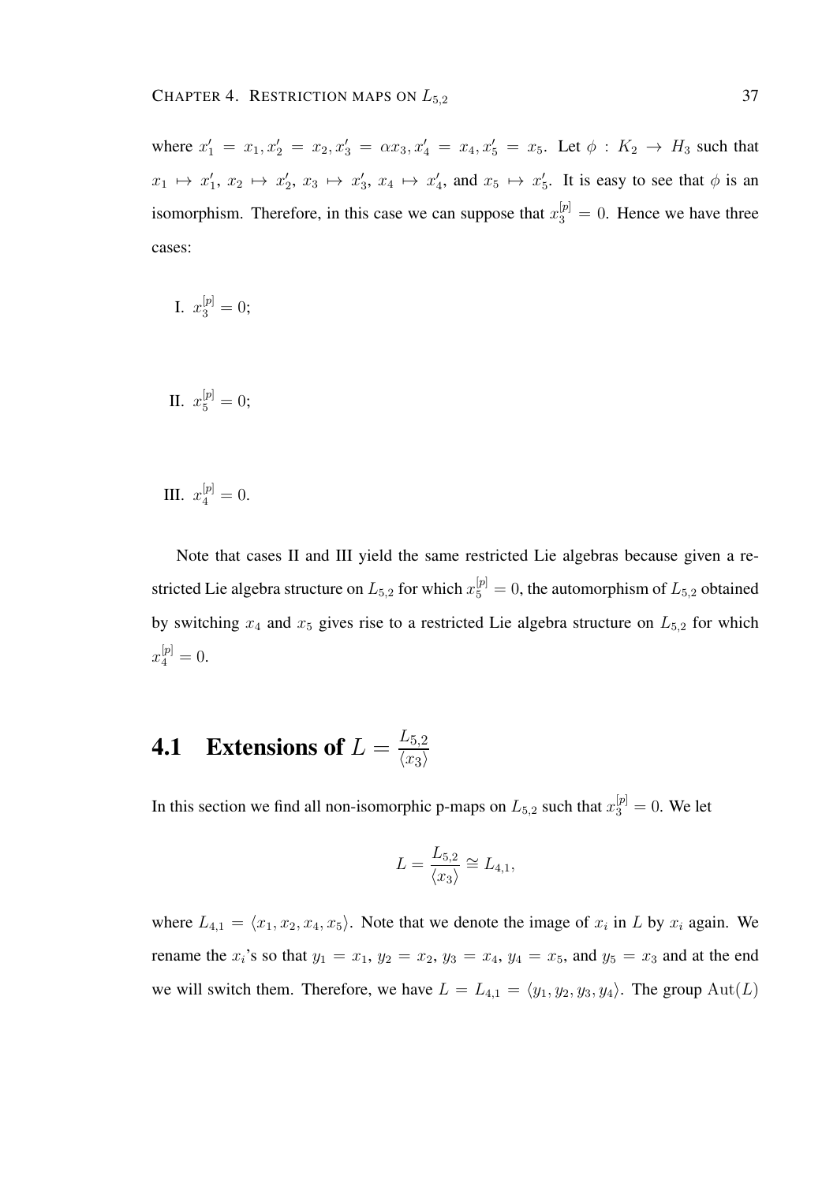where $x_1' = x_1, x_2' = x_2, x_3' = \alpha x_3, x_4' = x_4, x_5' = x_5$. Let $\phi : K_2 \to H_3$ such that $x_1 \mapsto x_1'$, $x_2 \mapsto x_2'$, $x_3 \mapsto x_3'$, $x_4 \mapsto x_4'$, and $x_5 \mapsto x_5'$. It is easy to see that $\phi$ is an isomorphism. Therefore, in this case we can suppose that $x_3^{[p]} = 0$. Hence we have three cases:

I. $x_3^{[p]} = 0$;

II. $x_5^{[p]} = 0$;

III. $x_4^{[p]} = 0$.

Note that cases II and III yield the same restricted Lie algebras because given a restricted Lie algebra structure on $L_{5,2}$ for which $x_5^{[p]} = 0$, the automorphism of $L_{5,2}$ obtained by switching $x_4$ and $x_5$ gives rise to a restricted Lie algebra structure on $L_{5,2}$ for which $x_4^{[p]} = 0$.

## 4.1 Extensions of $L = \frac{L_{5,2}}{\langle x_3 \rangle}$

In this section we find all non-isomorphic p-maps on $L_{5,2}$ such that $x_3^{[p]} = 0$. We let

$$L = \frac{L_{5,2}}{\langle x_3 \rangle} \cong L_{4,1},$$

where $L_{4,1} = \langle x_1, x_2, x_4, x_5 \rangle$. Note that we denote the image of $x_i$ in $L$ by $x_i$ again. We rename the $x_i$'s so that $y_1 = x_1$, $y_2 = x_2$, $y_3 = x_4$, $y_4 = x_5$, and $y_5 = x_3$ and at the end we will switch them. Therefore, we have $L = L_{4,1} = \langle y_1, y_2, y_3, y_4 \rangle$. The group $\mathrm{Aut}(L)$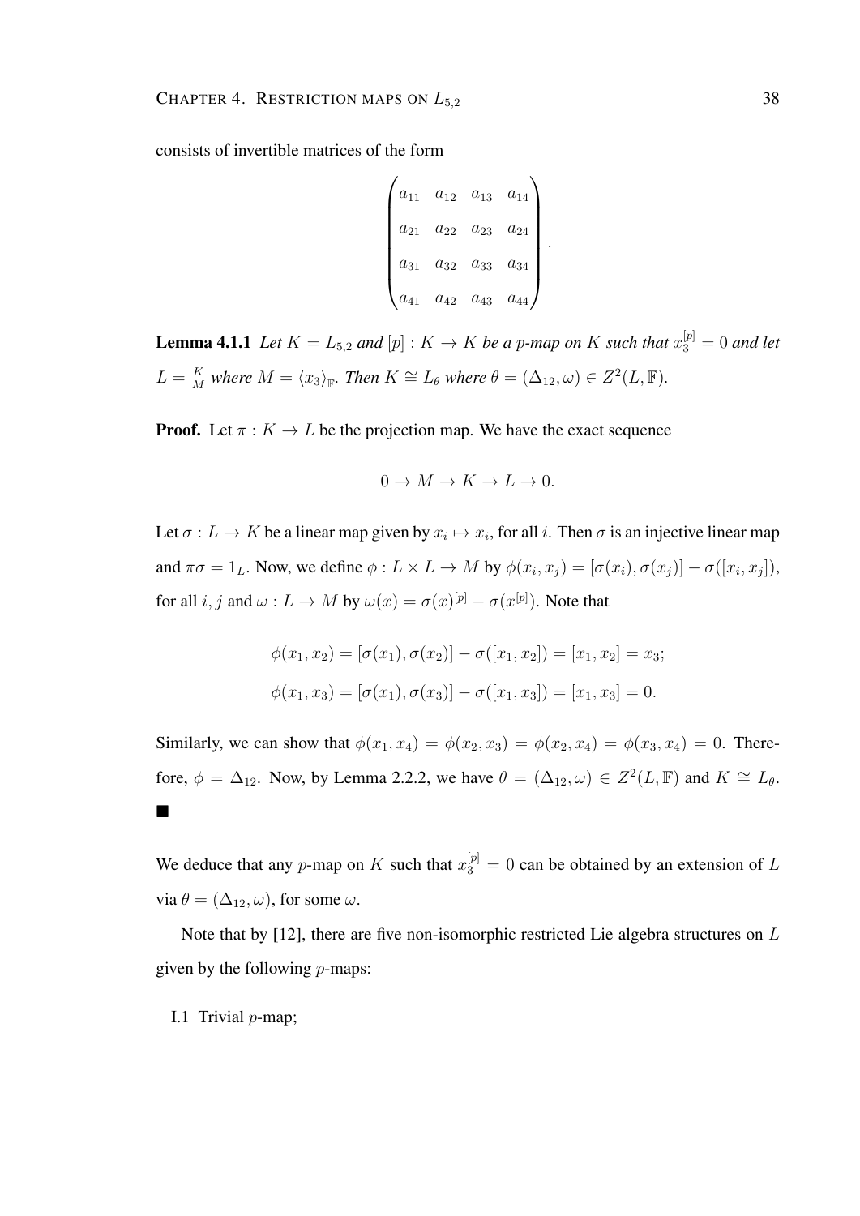consists of invertible matrices of the form

$$
\begin{pmatrix}
a_{11} & a_{12} & a_{13} & a_{14} \\
a_{21} & a_{22} & a_{23} & a_{24} \\
a_{31} & a_{32} & a_{33} & a_{34} \\
a_{41} & a_{42} & a_{43} & a_{44}
\end{pmatrix}.
$$

**Lemma 4.1.1** *Let $K = L_{5,2}$ and $[p] : K \to K$ be a $p$-map on $K$ such that $x_3^{[p]} = 0$ and let $L = \frac{K}{M}$ where $M = \langle x_3 \rangle_{\mathbb{F}}$. Then $K \cong L_\theta$ where $\theta = (\Delta_{12}, \omega) \in Z^2(L, \mathbb{F})$.*

**Proof.** Let $\pi : K \to L$ be the projection map. We have the exact sequence

$$0 \to M \to K \to L \to 0.$$

Let $\sigma : L \to K$ be a linear map given by $x_i \mapsto x_i$, for all $i$. Then $\sigma$ is an injective linear map and $\pi\sigma = 1_L$. Now, we define $\phi : L \times L \to M$ by $\phi(x_i, x_j) = [\sigma(x_i), \sigma(x_j)] - \sigma([x_i, x_j])$, for all $i, j$ and $\omega : L \to M$ by $\omega(x) = \sigma(x)^{[p]} - \sigma(x^{[p]})$. Note that

$$\phi(x_1, x_2) = [\sigma(x_1), \sigma(x_2)] - \sigma([x_1, x_2]) = [x_1, x_2] = x_3;$$

$$\phi(x_1, x_3) = [\sigma(x_1), \sigma(x_3)] - \sigma([x_1, x_3]) = [x_1, x_3] = 0.$$

Similarly, we can show that $\phi(x_1, x_4) = \phi(x_2, x_3) = \phi(x_2, x_4) = \phi(x_3, x_4) = 0$. Therefore, $\phi = \Delta_{12}$. Now, by Lemma 2.2.2, we have $\theta = (\Delta_{12}, \omega) \in Z^2(L, \mathbb{F})$ and $K \cong L_\theta$. ■

We deduce that any $p$-map on $K$ such that $x_3^{[p]} = 0$ can be obtained by an extension of $L$ via $\theta = (\Delta_{12}, \omega)$, for some $\omega$.

Note that by [12], there are five non-isomorphic restricted Lie algebra structures on $L$ given by the following $p$-maps:

I.1 Trivial $p$-map;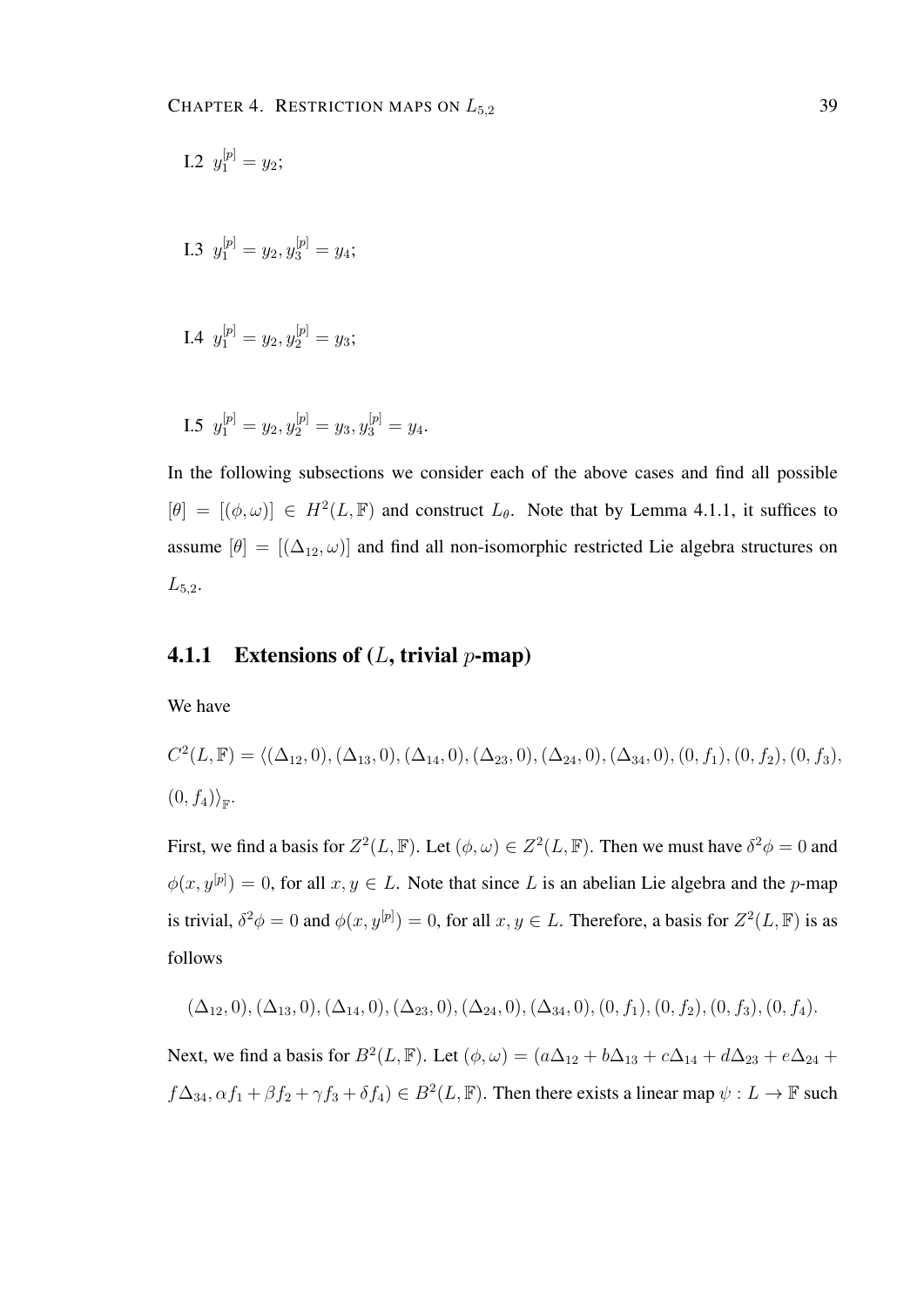I.2 $y_1^{[p]} = y_2$;

I.3 $y_1^{[p]} = y_2, y_3^{[p]} = y_4$;

I.4 $y_1^{[p]} = y_2, y_2^{[p]} = y_3$;

I.5 $y_1^{[p]} = y_2, y_2^{[p]} = y_3, y_3^{[p]} = y_4$.

In the following subsections we consider each of the above cases and find all possible $[\theta] = [(\phi, \omega)] \in H^2(L, \mathbb{F})$ and construct $L_\theta$. Note that by Lemma 4.1.1, it suffices to assume $[\theta] = [(\Delta_{12}, \omega)]$ and find all non-isomorphic restricted Lie algebra structures on $L_{5,2}$.

### 4.1.1 Extensions of ($L$, trivial $p$-map)

We have

$C^2(L, \mathbb{F}) = \langle (\Delta_{12}, 0), (\Delta_{13}, 0), (\Delta_{14}, 0), (\Delta_{23}, 0), (\Delta_{24}, 0), (\Delta_{34}, 0), (0, f_1), (0, f_2), (0, f_3), (0, f_4) \rangle_{\mathbb{F}}$.

First, we find a basis for $Z^2(L, \mathbb{F})$. Let $(\phi, \omega) \in Z^2(L, \mathbb{F})$. Then we must have $\delta^2\phi = 0$ and $\phi(x, y^{[p]}) = 0$, for all $x, y \in L$. Note that since $L$ is an abelian Lie algebra and the $p$-map is trivial, $\delta^2\phi = 0$ and $\phi(x, y^{[p]}) = 0$, for all $x, y \in L$. Therefore, a basis for $Z^2(L, \mathbb{F})$ is as follows

$$(\Delta_{12}, 0), (\Delta_{13}, 0), (\Delta_{14}, 0), (\Delta_{23}, 0), (\Delta_{24}, 0), (\Delta_{34}, 0), (0, f_1), (0, f_2), (0, f_3), (0, f_4).$$

Next, we find a basis for $B^2(L, \mathbb{F})$. Let $(\phi, \omega) = (a\Delta_{12} + b\Delta_{13} + c\Delta_{14} + d\Delta_{23} + e\Delta_{24} + f\Delta_{34}, \alpha f_1 + \beta f_2 + \gamma f_3 + \delta f_4) \in B^2(L, \mathbb{F})$. Then there exists a linear map $\psi : L \to \mathbb{F}$ such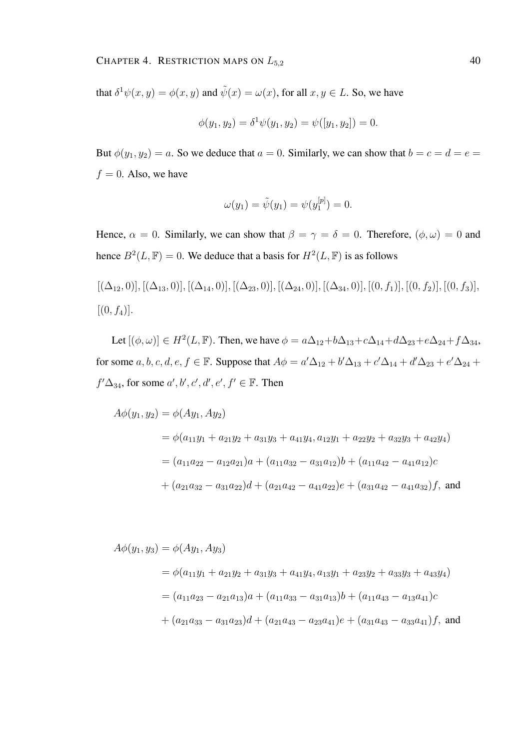that $\delta^1\psi(x,y) = \phi(x,y)$ and $\tilde{\psi}(x) = \omega(x)$, for all $x, y \in L$. So, we have

$$\phi(y_1, y_2) = \delta^1\psi(y_1, y_2) = \psi([y_1, y_2]) = 0.$$

But $\phi(y_1, y_2) = a$. So we deduce that $a = 0$. Similarly, we can show that $b = c = d = e = f = 0$. Also, we have

$$\omega(y_1) = \tilde{\psi}(y_1) = \psi(y_1^{[p]}) = 0.$$

Hence, $\alpha = 0$. Similarly, we can show that $\beta = \gamma = \delta = 0$. Therefore, $(\phi, \omega) = 0$ and hence $B^2(L, \mathbb{F}) = 0$. We deduce that a basis for $H^2(L, \mathbb{F})$ is as follows

$[(\Delta_{12}, 0)], [(\Delta_{13}, 0)], [(\Delta_{14}, 0)], [(\Delta_{23}, 0)], [(\Delta_{24}, 0)], [(\Delta_{34}, 0)], [(0, f_1)], [(0, f_2)], [(0, f_3)],$ $[(0, f_4)]$.

Let $[(\phi, \omega)] \in H^2(L, \mathbb{F})$. Then, we have $\phi = a\Delta_{12} + b\Delta_{13} + c\Delta_{14} + d\Delta_{23} + e\Delta_{24} + f\Delta_{34}$, for some $a, b, c, d, e, f \in \mathbb{F}$. Suppose that $A\phi = a'\Delta_{12} + b'\Delta_{13} + c'\Delta_{14} + d'\Delta_{23} + e'\Delta_{24} + f'\Delta_{34}$, for some $a', b', c', d', e', f' \in \mathbb{F}$. Then

$$\begin{aligned}
A\phi(y_1, y_2) &= \phi(Ay_1, Ay_2) \\
&= \phi(a_{11}y_1 + a_{21}y_2 + a_{31}y_3 + a_{41}y_4, a_{12}y_1 + a_{22}y_2 + a_{32}y_3 + a_{42}y_4) \\
&= (a_{11}a_{22} - a_{12}a_{21})a + (a_{11}a_{32} - a_{31}a_{12})b + (a_{11}a_{42} - a_{41}a_{12})c \\
&\quad + (a_{21}a_{32} - a_{31}a_{22})d + (a_{21}a_{42} - a_{41}a_{22})e + (a_{31}a_{42} - a_{41}a_{32})f, \text{ and}
\end{aligned}$$

$$\begin{aligned}
A\phi(y_1, y_3) &= \phi(Ay_1, Ay_3) \\
&= \phi(a_{11}y_1 + a_{21}y_2 + a_{31}y_3 + a_{41}y_4, a_{13}y_1 + a_{23}y_2 + a_{33}y_3 + a_{43}y_4) \\
&= (a_{11}a_{23} - a_{21}a_{13})a + (a_{11}a_{33} - a_{31}a_{13})b + (a_{11}a_{43} - a_{13}a_{41})c \\
&\quad + (a_{21}a_{33} - a_{31}a_{23})d + (a_{21}a_{43} - a_{23}a_{41})e + (a_{31}a_{43} - a_{33}a_{41})f, \text{ and}
\end{aligned}$$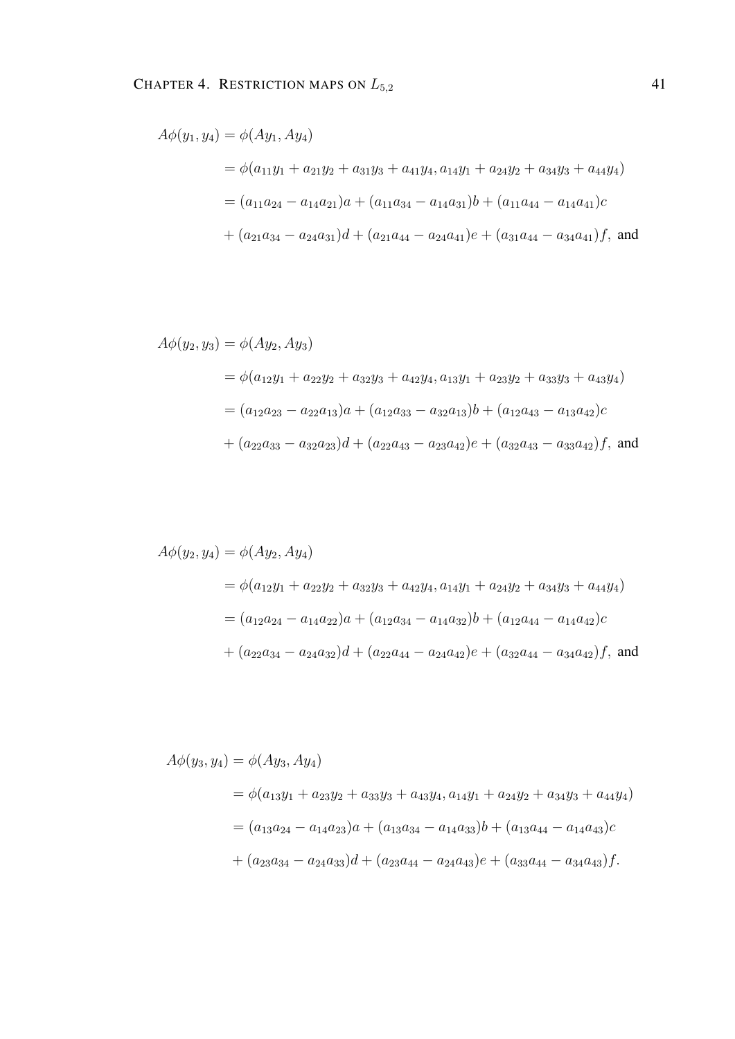$$
\begin{aligned}
A\phi(y_1, y_4) &= \phi(Ay_1, Ay_4) \\
&= \phi(a_{11}y_1 + a_{21}y_2 + a_{31}y_3 + a_{41}y_4, a_{14}y_1 + a_{24}y_2 + a_{34}y_3 + a_{44}y_4) \\
&= (a_{11}a_{24} - a_{14}a_{21})a + (a_{11}a_{34} - a_{14}a_{31})b + (a_{11}a_{44} - a_{14}a_{41})c \\
&+ (a_{21}a_{34} - a_{24}a_{31})d + (a_{21}a_{44} - a_{24}a_{41})e + (a_{31}a_{44} - a_{34}a_{41})f, \text{ and}
\end{aligned}
$$

$$
\begin{aligned}
A\phi(y_2, y_3) &= \phi(Ay_2, Ay_3) \\
&= \phi(a_{12}y_1 + a_{22}y_2 + a_{32}y_3 + a_{42}y_4, a_{13}y_1 + a_{23}y_2 + a_{33}y_3 + a_{43}y_4) \\
&= (a_{12}a_{23} - a_{22}a_{13})a + (a_{12}a_{33} - a_{32}a_{13})b + (a_{12}a_{43} - a_{13}a_{42})c \\
&+ (a_{22}a_{33} - a_{32}a_{23})d + (a_{22}a_{43} - a_{23}a_{42})e + (a_{32}a_{43} - a_{33}a_{42})f, \text{ and}
\end{aligned}
$$

$$
\begin{aligned}
A\phi(y_2, y_4) &= \phi(Ay_2, Ay_4) \\
&= \phi(a_{12}y_1 + a_{22}y_2 + a_{32}y_3 + a_{42}y_4, a_{14}y_1 + a_{24}y_2 + a_{34}y_3 + a_{44}y_4) \\
&= (a_{12}a_{24} - a_{14}a_{22})a + (a_{12}a_{34} - a_{14}a_{32})b + (a_{12}a_{44} - a_{14}a_{42})c \\
&+ (a_{22}a_{34} - a_{24}a_{32})d + (a_{22}a_{44} - a_{24}a_{42})e + (a_{32}a_{44} - a_{34}a_{42})f, \text{ and}
\end{aligned}
$$

$$
\begin{aligned}
A\phi(y_3, y_4) &= \phi(Ay_3, Ay_4) \\
&= \phi(a_{13}y_1 + a_{23}y_2 + a_{33}y_3 + a_{43}y_4, a_{14}y_1 + a_{24}y_2 + a_{34}y_3 + a_{44}y_4) \\
&= (a_{13}a_{24} - a_{14}a_{23})a + (a_{13}a_{34} - a_{14}a_{33})b + (a_{13}a_{44} - a_{14}a_{43})c \\
&+ (a_{23}a_{34} - a_{24}a_{33})d + (a_{23}a_{44} - a_{24}a_{43})e + (a_{33}a_{44} - a_{34}a_{43})f.
\end{aligned}
$$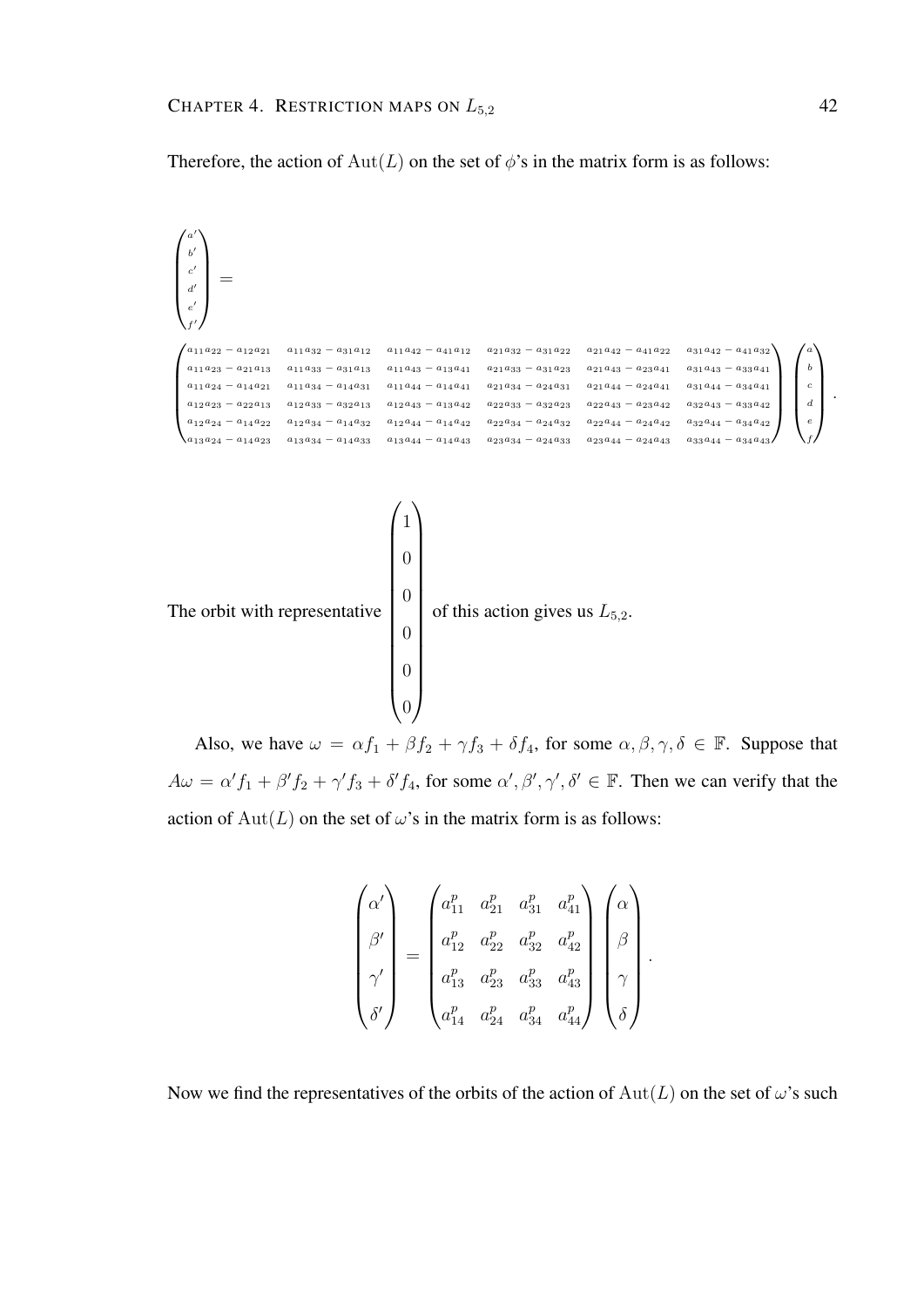Therefore, the action of $\mathrm{Aut}(L)$ on the set of $\phi$'s in the matrix form is as follows:

$$
\begin{pmatrix} a' \\ b' \\ c' \\ d' \\ e' \\ f' \end{pmatrix} =
$$

$$
\begin{pmatrix}
a_{11}a_{22}-a_{12}a_{21} & a_{11}a_{32}-a_{31}a_{12} & a_{11}a_{42}-a_{41}a_{12} & a_{21}a_{32}-a_{31}a_{22} & a_{21}a_{42}-a_{41}a_{22} & a_{31}a_{42}-a_{41}a_{32} \\
a_{11}a_{23}-a_{21}a_{13} & a_{11}a_{33}-a_{31}a_{13} & a_{11}a_{43}-a_{13}a_{41} & a_{21}a_{33}-a_{31}a_{23} & a_{21}a_{43}-a_{23}a_{41} & a_{31}a_{43}-a_{33}a_{41} \\
a_{11}a_{24}-a_{14}a_{21} & a_{11}a_{34}-a_{14}a_{31} & a_{11}a_{44}-a_{14}a_{41} & a_{21}a_{34}-a_{24}a_{31} & a_{21}a_{44}-a_{24}a_{41} & a_{31}a_{44}-a_{34}a_{41} \\
a_{12}a_{23}-a_{22}a_{13} & a_{12}a_{33}-a_{32}a_{13} & a_{12}a_{43}-a_{13}a_{42} & a_{22}a_{33}-a_{32}a_{23} & a_{22}a_{43}-a_{23}a_{42} & a_{32}a_{43}-a_{33}a_{42} \\
a_{12}a_{24}-a_{14}a_{22} & a_{12}a_{34}-a_{14}a_{32} & a_{12}a_{44}-a_{14}a_{42} & a_{22}a_{34}-a_{24}a_{32} & a_{22}a_{44}-a_{24}a_{42} & a_{32}a_{44}-a_{34}a_{42} \\
a_{13}a_{24}-a_{14}a_{23} & a_{13}a_{34}-a_{14}a_{33} & a_{13}a_{44}-a_{14}a_{43} & a_{23}a_{34}-a_{24}a_{33} & a_{23}a_{44}-a_{24}a_{43} & a_{33}a_{44}-a_{34}a_{43}
\end{pmatrix}
\begin{pmatrix} a \\ b \\ c \\ d \\ e \\ f \end{pmatrix}.
$$

The orbit with representative $\begin{pmatrix} 1 \\ 0 \\ 0 \\ 0 \\ 0 \\ 0 \end{pmatrix}$ of this action gives us $L_{5,2}$.

Also, we have $\omega = \alpha f_1 + \beta f_2 + \gamma f_3 + \delta f_4$, for some $\alpha, \beta, \gamma, \delta \in \mathbb{F}$. Suppose that $A\omega = \alpha' f_1 + \beta' f_2 + \gamma' f_3 + \delta' f_4$, for some $\alpha', \beta', \gamma', \delta' \in \mathbb{F}$. Then we can verify that the action of $\mathrm{Aut}(L)$ on the set of $\omega$'s in the matrix form is as follows:

$$
\begin{pmatrix} \alpha' \\ \beta' \\ \gamma' \\ \delta' \end{pmatrix} =
\begin{pmatrix}
a_{11}^p & a_{21}^p & a_{31}^p & a_{41}^p \\
a_{12}^p & a_{22}^p & a_{32}^p & a_{42}^p \\
a_{13}^p & a_{23}^p & a_{33}^p & a_{43}^p \\
a_{14}^p & a_{24}^p & a_{34}^p & a_{44}^p
\end{pmatrix}
\begin{pmatrix} \alpha \\ \beta \\ \gamma \\ \delta \end{pmatrix}.
$$

Now we find the representatives of the orbits of the action of $\mathrm{Aut}(L)$ on the set of $\omega$'s such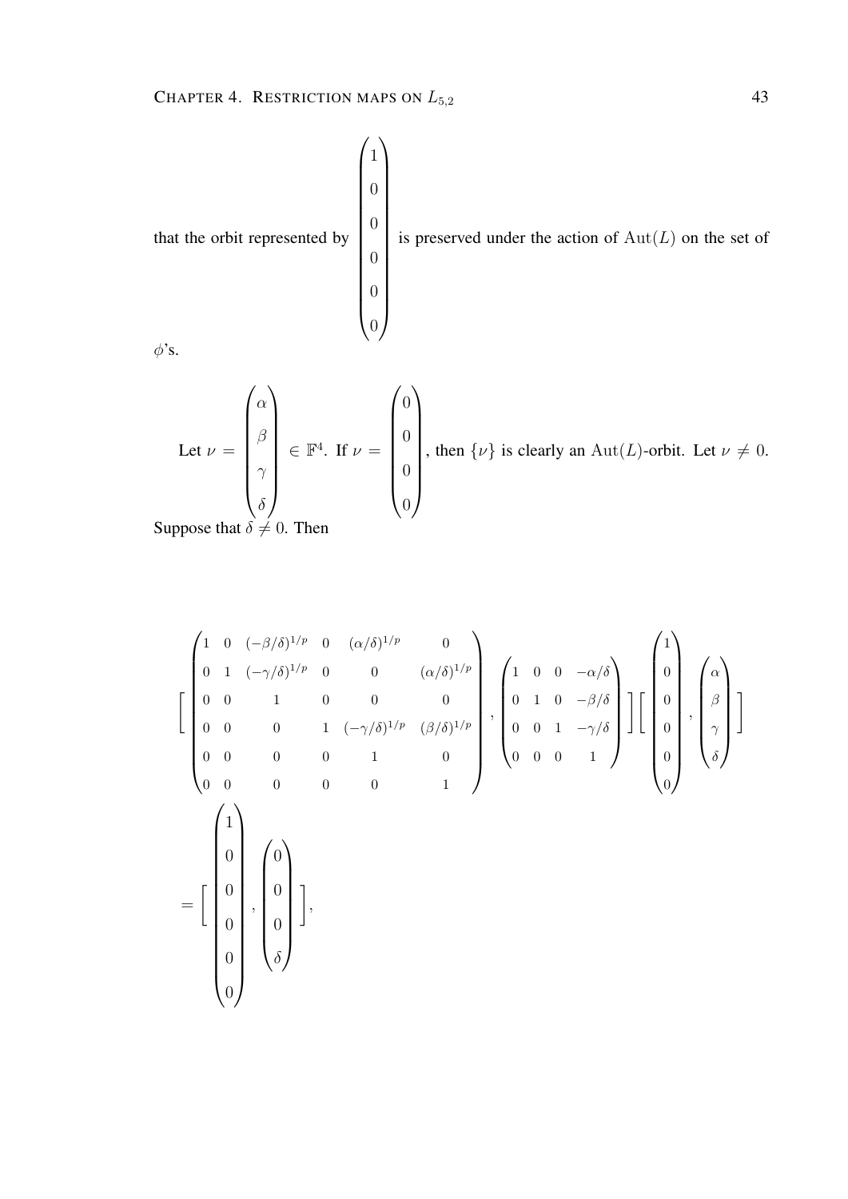that the orbit represented by $\begin{pmatrix} 1 \\ 0 \\ 0 \\ 0 \\ 0 \\ 0 \end{pmatrix}$ is preserved under the action of $\mathrm{Aut}(L)$ on the set of $\phi$'s.

Let $\nu = \begin{pmatrix} \alpha \\ \beta \\ \gamma \\ \delta \end{pmatrix} \in \mathbb{F}^4$. If $\nu = \begin{pmatrix} 0 \\ 0 \\ 0 \\ 0 \end{pmatrix}$, then $\{\nu\}$ is clearly an $\mathrm{Aut}(L)$-orbit. Let $\nu \neq 0$. Suppose that $\delta \neq 0$. Then

$$\left[ \begin{pmatrix} 1 & 0 & (-\beta/\delta)^{1/p} & 0 & (\alpha/\delta)^{1/p} & 0 \\ 0 & 1 & (-\gamma/\delta)^{1/p} & 0 & 0 & (\alpha/\delta)^{1/p} \\ 0 & 0 & 1 & 0 & 0 & 0 \\ 0 & 0 & 0 & 1 & (-\gamma/\delta)^{1/p} & (\beta/\delta)^{1/p} \\ 0 & 0 & 0 & 0 & 1 & 0 \\ 0 & 0 & 0 & 0 & 0 & 1 \end{pmatrix}, \begin{pmatrix} 1 & 0 & 0 & -\alpha/\delta \\ 0 & 1 & 0 & -\beta/\delta \\ 0 & 0 & 1 & -\gamma/\delta \\ 0 & 0 & 0 & 1 \end{pmatrix} \right] \left[ \begin{pmatrix} 1 \\ 0 \\ 0 \\ 0 \\ 0 \\ 0 \end{pmatrix}, \begin{pmatrix} \alpha \\ \beta \\ \gamma \\ \delta \end{pmatrix} \right]$$

$$= \left[ \begin{pmatrix} 1 \\ 0 \\ 0 \\ 0 \\ 0 \\ 0 \end{pmatrix}, \begin{pmatrix} 0 \\ 0 \\ 0 \\ \delta \end{pmatrix} \right],$$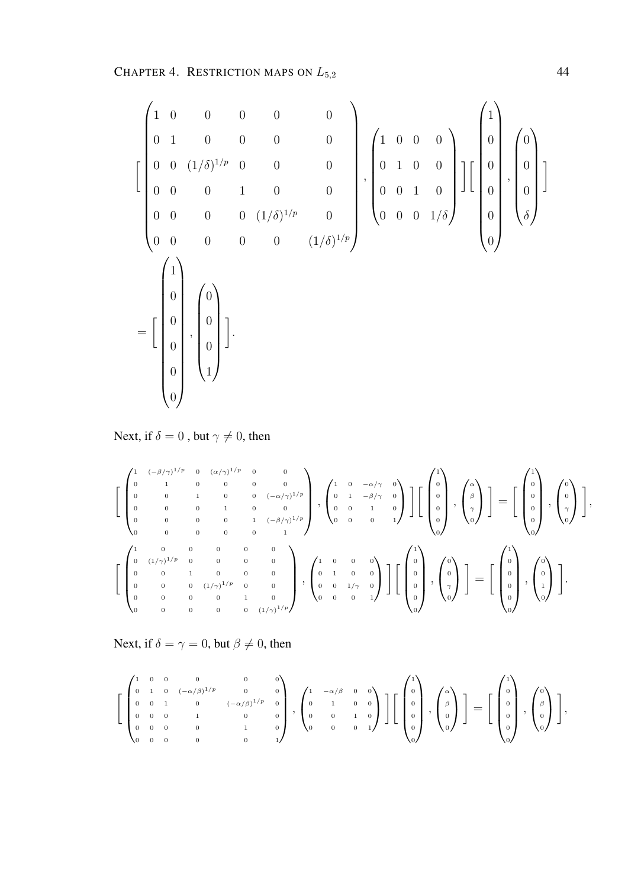$$\left[ \begin{pmatrix} 1 & 0 & 0 & 0 & 0 & 0 \\ 0 & 1 & 0 & 0 & 0 & 0 \\ 0 & 0 & (1/\delta)^{1/p} & 0 & 0 & 0 \\ 0 & 0 & 0 & 1 & 0 & 0 \\ 0 & 0 & 0 & 0 & (1/\delta)^{1/p} & 0 \\ 0 & 0 & 0 & 0 & 0 & (1/\delta)^{1/p} \end{pmatrix}, \begin{pmatrix} 1 & 0 & 0 & 0 \\ 0 & 1 & 0 & 0 \\ 0 & 0 & 1 & 0 \\ 0 & 0 & 0 & 1/\delta \end{pmatrix} \right] \left[ \begin{pmatrix} 1 \\ 0 \\ 0 \\ 0 \\ 0 \\ 0 \end{pmatrix}, \begin{pmatrix} 0 \\ 0 \\ 0 \\ \delta \end{pmatrix} \right]$$

$$= \left[ \begin{pmatrix} 1 \\ 0 \\ 0 \\ 0 \\ 0 \\ 0 \end{pmatrix}, \begin{pmatrix} 0 \\ 0 \\ 0 \\ 1 \end{pmatrix} \right].$$

Next, if $\delta = 0$ , but $\gamma \neq 0$, then

$$\left[ \begin{pmatrix} 1 & (-\beta/\gamma)^{1/p} & 0 & (\alpha/\gamma)^{1/p} & 0 & 0 \\ 0 & 1 & 0 & 0 & 0 & 0 \\ 0 & 0 & 1 & 0 & 0 & (-\alpha/\gamma)^{1/p} \\ 0 & 0 & 0 & 1 & 0 & 0 \\ 0 & 0 & 0 & 0 & 1 & (-\beta/\gamma)^{1/p} \\ 0 & 0 & 0 & 0 & 0 & 1 \end{pmatrix}, \begin{pmatrix} 1 & 0 & -\alpha/\gamma & 0 \\ 0 & 1 & -\beta/\gamma & 0 \\ 0 & 0 & 1 & 0 \\ 0 & 0 & 0 & 1 \end{pmatrix} \right] \left[ \begin{pmatrix} 1 \\ 0 \\ 0 \\ 0 \\ 0 \\ 0 \end{pmatrix}, \begin{pmatrix} \alpha \\ \beta \\ \gamma \\ 0 \end{pmatrix} \right] = \left[ \begin{pmatrix} 1 \\ 0 \\ 0 \\ 0 \\ 0 \\ 0 \end{pmatrix}, \begin{pmatrix} 0 \\ 0 \\ \gamma \\ 0 \end{pmatrix} \right],$$

$$\left[ \begin{pmatrix} 1 & 0 & 0 & 0 & 0 & 0 \\ 0 & (1/\gamma)^{1/p} & 0 & 0 & 0 & 0 \\ 0 & 0 & 1 & 0 & 0 & 0 \\ 0 & 0 & 0 & (1/\gamma)^{1/p} & 0 & 0 \\ 0 & 0 & 0 & 0 & 1 & 0 \\ 0 & 0 & 0 & 0 & 0 & (1/\gamma)^{1/p} \end{pmatrix}, \begin{pmatrix} 1 & 0 & 0 & 0 \\ 0 & 1 & 0 & 0 \\ 0 & 0 & 1/\gamma & 0 \\ 0 & 0 & 0 & 1 \end{pmatrix} \right] \left[ \begin{pmatrix} 1 \\ 0 \\ 0 \\ 0 \\ 0 \\ 0 \end{pmatrix}, \begin{pmatrix} 0 \\ 0 \\ \gamma \\ 0 \end{pmatrix} \right] = \left[ \begin{pmatrix} 1 \\ 0 \\ 0 \\ 0 \\ 0 \\ 0 \end{pmatrix}, \begin{pmatrix} 0 \\ 0 \\ 1 \\ 0 \end{pmatrix} \right].$$

Next, if $\delta = \gamma = 0$, but $\beta \neq 0$, then

$$\left[ \begin{pmatrix} 1 & 0 & 0 & 0 & 0 & 0 \\ 0 & 1 & 0 & (-\alpha/\beta)^{1/p} & 0 & 0 \\ 0 & 0 & 1 & 0 & (-\alpha/\beta)^{1/p} & 0 \\ 0 & 0 & 0 & 1 & 0 & 0 \\ 0 & 0 & 0 & 0 & 1 & 0 \\ 0 & 0 & 0 & 0 & 0 & 1 \end{pmatrix}, \begin{pmatrix} 1 & -\alpha/\beta & 0 & 0 \\ 0 & 1 & 0 & 0 \\ 0 & 0 & 1 & 0 \\ 0 & 0 & 0 & 1 \end{pmatrix} \right] \left[ \begin{pmatrix} 1 \\ 0 \\ 0 \\ 0 \\ 0 \\ 0 \end{pmatrix}, \begin{pmatrix} \alpha \\ \beta \\ 0 \\ 0 \end{pmatrix} \right] = \left[ \begin{pmatrix} 1 \\ 0 \\ 0 \\ 0 \\ 0 \\ 0 \end{pmatrix}, \begin{pmatrix} 0 \\ \beta \\ 0 \\ 0 \end{pmatrix} \right],$$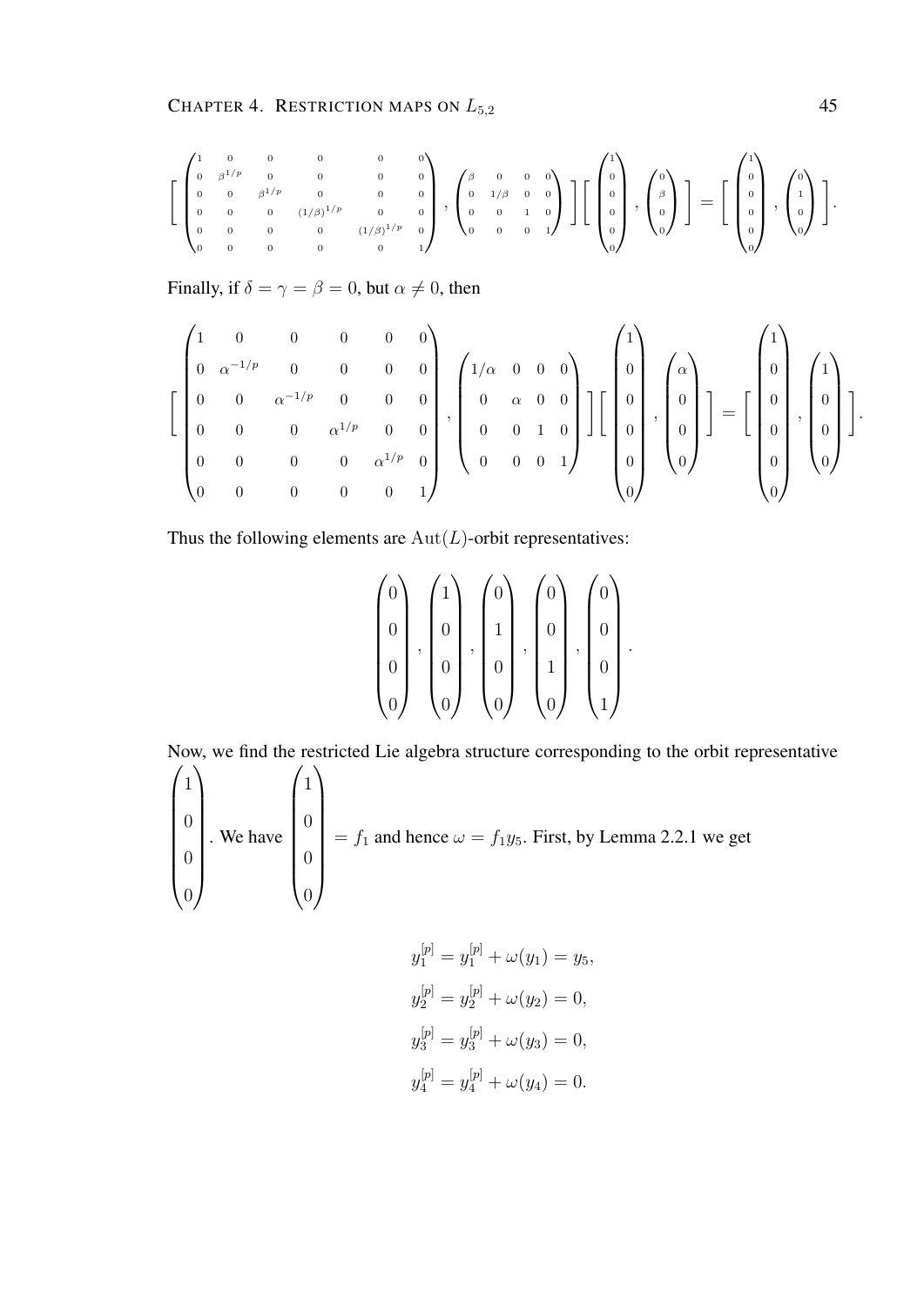$$\left[ \begin{pmatrix} 1 & 0 & 0 & 0 & 0 & 0 \\ 0 & \beta^{1/p} & 0 & 0 & 0 & 0 \\ 0 & 0 & \beta^{1/p} & 0 & 0 & 0 \\ 0 & 0 & 0 & (1/\beta)^{1/p} & 0 & 0 \\ 0 & 0 & 0 & 0 & (1/\beta)^{1/p} & 0 \\ 0 & 0 & 0 & 0 & 0 & 1 \end{pmatrix}, \begin{pmatrix} \beta & 0 & 0 & 0 \\ 0 & 1/\beta & 0 & 0 \\ 0 & 0 & 1 & 0 \\ 0 & 0 & 0 & 1 \end{pmatrix} \right] \left[ \begin{pmatrix} 1 \\ 0 \\ 0 \\ 0 \\ 0 \\ 0 \end{pmatrix}, \begin{pmatrix} 0 \\ \beta \\ 0 \\ 0 \end{pmatrix} \right] = \left[ \begin{pmatrix} 1 \\ 0 \\ 0 \\ 0 \\ 0 \\ 0 \end{pmatrix}, \begin{pmatrix} 0 \\ 1 \\ 0 \\ 0 \end{pmatrix} \right].$$

Finally, if $\delta = \gamma = \beta = 0$, but $\alpha \neq 0$, then

$$\left[ \begin{pmatrix} 1 & 0 & 0 & 0 & 0 & 0 \\ 0 & \alpha^{-1/p} & 0 & 0 & 0 & 0 \\ 0 & 0 & \alpha^{-1/p} & 0 & 0 & 0 \\ 0 & 0 & 0 & \alpha^{1/p} & 0 & 0 \\ 0 & 0 & 0 & 0 & \alpha^{1/p} & 0 \\ 0 & 0 & 0 & 0 & 0 & 1 \end{pmatrix}, \begin{pmatrix} 1/\alpha & 0 & 0 & 0 \\ 0 & \alpha & 0 & 0 \\ 0 & 0 & 1 & 0 \\ 0 & 0 & 0 & 1 \end{pmatrix} \right] \left[ \begin{pmatrix} 1 \\ 0 \\ 0 \\ 0 \\ 0 \\ 0 \end{pmatrix}, \begin{pmatrix} \alpha \\ 0 \\ 0 \\ 0 \end{pmatrix} \right] = \left[ \begin{pmatrix} 1 \\ 0 \\ 0 \\ 0 \\ 0 \\ 0 \end{pmatrix}, \begin{pmatrix} 1 \\ 0 \\ 0 \\ 0 \end{pmatrix} \right].$$

Thus the following elements are $\mathrm{Aut}(L)$-orbit representatives:

$$\begin{pmatrix} 0 \\ 0 \\ 0 \\ 0 \end{pmatrix}, \begin{pmatrix} 1 \\ 0 \\ 0 \\ 0 \end{pmatrix}, \begin{pmatrix} 0 \\ 1 \\ 0 \\ 0 \end{pmatrix}, \begin{pmatrix} 0 \\ 0 \\ 1 \\ 0 \end{pmatrix}, \begin{pmatrix} 0 \\ 0 \\ 0 \\ 1 \end{pmatrix}.$$

Now, we find the restricted Lie algebra structure corresponding to the orbit representative $\begin{pmatrix} 1 \\ 0 \\ 0 \\ 0 \end{pmatrix}$. We have $\begin{pmatrix} 1 \\ 0 \\ 0 \\ 0 \end{pmatrix} = f_1$ and hence $\omega = f_1 y_5$. First, by Lemma 2.2.1 we get

$$y_1^{[p]} = y_1^{[p]} + \omega(y_1) = y_5,$$
$$y_2^{[p]} = y_2^{[p]} + \omega(y_2) = 0,$$
$$y_3^{[p]} = y_3^{[p]} + \omega(y_3) = 0,$$
$$y_4^{[p]} = y_4^{[p]} + \omega(y_4) = 0.$$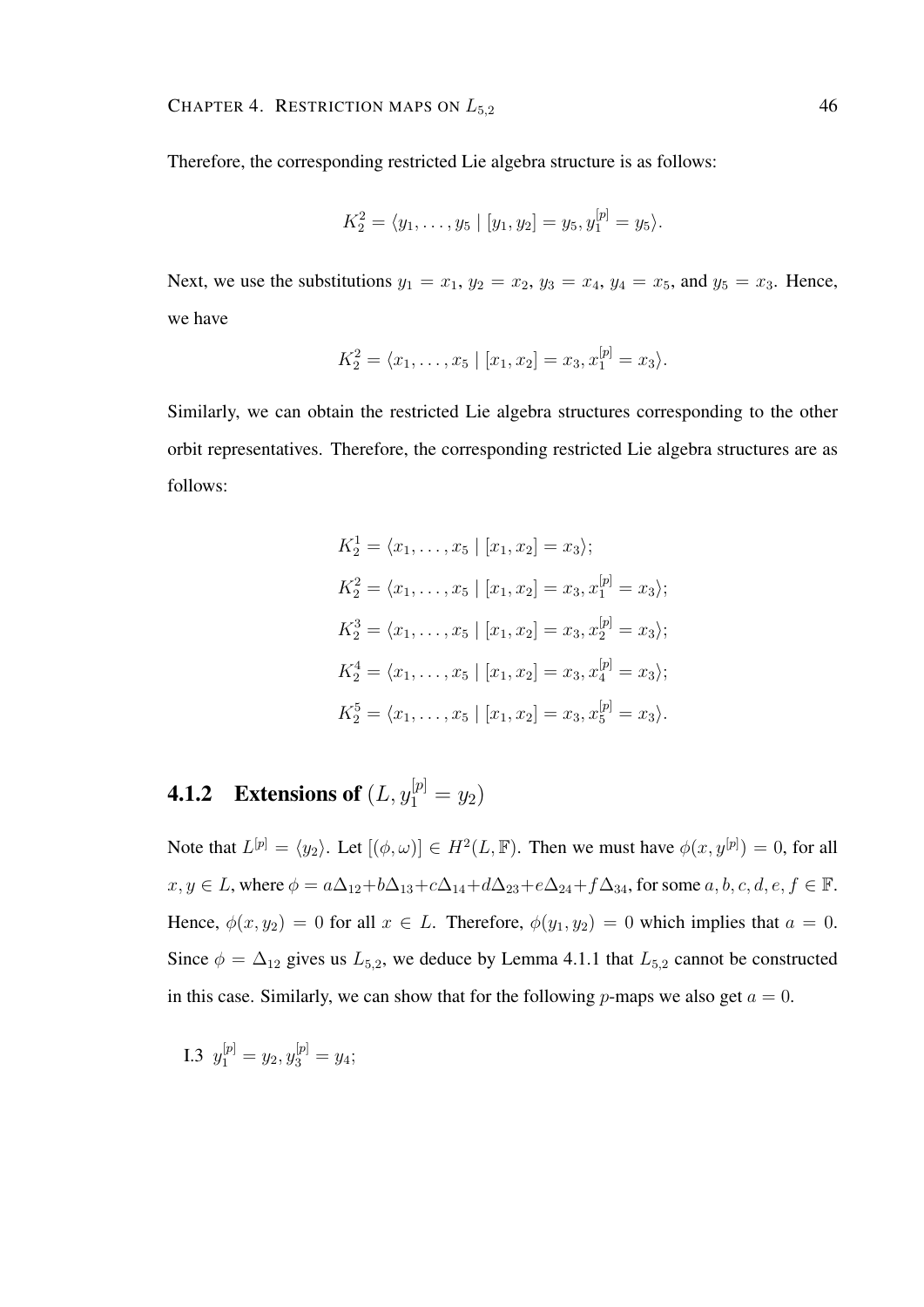Therefore, the corresponding restricted Lie algebra structure is as follows:

$$K_2^2 = \langle y_1, \ldots, y_5 \mid [y_1, y_2] = y_5, y_1^{[p]} = y_5 \rangle.$$

Next, we use the substitutions $y_1 = x_1$, $y_2 = x_2$, $y_3 = x_4$, $y_4 = x_5$, and $y_5 = x_3$. Hence, we have

$$K_2^2 = \langle x_1, \ldots, x_5 \mid [x_1, x_2] = x_3, x_1^{[p]} = x_3 \rangle.$$

Similarly, we can obtain the restricted Lie algebra structures corresponding to the other orbit representatives. Therefore, the corresponding restricted Lie algebra structures are as follows:

$$K_2^1 = \langle x_1, \ldots, x_5 \mid [x_1, x_2] = x_3 \rangle;$$

$$K_2^2 = \langle x_1, \ldots, x_5 \mid [x_1, x_2] = x_3, x_1^{[p]} = x_3 \rangle;$$

$$K_2^3 = \langle x_1, \ldots, x_5 \mid [x_1, x_2] = x_3, x_2^{[p]} = x_3 \rangle;$$

$$K_2^4 = \langle x_1, \ldots, x_5 \mid [x_1, x_2] = x_3, x_4^{[p]} = x_3 \rangle;$$

$$K_2^5 = \langle x_1, \ldots, x_5 \mid [x_1, x_2] = x_3, x_5^{[p]} = x_3 \rangle.$$

### 4.1.2 Extensions of $(L, y_1^{[p]} = y_2)$

Note that $L^{[p]} = \langle y_2 \rangle$. Let $[(\phi, \omega)] \in H^2(L, \mathbb{F})$. Then we must have $\phi(x, y^{[p]}) = 0$, for all $x, y \in L$, where $\phi = a\Delta_{12} + b\Delta_{13} + c\Delta_{14} + d\Delta_{23} + e\Delta_{24} + f\Delta_{34}$, for some $a, b, c, d, e, f \in \mathbb{F}$. Hence, $\phi(x, y_2) = 0$ for all $x \in L$. Therefore, $\phi(y_1, y_2) = 0$ which implies that $a = 0$. Since $\phi = \Delta_{12}$ gives us $L_{5,2}$, we deduce by Lemma 4.1.1 that $L_{5,2}$ cannot be constructed in this case. Similarly, we can show that for the following $p$-maps we also get $a = 0$.

I.3 $y_1^{[p]} = y_2, y_3^{[p]} = y_4$;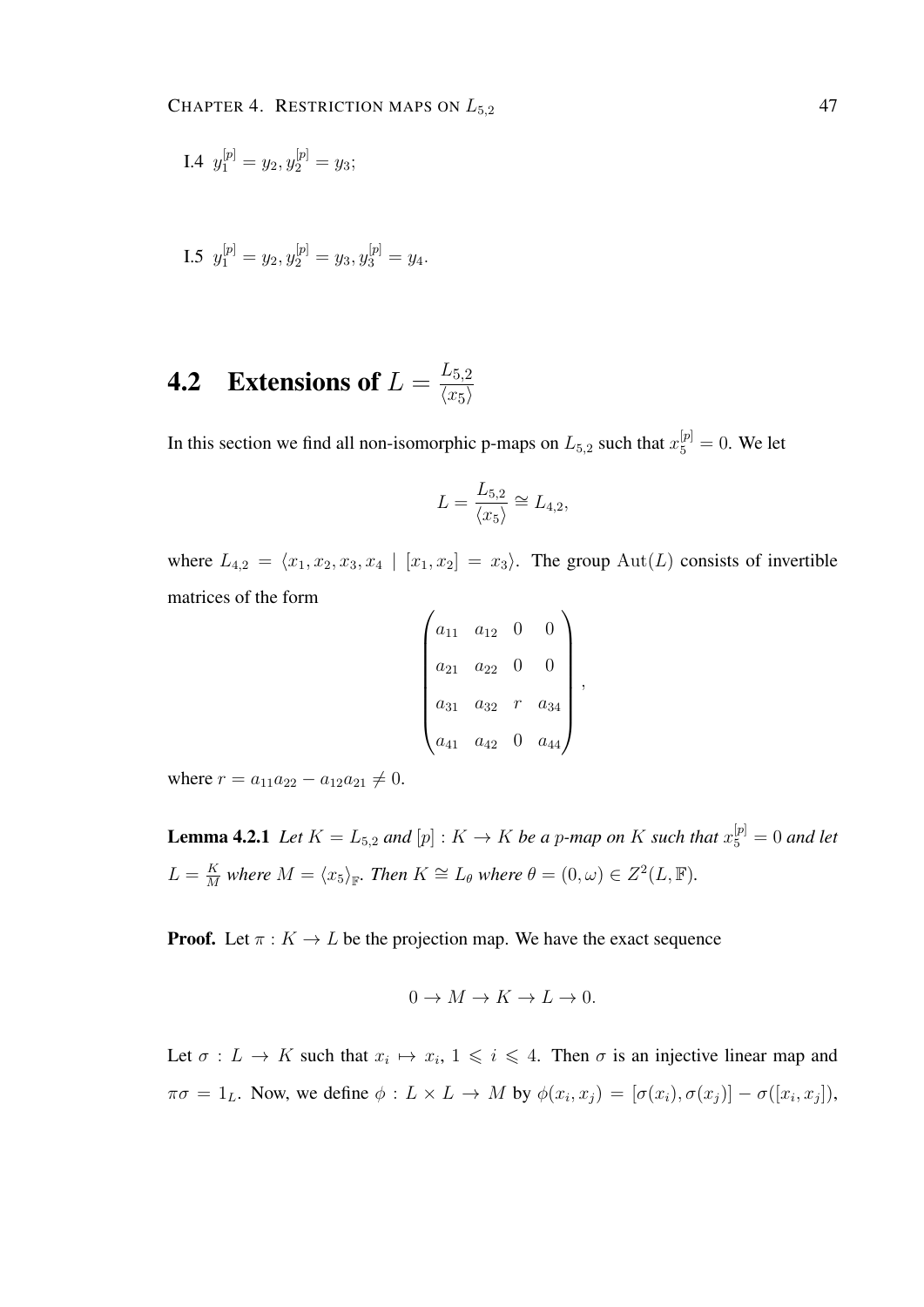I.4 $y_1^{[p]} = y_2, y_2^{[p]} = y_3$;

I.5 $y_1^{[p]} = y_2, y_2^{[p]} = y_3, y_3^{[p]} = y_4$.

## 4.2 Extensions of $L = \frac{L_{5,2}}{\langle x_5 \rangle}$

In this section we find all non-isomorphic p-maps on $L_{5,2}$ such that $x_5^{[p]} = 0$. We let

$$L = \frac{L_{5,2}}{\langle x_5 \rangle} \cong L_{4,2},$$

where $L_{4,2} = \langle x_1, x_2, x_3, x_4 \mid [x_1, x_2] = x_3 \rangle$. The group $\mathrm{Aut}(L)$ consists of invertible matrices of the form

$$\begin{pmatrix} a_{11} & a_{12} & 0 & 0 \\ a_{21} & a_{22} & 0 & 0 \\ a_{31} & a_{32} & r & a_{34} \\ a_{41} & a_{42} & 0 & a_{44} \end{pmatrix},$$

where $r = a_{11}a_{22} - a_{12}a_{21} \neq 0$.

**Lemma 4.2.1** *Let $K = L_{5,2}$ and $[p] : K \to K$ be a $p$-map on $K$ such that $x_5^{[p]} = 0$ and let $L = \frac{K}{M}$ where $M = \langle x_5 \rangle_{\mathbb{F}}$. Then $K \cong L_\theta$ where $\theta = (0, \omega) \in Z^2(L, \mathbb{F})$.*

**Proof.** Let $\pi : K \to L$ be the projection map. We have the exact sequence

$$0 \to M \to K \to L \to 0.$$

Let $\sigma : L \to K$ such that $x_i \mapsto x_i$, $1 \leqslant i \leqslant 4$. Then $\sigma$ is an injective linear map and $\pi\sigma = 1_L$. Now, we define $\phi : L \times L \to M$ by $\phi(x_i, x_j) = [\sigma(x_i), \sigma(x_j)] - \sigma([x_i, x_j])$,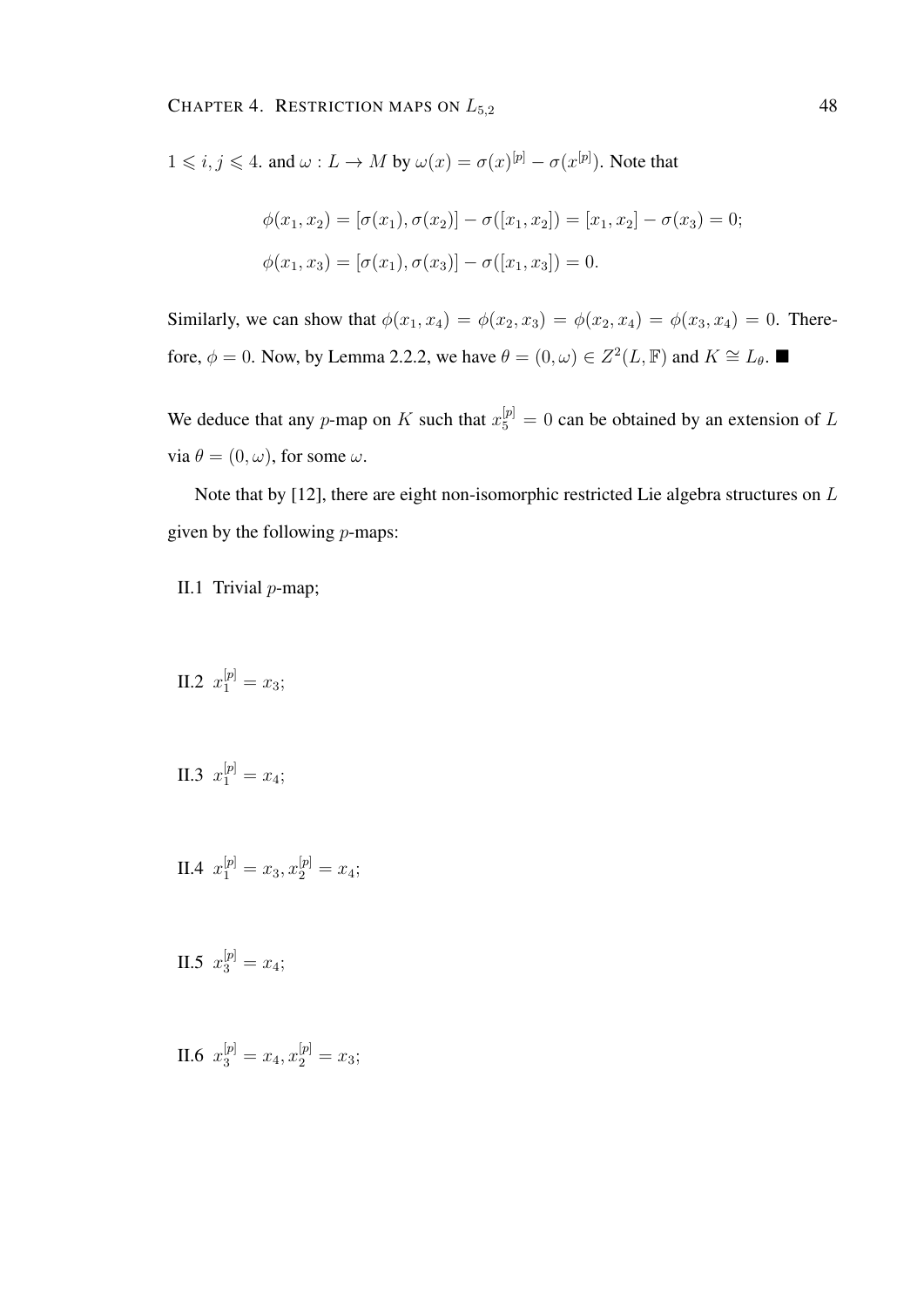$1 \leqslant i, j \leqslant 4$. and $\omega : L \to M$ by $\omega(x) = \sigma(x)^{[p]} - \sigma(x^{[p]})$. Note that

$$\phi(x_1, x_2) = [\sigma(x_1), \sigma(x_2)] - \sigma([x_1, x_2]) = [x_1, x_2] - \sigma(x_3) = 0;$$

$$\phi(x_1, x_3) = [\sigma(x_1), \sigma(x_3)] - \sigma([x_1, x_3]) = 0.$$

Similarly, we can show that $\phi(x_1, x_4) = \phi(x_2, x_3) = \phi(x_2, x_4) = \phi(x_3, x_4) = 0$. Therefore, $\phi = 0$. Now, by Lemma 2.2.2, we have $\theta = (0, \omega) \in Z^2(L, \mathbb{F})$ and $K \cong L_\theta$. ■

We deduce that any $p$-map on $K$ such that $x_5^{[p]} = 0$ can be obtained by an extension of $L$ via $\theta = (0, \omega)$, for some $\omega$.

Note that by [12], there are eight non-isomorphic restricted Lie algebra structures on $L$ given by the following $p$-maps:

II.1 Trivial $p$-map;

II.2 $x_1^{[p]} = x_3$;

II.3 $x_1^{[p]} = x_4$;

II.4 $x_1^{[p]} = x_3, x_2^{[p]} = x_4$;

II.5 $x_3^{[p]} = x_4$;

II.6 $x_3^{[p]} = x_4, x_2^{[p]} = x_3$;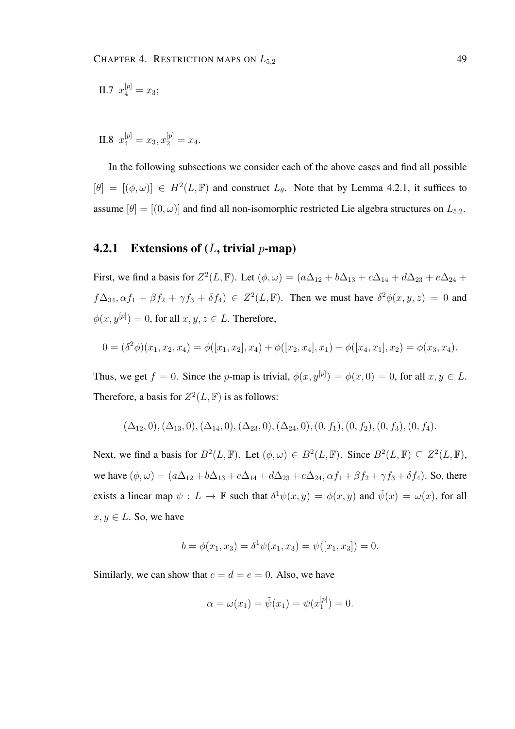II.7 $x_4^{[p]} = x_3$;

II.8 $x_4^{[p]} = x_3, x_2^{[p]} = x_4$.

In the following subsections we consider each of the above cases and find all possible $[\theta] = [(\phi, \omega)] \in H^2(L, \mathbb{F})$ and construct $L_\theta$. Note that by Lemma 4.2.1, it suffices to assume $[\theta] = [(0, \omega)]$ and find all non-isomorphic restricted Lie algebra structures on $L_{5,2}$.

### 4.2.1 Extensions of ($L$, trivial $p$-map)

First, we find a basis for $Z^2(L, \mathbb{F})$. Let $(\phi, \omega) = (a\Delta_{12} + b\Delta_{13} + c\Delta_{14} + d\Delta_{23} + e\Delta_{24} + f\Delta_{34}, \alpha f_1 + \beta f_2 + \gamma f_3 + \delta f_4) \in Z^2(L, \mathbb{F})$. Then we must have $\delta^2\phi(x, y, z) = 0$ and $\phi(x, y^{[p]}) = 0$, for all $x, y, z \in L$. Therefore,

$$0 = (\delta^2\phi)(x_1, x_2, x_4) = \phi([x_1, x_2], x_4) + \phi([x_2, x_4], x_1) + \phi([x_4, x_1], x_2) = \phi(x_3, x_4).$$

Thus, we get $f = 0$. Since the $p$-map is trivial, $\phi(x, y^{[p]}) = \phi(x, 0) = 0$, for all $x, y \in L$. Therefore, a basis for $Z^2(L, \mathbb{F})$ is as follows:

$$(\Delta_{12}, 0), (\Delta_{13}, 0), (\Delta_{14}, 0), (\Delta_{23}, 0), (\Delta_{24}, 0), (0, f_1), (0, f_2), (0, f_3), (0, f_4).$$

Next, we find a basis for $B^2(L, \mathbb{F})$. Let $(\phi, \omega) \in B^2(L, \mathbb{F})$. Since $B^2(L, \mathbb{F}) \subseteq Z^2(L, \mathbb{F})$, we have $(\phi, \omega) = (a\Delta_{12} + b\Delta_{13} + c\Delta_{14} + d\Delta_{23} + e\Delta_{24}, \alpha f_1 + \beta f_2 + \gamma f_3 + \delta f_4)$. So, there exists a linear map $\psi : L \to \mathbb{F}$ such that $\delta^1\psi(x, y) = \phi(x, y)$ and $\tilde{\psi}(x) = \omega(x)$, for all $x, y \in L$. So, we have

$$b = \phi(x_1, x_3) = \delta^1\psi(x_1, x_3) = \psi([x_1, x_3]) = 0.$$

Similarly, we can show that $c = d = e = 0$. Also, we have

$$\alpha = \omega(x_1) = \tilde{\psi}(x_1) = \psi(x_1^{[p]}) = 0.$$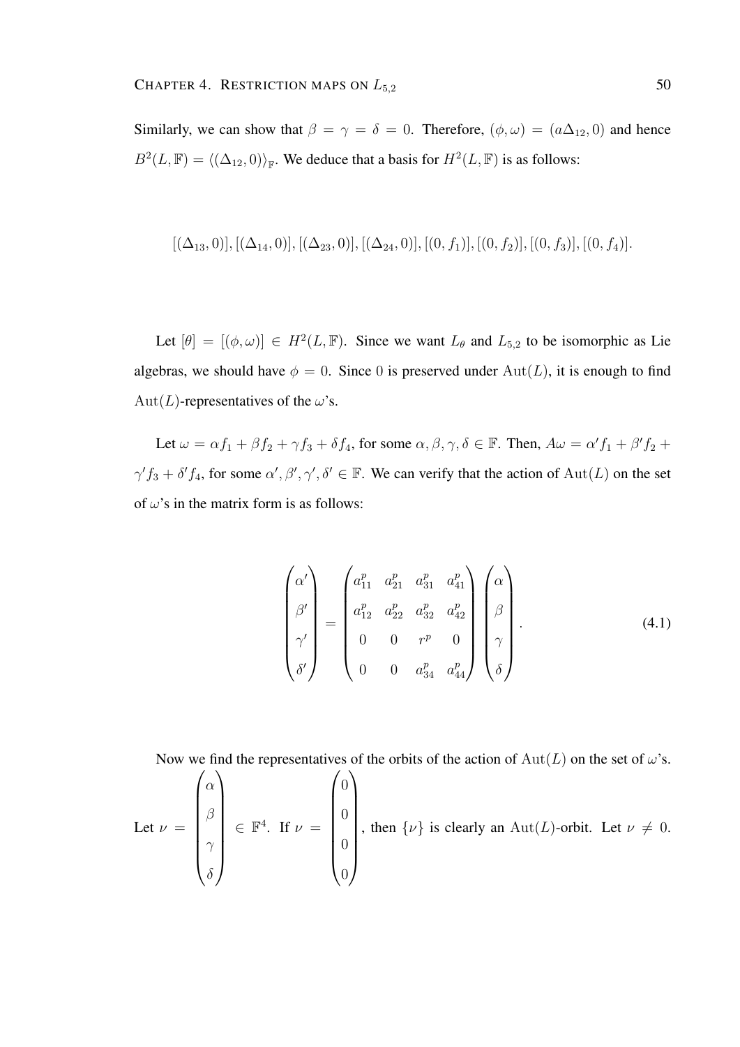Similarly, we can show that $\beta = \gamma = \delta = 0$. Therefore, $(\phi, \omega) = (a\Delta_{12}, 0)$ and hence $B^2(L, \mathbb{F}) = \langle (\Delta_{12}, 0) \rangle_{\mathbb{F}}$. We deduce that a basis for $H^2(L, \mathbb{F})$ is as follows:

$$[(\Delta_{13}, 0)], [(\Delta_{14}, 0)], [(\Delta_{23}, 0)], [(\Delta_{24}, 0)], [(0, f_1)], [(0, f_2)], [(0, f_3)], [(0, f_4)].$$

Let $[\theta] = [(\phi, \omega)] \in H^2(L, \mathbb{F})$. Since we want $L_\theta$ and $L_{5,2}$ to be isomorphic as Lie algebras, we should have $\phi = 0$. Since $0$ is preserved under $\mathrm{Aut}(L)$, it is enough to find $\mathrm{Aut}(L)$-representatives of the $\omega$'s.

Let $\omega = \alpha f_1 + \beta f_2 + \gamma f_3 + \delta f_4$, for some $\alpha, \beta, \gamma, \delta \in \mathbb{F}$. Then, $A\omega = \alpha' f_1 + \beta' f_2 + \gamma' f_3 + \delta' f_4$, for some $\alpha', \beta', \gamma', \delta' \in \mathbb{F}$. We can verify that the action of $\mathrm{Aut}(L)$ on the set of $\omega$'s in the matrix form is as follows:

$$\begin{pmatrix} \alpha' \\ \beta' \\ \gamma' \\ \delta' \end{pmatrix} = \begin{pmatrix} a_{11}^p & a_{21}^p & a_{31}^p & a_{41}^p \\ a_{12}^p & a_{22}^p & a_{32}^p & a_{42}^p \\ 0 & 0 & r^p & 0 \\ 0 & 0 & a_{34}^p & a_{44}^p \end{pmatrix} \begin{pmatrix} \alpha \\ \beta \\ \gamma \\ \delta \end{pmatrix}. \tag{4.1}$$

Now we find the representatives of the orbits of the action of $\mathrm{Aut}(L)$ on the set of $\omega$'s. Let $\nu = \begin{pmatrix} \alpha \\ \beta \\ \gamma \\ \delta \end{pmatrix} \in \mathbb{F}^4$. If $\nu = \begin{pmatrix} 0 \\ 0 \\ 0 \\ 0 \end{pmatrix}$, then $\{\nu\}$ is clearly an $\mathrm{Aut}(L)$-orbit. Let $\nu \neq 0$.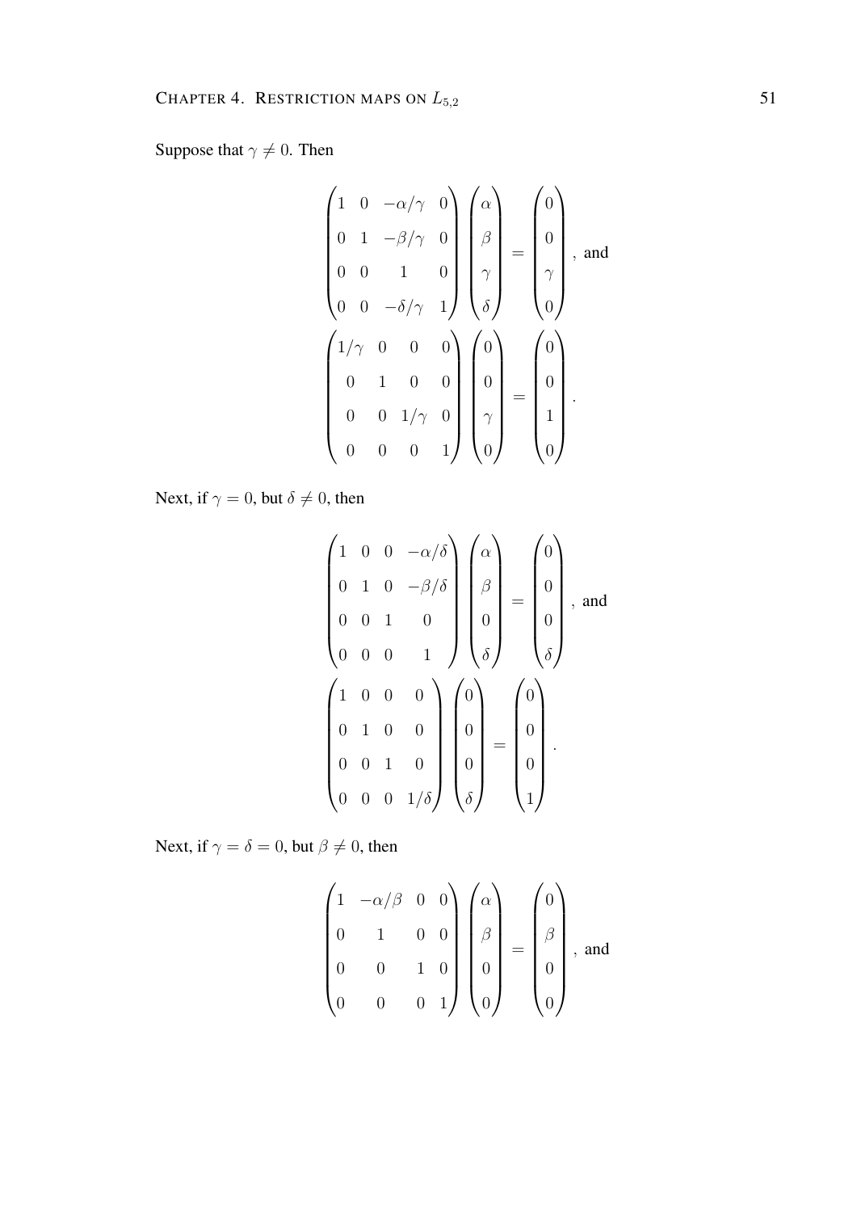Suppose that $\gamma \neq 0$. Then

$$
\begin{pmatrix} 1 & 0 & -\alpha/\gamma & 0 \\ 0 & 1 & -\beta/\gamma & 0 \\ 0 & 0 & 1 & 0 \\ 0 & 0 & -\delta/\gamma & 1 \end{pmatrix} \begin{pmatrix} \alpha \\ \beta \\ \gamma \\ \delta \end{pmatrix} = \begin{pmatrix} 0 \\ 0 \\ \gamma \\ 0 \end{pmatrix}, \text{ and}
$$

$$
\begin{pmatrix} 1/\gamma & 0 & 0 & 0 \\ 0 & 1 & 0 & 0 \\ 0 & 0 & 1/\gamma & 0 \\ 0 & 0 & 0 & 1 \end{pmatrix} \begin{pmatrix} 0 \\ 0 \\ \gamma \\ 0 \end{pmatrix} = \begin{pmatrix} 0 \\ 0 \\ 1 \\ 0 \end{pmatrix}.
$$

Next, if $\gamma = 0$, but $\delta \neq 0$, then

$$
\begin{pmatrix} 1 & 0 & 0 & -\alpha/\delta \\ 0 & 1 & 0 & -\beta/\delta \\ 0 & 0 & 1 & 0 \\ 0 & 0 & 0 & 1 \end{pmatrix} \begin{pmatrix} \alpha \\ \beta \\ 0 \\ \delta \end{pmatrix} = \begin{pmatrix} 0 \\ 0 \\ 0 \\ \delta \end{pmatrix}, \text{ and}
$$

$$
\begin{pmatrix} 1 & 0 & 0 & 0 \\ 0 & 1 & 0 & 0 \\ 0 & 0 & 1 & 0 \\ 0 & 0 & 0 & 1/\delta \end{pmatrix} \begin{pmatrix} 0 \\ 0 \\ 0 \\ \delta \end{pmatrix} = \begin{pmatrix} 0 \\ 0 \\ 0 \\ 1 \end{pmatrix}.
$$

Next, if $\gamma = \delta = 0$, but $\beta \neq 0$, then

$$
\begin{pmatrix} 1 & -\alpha/\beta & 0 & 0 \\ 0 & 1 & 0 & 0 \\ 0 & 0 & 1 & 0 \\ 0 & 0 & 0 & 1 \end{pmatrix} \begin{pmatrix} \alpha \\ \beta \\ 0 \\ 0 \end{pmatrix} = \begin{pmatrix} 0 \\ \beta \\ 0 \\ 0 \end{pmatrix}, \text{ and}
$$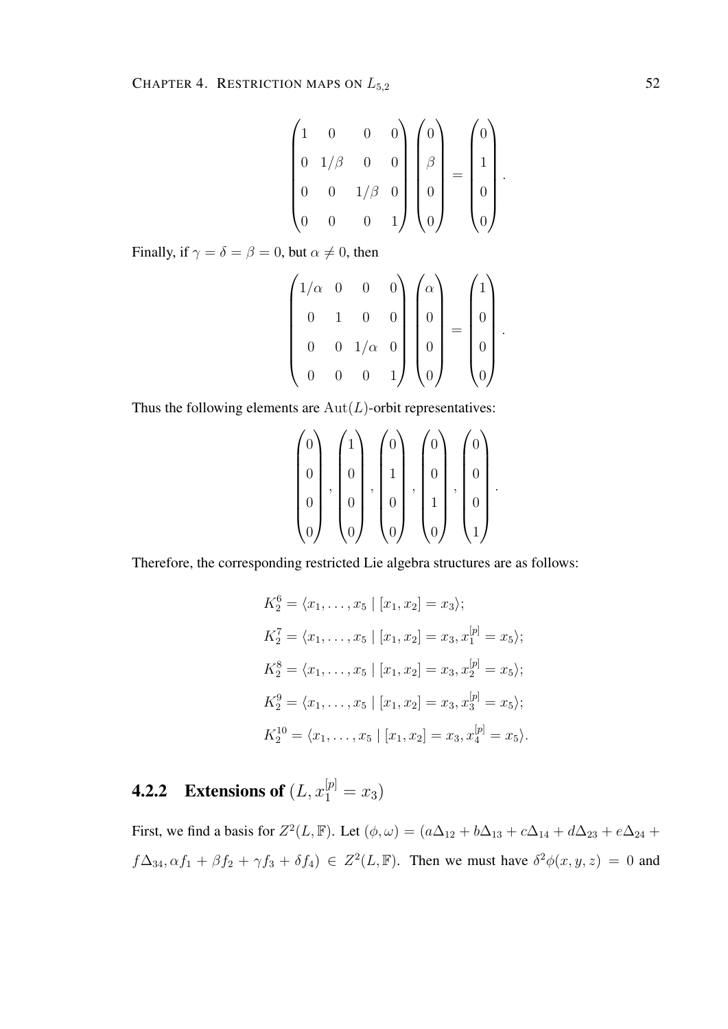$$
\begin{pmatrix} 1 & 0 & 0 & 0 \\ 0 & 1/\beta & 0 & 0 \\ 0 & 0 & 1/\beta & 0 \\ 0 & 0 & 0 & 1 \end{pmatrix} \begin{pmatrix} 0 \\ \beta \\ 0 \\ 0 \end{pmatrix} = \begin{pmatrix} 0 \\ 1 \\ 0 \\ 0 \end{pmatrix}.
$$

Finally, if $\gamma = \delta = \beta = 0$, but $\alpha \neq 0$, then

$$
\begin{pmatrix} 1/\alpha & 0 & 0 & 0 \\ 0 & 1 & 0 & 0 \\ 0 & 0 & 1/\alpha & 0 \\ 0 & 0 & 0 & 1 \end{pmatrix} \begin{pmatrix} \alpha \\ 0 \\ 0 \\ 0 \end{pmatrix} = \begin{pmatrix} 1 \\ 0 \\ 0 \\ 0 \end{pmatrix}.
$$

Thus the following elements are $\mathrm{Aut}(L)$-orbit representatives:

$$
\begin{pmatrix} 0 \\ 0 \\ 0 \\ 0 \end{pmatrix}, \begin{pmatrix} 1 \\ 0 \\ 0 \\ 0 \end{pmatrix}, \begin{pmatrix} 0 \\ 1 \\ 0 \\ 0 \end{pmatrix}, \begin{pmatrix} 0 \\ 0 \\ 1 \\ 0 \end{pmatrix}, \begin{pmatrix} 0 \\ 0 \\ 0 \\ 1 \end{pmatrix}.
$$

Therefore, the corresponding restricted Lie algebra structures are as follows:

$$
\begin{aligned}
K_2^6 &= \langle x_1, \ldots, x_5 \mid [x_1, x_2] = x_3 \rangle; \\
K_2^7 &= \langle x_1, \ldots, x_5 \mid [x_1, x_2] = x_3, x_1^{[p]} = x_5 \rangle; \\
K_2^8 &= \langle x_1, \ldots, x_5 \mid [x_1, x_2] = x_3, x_2^{[p]} = x_5 \rangle; \\
K_2^9 &= \langle x_1, \ldots, x_5 \mid [x_1, x_2] = x_3, x_3^{[p]} = x_5 \rangle; \\
K_2^{10} &= \langle x_1, \ldots, x_5 \mid [x_1, x_2] = x_3, x_4^{[p]} = x_5 \rangle.
\end{aligned}
$$

### 4.2.2 Extensions of $(L, x_1^{[p]} = x_3)$

First, we find a basis for $Z^2(L, \mathbb{F})$. Let $(\phi, \omega) = (a\Delta_{12} + b\Delta_{13} + c\Delta_{14} + d\Delta_{23} + e\Delta_{24} + f\Delta_{34}, \alpha f_1 + \beta f_2 + \gamma f_3 + \delta f_4) \in Z^2(L, \mathbb{F})$. Then we must have $\delta^2\phi(x, y, z) = 0$ and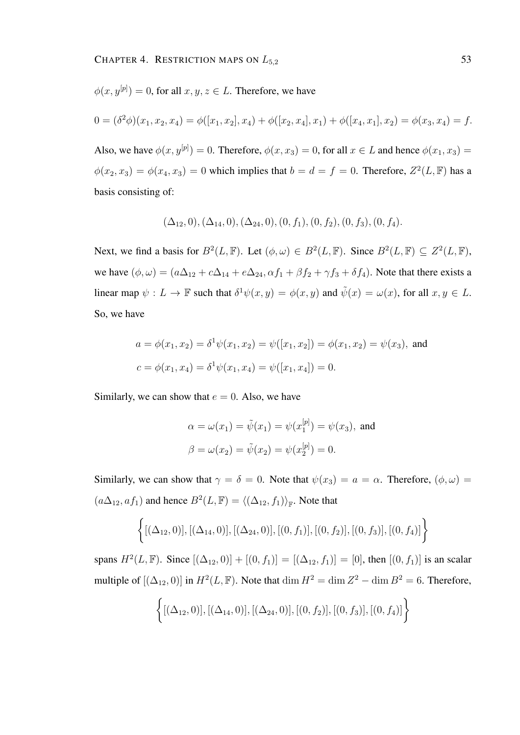$\phi(x, y^{[p]}) = 0$, for all $x, y, z \in L$. Therefore, we have

$$0 = (\delta^2\phi)(x_1, x_2, x_4) = \phi([x_1, x_2], x_4) + \phi([x_2, x_4], x_1) + \phi([x_4, x_1], x_2) = \phi(x_3, x_4) = f.$$

Also, we have $\phi(x, y^{[p]}) = 0$. Therefore, $\phi(x, x_3) = 0$, for all $x \in L$ and hence $\phi(x_1, x_3) = \phi(x_2, x_3) = \phi(x_4, x_3) = 0$ which implies that $b = d = f = 0$. Therefore, $Z^2(L, \mathbb{F})$ has a basis consisting of:

$$(\Delta_{12}, 0), (\Delta_{14}, 0), (\Delta_{24}, 0), (0, f_1), (0, f_2), (0, f_3), (0, f_4).$$

Next, we find a basis for $B^2(L, \mathbb{F})$. Let $(\phi, \omega) \in B^2(L, \mathbb{F})$. Since $B^2(L, \mathbb{F}) \subseteq Z^2(L, \mathbb{F})$, we have $(\phi, \omega) = (a\Delta_{12} + c\Delta_{14} + e\Delta_{24}, \alpha f_1 + \beta f_2 + \gamma f_3 + \delta f_4)$. Note that there exists a linear map $\psi : L \to \mathbb{F}$ such that $\delta^1\psi(x, y) = \phi(x, y)$ and $\tilde{\psi}(x) = \omega(x)$, for all $x, y \in L$. So, we have

$$\begin{aligned}
a &= \phi(x_1, x_2) = \delta^1\psi(x_1, x_2) = \psi([x_1, x_2]) = \phi(x_1, x_2) = \psi(x_3), \text{ and} \\
c &= \phi(x_1, x_4) = \delta^1\psi(x_1, x_4) = \psi([x_1, x_4]) = 0.
\end{aligned}$$

Similarly, we can show that $e = 0$. Also, we have

$$\begin{aligned}
\alpha &= \omega(x_1) = \tilde{\psi}(x_1) = \psi(x_1^{[p]}) = \psi(x_3), \text{ and} \\
\beta &= \omega(x_2) = \tilde{\psi}(x_2) = \psi(x_2^{[p]}) = 0.
\end{aligned}$$

Similarly, we can show that $\gamma = \delta = 0$. Note that $\psi(x_3) = a = \alpha$. Therefore, $(\phi, \omega) = (a\Delta_{12}, af_1)$ and hence $B^2(L, \mathbb{F}) = \langle(\Delta_{12}, f_1)\rangle_{\mathbb{F}}$. Note that

$$\left\{[(\Delta_{12}, 0)], [(\Delta_{14}, 0)], [(\Delta_{24}, 0)], [(0, f_1)], [(0, f_2)], [(0, f_3)], [(0, f_4)]\right\}$$

spans $H^2(L, \mathbb{F})$. Since $[(\Delta_{12}, 0)] + [(0, f_1)] = [(\Delta_{12}, f_1)] = [0]$, then $[(0, f_1)]$ is an scalar multiple of $[(\Delta_{12}, 0)]$ in $H^2(L, \mathbb{F})$. Note that $\dim H^2 = \dim Z^2 - \dim B^2 = 6$. Therefore,

$$\left\{[(\Delta_{12}, 0)], [(\Delta_{14}, 0)], [(\Delta_{24}, 0)], [(0, f_2)], [(0, f_3)], [(0, f_4)]\right\}$$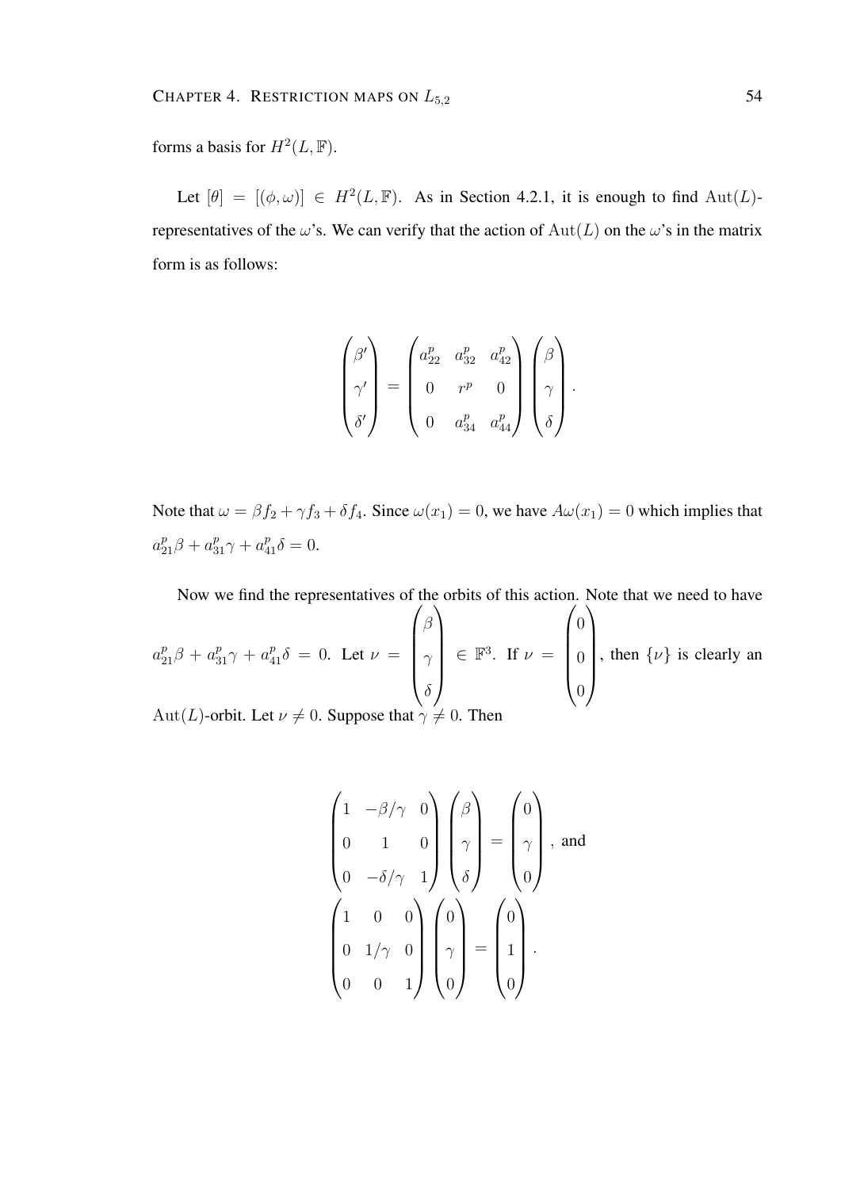forms a basis for $H^2(L, \mathbb{F})$.

Let $[\theta] = [(\phi, \omega)] \in H^2(L, \mathbb{F})$. As in Section 4.2.1, it is enough to find $\mathrm{Aut}(L)$-representatives of the $\omega$'s. We can verify that the action of $\mathrm{Aut}(L)$ on the $\omega$'s in the matrix form is as follows:

$$
\begin{pmatrix} \beta' \\ \gamma' \\ \delta' \end{pmatrix} = \begin{pmatrix} a_{22}^p & a_{32}^p & a_{42}^p \\ 0 & r^p & 0 \\ 0 & a_{34}^p & a_{44}^p \end{pmatrix} \begin{pmatrix} \beta \\ \gamma \\ \delta \end{pmatrix}.
$$

Note that $\omega = \beta f_2 + \gamma f_3 + \delta f_4$. Since $\omega(x_1) = 0$, we have $A\omega(x_1) = 0$ which implies that $a_{21}^p \beta + a_{31}^p \gamma + a_{41}^p \delta = 0$.

Now we find the representatives of the orbits of this action. Note that we need to have $a_{21}^p \beta + a_{31}^p \gamma + a_{41}^p \delta = 0$. Let $\nu = \begin{pmatrix} \beta \\ \gamma \\ \delta \end{pmatrix} \in \mathbb{F}^3$. If $\nu = \begin{pmatrix} 0 \\ 0 \\ 0 \end{pmatrix}$, then $\{\nu\}$ is clearly an $\mathrm{Aut}(L)$-orbit. Let $\nu \neq 0$. Suppose that $\gamma \neq 0$. Then

$$
\begin{pmatrix} 1 & -\beta/\gamma & 0 \\ 0 & 1 & 0 \\ 0 & -\delta/\gamma & 1 \end{pmatrix} \begin{pmatrix} \beta \\ \gamma \\ \delta \end{pmatrix} = \begin{pmatrix} 0 \\ \gamma \\ 0 \end{pmatrix}, \text{ and}
$$

$$
\begin{pmatrix} 1 & 0 & 0 \\ 0 & 1/\gamma & 0 \\ 0 & 0 & 1 \end{pmatrix} \begin{pmatrix} 0 \\ \gamma \\ 0 \end{pmatrix} = \begin{pmatrix} 0 \\ 1 \\ 0 \end{pmatrix}.
$$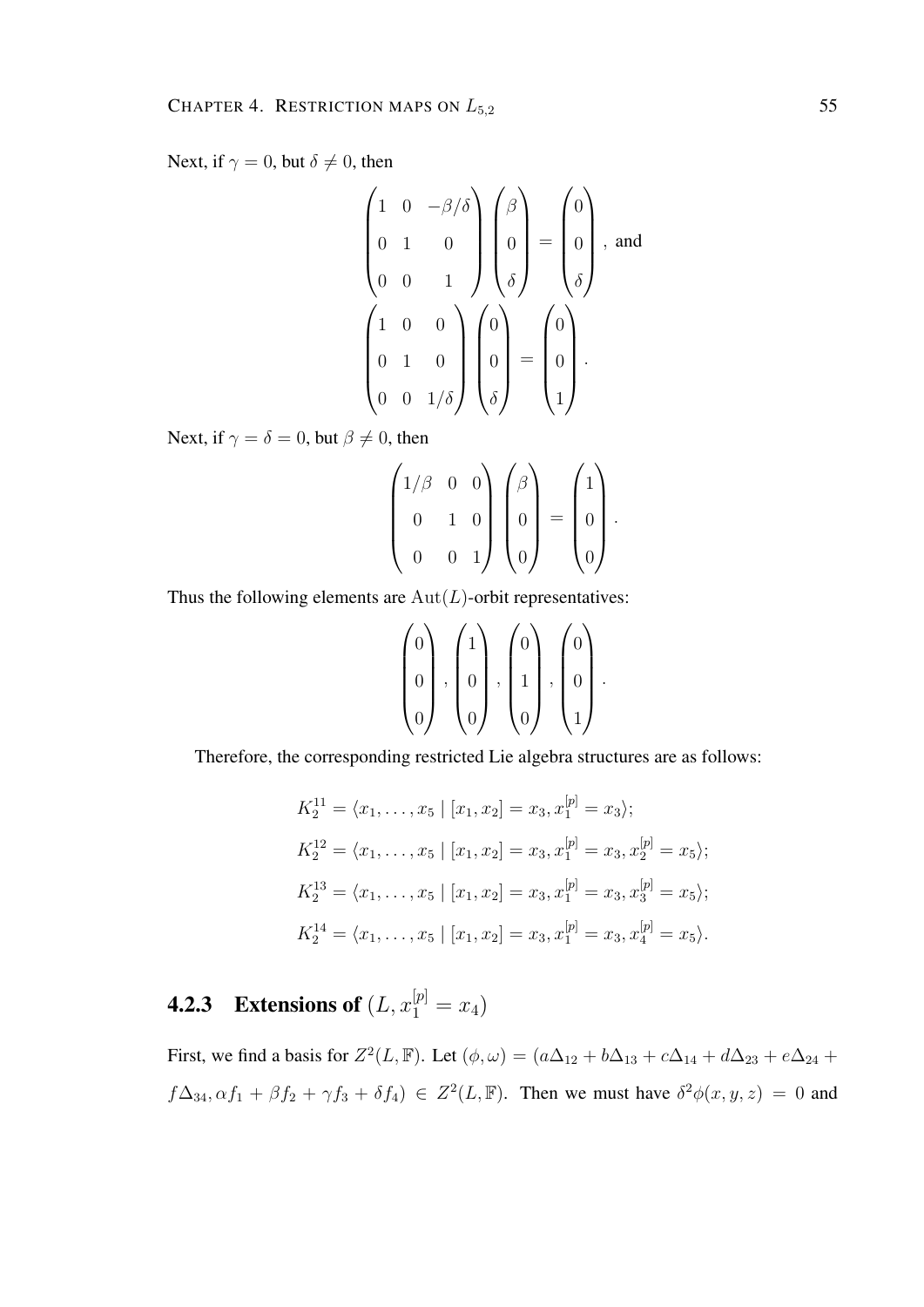Next, if $\gamma = 0$, but $\delta \neq 0$, then

$$\begin{pmatrix} 1 & 0 & -\beta/\delta \\ 0 & 1 & 0 \\ 0 & 0 & 1 \end{pmatrix} \begin{pmatrix} \beta \\ 0 \\ \delta \end{pmatrix} = \begin{pmatrix} 0 \\ 0 \\ \delta \end{pmatrix}, \text{ and}$$

$$\begin{pmatrix} 1 & 0 & 0 \\ 0 & 1 & 0 \\ 0 & 0 & 1/\delta \end{pmatrix} \begin{pmatrix} 0 \\ 0 \\ \delta \end{pmatrix} = \begin{pmatrix} 0 \\ 0 \\ 1 \end{pmatrix}.$$

Next, if $\gamma = \delta = 0$, but $\beta \neq 0$, then

$$\begin{pmatrix} 1/\beta & 0 & 0 \\ 0 & 1 & 0 \\ 0 & 0 & 1 \end{pmatrix} \begin{pmatrix} \beta \\ 0 \\ 0 \end{pmatrix} = \begin{pmatrix} 1 \\ 0 \\ 0 \end{pmatrix}.$$

Thus the following elements are $\mathrm{Aut}(L)$-orbit representatives:

$$\begin{pmatrix} 0 \\ 0 \\ 0 \end{pmatrix}, \begin{pmatrix} 1 \\ 0 \\ 0 \end{pmatrix}, \begin{pmatrix} 0 \\ 1 \\ 0 \end{pmatrix}, \begin{pmatrix} 0 \\ 0 \\ 1 \end{pmatrix}.$$

Therefore, the corresponding restricted Lie algebra structures are as follows:

$$K_2^{11} = \langle x_1, \ldots, x_5 \mid [x_1, x_2] = x_3, x_1^{[p]} = x_3 \rangle;$$

$$K_2^{12} = \langle x_1, \ldots, x_5 \mid [x_1, x_2] = x_3, x_1^{[p]} = x_3, x_2^{[p]} = x_5 \rangle;$$

$$K_2^{13} = \langle x_1, \ldots, x_5 \mid [x_1, x_2] = x_3, x_1^{[p]} = x_3, x_3^{[p]} = x_5 \rangle;$$

$$K_2^{14} = \langle x_1, \ldots, x_5 \mid [x_1, x_2] = x_3, x_1^{[p]} = x_3, x_4^{[p]} = x_5 \rangle.$$

### 4.2.3 Extensions of $(L, x_1^{[p]} = x_4)$

First, we find a basis for $Z^2(L, \mathbb{F})$. Let $(\phi, \omega) = (a\Delta_{12} + b\Delta_{13} + c\Delta_{14} + d\Delta_{23} + e\Delta_{24} + f\Delta_{34}, \alpha f_1 + \beta f_2 + \gamma f_3 + \delta f_4) \in Z^2(L, \mathbb{F})$. Then we must have $\delta^2\phi(x, y, z) = 0$ and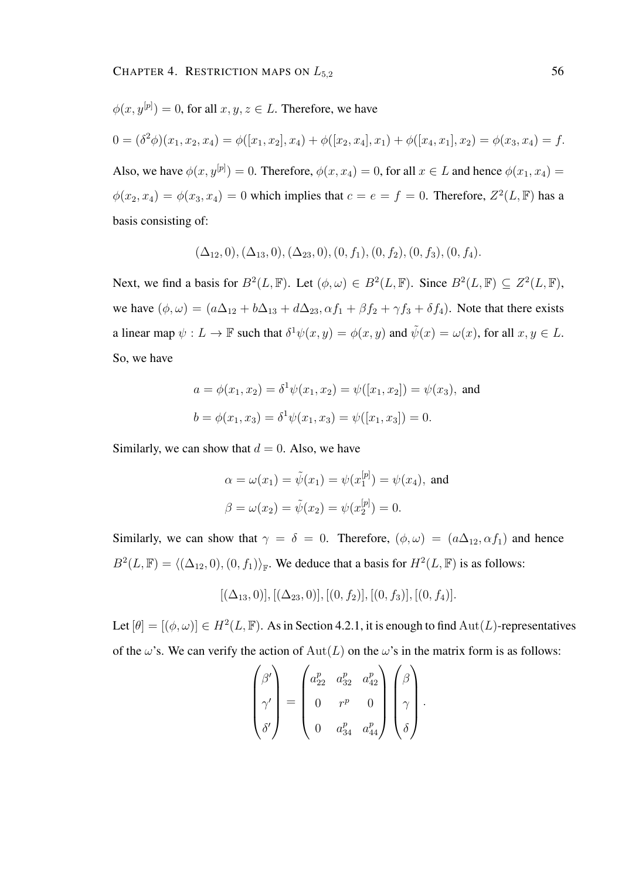$\phi(x, y^{[p]}) = 0$, for all $x, y, z \in L$. Therefore, we have

$$0 = (\delta^2\phi)(x_1, x_2, x_4) = \phi([x_1, x_2], x_4) + \phi([x_2, x_4], x_1) + \phi([x_4, x_1], x_2) = \phi(x_3, x_4) = f.$$

Also, we have $\phi(x, y^{[p]}) = 0$. Therefore, $\phi(x, x_4) = 0$, for all $x \in L$ and hence $\phi(x_1, x_4) = \phi(x_2, x_4) = \phi(x_3, x_4) = 0$ which implies that $c = e = f = 0$. Therefore, $Z^2(L, \mathbb{F})$ has a basis consisting of:

$$(\Delta_{12}, 0), (\Delta_{13}, 0), (\Delta_{23}, 0), (0, f_1), (0, f_2), (0, f_3), (0, f_4).$$

Next, we find a basis for $B^2(L, \mathbb{F})$. Let $(\phi, \omega) \in B^2(L, \mathbb{F})$. Since $B^2(L, \mathbb{F}) \subseteq Z^2(L, \mathbb{F})$, we have $(\phi, \omega) = (a\Delta_{12} + b\Delta_{13} + d\Delta_{23}, \alpha f_1 + \beta f_2 + \gamma f_3 + \delta f_4)$. Note that there exists a linear map $\psi : L \to \mathbb{F}$ such that $\delta^1\psi(x, y) = \phi(x, y)$ and $\tilde{\psi}(x) = \omega(x)$, for all $x, y \in L$. So, we have

$$a = \phi(x_1, x_2) = \delta^1\psi(x_1, x_2) = \psi([x_1, x_2]) = \psi(x_3), \text{ and}$$
$$b = \phi(x_1, x_3) = \delta^1\psi(x_1, x_3) = \psi([x_1, x_3]) = 0.$$

Similarly, we can show that $d = 0$. Also, we have

$$\alpha = \omega(x_1) = \tilde{\psi}(x_1) = \psi(x_1^{[p]}) = \psi(x_4), \text{ and}$$
$$\beta = \omega(x_2) = \tilde{\psi}(x_2) = \psi(x_2^{[p]}) = 0.$$

Similarly, we can show that $\gamma = \delta = 0$. Therefore, $(\phi, \omega) = (a\Delta_{12}, \alpha f_1)$ and hence $B^2(L, \mathbb{F}) = \langle (\Delta_{12}, 0), (0, f_1) \rangle_{\mathbb{F}}$. We deduce that a basis for $H^2(L, \mathbb{F})$ is as follows:

$$[(\Delta_{13}, 0)], [(\Delta_{23}, 0)], [(0, f_2)], [(0, f_3)], [(0, f_4)].$$

Let $[\theta] = [(\phi, \omega)] \in H^2(L, \mathbb{F})$. As in Section 4.2.1, it is enough to find $\mathrm{Aut}(L)$-representatives of the $\omega$'s. We can verify the action of $\mathrm{Aut}(L)$ on the $\omega$'s in the matrix form is as follows:

$$\begin{pmatrix} \beta' \\ \gamma' \\ \delta' \end{pmatrix} = \begin{pmatrix} a_{22}^p & a_{32}^p & a_{42}^p \\ 0 & r^p & 0 \\ 0 & a_{34}^p & a_{44}^p \end{pmatrix} \begin{pmatrix} \beta \\ \gamma \\ \delta \end{pmatrix}.$$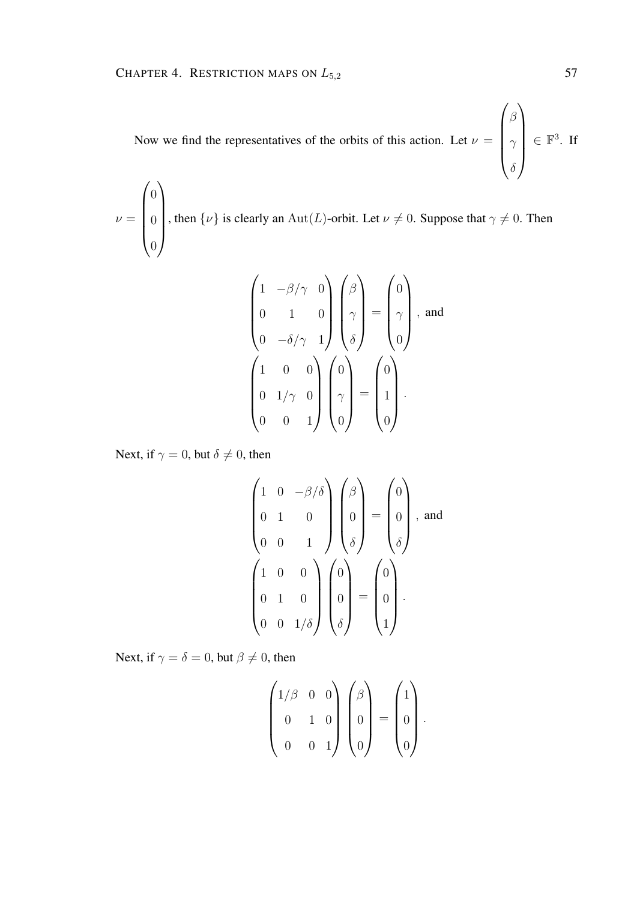Now we find the representatives of the orbits of this action. Let $\nu = \begin{pmatrix} \beta \\ \gamma \\ \delta \end{pmatrix} \in \mathbb{F}^3$. If $\nu = \begin{pmatrix} 0 \\ 0 \\ 0 \end{pmatrix}$, then $\{\nu\}$ is clearly an $\operatorname{Aut}(L)$-orbit. Let $\nu \neq 0$. Suppose that $\gamma \neq 0$. Then

$$
\begin{pmatrix} 1 & -\beta/\gamma & 0 \\ 0 & 1 & 0 \\ 0 & -\delta/\gamma & 1 \end{pmatrix} \begin{pmatrix} \beta \\ \gamma \\ \delta \end{pmatrix} = \begin{pmatrix} 0 \\ \gamma \\ 0 \end{pmatrix}, \text{ and}
$$

$$
\begin{pmatrix} 1 & 0 & 0 \\ 0 & 1/\gamma & 0 \\ 0 & 0 & 1 \end{pmatrix} \begin{pmatrix} 0 \\ \gamma \\ 0 \end{pmatrix} = \begin{pmatrix} 0 \\ 1 \\ 0 \end{pmatrix}.
$$

Next, if $\gamma = 0$, but $\delta \neq 0$, then

$$
\begin{pmatrix} 1 & 0 & -\beta/\delta \\ 0 & 1 & 0 \\ 0 & 0 & 1 \end{pmatrix} \begin{pmatrix} \beta \\ 0 \\ \delta \end{pmatrix} = \begin{pmatrix} 0 \\ 0 \\ \delta \end{pmatrix}, \text{ and}
$$

$$
\begin{pmatrix} 1 & 0 & 0 \\ 0 & 1 & 0 \\ 0 & 0 & 1/\delta \end{pmatrix} \begin{pmatrix} 0 \\ 0 \\ \delta \end{pmatrix} = \begin{pmatrix} 0 \\ 0 \\ 1 \end{pmatrix}.
$$

Next, if $\gamma = \delta = 0$, but $\beta \neq 0$, then

$$
\begin{pmatrix} 1/\beta & 0 & 0 \\ 0 & 1 & 0 \\ 0 & 0 & 1 \end{pmatrix} \begin{pmatrix} \beta \\ 0 \\ 0 \end{pmatrix} = \begin{pmatrix} 1 \\ 0 \\ 0 \end{pmatrix}.
$$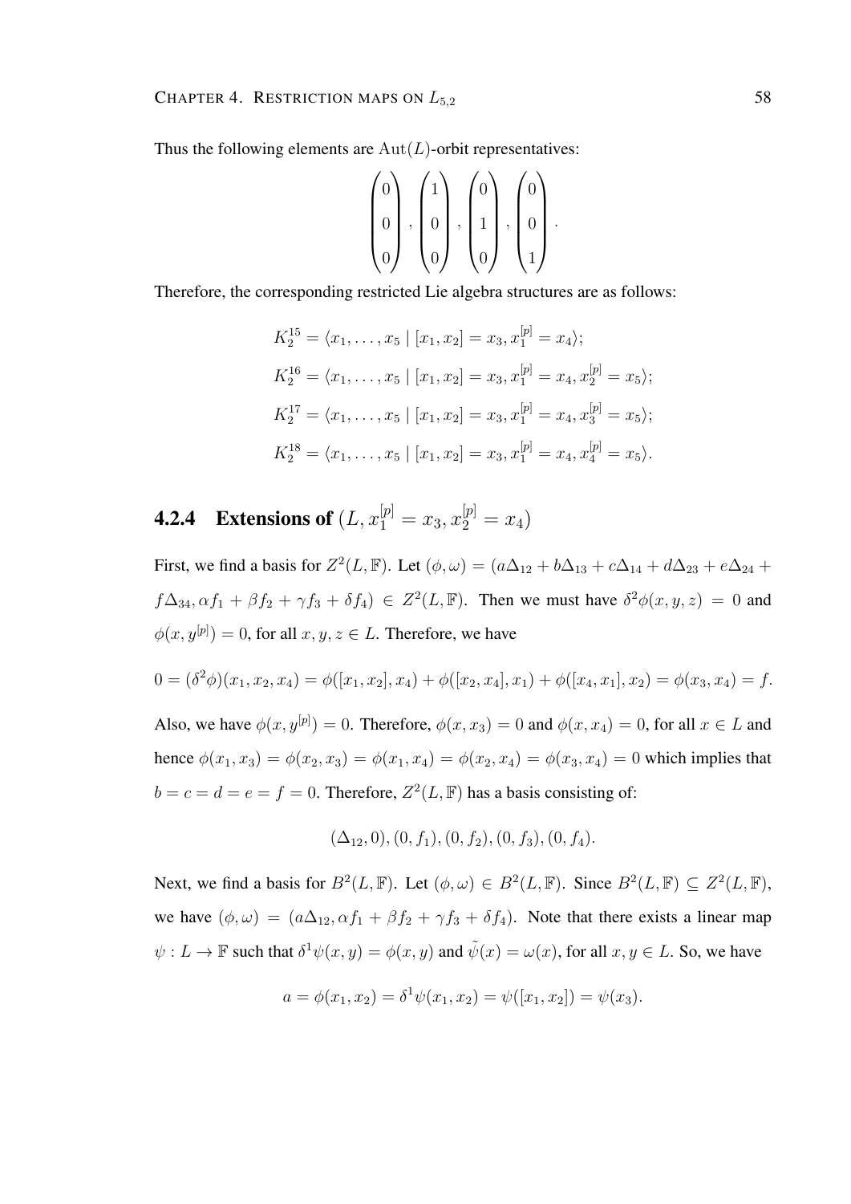Thus the following elements are $\mathrm{Aut}(L)$-orbit representatives:

$$\begin{pmatrix} 0 \\ 0 \\ 0 \end{pmatrix}, \begin{pmatrix} 1 \\ 0 \\ 0 \end{pmatrix}, \begin{pmatrix} 0 \\ 1 \\ 0 \end{pmatrix}, \begin{pmatrix} 0 \\ 0 \\ 1 \end{pmatrix}.$$

Therefore, the corresponding restricted Lie algebra structures are as follows:

$$K_2^{15} = \langle x_1, \ldots, x_5 \mid [x_1, x_2] = x_3, x_1^{[p]} = x_4 \rangle;$$

$$K_2^{16} = \langle x_1, \ldots, x_5 \mid [x_1, x_2] = x_3, x_1^{[p]} = x_4, x_2^{[p]} = x_5 \rangle;$$

$$K_2^{17} = \langle x_1, \ldots, x_5 \mid [x_1, x_2] = x_3, x_1^{[p]} = x_4, x_3^{[p]} = x_5 \rangle;$$

$$K_2^{18} = \langle x_1, \ldots, x_5 \mid [x_1, x_2] = x_3, x_1^{[p]} = x_4, x_4^{[p]} = x_5 \rangle.$$

### 4.2.4 Extensions of $(L, x_1^{[p]} = x_3, x_2^{[p]} = x_4)$

First, we find a basis for $Z^2(L, \mathbb{F})$. Let $(\phi, \omega) = (a\Delta_{12} + b\Delta_{13} + c\Delta_{14} + d\Delta_{23} + e\Delta_{24} + f\Delta_{34}, \alpha f_1 + \beta f_2 + \gamma f_3 + \delta f_4) \in Z^2(L, \mathbb{F})$. Then we must have $\delta^2\phi(x, y, z) = 0$ and $\phi(x, y^{[p]}) = 0$, for all $x, y, z \in L$. Therefore, we have

$$0 = (\delta^2\phi)(x_1, x_2, x_4) = \phi([x_1, x_2], x_4) + \phi([x_2, x_4], x_1) + \phi([x_4, x_1], x_2) = \phi(x_3, x_4) = f.$$

Also, we have $\phi(x, y^{[p]}) = 0$. Therefore, $\phi(x, x_3) = 0$ and $\phi(x, x_4) = 0$, for all $x \in L$ and hence $\phi(x_1, x_3) = \phi(x_2, x_3) = \phi(x_1, x_4) = \phi(x_2, x_4) = \phi(x_3, x_4) = 0$ which implies that $b = c = d = e = f = 0$. Therefore, $Z^2(L, \mathbb{F})$ has a basis consisting of:

$$(\Delta_{12}, 0), (0, f_1), (0, f_2), (0, f_3), (0, f_4).$$

Next, we find a basis for $B^2(L, \mathbb{F})$. Let $(\phi, \omega) \in B^2(L, \mathbb{F})$. Since $B^2(L, \mathbb{F}) \subseteq Z^2(L, \mathbb{F})$, we have $(\phi, \omega) = (a\Delta_{12}, \alpha f_1 + \beta f_2 + \gamma f_3 + \delta f_4)$. Note that there exists a linear map $\psi : L \to \mathbb{F}$ such that $\delta^1\psi(x, y) = \phi(x, y)$ and $\tilde{\psi}(x) = \omega(x)$, for all $x, y \in L$. So, we have

$$a = \phi(x_1, x_2) = \delta^1\psi(x_1, x_2) = \psi([x_1, x_2]) = \psi(x_3).$$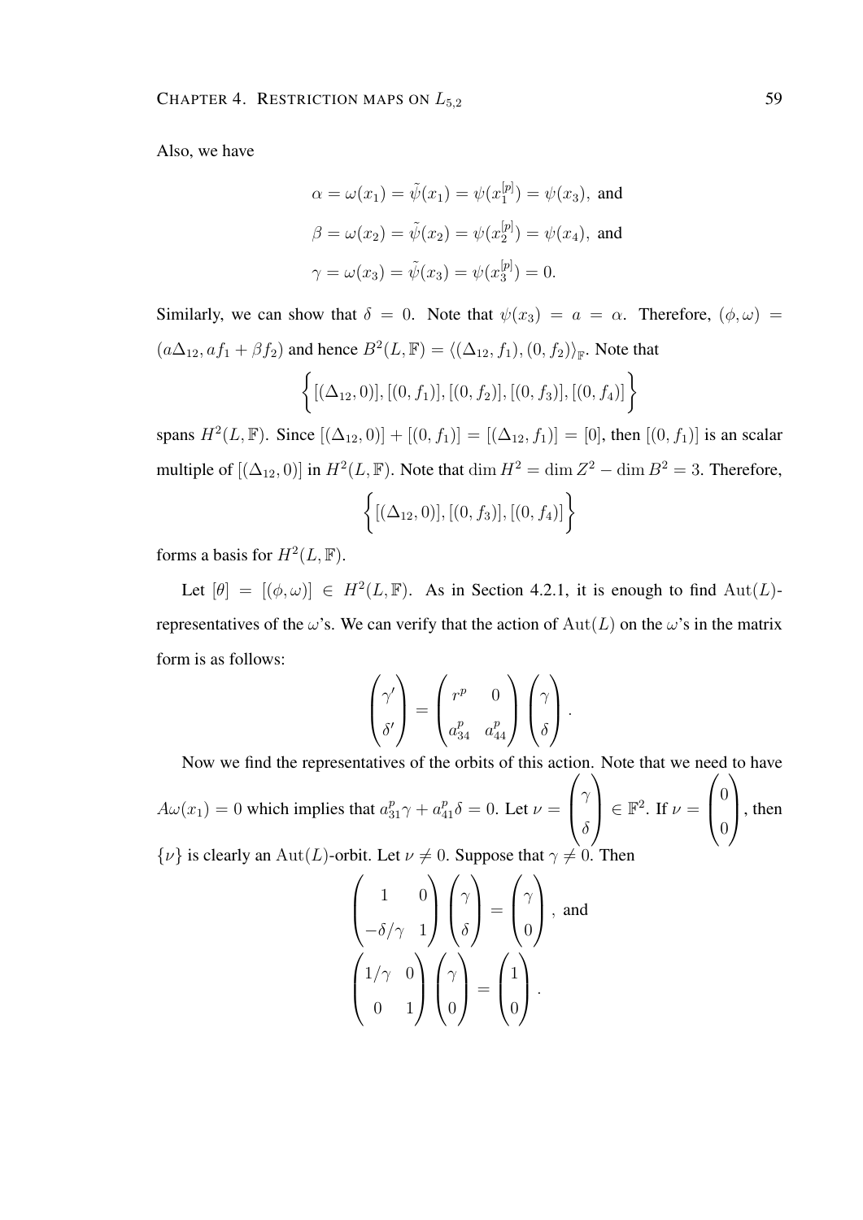Also, we have

$$\alpha = \omega(x_1) = \tilde{\psi}(x_1) = \psi(x_1^{[p]}) = \psi(x_3), \text{ and}$$

$$\beta = \omega(x_2) = \tilde{\psi}(x_2) = \psi(x_2^{[p]}) = \psi(x_4), \text{ and}$$

$$\gamma = \omega(x_3) = \tilde{\psi}(x_3) = \psi(x_3^{[p]}) = 0.$$

Similarly, we can show that $\delta = 0$. Note that $\psi(x_3) = a = \alpha$. Therefore, $(\phi, \omega) = (a\Delta_{12}, af_1 + \beta f_2)$ and hence $B^2(L, \mathbb{F}) = \langle (\Delta_{12}, f_1), (0, f_2) \rangle_{\mathbb{F}}$. Note that

$$\left\{ [(\Delta_{12}, 0)], [(0, f_1)], [(0, f_2)], [(0, f_3)], [(0, f_4)] \right\}$$

spans $H^2(L, \mathbb{F})$. Since $[(\Delta_{12}, 0)] + [(0, f_1)] = [(\Delta_{12}, f_1)] = [0]$, then $[(0, f_1)]$ is an scalar multiple of $[(\Delta_{12}, 0)]$ in $H^2(L, \mathbb{F})$. Note that $\dim H^2 = \dim Z^2 - \dim B^2 = 3$. Therefore,

$$\left\{ [(\Delta_{12}, 0)], [(0, f_3)], [(0, f_4)] \right\}$$

forms a basis for $H^2(L, \mathbb{F})$.

Let $[\theta] = [(\phi, \omega)] \in H^2(L, \mathbb{F})$. As in Section 4.2.1, it is enough to find $\mathrm{Aut}(L)$-representatives of the $\omega$'s. We can verify that the action of $\mathrm{Aut}(L)$ on the $\omega$'s in the matrix form is as follows:

$$\begin{pmatrix} \gamma' \\ \delta' \end{pmatrix} = \begin{pmatrix} r^p & 0 \\ a_{34}^p & a_{44}^p \end{pmatrix} \begin{pmatrix} \gamma \\ \delta \end{pmatrix}.$$

Now we find the representatives of the orbits of this action. Note that we need to have $A\omega(x_1) = 0$ which implies that $a_{31}^p \gamma + a_{41}^p \delta = 0$. Let $\nu = \begin{pmatrix} \gamma \\ \delta \end{pmatrix} \in \mathbb{F}^2$. If $\nu = \begin{pmatrix} 0 \\ 0 \end{pmatrix}$, then $\{\nu\}$ is clearly an $\mathrm{Aut}(L)$-orbit. Let $\nu \neq 0$. Suppose that $\gamma \neq 0$. Then

$$\begin{pmatrix} 1 & 0 \\ -\delta/\gamma & 1 \end{pmatrix} \begin{pmatrix} \gamma \\ \delta \end{pmatrix} = \begin{pmatrix} \gamma \\ 0 \end{pmatrix}, \text{ and}$$

$$\begin{pmatrix} 1/\gamma & 0 \\ 0 & 1 \end{pmatrix} \begin{pmatrix} \gamma \\ 0 \end{pmatrix} = \begin{pmatrix} 1 \\ 0 \end{pmatrix}.$$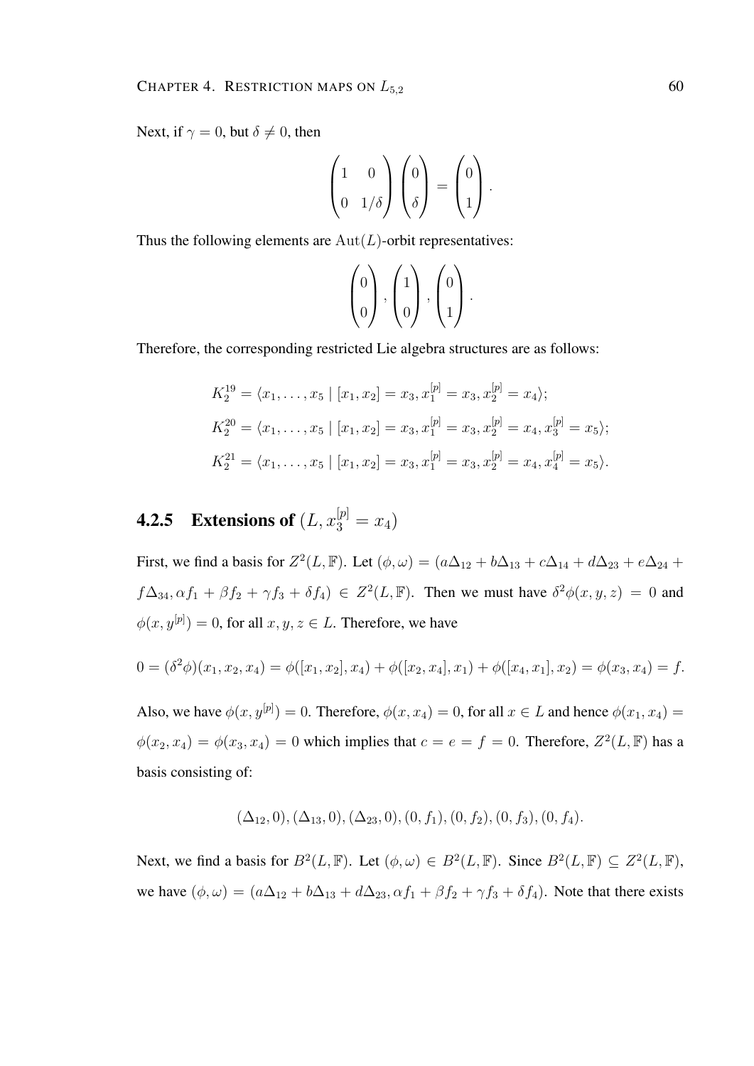Next, if $\gamma = 0$, but $\delta \neq 0$, then

$$\begin{pmatrix} 1 & 0 \\ 0 & 1/\delta \end{pmatrix} \begin{pmatrix} 0 \\ \delta \end{pmatrix} = \begin{pmatrix} 0 \\ 1 \end{pmatrix}.$$

Thus the following elements are $\mathrm{Aut}(L)$-orbit representatives:

$$\begin{pmatrix} 0 \\ 0 \end{pmatrix}, \begin{pmatrix} 1 \\ 0 \end{pmatrix}, \begin{pmatrix} 0 \\ 1 \end{pmatrix}.$$

Therefore, the corresponding restricted Lie algebra structures are as follows:

$$K_2^{19} = \langle x_1, \ldots, x_5 \mid [x_1, x_2] = x_3, x_1^{[p]} = x_3, x_2^{[p]} = x_4 \rangle;$$

$$K_2^{20} = \langle x_1, \ldots, x_5 \mid [x_1, x_2] = x_3, x_1^{[p]} = x_3, x_2^{[p]} = x_4, x_3^{[p]} = x_5 \rangle;$$

$$K_2^{21} = \langle x_1, \ldots, x_5 \mid [x_1, x_2] = x_3, x_1^{[p]} = x_3, x_2^{[p]} = x_4, x_4^{[p]} = x_5 \rangle.$$

### 4.2.5 Extensions of $(L, x_3^{[p]} = x_4)$

First, we find a basis for $Z^2(L, \mathbb{F})$. Let $(\phi, \omega) = (a\Delta_{12} + b\Delta_{13} + c\Delta_{14} + d\Delta_{23} + e\Delta_{24} + f\Delta_{34}, \alpha f_1 + \beta f_2 + \gamma f_3 + \delta f_4) \in Z^2(L, \mathbb{F})$. Then we must have $\delta^2\phi(x, y, z) = 0$ and $\phi(x, y^{[p]}) = 0$, for all $x, y, z \in L$. Therefore, we have

$$0 = (\delta^2\phi)(x_1, x_2, x_4) = \phi([x_1, x_2], x_4) + \phi([x_2, x_4], x_1) + \phi([x_4, x_1], x_2) = \phi(x_3, x_4) = f.$$

Also, we have $\phi(x, y^{[p]}) = 0$. Therefore, $\phi(x, x_4) = 0$, for all $x \in L$ and hence $\phi(x_1, x_4) = \phi(x_2, x_4) = \phi(x_3, x_4) = 0$ which implies that $c = e = f = 0$. Therefore, $Z^2(L, \mathbb{F})$ has a basis consisting of:

$$(\Delta_{12}, 0), (\Delta_{13}, 0), (\Delta_{23}, 0), (0, f_1), (0, f_2), (0, f_3), (0, f_4).$$

Next, we find a basis for $B^2(L, \mathbb{F})$. Let $(\phi, \omega) \in B^2(L, \mathbb{F})$. Since $B^2(L, \mathbb{F}) \subseteq Z^2(L, \mathbb{F})$, we have $(\phi, \omega) = (a\Delta_{12} + b\Delta_{13} + d\Delta_{23}, \alpha f_1 + \beta f_2 + \gamma f_3 + \delta f_4)$. Note that there exists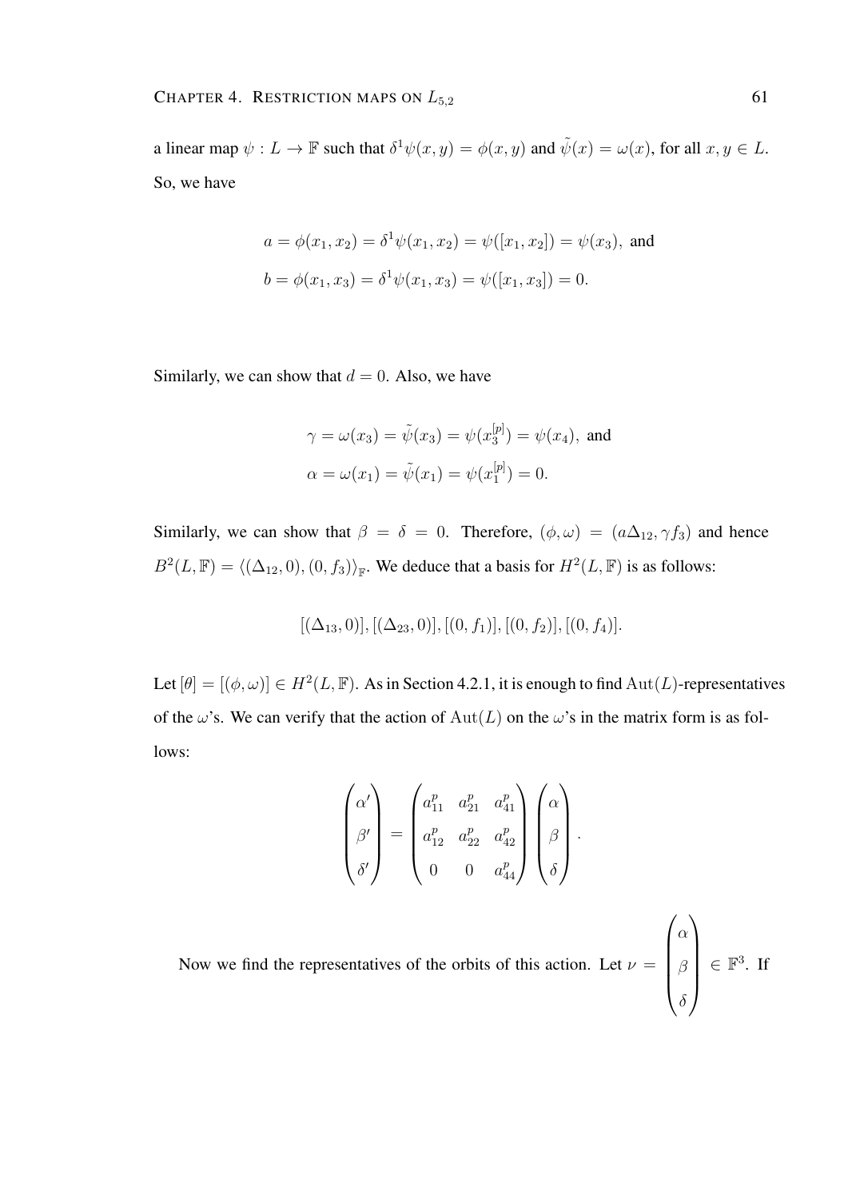a linear map $\psi : L \to \mathbb{F}$ such that $\delta^1\psi(x, y) = \phi(x, y)$ and $\tilde{\psi}(x) = \omega(x)$, for all $x, y \in L$. So, we have

$$a = \phi(x_1, x_2) = \delta^1\psi(x_1, x_2) = \psi([x_1, x_2]) = \psi(x_3), \text{ and}$$
$$b = \phi(x_1, x_3) = \delta^1\psi(x_1, x_3) = \psi([x_1, x_3]) = 0.$$

Similarly, we can show that $d = 0$. Also, we have

$$\gamma = \omega(x_3) = \tilde{\psi}(x_3) = \psi(x_3^{[p]}) = \psi(x_4), \text{ and}$$
$$\alpha = \omega(x_1) = \tilde{\psi}(x_1) = \psi(x_1^{[p]}) = 0.$$

Similarly, we can show that $\beta = \delta = 0$. Therefore, $(\phi, \omega) = (a\Delta_{12}, \gamma f_3)$ and hence $B^2(L, \mathbb{F}) = \langle(\Delta_{12}, 0), (0, f_3)\rangle_{\mathbb{F}}$. We deduce that a basis for $H^2(L, \mathbb{F})$ is as follows:

$$[(\Delta_{13}, 0)], [(\Delta_{23}, 0)], [(0, f_1)], [(0, f_2)], [(0, f_4)].$$

Let $[\theta] = [(\phi, \omega)] \in H^2(L, \mathbb{F})$. As in Section 4.2.1, it is enough to find $\mathrm{Aut}(L)$-representatives of the $\omega$'s. We can verify that the action of $\mathrm{Aut}(L)$ on the $\omega$'s in the matrix form is as follows:

$$\begin{pmatrix} \alpha' \\ \beta' \\ \delta' \end{pmatrix} = \begin{pmatrix} a_{11}^p & a_{21}^p & a_{41}^p \\ a_{12}^p & a_{22}^p & a_{42}^p \\ 0 & 0 & a_{44}^p \end{pmatrix} \begin{pmatrix} \alpha \\ \beta \\ \delta \end{pmatrix}.$$

Now we find the representatives of the orbits of this action. Let $\nu = \begin{pmatrix} \alpha \\ \beta \\ \delta \end{pmatrix} \in \mathbb{F}^3$. If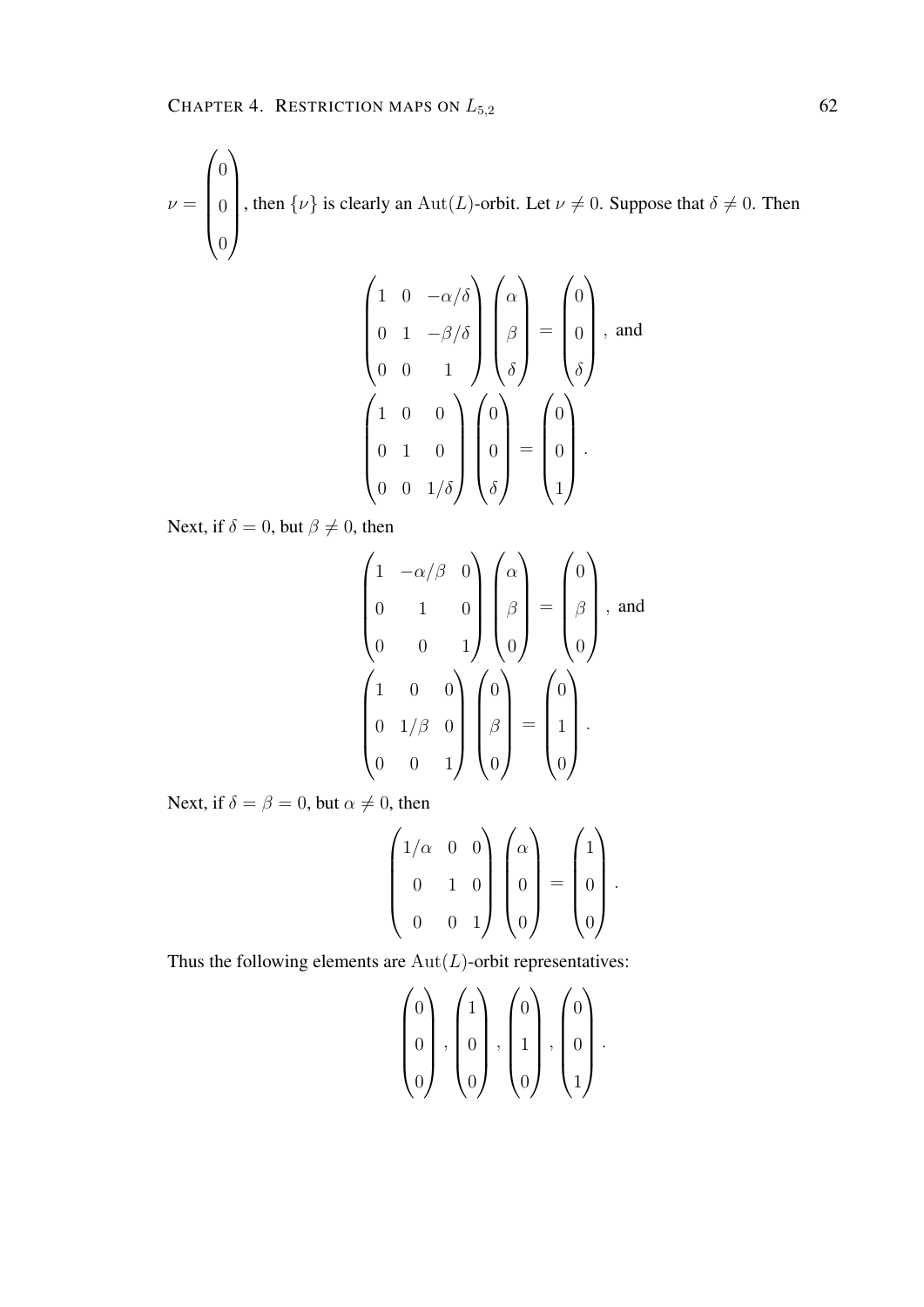$\nu = \begin{pmatrix} 0 \\ 0 \\ 0 \end{pmatrix}$, then $\{\nu\}$ is clearly an $\mathrm{Aut}(L)$-orbit. Let $\nu \neq 0$. Suppose that $\delta \neq 0$. Then

$$\begin{pmatrix} 1 & 0 & -\alpha/\delta \\ 0 & 1 & -\beta/\delta \\ 0 & 0 & 1 \end{pmatrix} \begin{pmatrix} \alpha \\ \beta \\ \delta \end{pmatrix} = \begin{pmatrix} 0 \\ 0 \\ \delta \end{pmatrix}, \text{ and}$$

$$\begin{pmatrix} 1 & 0 & 0 \\ 0 & 1 & 0 \\ 0 & 0 & 1/\delta \end{pmatrix} \begin{pmatrix} 0 \\ 0 \\ \delta \end{pmatrix} = \begin{pmatrix} 0 \\ 0 \\ 1 \end{pmatrix}.$$

Next, if $\delta = 0$, but $\beta \neq 0$, then

$$\begin{pmatrix} 1 & -\alpha/\beta & 0 \\ 0 & 1 & 0 \\ 0 & 0 & 1 \end{pmatrix} \begin{pmatrix} \alpha \\ \beta \\ 0 \end{pmatrix} = \begin{pmatrix} 0 \\ \beta \\ 0 \end{pmatrix}, \text{ and}$$

$$\begin{pmatrix} 1 & 0 & 0 \\ 0 & 1/\beta & 0 \\ 0 & 0 & 1 \end{pmatrix} \begin{pmatrix} 0 \\ \beta \\ 0 \end{pmatrix} = \begin{pmatrix} 0 \\ 1 \\ 0 \end{pmatrix}.$$

Next, if $\delta = \beta = 0$, but $\alpha \neq 0$, then

$$\begin{pmatrix} 1/\alpha & 0 & 0 \\ 0 & 1 & 0 \\ 0 & 0 & 1 \end{pmatrix} \begin{pmatrix} \alpha \\ 0 \\ 0 \end{pmatrix} = \begin{pmatrix} 1 \\ 0 \\ 0 \end{pmatrix}.$$

Thus the following elements are $\mathrm{Aut}(L)$-orbit representatives:

$$\begin{pmatrix} 0 \\ 0 \\ 0 \end{pmatrix}, \begin{pmatrix} 1 \\ 0 \\ 0 \end{pmatrix}, \begin{pmatrix} 0 \\ 1 \\ 0 \end{pmatrix}, \begin{pmatrix} 0 \\ 0 \\ 1 \end{pmatrix}.$$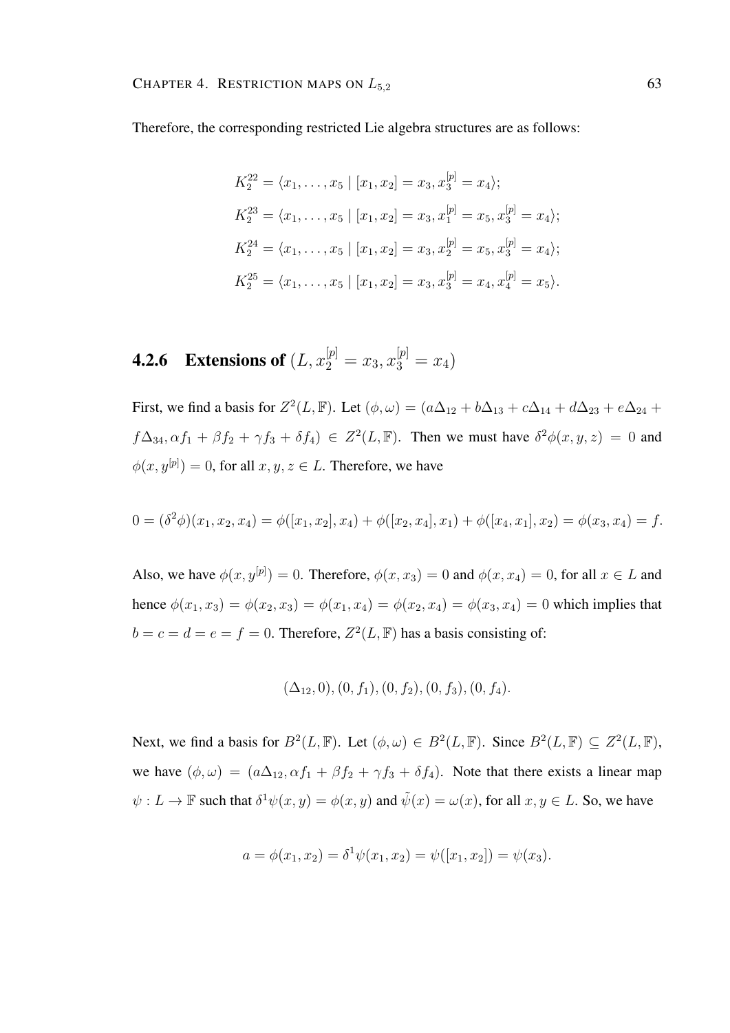Therefore, the corresponding restricted Lie algebra structures are as follows:

$$K_2^{22} = \langle x_1, \ldots, x_5 \mid [x_1, x_2] = x_3, x_3^{[p]} = x_4 \rangle;$$

$$K_2^{23} = \langle x_1, \ldots, x_5 \mid [x_1, x_2] = x_3, x_1^{[p]} = x_5, x_3^{[p]} = x_4 \rangle;$$

$$K_2^{24} = \langle x_1, \ldots, x_5 \mid [x_1, x_2] = x_3, x_2^{[p]} = x_5, x_3^{[p]} = x_4 \rangle;$$

$$K_2^{25} = \langle x_1, \ldots, x_5 \mid [x_1, x_2] = x_3, x_3^{[p]} = x_4, x_4^{[p]} = x_5 \rangle.$$

### 4.2.6 Extensions of $(L, x_2^{[p]} = x_3, x_3^{[p]} = x_4)$

First, we find a basis for $Z^2(L, \mathbb{F})$. Let $(\phi, \omega) = (a\Delta_{12} + b\Delta_{13} + c\Delta_{14} + d\Delta_{23} + e\Delta_{24} + f\Delta_{34}, \alpha f_1 + \beta f_2 + \gamma f_3 + \delta f_4) \in Z^2(L, \mathbb{F})$. Then we must have $\delta^2\phi(x, y, z) = 0$ and $\phi(x, y^{[p]}) = 0$, for all $x, y, z \in L$. Therefore, we have

$$0 = (\delta^2\phi)(x_1, x_2, x_4) = \phi([x_1, x_2], x_4) + \phi([x_2, x_4], x_1) + \phi([x_4, x_1], x_2) = \phi(x_3, x_4) = f.$$

Also, we have $\phi(x, y^{[p]}) = 0$. Therefore, $\phi(x, x_3) = 0$ and $\phi(x, x_4) = 0$, for all $x \in L$ and hence $\phi(x_1, x_3) = \phi(x_2, x_3) = \phi(x_1, x_4) = \phi(x_2, x_4) = \phi(x_3, x_4) = 0$ which implies that $b = c = d = e = f = 0$. Therefore, $Z^2(L, \mathbb{F})$ has a basis consisting of:

$$(\Delta_{12}, 0), (0, f_1), (0, f_2), (0, f_3), (0, f_4).$$

Next, we find a basis for $B^2(L, \mathbb{F})$. Let $(\phi, \omega) \in B^2(L, \mathbb{F})$. Since $B^2(L, \mathbb{F}) \subseteq Z^2(L, \mathbb{F})$, we have $(\phi, \omega) = (a\Delta_{12}, \alpha f_1 + \beta f_2 + \gamma f_3 + \delta f_4)$. Note that there exists a linear map $\psi : L \to \mathbb{F}$ such that $\delta^1\psi(x, y) = \phi(x, y)$ and $\tilde{\psi}(x) = \omega(x)$, for all $x, y \in L$. So, we have

$$a = \phi(x_1, x_2) = \delta^1\psi(x_1, x_2) = \psi([x_1, x_2]) = \psi(x_3).$$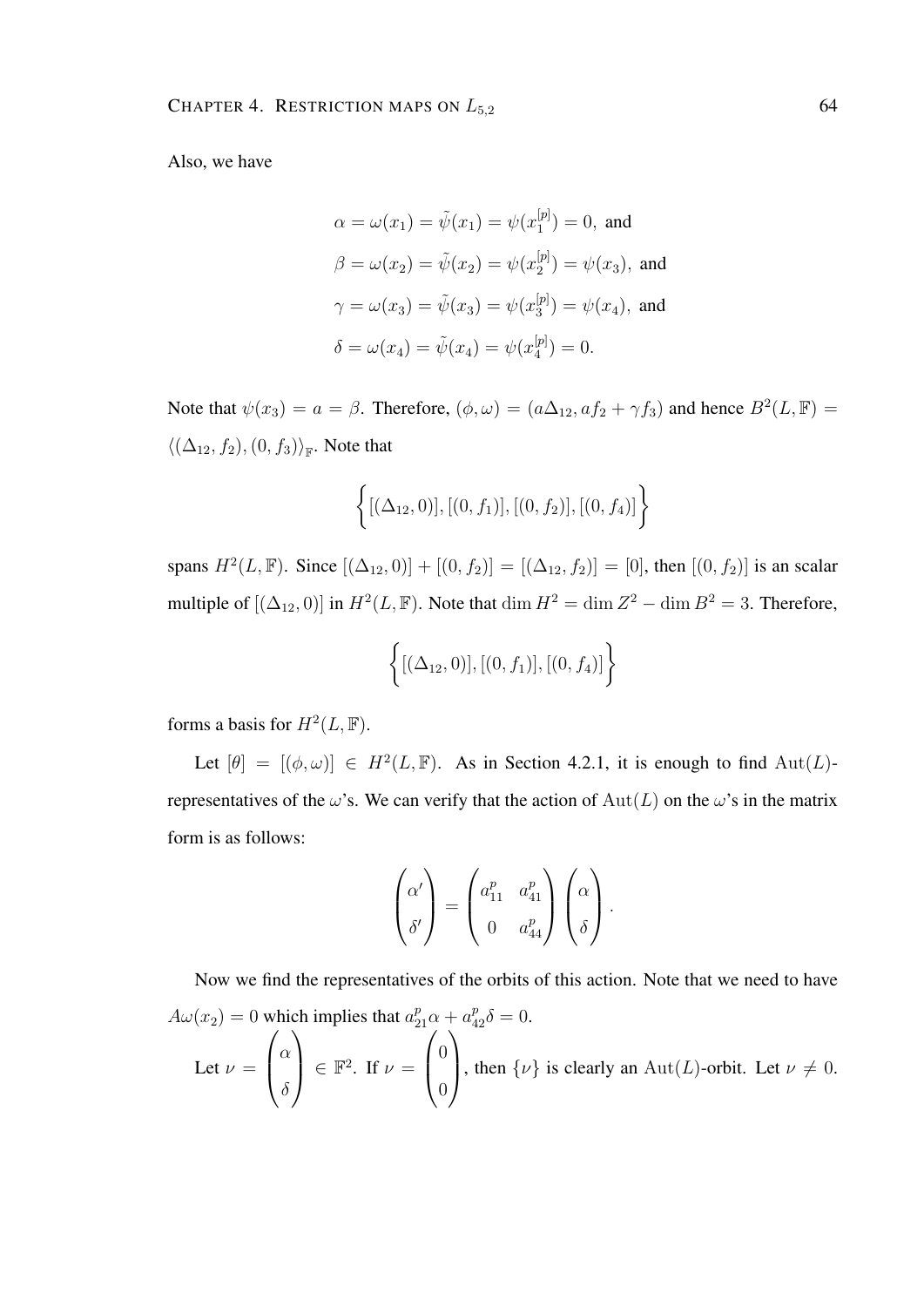Also, we have

$$\alpha = \omega(x_1) = \tilde{\psi}(x_1) = \psi(x_1^{[p]}) = 0, \text{ and}$$
$$\beta = \omega(x_2) = \tilde{\psi}(x_2) = \psi(x_2^{[p]}) = \psi(x_3), \text{ and}$$
$$\gamma = \omega(x_3) = \tilde{\psi}(x_3) = \psi(x_3^{[p]}) = \psi(x_4), \text{ and}$$
$$\delta = \omega(x_4) = \tilde{\psi}(x_4) = \psi(x_4^{[p]}) = 0.$$

Note that $\psi(x_3) = a = \beta$. Therefore, $(\phi, \omega) = (a\Delta_{12}, af_2 + \gamma f_3)$ and hence $B^2(L, \mathbb{F}) = \langle(\Delta_{12}, f_2), (0, f_3)\rangle_{\mathbb{F}}$. Note that

$$\left\{[(\Delta_{12}, 0)], [(0, f_1)], [(0, f_2)], [(0, f_4)]\right\}$$

spans $H^2(L, \mathbb{F})$. Since $[(\Delta_{12}, 0)] + [(0, f_2)] = [(\Delta_{12}, f_2)] = [0]$, then $[(0, f_2)]$ is an scalar multiple of $[(\Delta_{12}, 0)]$ in $H^2(L, \mathbb{F})$. Note that $\dim H^2 = \dim Z^2 - \dim B^2 = 3$. Therefore,

$$\left\{[(\Delta_{12}, 0)], [(0, f_1)], [(0, f_4)]\right\}$$

forms a basis for $H^2(L, \mathbb{F})$.

Let $[\theta] = [(\phi, \omega)] \in H^2(L, \mathbb{F})$. As in Section 4.2.1, it is enough to find $\mathrm{Aut}(L)$-representatives of the $\omega$'s. We can verify that the action of $\mathrm{Aut}(L)$ on the $\omega$'s in the matrix form is as follows:

$$\begin{pmatrix} \alpha' \\ \delta' \end{pmatrix} = \begin{pmatrix} a_{11}^p & a_{41}^p \\ 0 & a_{44}^p \end{pmatrix} \begin{pmatrix} \alpha \\ \delta \end{pmatrix}.$$

Now we find the representatives of the orbits of this action. Note that we need to have $A\omega(x_2) = 0$ which implies that $a_{21}^p \alpha + a_{42}^p \delta = 0$.

Let $\nu = \begin{pmatrix} \alpha \\ \delta \end{pmatrix} \in \mathbb{F}^2$. If $\nu = \begin{pmatrix} 0 \\ 0 \end{pmatrix}$, then $\{\nu\}$ is clearly an $\mathrm{Aut}(L)$-orbit. Let $\nu \neq 0$.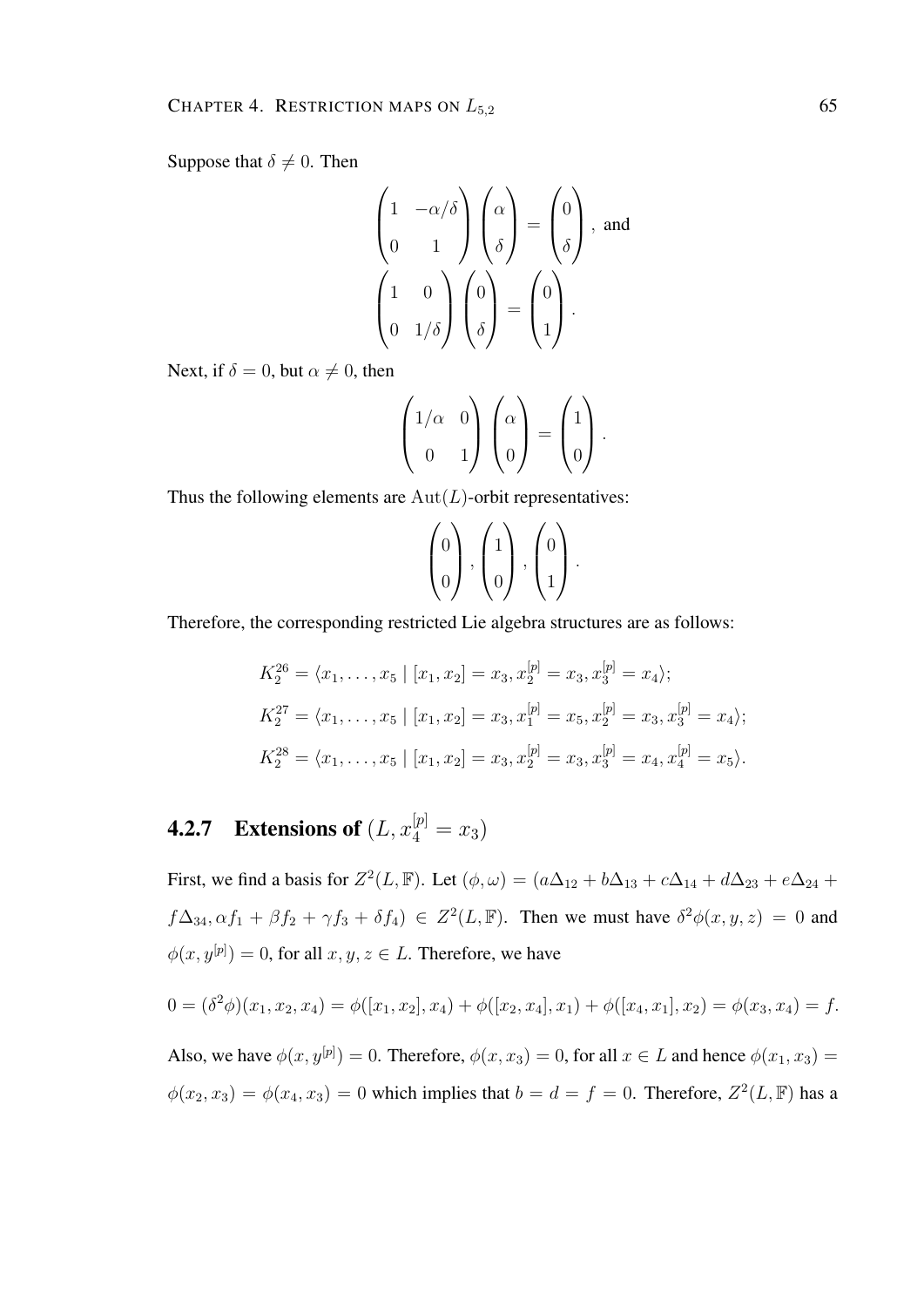Suppose that $\delta \neq 0$. Then

$$\begin{pmatrix} 1 & -\alpha/\delta \\ 0 & 1 \end{pmatrix} \begin{pmatrix} \alpha \\ \delta \end{pmatrix} = \begin{pmatrix} 0 \\ \delta \end{pmatrix}, \text{ and}$$

$$\begin{pmatrix} 1 & 0 \\ 0 & 1/\delta \end{pmatrix} \begin{pmatrix} 0 \\ \delta \end{pmatrix} = \begin{pmatrix} 0 \\ 1 \end{pmatrix}.$$

Next, if $\delta = 0$, but $\alpha \neq 0$, then

$$\begin{pmatrix} 1/\alpha & 0 \\ 0 & 1 \end{pmatrix} \begin{pmatrix} \alpha \\ 0 \end{pmatrix} = \begin{pmatrix} 1 \\ 0 \end{pmatrix}.$$

Thus the following elements are $\mathrm{Aut}(L)$-orbit representatives:

$$\begin{pmatrix} 0 \\ 0 \end{pmatrix}, \begin{pmatrix} 1 \\ 0 \end{pmatrix}, \begin{pmatrix} 0 \\ 1 \end{pmatrix}.$$

Therefore, the corresponding restricted Lie algebra structures are as follows:

$$K_2^{26} = \langle x_1, \ldots, x_5 \mid [x_1, x_2] = x_3, x_2^{[p]} = x_3, x_3^{[p]} = x_4 \rangle;$$

$$K_2^{27} = \langle x_1, \ldots, x_5 \mid [x_1, x_2] = x_3, x_1^{[p]} = x_5, x_2^{[p]} = x_3, x_3^{[p]} = x_4 \rangle;$$

$$K_2^{28} = \langle x_1, \ldots, x_5 \mid [x_1, x_2] = x_3, x_2^{[p]} = x_3, x_3^{[p]} = x_4, x_4^{[p]} = x_5 \rangle.$$

### 4.2.7 Extensions of $(L, x_4^{[p]} = x_3)$

First, we find a basis for $Z^2(L, \mathbb{F})$. Let $(\phi, \omega) = (a\Delta_{12} + b\Delta_{13} + c\Delta_{14} + d\Delta_{23} + e\Delta_{24} + f\Delta_{34}, \alpha f_1 + \beta f_2 + \gamma f_3 + \delta f_4) \in Z^2(L, \mathbb{F})$. Then we must have $\delta^2\phi(x, y, z) = 0$ and $\phi(x, y^{[p]}) = 0$, for all $x, y, z \in L$. Therefore, we have

$$0 = (\delta^2\phi)(x_1, x_2, x_4) = \phi([x_1, x_2], x_4) + \phi([x_2, x_4], x_1) + \phi([x_4, x_1], x_2) = \phi(x_3, x_4) = f.$$

Also, we have $\phi(x, y^{[p]}) = 0$. Therefore, $\phi(x, x_3) = 0$, for all $x \in L$ and hence $\phi(x_1, x_3) = \phi(x_2, x_3) = \phi(x_4, x_3) = 0$ which implies that $b = d = f = 0$. Therefore, $Z^2(L, \mathbb{F})$ has a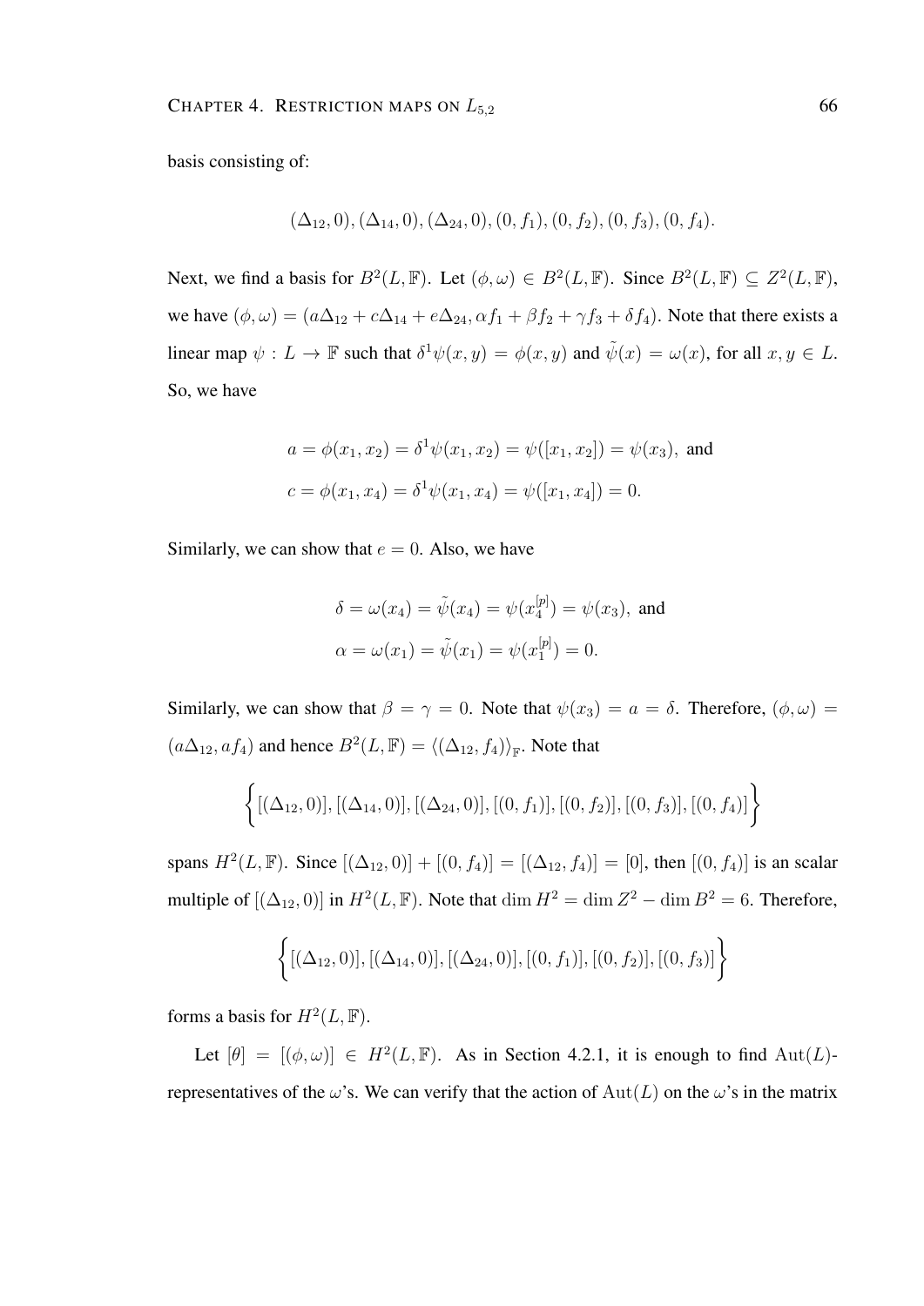basis consisting of:

$$(\Delta_{12}, 0), (\Delta_{14}, 0), (\Delta_{24}, 0), (0, f_1), (0, f_2), (0, f_3), (0, f_4).$$

Next, we find a basis for $B^2(L, \mathbb{F})$. Let $(\phi, \omega) \in B^2(L, \mathbb{F})$. Since $B^2(L, \mathbb{F}) \subseteq Z^2(L, \mathbb{F})$, we have $(\phi, \omega) = (a\Delta_{12} + c\Delta_{14} + e\Delta_{24}, \alpha f_1 + \beta f_2 + \gamma f_3 + \delta f_4)$. Note that there exists a linear map $\psi : L \to \mathbb{F}$ such that $\delta^1\psi(x, y) = \phi(x, y)$ and $\tilde{\psi}(x) = \omega(x)$, for all $x, y \in L$. So, we have

$$a = \phi(x_1, x_2) = \delta^1\psi(x_1, x_2) = \psi([x_1, x_2]) = \psi(x_3), \text{ and}$$
$$c = \phi(x_1, x_4) = \delta^1\psi(x_1, x_4) = \psi([x_1, x_4]) = 0.$$

Similarly, we can show that $e = 0$. Also, we have

$$\delta = \omega(x_4) = \tilde{\psi}(x_4) = \psi(x_4^{[p]}) = \psi(x_3), \text{ and}$$
$$\alpha = \omega(x_1) = \tilde{\psi}(x_1) = \psi(x_1^{[p]}) = 0.$$

Similarly, we can show that $\beta = \gamma = 0$. Note that $\psi(x_3) = a = \delta$. Therefore, $(\phi, \omega) = (a\Delta_{12}, af_4)$ and hence $B^2(L, \mathbb{F}) = \langle(\Delta_{12}, f_4)\rangle_{\mathbb{F}}$. Note that

$$\left\{[(\Delta_{12}, 0)], [(\Delta_{14}, 0)], [(\Delta_{24}, 0)], [(0, f_1)], [(0, f_2)], [(0, f_3)], [(0, f_4)]\right\}$$

spans $H^2(L, \mathbb{F})$. Since $[(\Delta_{12}, 0)] + [(0, f_4)] = [(\Delta_{12}, f_4)] = [0]$, then $[(0, f_4)]$ is an scalar multiple of $[(\Delta_{12}, 0)]$ in $H^2(L, \mathbb{F})$. Note that $\dim H^2 = \dim Z^2 - \dim B^2 = 6$. Therefore,

$$\left\{[(\Delta_{12}, 0)], [(\Delta_{14}, 0)], [(\Delta_{24}, 0)], [(0, f_1)], [(0, f_2)], [(0, f_3)]\right\}$$

forms a basis for $H^2(L, \mathbb{F})$.

Let $[\theta] = [(\phi, \omega)] \in H^2(L, \mathbb{F})$. As in Section 4.2.1, it is enough to find $\mathrm{Aut}(L)$-representatives of the $\omega$'s. We can verify that the action of $\mathrm{Aut}(L)$ on the $\omega$'s in the matrix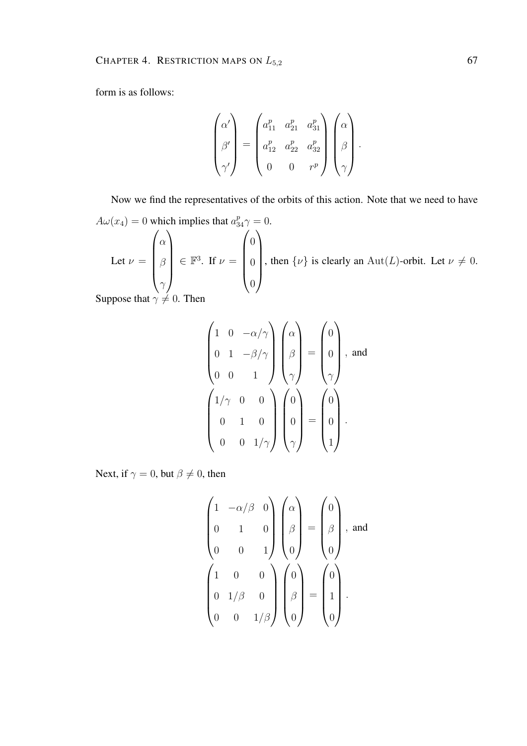form is as follows:

$$\begin{pmatrix} \alpha' \\ \beta' \\ \gamma' \end{pmatrix} = \begin{pmatrix} a_{11}^p & a_{21}^p & a_{31}^p \\ a_{12}^p & a_{22}^p & a_{32}^p \\ 0 & 0 & r^p \end{pmatrix} \begin{pmatrix} \alpha \\ \beta \\ \gamma \end{pmatrix}.$$

Now we find the representatives of the orbits of this action. Note that we need to have $A\omega(x_4) = 0$ which implies that $a_{34}^p \gamma = 0$.

Let $\nu = \begin{pmatrix} \alpha \\ \beta \\ \gamma \end{pmatrix} \in \mathbb{F}^3$. If $\nu = \begin{pmatrix} 0 \\ 0 \\ 0 \end{pmatrix}$, then $\{\nu\}$ is clearly an $\mathrm{Aut}(L)$-orbit. Let $\nu \neq 0$. Suppose that $\gamma \neq 0$. Then

$$\begin{pmatrix} 1 & 0 & -\alpha/\gamma \\ 0 & 1 & -\beta/\gamma \\ 0 & 0 & 1 \end{pmatrix} \begin{pmatrix} \alpha \\ \beta \\ \gamma \end{pmatrix} = \begin{pmatrix} 0 \\ 0 \\ \gamma \end{pmatrix}, \text{ and}$$

$$\begin{pmatrix} 1/\gamma & 0 & 0 \\ 0 & 1 & 0 \\ 0 & 0 & 1/\gamma \end{pmatrix} \begin{pmatrix} 0 \\ 0 \\ \gamma \end{pmatrix} = \begin{pmatrix} 0 \\ 0 \\ 1 \end{pmatrix}.$$

Next, if $\gamma = 0$, but $\beta \neq 0$, then

$$\begin{pmatrix} 1 & -\alpha/\beta & 0 \\ 0 & 1 & 0 \\ 0 & 0 & 1 \end{pmatrix} \begin{pmatrix} \alpha \\ \beta \\ 0 \end{pmatrix} = \begin{pmatrix} 0 \\ \beta \\ 0 \end{pmatrix}, \text{ and}$$

$$\begin{pmatrix} 1 & 0 & 0 \\ 0 & 1/\beta & 0 \\ 0 & 0 & 1/\beta \end{pmatrix} \begin{pmatrix} 0 \\ \beta \\ 0 \end{pmatrix} = \begin{pmatrix} 0 \\ 1 \\ 0 \end{pmatrix}.$$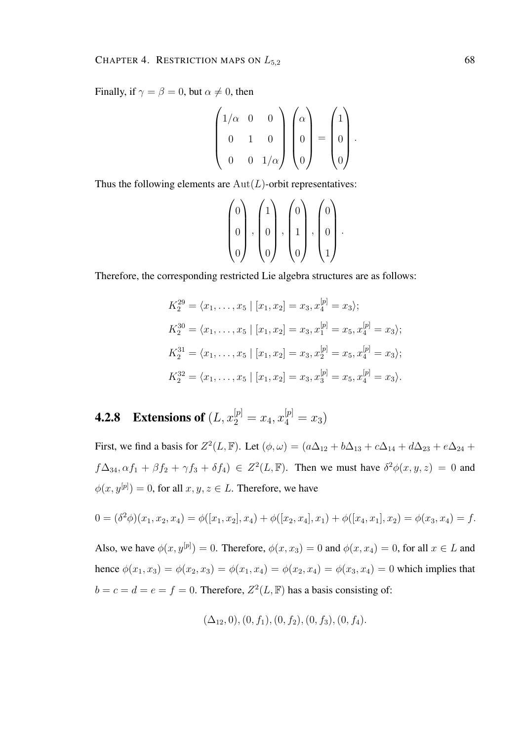Finally, if $\gamma = \beta = 0$, but $\alpha \neq 0$, then

$$\begin{pmatrix} 1/\alpha & 0 & 0 \\ 0 & 1 & 0 \\ 0 & 0 & 1/\alpha \end{pmatrix} \begin{pmatrix} \alpha \\ 0 \\ 0 \end{pmatrix} = \begin{pmatrix} 1 \\ 0 \\ 0 \end{pmatrix}.$$

Thus the following elements are $\mathrm{Aut}(L)$-orbit representatives:

$$\begin{pmatrix} 0 \\ 0 \\ 0 \end{pmatrix}, \begin{pmatrix} 1 \\ 0 \\ 0 \end{pmatrix}, \begin{pmatrix} 0 \\ 1 \\ 0 \end{pmatrix}, \begin{pmatrix} 0 \\ 0 \\ 1 \end{pmatrix}.$$

Therefore, the corresponding restricted Lie algebra structures are as follows:

$$K_2^{29} = \langle x_1, \ldots, x_5 \mid [x_1, x_2] = x_3, x_4^{[p]} = x_3 \rangle;$$

$$K_2^{30} = \langle x_1, \ldots, x_5 \mid [x_1, x_2] = x_3, x_1^{[p]} = x_5, x_4^{[p]} = x_3 \rangle;$$

$$K_2^{31} = \langle x_1, \ldots, x_5 \mid [x_1, x_2] = x_3, x_2^{[p]} = x_5, x_4^{[p]} = x_3 \rangle;$$

$$K_2^{32} = \langle x_1, \ldots, x_5 \mid [x_1, x_2] = x_3, x_3^{[p]} = x_5, x_4^{[p]} = x_3 \rangle.$$

### 4.2.8 Extensions of $(L, x_2^{[p]} = x_4, x_4^{[p]} = x_3)$

First, we find a basis for $Z^2(L, \mathbb{F})$. Let $(\phi, \omega) = (a\Delta_{12} + b\Delta_{13} + c\Delta_{14} + d\Delta_{23} + e\Delta_{24} + f\Delta_{34}, \alpha f_1 + \beta f_2 + \gamma f_3 + \delta f_4) \in Z^2(L, \mathbb{F})$. Then we must have $\delta^2\phi(x, y, z) = 0$ and $\phi(x, y^{[p]}) = 0$, for all $x, y, z \in L$. Therefore, we have

$$0 = (\delta^2\phi)(x_1, x_2, x_4) = \phi([x_1, x_2], x_4) + \phi([x_2, x_4], x_1) + \phi([x_4, x_1], x_2) = \phi(x_3, x_4) = f.$$

Also, we have $\phi(x, y^{[p]}) = 0$. Therefore, $\phi(x, x_3) = 0$ and $\phi(x, x_4) = 0$, for all $x \in L$ and hence $\phi(x_1, x_3) = \phi(x_2, x_3) = \phi(x_1, x_4) = \phi(x_2, x_4) = \phi(x_3, x_4) = 0$ which implies that $b = c = d = e = f = 0$. Therefore, $Z^2(L, \mathbb{F})$ has a basis consisting of:

$$(\Delta_{12}, 0), (0, f_1), (0, f_2), (0, f_3), (0, f_4).$$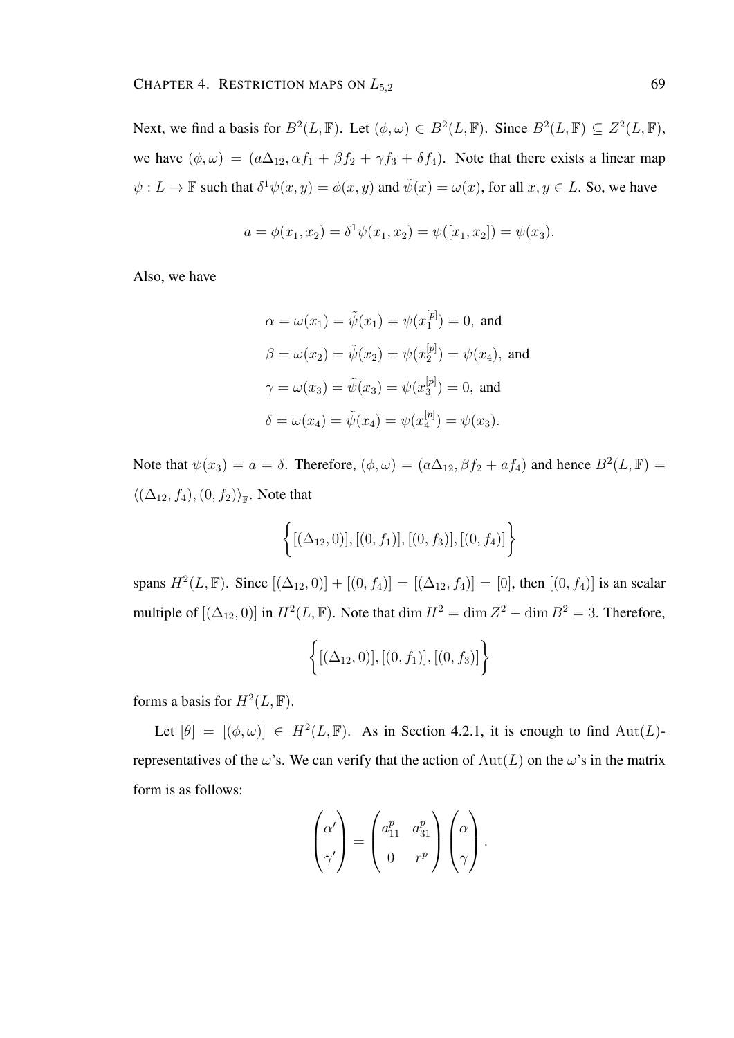Next, we find a basis for $B^2(L, \mathbb{F})$. Let $(\phi, \omega) \in B^2(L, \mathbb{F})$. Since $B^2(L, \mathbb{F}) \subseteq Z^2(L, \mathbb{F})$, we have $(\phi, \omega) = (a\Delta_{12}, \alpha f_1 + \beta f_2 + \gamma f_3 + \delta f_4)$. Note that there exists a linear map $\psi : L \to \mathbb{F}$ such that $\delta^1\psi(x, y) = \phi(x, y)$ and $\tilde{\psi}(x) = \omega(x)$, for all $x, y \in L$. So, we have

$$a = \phi(x_1, x_2) = \delta^1\psi(x_1, x_2) = \psi([x_1, x_2]) = \psi(x_3).$$

Also, we have

$$\begin{aligned}
\alpha &= \omega(x_1) = \tilde{\psi}(x_1) = \psi(x_1^{[p]}) = 0, \text{ and} \\
\beta &= \omega(x_2) = \tilde{\psi}(x_2) = \psi(x_2^{[p]}) = \psi(x_4), \text{ and} \\
\gamma &= \omega(x_3) = \tilde{\psi}(x_3) = \psi(x_3^{[p]}) = 0, \text{ and} \\
\delta &= \omega(x_4) = \tilde{\psi}(x_4) = \psi(x_4^{[p]}) = \psi(x_3).
\end{aligned}$$

Note that $\psi(x_3) = a = \delta$. Therefore, $(\phi, \omega) = (a\Delta_{12}, \beta f_2 + a f_4)$ and hence $B^2(L, \mathbb{F}) = \langle (\Delta_{12}, f_4), (0, f_2) \rangle_{\mathbb{F}}$. Note that

$$\left\{ [(\Delta_{12}, 0)], [(0, f_1)], [(0, f_3)], [(0, f_4)] \right\}$$

spans $H^2(L, \mathbb{F})$. Since $[(\Delta_{12}, 0)] + [(0, f_4)] = [(\Delta_{12}, f_4)] = [0]$, then $[(0, f_4)]$ is an scalar multiple of $[(\Delta_{12}, 0)]$ in $H^2(L, \mathbb{F})$. Note that $\dim H^2 = \dim Z^2 - \dim B^2 = 3$. Therefore,

$$\left\{ [(\Delta_{12}, 0)], [(0, f_1)], [(0, f_3)] \right\}$$

forms a basis for $H^2(L, \mathbb{F})$.

Let $[\theta] = [(\phi, \omega)] \in H^2(L, \mathbb{F})$. As in Section 4.2.1, it is enough to find $\mathrm{Aut}(L)$-representatives of the $\omega$'s. We can verify that the action of $\mathrm{Aut}(L)$ on the $\omega$'s in the matrix form is as follows:

$$\begin{pmatrix} \alpha' \\ \gamma' \end{pmatrix} = \begin{pmatrix} a_{11}^p & a_{31}^p \\ 0 & r^p \end{pmatrix} \begin{pmatrix} \alpha \\ \gamma \end{pmatrix}.$$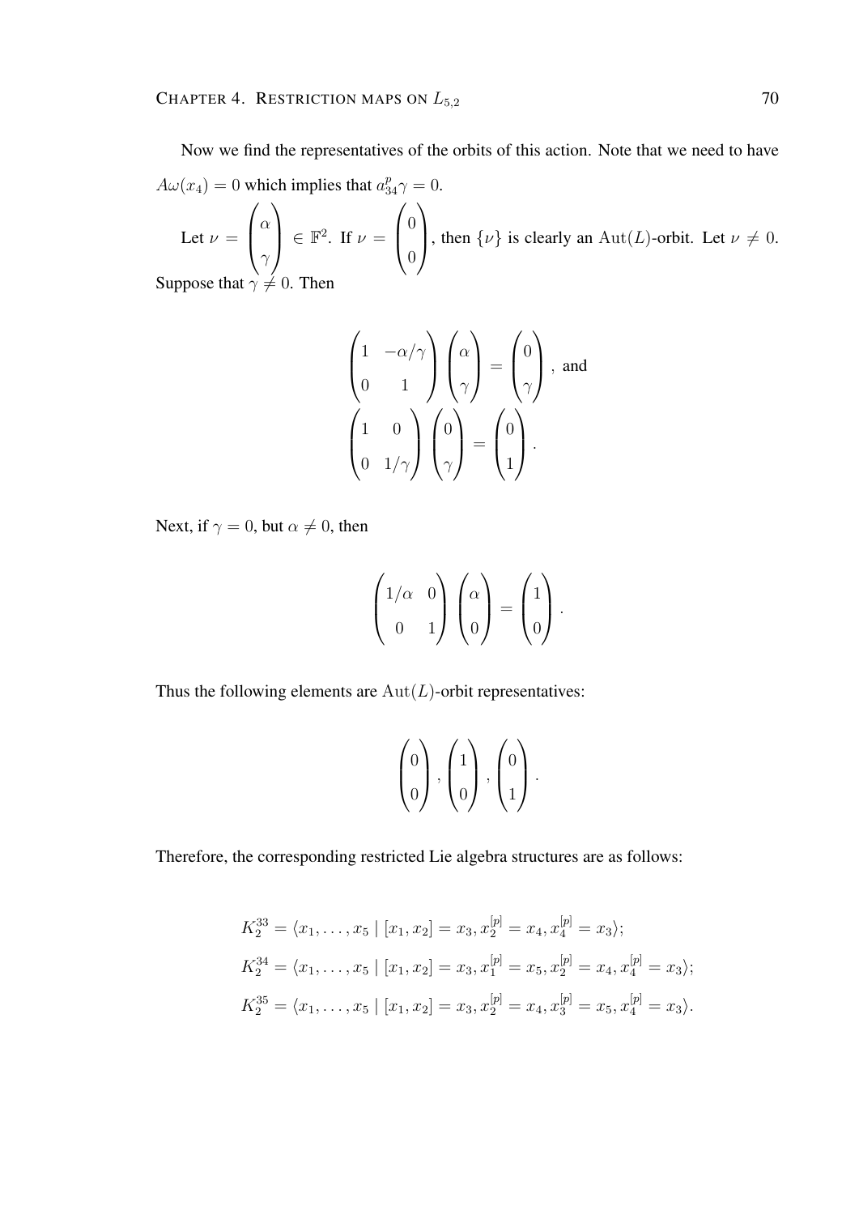Now we find the representatives of the orbits of this action. Note that we need to have $A\omega(x_4) = 0$ which implies that $a_{34}^p \gamma = 0$.

Let $\nu = \begin{pmatrix} \alpha \\ \gamma \end{pmatrix} \in \mathbb{F}^2$. If $\nu = \begin{pmatrix} 0 \\ 0 \end{pmatrix}$, then $\{\nu\}$ is clearly an $\mathrm{Aut}(L)$-orbit. Let $\nu \neq 0$. Suppose that $\gamma \neq 0$. Then

$$\begin{pmatrix} 1 & -\alpha/\gamma \\ 0 & 1 \end{pmatrix} \begin{pmatrix} \alpha \\ \gamma \end{pmatrix} = \begin{pmatrix} 0 \\ \gamma \end{pmatrix}, \text{ and}$$
$$\begin{pmatrix} 1 & 0 \\ 0 & 1/\gamma \end{pmatrix} \begin{pmatrix} 0 \\ \gamma \end{pmatrix} = \begin{pmatrix} 0 \\ 1 \end{pmatrix}.$$

Next, if $\gamma = 0$, but $\alpha \neq 0$, then

$$\begin{pmatrix} 1/\alpha & 0 \\ 0 & 1 \end{pmatrix} \begin{pmatrix} \alpha \\ 0 \end{pmatrix} = \begin{pmatrix} 1 \\ 0 \end{pmatrix}.$$

Thus the following elements are $\mathrm{Aut}(L)$-orbit representatives:

$$\begin{pmatrix} 0 \\ 0 \end{pmatrix}, \begin{pmatrix} 1 \\ 0 \end{pmatrix}, \begin{pmatrix} 0 \\ 1 \end{pmatrix}.$$

Therefore, the corresponding restricted Lie algebra structures are as follows:

$$K_2^{33} = \langle x_1, \ldots, x_5 \mid [x_1, x_2] = x_3, x_2^{[p]} = x_4, x_4^{[p]} = x_3 \rangle;$$
$$K_2^{34} = \langle x_1, \ldots, x_5 \mid [x_1, x_2] = x_3, x_1^{[p]} = x_5, x_2^{[p]} = x_4, x_4^{[p]} = x_3 \rangle;$$
$$K_2^{35} = \langle x_1, \ldots, x_5 \mid [x_1, x_2] = x_3, x_2^{[p]} = x_4, x_3^{[p]} = x_5, x_4^{[p]} = x_3 \rangle.$$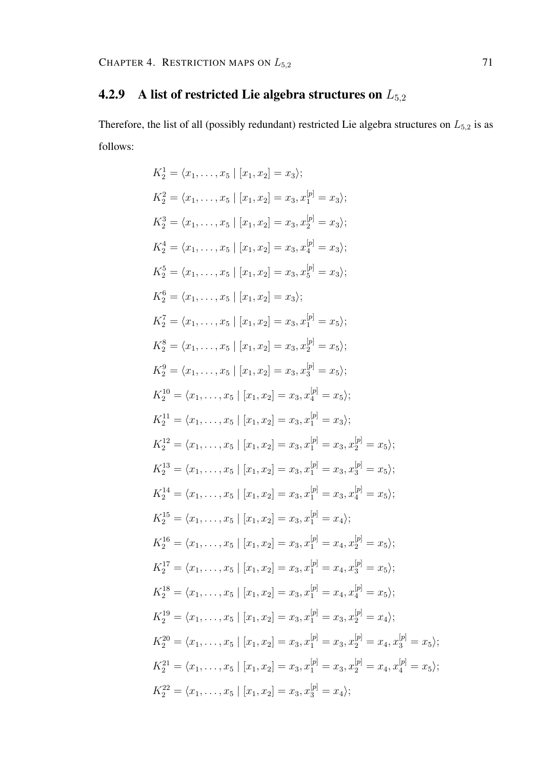### 4.2.9 A list of restricted Lie algebra structures on $L_{5,2}$

Therefore, the list of all (possibly redundant) restricted Lie algebra structures on $L_{5,2}$ is as follows:

$$K_2^1 = \langle x_1, \ldots, x_5 \mid [x_1, x_2] = x_3 \rangle;$$

$$K_2^2 = \langle x_1, \ldots, x_5 \mid [x_1, x_2] = x_3, x_1^{[p]} = x_3 \rangle;$$

$$K_2^3 = \langle x_1, \ldots, x_5 \mid [x_1, x_2] = x_3, x_2^{[p]} = x_3 \rangle;$$

$$K_2^4 = \langle x_1, \ldots, x_5 \mid [x_1, x_2] = x_3, x_4^{[p]} = x_3 \rangle;$$

$$K_2^5 = \langle x_1, \ldots, x_5 \mid [x_1, x_2] = x_3, x_5^{[p]} = x_3 \rangle;$$

$$K_2^6 = \langle x_1, \ldots, x_5 \mid [x_1, x_2] = x_3 \rangle;$$

$$K_2^7 = \langle x_1, \ldots, x_5 \mid [x_1, x_2] = x_3, x_1^{[p]} = x_5 \rangle;$$

$$K_2^8 = \langle x_1, \ldots, x_5 \mid [x_1, x_2] = x_3, x_2^{[p]} = x_5 \rangle;$$

$$K_2^9 = \langle x_1, \ldots, x_5 \mid [x_1, x_2] = x_3, x_3^{[p]} = x_5 \rangle;$$

$$K_2^{10} = \langle x_1, \ldots, x_5 \mid [x_1, x_2] = x_3, x_4^{[p]} = x_5 \rangle;$$

$$K_2^{11} = \langle x_1, \ldots, x_5 \mid [x_1, x_2] = x_3, x_1^{[p]} = x_3 \rangle;$$

$$K_2^{12} = \langle x_1, \ldots, x_5 \mid [x_1, x_2] = x_3, x_1^{[p]} = x_3, x_2^{[p]} = x_5 \rangle;$$

$$K_2^{13} = \langle x_1, \ldots, x_5 \mid [x_1, x_2] = x_3, x_1^{[p]} = x_3, x_3^{[p]} = x_5 \rangle;$$

$$K_2^{14} = \langle x_1, \ldots, x_5 \mid [x_1, x_2] = x_3, x_1^{[p]} = x_3, x_4^{[p]} = x_5 \rangle;$$

$$K_2^{15} = \langle x_1, \ldots, x_5 \mid [x_1, x_2] = x_3, x_1^{[p]} = x_4 \rangle;$$

$$K_2^{16} = \langle x_1, \ldots, x_5 \mid [x_1, x_2] = x_3, x_1^{[p]} = x_4, x_2^{[p]} = x_5 \rangle;$$

$$K_2^{17} = \langle x_1, \ldots, x_5 \mid [x_1, x_2] = x_3, x_1^{[p]} = x_4, x_3^{[p]} = x_5 \rangle;$$

$$K_2^{18} = \langle x_1, \ldots, x_5 \mid [x_1, x_2] = x_3, x_1^{[p]} = x_4, x_4^{[p]} = x_5 \rangle;$$

$$K_2^{19} = \langle x_1, \ldots, x_5 \mid [x_1, x_2] = x_3, x_1^{[p]} = x_3, x_2^{[p]} = x_4 \rangle;$$

$$K_2^{20} = \langle x_1, \ldots, x_5 \mid [x_1, x_2] = x_3, x_1^{[p]} = x_3, x_2^{[p]} = x_4, x_3^{[p]} = x_5 \rangle;$$

$$K_2^{21} = \langle x_1, \ldots, x_5 \mid [x_1, x_2] = x_3, x_1^{[p]} = x_3, x_2^{[p]} = x_4, x_4^{[p]} = x_5 \rangle;$$

$$K_2^{22} = \langle x_1, \ldots, x_5 \mid [x_1, x_2] = x_3, x_3^{[p]} = x_4 \rangle;$$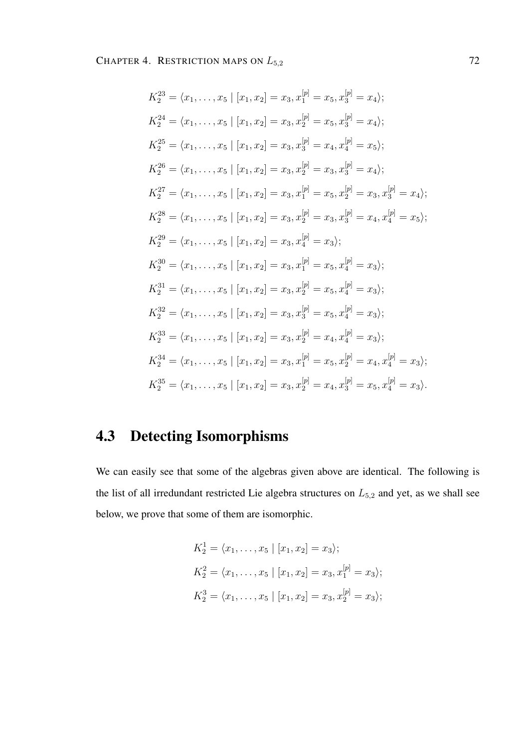$$K_2^{23} = \langle x_1, \ldots, x_5 \mid [x_1, x_2] = x_3, x_1^{[p]} = x_5, x_3^{[p]} = x_4 \rangle;$$

$$K_2^{24} = \langle x_1, \ldots, x_5 \mid [x_1, x_2] = x_3, x_2^{[p]} = x_5, x_3^{[p]} = x_4 \rangle;$$

$$K_2^{25} = \langle x_1, \ldots, x_5 \mid [x_1, x_2] = x_3, x_3^{[p]} = x_4, x_4^{[p]} = x_5 \rangle;$$

$$K_2^{26} = \langle x_1, \ldots, x_5 \mid [x_1, x_2] = x_3, x_2^{[p]} = x_3, x_3^{[p]} = x_4 \rangle;$$

$$K_2^{27} = \langle x_1, \ldots, x_5 \mid [x_1, x_2] = x_3, x_1^{[p]} = x_5, x_2^{[p]} = x_3, x_3^{[p]} = x_4 \rangle;$$

$$K_2^{28} = \langle x_1, \ldots, x_5 \mid [x_1, x_2] = x_3, x_2^{[p]} = x_3, x_3^{[p]} = x_4, x_4^{[p]} = x_5 \rangle;$$

$$K_2^{29} = \langle x_1, \ldots, x_5 \mid [x_1, x_2] = x_3, x_4^{[p]} = x_3 \rangle;$$

$$K_2^{30} = \langle x_1, \ldots, x_5 \mid [x_1, x_2] = x_3, x_1^{[p]} = x_5, x_4^{[p]} = x_3 \rangle;$$

$$K_2^{31} = \langle x_1, \ldots, x_5 \mid [x_1, x_2] = x_3, x_2^{[p]} = x_5, x_4^{[p]} = x_3 \rangle;$$

$$K_2^{32} = \langle x_1, \ldots, x_5 \mid [x_1, x_2] = x_3, x_3^{[p]} = x_5, x_4^{[p]} = x_3 \rangle;$$

$$K_2^{33} = \langle x_1, \ldots, x_5 \mid [x_1, x_2] = x_3, x_2^{[p]} = x_4, x_4^{[p]} = x_3 \rangle;$$

$$K_2^{34} = \langle x_1, \ldots, x_5 \mid [x_1, x_2] = x_3, x_1^{[p]} = x_5, x_2^{[p]} = x_4, x_4^{[p]} = x_3 \rangle;$$

$$K_2^{35} = \langle x_1, \ldots, x_5 \mid [x_1, x_2] = x_3, x_2^{[p]} = x_4, x_3^{[p]} = x_5, x_4^{[p]} = x_3 \rangle.$$

## 4.3 Detecting Isomorphisms

We can easily see that some of the algebras given above are identical. The following is the list of all irredundant restricted Lie algebra structures on $L_{5,2}$ and yet, as we shall see below, we prove that some of them are isomorphic.

$$K_2^{1} = \langle x_1, \ldots, x_5 \mid [x_1, x_2] = x_3 \rangle;$$

$$K_2^{2} = \langle x_1, \ldots, x_5 \mid [x_1, x_2] = x_3, x_1^{[p]} = x_3 \rangle;$$

$$K_2^{3} = \langle x_1, \ldots, x_5 \mid [x_1, x_2] = x_3, x_2^{[p]} = x_3 \rangle;$$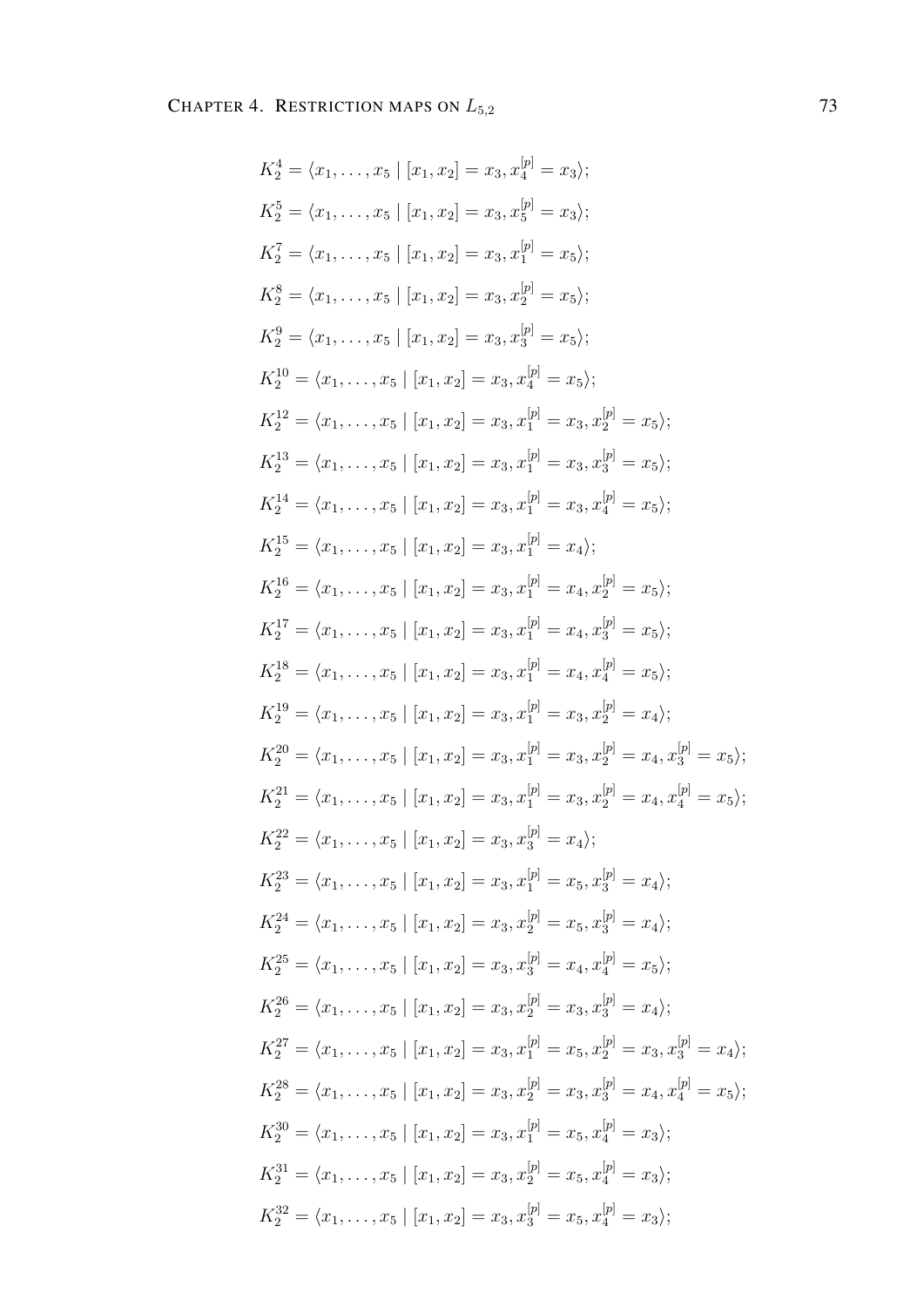$$K_2^4 = \langle x_1, \ldots, x_5 \mid [x_1, x_2] = x_3, x_4^{[p]} = x_3 \rangle;$$

$$K_2^5 = \langle x_1, \ldots, x_5 \mid [x_1, x_2] = x_3, x_5^{[p]} = x_3 \rangle;$$

$$K_2^7 = \langle x_1, \ldots, x_5 \mid [x_1, x_2] = x_3, x_1^{[p]} = x_5 \rangle;$$

$$K_2^8 = \langle x_1, \ldots, x_5 \mid [x_1, x_2] = x_3, x_2^{[p]} = x_5 \rangle;$$

$$K_2^9 = \langle x_1, \ldots, x_5 \mid [x_1, x_2] = x_3, x_3^{[p]} = x_5 \rangle;$$

$$K_2^{10} = \langle x_1, \ldots, x_5 \mid [x_1, x_2] = x_3, x_4^{[p]} = x_5 \rangle;$$

$$K_2^{12} = \langle x_1, \ldots, x_5 \mid [x_1, x_2] = x_3, x_1^{[p]} = x_3, x_2^{[p]} = x_5 \rangle;$$

$$K_2^{13} = \langle x_1, \ldots, x_5 \mid [x_1, x_2] = x_3, x_1^{[p]} = x_3, x_3^{[p]} = x_5 \rangle;$$

$$K_2^{14} = \langle x_1, \ldots, x_5 \mid [x_1, x_2] = x_3, x_1^{[p]} = x_3, x_4^{[p]} = x_5 \rangle;$$

$$K_2^{15} = \langle x_1, \ldots, x_5 \mid [x_1, x_2] = x_3, x_1^{[p]} = x_4 \rangle;$$

$$K_2^{16} = \langle x_1, \ldots, x_5 \mid [x_1, x_2] = x_3, x_1^{[p]} = x_4, x_2^{[p]} = x_5 \rangle;$$

$$K_2^{17} = \langle x_1, \ldots, x_5 \mid [x_1, x_2] = x_3, x_1^{[p]} = x_4, x_3^{[p]} = x_5 \rangle;$$

$$K_2^{18} = \langle x_1, \ldots, x_5 \mid [x_1, x_2] = x_3, x_1^{[p]} = x_4, x_4^{[p]} = x_5 \rangle;$$

$$K_2^{19} = \langle x_1, \ldots, x_5 \mid [x_1, x_2] = x_3, x_1^{[p]} = x_3, x_2^{[p]} = x_4 \rangle;$$

$$K_2^{20} = \langle x_1, \ldots, x_5 \mid [x_1, x_2] = x_3, x_1^{[p]} = x_3, x_2^{[p]} = x_4, x_3^{[p]} = x_5 \rangle;$$

$$K_2^{21} = \langle x_1, \ldots, x_5 \mid [x_1, x_2] = x_3, x_1^{[p]} = x_3, x_2^{[p]} = x_4, x_4^{[p]} = x_5 \rangle;$$

$$K_2^{22} = \langle x_1, \ldots, x_5 \mid [x_1, x_2] = x_3, x_3^{[p]} = x_4 \rangle;$$

$$K_2^{23} = \langle x_1, \ldots, x_5 \mid [x_1, x_2] = x_3, x_1^{[p]} = x_5, x_3^{[p]} = x_4 \rangle;$$

$$K_2^{24} = \langle x_1, \ldots, x_5 \mid [x_1, x_2] = x_3, x_2^{[p]} = x_5, x_3^{[p]} = x_4 \rangle;$$

$$K_2^{25} = \langle x_1, \ldots, x_5 \mid [x_1, x_2] = x_3, x_3^{[p]} = x_4, x_4^{[p]} = x_5 \rangle;$$

$$K_2^{26} = \langle x_1, \ldots, x_5 \mid [x_1, x_2] = x_3, x_2^{[p]} = x_3, x_3^{[p]} = x_4 \rangle;$$

$$K_2^{27} = \langle x_1, \ldots, x_5 \mid [x_1, x_2] = x_3, x_1^{[p]} = x_5, x_2^{[p]} = x_3, x_3^{[p]} = x_4 \rangle;$$

$$K_2^{28} = \langle x_1, \ldots, x_5 \mid [x_1, x_2] = x_3, x_2^{[p]} = x_3, x_3^{[p]} = x_4, x_4^{[p]} = x_5 \rangle;$$

$$K_2^{30} = \langle x_1, \ldots, x_5 \mid [x_1, x_2] = x_3, x_1^{[p]} = x_5, x_4^{[p]} = x_3 \rangle;$$

$$K_2^{31} = \langle x_1, \ldots, x_5 \mid [x_1, x_2] = x_3, x_2^{[p]} = x_5, x_4^{[p]} = x_3 \rangle;$$

$$K_2^{32} = \langle x_1, \ldots, x_5 \mid [x_1, x_2] = x_3, x_3^{[p]} = x_5, x_4^{[p]} = x_3 \rangle;$$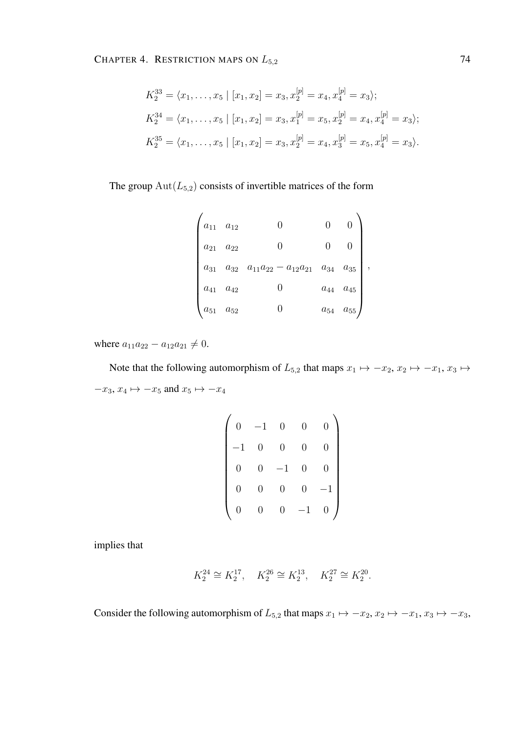$$K_2^{33} = \langle x_1, \ldots, x_5 \mid [x_1, x_2] = x_3, x_2^{[p]} = x_4, x_4^{[p]} = x_3 \rangle;$$

$$K_2^{34} = \langle x_1, \ldots, x_5 \mid [x_1, x_2] = x_3, x_1^{[p]} = x_5, x_2^{[p]} = x_4, x_4^{[p]} = x_3 \rangle;$$

$$K_2^{35} = \langle x_1, \ldots, x_5 \mid [x_1, x_2] = x_3, x_2^{[p]} = x_4, x_3^{[p]} = x_5, x_4^{[p]} = x_3 \rangle.$$

The group $\mathrm{Aut}(L_{5,2})$ consists of invertible matrices of the form

$$\begin{pmatrix} a_{11} & a_{12} & 0 & 0 & 0 \\ a_{21} & a_{22} & 0 & 0 & 0 \\ a_{31} & a_{32} & a_{11}a_{22} - a_{12}a_{21} & a_{34} & a_{35} \\ a_{41} & a_{42} & 0 & a_{44} & a_{45} \\ a_{51} & a_{52} & 0 & a_{54} & a_{55} \end{pmatrix},$$

where $a_{11}a_{22} - a_{12}a_{21} \neq 0$.

Note that the following automorphism of $L_{5,2}$ that maps $x_1 \mapsto -x_2$, $x_2 \mapsto -x_1$, $x_3 \mapsto -x_3$, $x_4 \mapsto -x_5$ and $x_5 \mapsto -x_4$

$$\begin{pmatrix} 0 & -1 & 0 & 0 & 0 \\ -1 & 0 & 0 & 0 & 0 \\ 0 & 0 & -1 & 0 & 0 \\ 0 & 0 & 0 & 0 & -1 \\ 0 & 0 & 0 & -1 & 0 \end{pmatrix}$$

implies that

$$K_2^{24} \cong K_2^{17}, \quad K_2^{26} \cong K_2^{13}, \quad K_2^{27} \cong K_2^{20}.$$

Consider the following automorphism of $L_{5,2}$ that maps $x_1 \mapsto -x_2$, $x_2 \mapsto -x_1$, $x_3 \mapsto -x_3$,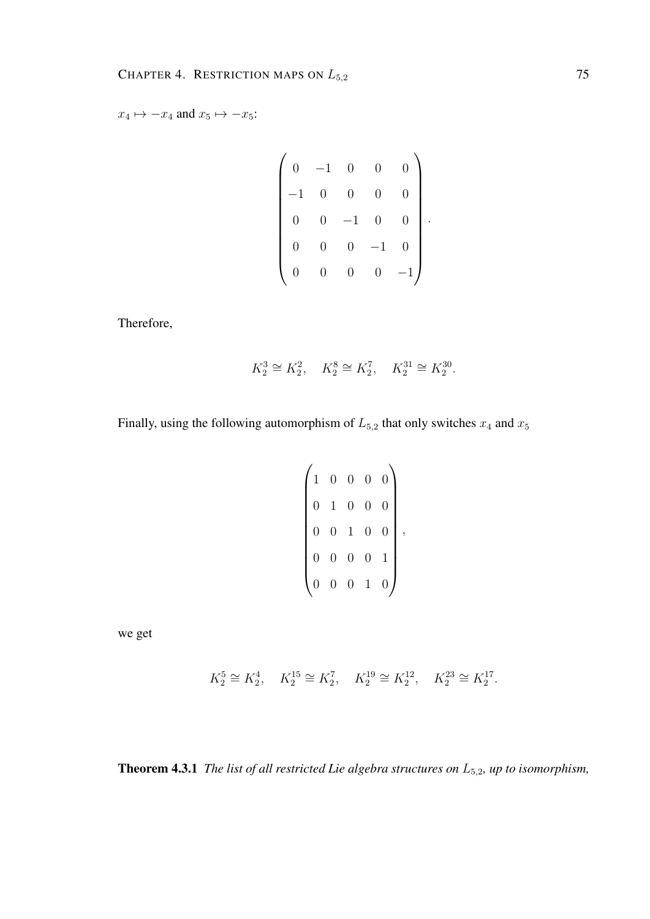$x_4 \mapsto -x_4$ and $x_5 \mapsto -x_5$:

$$
\begin{pmatrix}
0 & -1 & 0 & 0 & 0 \\
-1 & 0 & 0 & 0 & 0 \\
0 & 0 & -1 & 0 & 0 \\
0 & 0 & 0 & -1 & 0 \\
0 & 0 & 0 & 0 & -1
\end{pmatrix}.
$$

Therefore,

$$
K_2^3 \cong K_2^2, \quad K_2^8 \cong K_2^7, \quad K_2^{31} \cong K_2^{30}.
$$

Finally, using the following automorphism of $L_{5,2}$ that only switches $x_4$ and $x_5$

$$
\begin{pmatrix}
1 & 0 & 0 & 0 & 0 \\
0 & 1 & 0 & 0 & 0 \\
0 & 0 & 1 & 0 & 0 \\
0 & 0 & 0 & 0 & 1 \\
0 & 0 & 0 & 1 & 0
\end{pmatrix},
$$

we get

$$
K_2^5 \cong K_2^4, \quad K_2^{15} \cong K_2^7, \quad K_2^{19} \cong K_2^{12}, \quad K_2^{23} \cong K_2^{17}.
$$

**Theorem 4.3.1** *The list of all restricted Lie algebra structures on $L_{5,2}$, up to isomorphism,*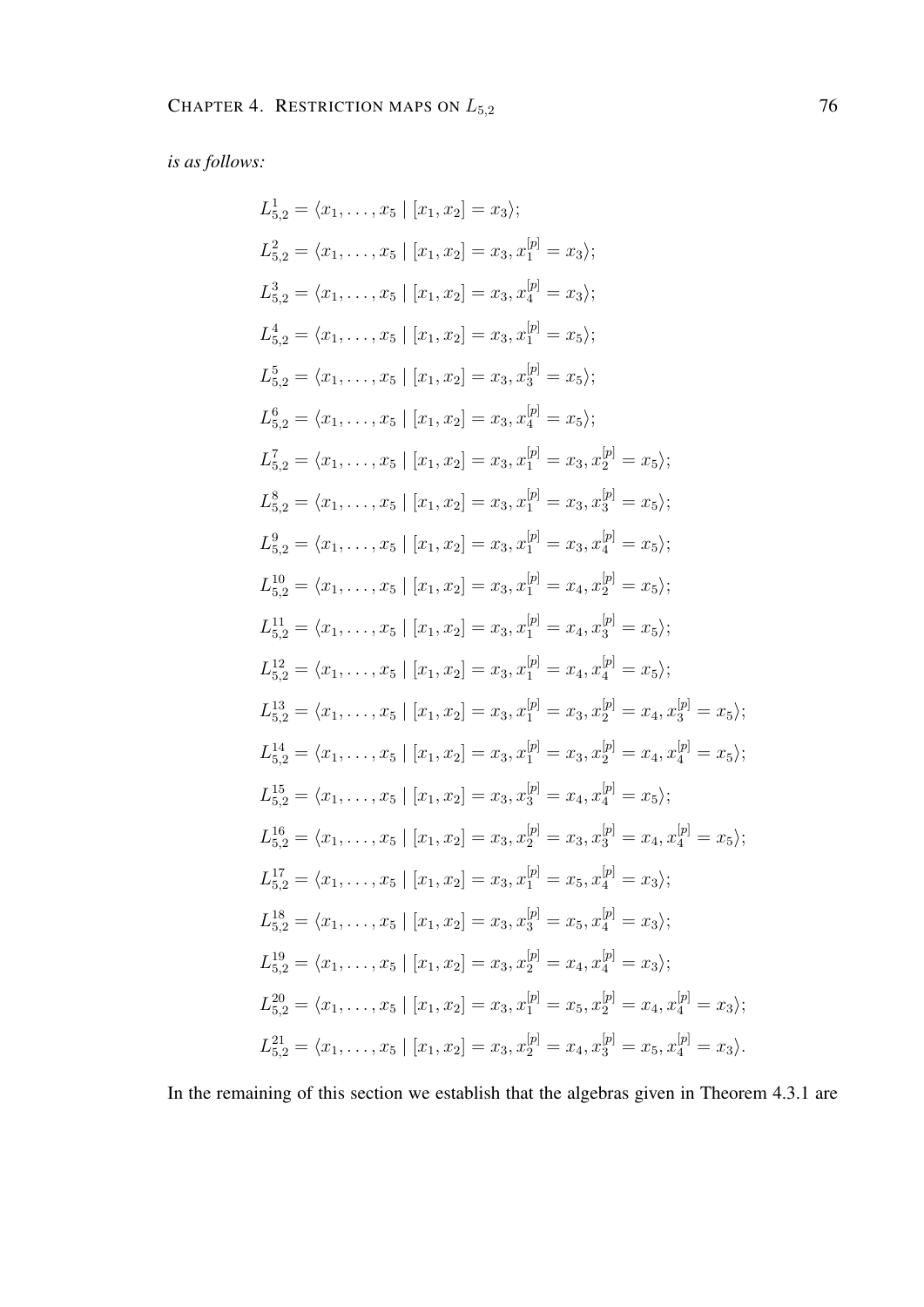*is as follows:*

$$L^1_{5,2} = \langle x_1, \ldots, x_5 \mid [x_1, x_2] = x_3 \rangle;$$

$$L^2_{5,2} = \langle x_1, \ldots, x_5 \mid [x_1, x_2] = x_3, x_1^{[p]} = x_3 \rangle;$$

$$L^3_{5,2} = \langle x_1, \ldots, x_5 \mid [x_1, x_2] = x_3, x_4^{[p]} = x_3 \rangle;$$

$$L^4_{5,2} = \langle x_1, \ldots, x_5 \mid [x_1, x_2] = x_3, x_1^{[p]} = x_5 \rangle;$$

$$L^5_{5,2} = \langle x_1, \ldots, x_5 \mid [x_1, x_2] = x_3, x_3^{[p]} = x_5 \rangle;$$

$$L^6_{5,2} = \langle x_1, \ldots, x_5 \mid [x_1, x_2] = x_3, x_4^{[p]} = x_5 \rangle;$$

$$L^7_{5,2} = \langle x_1, \ldots, x_5 \mid [x_1, x_2] = x_3, x_1^{[p]} = x_3, x_2^{[p]} = x_5 \rangle;$$

$$L^8_{5,2} = \langle x_1, \ldots, x_5 \mid [x_1, x_2] = x_3, x_1^{[p]} = x_3, x_3^{[p]} = x_5 \rangle;$$

$$L^9_{5,2} = \langle x_1, \ldots, x_5 \mid [x_1, x_2] = x_3, x_1^{[p]} = x_3, x_4^{[p]} = x_5 \rangle;$$

$$L^{10}_{5,2} = \langle x_1, \ldots, x_5 \mid [x_1, x_2] = x_3, x_1^{[p]} = x_4, x_2^{[p]} = x_5 \rangle;$$

$$L^{11}_{5,2} = \langle x_1, \ldots, x_5 \mid [x_1, x_2] = x_3, x_1^{[p]} = x_4, x_3^{[p]} = x_5 \rangle;$$

$$L^{12}_{5,2} = \langle x_1, \ldots, x_5 \mid [x_1, x_2] = x_3, x_1^{[p]} = x_4, x_4^{[p]} = x_5 \rangle;$$

$$L^{13}_{5,2} = \langle x_1, \ldots, x_5 \mid [x_1, x_2] = x_3, x_1^{[p]} = x_3, x_2^{[p]} = x_4, x_3^{[p]} = x_5 \rangle;$$

$$L^{14}_{5,2} = \langle x_1, \ldots, x_5 \mid [x_1, x_2] = x_3, x_1^{[p]} = x_3, x_2^{[p]} = x_4, x_4^{[p]} = x_5 \rangle;$$

$$L^{15}_{5,2} = \langle x_1, \ldots, x_5 \mid [x_1, x_2] = x_3, x_3^{[p]} = x_4, x_4^{[p]} = x_5 \rangle;$$

$$L^{16}_{5,2} = \langle x_1, \ldots, x_5 \mid [x_1, x_2] = x_3, x_2^{[p]} = x_3, x_3^{[p]} = x_4, x_4^{[p]} = x_5 \rangle;$$

$$L^{17}_{5,2} = \langle x_1, \ldots, x_5 \mid [x_1, x_2] = x_3, x_1^{[p]} = x_5, x_4^{[p]} = x_3 \rangle;$$

$$L^{18}_{5,2} = \langle x_1, \ldots, x_5 \mid [x_1, x_2] = x_3, x_3^{[p]} = x_5, x_4^{[p]} = x_3 \rangle;$$

$$L^{19}_{5,2} = \langle x_1, \ldots, x_5 \mid [x_1, x_2] = x_3, x_2^{[p]} = x_4, x_4^{[p]} = x_3 \rangle;$$

$$L^{20}_{5,2} = \langle x_1, \ldots, x_5 \mid [x_1, x_2] = x_3, x_1^{[p]} = x_5, x_2^{[p]} = x_4, x_4^{[p]} = x_3 \rangle;$$

$$L^{21}_{5,2} = \langle x_1, \ldots, x_5 \mid [x_1, x_2] = x_3, x_2^{[p]} = x_4, x_3^{[p]} = x_5, x_4^{[p]} = x_3 \rangle.$$

In the remaining of this section we establish that the algebras given in Theorem 4.3.1 are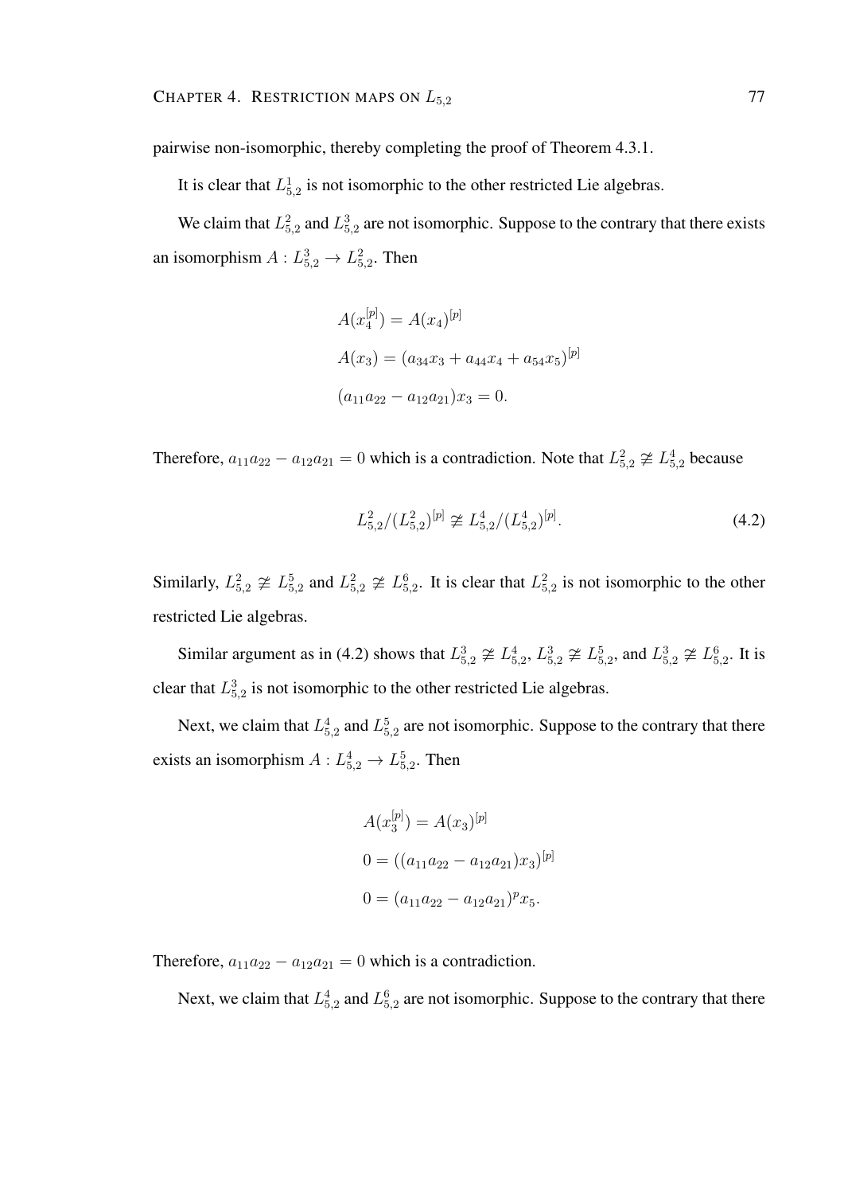pairwise non-isomorphic, thereby completing the proof of Theorem 4.3.1.

It is clear that $L^1_{5,2}$ is not isomorphic to the other restricted Lie algebras.

We claim that $L^2_{5,2}$ and $L^3_{5,2}$ are not isomorphic. Suppose to the contrary that there exists an isomorphism $A : L^3_{5,2} \to L^2_{5,2}$. Then

$$
\begin{aligned}
&A(x_4^{[p]}) = A(x_4)^{[p]} \\
&A(x_3) = (a_{34}x_3 + a_{44}x_4 + a_{54}x_5)^{[p]} \\
&(a_{11}a_{22} - a_{12}a_{21})x_3 = 0.
\end{aligned}
$$

Therefore, $a_{11}a_{22} - a_{12}a_{21} = 0$ which is a contradiction. Note that $L^2_{5,2} \ncong L^4_{5,2}$ because

$$
L^2_{5,2}/(L^2_{5,2})^{[p]} \ncong L^4_{5,2}/(L^4_{5,2})^{[p]}. \tag{4.2}
$$

Similarly, $L^2_{5,2} \ncong L^5_{5,2}$ and $L^2_{5,2} \ncong L^6_{5,2}$. It is clear that $L^2_{5,2}$ is not isomorphic to the other restricted Lie algebras.

Similar argument as in (4.2) shows that $L^3_{5,2} \ncong L^4_{5,2}$, $L^3_{5,2} \ncong L^5_{5,2}$, and $L^3_{5,2} \ncong L^6_{5,2}$. It is clear that $L^3_{5,2}$ is not isomorphic to the other restricted Lie algebras.

Next, we claim that $L^4_{5,2}$ and $L^5_{5,2}$ are not isomorphic. Suppose to the contrary that there exists an isomorphism $A : L^4_{5,2} \to L^5_{5,2}$. Then

$$
\begin{aligned}
&A(x_3^{[p]}) = A(x_3)^{[p]} \\
&0 = ((a_{11}a_{22} - a_{12}a_{21})x_3)^{[p]} \\
&0 = (a_{11}a_{22} - a_{12}a_{21})^p x_5.
\end{aligned}
$$

Therefore, $a_{11}a_{22} - a_{12}a_{21} = 0$ which is a contradiction.

Next, we claim that $L^4_{5,2}$ and $L^6_{5,2}$ are not isomorphic. Suppose to the contrary that there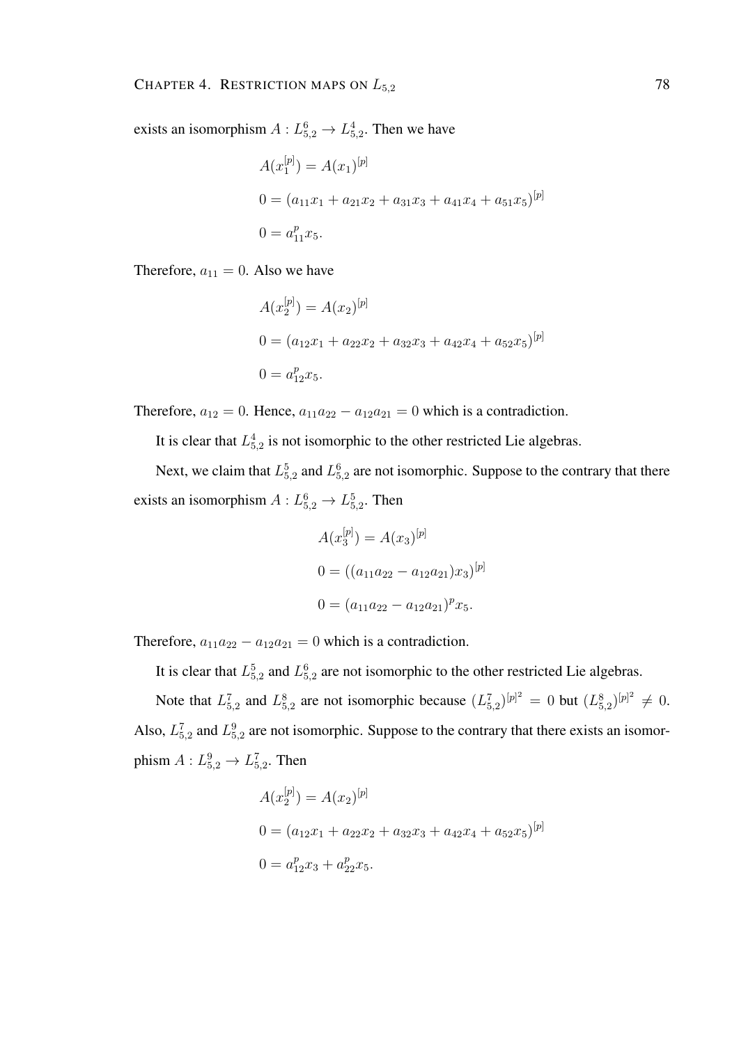exists an isomorphism $A : L_{5,2}^6 \to L_{5,2}^4$. Then we have

$$A(x_1^{[p]}) = A(x_1)^{[p]}$$

$$0 = (a_{11}x_1 + a_{21}x_2 + a_{31}x_3 + a_{41}x_4 + a_{51}x_5)^{[p]}$$

$$0 = a_{11}^p x_5.$$

Therefore, $a_{11} = 0$. Also we have

$$A(x_2^{[p]}) = A(x_2)^{[p]}$$

$$0 = (a_{12}x_1 + a_{22}x_2 + a_{32}x_3 + a_{42}x_4 + a_{52}x_5)^{[p]}$$

$$0 = a_{12}^p x_5.$$

Therefore, $a_{12} = 0$. Hence, $a_{11}a_{22} - a_{12}a_{21} = 0$ which is a contradiction.

It is clear that $L_{5,2}^4$ is not isomorphic to the other restricted Lie algebras.

Next, we claim that $L_{5,2}^5$ and $L_{5,2}^6$ are not isomorphic. Suppose to the contrary that there exists an isomorphism $A : L_{5,2}^6 \to L_{5,2}^5$. Then

$$A(x_3^{[p]}) = A(x_3)^{[p]}$$

$$0 = ((a_{11}a_{22} - a_{12}a_{21})x_3)^{[p]}$$

$$0 = (a_{11}a_{22} - a_{12}a_{21})^p x_5.$$

Therefore, $a_{11}a_{22} - a_{12}a_{21} = 0$ which is a contradiction.

It is clear that $L_{5,2}^5$ and $L_{5,2}^6$ are not isomorphic to the other restricted Lie algebras.

Note that $L_{5,2}^7$ and $L_{5,2}^8$ are not isomorphic because $(L_{5,2}^7)^{[p]^2} = 0$ but $(L_{5,2}^8)^{[p]^2} \neq 0$. Also, $L_{5,2}^7$ and $L_{5,2}^9$ are not isomorphic. Suppose to the contrary that there exists an isomorphism $A : L_{5,2}^9 \to L_{5,2}^7$. Then

$$A(x_2^{[p]}) = A(x_2)^{[p]}$$

$$0 = (a_{12}x_1 + a_{22}x_2 + a_{32}x_3 + a_{42}x_4 + a_{52}x_5)^{[p]}$$

$$0 = a_{12}^p x_3 + a_{22}^p x_5.$$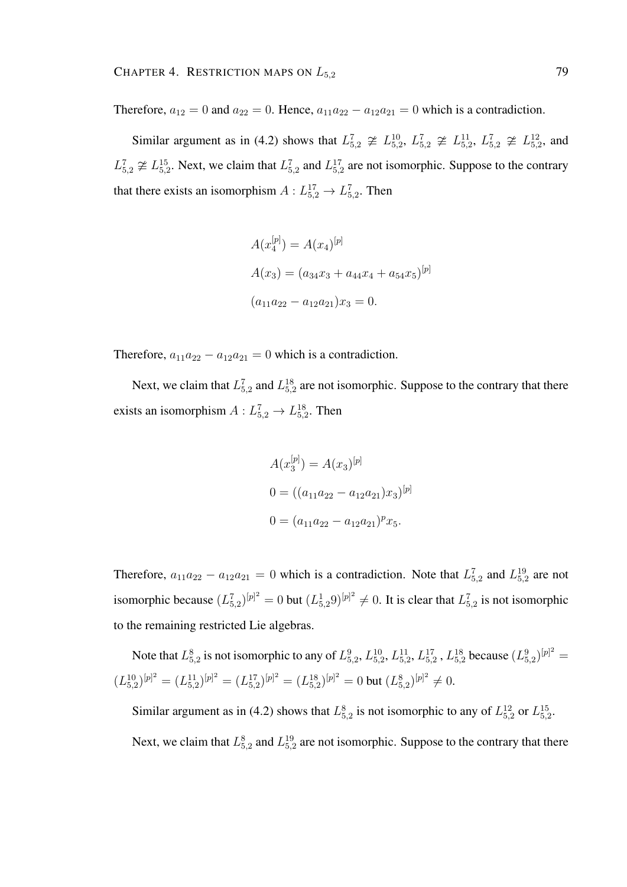Therefore, $a_{12} = 0$ and $a_{22} = 0$. Hence, $a_{11}a_{22} - a_{12}a_{21} = 0$ which is a contradiction.

Similar argument as in (4.2) shows that $L^7_{5,2} \not\cong L^{10}_{5,2}$, $L^7_{5,2} \not\cong L^{11}_{5,2}$, $L^7_{5,2} \not\cong L^{12}_{5,2}$, and $L^7_{5,2} \not\cong L^{15}_{5,2}$. Next, we claim that $L^7_{5,2}$ and $L^{17}_{5,2}$ are not isomorphic. Suppose to the contrary that there exists an isomorphism $A : L^{17}_{5,2} \to L^7_{5,2}$. Then

$$
\begin{aligned}
&A(x_4^{[p]}) = A(x_4)^{[p]} \\
&A(x_3) = (a_{34}x_3 + a_{44}x_4 + a_{54}x_5)^{[p]} \\
&(a_{11}a_{22} - a_{12}a_{21})x_3 = 0.
\end{aligned}
$$

Therefore, $a_{11}a_{22} - a_{12}a_{21} = 0$ which is a contradiction.

Next, we claim that $L^7_{5,2}$ and $L^{18}_{5,2}$ are not isomorphic. Suppose to the contrary that there exists an isomorphism $A : L^7_{5,2} \to L^{18}_{5,2}$. Then

$$
\begin{aligned}
&A(x_3^{[p]}) = A(x_3)^{[p]} \\
&0 = ((a_{11}a_{22} - a_{12}a_{21})x_3)^{[p]} \\
&0 = (a_{11}a_{22} - a_{12}a_{21})^p x_5.
\end{aligned}
$$

Therefore, $a_{11}a_{22} - a_{12}a_{21} = 0$ which is a contradiction. Note that $L^7_{5,2}$ and $L^{19}_{5,2}$ are not isomorphic because $(L^7_{5,2})^{[p]^2} = 0$ but $(L^1_{5,2}9)^{[p]^2} \neq 0$. It is clear that $L^7_{5,2}$ is not isomorphic to the remaining restricted Lie algebras.

Note that $L^8_{5,2}$ is not isomorphic to any of $L^9_{5,2}$, $L^{10}_{5,2}$, $L^{11}_{5,2}$, $L^{17}_{5,2}$ , $L^{18}_{5,2}$ because $(L^9_{5,2})^{[p]^2} = (L^{10}_{5,2})^{[p]^2} = (L^{11}_{5,2})^{[p]^2} = (L^{17}_{5,2})^{[p]^2} = (L^{18}_{5,2})^{[p]^2} = 0$ but $(L^8_{5,2})^{[p]^2} \neq 0$.

Similar argument as in (4.2) shows that $L^8_{5,2}$ is not isomorphic to any of $L^{12}_{5,2}$ or $L^{15}_{5,2}$.

Next, we claim that $L^8_{5,2}$ and $L^{19}_{5,2}$ are not isomorphic. Suppose to the contrary that there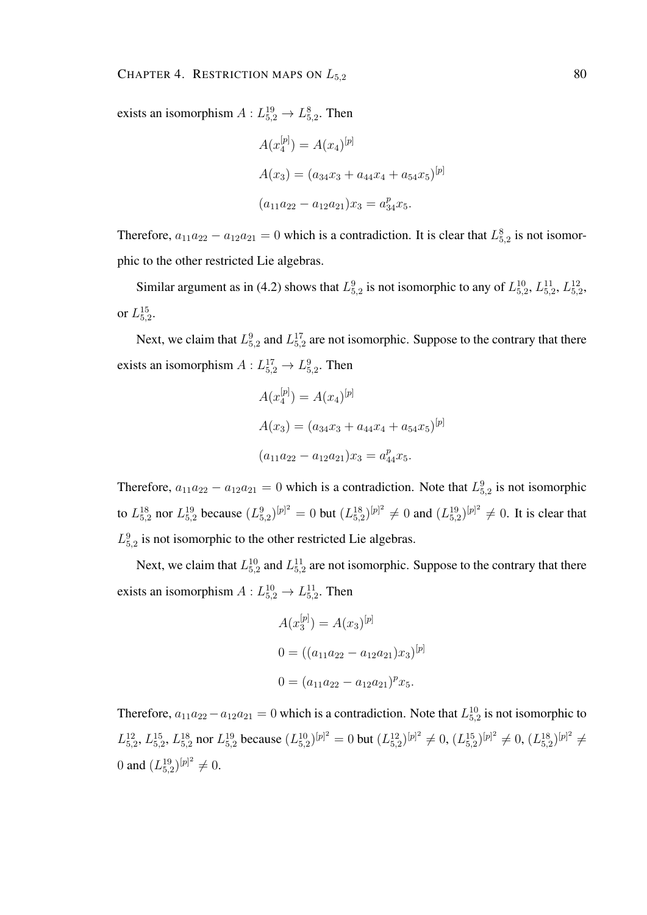exists an isomorphism $A : L_{5,2}^{19} \to L_{5,2}^{8}$. Then

$$A(x_4^{[p]}) = A(x_4)^{[p]}$$

$$A(x_3) = (a_{34}x_3 + a_{44}x_4 + a_{54}x_5)^{[p]}$$

$$(a_{11}a_{22} - a_{12}a_{21})x_3 = a_{34}^p x_5.$$

Therefore, $a_{11}a_{22} - a_{12}a_{21} = 0$ which is a contradiction. It is clear that $L_{5,2}^{8}$ is not isomorphic to the other restricted Lie algebras.

Similar argument as in (4.2) shows that $L_{5,2}^{9}$ is not isomorphic to any of $L_{5,2}^{10}$, $L_{5,2}^{11}$, $L_{5,2}^{12}$, or $L_{5,2}^{15}$.

Next, we claim that $L_{5,2}^{9}$ and $L_{5,2}^{17}$ are not isomorphic. Suppose to the contrary that there exists an isomorphism $A : L_{5,2}^{17} \to L_{5,2}^{9}$. Then

$$A(x_4^{[p]}) = A(x_4)^{[p]}$$

$$A(x_3) = (a_{34}x_3 + a_{44}x_4 + a_{54}x_5)^{[p]}$$

$$(a_{11}a_{22} - a_{12}a_{21})x_3 = a_{44}^p x_5.$$

Therefore, $a_{11}a_{22} - a_{12}a_{21} = 0$ which is a contradiction. Note that $L_{5,2}^{9}$ is not isomorphic to $L_{5,2}^{18}$ nor $L_{5,2}^{19}$ because $(L_{5,2}^{9})^{[p]^2} = 0$ but $(L_{5,2}^{18})^{[p]^2} \neq 0$ and $(L_{5,2}^{19})^{[p]^2} \neq 0$. It is clear that $L_{5,2}^{9}$ is not isomorphic to the other restricted Lie algebras.

Next, we claim that $L_{5,2}^{10}$ and $L_{5,2}^{11}$ are not isomorphic. Suppose to the contrary that there exists an isomorphism $A : L_{5,2}^{10} \to L_{5,2}^{11}$. Then

$$A(x_3^{[p]}) = A(x_3)^{[p]}$$

$$0 = ((a_{11}a_{22} - a_{12}a_{21})x_3)^{[p]}$$

$$0 = (a_{11}a_{22} - a_{12}a_{21})^p x_5.$$

Therefore, $a_{11}a_{22} - a_{12}a_{21} = 0$ which is a contradiction. Note that $L_{5,2}^{10}$ is not isomorphic to $L_{5,2}^{12}$, $L_{5,2}^{15}$, $L_{5,2}^{18}$ nor $L_{5,2}^{19}$ because $(L_{5,2}^{10})^{[p]^2} = 0$ but $(L_{5,2}^{12})^{[p]^2} \neq 0$, $(L_{5,2}^{15})^{[p]^2} \neq 0$, $(L_{5,2}^{18})^{[p]^2} \neq 0$ and $(L_{5,2}^{19})^{[p]^2} \neq 0$.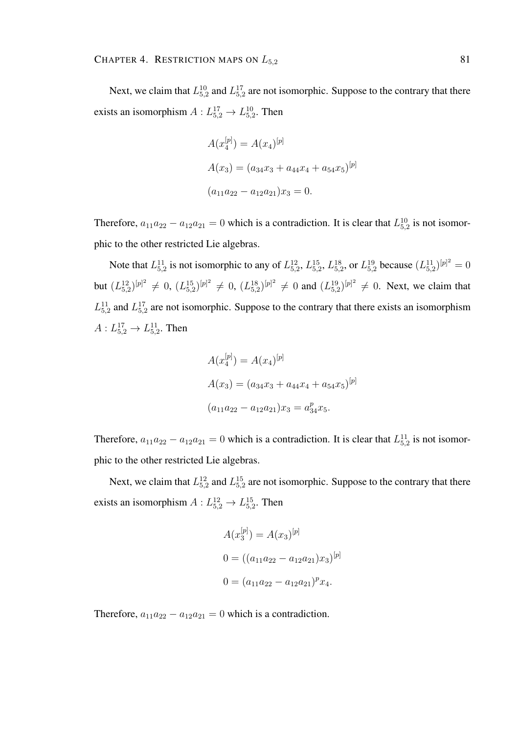Next, we claim that $L_{5,2}^{10}$ and $L_{5,2}^{17}$ are not isomorphic. Suppose to the contrary that there exists an isomorphism $A : L_{5,2}^{17} \to L_{5,2}^{10}$. Then

$$A(x_4^{[p]}) = A(x_4)^{[p]}$$

$$A(x_3) = (a_{34}x_3 + a_{44}x_4 + a_{54}x_5)^{[p]}$$

$$(a_{11}a_{22} - a_{12}a_{21})x_3 = 0.$$

Therefore, $a_{11}a_{22} - a_{12}a_{21} = 0$ which is a contradiction. It is clear that $L_{5,2}^{10}$ is not isomorphic to the other restricted Lie algebras.

Note that $L_{5,2}^{11}$ is not isomorphic to any of $L_{5,2}^{12}$, $L_{5,2}^{15}$, $L_{5,2}^{18}$, or $L_{5,2}^{19}$ because $(L_{5,2}^{11})^{[p]^2} = 0$ but $(L_{5,2}^{12})^{[p]^2} \neq 0$, $(L_{5,2}^{15})^{[p]^2} \neq 0$, $(L_{5,2}^{18})^{[p]^2} \neq 0$ and $(L_{5,2}^{19})^{[p]^2} \neq 0$. Next, we claim that $L_{5,2}^{11}$ and $L_{5,2}^{17}$ are not isomorphic. Suppose to the contrary that there exists an isomorphism $A : L_{5,2}^{17} \to L_{5,2}^{11}$. Then

$$A(x_4^{[p]}) = A(x_4)^{[p]}$$

$$A(x_3) = (a_{34}x_3 + a_{44}x_4 + a_{54}x_5)^{[p]}$$

$$(a_{11}a_{22} - a_{12}a_{21})x_3 = a_{34}^p x_5.$$

Therefore, $a_{11}a_{22} - a_{12}a_{21} = 0$ which is a contradiction. It is clear that $L_{5,2}^{11}$ is not isomorphic to the other restricted Lie algebras.

Next, we claim that $L_{5,2}^{12}$ and $L_{5,2}^{15}$ are not isomorphic. Suppose to the contrary that there exists an isomorphism $A : L_{5,2}^{12} \to L_{5,2}^{15}$. Then

$$A(x_3^{[p]}) = A(x_3)^{[p]}$$

$$0 = ((a_{11}a_{22} - a_{12}a_{21})x_3)^{[p]}$$

$$0 = (a_{11}a_{22} - a_{12}a_{21})^p x_4.$$

Therefore, $a_{11}a_{22} - a_{12}a_{21} = 0$ which is a contradiction.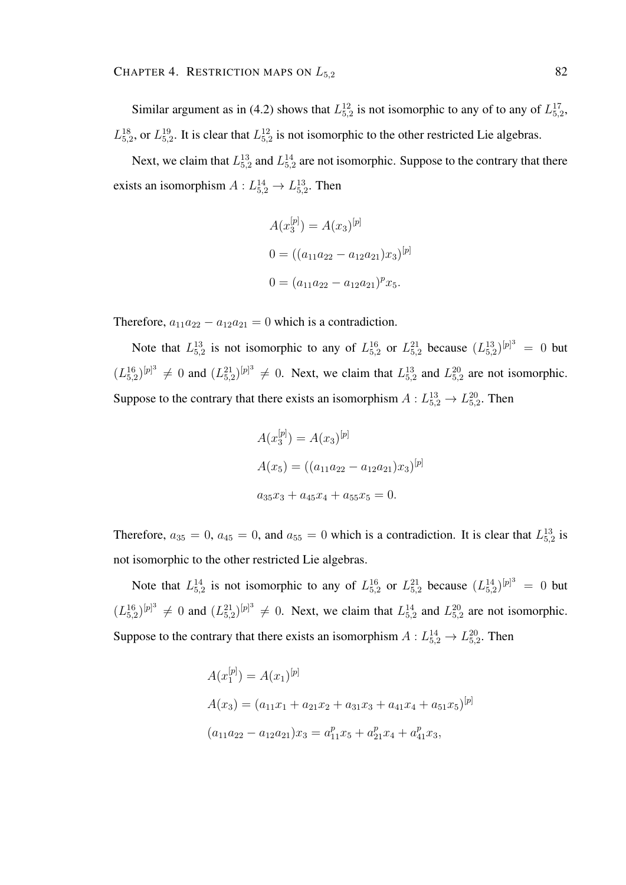Similar argument as in (4.2) shows that $L_{5,2}^{12}$ is not isomorphic to any of to any of $L_{5,2}^{17}$, $L_{5,2}^{18}$, or $L_{5,2}^{19}$. It is clear that $L_{5,2}^{12}$ is not isomorphic to the other restricted Lie algebras.

Next, we claim that $L_{5,2}^{13}$ and $L_{5,2}^{14}$ are not isomorphic. Suppose to the contrary that there exists an isomorphism $A : L_{5,2}^{14} \to L_{5,2}^{13}$. Then

$$
\begin{aligned}
&A(x_3^{[p]}) = A(x_3)^{[p]} \\
&0 = ((a_{11}a_{22} - a_{12}a_{21})x_3)^{[p]} \\
&0 = (a_{11}a_{22} - a_{12}a_{21})^p x_5.
\end{aligned}
$$

Therefore, $a_{11}a_{22} - a_{12}a_{21} = 0$ which is a contradiction.

Note that $L_{5,2}^{13}$ is not isomorphic to any of $L_{5,2}^{16}$ or $L_{5,2}^{21}$ because $(L_{5,2}^{13})^{[p]^3} = 0$ but $(L_{5,2}^{16})^{[p]^3} \neq 0$ and $(L_{5,2}^{21})^{[p]^3} \neq 0$. Next, we claim that $L_{5,2}^{13}$ and $L_{5,2}^{20}$ are not isomorphic. Suppose to the contrary that there exists an isomorphism $A : L_{5,2}^{13} \to L_{5,2}^{20}$. Then

$$
\begin{aligned}
&A(x_3^{[p]}) = A(x_3)^{[p]} \\
&A(x_5) = ((a_{11}a_{22} - a_{12}a_{21})x_3)^{[p]} \\
&a_{35}x_3 + a_{45}x_4 + a_{55}x_5 = 0.
\end{aligned}
$$

Therefore, $a_{35} = 0$, $a_{45} = 0$, and $a_{55} = 0$ which is a contradiction. It is clear that $L_{5,2}^{13}$ is not isomorphic to the other restricted Lie algebras.

Note that $L_{5,2}^{14}$ is not isomorphic to any of $L_{5,2}^{16}$ or $L_{5,2}^{21}$ because $(L_{5,2}^{14})^{[p]^3} = 0$ but $(L_{5,2}^{16})^{[p]^3} \neq 0$ and $(L_{5,2}^{21})^{[p]^3} \neq 0$. Next, we claim that $L_{5,2}^{14}$ and $L_{5,2}^{20}$ are not isomorphic. Suppose to the contrary that there exists an isomorphism $A : L_{5,2}^{14} \to L_{5,2}^{20}$. Then

$$
\begin{aligned}
&A(x_1^{[p]}) = A(x_1)^{[p]} \\
&A(x_3) = (a_{11}x_1 + a_{21}x_2 + a_{31}x_3 + a_{41}x_4 + a_{51}x_5)^{[p]} \\
&(a_{11}a_{22} - a_{12}a_{21})x_3 = a_{11}^p x_5 + a_{21}^p x_4 + a_{41}^p x_3,
\end{aligned}
$$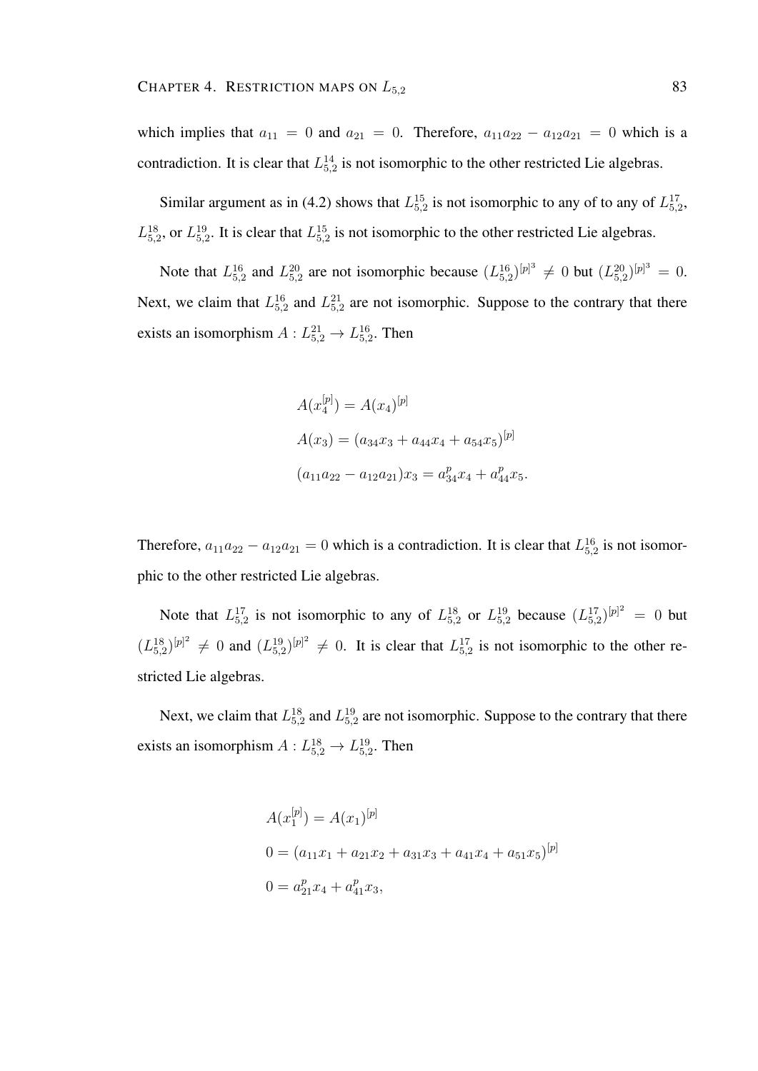which implies that $a_{11} = 0$ and $a_{21} = 0$. Therefore, $a_{11}a_{22} - a_{12}a_{21} = 0$ which is a contradiction. It is clear that $L_{5,2}^{14}$ is not isomorphic to the other restricted Lie algebras.

Similar argument as in (4.2) shows that $L_{5,2}^{15}$ is not isomorphic to any of to any of $L_{5,2}^{17}$, $L_{5,2}^{18}$, or $L_{5,2}^{19}$. It is clear that $L_{5,2}^{15}$ is not isomorphic to the other restricted Lie algebras.

Note that $L_{5,2}^{16}$ and $L_{5,2}^{20}$ are not isomorphic because $(L_{5,2}^{16})^{[p]^3} \neq 0$ but $(L_{5,2}^{20})^{[p]^3} = 0$. Next, we claim that $L_{5,2}^{16}$ and $L_{5,2}^{21}$ are not isomorphic. Suppose to the contrary that there exists an isomorphism $A : L_{5,2}^{21} \to L_{5,2}^{16}$. Then

$$
\begin{aligned}
&A(x_4^{[p]}) = A(x_4)^{[p]} \\
&A(x_3) = (a_{34}x_3 + a_{44}x_4 + a_{54}x_5)^{[p]} \\
&(a_{11}a_{22} - a_{12}a_{21})x_3 = a_{34}^p x_4 + a_{44}^p x_5.
\end{aligned}
$$

Therefore, $a_{11}a_{22} - a_{12}a_{21} = 0$ which is a contradiction. It is clear that $L_{5,2}^{16}$ is not isomorphic to the other restricted Lie algebras.

Note that $L_{5,2}^{17}$ is not isomorphic to any of $L_{5,2}^{18}$ or $L_{5,2}^{19}$ because $(L_{5,2}^{17})^{[p]^2} = 0$ but $(L_{5,2}^{18})^{[p]^2} \neq 0$ and $(L_{5,2}^{19})^{[p]^2} \neq 0$. It is clear that $L_{5,2}^{17}$ is not isomorphic to the other restricted Lie algebras.

Next, we claim that $L_{5,2}^{18}$ and $L_{5,2}^{19}$ are not isomorphic. Suppose to the contrary that there exists an isomorphism $A : L_{5,2}^{18} \to L_{5,2}^{19}$. Then

$$
\begin{aligned}
&A(x_1^{[p]}) = A(x_1)^{[p]} \\
&0 = (a_{11}x_1 + a_{21}x_2 + a_{31}x_3 + a_{41}x_4 + a_{51}x_5)^{[p]} \\
&0 = a_{21}^p x_4 + a_{41}^p x_3,
\end{aligned}
$$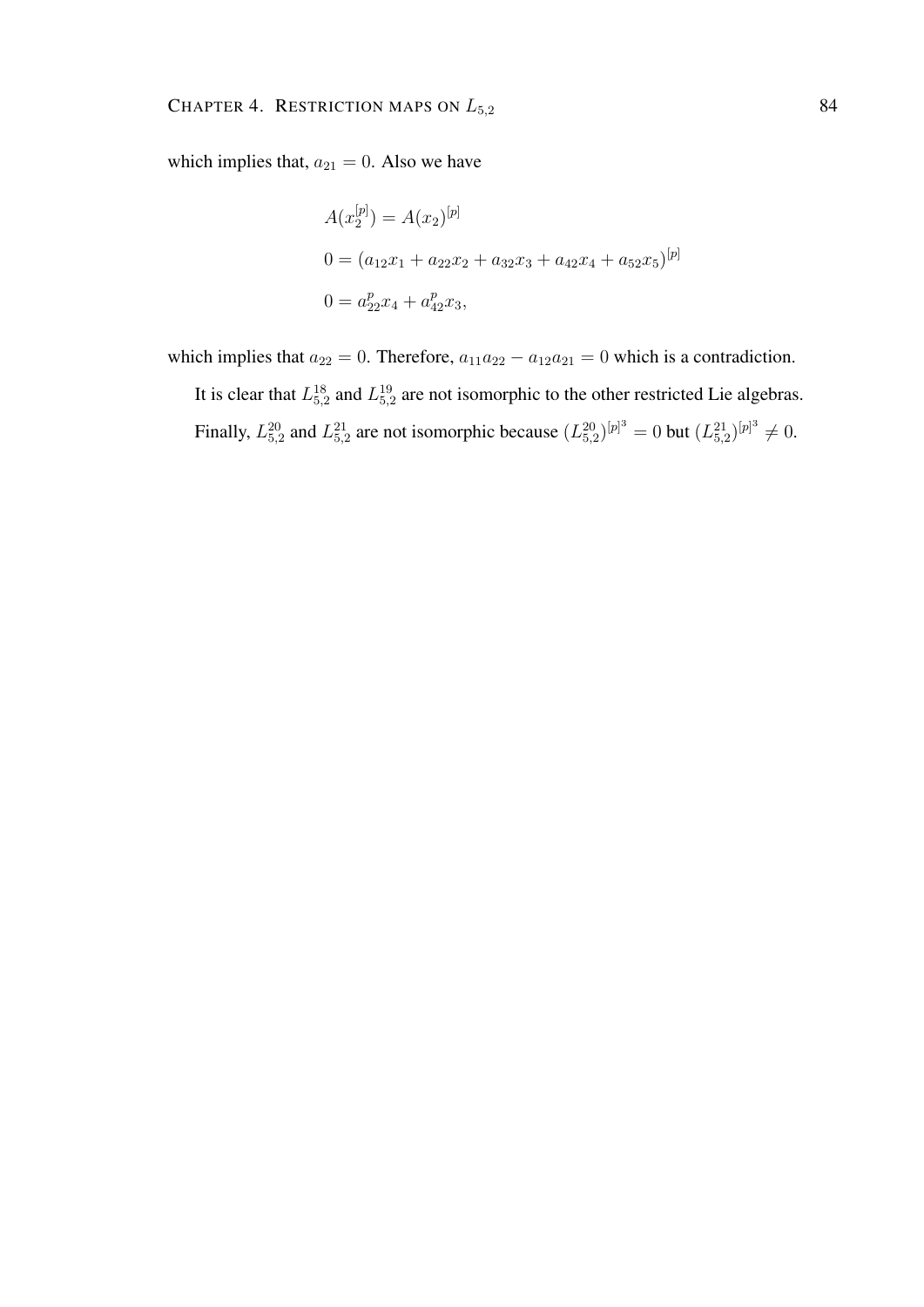which implies that, $a_{21} = 0$. Also we have

$$
\begin{aligned}
&A(x_2^{[p]}) = A(x_2)^{[p]} \\
&0 = (a_{12}x_1 + a_{22}x_2 + a_{32}x_3 + a_{42}x_4 + a_{52}x_5)^{[p]} \\
&0 = a_{22}^p x_4 + a_{42}^p x_3,
\end{aligned}
$$

which implies that $a_{22} = 0$. Therefore, $a_{11}a_{22} - a_{12}a_{21} = 0$ which is a contradiction.

It is clear that $L_{5,2}^{18}$ and $L_{5,2}^{19}$ are not isomorphic to the other restricted Lie algebras.

Finally, $L_{5,2}^{20}$ and $L_{5,2}^{21}$ are not isomorphic because $(L_{5,2}^{20})^{[p]^3} = 0$ but $(L_{5,2}^{21})^{[p]^3} \neq 0$.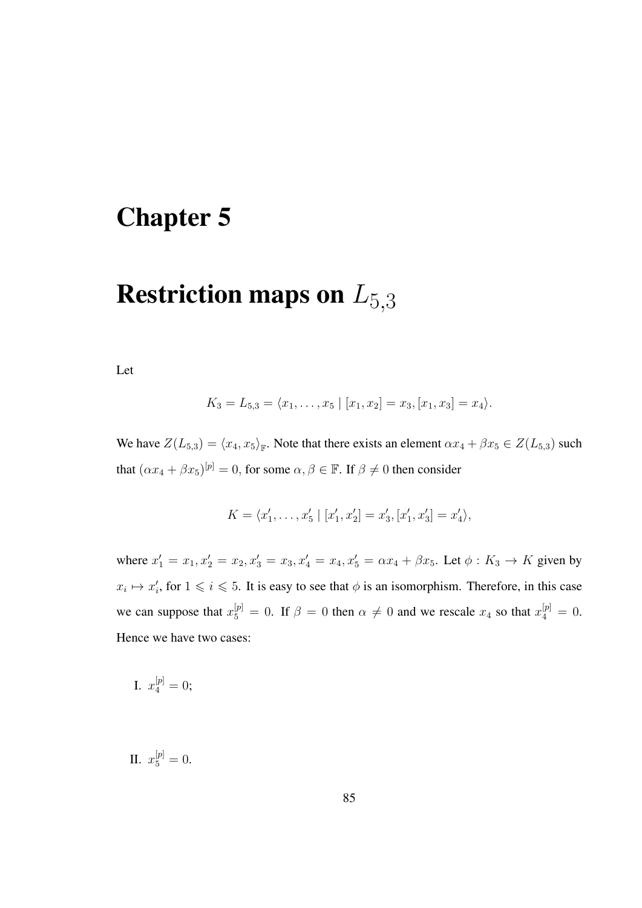# Chapter 5

# Restriction maps on $L_{5,3}$

Let

$$K_3 = L_{5,3} = \langle x_1, \ldots, x_5 \mid [x_1, x_2] = x_3, [x_1, x_3] = x_4 \rangle.$$

We have $Z(L_{5,3}) = \langle x_4, x_5 \rangle_{\mathbb{F}}$. Note that there exists an element $\alpha x_4 + \beta x_5 \in Z(L_{5,3})$ such that $(\alpha x_4 + \beta x_5)^{[p]} = 0$, for some $\alpha, \beta \in \mathbb{F}$. If $\beta \neq 0$ then consider

$$K = \langle x_1', \ldots, x_5' \mid [x_1', x_2'] = x_3', [x_1', x_3'] = x_4' \rangle,$$

where $x_1' = x_1, x_2' = x_2, x_3' = x_3, x_4' = x_4, x_5' = \alpha x_4 + \beta x_5$. Let $\phi : K_3 \to K$ given by $x_i \mapsto x_i'$, for $1 \leqslant i \leqslant 5$. It is easy to see that $\phi$ is an isomorphism. Therefore, in this case we can suppose that $x_5^{[p]} = 0$. If $\beta = 0$ then $\alpha \neq 0$ and we rescale $x_4$ so that $x_4^{[p]} = 0$. Hence we have two cases:

I. $x_4^{[p]} = 0$;

II. $x_5^{[p]} = 0$.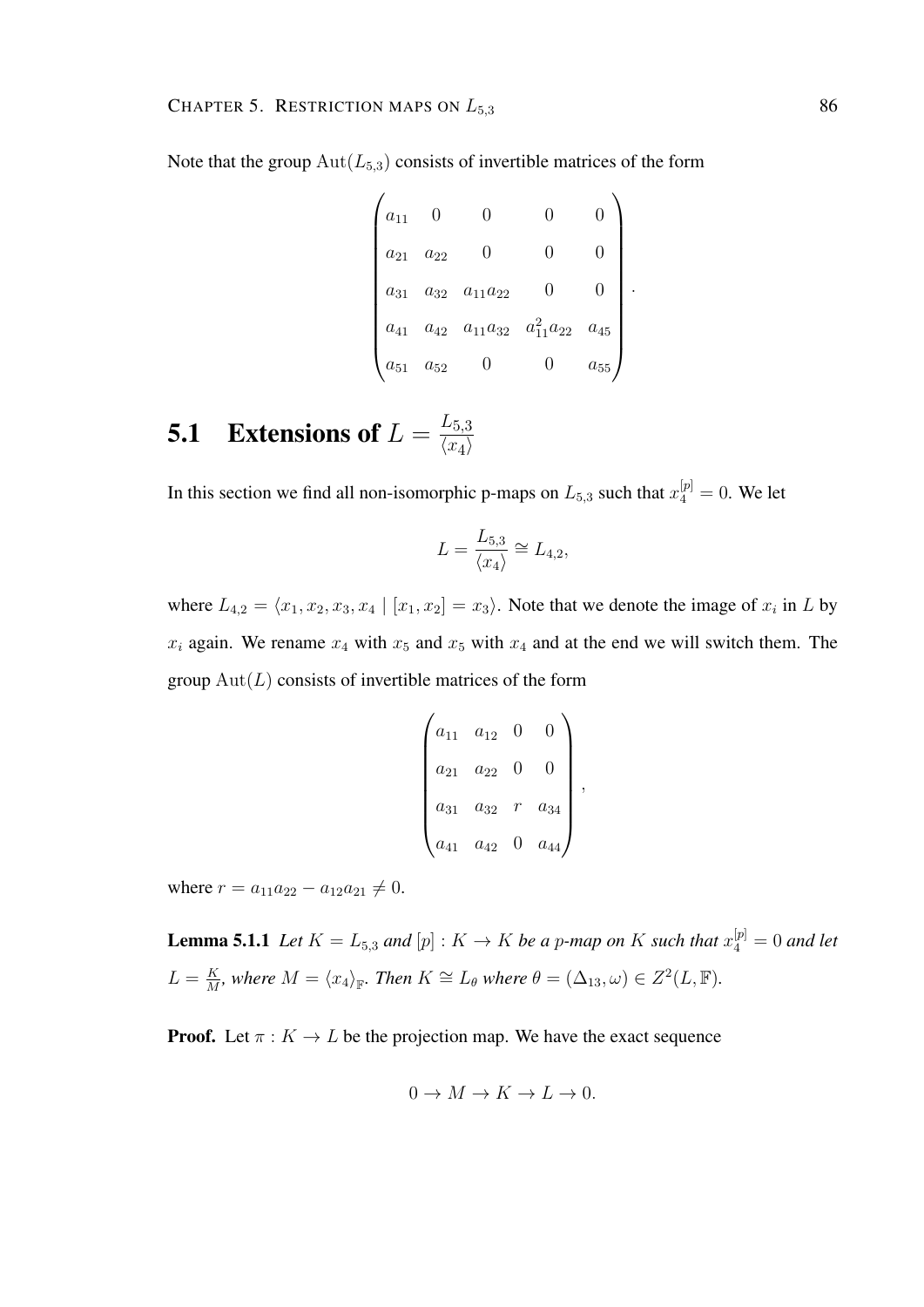Note that the group $\mathrm{Aut}(L_{5,3})$ consists of invertible matrices of the form

$$\begin{pmatrix} a_{11} & 0 & 0 & 0 & 0 \\ a_{21} & a_{22} & 0 & 0 & 0 \\ a_{31} & a_{32} & a_{11}a_{22} & 0 & 0 \\ a_{41} & a_{42} & a_{11}a_{32} & a_{11}^2a_{22} & a_{45} \\ a_{51} & a_{52} & 0 & 0 & a_{55} \end{pmatrix}.$$

## 5.1 Extensions of $L = \frac{L_{5,3}}{\langle x_4 \rangle}$

In this section we find all non-isomorphic p-maps on $L_{5,3}$ such that $x_4^{[p]} = 0$. We let

$$L = \frac{L_{5,3}}{\langle x_4 \rangle} \cong L_{4,2},$$

where $L_{4,2} = \langle x_1, x_2, x_3, x_4 \mid [x_1, x_2] = x_3 \rangle$. Note that we denote the image of $x_i$ in $L$ by $x_i$ again. We rename $x_4$ with $x_5$ and $x_5$ with $x_4$ and at the end we will switch them. The group $\mathrm{Aut}(L)$ consists of invertible matrices of the form

$$\begin{pmatrix} a_{11} & a_{12} & 0 & 0 \\ a_{21} & a_{22} & 0 & 0 \\ a_{31} & a_{32} & r & a_{34} \\ a_{41} & a_{42} & 0 & a_{44} \end{pmatrix},$$

where $r = a_{11}a_{22} - a_{12}a_{21} \neq 0$.

**Lemma 5.1.1** *Let $K = L_{5,3}$ and $[p] : K \to K$ be a $p$-map on $K$ such that $x_4^{[p]} = 0$ and let $L = \frac{K}{M}$, where $M = \langle x_4 \rangle_{\mathbb{F}}$. Then $K \cong L_\theta$ where $\theta = (\Delta_{13}, \omega) \in Z^2(L, \mathbb{F})$.*

**Proof.** Let $\pi : K \to L$ be the projection map. We have the exact sequence

$$0 \to M \to K \to L \to 0.$$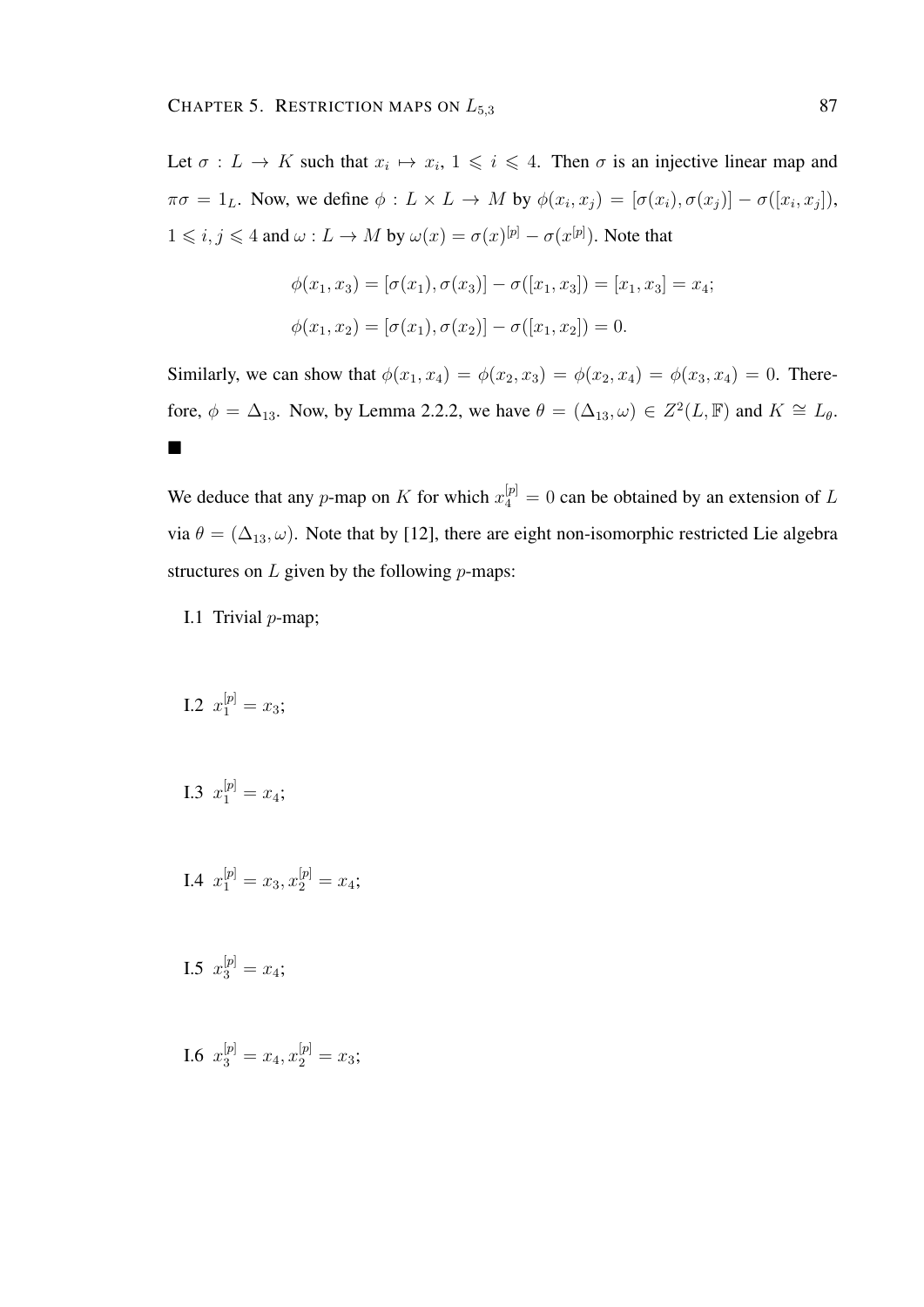Let $\sigma : L \to K$ such that $x_i \mapsto x_i$, $1 \leqslant i \leqslant 4$. Then $\sigma$ is an injective linear map and $\pi\sigma = 1_L$. Now, we define $\phi : L \times L \to M$ by $\phi(x_i, x_j) = [\sigma(x_i), \sigma(x_j)] - \sigma([x_i, x_j])$, $1 \leqslant i, j \leqslant 4$ and $\omega : L \to M$ by $\omega(x) = \sigma(x)^{[p]} - \sigma(x^{[p]})$. Note that

$$\phi(x_1, x_3) = [\sigma(x_1), \sigma(x_3)] - \sigma([x_1, x_3]) = [x_1, x_3] = x_4;$$

$$\phi(x_1, x_2) = [\sigma(x_1), \sigma(x_2)] - \sigma([x_1, x_2]) = 0.$$

Similarly, we can show that $\phi(x_1, x_4) = \phi(x_2, x_3) = \phi(x_2, x_4) = \phi(x_3, x_4) = 0$. Therefore, $\phi = \Delta_{13}$. Now, by Lemma 2.2.2, we have $\theta = (\Delta_{13}, \omega) \in Z^2(L, \mathbb{F})$ and $K \cong L_\theta$. ■

We deduce that any $p$-map on $K$ for which $x_4^{[p]} = 0$ can be obtained by an extension of $L$ via $\theta = (\Delta_{13}, \omega)$. Note that by [12], there are eight non-isomorphic restricted Lie algebra structures on $L$ given by the following $p$-maps:

I.1 Trivial $p$-map;

I.2 $x_1^{[p]} = x_3$;

I.3 $x_1^{[p]} = x_4$;

I.4 $x_1^{[p]} = x_3, x_2^{[p]} = x_4$;

I.5 $x_3^{[p]} = x_4$;

I.6 $x_3^{[p]} = x_4, x_2^{[p]} = x_3$;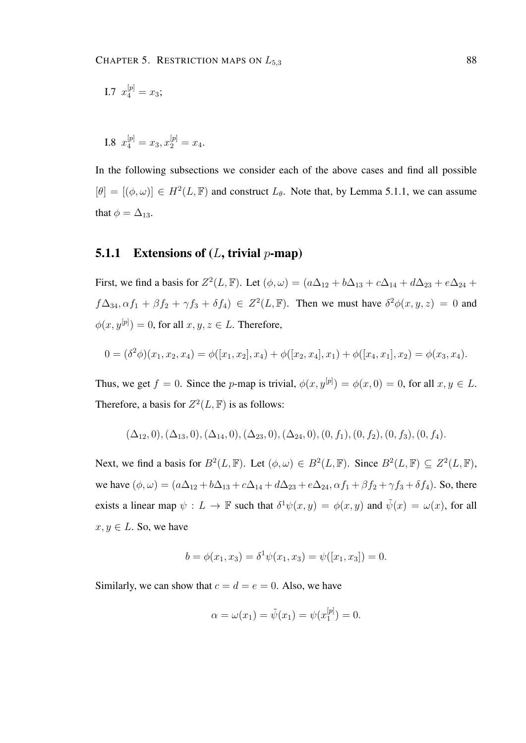I.7 $x_4^{[p]} = x_3$;

I.8 $x_4^{[p]} = x_3, x_2^{[p]} = x_4$.

In the following subsections we consider each of the above cases and find all possible $[\theta] = [(\phi, \omega)] \in H^2(L, \mathbb{F})$ and construct $L_\theta$. Note that, by Lemma 5.1.1, we can assume that $\phi = \Delta_{13}$.

### 5.1.1 Extensions of ($L$, trivial $p$-map)

First, we find a basis for $Z^2(L, \mathbb{F})$. Let $(\phi, \omega) = (a\Delta_{12} + b\Delta_{13} + c\Delta_{14} + d\Delta_{23} + e\Delta_{24} + f\Delta_{34}, \alpha f_1 + \beta f_2 + \gamma f_3 + \delta f_4) \in Z^2(L, \mathbb{F})$. Then we must have $\delta^2\phi(x, y, z) = 0$ and $\phi(x, y^{[p]}) = 0$, for all $x, y, z \in L$. Therefore,

$$0 = (\delta^2\phi)(x_1, x_2, x_4) = \phi([x_1, x_2], x_4) + \phi([x_2, x_4], x_1) + \phi([x_4, x_1], x_2) = \phi(x_3, x_4).$$

Thus, we get $f = 0$. Since the $p$-map is trivial, $\phi(x, y^{[p]}) = \phi(x, 0) = 0$, for all $x, y \in L$. Therefore, a basis for $Z^2(L, \mathbb{F})$ is as follows:

$$(\Delta_{12}, 0), (\Delta_{13}, 0), (\Delta_{14}, 0), (\Delta_{23}, 0), (\Delta_{24}, 0), (0, f_1), (0, f_2), (0, f_3), (0, f_4).$$

Next, we find a basis for $B^2(L, \mathbb{F})$. Let $(\phi, \omega) \in B^2(L, \mathbb{F})$. Since $B^2(L, \mathbb{F}) \subseteq Z^2(L, \mathbb{F})$, we have $(\phi, \omega) = (a\Delta_{12} + b\Delta_{13} + c\Delta_{14} + d\Delta_{23} + e\Delta_{24}, \alpha f_1 + \beta f_2 + \gamma f_3 + \delta f_4)$. So, there exists a linear map $\psi : L \to \mathbb{F}$ such that $\delta^1\psi(x, y) = \phi(x, y)$ and $\tilde{\psi}(x) = \omega(x)$, for all $x, y \in L$. So, we have

$$b = \phi(x_1, x_3) = \delta^1\psi(x_1, x_3) = \psi([x_1, x_3]) = 0.$$

Similarly, we can show that $c = d = e = 0$. Also, we have

$$\alpha = \omega(x_1) = \tilde{\psi}(x_1) = \psi(x_1^{[p]}) = 0.$$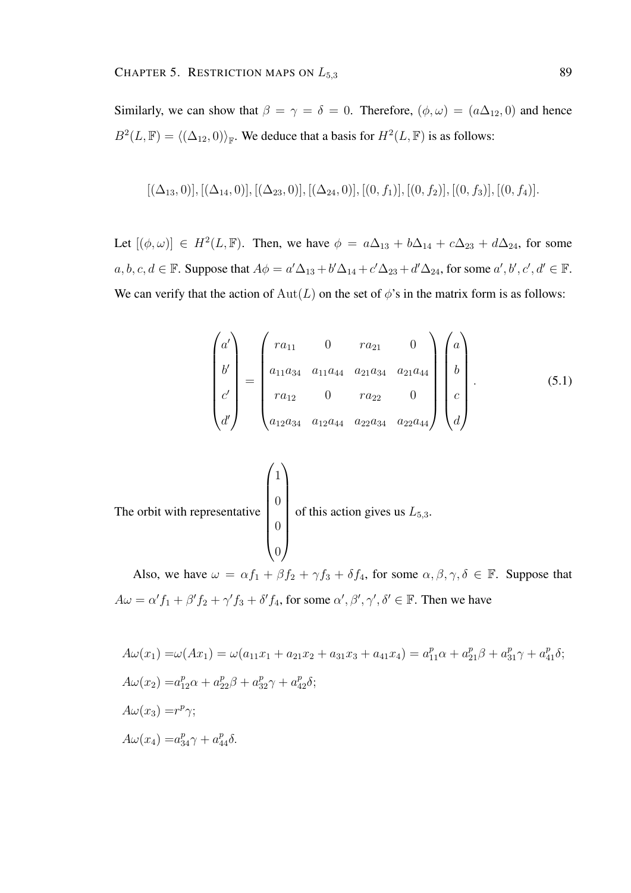Similarly, we can show that $\beta = \gamma = \delta = 0$. Therefore, $(\phi, \omega) = (a\Delta_{12}, 0)$ and hence $B^2(L, \mathbb{F}) = \langle (\Delta_{12}, 0) \rangle_{\mathbb{F}}$. We deduce that a basis for $H^2(L, \mathbb{F})$ is as follows:

$$[(\Delta_{13}, 0)], [(\Delta_{14}, 0)], [(\Delta_{23}, 0)], [(\Delta_{24}, 0)], [(0, f_1)], [(0, f_2)], [(0, f_3)], [(0, f_4)].$$

Let $[(\phi, \omega)] \in H^2(L, \mathbb{F})$. Then, we have $\phi = a\Delta_{13} + b\Delta_{14} + c\Delta_{23} + d\Delta_{24}$, for some $a, b, c, d \in \mathbb{F}$. Suppose that $A\phi = a'\Delta_{13} + b'\Delta_{14} + c'\Delta_{23} + d'\Delta_{24}$, for some $a', b', c', d' \in \mathbb{F}$. We can verify that the action of $\mathrm{Aut}(L)$ on the set of $\phi$'s in the matrix form is as follows:

$$\begin{pmatrix} a' \\ b' \\ c' \\ d' \end{pmatrix} = \begin{pmatrix} ra_{11} & 0 & ra_{21} & 0 \\ a_{11}a_{34} & a_{11}a_{44} & a_{21}a_{34} & a_{21}a_{44} \\ ra_{12} & 0 & ra_{22} & 0 \\ a_{12}a_{34} & a_{12}a_{44} & a_{22}a_{34} & a_{22}a_{44} \end{pmatrix} \begin{pmatrix} a \\ b \\ c \\ d \end{pmatrix}. \tag{5.1}$$

The orbit with representative $\begin{pmatrix} 1 \\ 0 \\ 0 \\ 0 \end{pmatrix}$ of this action gives us $L_{5,3}$.

Also, we have $\omega = \alpha f_1 + \beta f_2 + \gamma f_3 + \delta f_4$, for some $\alpha, \beta, \gamma, \delta \in \mathbb{F}$. Suppose that $A\omega = \alpha' f_1 + \beta' f_2 + \gamma' f_3 + \delta' f_4$, for some $\alpha', \beta', \gamma', \delta' \in \mathbb{F}$. Then we have

$$\begin{aligned}
A\omega(x_1) &= \omega(Ax_1) = \omega(a_{11}x_1 + a_{21}x_2 + a_{31}x_3 + a_{41}x_4) = a_{11}^p\alpha + a_{21}^p\beta + a_{31}^p\gamma + a_{41}^p\delta; \\
A\omega(x_2) &= a_{12}^p\alpha + a_{22}^p\beta + a_{32}^p\gamma + a_{42}^p\delta; \\
A\omega(x_3) &= r^p\gamma; \\
A\omega(x_4) &= a_{34}^p\gamma + a_{44}^p\delta.
\end{aligned}$$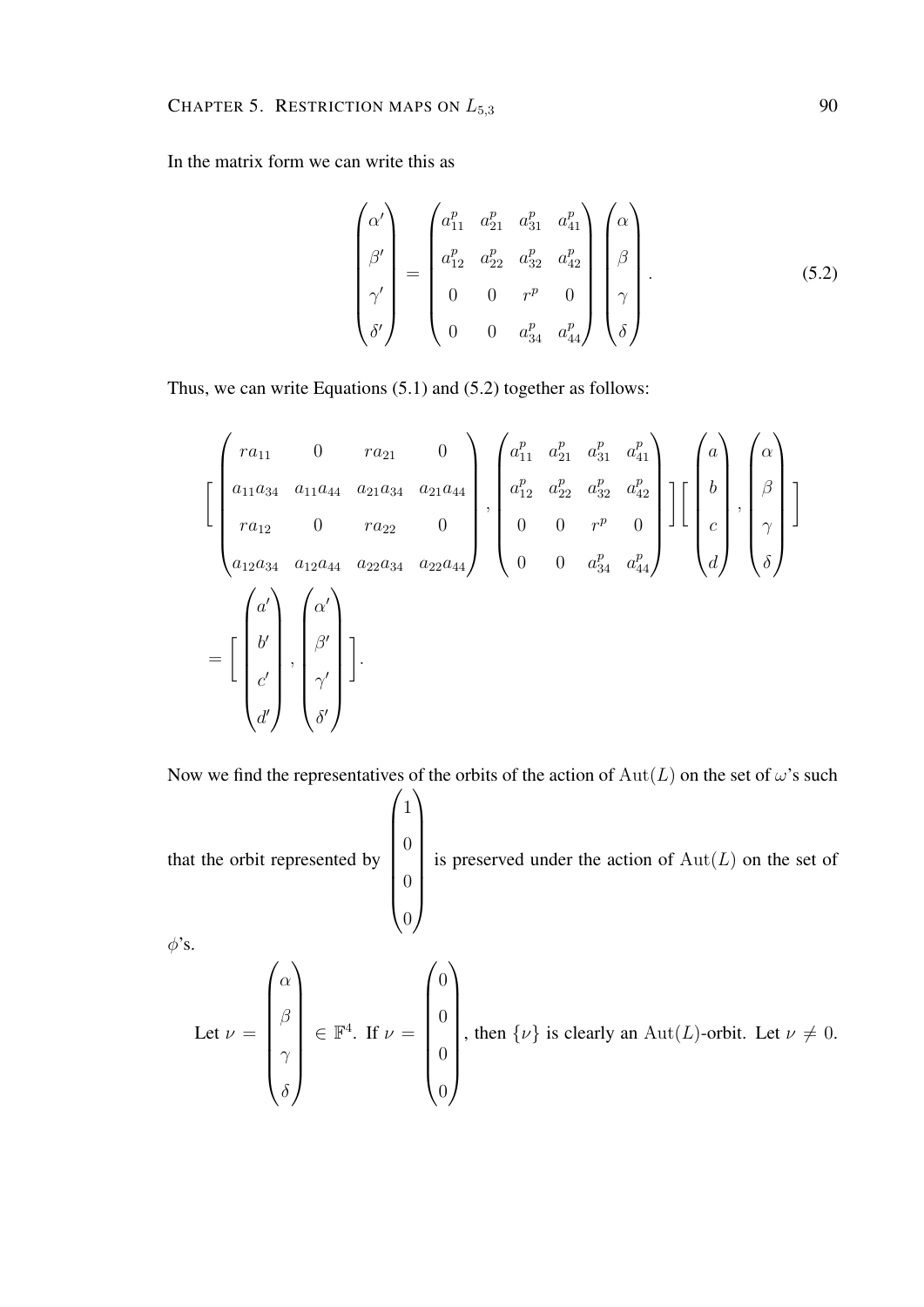In the matrix form we can write this as

$$\begin{pmatrix} \alpha' \\ \beta' \\ \gamma' \\ \delta' \end{pmatrix} = \begin{pmatrix} a_{11}^p & a_{21}^p & a_{31}^p & a_{41}^p \\ a_{12}^p & a_{22}^p & a_{32}^p & a_{42}^p \\ 0 & 0 & r^p & 0 \\ 0 & 0 & a_{34}^p & a_{44}^p \end{pmatrix} \begin{pmatrix} \alpha \\ \beta \\ \gamma \\ \delta \end{pmatrix}. \tag{5.2}$$

Thus, we can write Equations (5.1) and (5.2) together as follows:

$$\left[ \begin{pmatrix} ra_{11} & 0 & ra_{21} & 0 \\ a_{11}a_{34} & a_{11}a_{44} & a_{21}a_{34} & a_{21}a_{44} \\ ra_{12} & 0 & ra_{22} & 0 \\ a_{12}a_{34} & a_{12}a_{44} & a_{22}a_{34} & a_{22}a_{44} \end{pmatrix}, \begin{pmatrix} a_{11}^p & a_{21}^p & a_{31}^p & a_{41}^p \\ a_{12}^p & a_{22}^p & a_{32}^p & a_{42}^p \\ 0 & 0 & r^p & 0 \\ 0 & 0 & a_{34}^p & a_{44}^p \end{pmatrix} \right] \left[ \begin{pmatrix} a \\ b \\ c \\ d \end{pmatrix}, \begin{pmatrix} \alpha \\ \beta \\ \gamma \\ \delta \end{pmatrix} \right]$$

$$= \left[ \begin{pmatrix} a' \\ b' \\ c' \\ d' \end{pmatrix}, \begin{pmatrix} \alpha' \\ \beta' \\ \gamma' \\ \delta' \end{pmatrix} \right].$$

Now we find the representatives of the orbits of the action of $\mathrm{Aut}(L)$ on the set of $\omega$'s such that the orbit represented by $\begin{pmatrix} 1 \\ 0 \\ 0 \\ 0 \end{pmatrix}$ is preserved under the action of $\mathrm{Aut}(L)$ on the set of $\phi$'s.

Let $\nu = \begin{pmatrix} \alpha \\ \beta \\ \gamma \\ \delta \end{pmatrix} \in \mathbb{F}^4$. If $\nu = \begin{pmatrix} 0 \\ 0 \\ 0 \\ 0 \end{pmatrix}$, then $\{\nu\}$ is clearly an $\mathrm{Aut}(L)$-orbit. Let $\nu \neq 0$.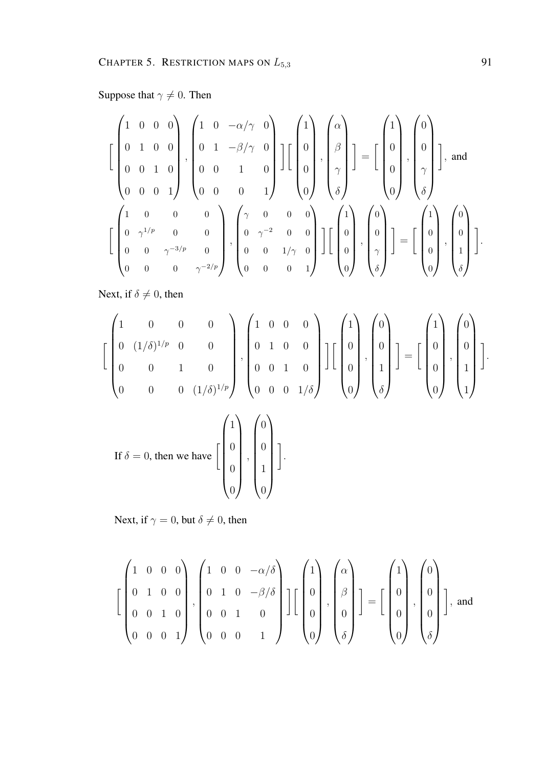Suppose that $\gamma \neq 0$. Then

$$\left[ \begin{pmatrix} 1 & 0 & 0 & 0 \\ 0 & 1 & 0 & 0 \\ 0 & 0 & 1 & 0 \\ 0 & 0 & 0 & 1 \end{pmatrix}, \begin{pmatrix} 1 & 0 & -\alpha/\gamma & 0 \\ 0 & 1 & -\beta/\gamma & 0 \\ 0 & 0 & 1 & 0 \\ 0 & 0 & 0 & 1 \end{pmatrix} \right] \left[ \begin{pmatrix} 1 \\ 0 \\ 0 \\ 0 \end{pmatrix}, \begin{pmatrix} \alpha \\ \beta \\ \gamma \\ \delta \end{pmatrix} \right] = \left[ \begin{pmatrix} 1 \\ 0 \\ 0 \\ 0 \end{pmatrix}, \begin{pmatrix} 0 \\ 0 \\ \gamma \\ \delta \end{pmatrix} \right], \text{ and}$$

$$\left[ \begin{pmatrix} 1 & 0 & 0 & 0 \\ 0 & \gamma^{1/p} & 0 & 0 \\ 0 & 0 & \gamma^{-3/p} & 0 \\ 0 & 0 & 0 & \gamma^{-2/p} \end{pmatrix}, \begin{pmatrix} \gamma & 0 & 0 & 0 \\ 0 & \gamma^{-2} & 0 & 0 \\ 0 & 0 & 1/\gamma & 0 \\ 0 & 0 & 0 & 1 \end{pmatrix} \right] \left[ \begin{pmatrix} 1 \\ 0 \\ 0 \\ 0 \end{pmatrix}, \begin{pmatrix} 0 \\ 0 \\ \gamma \\ \delta \end{pmatrix} \right] = \left[ \begin{pmatrix} 1 \\ 0 \\ 0 \\ 0 \end{pmatrix}, \begin{pmatrix} 0 \\ 0 \\ 1 \\ \delta \end{pmatrix} \right].$$

Next, if $\delta \neq 0$, then

$$\left[ \begin{pmatrix} 1 & 0 & 0 & 0 \\ 0 & (1/\delta)^{1/p} & 0 & 0 \\ 0 & 0 & 1 & 0 \\ 0 & 0 & 0 & (1/\delta)^{1/p} \end{pmatrix}, \begin{pmatrix} 1 & 0 & 0 & 0 \\ 0 & 1 & 0 & 0 \\ 0 & 0 & 1 & 0 \\ 0 & 0 & 0 & 1/\delta \end{pmatrix} \right] \left[ \begin{pmatrix} 1 \\ 0 \\ 0 \\ 0 \end{pmatrix}, \begin{pmatrix} 0 \\ 0 \\ 1 \\ \delta \end{pmatrix} \right] = \left[ \begin{pmatrix} 1 \\ 0 \\ 0 \\ 0 \end{pmatrix}, \begin{pmatrix} 0 \\ 0 \\ 1 \\ 1 \end{pmatrix} \right].$$

If $\delta = 0$, then we have $\left[ \begin{pmatrix} 1 \\ 0 \\ 0 \\ 0 \end{pmatrix}, \begin{pmatrix} 0 \\ 0 \\ 1 \\ 0 \end{pmatrix} \right]$.

Next, if $\gamma = 0$, but $\delta \neq 0$, then

$$\left[ \begin{pmatrix} 1 & 0 & 0 & 0 \\ 0 & 1 & 0 & 0 \\ 0 & 0 & 1 & 0 \\ 0 & 0 & 0 & 1 \end{pmatrix}, \begin{pmatrix} 1 & 0 & 0 & -\alpha/\delta \\ 0 & 1 & 0 & -\beta/\delta \\ 0 & 0 & 1 & 0 \\ 0 & 0 & 0 & 1 \end{pmatrix} \right] \left[ \begin{pmatrix} 1 \\ 0 \\ 0 \\ 0 \end{pmatrix}, \begin{pmatrix} \alpha \\ \beta \\ 0 \\ \delta \end{pmatrix} \right] = \left[ \begin{pmatrix} 1 \\ 0 \\ 0 \\ 0 \end{pmatrix}, \begin{pmatrix} 0 \\ 0 \\ 0 \\ \delta \end{pmatrix} \right], \text{ and}$$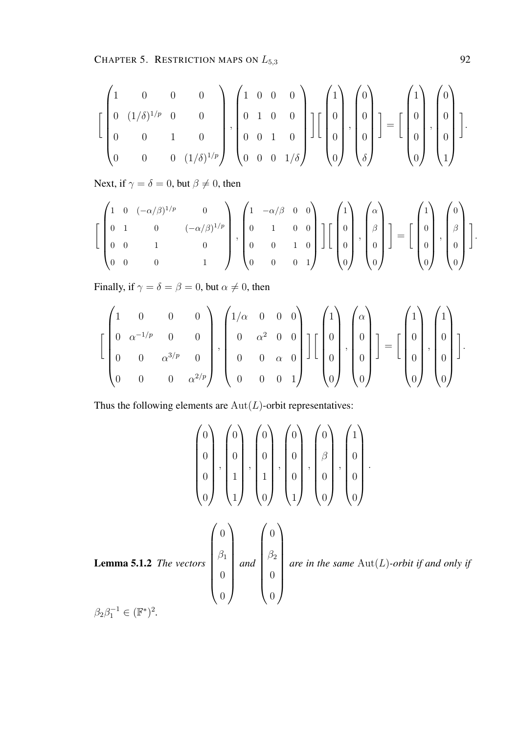$$\left[\begin{pmatrix} 1 & 0 & 0 & 0 \\ 0 & (1/\delta)^{1/p} & 0 & 0 \\ 0 & 0 & 1 & 0 \\ 0 & 0 & 0 & (1/\delta)^{1/p} \end{pmatrix}, \begin{pmatrix} 1 & 0 & 0 & 0 \\ 0 & 1 & 0 & 0 \\ 0 & 0 & 1 & 0 \\ 0 & 0 & 0 & 1/\delta \end{pmatrix}\right]\left[\begin{pmatrix} 1 \\ 0 \\ 0 \\ 0 \end{pmatrix}, \begin{pmatrix} 0 \\ 0 \\ 0 \\ \delta \end{pmatrix}\right] = \left[\begin{pmatrix} 1 \\ 0 \\ 0 \\ 0 \end{pmatrix}, \begin{pmatrix} 0 \\ 0 \\ 0 \\ 1 \end{pmatrix}\right].$$

Next, if $\gamma = \delta = 0$, but $\beta \neq 0$, then

$$\left[\begin{pmatrix} 1 & 0 & (-\alpha/\beta)^{1/p} & 0 \\ 0 & 1 & 0 & (-\alpha/\beta)^{1/p} \\ 0 & 0 & 1 & 0 \\ 0 & 0 & 0 & 1 \end{pmatrix}, \begin{pmatrix} 1 & -\alpha/\beta & 0 & 0 \\ 0 & 1 & 0 & 0 \\ 0 & 0 & 1 & 0 \\ 0 & 0 & 0 & 1 \end{pmatrix}\right]\left[\begin{pmatrix} 1 \\ 0 \\ 0 \\ 0 \end{pmatrix}, \begin{pmatrix} \alpha \\ \beta \\ 0 \\ 0 \end{pmatrix}\right] = \left[\begin{pmatrix} 1 \\ 0 \\ 0 \\ 0 \end{pmatrix}, \begin{pmatrix} 0 \\ \beta \\ 0 \\ 0 \end{pmatrix}\right].$$

Finally, if $\gamma = \delta = \beta = 0$, but $\alpha \neq 0$, then

$$\left[\begin{pmatrix} 1 & 0 & 0 & 0 \\ 0 & \alpha^{-1/p} & 0 & 0 \\ 0 & 0 & \alpha^{3/p} & 0 \\ 0 & 0 & 0 & \alpha^{2/p} \end{pmatrix}, \begin{pmatrix} 1/\alpha & 0 & 0 & 0 \\ 0 & \alpha^2 & 0 & 0 \\ 0 & 0 & \alpha & 0 \\ 0 & 0 & 0 & 1 \end{pmatrix}\right]\left[\begin{pmatrix} 1 \\ 0 \\ 0 \\ 0 \end{pmatrix}, \begin{pmatrix} \alpha \\ 0 \\ 0 \\ 0 \end{pmatrix}\right] = \left[\begin{pmatrix} 1 \\ 0 \\ 0 \\ 0 \end{pmatrix}, \begin{pmatrix} 1 \\ 0 \\ 0 \\ 0 \end{pmatrix}\right].$$

Thus the following elements are $\mathrm{Aut}(L)$-orbit representatives:

$$\begin{pmatrix} 0 \\ 0 \\ 0 \\ 0 \end{pmatrix}, \begin{pmatrix} 0 \\ 0 \\ 1 \\ 1 \end{pmatrix}, \begin{pmatrix} 0 \\ 0 \\ 1 \\ 0 \end{pmatrix}, \begin{pmatrix} 0 \\ 0 \\ 0 \\ 1 \end{pmatrix}, \begin{pmatrix} 0 \\ \beta \\ 0 \\ 0 \end{pmatrix}, \begin{pmatrix} 1 \\ 0 \\ 0 \\ 0 \end{pmatrix}.$$

**Lemma 5.1.2** *The vectors* $\begin{pmatrix} 0 \\ \beta_1 \\ 0 \\ 0 \end{pmatrix}$ *and* $\begin{pmatrix} 0 \\ \beta_2 \\ 0 \\ 0 \end{pmatrix}$ *are in the same* $\mathrm{Aut}(L)$*-orbit if and only if* $\beta_2\beta_1^{-1} \in (\mathbb{F}^*)^2$.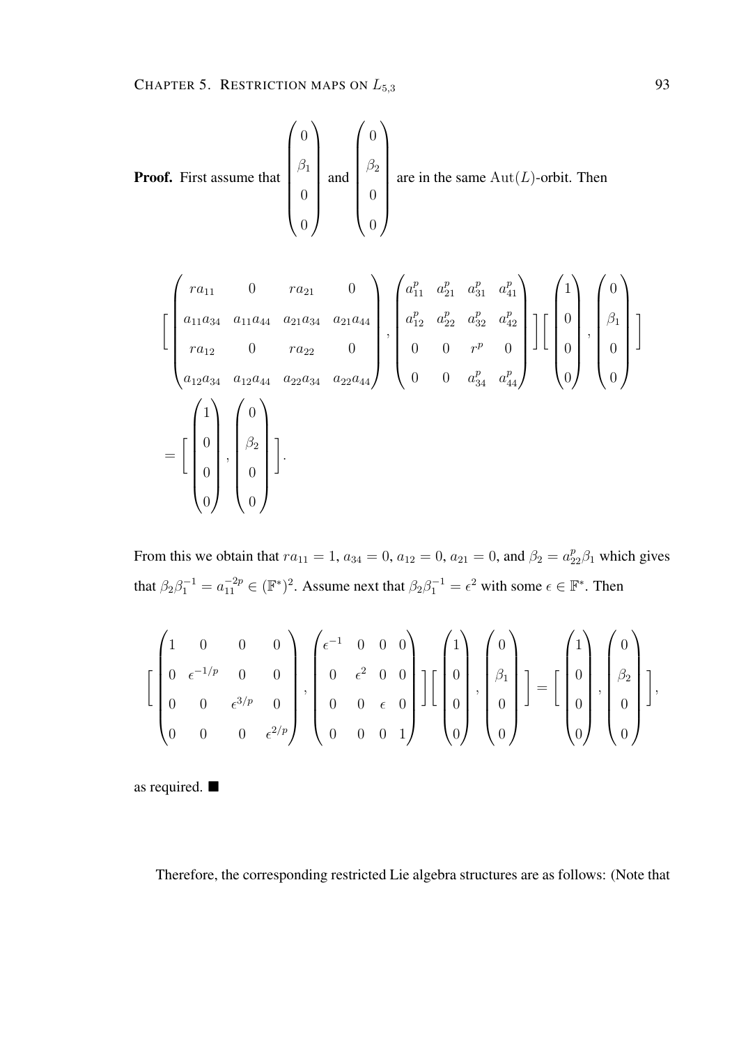**Proof.** First assume that $\begin{pmatrix} 0 \\ \beta_1 \\ 0 \\ 0 \end{pmatrix}$ and $\begin{pmatrix} 0 \\ \beta_2 \\ 0 \\ 0 \end{pmatrix}$ are in the same $\mathrm{Aut}(L)$-orbit. Then

$$
\left[ \begin{pmatrix} ra_{11} & 0 & ra_{21} & 0 \\ a_{11}a_{34} & a_{11}a_{44} & a_{21}a_{34} & a_{21}a_{44} \\ ra_{12} & 0 & ra_{22} & 0 \\ a_{12}a_{34} & a_{12}a_{44} & a_{22}a_{34} & a_{22}a_{44} \end{pmatrix}, \begin{pmatrix} a_{11}^p & a_{21}^p & a_{31}^p & a_{41}^p \\ a_{12}^p & a_{22}^p & a_{32}^p & a_{42}^p \\ 0 & 0 & r^p & 0 \\ 0 & 0 & a_{34}^p & a_{44}^p \end{pmatrix} \right] \left[ \begin{pmatrix} 1 \\ 0 \\ 0 \\ 0 \end{pmatrix}, \begin{pmatrix} 0 \\ \beta_1 \\ 0 \\ 0 \end{pmatrix} \right]
$$

$$
= \left[ \begin{pmatrix} 1 \\ 0 \\ 0 \\ 0 \end{pmatrix}, \begin{pmatrix} 0 \\ \beta_2 \\ 0 \\ 0 \end{pmatrix} \right].
$$

From this we obtain that $ra_{11} = 1$, $a_{34} = 0$, $a_{12} = 0$, $a_{21} = 0$, and $\beta_2 = a_{22}^p \beta_1$ which gives that $\beta_2 \beta_1^{-1} = a_{11}^{-2p} \in (\mathbb{F}^*)^2$. Assume next that $\beta_2 \beta_1^{-1} = \epsilon^2$ with some $\epsilon \in \mathbb{F}^*$. Then

$$
\left[ \begin{pmatrix} 1 & 0 & 0 & 0 \\ 0 & \epsilon^{-1/p} & 0 & 0 \\ 0 & 0 & \epsilon^{3/p} & 0 \\ 0 & 0 & 0 & \epsilon^{2/p} \end{pmatrix}, \begin{pmatrix} \epsilon^{-1} & 0 & 0 & 0 \\ 0 & \epsilon^2 & 0 & 0 \\ 0 & 0 & \epsilon & 0 \\ 0 & 0 & 0 & 1 \end{pmatrix} \right] \left[ \begin{pmatrix} 1 \\ 0 \\ 0 \\ 0 \end{pmatrix}, \begin{pmatrix} 0 \\ \beta_1 \\ 0 \\ 0 \end{pmatrix} \right] = \left[ \begin{pmatrix} 1 \\ 0 \\ 0 \\ 0 \end{pmatrix}, \begin{pmatrix} 0 \\ \beta_2 \\ 0 \\ 0 \end{pmatrix} \right],
$$

as required. ■

Therefore, the corresponding restricted Lie algebra structures are as follows: (Note that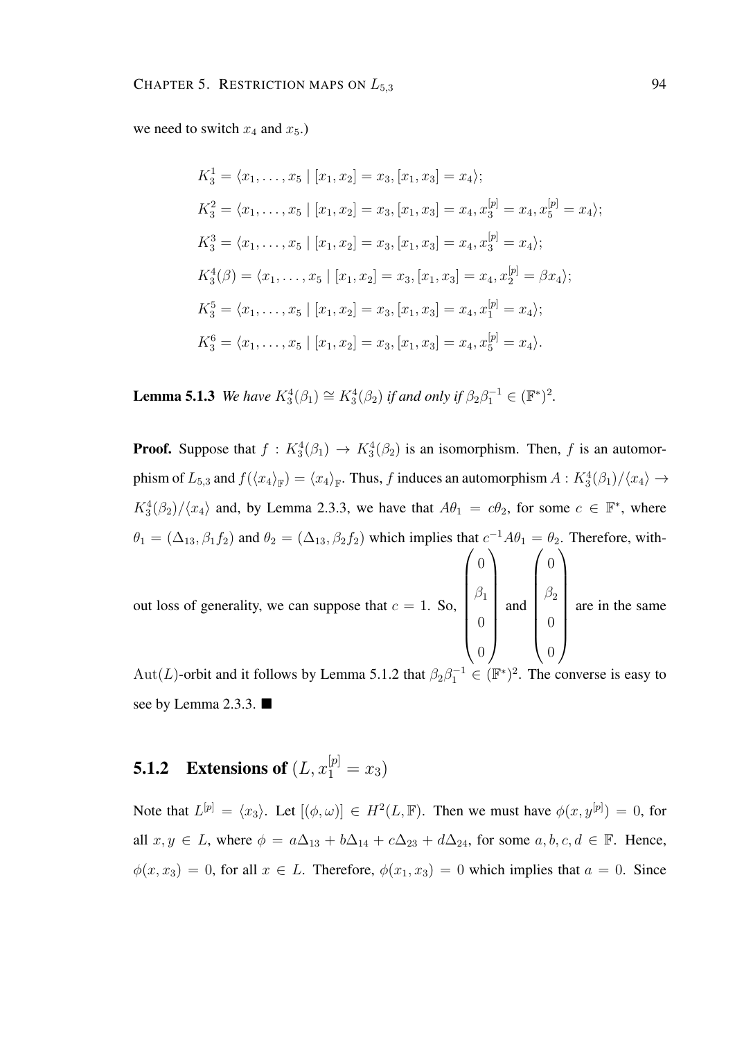we need to switch $x_4$ and $x_5$.)

$$K_3^1 = \langle x_1, \ldots, x_5 \mid [x_1, x_2] = x_3, [x_1, x_3] = x_4 \rangle;$$

$$K_3^2 = \langle x_1, \ldots, x_5 \mid [x_1, x_2] = x_3, [x_1, x_3] = x_4, x_3^{[p]} = x_4, x_5^{[p]} = x_4 \rangle;$$

$$K_3^3 = \langle x_1, \ldots, x_5 \mid [x_1, x_2] = x_3, [x_1, x_3] = x_4, x_3^{[p]} = x_4 \rangle;$$

$$K_3^4(\beta) = \langle x_1, \ldots, x_5 \mid [x_1, x_2] = x_3, [x_1, x_3] = x_4, x_2^{[p]} = \beta x_4 \rangle;$$

$$K_3^5 = \langle x_1, \ldots, x_5 \mid [x_1, x_2] = x_3, [x_1, x_3] = x_4, x_1^{[p]} = x_4 \rangle;$$

$$K_3^6 = \langle x_1, \ldots, x_5 \mid [x_1, x_2] = x_3, [x_1, x_3] = x_4, x_5^{[p]} = x_4 \rangle.$$

**Lemma 5.1.3** *We have $K_3^4(\beta_1) \cong K_3^4(\beta_2)$ if and only if $\beta_2\beta_1^{-1} \in (\mathbb{F}^*)^2$.*

**Proof.** Suppose that $f : K_3^4(\beta_1) \to K_3^4(\beta_2)$ is an isomorphism. Then, $f$ is an automorphism of $L_{5,3}$ and $f(\langle x_4 \rangle_{\mathbb{F}}) = \langle x_4 \rangle_{\mathbb{F}}$. Thus, $f$ induces an automorphism $A : K_3^4(\beta_1)/\langle x_4 \rangle \to K_3^4(\beta_2)/\langle x_4 \rangle$ and, by Lemma 2.3.3, we have that $A\theta_1 = c\theta_2$, for some $c \in \mathbb{F}^*$, where $\theta_1 = (\Delta_{13}, \beta_1 f_2)$ and $\theta_2 = (\Delta_{13}, \beta_2 f_2)$ which implies that $c^{-1}A\theta_1 = \theta_2$. Therefore, without loss of generality, we can suppose that $c = 1$. So, $\begin{pmatrix} 0 \\ \beta_1 \\ 0 \\ 0 \end{pmatrix}$ and $\begin{pmatrix} 0 \\ \beta_2 \\ 0 \\ 0 \end{pmatrix}$ are in the same $\mathrm{Aut}(L)$-orbit and it follows by Lemma 5.1.2 that $\beta_2\beta_1^{-1} \in (\mathbb{F}^*)^2$. The converse is easy to see by Lemma 2.3.3. ■

### 5.1.2 Extensions of $(L, x_1^{[p]} = x_3)$

Note that $L^{[p]} = \langle x_3 \rangle$. Let $[(\phi, \omega)] \in H^2(L, \mathbb{F})$. Then we must have $\phi(x, y^{[p]}) = 0$, for all $x, y \in L$, where $\phi = a\Delta_{13} + b\Delta_{14} + c\Delta_{23} + d\Delta_{24}$, for some $a, b, c, d \in \mathbb{F}$. Hence, $\phi(x, x_3) = 0$, for all $x \in L$. Therefore, $\phi(x_1, x_3) = 0$ which implies that $a = 0$. Since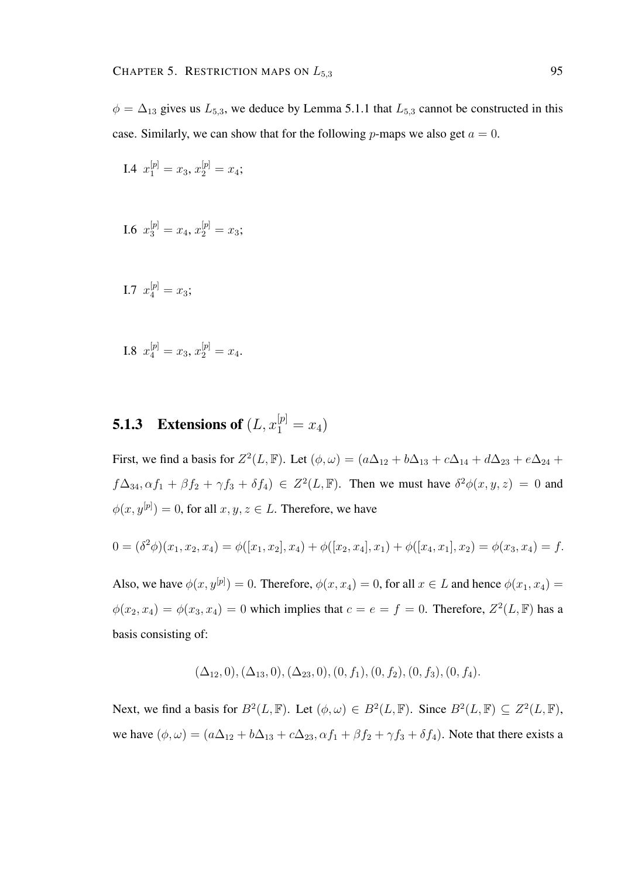$\phi = \Delta_{13}$ gives us $L_{5,3}$, we deduce by Lemma 5.1.1 that $L_{5,3}$ cannot be constructed in this case. Similarly, we can show that for the following $p$-maps we also get $a = 0$.

I.4 $x_1^{[p]} = x_3$, $x_2^{[p]} = x_4$;

I.6 $x_3^{[p]} = x_4$, $x_2^{[p]} = x_3$;

I.7 $x_4^{[p]} = x_3$;

I.8 $x_4^{[p]} = x_3$, $x_2^{[p]} = x_4$.

### 5.1.3 Extensions of $(L, x_1^{[p]} = x_4)$

First, we find a basis for $Z^2(L, \mathbb{F})$. Let $(\phi, \omega) = (a\Delta_{12} + b\Delta_{13} + c\Delta_{14} + d\Delta_{23} + e\Delta_{24} + f\Delta_{34}, \alpha f_1 + \beta f_2 + \gamma f_3 + \delta f_4) \in Z^2(L, \mathbb{F})$. Then we must have $\delta^2\phi(x, y, z) = 0$ and $\phi(x, y^{[p]}) = 0$, for all $x, y, z \in L$. Therefore, we have

$$0 = (\delta^2\phi)(x_1, x_2, x_4) = \phi([x_1, x_2], x_4) + \phi([x_2, x_4], x_1) + \phi([x_4, x_1], x_2) = \phi(x_3, x_4) = f.$$

Also, we have $\phi(x, y^{[p]}) = 0$. Therefore, $\phi(x, x_4) = 0$, for all $x \in L$ and hence $\phi(x_1, x_4) = \phi(x_2, x_4) = \phi(x_3, x_4) = 0$ which implies that $c = e = f = 0$. Therefore, $Z^2(L, \mathbb{F})$ has a basis consisting of:

$$(\Delta_{12}, 0), (\Delta_{13}, 0), (\Delta_{23}, 0), (0, f_1), (0, f_2), (0, f_3), (0, f_4).$$

Next, we find a basis for $B^2(L, \mathbb{F})$. Let $(\phi, \omega) \in B^2(L, \mathbb{F})$. Since $B^2(L, \mathbb{F}) \subseteq Z^2(L, \mathbb{F})$, we have $(\phi, \omega) = (a\Delta_{12} + b\Delta_{13} + c\Delta_{23}, \alpha f_1 + \beta f_2 + \gamma f_3 + \delta f_4)$. Note that there exists a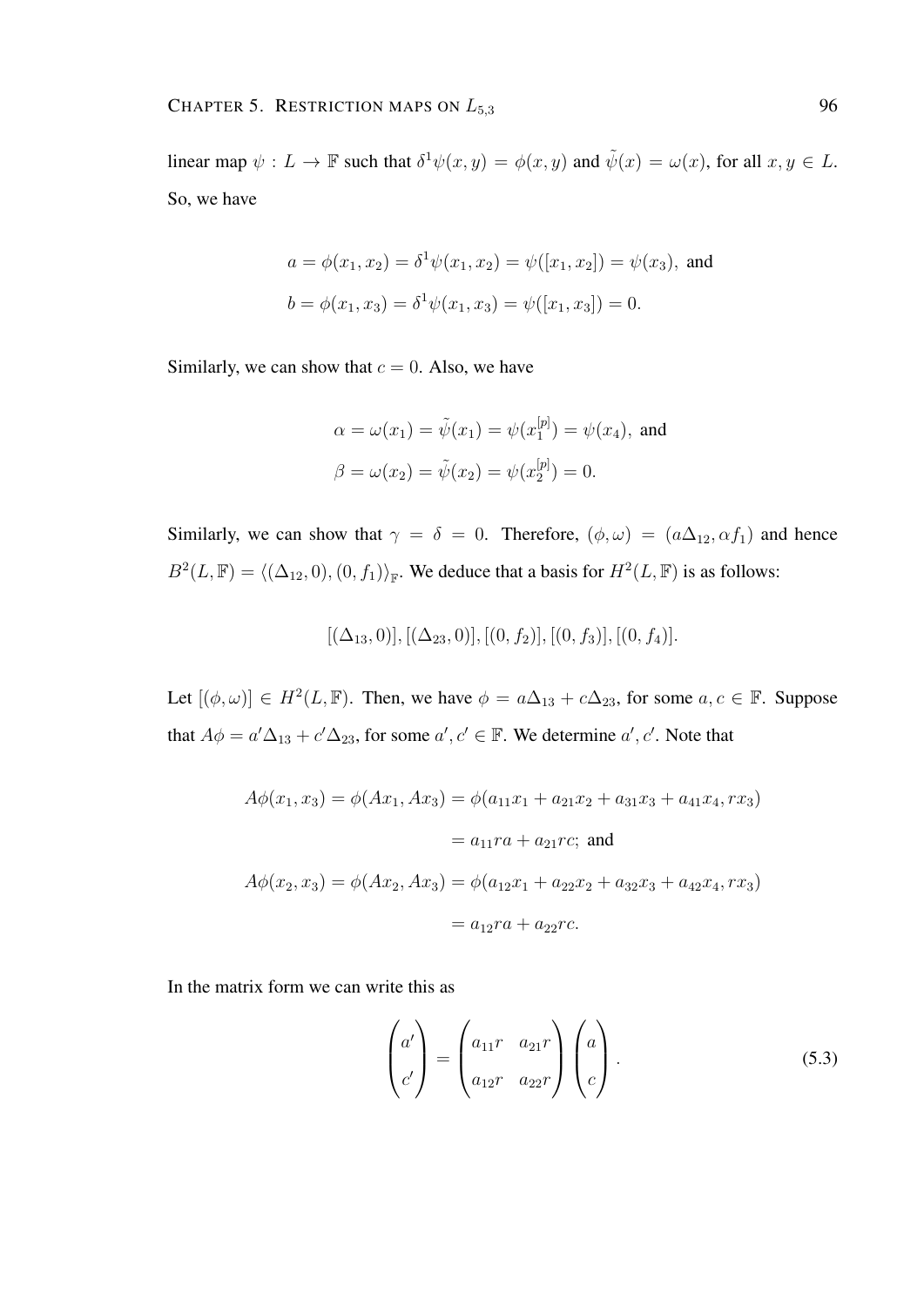linear map $\psi : L \to \mathbb{F}$ such that $\delta^1\psi(x, y) = \phi(x, y)$ and $\tilde{\psi}(x) = \omega(x)$, for all $x, y \in L$. So, we have

$$a = \phi(x_1, x_2) = \delta^1\psi(x_1, x_2) = \psi([x_1, x_2]) = \psi(x_3), \text{ and}$$
$$b = \phi(x_1, x_3) = \delta^1\psi(x_1, x_3) = \psi([x_1, x_3]) = 0.$$

Similarly, we can show that $c = 0$. Also, we have

$$\alpha = \omega(x_1) = \tilde{\psi}(x_1) = \psi(x_1^{[p]}) = \psi(x_4), \text{ and}$$
$$\beta = \omega(x_2) = \tilde{\psi}(x_2) = \psi(x_2^{[p]}) = 0.$$

Similarly, we can show that $\gamma = \delta = 0$. Therefore, $(\phi, \omega) = (a\Delta_{12}, \alpha f_1)$ and hence $B^2(L, \mathbb{F}) = \langle(\Delta_{12}, 0), (0, f_1)\rangle_{\mathbb{F}}$. We deduce that a basis for $H^2(L, \mathbb{F})$ is as follows:

$$[(\Delta_{13}, 0)], [(\Delta_{23}, 0)], [(0, f_2)], [(0, f_3)], [(0, f_4)].$$

Let $[(\phi, \omega)] \in H^2(L, \mathbb{F})$. Then, we have $\phi = a\Delta_{13} + c\Delta_{23}$, for some $a, c \in \mathbb{F}$. Suppose that $A\phi = a'\Delta_{13} + c'\Delta_{23}$, for some $a', c' \in \mathbb{F}$. We determine $a', c'$. Note that

$$A\phi(x_1, x_3) = \phi(Ax_1, Ax_3) = \phi(a_{11}x_1 + a_{21}x_2 + a_{31}x_3 + a_{41}x_4, rx_3)$$
$$= a_{11}ra + a_{21}rc; \text{ and}$$
$$A\phi(x_2, x_3) = \phi(Ax_2, Ax_3) = \phi(a_{12}x_1 + a_{22}x_2 + a_{32}x_3 + a_{42}x_4, rx_3)$$
$$= a_{12}ra + a_{22}rc.$$

In the matrix form we can write this as

$$\begin{pmatrix} a' \\ c' \end{pmatrix} = \begin{pmatrix} a_{11}r & a_{21}r \\ a_{12}r & a_{22}r \end{pmatrix} \begin{pmatrix} a \\ c \end{pmatrix}. \tag{5.3}$$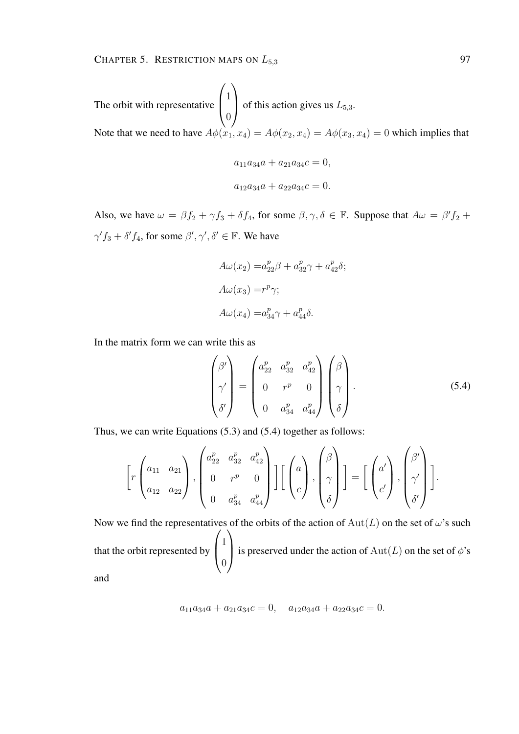The orbit with representative $\begin{pmatrix} 1 \\ 0 \end{pmatrix}$ of this action gives us $L_{5,3}$.

Note that we need to have $A\phi(x_1, x_4) = A\phi(x_2, x_4) = A\phi(x_3, x_4) = 0$ which implies that

$$a_{11}a_{34}a + a_{21}a_{34}c = 0,$$

$$a_{12}a_{34}a + a_{22}a_{34}c = 0.$$

Also, we have $\omega = \beta f_2 + \gamma f_3 + \delta f_4$, for some $\beta, \gamma, \delta \in \mathbb{F}$. Suppose that $A\omega = \beta' f_2 + \gamma' f_3 + \delta' f_4$, for some $\beta', \gamma', \delta' \in \mathbb{F}$. We have

$$A\omega(x_2) = a_{22}^p \beta + a_{32}^p \gamma + a_{42}^p \delta;$$

$$A\omega(x_3) = r^p \gamma;$$

$$A\omega(x_4) = a_{34}^p \gamma + a_{44}^p \delta.$$

In the matrix form we can write this as

$$\begin{pmatrix} \beta' \\ \gamma' \\ \delta' \end{pmatrix} = \begin{pmatrix} a_{22}^p & a_{32}^p & a_{42}^p \\ 0 & r^p & 0 \\ 0 & a_{34}^p & a_{44}^p \end{pmatrix} \begin{pmatrix} \beta \\ \gamma \\ \delta \end{pmatrix}. \tag{5.4}$$

Thus, we can write Equations (5.3) and (5.4) together as follows:

$$\left[ r \begin{pmatrix} a_{11} & a_{21} \\ a_{12} & a_{22} \end{pmatrix}, \begin{pmatrix} a_{22}^p & a_{32}^p & a_{42}^p \\ 0 & r^p & 0 \\ 0 & a_{34}^p & a_{44}^p \end{pmatrix} \right] \left[ \begin{pmatrix} a \\ c \end{pmatrix}, \begin{pmatrix} \beta \\ \gamma \\ \delta \end{pmatrix} \right] = \left[ \begin{pmatrix} a' \\ c' \end{pmatrix}, \begin{pmatrix} \beta' \\ \gamma' \\ \delta' \end{pmatrix} \right].$$

Now we find the representatives of the orbits of the action of $\mathrm{Aut}(L)$ on the set of $\omega$'s such that the orbit represented by $\begin{pmatrix} 1 \\ 0 \end{pmatrix}$ is preserved under the action of $\mathrm{Aut}(L)$ on the set of $\phi$'s and

$$a_{11}a_{34}a + a_{21}a_{34}c = 0, \quad a_{12}a_{34}a + a_{22}a_{34}c = 0.$$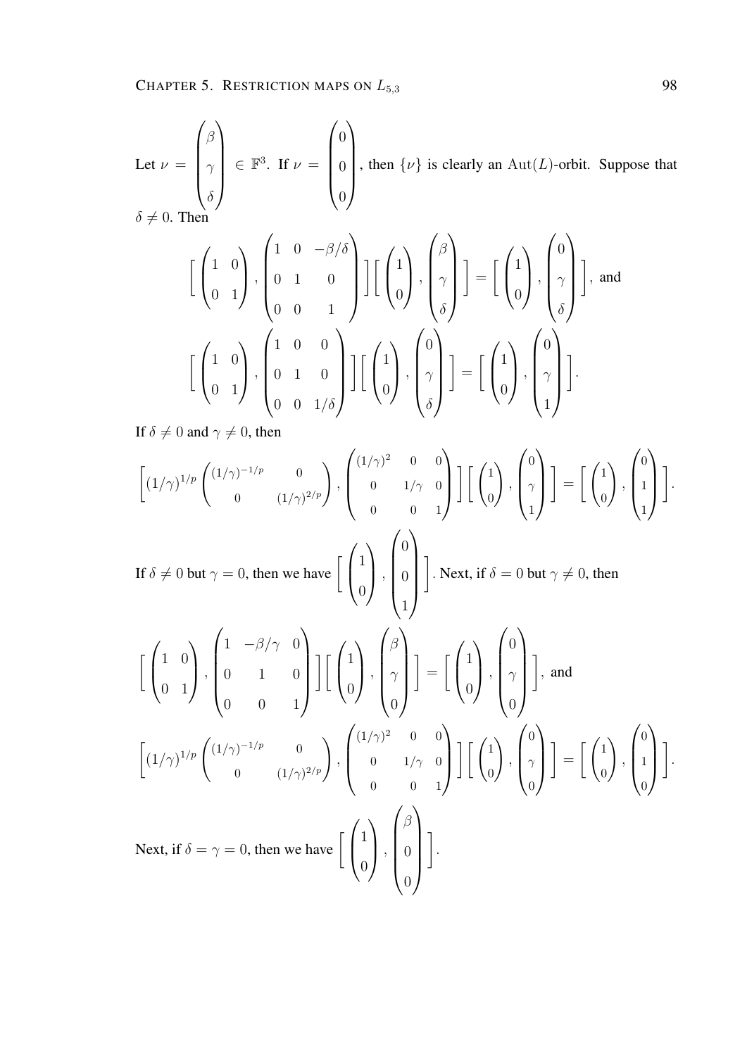Let $\nu = \begin{pmatrix} \beta \\ \gamma \\ \delta \end{pmatrix} \in \mathbb{F}^3$. If $\nu = \begin{pmatrix} 0 \\ 0 \\ 0 \end{pmatrix}$, then $\{\nu\}$ is clearly an $\mathrm{Aut}(L)$-orbit. Suppose that $\delta \neq 0$. Then

$$\left[ \begin{pmatrix} 1 & 0 \\ 0 & 1 \end{pmatrix}, \begin{pmatrix} 1 & 0 & -\beta/\delta \\ 0 & 1 & 0 \\ 0 & 0 & 1 \end{pmatrix} \right] \left[ \begin{pmatrix} 1 \\ 0 \end{pmatrix}, \begin{pmatrix} \beta \\ \gamma \\ \delta \end{pmatrix} \right] = \left[ \begin{pmatrix} 1 \\ 0 \end{pmatrix}, \begin{pmatrix} 0 \\ \gamma \\ \delta \end{pmatrix} \right], \text{ and}$$

$$\left[ \begin{pmatrix} 1 & 0 \\ 0 & 1 \end{pmatrix}, \begin{pmatrix} 1 & 0 & 0 \\ 0 & 1 & 0 \\ 0 & 0 & 1/\delta \end{pmatrix} \right] \left[ \begin{pmatrix} 1 \\ 0 \end{pmatrix}, \begin{pmatrix} 0 \\ \gamma \\ \delta \end{pmatrix} \right] = \left[ \begin{pmatrix} 1 \\ 0 \end{pmatrix}, \begin{pmatrix} 0 \\ \gamma \\ 1 \end{pmatrix} \right].$$

If $\delta \neq 0$ and $\gamma \neq 0$, then

$$\left[ (1/\gamma)^{1/p} \begin{pmatrix} (1/\gamma)^{-1/p} & 0 \\ 0 & (1/\gamma)^{2/p} \end{pmatrix}, \begin{pmatrix} (1/\gamma)^2 & 0 & 0 \\ 0 & 1/\gamma & 0 \\ 0 & 0 & 1 \end{pmatrix} \right] \left[ \begin{pmatrix} 1 \\ 0 \end{pmatrix}, \begin{pmatrix} 0 \\ \gamma \\ 1 \end{pmatrix} \right] = \left[ \begin{pmatrix} 1 \\ 0 \end{pmatrix}, \begin{pmatrix} 0 \\ 1 \\ 1 \end{pmatrix} \right].$$

If $\delta \neq 0$ but $\gamma = 0$, then we have $\left[ \begin{pmatrix} 1 \\ 0 \end{pmatrix}, \begin{pmatrix} 0 \\ 0 \\ 1 \end{pmatrix} \right]$. Next, if $\delta = 0$ but $\gamma \neq 0$, then

$$\left[ \begin{pmatrix} 1 & 0 \\ 0 & 1 \end{pmatrix}, \begin{pmatrix} 1 & -\beta/\gamma & 0 \\ 0 & 1 & 0 \\ 0 & 0 & 1 \end{pmatrix} \right] \left[ \begin{pmatrix} 1 \\ 0 \end{pmatrix}, \begin{pmatrix} \beta \\ \gamma \\ 0 \end{pmatrix} \right] = \left[ \begin{pmatrix} 1 \\ 0 \end{pmatrix}, \begin{pmatrix} 0 \\ \gamma \\ 0 \end{pmatrix} \right], \text{ and}$$

$$\left[ (1/\gamma)^{1/p} \begin{pmatrix} (1/\gamma)^{-1/p} & 0 \\ 0 & (1/\gamma)^{2/p} \end{pmatrix}, \begin{pmatrix} (1/\gamma)^2 & 0 & 0 \\ 0 & 1/\gamma & 0 \\ 0 & 0 & 1 \end{pmatrix} \right] \left[ \begin{pmatrix} 1 \\ 0 \end{pmatrix}, \begin{pmatrix} 0 \\ \gamma \\ 0 \end{pmatrix} \right] = \left[ \begin{pmatrix} 1 \\ 0 \end{pmatrix}, \begin{pmatrix} 0 \\ 1 \\ 0 \end{pmatrix} \right].$$

Next, if $\delta = \gamma = 0$, then we have $\left[ \begin{pmatrix} 1 \\ 0 \end{pmatrix}, \begin{pmatrix} \beta \\ 0 \\ 0 \end{pmatrix} \right]$.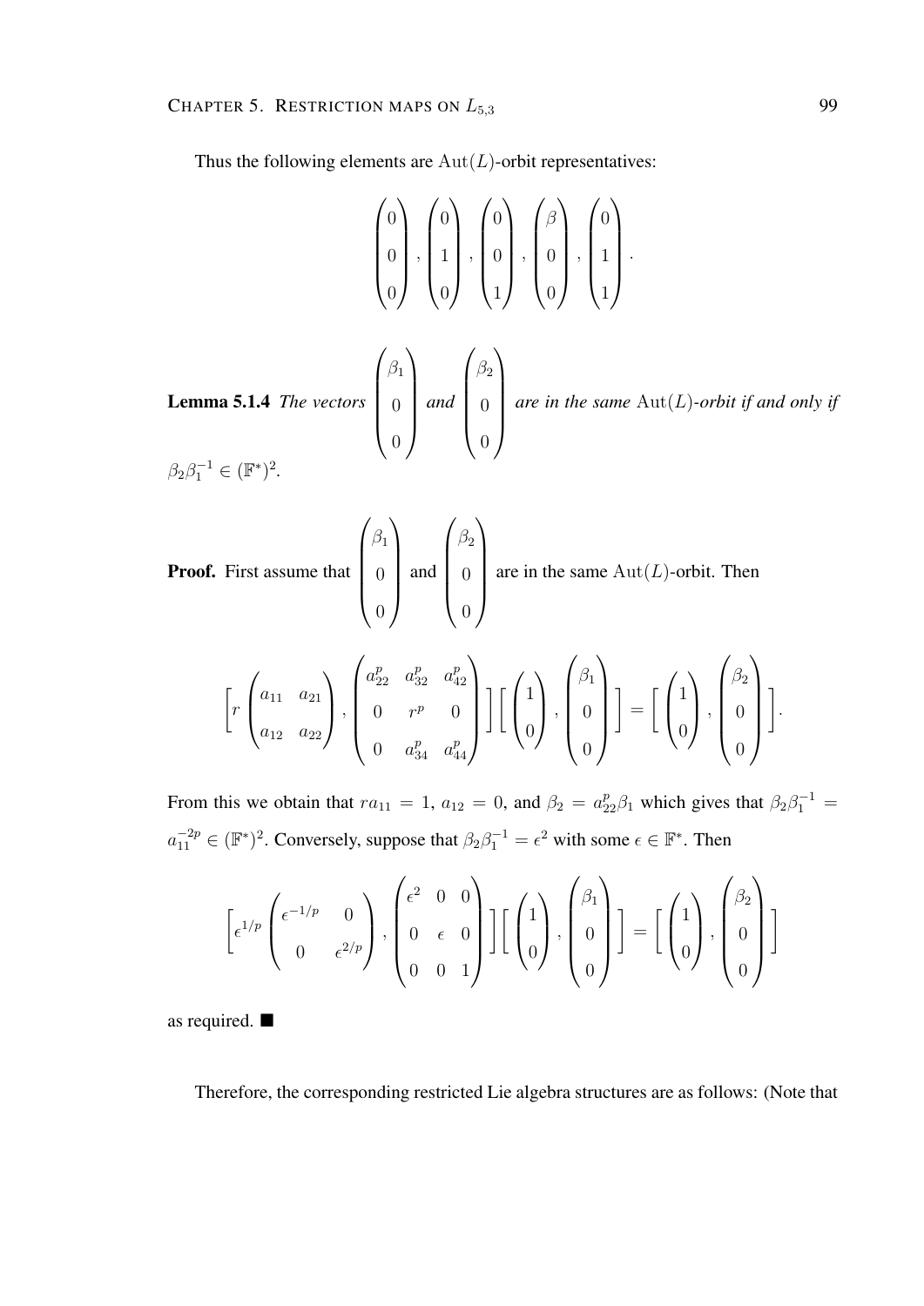Thus the following elements are $\mathrm{Aut}(L)$-orbit representatives:

$$\begin{pmatrix} 0 \\ 0 \\ 0 \end{pmatrix}, \begin{pmatrix} 0 \\ 1 \\ 0 \end{pmatrix}, \begin{pmatrix} 0 \\ 0 \\ 1 \end{pmatrix}, \begin{pmatrix} \beta \\ 0 \\ 0 \end{pmatrix}, \begin{pmatrix} 0 \\ 1 \\ 1 \end{pmatrix}.$$

**Lemma 5.1.4** *The vectors* $\begin{pmatrix} \beta_1 \\ 0 \\ 0 \end{pmatrix}$ *and* $\begin{pmatrix} \beta_2 \\ 0 \\ 0 \end{pmatrix}$ *are in the same* $\mathrm{Aut}(L)$*-orbit if and only if* $\beta_2\beta_1^{-1} \in (\mathbb{F}^*)^2$.

**Proof.** First assume that $\begin{pmatrix} \beta_1 \\ 0 \\ 0 \end{pmatrix}$ and $\begin{pmatrix} \beta_2 \\ 0 \\ 0 \end{pmatrix}$ are in the same $\mathrm{Aut}(L)$-orbit. Then

$$\left[ r \begin{pmatrix} a_{11} & a_{21} \\ a_{12} & a_{22} \end{pmatrix}, \begin{pmatrix} a_{22}^p & a_{32}^p & a_{42}^p \\ 0 & r^p & 0 \\ 0 & a_{34}^p & a_{44}^p \end{pmatrix} \right] \left[ \begin{pmatrix} 1 \\ 0 \end{pmatrix}, \begin{pmatrix} \beta_1 \\ 0 \\ 0 \end{pmatrix} \right] = \left[ \begin{pmatrix} 1 \\ 0 \end{pmatrix}, \begin{pmatrix} \beta_2 \\ 0 \\ 0 \end{pmatrix} \right].$$

From this we obtain that $ra_{11} = 1$, $a_{12} = 0$, and $\beta_2 = a_{22}^p\beta_1$ which gives that $\beta_2\beta_1^{-1} = a_{11}^{-2p} \in (\mathbb{F}^*)^2$. Conversely, suppose that $\beta_2\beta_1^{-1} = \epsilon^2$ with some $\epsilon \in \mathbb{F}^*$. Then

$$\left[ \epsilon^{1/p} \begin{pmatrix} \epsilon^{-1/p} & 0 \\ 0 & \epsilon^{2/p} \end{pmatrix}, \begin{pmatrix} \epsilon^2 & 0 & 0 \\ 0 & \epsilon & 0 \\ 0 & 0 & 1 \end{pmatrix} \right] \left[ \begin{pmatrix} 1 \\ 0 \end{pmatrix}, \begin{pmatrix} \beta_1 \\ 0 \\ 0 \end{pmatrix} \right] = \left[ \begin{pmatrix} 1 \\ 0 \end{pmatrix}, \begin{pmatrix} \beta_2 \\ 0 \\ 0 \end{pmatrix} \right]$$

as required. ■

Therefore, the corresponding restricted Lie algebra structures are as follows: (Note that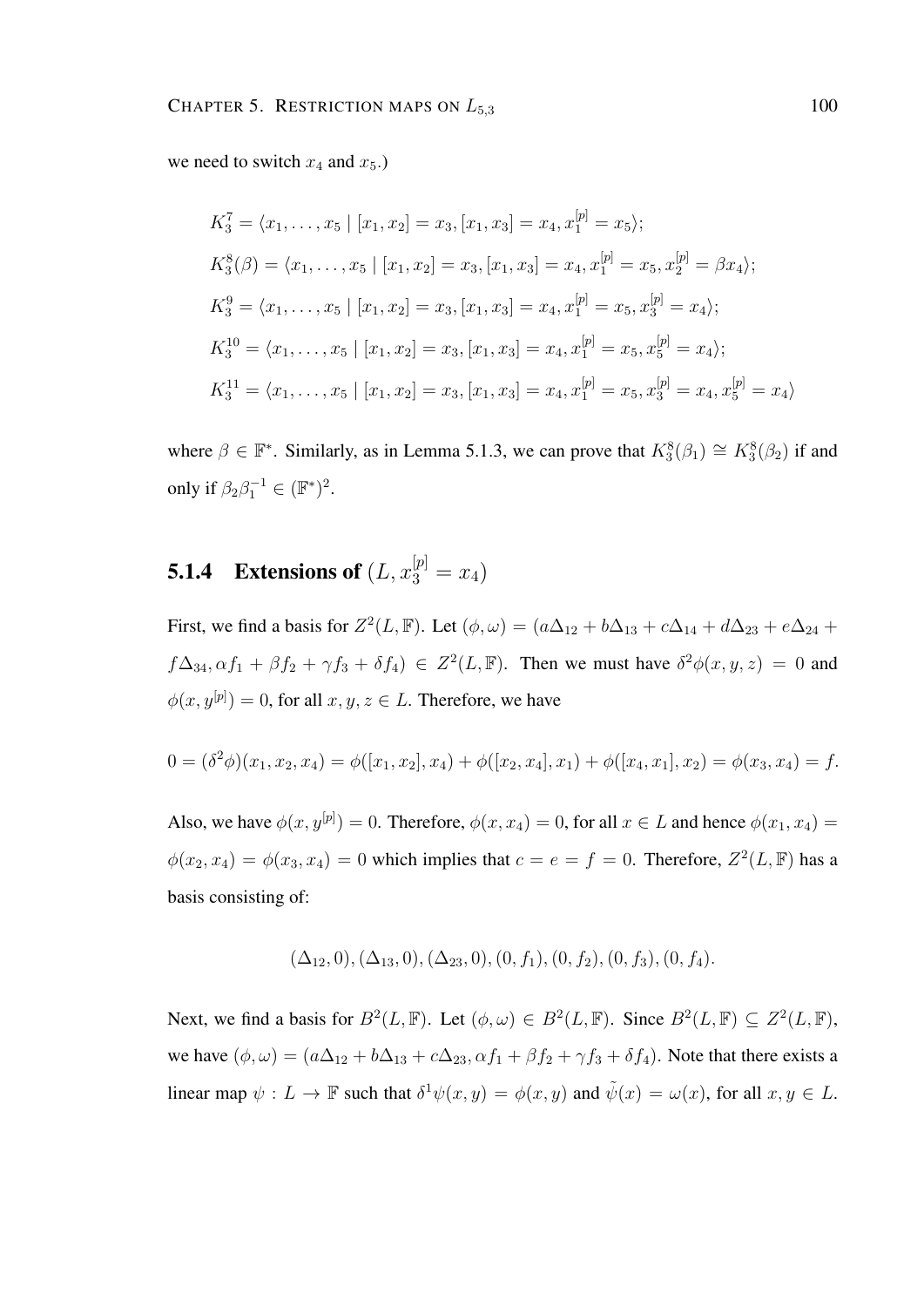we need to switch $x_4$ and $x_5$.)

$$K_3^7 = \langle x_1, \ldots, x_5 \mid [x_1, x_2] = x_3, [x_1, x_3] = x_4, x_1^{[p]} = x_5 \rangle;$$

$$K_3^8(\beta) = \langle x_1, \ldots, x_5 \mid [x_1, x_2] = x_3, [x_1, x_3] = x_4, x_1^{[p]} = x_5, x_2^{[p]} = \beta x_4 \rangle;$$

$$K_3^9 = \langle x_1, \ldots, x_5 \mid [x_1, x_2] = x_3, [x_1, x_3] = x_4, x_1^{[p]} = x_5, x_3^{[p]} = x_4 \rangle;$$

$$K_3^{10} = \langle x_1, \ldots, x_5 \mid [x_1, x_2] = x_3, [x_1, x_3] = x_4, x_1^{[p]} = x_5, x_5^{[p]} = x_4 \rangle;$$

$$K_3^{11} = \langle x_1, \ldots, x_5 \mid [x_1, x_2] = x_3, [x_1, x_3] = x_4, x_1^{[p]} = x_5, x_3^{[p]} = x_4, x_5^{[p]} = x_4 \rangle$$

where $\beta \in \mathbb{F}^*$. Similarly, as in Lemma 5.1.3, we can prove that $K_3^8(\beta_1) \cong K_3^8(\beta_2)$ if and only if $\beta_2 \beta_1^{-1} \in (\mathbb{F}^*)^2$.

### 5.1.4 Extensions of $(L, x_3^{[p]} = x_4)$

First, we find a basis for $Z^2(L, \mathbb{F})$. Let $(\phi, \omega) = (a\Delta_{12} + b\Delta_{13} + c\Delta_{14} + d\Delta_{23} + e\Delta_{24} + f\Delta_{34}, \alpha f_1 + \beta f_2 + \gamma f_3 + \delta f_4) \in Z^2(L, \mathbb{F})$. Then we must have $\delta^2\phi(x, y, z) = 0$ and $\phi(x, y^{[p]}) = 0$, for all $x, y, z \in L$. Therefore, we have

$$0 = (\delta^2\phi)(x_1, x_2, x_4) = \phi([x_1, x_2], x_4) + \phi([x_2, x_4], x_1) + \phi([x_4, x_1], x_2) = \phi(x_3, x_4) = f.$$

Also, we have $\phi(x, y^{[p]}) = 0$. Therefore, $\phi(x, x_4) = 0$, for all $x \in L$ and hence $\phi(x_1, x_4) = \phi(x_2, x_4) = \phi(x_3, x_4) = 0$ which implies that $c = e = f = 0$. Therefore, $Z^2(L, \mathbb{F})$ has a basis consisting of:

$$(\Delta_{12}, 0), (\Delta_{13}, 0), (\Delta_{23}, 0), (0, f_1), (0, f_2), (0, f_3), (0, f_4).$$

Next, we find a basis for $B^2(L, \mathbb{F})$. Let $(\phi, \omega) \in B^2(L, \mathbb{F})$. Since $B^2(L, \mathbb{F}) \subseteq Z^2(L, \mathbb{F})$, we have $(\phi, \omega) = (a\Delta_{12} + b\Delta_{13} + c\Delta_{23}, \alpha f_1 + \beta f_2 + \gamma f_3 + \delta f_4)$. Note that there exists a linear map $\psi : L \to \mathbb{F}$ such that $\delta^1\psi(x, y) = \phi(x, y)$ and $\tilde{\psi}(x) = \omega(x)$, for all $x, y \in L$.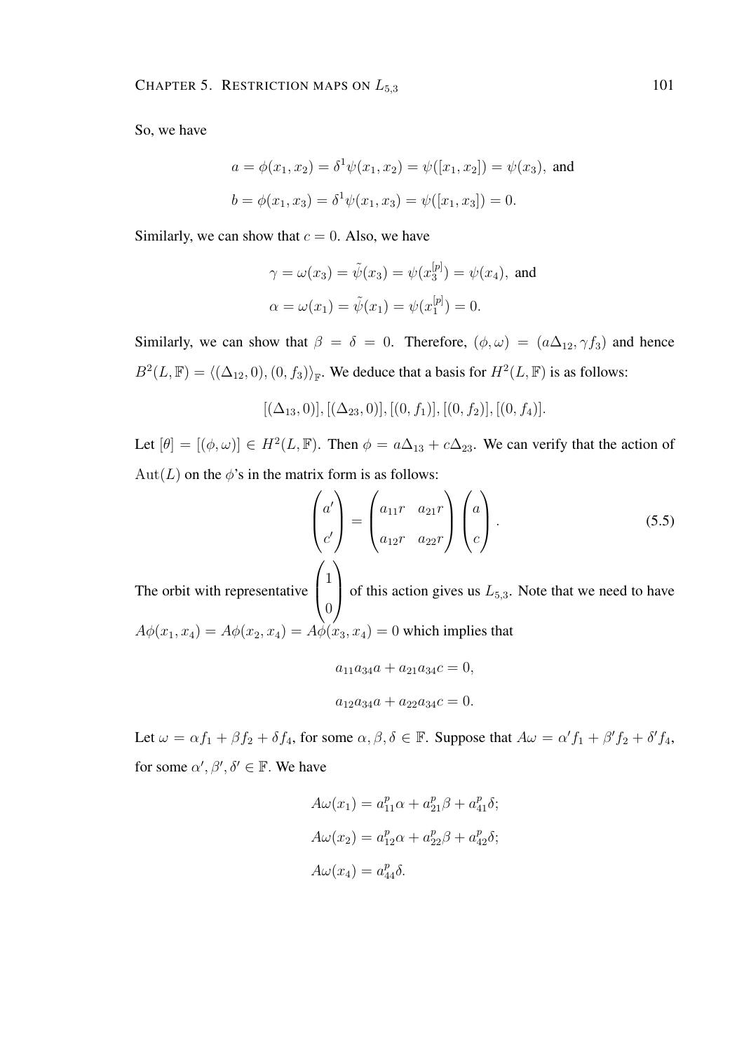So, we have

$$a = \phi(x_1, x_2) = \delta^1\psi(x_1, x_2) = \psi([x_1, x_2]) = \psi(x_3), \text{ and}$$

$$b = \phi(x_1, x_3) = \delta^1\psi(x_1, x_3) = \psi([x_1, x_3]) = 0.$$

Similarly, we can show that $c = 0$. Also, we have

$$\gamma = \omega(x_3) = \tilde{\psi}(x_3) = \psi(x_3^{[p]}) = \psi(x_4), \text{ and}$$

$$\alpha = \omega(x_1) = \tilde{\psi}(x_1) = \psi(x_1^{[p]}) = 0.$$

Similarly, we can show that $\beta = \delta = 0$. Therefore, $(\phi, \omega) = (a\Delta_{12}, \gamma f_3)$ and hence $B^2(L, \mathbb{F}) = \langle (\Delta_{12}, 0), (0, f_3) \rangle_{\mathbb{F}}$. We deduce that a basis for $H^2(L, \mathbb{F})$ is as follows:

$$[(\Delta_{13}, 0)], [(\Delta_{23}, 0)], [(0, f_1)], [(0, f_2)], [(0, f_4)].$$

Let $[\theta] = [(\phi, \omega)] \in H^2(L, \mathbb{F})$. Then $\phi = a\Delta_{13} + c\Delta_{23}$. We can verify that the action of $\mathrm{Aut}(L)$ on the $\phi$'s in the matrix form is as follows:

$$\begin{pmatrix} a' \\ c' \end{pmatrix} = \begin{pmatrix} a_{11}r & a_{21}r \\ a_{12}r & a_{22}r \end{pmatrix} \begin{pmatrix} a \\ c \end{pmatrix}. \tag{5.5}$$

The orbit with representative $\begin{pmatrix} 1 \\ 0 \end{pmatrix}$ of this action gives us $L_{5,3}$. Note that we need to have $A\phi(x_1, x_4) = A\phi(x_2, x_4) = A\phi(x_3, x_4) = 0$ which implies that

$$a_{11}a_{34}a + a_{21}a_{34}c = 0,$$

$$a_{12}a_{34}a + a_{22}a_{34}c = 0.$$

Let $\omega = \alpha f_1 + \beta f_2 + \delta f_4$, for some $\alpha, \beta, \delta \in \mathbb{F}$. Suppose that $A\omega = \alpha' f_1 + \beta' f_2 + \delta' f_4$, for some $\alpha', \beta', \delta' \in \mathbb{F}$. We have

$$A\omega(x_1) = a_{11}^p\alpha + a_{21}^p\beta + a_{41}^p\delta;$$

$$A\omega(x_2) = a_{12}^p\alpha + a_{22}^p\beta + a_{42}^p\delta;$$

$$A\omega(x_4) = a_{44}^p\delta.$$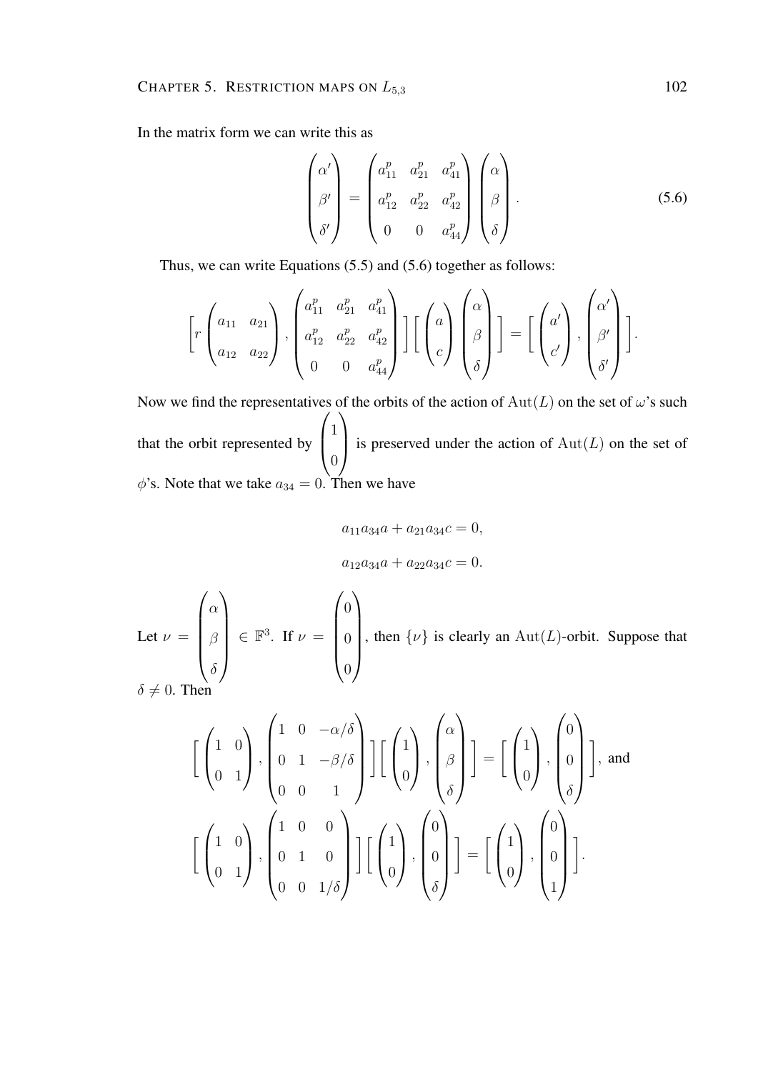In the matrix form we can write this as

$$\begin{pmatrix} \alpha' \\ \beta' \\ \delta' \end{pmatrix} = \begin{pmatrix} a_{11}^p & a_{21}^p & a_{41}^p \\ a_{12}^p & a_{22}^p & a_{42}^p \\ 0 & 0 & a_{44}^p \end{pmatrix} \begin{pmatrix} \alpha \\ \beta \\ \delta \end{pmatrix}. \tag{5.6}$$

Thus, we can write Equations (5.5) and (5.6) together as follows:

$$\Big[ r \begin{pmatrix} a_{11} & a_{21} \\ a_{12} & a_{22} \end{pmatrix}, \begin{pmatrix} a_{11}^p & a_{21}^p & a_{41}^p \\ a_{12}^p & a_{22}^p & a_{42}^p \\ 0 & 0 & a_{44}^p \end{pmatrix} \Big] \Big[ \begin{pmatrix} a \\ c \end{pmatrix} \begin{pmatrix} \alpha \\ \beta \\ \delta \end{pmatrix} \Big] = \Big[ \begin{pmatrix} a' \\ c' \end{pmatrix}, \begin{pmatrix} \alpha' \\ \beta' \\ \delta' \end{pmatrix} \Big].$$

Now we find the representatives of the orbits of the action of $\mathrm{Aut}(L)$ on the set of $\omega$'s such that the orbit represented by $\begin{pmatrix} 1 \\ 0 \end{pmatrix}$ is preserved under the action of $\mathrm{Aut}(L)$ on the set of $\phi$'s. Note that we take $a_{34} = 0$. Then we have

$$a_{11}a_{34}a + a_{21}a_{34}c = 0,$$

$$a_{12}a_{34}a + a_{22}a_{34}c = 0.$$

Let $\nu = \begin{pmatrix} \alpha \\ \beta \\ \delta \end{pmatrix} \in \mathbb{F}^3$. If $\nu = \begin{pmatrix} 0 \\ 0 \\ 0 \end{pmatrix}$, then $\{\nu\}$ is clearly an $\mathrm{Aut}(L)$-orbit. Suppose that $\delta \neq 0$. Then

$$\Big[ \begin{pmatrix} 1 & 0 \\ 0 & 1 \end{pmatrix}, \begin{pmatrix} 1 & 0 & -\alpha/\delta \\ 0 & 1 & -\beta/\delta \\ 0 & 0 & 1 \end{pmatrix} \Big] \Big[ \begin{pmatrix} 1 \\ 0 \end{pmatrix}, \begin{pmatrix} \alpha \\ \beta \\ \delta \end{pmatrix} \Big] = \Big[ \begin{pmatrix} 1 \\ 0 \end{pmatrix}, \begin{pmatrix} 0 \\ 0 \\ \delta \end{pmatrix} \Big], \text{ and}$$

$$\Big[ \begin{pmatrix} 1 & 0 \\ 0 & 1 \end{pmatrix}, \begin{pmatrix} 1 & 0 & 0 \\ 0 & 1 & 0 \\ 0 & 0 & 1/\delta \end{pmatrix} \Big] \Big[ \begin{pmatrix} 1 \\ 0 \end{pmatrix}, \begin{pmatrix} 0 \\ 0 \\ \delta \end{pmatrix} \Big] = \Big[ \begin{pmatrix} 1 \\ 0 \end{pmatrix}, \begin{pmatrix} 0 \\ 0 \\ 1 \end{pmatrix} \Big].$$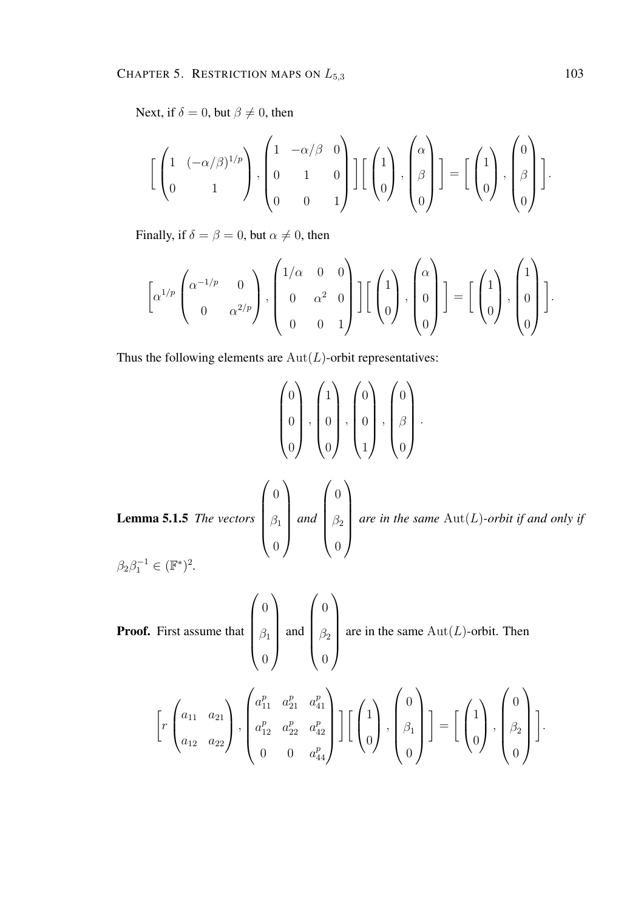Next, if $\delta = 0$, but $\beta \neq 0$, then

$$\left[ \begin{pmatrix} 1 & (-\alpha/\beta)^{1/p} \\ 0 & 1 \end{pmatrix}, \begin{pmatrix} 1 & -\alpha/\beta & 0 \\ 0 & 1 & 0 \\ 0 & 0 & 1 \end{pmatrix} \right] \left[ \begin{pmatrix} 1 \\ 0 \end{pmatrix}, \begin{pmatrix} \alpha \\ \beta \\ 0 \end{pmatrix} \right] = \left[ \begin{pmatrix} 1 \\ 0 \end{pmatrix}, \begin{pmatrix} 0 \\ \beta \\ 0 \end{pmatrix} \right].$$

Finally, if $\delta = \beta = 0$, but $\alpha \neq 0$, then

$$\left[ \alpha^{1/p} \begin{pmatrix} \alpha^{-1/p} & 0 \\ 0 & \alpha^{2/p} \end{pmatrix}, \begin{pmatrix} 1/\alpha & 0 & 0 \\ 0 & \alpha^2 & 0 \\ 0 & 0 & 1 \end{pmatrix} \right] \left[ \begin{pmatrix} 1 \\ 0 \end{pmatrix}, \begin{pmatrix} \alpha \\ 0 \\ 0 \end{pmatrix} \right] = \left[ \begin{pmatrix} 1 \\ 0 \end{pmatrix}, \begin{pmatrix} 1 \\ 0 \\ 0 \end{pmatrix} \right].$$

Thus the following elements are $\mathrm{Aut}(L)$-orbit representatives:

$$\begin{pmatrix} 0 \\ 0 \\ 0 \end{pmatrix}, \begin{pmatrix} 1 \\ 0 \\ 0 \end{pmatrix}, \begin{pmatrix} 0 \\ 0 \\ 1 \end{pmatrix}, \begin{pmatrix} 0 \\ \beta \\ 0 \end{pmatrix}.$$

**Lemma 5.1.5** *The vectors* $\begin{pmatrix} 0 \\ \beta_1 \\ 0 \end{pmatrix}$ *and* $\begin{pmatrix} 0 \\ \beta_2 \\ 0 \end{pmatrix}$ *are in the same* $\mathrm{Aut}(L)$*-orbit if and only if* $\beta_2\beta_1^{-1} \in (\mathbb{F}^*)^2$.

**Proof.** First assume that $\begin{pmatrix} 0 \\ \beta_1 \\ 0 \end{pmatrix}$ and $\begin{pmatrix} 0 \\ \beta_2 \\ 0 \end{pmatrix}$ are in the same $\mathrm{Aut}(L)$-orbit. Then

$$\left[ r \begin{pmatrix} a_{11} & a_{21} \\ a_{12} & a_{22} \end{pmatrix}, \begin{pmatrix} a_{11}^p & a_{21}^p & a_{41}^p \\ a_{12}^p & a_{22}^p & a_{42}^p \\ 0 & 0 & a_{44}^p \end{pmatrix} \right] \left[ \begin{pmatrix} 1 \\ 0 \end{pmatrix}, \begin{pmatrix} 0 \\ \beta_1 \\ 0 \end{pmatrix} \right] = \left[ \begin{pmatrix} 1 \\ 0 \end{pmatrix}, \begin{pmatrix} 0 \\ \beta_2 \\ 0 \end{pmatrix} \right].$$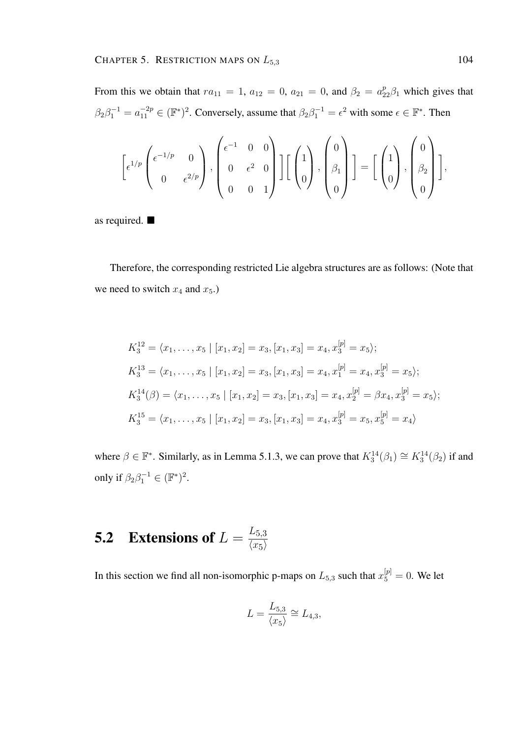From this we obtain that $ra_{11} = 1$, $a_{12} = 0$, $a_{21} = 0$, and $\beta_2 = a_{22}^p \beta_1$ which gives that $\beta_2\beta_1^{-1} = a_{11}^{-2p} \in (\mathbb{F}^*)^2$. Conversely, assume that $\beta_2\beta_1^{-1} = \epsilon^2$ with some $\epsilon \in \mathbb{F}^*$. Then

$$\left[\epsilon^{1/p}\begin{pmatrix} \epsilon^{-1/p} & 0 \\ 0 & \epsilon^{2/p} \end{pmatrix}, \begin{pmatrix} \epsilon^{-1} & 0 & 0 \\ 0 & \epsilon^2 & 0 \\ 0 & 0 & 1 \end{pmatrix}\right]\left[\begin{pmatrix} 1 \\ 0 \end{pmatrix}, \begin{pmatrix} 0 \\ \beta_1 \\ 0 \end{pmatrix}\right] = \left[\begin{pmatrix} 1 \\ 0 \end{pmatrix}, \begin{pmatrix} 0 \\ \beta_2 \\ 0 \end{pmatrix}\right],$$

as required. ■

Therefore, the corresponding restricted Lie algebra structures are as follows: (Note that we need to switch $x_4$ and $x_5$.)

$$K_3^{12} = \langle x_1, \ldots, x_5 \mid [x_1, x_2] = x_3, [x_1, x_3] = x_4, x_3^{[p]} = x_5 \rangle;$$

$$K_3^{13} = \langle x_1, \ldots, x_5 \mid [x_1, x_2] = x_3, [x_1, x_3] = x_4, x_1^{[p]} = x_4, x_3^{[p]} = x_5 \rangle;$$

$$K_3^{14}(\beta) = \langle x_1, \ldots, x_5 \mid [x_1, x_2] = x_3, [x_1, x_3] = x_4, x_2^{[p]} = \beta x_4, x_3^{[p]} = x_5 \rangle;$$

$$K_3^{15} = \langle x_1, \ldots, x_5 \mid [x_1, x_2] = x_3, [x_1, x_3] = x_4, x_3^{[p]} = x_5, x_5^{[p]} = x_4 \rangle$$

where $\beta \in \mathbb{F}^*$. Similarly, as in Lemma 5.1.3, we can prove that $K_3^{14}(\beta_1) \cong K_3^{14}(\beta_2)$ if and only if $\beta_2\beta_1^{-1} \in (\mathbb{F}^*)^2$.

## 5.2 Extensions of $L = \frac{L_{5,3}}{\langle x_5 \rangle}$

In this section we find all non-isomorphic p-maps on $L_{5,3}$ such that $x_5^{[p]} = 0$. We let

$$L = \frac{L_{5,3}}{\langle x_5 \rangle} \cong L_{4,3},$$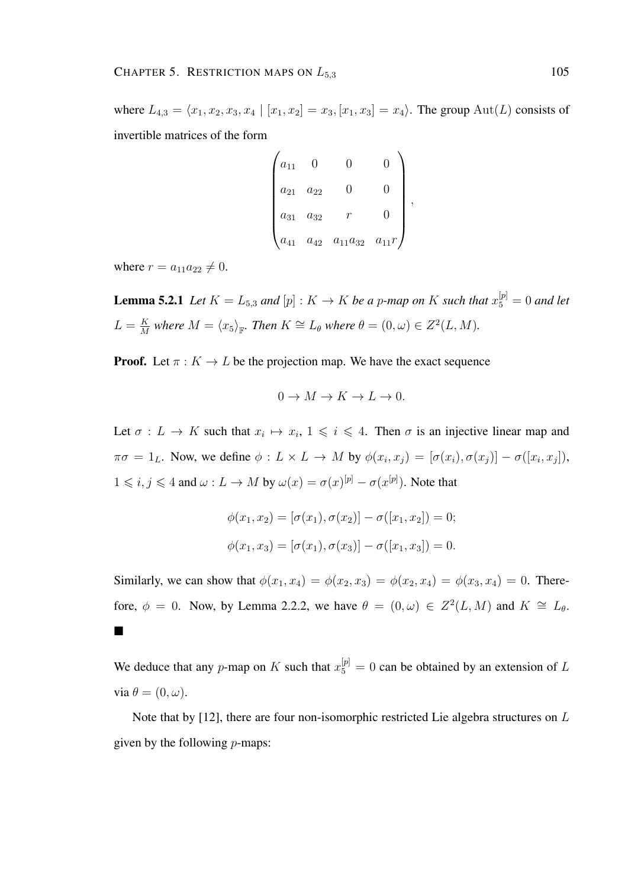where $L_{4,3} = \langle x_1, x_2, x_3, x_4 \mid [x_1, x_2] = x_3, [x_1, x_3] = x_4 \rangle$. The group $\mathrm{Aut}(L)$ consists of invertible matrices of the form

$$\begin{pmatrix} a_{11} & 0 & 0 & 0 \\ a_{21} & a_{22} & 0 & 0 \\ a_{31} & a_{32} & r & 0 \\ a_{41} & a_{42} & a_{11}a_{32} & a_{11}r \end{pmatrix},$$

where $r = a_{11}a_{22} \neq 0$.

**Lemma 5.2.1** *Let $K = L_{5,3}$ and $[p] : K \to K$ be a $p$-map on $K$ such that $x_5^{[p]} = 0$ and let $L = \frac{K}{M}$ where $M = \langle x_5 \rangle_{\mathbb{F}}$. Then $K \cong L_\theta$ where $\theta = (0, \omega) \in Z^2(L, M)$.*

**Proof.** Let $\pi : K \to L$ be the projection map. We have the exact sequence

$$0 \to M \to K \to L \to 0.$$

Let $\sigma : L \to K$ such that $x_i \mapsto x_i$, $1 \leqslant i \leqslant 4$. Then $\sigma$ is an injective linear map and $\pi\sigma = 1_L$. Now, we define $\phi : L \times L \to M$ by $\phi(x_i, x_j) = [\sigma(x_i), \sigma(x_j)] - \sigma([x_i, x_j])$, $1 \leqslant i, j \leqslant 4$ and $\omega : L \to M$ by $\omega(x) = \sigma(x)^{[p]} - \sigma(x^{[p]})$. Note that

$$\phi(x_1, x_2) = [\sigma(x_1), \sigma(x_2)] - \sigma([x_1, x_2]) = 0;$$

$$\phi(x_1, x_3) = [\sigma(x_1), \sigma(x_3)] - \sigma([x_1, x_3]) = 0.$$

Similarly, we can show that $\phi(x_1, x_4) = \phi(x_2, x_3) = \phi(x_2, x_4) = \phi(x_3, x_4) = 0$. Therefore, $\phi = 0$. Now, by Lemma 2.2.2, we have $\theta = (0, \omega) \in Z^2(L, M)$ and $K \cong L_\theta$. ■

We deduce that any $p$-map on $K$ such that $x_5^{[p]} = 0$ can be obtained by an extension of $L$ via $\theta = (0, \omega)$.

Note that by [12], there are four non-isomorphic restricted Lie algebra structures on $L$ given by the following $p$-maps: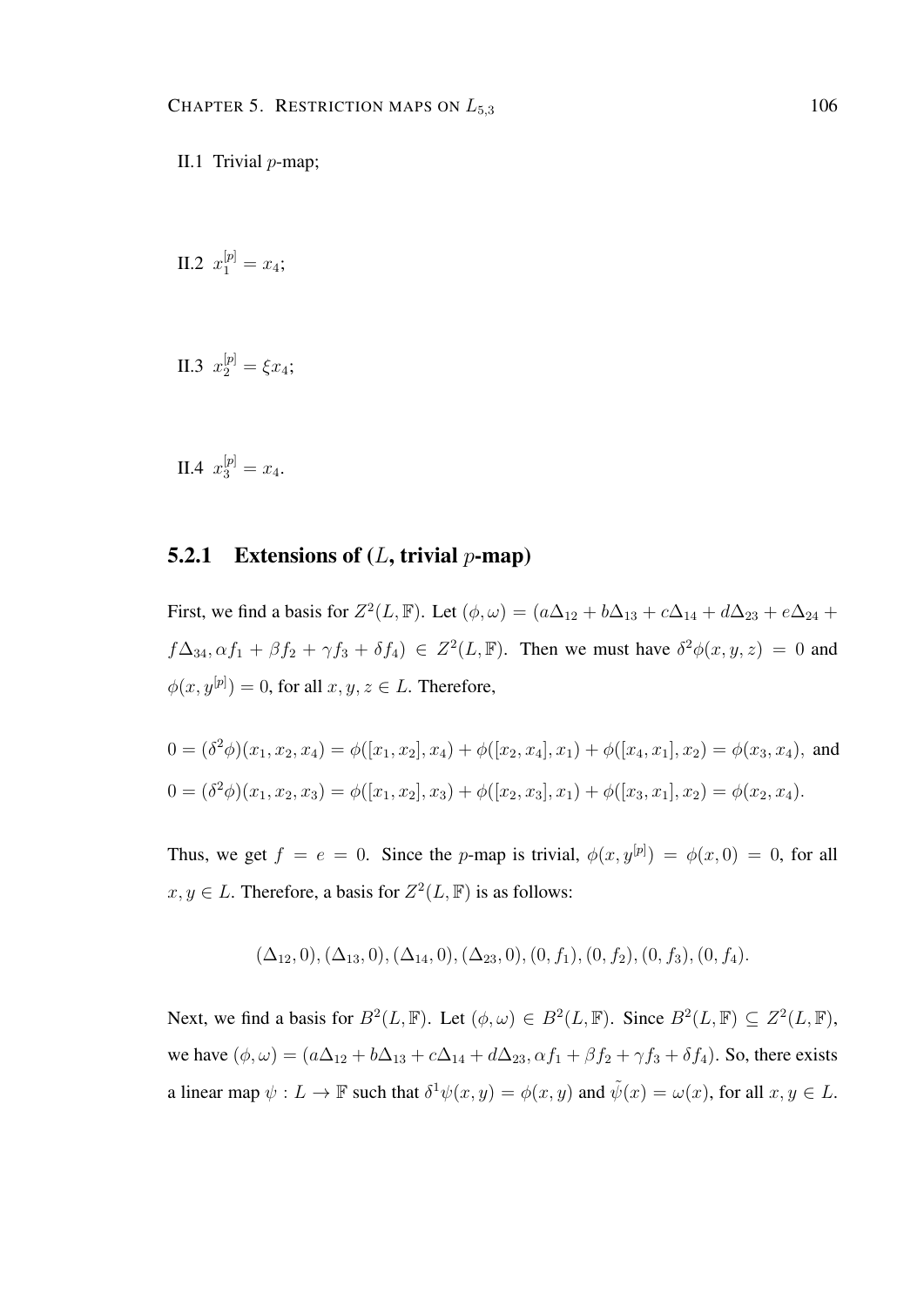II.1 Trivial $p$-map;

II.2 $x_1^{[p]} = x_4$;

II.3 $x_2^{[p]} = \xi x_4$;

II.4 $x_3^{[p]} = x_4$.

### 5.2.1 Extensions of ($L$, trivial $p$-map)

First, we find a basis for $Z^2(L, \mathbb{F})$. Let $(\phi, \omega) = (a\Delta_{12} + b\Delta_{13} + c\Delta_{14} + d\Delta_{23} + e\Delta_{24} + f\Delta_{34}, \alpha f_1 + \beta f_2 + \gamma f_3 + \delta f_4) \in Z^2(L, \mathbb{F})$. Then we must have $\delta^2\phi(x, y, z) = 0$ and $\phi(x, y^{[p]}) = 0$, for all $x, y, z \in L$. Therefore,

$$0 = (\delta^2\phi)(x_1, x_2, x_4) = \phi([x_1, x_2], x_4) + \phi([x_2, x_4], x_1) + \phi([x_4, x_1], x_2) = \phi(x_3, x_4), \text{ and}$$

$$0 = (\delta^2\phi)(x_1, x_2, x_3) = \phi([x_1, x_2], x_3) + \phi([x_2, x_3], x_1) + \phi([x_3, x_1], x_2) = \phi(x_2, x_4).$$

Thus, we get $f = e = 0$. Since the $p$-map is trivial, $\phi(x, y^{[p]}) = \phi(x, 0) = 0$, for all $x, y \in L$. Therefore, a basis for $Z^2(L, \mathbb{F})$ is as follows:

$$(\Delta_{12}, 0), (\Delta_{13}, 0), (\Delta_{14}, 0), (\Delta_{23}, 0), (0, f_1), (0, f_2), (0, f_3), (0, f_4).$$

Next, we find a basis for $B^2(L, \mathbb{F})$. Let $(\phi, \omega) \in B^2(L, \mathbb{F})$. Since $B^2(L, \mathbb{F}) \subseteq Z^2(L, \mathbb{F})$, we have $(\phi, \omega) = (a\Delta_{12} + b\Delta_{13} + c\Delta_{14} + d\Delta_{23}, \alpha f_1 + \beta f_2 + \gamma f_3 + \delta f_4)$. So, there exists a linear map $\psi : L \to \mathbb{F}$ such that $\delta^1\psi(x, y) = \phi(x, y)$ and $\tilde{\psi}(x) = \omega(x)$, for all $x, y \in L$.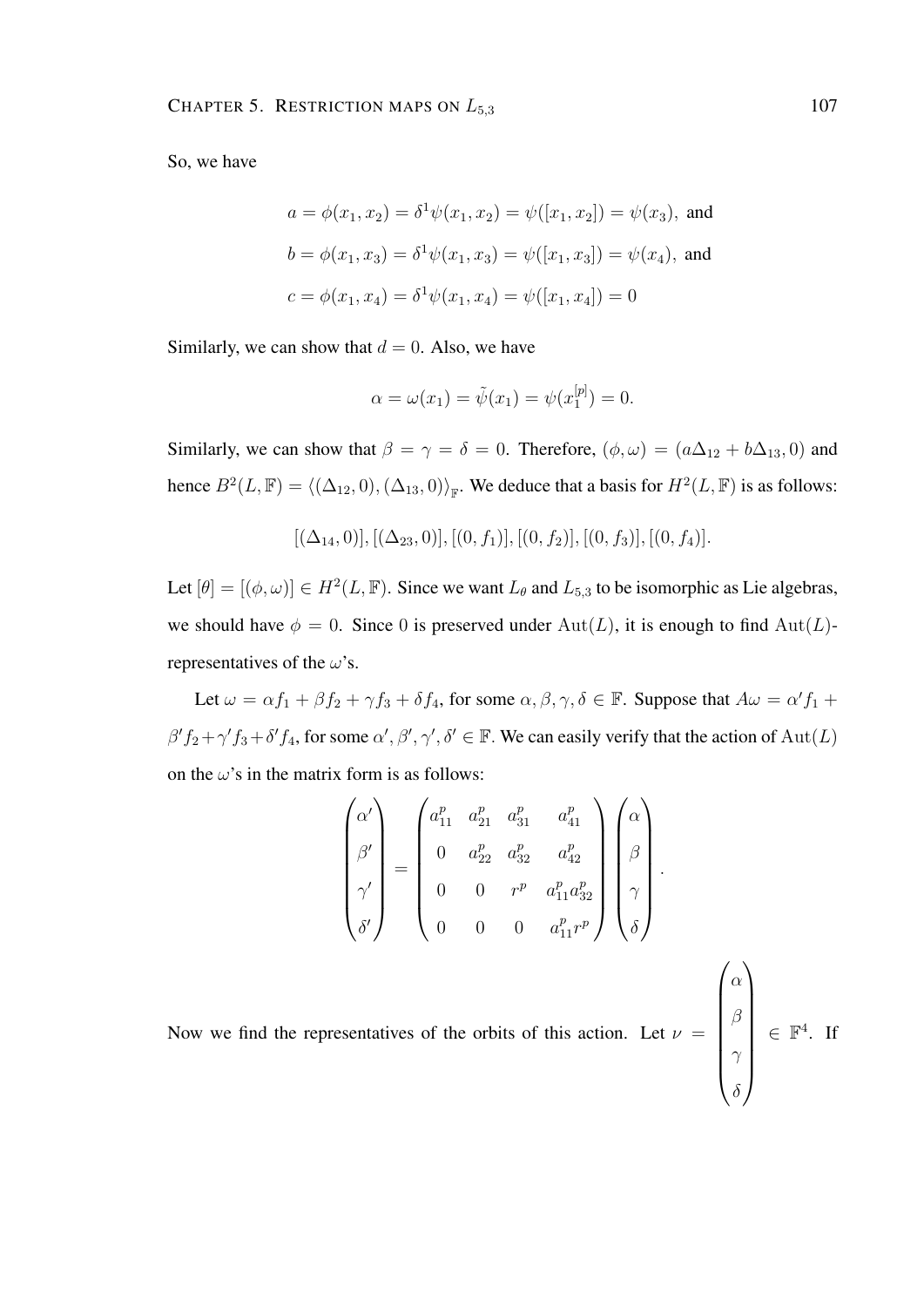So, we have

$$a = \phi(x_1, x_2) = \delta^1\psi(x_1, x_2) = \psi([x_1, x_2]) = \psi(x_3), \text{ and}$$

$$b = \phi(x_1, x_3) = \delta^1\psi(x_1, x_3) = \psi([x_1, x_3]) = \psi(x_4), \text{ and}$$

$$c = \phi(x_1, x_4) = \delta^1\psi(x_1, x_4) = \psi([x_1, x_4]) = 0$$

Similarly, we can show that $d = 0$. Also, we have

$$\alpha = \omega(x_1) = \tilde{\psi}(x_1) = \psi(x_1^{[p]}) = 0.$$

Similarly, we can show that $\beta = \gamma = \delta = 0$. Therefore, $(\phi, \omega) = (a\Delta_{12} + b\Delta_{13}, 0)$ and hence $B^2(L, \mathbb{F}) = \langle(\Delta_{12}, 0), (\Delta_{13}, 0)\rangle_{\mathbb{F}}$. We deduce that a basis for $H^2(L, \mathbb{F})$ is as follows:

$$[(\Delta_{14}, 0)], [(\Delta_{23}, 0)], [(0, f_1)], [(0, f_2)], [(0, f_3)], [(0, f_4)].$$

Let $[\theta] = [(\phi, \omega)] \in H^2(L, \mathbb{F})$. Since we want $L_\theta$ and $L_{5,3}$ to be isomorphic as Lie algebras, we should have $\phi = 0$. Since 0 is preserved under $\mathrm{Aut}(L)$, it is enough to find $\mathrm{Aut}(L)$-representatives of the $\omega$'s.

Let $\omega = \alpha f_1 + \beta f_2 + \gamma f_3 + \delta f_4$, for some $\alpha, \beta, \gamma, \delta \in \mathbb{F}$. Suppose that $A\omega = \alpha' f_1 + \beta' f_2 + \gamma' f_3 + \delta' f_4$, for some $\alpha', \beta', \gamma', \delta' \in \mathbb{F}$. We can easily verify that the action of $\mathrm{Aut}(L)$ on the $\omega$'s in the matrix form is as follows:

$$\begin{pmatrix} \alpha' \\ \beta' \\ \gamma' \\ \delta' \end{pmatrix} = \begin{pmatrix} a_{11}^p & a_{21}^p & a_{31}^p & a_{41}^p \\ 0 & a_{22}^p & a_{32}^p & a_{42}^p \\ 0 & 0 & r^p & a_{11}^p a_{32}^p \\ 0 & 0 & 0 & a_{11}^p r^p \end{pmatrix} \begin{pmatrix} \alpha \\ \beta \\ \gamma \\ \delta \end{pmatrix}.$$

Now we find the representatives of the orbits of this action. Let $\nu = \begin{pmatrix} \alpha \\ \beta \\ \gamma \\ \delta \end{pmatrix} \in \mathbb{F}^4$. If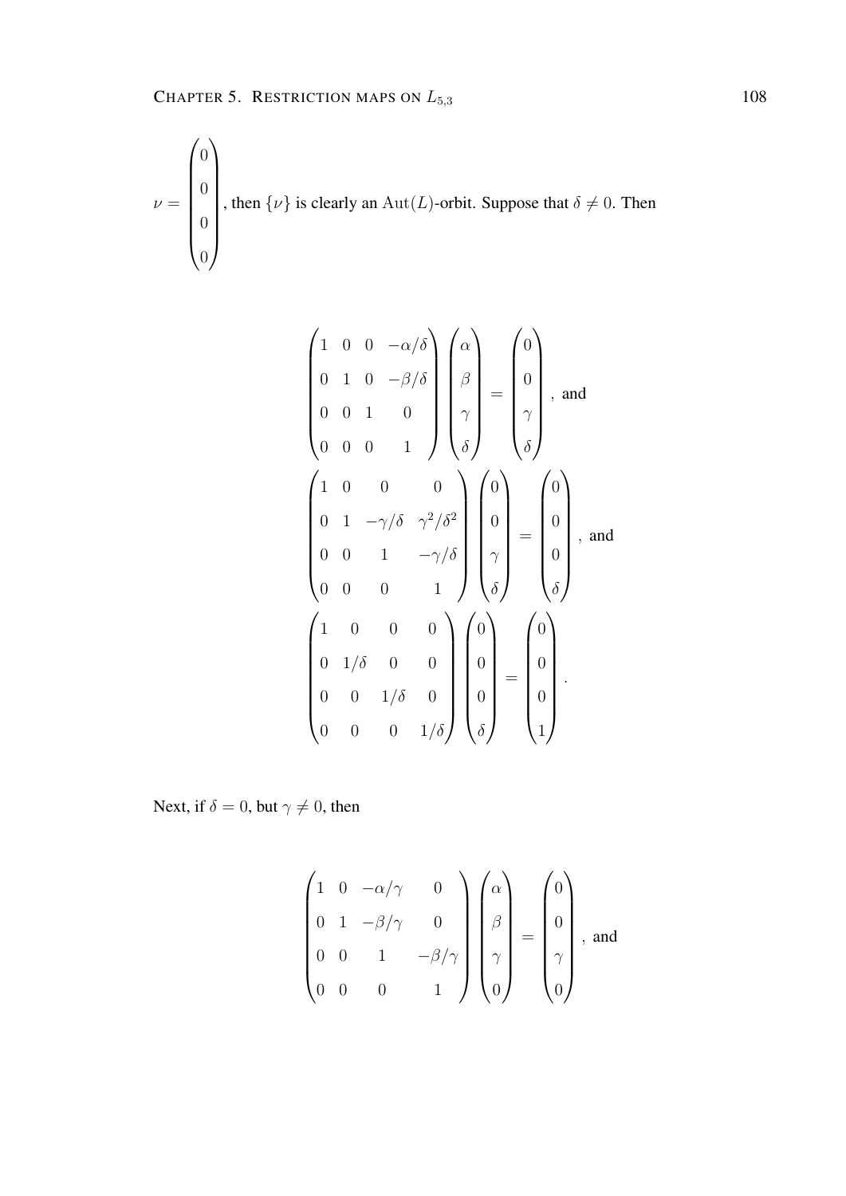$$\nu = \begin{pmatrix} 0 \\ 0 \\ 0 \\ 0 \end{pmatrix}$$, then $\{\nu\}$ is clearly an $\mathrm{Aut}(L)$-orbit. Suppose that $\delta \neq 0$. Then

$$\begin{pmatrix} 1 & 0 & 0 & -\alpha/\delta \\ 0 & 1 & 0 & -\beta/\delta \\ 0 & 0 & 1 & 0 \\ 0 & 0 & 0 & 1 \end{pmatrix} \begin{pmatrix} \alpha \\ \beta \\ \gamma \\ \delta \end{pmatrix} = \begin{pmatrix} 0 \\ 0 \\ \gamma \\ \delta \end{pmatrix}, \text{ and}$$

$$\begin{pmatrix} 1 & 0 & 0 & 0 \\ 0 & 1 & -\gamma/\delta & \gamma^2/\delta^2 \\ 0 & 0 & 1 & -\gamma/\delta \\ 0 & 0 & 0 & 1 \end{pmatrix} \begin{pmatrix} 0 \\ 0 \\ \gamma \\ \delta \end{pmatrix} = \begin{pmatrix} 0 \\ 0 \\ 0 \\ \delta \end{pmatrix}, \text{ and}$$

$$\begin{pmatrix} 1 & 0 & 0 & 0 \\ 0 & 1/\delta & 0 & 0 \\ 0 & 0 & 1/\delta & 0 \\ 0 & 0 & 0 & 1/\delta \end{pmatrix} \begin{pmatrix} 0 \\ 0 \\ 0 \\ \delta \end{pmatrix} = \begin{pmatrix} 0 \\ 0 \\ 0 \\ 1 \end{pmatrix}.$$

Next, if $\delta = 0$, but $\gamma \neq 0$, then

$$\begin{pmatrix} 1 & 0 & -\alpha/\gamma & 0 \\ 0 & 1 & -\beta/\gamma & 0 \\ 0 & 0 & 1 & -\beta/\gamma \\ 0 & 0 & 0 & 1 \end{pmatrix} \begin{pmatrix} \alpha \\ \beta \\ \gamma \\ 0 \end{pmatrix} = \begin{pmatrix} 0 \\ 0 \\ \gamma \\ 0 \end{pmatrix}, \text{ and}$$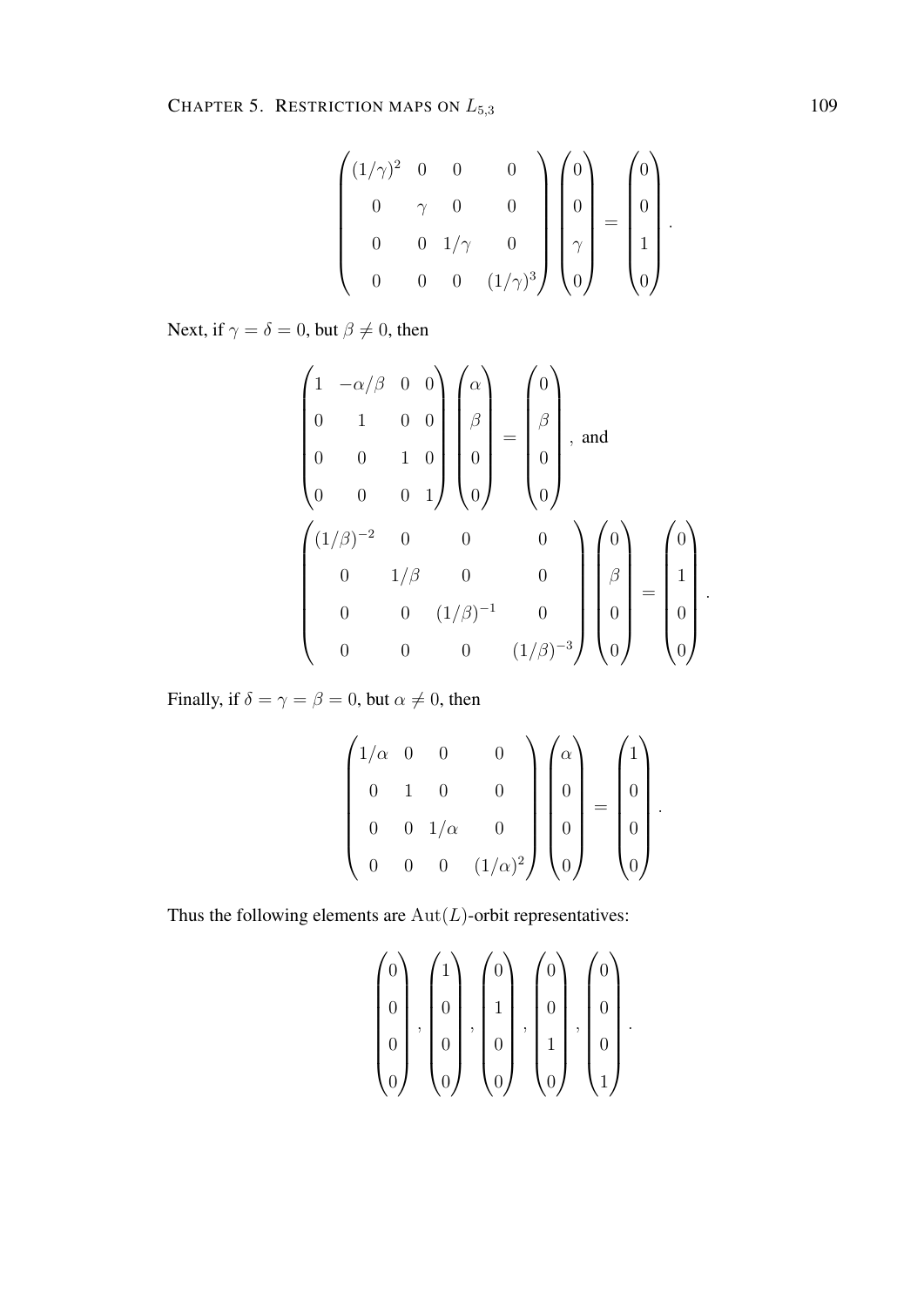$$\begin{pmatrix} (1/\gamma)^2 & 0 & 0 & 0 \\ 0 & \gamma & 0 & 0 \\ 0 & 0 & 1/\gamma & 0 \\ 0 & 0 & 0 & (1/\gamma)^3 \end{pmatrix} \begin{pmatrix} 0 \\ 0 \\ \gamma \\ 0 \end{pmatrix} = \begin{pmatrix} 0 \\ 0 \\ 1 \\ 0 \end{pmatrix}.$$

Next, if $\gamma = \delta = 0$, but $\beta \neq 0$, then

$$\begin{pmatrix} 1 & -\alpha/\beta & 0 & 0 \\ 0 & 1 & 0 & 0 \\ 0 & 0 & 1 & 0 \\ 0 & 0 & 0 & 1 \end{pmatrix} \begin{pmatrix} \alpha \\ \beta \\ 0 \\ 0 \end{pmatrix} = \begin{pmatrix} 0 \\ \beta \\ 0 \\ 0 \end{pmatrix}, \text{ and}$$

$$\begin{pmatrix} (1/\beta)^{-2} & 0 & 0 & 0 \\ 0 & 1/\beta & 0 & 0 \\ 0 & 0 & (1/\beta)^{-1} & 0 \\ 0 & 0 & 0 & (1/\beta)^{-3} \end{pmatrix} \begin{pmatrix} 0 \\ \beta \\ 0 \\ 0 \end{pmatrix} = \begin{pmatrix} 0 \\ 1 \\ 0 \\ 0 \end{pmatrix}.$$

Finally, if $\delta = \gamma = \beta = 0$, but $\alpha \neq 0$, then

$$\begin{pmatrix} 1/\alpha & 0 & 0 & 0 \\ 0 & 1 & 0 & 0 \\ 0 & 0 & 1/\alpha & 0 \\ 0 & 0 & 0 & (1/\alpha)^2 \end{pmatrix} \begin{pmatrix} \alpha \\ 0 \\ 0 \\ 0 \end{pmatrix} = \begin{pmatrix} 1 \\ 0 \\ 0 \\ 0 \end{pmatrix}.$$

Thus the following elements are $\mathrm{Aut}(L)$-orbit representatives:

$$\begin{pmatrix} 0 \\ 0 \\ 0 \\ 0 \end{pmatrix}, \begin{pmatrix} 1 \\ 0 \\ 0 \\ 0 \end{pmatrix}, \begin{pmatrix} 0 \\ 1 \\ 0 \\ 0 \end{pmatrix}, \begin{pmatrix} 0 \\ 0 \\ 1 \\ 0 \end{pmatrix}, \begin{pmatrix} 0 \\ 0 \\ 0 \\ 1 \end{pmatrix}.$$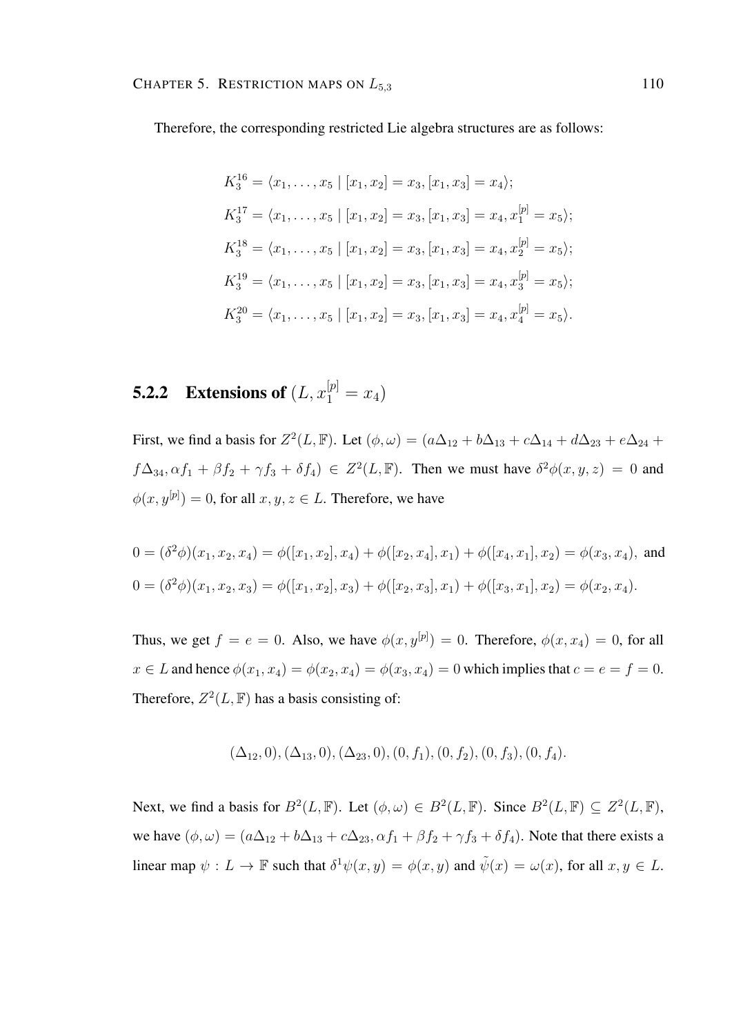Therefore, the corresponding restricted Lie algebra structures are as follows:

$$K_3^{16} = \langle x_1, \ldots, x_5 \mid [x_1, x_2] = x_3, [x_1, x_3] = x_4 \rangle;$$

$$K_3^{17} = \langle x_1, \ldots, x_5 \mid [x_1, x_2] = x_3, [x_1, x_3] = x_4, x_1^{[p]} = x_5 \rangle;$$

$$K_3^{18} = \langle x_1, \ldots, x_5 \mid [x_1, x_2] = x_3, [x_1, x_3] = x_4, x_2^{[p]} = x_5 \rangle;$$

$$K_3^{19} = \langle x_1, \ldots, x_5 \mid [x_1, x_2] = x_3, [x_1, x_3] = x_4, x_3^{[p]} = x_5 \rangle;$$

$$K_3^{20} = \langle x_1, \ldots, x_5 \mid [x_1, x_2] = x_3, [x_1, x_3] = x_4, x_4^{[p]} = x_5 \rangle.$$

### 5.2.2 Extensions of $(L, x_1^{[p]} = x_4)$

First, we find a basis for $Z^2(L, \mathbb{F})$. Let $(\phi, \omega) = (a\Delta_{12} + b\Delta_{13} + c\Delta_{14} + d\Delta_{23} + e\Delta_{24} + f\Delta_{34}, \alpha f_1 + \beta f_2 + \gamma f_3 + \delta f_4) \in Z^2(L, \mathbb{F})$. Then we must have $\delta^2\phi(x, y, z) = 0$ and $\phi(x, y^{[p]}) = 0$, for all $x, y, z \in L$. Therefore, we have

$$0 = (\delta^2\phi)(x_1, x_2, x_4) = \phi([x_1, x_2], x_4) + \phi([x_2, x_4], x_1) + \phi([x_4, x_1], x_2) = \phi(x_3, x_4), \text{ and}$$

$$0 = (\delta^2\phi)(x_1, x_2, x_3) = \phi([x_1, x_2], x_3) + \phi([x_2, x_3], x_1) + \phi([x_3, x_1], x_2) = \phi(x_2, x_4).$$

Thus, we get $f = e = 0$. Also, we have $\phi(x, y^{[p]}) = 0$. Therefore, $\phi(x, x_4) = 0$, for all $x \in L$ and hence $\phi(x_1, x_4) = \phi(x_2, x_4) = \phi(x_3, x_4) = 0$ which implies that $c = e = f = 0$. Therefore, $Z^2(L, \mathbb{F})$ has a basis consisting of:

$$(\Delta_{12}, 0), (\Delta_{13}, 0), (\Delta_{23}, 0), (0, f_1), (0, f_2), (0, f_3), (0, f_4).$$

Next, we find a basis for $B^2(L, \mathbb{F})$. Let $(\phi, \omega) \in B^2(L, \mathbb{F})$. Since $B^2(L, \mathbb{F}) \subseteq Z^2(L, \mathbb{F})$, we have $(\phi, \omega) = (a\Delta_{12} + b\Delta_{13} + c\Delta_{23}, \alpha f_1 + \beta f_2 + \gamma f_3 + \delta f_4)$. Note that there exists a linear map $\psi : L \to \mathbb{F}$ such that $\delta^1\psi(x, y) = \phi(x, y)$ and $\tilde{\psi}(x) = \omega(x)$, for all $x, y \in L$.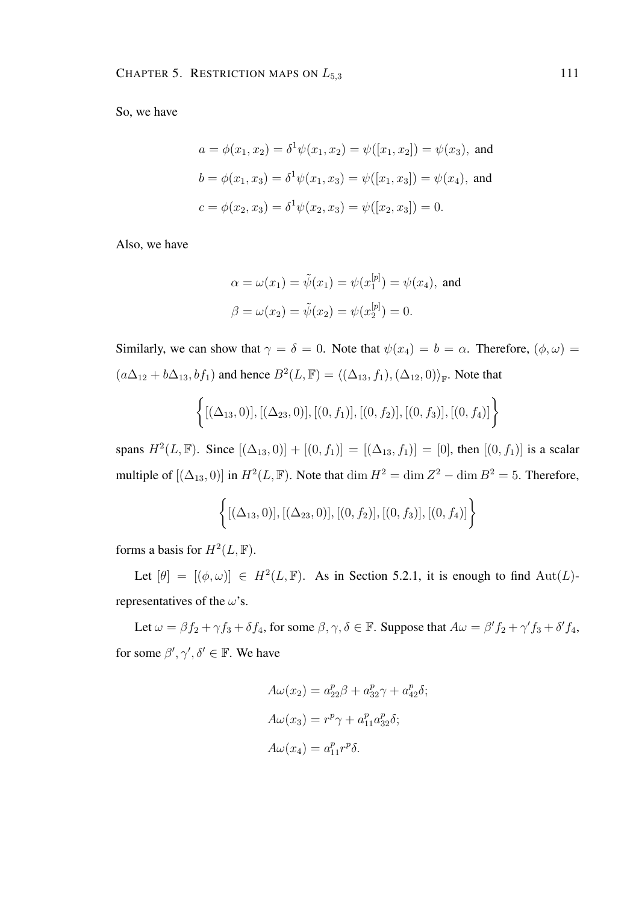So, we have

$$
\begin{aligned}
a &= \phi(x_1, x_2) = \delta^1\psi(x_1, x_2) = \psi([x_1, x_2]) = \psi(x_3), \text{ and} \\
b &= \phi(x_1, x_3) = \delta^1\psi(x_1, x_3) = \psi([x_1, x_3]) = \psi(x_4), \text{ and} \\
c &= \phi(x_2, x_3) = \delta^1\psi(x_2, x_3) = \psi([x_2, x_3]) = 0.
\end{aligned}
$$

Also, we have

$$
\begin{aligned}
\alpha &= \omega(x_1) = \tilde{\psi}(x_1) = \psi(x_1^{[p]}) = \psi(x_4), \text{ and} \\
\beta &= \omega(x_2) = \tilde{\psi}(x_2) = \psi(x_2^{[p]}) = 0.
\end{aligned}
$$

Similarly, we can show that $\gamma = \delta = 0$. Note that $\psi(x_4) = b = \alpha$. Therefore, $(\phi, \omega) = (a\Delta_{12} + b\Delta_{13}, bf_1)$ and hence $B^2(L, \mathbb{F}) = \langle(\Delta_{13}, f_1), (\Delta_{12}, 0)\rangle_{\mathbb{F}}$. Note that

$$
\left\{[(\Delta_{13}, 0)], [(\Delta_{23}, 0)], [(0, f_1)], [(0, f_2)], [(0, f_3)], [(0, f_4)]\right\}
$$

spans $H^2(L, \mathbb{F})$. Since $[(\Delta_{13}, 0)] + [(0, f_1)] = [(\Delta_{13}, f_1)] = [0]$, then $[(0, f_1)]$ is a scalar multiple of $[(\Delta_{13}, 0)]$ in $H^2(L, \mathbb{F})$. Note that $\dim H^2 = \dim Z^2 - \dim B^2 = 5$. Therefore,

$$
\left\{[(\Delta_{13}, 0)], [(\Delta_{23}, 0)], [(0, f_2)], [(0, f_3)], [(0, f_4)]\right\}
$$

forms a basis for $H^2(L, \mathbb{F})$.

Let $[\theta] = [(\phi, \omega)] \in H^2(L, \mathbb{F})$. As in Section 5.2.1, it is enough to find $\operatorname{Aut}(L)$-representatives of the $\omega$'s.

Let $\omega = \beta f_2 + \gamma f_3 + \delta f_4$, for some $\beta, \gamma, \delta \in \mathbb{F}$. Suppose that $A\omega = \beta' f_2 + \gamma' f_3 + \delta' f_4$, for some $\beta', \gamma', \delta' \in \mathbb{F}$. We have

$$
\begin{aligned}
A\omega(x_2) &= a_{22}^p\beta + a_{32}^p\gamma + a_{42}^p\delta; \\
A\omega(x_3) &= r^p\gamma + a_{11}^p a_{32}^p\delta; \\
A\omega(x_4) &= a_{11}^p r^p\delta.
\end{aligned}
$$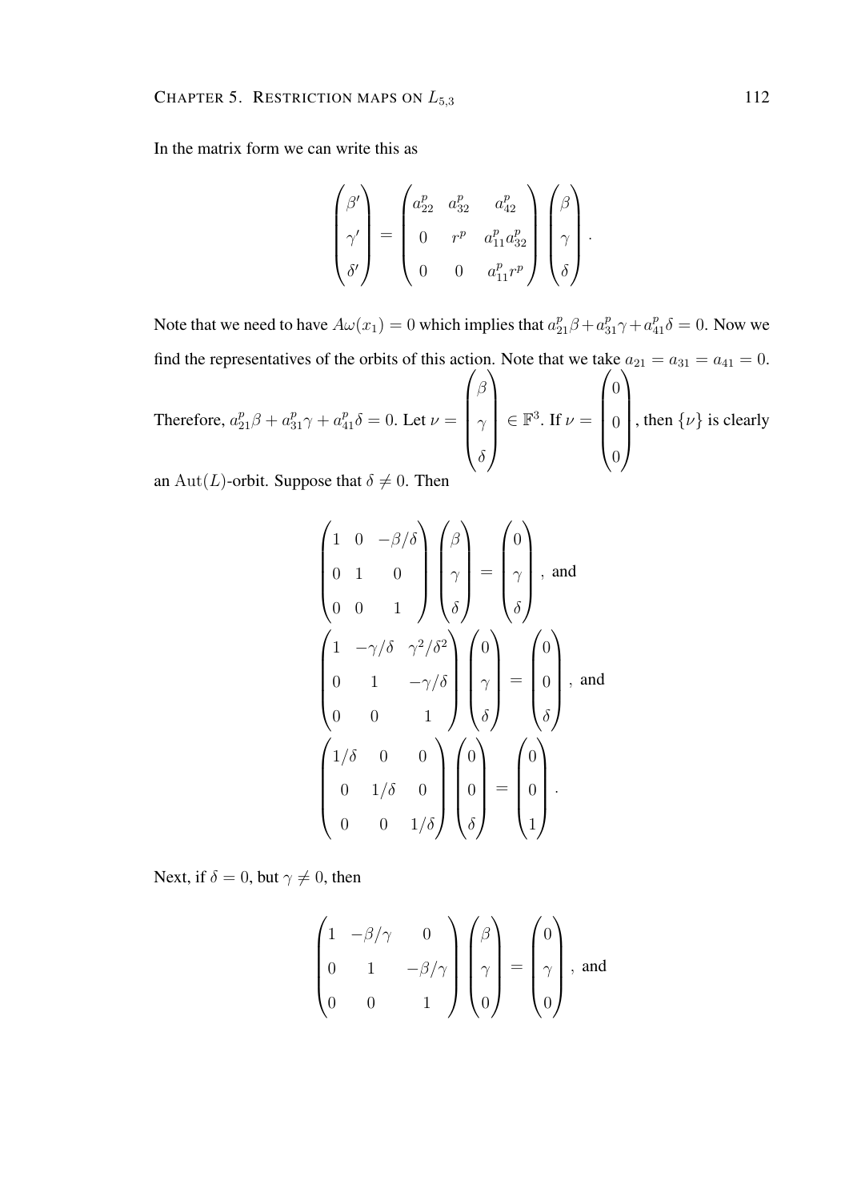In the matrix form we can write this as

$$\begin{pmatrix} \beta' \\ \gamma' \\ \delta' \end{pmatrix} = \begin{pmatrix} a_{22}^p & a_{32}^p & a_{42}^p \\ 0 & r^p & a_{11}^p a_{32}^p \\ 0 & 0 & a_{11}^p r^p \end{pmatrix} \begin{pmatrix} \beta \\ \gamma \\ \delta \end{pmatrix}.$$

Note that we need to have $A\omega(x_1) = 0$ which implies that $a_{21}^p \beta + a_{31}^p \gamma + a_{41}^p \delta = 0$. Now we find the representatives of the orbits of this action. Note that we take $a_{21} = a_{31} = a_{41} = 0$. Therefore, $a_{21}^p \beta + a_{31}^p \gamma + a_{41}^p \delta = 0$. Let $\nu = \begin{pmatrix} \beta \\ \gamma \\ \delta \end{pmatrix} \in \mathbb{F}^3$. If $\nu = \begin{pmatrix} 0 \\ 0 \\ 0 \end{pmatrix}$, then $\{\nu\}$ is clearly an $\mathrm{Aut}(L)$-orbit. Suppose that $\delta \neq 0$. Then

$$\begin{pmatrix} 1 & 0 & -\beta/\delta \\ 0 & 1 & 0 \\ 0 & 0 & 1 \end{pmatrix} \begin{pmatrix} \beta \\ \gamma \\ \delta \end{pmatrix} = \begin{pmatrix} 0 \\ \gamma \\ \delta \end{pmatrix}, \text{ and}$$

$$\begin{pmatrix} 1 & -\gamma/\delta & \gamma^2/\delta^2 \\ 0 & 1 & -\gamma/\delta \\ 0 & 0 & 1 \end{pmatrix} \begin{pmatrix} 0 \\ \gamma \\ \delta \end{pmatrix} = \begin{pmatrix} 0 \\ 0 \\ \delta \end{pmatrix}, \text{ and}$$

$$\begin{pmatrix} 1/\delta & 0 & 0 \\ 0 & 1/\delta & 0 \\ 0 & 0 & 1/\delta \end{pmatrix} \begin{pmatrix} 0 \\ 0 \\ \delta \end{pmatrix} = \begin{pmatrix} 0 \\ 0 \\ 1 \end{pmatrix}.$$

Next, if $\delta = 0$, but $\gamma \neq 0$, then

$$\begin{pmatrix} 1 & -\beta/\gamma & 0 \\ 0 & 1 & -\beta/\gamma \\ 0 & 0 & 1 \end{pmatrix} \begin{pmatrix} \beta \\ \gamma \\ 0 \end{pmatrix} = \begin{pmatrix} 0 \\ \gamma \\ 0 \end{pmatrix}, \text{ and}$$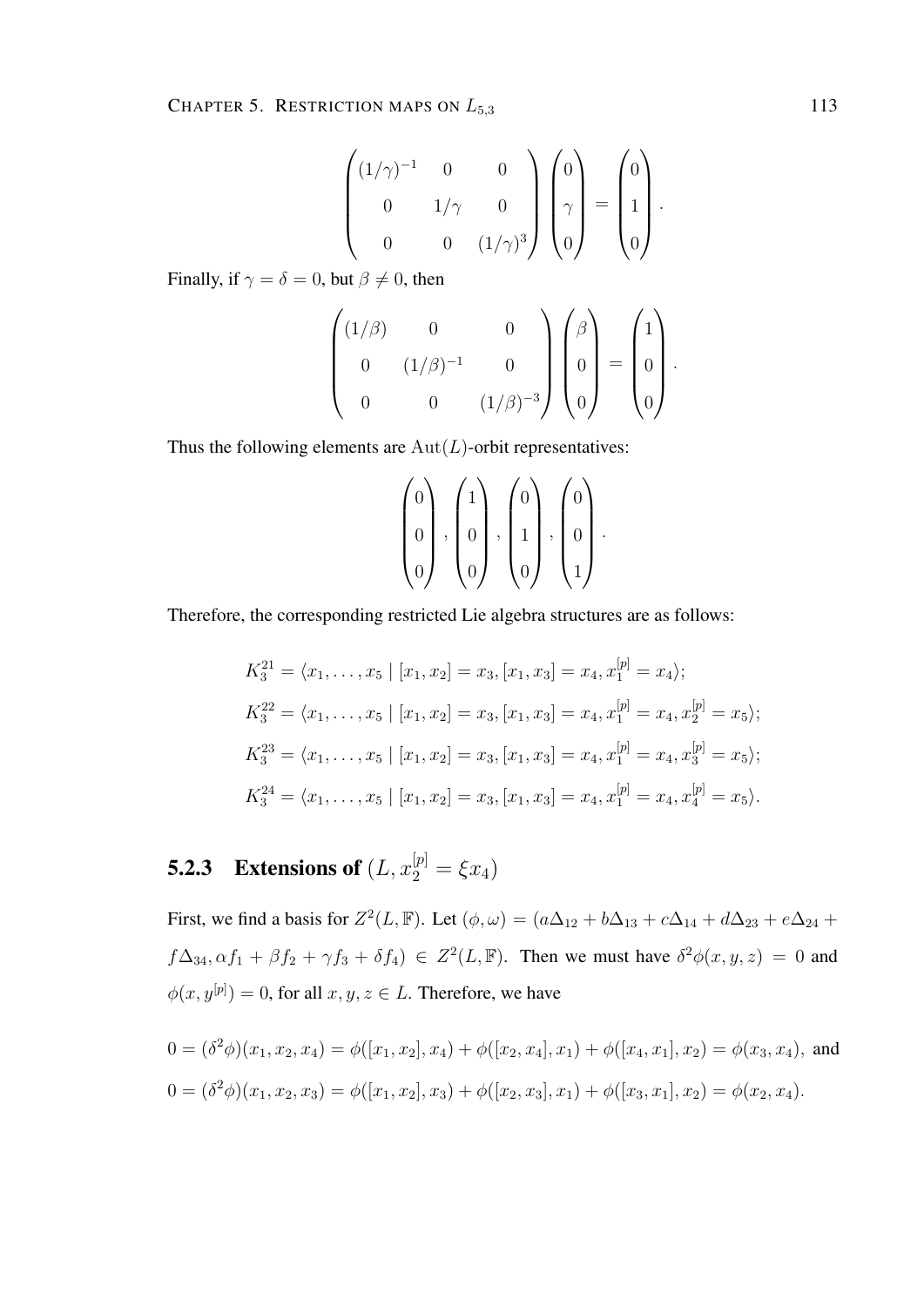$$\begin{pmatrix} (1/\gamma)^{-1} & 0 & 0 \\ 0 & 1/\gamma & 0 \\ 0 & 0 & (1/\gamma)^3 \end{pmatrix} \begin{pmatrix} 0 \\ \gamma \\ 0 \end{pmatrix} = \begin{pmatrix} 0 \\ 1 \\ 0 \end{pmatrix}.$$

Finally, if $\gamma = \delta = 0$, but $\beta \neq 0$, then

$$\begin{pmatrix} (1/\beta) & 0 & 0 \\ 0 & (1/\beta)^{-1} & 0 \\ 0 & 0 & (1/\beta)^{-3} \end{pmatrix} \begin{pmatrix} \beta \\ 0 \\ 0 \end{pmatrix} = \begin{pmatrix} 1 \\ 0 \\ 0 \end{pmatrix}.$$

Thus the following elements are $\mathrm{Aut}(L)$-orbit representatives:

$$\begin{pmatrix} 0 \\ 0 \\ 0 \end{pmatrix}, \begin{pmatrix} 1 \\ 0 \\ 0 \end{pmatrix}, \begin{pmatrix} 0 \\ 1 \\ 0 \end{pmatrix}, \begin{pmatrix} 0 \\ 0 \\ 1 \end{pmatrix}.$$

Therefore, the corresponding restricted Lie algebra structures are as follows:

$$K_3^{21} = \langle x_1, \ldots, x_5 \mid [x_1, x_2] = x_3, [x_1, x_3] = x_4, x_1^{[p]} = x_4 \rangle;$$

$$K_3^{22} = \langle x_1, \ldots, x_5 \mid [x_1, x_2] = x_3, [x_1, x_3] = x_4, x_1^{[p]} = x_4, x_2^{[p]} = x_5 \rangle;$$

$$K_3^{23} = \langle x_1, \ldots, x_5 \mid [x_1, x_2] = x_3, [x_1, x_3] = x_4, x_1^{[p]} = x_4, x_3^{[p]} = x_5 \rangle;$$

$$K_3^{24} = \langle x_1, \ldots, x_5 \mid [x_1, x_2] = x_3, [x_1, x_3] = x_4, x_1^{[p]} = x_4, x_4^{[p]} = x_5 \rangle.$$

### 5.2.3 Extensions of $(L, x_2^{[p]} = \xi x_4)$

First, we find a basis for $Z^2(L, \mathbb{F})$. Let $(\phi, \omega) = (a\Delta_{12} + b\Delta_{13} + c\Delta_{14} + d\Delta_{23} + e\Delta_{24} + f\Delta_{34}, \alpha f_1 + \beta f_2 + \gamma f_3 + \delta f_4) \in Z^2(L, \mathbb{F})$. Then we must have $\delta^2\phi(x, y, z) = 0$ and $\phi(x, y^{[p]}) = 0$, for all $x, y, z \in L$. Therefore, we have

$$0 = (\delta^2\phi)(x_1, x_2, x_4) = \phi([x_1, x_2], x_4) + \phi([x_2, x_4], x_1) + \phi([x_4, x_1], x_2) = \phi(x_3, x_4), \text{ and}$$

$$0 = (\delta^2\phi)(x_1, x_2, x_3) = \phi([x_1, x_2], x_3) + \phi([x_2, x_3], x_1) + \phi([x_3, x_1], x_2) = \phi(x_2, x_4).$$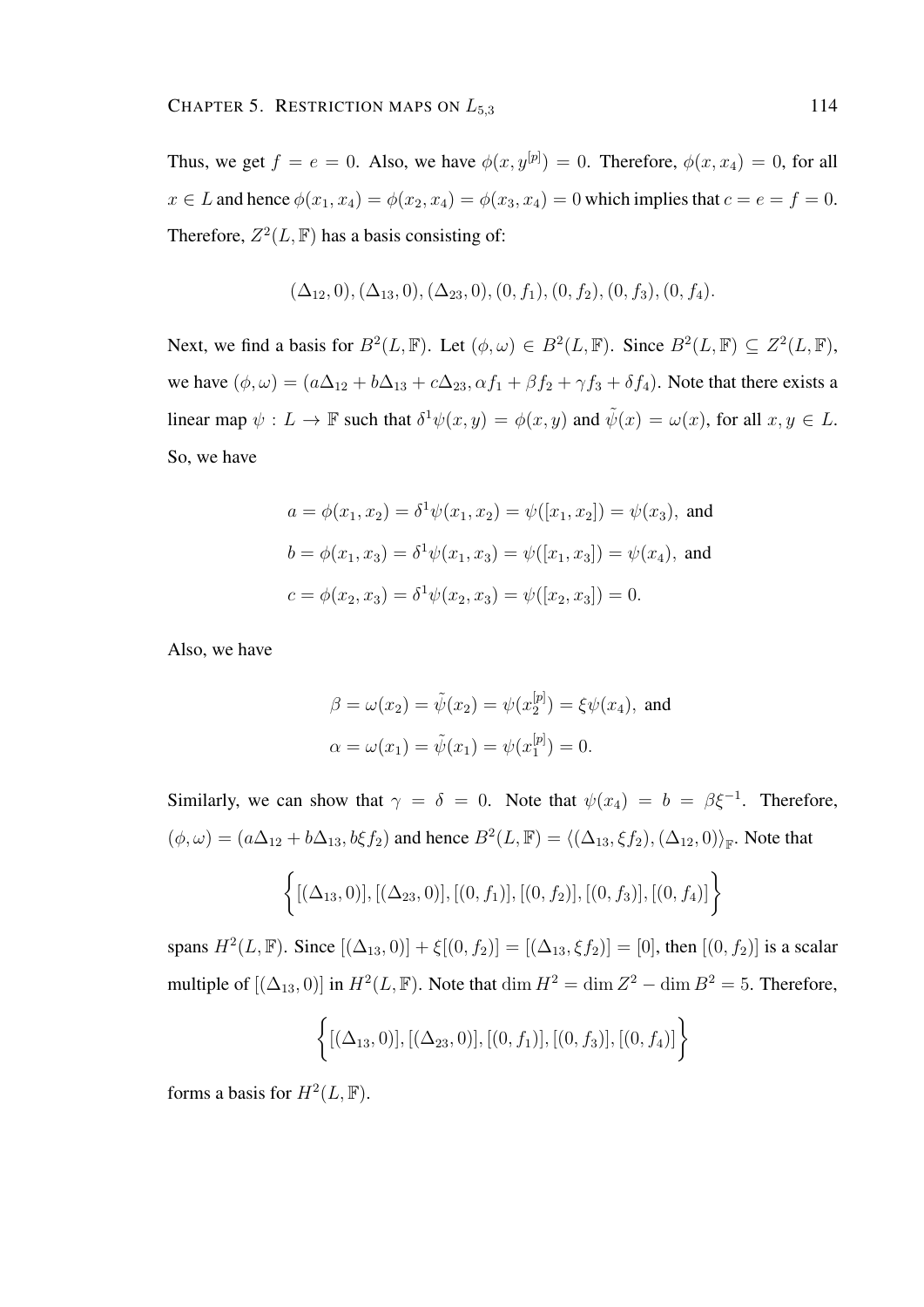Thus, we get $f = e = 0$. Also, we have $\phi(x, y^{[p]}) = 0$. Therefore, $\phi(x, x_4) = 0$, for all $x \in L$ and hence $\phi(x_1, x_4) = \phi(x_2, x_4) = \phi(x_3, x_4) = 0$ which implies that $c = e = f = 0$. Therefore, $Z^2(L, \mathbb{F})$ has a basis consisting of:

$$(\Delta_{12}, 0), (\Delta_{13}, 0), (\Delta_{23}, 0), (0, f_1), (0, f_2), (0, f_3), (0, f_4).$$

Next, we find a basis for $B^2(L, \mathbb{F})$. Let $(\phi, \omega) \in B^2(L, \mathbb{F})$. Since $B^2(L, \mathbb{F}) \subseteq Z^2(L, \mathbb{F})$, we have $(\phi, \omega) = (a\Delta_{12} + b\Delta_{13} + c\Delta_{23}, \alpha f_1 + \beta f_2 + \gamma f_3 + \delta f_4)$. Note that there exists a linear map $\psi : L \to \mathbb{F}$ such that $\delta^1\psi(x, y) = \phi(x, y)$ and $\tilde{\psi}(x) = \omega(x)$, for all $x, y \in L$. So, we have

$$\begin{aligned}
a &= \phi(x_1, x_2) = \delta^1\psi(x_1, x_2) = \psi([x_1, x_2]) = \psi(x_3), \text{ and} \\
b &= \phi(x_1, x_3) = \delta^1\psi(x_1, x_3) = \psi([x_1, x_3]) = \psi(x_4), \text{ and} \\
c &= \phi(x_2, x_3) = \delta^1\psi(x_2, x_3) = \psi([x_2, x_3]) = 0.
\end{aligned}$$

Also, we have

$$\begin{aligned}
\beta &= \omega(x_2) = \tilde{\psi}(x_2) = \psi(x_2^{[p]}) = \xi\psi(x_4), \text{ and} \\
\alpha &= \omega(x_1) = \tilde{\psi}(x_1) = \psi(x_1^{[p]}) = 0.
\end{aligned}$$

Similarly, we can show that $\gamma = \delta = 0$. Note that $\psi(x_4) = b = \beta\xi^{-1}$. Therefore, $(\phi, \omega) = (a\Delta_{12} + b\Delta_{13}, b\xi f_2)$ and hence $B^2(L, \mathbb{F}) = \langle(\Delta_{13}, \xi f_2), (\Delta_{12}, 0)\rangle_{\mathbb{F}}$. Note that

$$\left\{[(\Delta_{13}, 0)], [(\Delta_{23}, 0)], [(0, f_1)], [(0, f_2)], [(0, f_3)], [(0, f_4)]\right\}$$

spans $H^2(L, \mathbb{F})$. Since $[(\Delta_{13}, 0)] + \xi[(0, f_2)] = [(\Delta_{13}, \xi f_2)] = [0]$, then $[(0, f_2)]$ is a scalar multiple of $[(\Delta_{13}, 0)]$ in $H^2(L, \mathbb{F})$. Note that $\dim H^2 = \dim Z^2 - \dim B^2 = 5$. Therefore,

$$\left\{[(\Delta_{13}, 0)], [(\Delta_{23}, 0)], [(0, f_1)], [(0, f_3)], [(0, f_4)]\right\}$$

forms a basis for $H^2(L, \mathbb{F})$.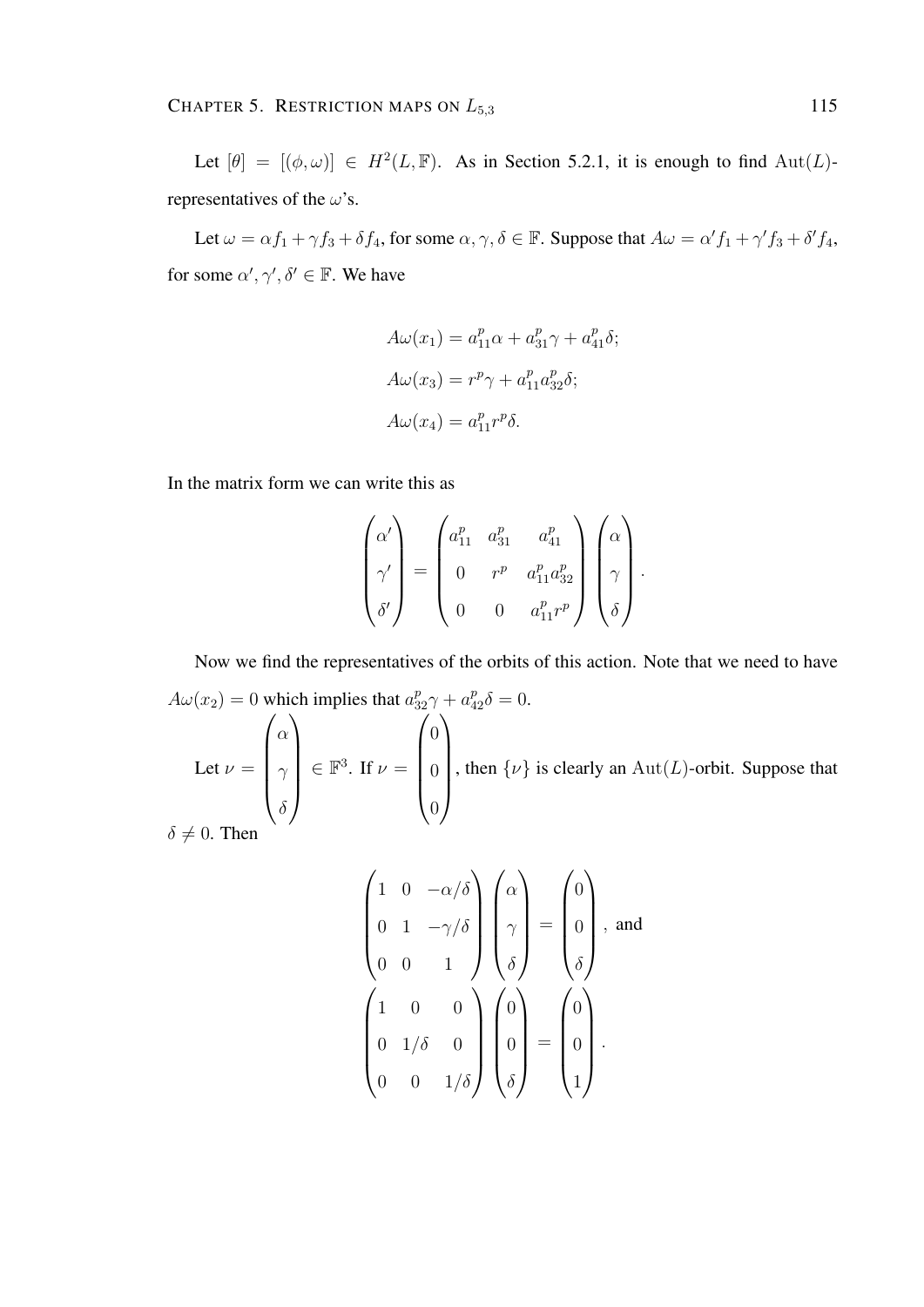Let $[\theta] = [(\phi, \omega)] \in H^2(L, \mathbb{F})$. As in Section 5.2.1, it is enough to find $\mathrm{Aut}(L)$-representatives of the $\omega$'s.

Let $\omega = \alpha f_1 + \gamma f_3 + \delta f_4$, for some $\alpha, \gamma, \delta \in \mathbb{F}$. Suppose that $A\omega = \alpha' f_1 + \gamma' f_3 + \delta' f_4$, for some $\alpha', \gamma', \delta' \in \mathbb{F}$. We have

$$
\begin{aligned}
A\omega(x_1) &= a_{11}^p \alpha + a_{31}^p \gamma + a_{41}^p \delta; \\
A\omega(x_3) &= r^p \gamma + a_{11}^p a_{32}^p \delta; \\
A\omega(x_4) &= a_{11}^p r^p \delta.
\end{aligned}
$$

In the matrix form we can write this as

$$
\begin{pmatrix} \alpha' \\ \gamma' \\ \delta' \end{pmatrix} = \begin{pmatrix} a_{11}^p & a_{31}^p & a_{41}^p \\ 0 & r^p & a_{11}^p a_{32}^p \\ 0 & 0 & a_{11}^p r^p \end{pmatrix} \begin{pmatrix} \alpha \\ \gamma \\ \delta \end{pmatrix}.
$$

Now we find the representatives of the orbits of this action. Note that we need to have $A\omega(x_2) = 0$ which implies that $a_{32}^p \gamma + a_{42}^p \delta = 0$.

Let $\nu = \begin{pmatrix} \alpha \\ \gamma \\ \delta \end{pmatrix} \in \mathbb{F}^3$. If $\nu = \begin{pmatrix} 0 \\ 0 \\ 0 \end{pmatrix}$, then $\{\nu\}$ is clearly an $\mathrm{Aut}(L)$-orbit. Suppose that $\delta \neq 0$. Then

$$
\begin{pmatrix} 1 & 0 & -\alpha/\delta \\ 0 & 1 & -\gamma/\delta \\ 0 & 0 & 1 \end{pmatrix} \begin{pmatrix} \alpha \\ \gamma \\ \delta \end{pmatrix} = \begin{pmatrix} 0 \\ 0 \\ \delta \end{pmatrix}, \text{ and}
$$

$$
\begin{pmatrix} 1 & 0 & 0 \\ 0 & 1/\delta & 0 \\ 0 & 0 & 1/\delta \end{pmatrix} \begin{pmatrix} 0 \\ 0 \\ \delta \end{pmatrix} = \begin{pmatrix} 0 \\ 0 \\ 1 \end{pmatrix}.
$$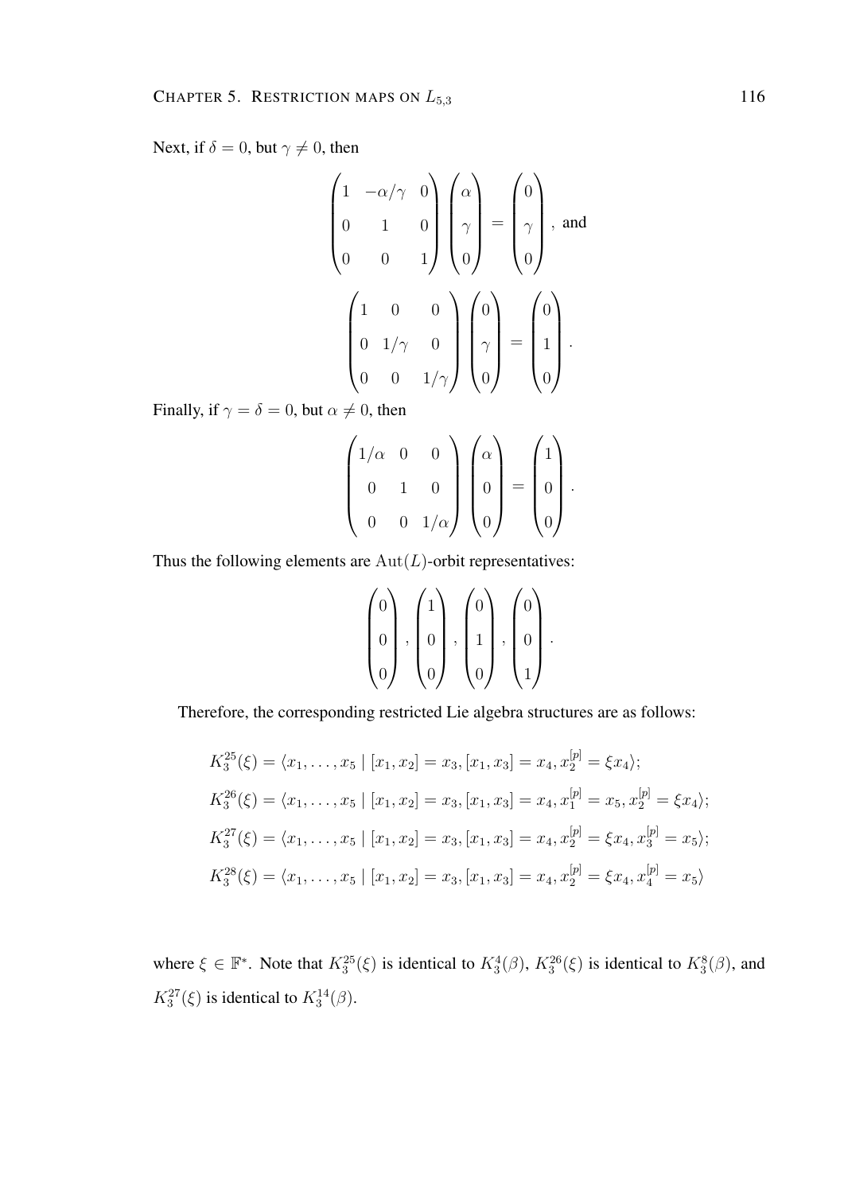Next, if $\delta = 0$, but $\gamma \neq 0$, then

$$\begin{pmatrix} 1 & -\alpha/\gamma & 0 \\ 0 & 1 & 0 \\ 0 & 0 & 1 \end{pmatrix} \begin{pmatrix} \alpha \\ \gamma \\ 0 \end{pmatrix} = \begin{pmatrix} 0 \\ \gamma \\ 0 \end{pmatrix}, \text{ and}$$

$$\begin{pmatrix} 1 & 0 & 0 \\ 0 & 1/\gamma & 0 \\ 0 & 0 & 1/\gamma \end{pmatrix} \begin{pmatrix} 0 \\ \gamma \\ 0 \end{pmatrix} = \begin{pmatrix} 0 \\ 1 \\ 0 \end{pmatrix}.$$

Finally, if $\gamma = \delta = 0$, but $\alpha \neq 0$, then

$$\begin{pmatrix} 1/\alpha & 0 & 0 \\ 0 & 1 & 0 \\ 0 & 0 & 1/\alpha \end{pmatrix} \begin{pmatrix} \alpha \\ 0 \\ 0 \end{pmatrix} = \begin{pmatrix} 1 \\ 0 \\ 0 \end{pmatrix}.$$

Thus the following elements are $\mathrm{Aut}(L)$-orbit representatives:

$$\begin{pmatrix} 0 \\ 0 \\ 0 \end{pmatrix}, \begin{pmatrix} 1 \\ 0 \\ 0 \end{pmatrix}, \begin{pmatrix} 0 \\ 1 \\ 0 \end{pmatrix}, \begin{pmatrix} 0 \\ 0 \\ 1 \end{pmatrix}.$$

Therefore, the corresponding restricted Lie algebra structures are as follows:

$$K_3^{25}(\xi) = \langle x_1, \ldots, x_5 \mid [x_1, x_2] = x_3, [x_1, x_3] = x_4, x_2^{[p]} = \xi x_4 \rangle;$$

$$K_3^{26}(\xi) = \langle x_1, \ldots, x_5 \mid [x_1, x_2] = x_3, [x_1, x_3] = x_4, x_1^{[p]} = x_5, x_2^{[p]} = \xi x_4 \rangle;$$

$$K_3^{27}(\xi) = \langle x_1, \ldots, x_5 \mid [x_1, x_2] = x_3, [x_1, x_3] = x_4, x_2^{[p]} = \xi x_4, x_3^{[p]} = x_5 \rangle;$$

$$K_3^{28}(\xi) = \langle x_1, \ldots, x_5 \mid [x_1, x_2] = x_3, [x_1, x_3] = x_4, x_2^{[p]} = \xi x_4, x_4^{[p]} = x_5 \rangle$$

where $\xi \in \mathbb{F}^*$. Note that $K_3^{25}(\xi)$ is identical to $K_3^4(\beta)$, $K_3^{26}(\xi)$ is identical to $K_3^8(\beta)$, and $K_3^{27}(\xi)$ is identical to $K_3^{14}(\beta)$.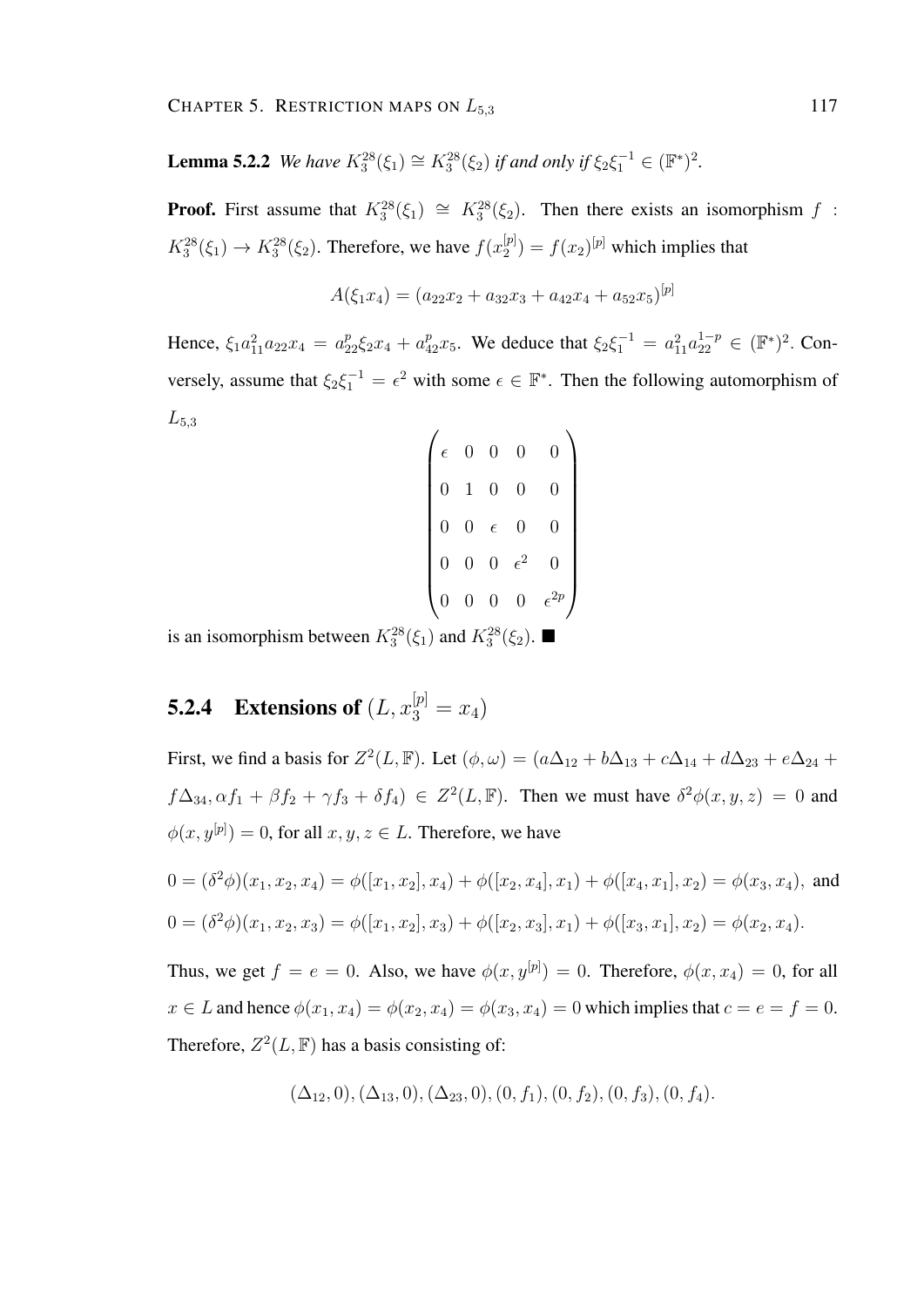**Lemma 5.2.2** *We have $K_3^{28}(\xi_1) \cong K_3^{28}(\xi_2)$ if and only if $\xi_2\xi_1^{-1} \in (\mathbb{F}^*)^2$.*

**Proof.** First assume that $K_3^{28}(\xi_1) \cong K_3^{28}(\xi_2)$. Then there exists an isomorphism $f : K_3^{28}(\xi_1) \to K_3^{28}(\xi_2)$. Therefore, we have $f(x_2^{[p]}) = f(x_2)^{[p]}$ which implies that

$$A(\xi_1 x_4) = (a_{22}x_2 + a_{32}x_3 + a_{42}x_4 + a_{52}x_5)^{[p]}$$

Hence, $\xi_1 a_{11}^2 a_{22} x_4 = a_{22}^p \xi_2 x_4 + a_{42}^p x_5$. We deduce that $\xi_2\xi_1^{-1} = a_{11}^2 a_{22}^{1-p} \in (\mathbb{F}^*)^2$. Conversely, assume that $\xi_2\xi_1^{-1} = \epsilon^2$ with some $\epsilon \in \mathbb{F}^*$. Then the following automorphism of $L_{5,3}$

$$\begin{pmatrix} \epsilon & 0 & 0 & 0 & 0 \\ 0 & 1 & 0 & 0 & 0 \\ 0 & 0 & \epsilon & 0 & 0 \\ 0 & 0 & 0 & \epsilon^2 & 0 \\ 0 & 0 & 0 & 0 & \epsilon^{2p} \end{pmatrix}$$

is an isomorphism between $K_3^{28}(\xi_1)$ and $K_3^{28}(\xi_2)$. ■

### 5.2.4 Extensions of $(L, x_3^{[p]} = x_4)$

First, we find a basis for $Z^2(L, \mathbb{F})$. Let $(\phi, \omega) = (a\Delta_{12} + b\Delta_{13} + c\Delta_{14} + d\Delta_{23} + e\Delta_{24} + f\Delta_{34}, \alpha f_1 + \beta f_2 + \gamma f_3 + \delta f_4) \in Z^2(L, \mathbb{F})$. Then we must have $\delta^2\phi(x, y, z) = 0$ and $\phi(x, y^{[p]}) = 0$, for all $x, y, z \in L$. Therefore, we have

$0 = (\delta^2\phi)(x_1, x_2, x_4) = \phi([x_1, x_2], x_4) + \phi([x_2, x_4], x_1) + \phi([x_4, x_1], x_2) = \phi(x_3, x_4)$, and

$0 = (\delta^2\phi)(x_1, x_2, x_3) = \phi([x_1, x_2], x_3) + \phi([x_2, x_3], x_1) + \phi([x_3, x_1], x_2) = \phi(x_2, x_4)$.

Thus, we get $f = e = 0$. Also, we have $\phi(x, y^{[p]}) = 0$. Therefore, $\phi(x, x_4) = 0$, for all $x \in L$ and hence $\phi(x_1, x_4) = \phi(x_2, x_4) = \phi(x_3, x_4) = 0$ which implies that $c = e = f = 0$. Therefore, $Z^2(L, \mathbb{F})$ has a basis consisting of:

$$(\Delta_{12}, 0), (\Delta_{13}, 0), (\Delta_{23}, 0), (0, f_1), (0, f_2), (0, f_3), (0, f_4).$$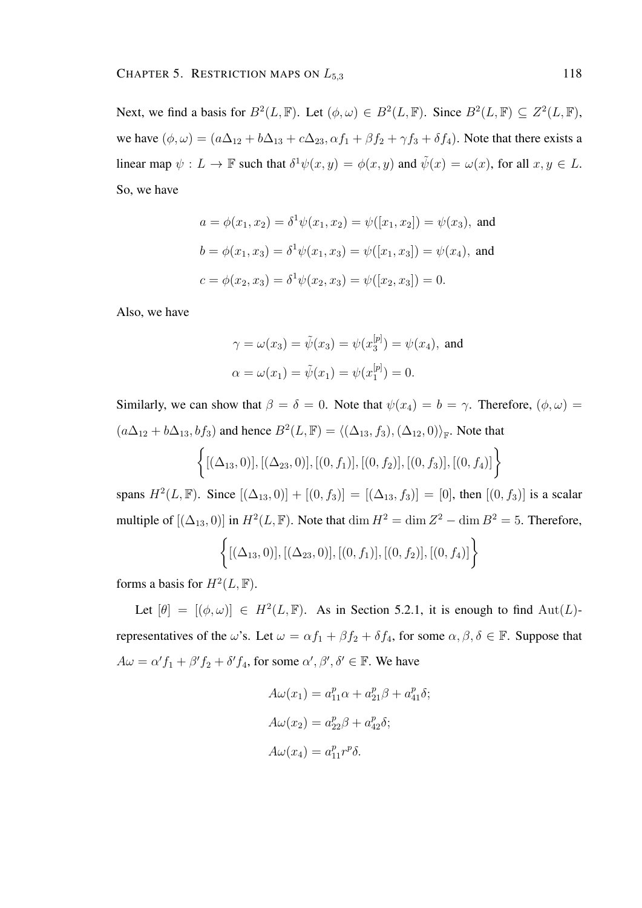Next, we find a basis for $B^2(L,\mathbb{F})$. Let $(\phi,\omega) \in B^2(L,\mathbb{F})$. Since $B^2(L,\mathbb{F}) \subseteq Z^2(L,\mathbb{F})$, we have $(\phi,\omega) = (a\Delta_{12} + b\Delta_{13} + c\Delta_{23}, \alpha f_1 + \beta f_2 + \gamma f_3 + \delta f_4)$. Note that there exists a linear map $\psi : L \to \mathbb{F}$ such that $\delta^1\psi(x,y) = \phi(x,y)$ and $\tilde{\psi}(x) = \omega(x)$, for all $x,y \in L$. So, we have

$$
\begin{aligned}
a &= \phi(x_1,x_2) = \delta^1\psi(x_1,x_2) = \psi([x_1,x_2]) = \psi(x_3), \text{ and}\\
b &= \phi(x_1,x_3) = \delta^1\psi(x_1,x_3) = \psi([x_1,x_3]) = \psi(x_4), \text{ and}\\
c &= \phi(x_2,x_3) = \delta^1\psi(x_2,x_3) = \psi([x_2,x_3]) = 0.
\end{aligned}
$$

Also, we have

$$
\begin{aligned}
\gamma &= \omega(x_3) = \tilde{\psi}(x_3) = \psi(x_3^{[p]}) = \psi(x_4), \text{ and}\\
\alpha &= \omega(x_1) = \tilde{\psi}(x_1) = \psi(x_1^{[p]}) = 0.
\end{aligned}
$$

Similarly, we can show that $\beta = \delta = 0$. Note that $\psi(x_4) = b = \gamma$. Therefore, $(\phi,\omega) = (a\Delta_{12} + b\Delta_{13}, bf_3)$ and hence $B^2(L,\mathbb{F}) = \langle (\Delta_{13}, f_3), (\Delta_{12}, 0)\rangle_{\mathbb{F}}$. Note that

$$
\left\{ [(\Delta_{13},0)], [(\Delta_{23},0)], [(0,f_1)], [(0,f_2)], [(0,f_3)], [(0,f_4)] \right\}
$$

spans $H^2(L,\mathbb{F})$. Since $[(\Delta_{13},0)] + [(0,f_3)] = [(\Delta_{13},f_3)] = [0]$, then $[(0,f_3)]$ is a scalar multiple of $[(\Delta_{13},0)]$ in $H^2(L,\mathbb{F})$. Note that $\dim H^2 = \dim Z^2 - \dim B^2 = 5$. Therefore,

$$
\left\{ [(\Delta_{13},0)], [(\Delta_{23},0)], [(0,f_1)], [(0,f_2)], [(0,f_4)] \right\}
$$

forms a basis for $H^2(L,\mathbb{F})$.

Let $[\theta] = [(\phi,\omega)] \in H^2(L,\mathbb{F})$. As in Section 5.2.1, it is enough to find $\operatorname{Aut}(L)$-representatives of the $\omega$'s. Let $\omega = \alpha f_1 + \beta f_2 + \delta f_4$, for some $\alpha,\beta,\delta \in \mathbb{F}$. Suppose that $A\omega = \alpha' f_1 + \beta' f_2 + \delta' f_4$, for some $\alpha',\beta',\delta' \in \mathbb{F}$. We have

$$
\begin{aligned}
A\omega(x_1) &= a_{11}^p\alpha + a_{21}^p\beta + a_{41}^p\delta;\\
A\omega(x_2) &= a_{22}^p\beta + a_{42}^p\delta;\\
A\omega(x_4) &= a_{11}^p r^p\delta.
\end{aligned}
$$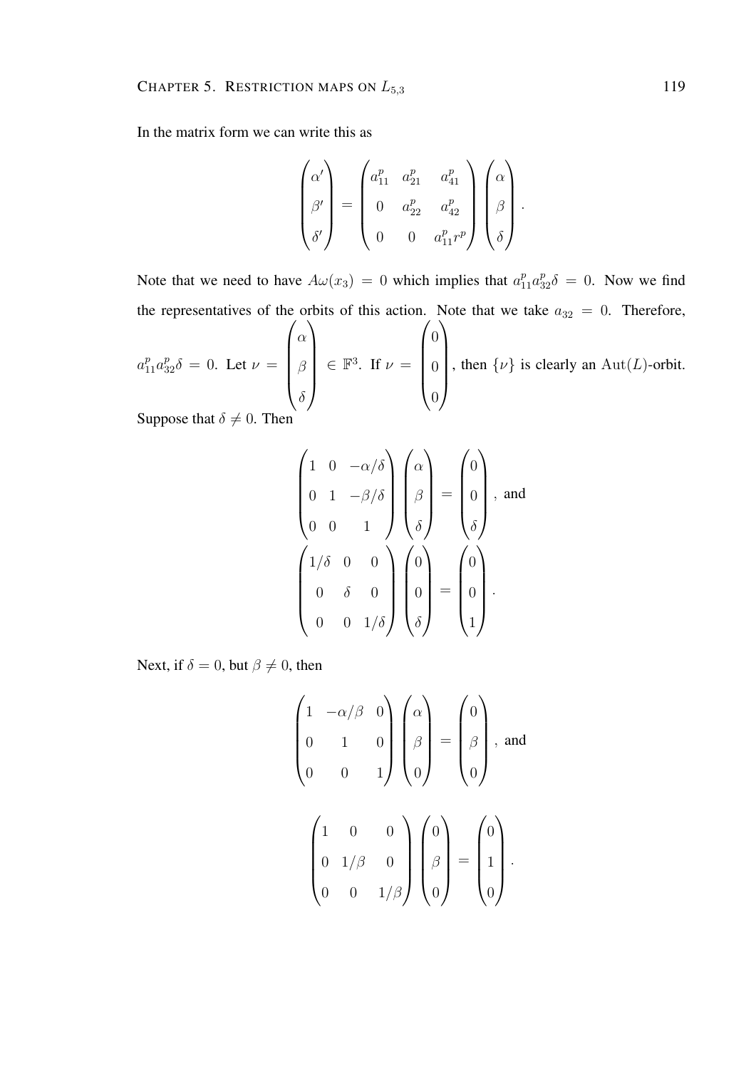In the matrix form we can write this as

$$\begin{pmatrix} \alpha' \\ \beta' \\ \delta' \end{pmatrix} = \begin{pmatrix} a_{11}^p & a_{21}^p & a_{41}^p \\ 0 & a_{22}^p & a_{42}^p \\ 0 & 0 & a_{11}^p r^p \end{pmatrix} \begin{pmatrix} \alpha \\ \beta \\ \delta \end{pmatrix}.$$

Note that we need to have $A\omega(x_3) = 0$ which implies that $a_{11}^p a_{32}^p \delta = 0$. Now we find the representatives of the orbits of this action. Note that we take $a_{32} = 0$. Therefore, $a_{11}^p a_{32}^p \delta = 0$. Let $\nu = \begin{pmatrix} \alpha \\ \beta \\ \delta \end{pmatrix} \in \mathbb{F}^3$. If $\nu = \begin{pmatrix} 0 \\ 0 \\ 0 \end{pmatrix}$, then $\{\nu\}$ is clearly an $\mathrm{Aut}(L)$-orbit.

Suppose that $\delta \neq 0$. Then

$$\begin{pmatrix} 1 & 0 & -\alpha/\delta \\ 0 & 1 & -\beta/\delta \\ 0 & 0 & 1 \end{pmatrix} \begin{pmatrix} \alpha \\ \beta \\ \delta \end{pmatrix} = \begin{pmatrix} 0 \\ 0 \\ \delta \end{pmatrix}, \text{ and}$$

$$\begin{pmatrix} 1/\delta & 0 & 0 \\ 0 & \delta & 0 \\ 0 & 0 & 1/\delta \end{pmatrix} \begin{pmatrix} 0 \\ 0 \\ \delta \end{pmatrix} = \begin{pmatrix} 0 \\ 0 \\ 1 \end{pmatrix}.$$

Next, if $\delta = 0$, but $\beta \neq 0$, then

$$\begin{pmatrix} 1 & -\alpha/\beta & 0 \\ 0 & 1 & 0 \\ 0 & 0 & 1 \end{pmatrix} \begin{pmatrix} \alpha \\ \beta \\ 0 \end{pmatrix} = \begin{pmatrix} 0 \\ \beta \\ 0 \end{pmatrix}, \text{ and}$$

$$\begin{pmatrix} 1 & 0 & 0 \\ 0 & 1/\beta & 0 \\ 0 & 0 & 1/\beta \end{pmatrix} \begin{pmatrix} 0 \\ \beta \\ 0 \end{pmatrix} = \begin{pmatrix} 0 \\ 1 \\ 0 \end{pmatrix}.$$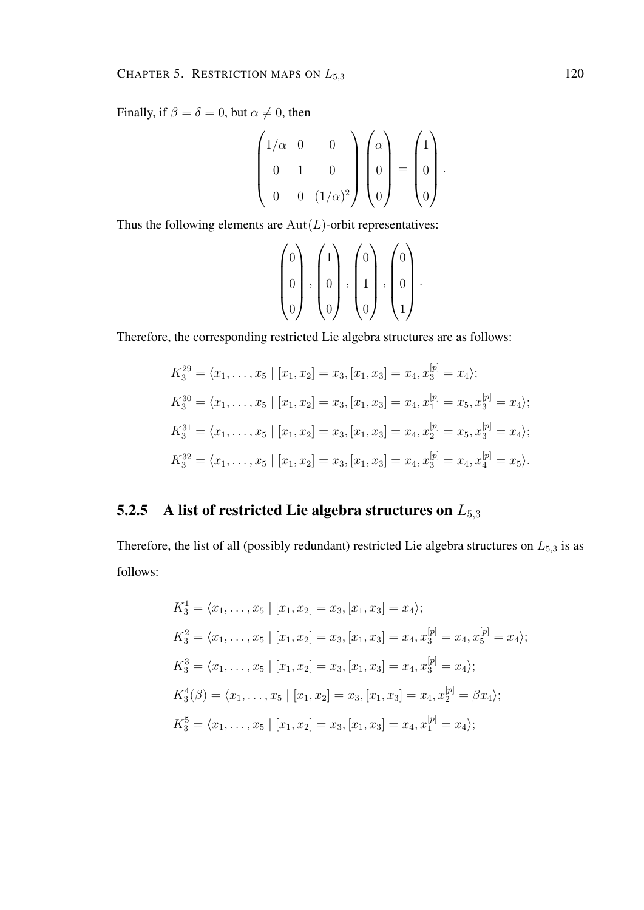Finally, if $\beta = \delta = 0$, but $\alpha \neq 0$, then

$$\begin{pmatrix} 1/\alpha & 0 & 0 \\ 0 & 1 & 0 \\ 0 & 0 & (1/\alpha)^2 \end{pmatrix} \begin{pmatrix} \alpha \\ 0 \\ 0 \end{pmatrix} = \begin{pmatrix} 1 \\ 0 \\ 0 \end{pmatrix}.$$

Thus the following elements are $\mathrm{Aut}(L)$-orbit representatives:

$$\begin{pmatrix} 0 \\ 0 \\ 0 \end{pmatrix}, \begin{pmatrix} 1 \\ 0 \\ 0 \end{pmatrix}, \begin{pmatrix} 0 \\ 1 \\ 0 \end{pmatrix}, \begin{pmatrix} 0 \\ 0 \\ 1 \end{pmatrix}.$$

Therefore, the corresponding restricted Lie algebra structures are as follows:

$$K_3^{29} = \langle x_1, \ldots, x_5 \mid [x_1, x_2] = x_3, [x_1, x_3] = x_4, x_3^{[p]} = x_4 \rangle;$$

$$K_3^{30} = \langle x_1, \ldots, x_5 \mid [x_1, x_2] = x_3, [x_1, x_3] = x_4, x_1^{[p]} = x_5, x_3^{[p]} = x_4 \rangle;$$

$$K_3^{31} = \langle x_1, \ldots, x_5 \mid [x_1, x_2] = x_3, [x_1, x_3] = x_4, x_2^{[p]} = x_5, x_3^{[p]} = x_4 \rangle;$$

$$K_3^{32} = \langle x_1, \ldots, x_5 \mid [x_1, x_2] = x_3, [x_1, x_3] = x_4, x_3^{[p]} = x_4, x_4^{[p]} = x_5 \rangle.$$

### 5.2.5 A list of restricted Lie algebra structures on $L_{5,3}$

Therefore, the list of all (possibly redundant) restricted Lie algebra structures on $L_{5,3}$ is as follows:

$$K_3^1 = \langle x_1, \ldots, x_5 \mid [x_1, x_2] = x_3, [x_1, x_3] = x_4 \rangle;$$

$$K_3^2 = \langle x_1, \ldots, x_5 \mid [x_1, x_2] = x_3, [x_1, x_3] = x_4, x_3^{[p]} = x_4, x_5^{[p]} = x_4 \rangle;$$

$$K_3^3 = \langle x_1, \ldots, x_5 \mid [x_1, x_2] = x_3, [x_1, x_3] = x_4, x_3^{[p]} = x_4 \rangle;$$

$$K_3^4(\beta) = \langle x_1, \ldots, x_5 \mid [x_1, x_2] = x_3, [x_1, x_3] = x_4, x_2^{[p]} = \beta x_4 \rangle;$$

$$K_3^5 = \langle x_1, \ldots, x_5 \mid [x_1, x_2] = x_3, [x_1, x_3] = x_4, x_1^{[p]} = x_4 \rangle;$$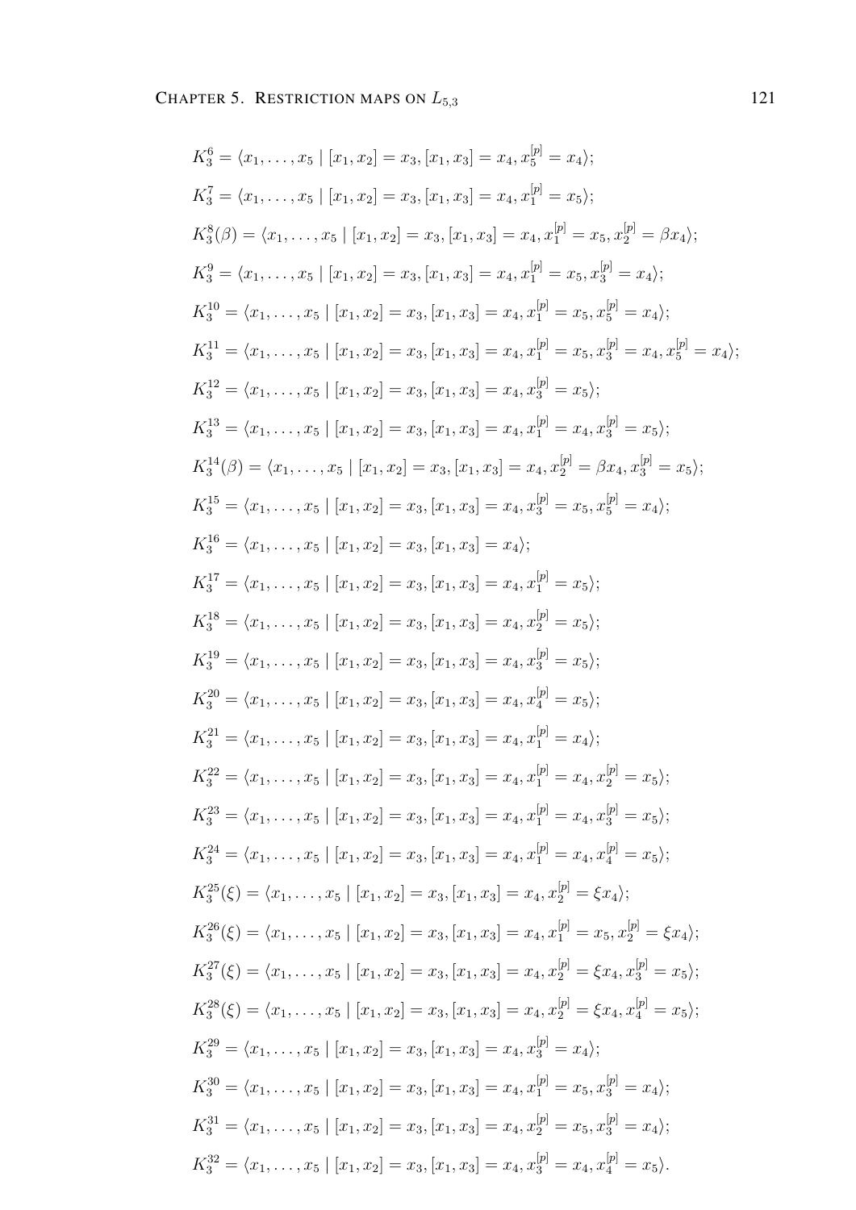$$K_3^6 = \langle x_1, \ldots, x_5 \mid [x_1, x_2] = x_3, [x_1, x_3] = x_4, x_5^{[p]} = x_4 \rangle;$$

$$K_3^7 = \langle x_1, \ldots, x_5 \mid [x_1, x_2] = x_3, [x_1, x_3] = x_4, x_1^{[p]} = x_5 \rangle;$$

$$K_3^8(\beta) = \langle x_1, \ldots, x_5 \mid [x_1, x_2] = x_3, [x_1, x_3] = x_4, x_1^{[p]} = x_5, x_2^{[p]} = \beta x_4 \rangle;$$

$$K_3^9 = \langle x_1, \ldots, x_5 \mid [x_1, x_2] = x_3, [x_1, x_3] = x_4, x_1^{[p]} = x_5, x_3^{[p]} = x_4 \rangle;$$

$$K_3^{10} = \langle x_1, \ldots, x_5 \mid [x_1, x_2] = x_3, [x_1, x_3] = x_4, x_1^{[p]} = x_5, x_5^{[p]} = x_4 \rangle;$$

$$K_3^{11} = \langle x_1, \ldots, x_5 \mid [x_1, x_2] = x_3, [x_1, x_3] = x_4, x_1^{[p]} = x_5, x_3^{[p]} = x_4, x_5^{[p]} = x_4 \rangle;$$

$$K_3^{12} = \langle x_1, \ldots, x_5 \mid [x_1, x_2] = x_3, [x_1, x_3] = x_4, x_3^{[p]} = x_5 \rangle;$$

$$K_3^{13} = \langle x_1, \ldots, x_5 \mid [x_1, x_2] = x_3, [x_1, x_3] = x_4, x_1^{[p]} = x_4, x_3^{[p]} = x_5 \rangle;$$

$$K_3^{14}(\beta) = \langle x_1, \ldots, x_5 \mid [x_1, x_2] = x_3, [x_1, x_3] = x_4, x_2^{[p]} = \beta x_4, x_3^{[p]} = x_5 \rangle;$$

$$K_3^{15} = \langle x_1, \ldots, x_5 \mid [x_1, x_2] = x_3, [x_1, x_3] = x_4, x_3^{[p]} = x_5, x_5^{[p]} = x_4 \rangle;$$

$$K_3^{16} = \langle x_1, \ldots, x_5 \mid [x_1, x_2] = x_3, [x_1, x_3] = x_4 \rangle;$$

$$K_3^{17} = \langle x_1, \ldots, x_5 \mid [x_1, x_2] = x_3, [x_1, x_3] = x_4, x_1^{[p]} = x_5 \rangle;$$

$$K_3^{18} = \langle x_1, \ldots, x_5 \mid [x_1, x_2] = x_3, [x_1, x_3] = x_4, x_2^{[p]} = x_5 \rangle;$$

$$K_3^{19} = \langle x_1, \ldots, x_5 \mid [x_1, x_2] = x_3, [x_1, x_3] = x_4, x_3^{[p]} = x_5 \rangle;$$

$$K_3^{20} = \langle x_1, \ldots, x_5 \mid [x_1, x_2] = x_3, [x_1, x_3] = x_4, x_4^{[p]} = x_5 \rangle;$$

$$K_3^{21} = \langle x_1, \ldots, x_5 \mid [x_1, x_2] = x_3, [x_1, x_3] = x_4, x_1^{[p]} = x_4 \rangle;$$

$$K_3^{22} = \langle x_1, \ldots, x_5 \mid [x_1, x_2] = x_3, [x_1, x_3] = x_4, x_1^{[p]} = x_4, x_2^{[p]} = x_5 \rangle;$$

$$K_3^{23} = \langle x_1, \ldots, x_5 \mid [x_1, x_2] = x_3, [x_1, x_3] = x_4, x_1^{[p]} = x_4, x_3^{[p]} = x_5 \rangle;$$

$$K_3^{24} = \langle x_1, \ldots, x_5 \mid [x_1, x_2] = x_3, [x_1, x_3] = x_4, x_1^{[p]} = x_4, x_4^{[p]} = x_5 \rangle;$$

$$K_3^{25}(\xi) = \langle x_1, \ldots, x_5 \mid [x_1, x_2] = x_3, [x_1, x_3] = x_4, x_2^{[p]} = \xi x_4 \rangle;$$

$$K_3^{26}(\xi) = \langle x_1, \ldots, x_5 \mid [x_1, x_2] = x_3, [x_1, x_3] = x_4, x_1^{[p]} = x_5, x_2^{[p]} = \xi x_4 \rangle;$$

$$K_3^{27}(\xi) = \langle x_1, \ldots, x_5 \mid [x_1, x_2] = x_3, [x_1, x_3] = x_4, x_2^{[p]} = \xi x_4, x_3^{[p]} = x_5 \rangle;$$

$$K_3^{28}(\xi) = \langle x_1, \ldots, x_5 \mid [x_1, x_2] = x_3, [x_1, x_3] = x_4, x_2^{[p]} = \xi x_4, x_4^{[p]} = x_5 \rangle;$$

$$K_3^{29} = \langle x_1, \ldots, x_5 \mid [x_1, x_2] = x_3, [x_1, x_3] = x_4, x_3^{[p]} = x_4 \rangle;$$

$$K_3^{30} = \langle x_1, \ldots, x_5 \mid [x_1, x_2] = x_3, [x_1, x_3] = x_4, x_1^{[p]} = x_5, x_3^{[p]} = x_4 \rangle;$$

$$K_3^{31} = \langle x_1, \ldots, x_5 \mid [x_1, x_2] = x_3, [x_1, x_3] = x_4, x_2^{[p]} = x_5, x_3^{[p]} = x_4 \rangle;$$

$$K_3^{32} = \langle x_1, \ldots, x_5 \mid [x_1, x_2] = x_3, [x_1, x_3] = x_4, x_3^{[p]} = x_4, x_4^{[p]} = x_5 \rangle.$$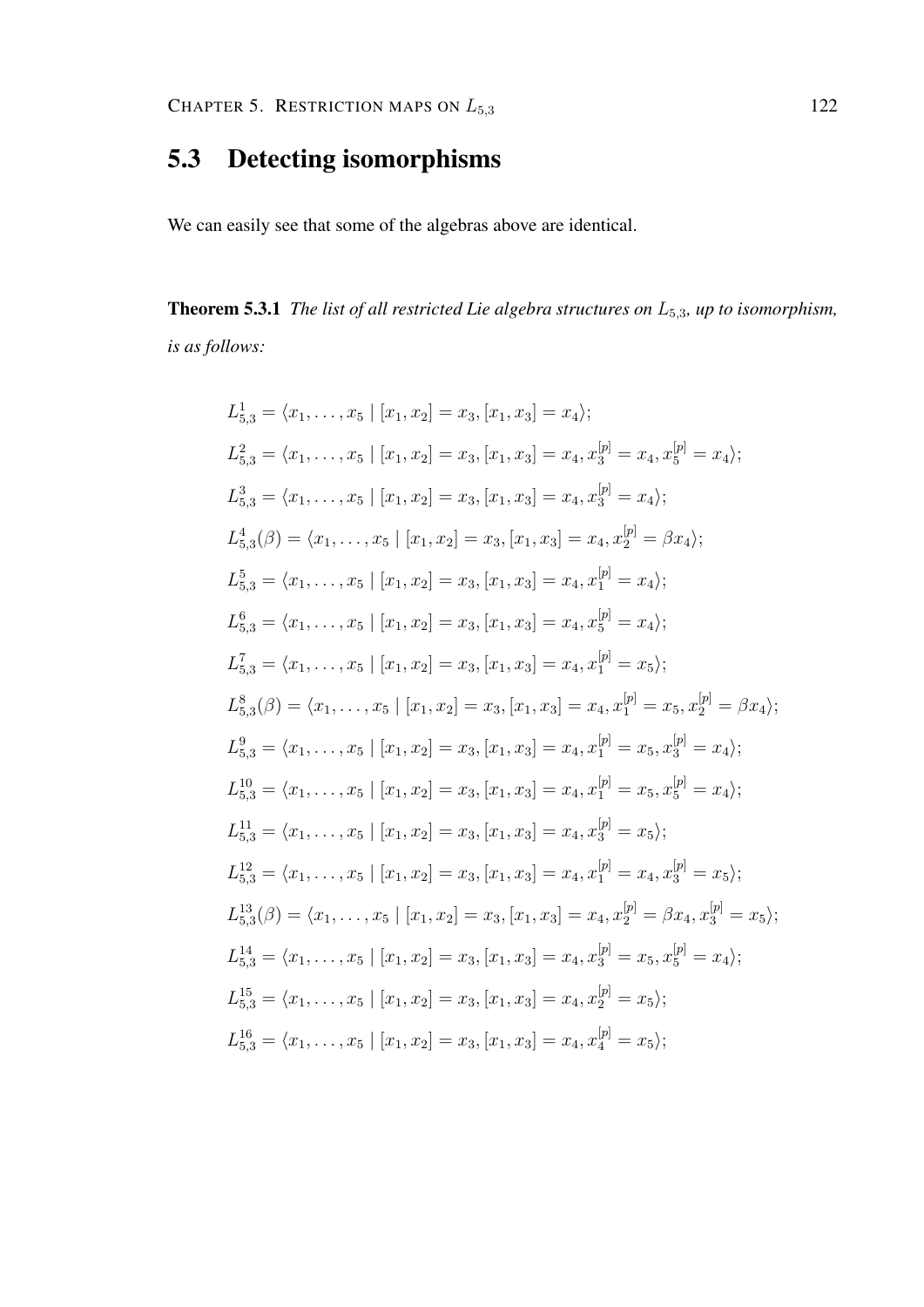## 5.3 Detecting isomorphisms

We can easily see that some of the algebras above are identical.

**Theorem 5.3.1** *The list of all restricted Lie algebra structures on $L_{5,3}$, up to isomorphism, is as follows:*

$$L_{5,3}^{1} = \langle x_1, \ldots, x_5 \mid [x_1, x_2] = x_3, [x_1, x_3] = x_4 \rangle;$$

$$L_{5,3}^{2} = \langle x_1, \ldots, x_5 \mid [x_1, x_2] = x_3, [x_1, x_3] = x_4, x_3^{[p]} = x_4, x_5^{[p]} = x_4 \rangle;$$

$$L_{5,3}^{3} = \langle x_1, \ldots, x_5 \mid [x_1, x_2] = x_3, [x_1, x_3] = x_4, x_3^{[p]} = x_4 \rangle;$$

$$L_{5,3}^{4}(\beta) = \langle x_1, \ldots, x_5 \mid [x_1, x_2] = x_3, [x_1, x_3] = x_4, x_2^{[p]} = \beta x_4 \rangle;$$

$$L_{5,3}^{5} = \langle x_1, \ldots, x_5 \mid [x_1, x_2] = x_3, [x_1, x_3] = x_4, x_1^{[p]} = x_4 \rangle;$$

$$L_{5,3}^{6} = \langle x_1, \ldots, x_5 \mid [x_1, x_2] = x_3, [x_1, x_3] = x_4, x_5^{[p]} = x_4 \rangle;$$

$$L_{5,3}^{7} = \langle x_1, \ldots, x_5 \mid [x_1, x_2] = x_3, [x_1, x_3] = x_4, x_1^{[p]} = x_5 \rangle;$$

$$L_{5,3}^{8}(\beta) = \langle x_1, \ldots, x_5 \mid [x_1, x_2] = x_3, [x_1, x_3] = x_4, x_1^{[p]} = x_5, x_2^{[p]} = \beta x_4 \rangle;$$

$$L_{5,3}^{9} = \langle x_1, \ldots, x_5 \mid [x_1, x_2] = x_3, [x_1, x_3] = x_4, x_1^{[p]} = x_5, x_3^{[p]} = x_4 \rangle;$$

$$L_{5,3}^{10} = \langle x_1, \ldots, x_5 \mid [x_1, x_2] = x_3, [x_1, x_3] = x_4, x_1^{[p]} = x_5, x_5^{[p]} = x_4 \rangle;$$

$$L_{5,3}^{11} = \langle x_1, \ldots, x_5 \mid [x_1, x_2] = x_3, [x_1, x_3] = x_4, x_3^{[p]} = x_5 \rangle;$$

$$L_{5,3}^{12} = \langle x_1, \ldots, x_5 \mid [x_1, x_2] = x_3, [x_1, x_3] = x_4, x_1^{[p]} = x_4, x_3^{[p]} = x_5 \rangle;$$

$$L_{5,3}^{13}(\beta) = \langle x_1, \ldots, x_5 \mid [x_1, x_2] = x_3, [x_1, x_3] = x_4, x_2^{[p]} = \beta x_4, x_3^{[p]} = x_5 \rangle;$$

$$L_{5,3}^{14} = \langle x_1, \ldots, x_5 \mid [x_1, x_2] = x_3, [x_1, x_3] = x_4, x_3^{[p]} = x_5, x_5^{[p]} = x_4 \rangle;$$

$$L_{5,3}^{15} = \langle x_1, \ldots, x_5 \mid [x_1, x_2] = x_3, [x_1, x_3] = x_4, x_2^{[p]} = x_5 \rangle;$$

$$L_{5,3}^{16} = \langle x_1, \ldots, x_5 \mid [x_1, x_2] = x_3, [x_1, x_3] = x_4, x_4^{[p]} = x_5 \rangle;$$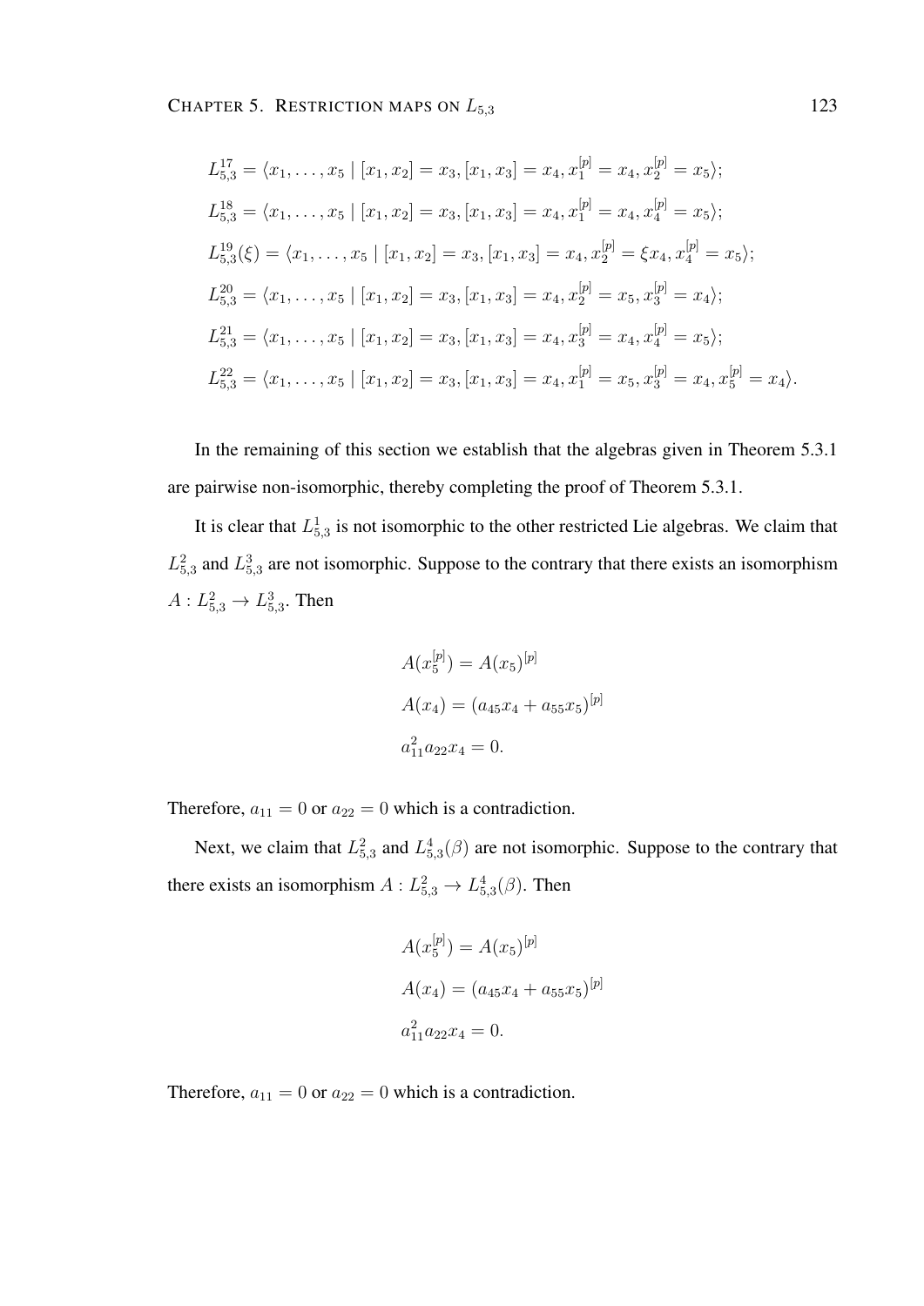$$L_{5,3}^{17} = \langle x_1, \ldots, x_5 \mid [x_1, x_2] = x_3, [x_1, x_3] = x_4, x_1^{[p]} = x_4, x_2^{[p]} = x_5 \rangle;$$

$$L_{5,3}^{18} = \langle x_1, \ldots, x_5 \mid [x_1, x_2] = x_3, [x_1, x_3] = x_4, x_1^{[p]} = x_4, x_4^{[p]} = x_5 \rangle;$$

$$L_{5,3}^{19}(\xi) = \langle x_1, \ldots, x_5 \mid [x_1, x_2] = x_3, [x_1, x_3] = x_4, x_2^{[p]} = \xi x_4, x_4^{[p]} = x_5 \rangle;$$

$$L_{5,3}^{20} = \langle x_1, \ldots, x_5 \mid [x_1, x_2] = x_3, [x_1, x_3] = x_4, x_2^{[p]} = x_5, x_3^{[p]} = x_4 \rangle;$$

$$L_{5,3}^{21} = \langle x_1, \ldots, x_5 \mid [x_1, x_2] = x_3, [x_1, x_3] = x_4, x_3^{[p]} = x_4, x_4^{[p]} = x_5 \rangle;$$

$$L_{5,3}^{22} = \langle x_1, \ldots, x_5 \mid [x_1, x_2] = x_3, [x_1, x_3] = x_4, x_1^{[p]} = x_5, x_3^{[p]} = x_4, x_5^{[p]} = x_4 \rangle.$$

In the remaining of this section we establish that the algebras given in Theorem 5.3.1 are pairwise non-isomorphic, thereby completing the proof of Theorem 5.3.1.

It is clear that $L_{5,3}^{1}$ is not isomorphic to the other restricted Lie algebras. We claim that $L_{5,3}^{2}$ and $L_{5,3}^{3}$ are not isomorphic. Suppose to the contrary that there exists an isomorphism $A : L_{5,3}^{2} \to L_{5,3}^{3}$. Then

$$A(x_5^{[p]}) = A(x_5)^{[p]}$$

$$A(x_4) = (a_{45}x_4 + a_{55}x_5)^{[p]}$$

$$a_{11}^2 a_{22} x_4 = 0.$$

Therefore, $a_{11} = 0$ or $a_{22} = 0$ which is a contradiction.

Next, we claim that $L_{5,3}^{2}$ and $L_{5,3}^{4}(\beta)$ are not isomorphic. Suppose to the contrary that there exists an isomorphism $A : L_{5,3}^{2} \to L_{5,3}^{4}(\beta)$. Then

$$A(x_5^{[p]}) = A(x_5)^{[p]}$$

$$A(x_4) = (a_{45}x_4 + a_{55}x_5)^{[p]}$$

$$a_{11}^2 a_{22} x_4 = 0.$$

Therefore, $a_{11} = 0$ or $a_{22} = 0$ which is a contradiction.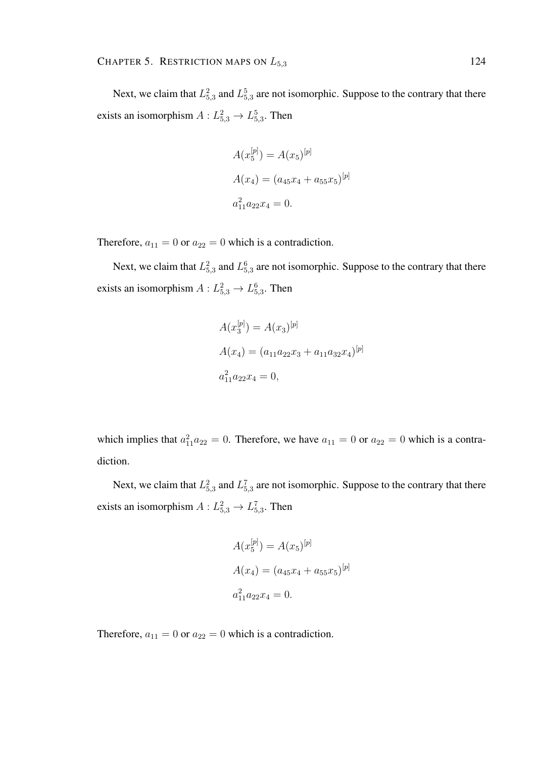Next, we claim that $L^2_{5,3}$ and $L^5_{5,3}$ are not isomorphic. Suppose to the contrary that there exists an isomorphism $A : L^2_{5,3} \to L^5_{5,3}$. Then

$$
\begin{aligned}
&A(x_5^{[p]}) = A(x_5)^{[p]} \\
&A(x_4) = (a_{45}x_4 + a_{55}x_5)^{[p]} \\
&a_{11}^2 a_{22} x_4 = 0.
\end{aligned}
$$

Therefore, $a_{11} = 0$ or $a_{22} = 0$ which is a contradiction.

Next, we claim that $L^2_{5,3}$ and $L^6_{5,3}$ are not isomorphic. Suppose to the contrary that there exists an isomorphism $A : L^2_{5,3} \to L^6_{5,3}$. Then

$$
\begin{aligned}
&A(x_3^{[p]}) = A(x_3)^{[p]} \\
&A(x_4) = (a_{11}a_{22}x_3 + a_{11}a_{32}x_4)^{[p]} \\
&a_{11}^2 a_{22} x_4 = 0,
\end{aligned}
$$

which implies that $a_{11}^2 a_{22} = 0$. Therefore, we have $a_{11} = 0$ or $a_{22} = 0$ which is a contradiction.

Next, we claim that $L^2_{5,3}$ and $L^7_{5,3}$ are not isomorphic. Suppose to the contrary that there exists an isomorphism $A : L^2_{5,3} \to L^7_{5,3}$. Then

$$
\begin{aligned}
&A(x_5^{[p]}) = A(x_5)^{[p]} \\
&A(x_4) = (a_{45}x_4 + a_{55}x_5)^{[p]} \\
&a_{11}^2 a_{22} x_4 = 0.
\end{aligned}
$$

Therefore, $a_{11} = 0$ or $a_{22} = 0$ which is a contradiction.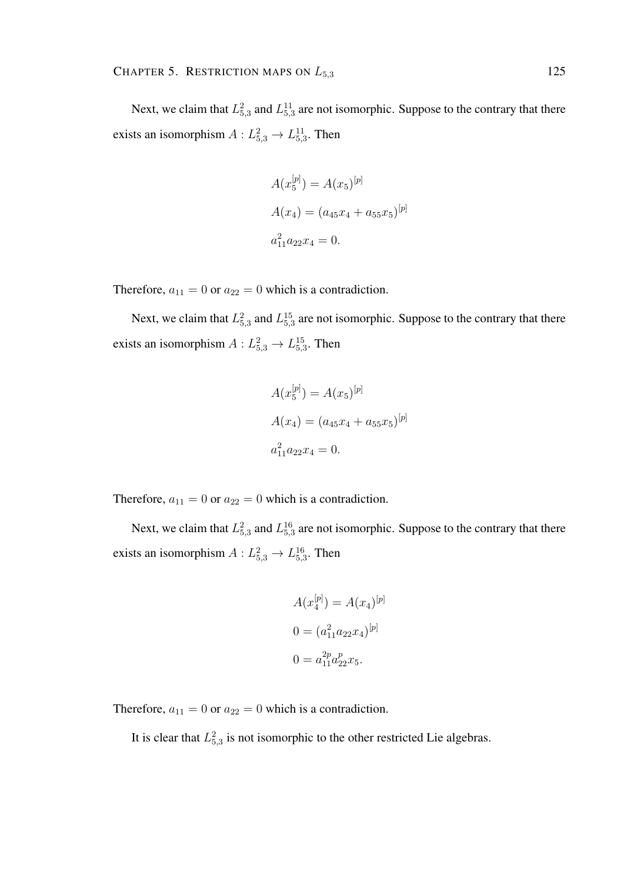Next, we claim that $L_{5,3}^2$ and $L_{5,3}^{11}$ are not isomorphic. Suppose to the contrary that there exists an isomorphism $A : L_{5,3}^2 \to L_{5,3}^{11}$. Then

$$
\begin{aligned}
&A(x_5^{[p]}) = A(x_5)^{[p]} \\
&A(x_4) = (a_{45}x_4 + a_{55}x_5)^{[p]} \\
&a_{11}^2 a_{22} x_4 = 0.
\end{aligned}
$$

Therefore, $a_{11} = 0$ or $a_{22} = 0$ which is a contradiction.

Next, we claim that $L_{5,3}^2$ and $L_{5,3}^{15}$ are not isomorphic. Suppose to the contrary that there exists an isomorphism $A : L_{5,3}^2 \to L_{5,3}^{15}$. Then

$$
\begin{aligned}
&A(x_5^{[p]}) = A(x_5)^{[p]} \\
&A(x_4) = (a_{45}x_4 + a_{55}x_5)^{[p]} \\
&a_{11}^2 a_{22} x_4 = 0.
\end{aligned}
$$

Therefore, $a_{11} = 0$ or $a_{22} = 0$ which is a contradiction.

Next, we claim that $L_{5,3}^2$ and $L_{5,3}^{16}$ are not isomorphic. Suppose to the contrary that there exists an isomorphism $A : L_{5,3}^2 \to L_{5,3}^{16}$. Then

$$
\begin{aligned}
&A(x_4^{[p]}) = A(x_4)^{[p]} \\
&0 = (a_{11}^2 a_{22} x_4)^{[p]} \\
&0 = a_{11}^{2p} a_{22}^p x_5.
\end{aligned}
$$

Therefore, $a_{11} = 0$ or $a_{22} = 0$ which is a contradiction.

It is clear that $L_{5,3}^2$ is not isomorphic to the other restricted Lie algebras.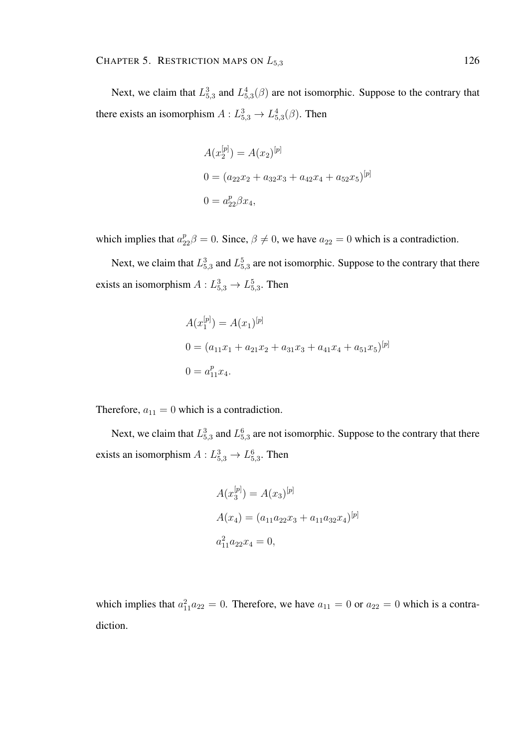Next, we claim that $L^3_{5,3}$ and $L^4_{5,3}(\beta)$ are not isomorphic. Suppose to the contrary that there exists an isomorphism $A : L^3_{5,3} \to L^4_{5,3}(\beta)$. Then

$$
\begin{aligned}
&A(x_2^{[p]}) = A(x_2)^{[p]} \\
&0 = (a_{22}x_2 + a_{32}x_3 + a_{42}x_4 + a_{52}x_5)^{[p]} \\
&0 = a_{22}^p \beta x_4,
\end{aligned}
$$

which implies that $a_{22}^p \beta = 0$. Since, $\beta \neq 0$, we have $a_{22} = 0$ which is a contradiction.

Next, we claim that $L^3_{5,3}$ and $L^5_{5,3}$ are not isomorphic. Suppose to the contrary that there exists an isomorphism $A : L^3_{5,3} \to L^5_{5,3}$. Then

$$
\begin{aligned}
&A(x_1^{[p]}) = A(x_1)^{[p]} \\
&0 = (a_{11}x_1 + a_{21}x_2 + a_{31}x_3 + a_{41}x_4 + a_{51}x_5)^{[p]} \\
&0 = a_{11}^p x_4.
\end{aligned}
$$

Therefore, $a_{11} = 0$ which is a contradiction.

Next, we claim that $L^3_{5,3}$ and $L^6_{5,3}$ are not isomorphic. Suppose to the contrary that there exists an isomorphism $A : L^3_{5,3} \to L^6_{5,3}$. Then

$$
\begin{aligned}
&A(x_3^{[p]}) = A(x_3)^{[p]} \\
&A(x_4) = (a_{11}a_{22}x_3 + a_{11}a_{32}x_4)^{[p]} \\
&a_{11}^2 a_{22} x_4 = 0,
\end{aligned}
$$

which implies that $a_{11}^2 a_{22} = 0$. Therefore, we have $a_{11} = 0$ or $a_{22} = 0$ which is a contradiction.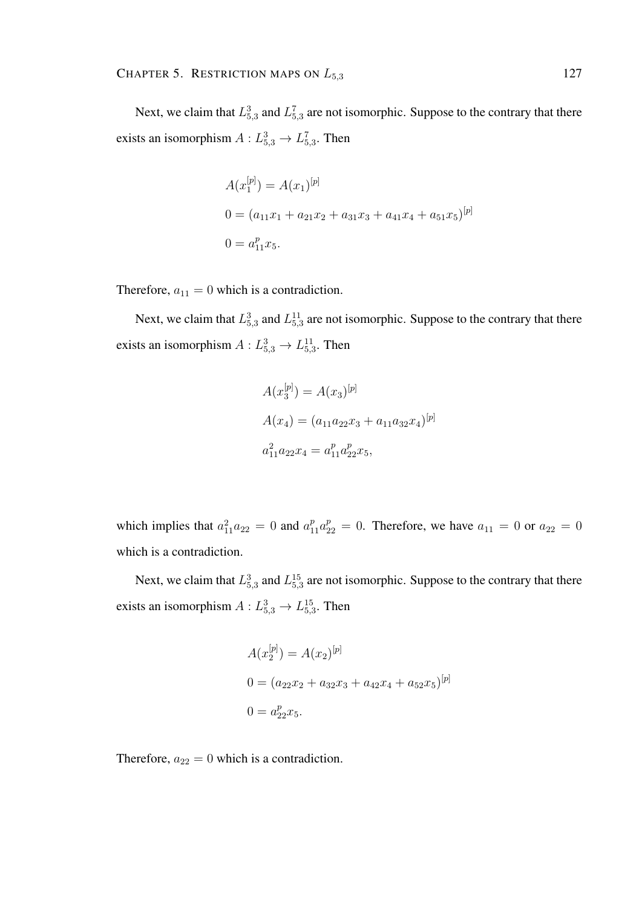Next, we claim that $L_{5,3}^{3}$ and $L_{5,3}^{7}$ are not isomorphic. Suppose to the contrary that there exists an isomorphism $A : L_{5,3}^{3} \to L_{5,3}^{7}$. Then

$$
\begin{aligned}
&A(x_1^{[p]}) = A(x_1)^{[p]} \\
&0 = (a_{11}x_1 + a_{21}x_2 + a_{31}x_3 + a_{41}x_4 + a_{51}x_5)^{[p]} \\
&0 = a_{11}^{p}x_5.
\end{aligned}
$$

Therefore, $a_{11} = 0$ which is a contradiction.

Next, we claim that $L_{5,3}^{3}$ and $L_{5,3}^{11}$ are not isomorphic. Suppose to the contrary that there exists an isomorphism $A : L_{5,3}^{3} \to L_{5,3}^{11}$. Then

$$
\begin{aligned}
&A(x_3^{[p]}) = A(x_3)^{[p]} \\
&A(x_4) = (a_{11}a_{22}x_3 + a_{11}a_{32}x_4)^{[p]} \\
&a_{11}^{2}a_{22}x_4 = a_{11}^{p}a_{22}^{p}x_5,
\end{aligned}
$$

which implies that $a_{11}^{2}a_{22} = 0$ and $a_{11}^{p}a_{22}^{p} = 0$. Therefore, we have $a_{11} = 0$ or $a_{22} = 0$ which is a contradiction.

Next, we claim that $L_{5,3}^{3}$ and $L_{5,3}^{15}$ are not isomorphic. Suppose to the contrary that there exists an isomorphism $A : L_{5,3}^{3} \to L_{5,3}^{15}$. Then

$$
\begin{aligned}
&A(x_2^{[p]}) = A(x_2)^{[p]} \\
&0 = (a_{22}x_2 + a_{32}x_3 + a_{42}x_4 + a_{52}x_5)^{[p]} \\
&0 = a_{22}^{p}x_5.
\end{aligned}
$$

Therefore, $a_{22} = 0$ which is a contradiction.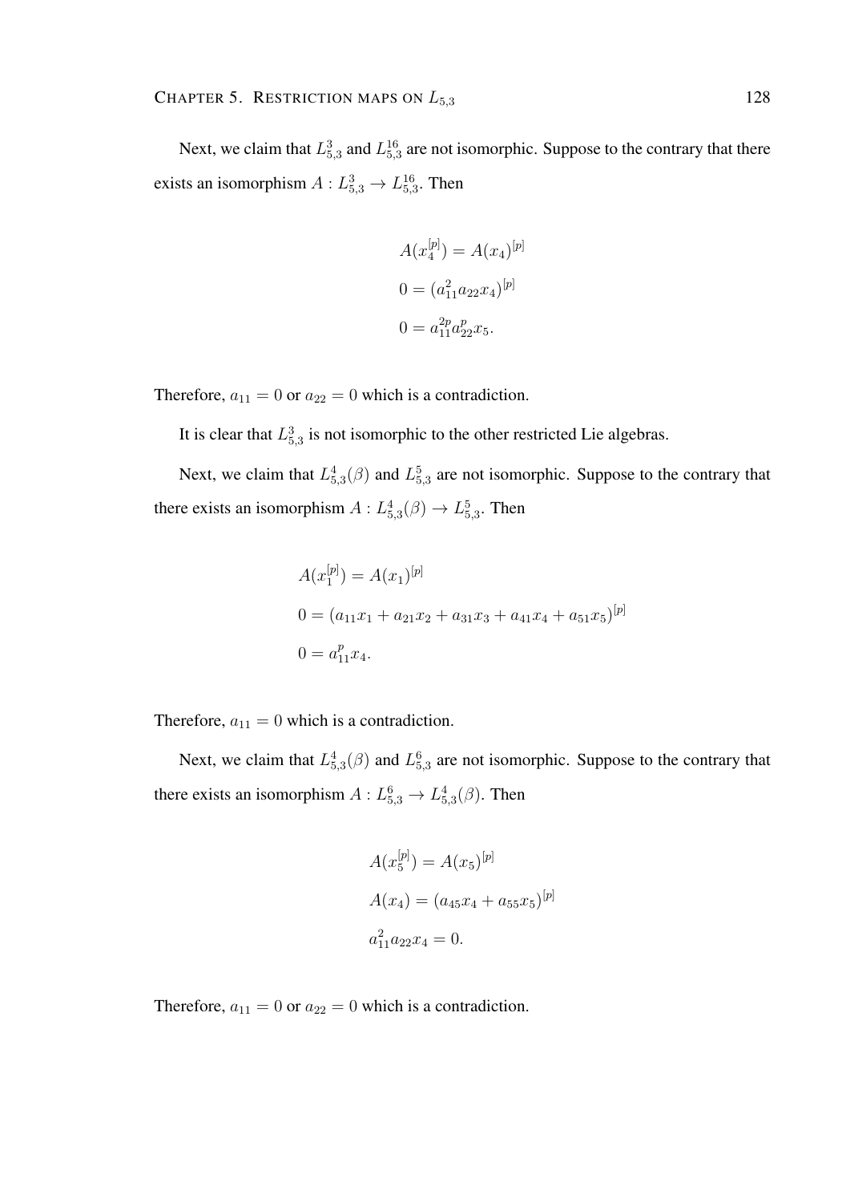Next, we claim that $L^3_{5,3}$ and $L^{16}_{5,3}$ are not isomorphic. Suppose to the contrary that there exists an isomorphism $A : L^3_{5,3} \to L^{16}_{5,3}$. Then

$$
\begin{aligned}
&A(x_4^{[p]}) = A(x_4)^{[p]} \\
&0 = (a_{11}^2 a_{22} x_4)^{[p]} \\
&0 = a_{11}^{2p} a_{22}^p x_5.
\end{aligned}
$$

Therefore, $a_{11} = 0$ or $a_{22} = 0$ which is a contradiction.

It is clear that $L^3_{5,3}$ is not isomorphic to the other restricted Lie algebras.

Next, we claim that $L^4_{5,3}(\beta)$ and $L^5_{5,3}$ are not isomorphic. Suppose to the contrary that there exists an isomorphism $A : L^4_{5,3}(\beta) \to L^5_{5,3}$. Then

$$
\begin{aligned}
&A(x_1^{[p]}) = A(x_1)^{[p]} \\
&0 = (a_{11}x_1 + a_{21}x_2 + a_{31}x_3 + a_{41}x_4 + a_{51}x_5)^{[p]} \\
&0 = a_{11}^p x_4.
\end{aligned}
$$

Therefore, $a_{11} = 0$ which is a contradiction.

Next, we claim that $L^4_{5,3}(\beta)$ and $L^6_{5,3}$ are not isomorphic. Suppose to the contrary that there exists an isomorphism $A : L^6_{5,3} \to L^4_{5,3}(\beta)$. Then

$$
\begin{aligned}
&A(x_5^{[p]}) = A(x_5)^{[p]} \\
&A(x_4) = (a_{45}x_4 + a_{55}x_5)^{[p]} \\
&a_{11}^2 a_{22} x_4 = 0.
\end{aligned}
$$

Therefore, $a_{11} = 0$ or $a_{22} = 0$ which is a contradiction.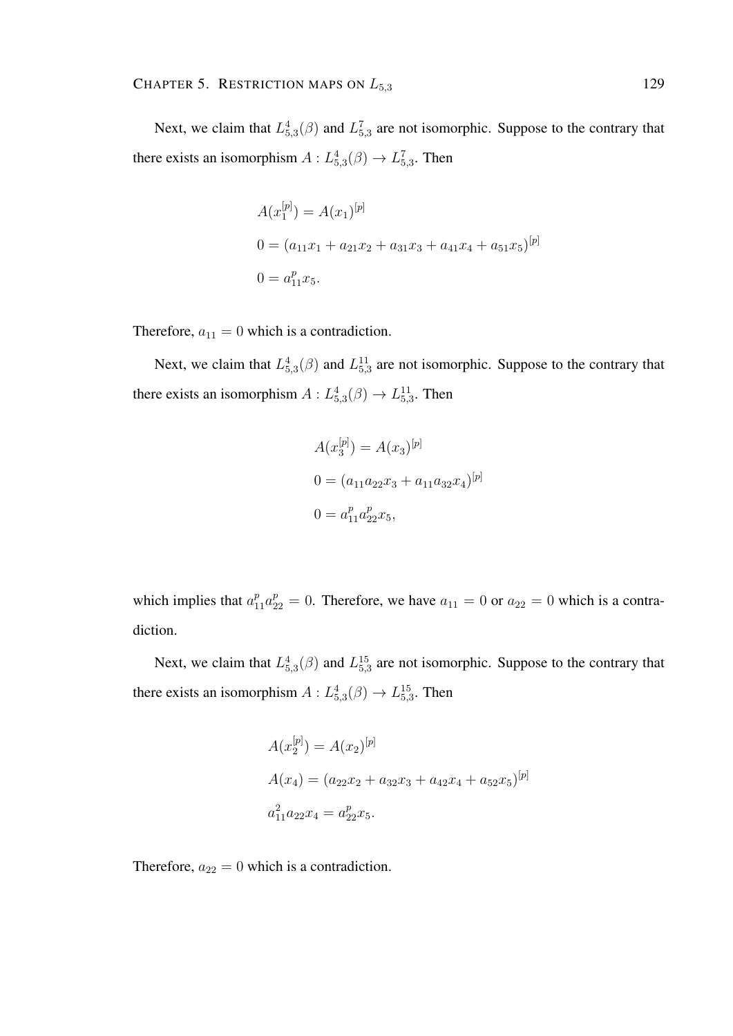Next, we claim that $L^4_{5,3}(\beta)$ and $L^7_{5,3}$ are not isomorphic. Suppose to the contrary that there exists an isomorphism $A : L^4_{5,3}(\beta) \to L^7_{5,3}$. Then

$$
\begin{aligned}
&A(x_1^{[p]}) = A(x_1)^{[p]} \\
&0 = (a_{11}x_1 + a_{21}x_2 + a_{31}x_3 + a_{41}x_4 + a_{51}x_5)^{[p]} \\
&0 = a_{11}^p x_5.
\end{aligned}
$$

Therefore, $a_{11} = 0$ which is a contradiction.

Next, we claim that $L^4_{5,3}(\beta)$ and $L^{11}_{5,3}$ are not isomorphic. Suppose to the contrary that there exists an isomorphism $A : L^4_{5,3}(\beta) \to L^{11}_{5,3}$. Then

$$
\begin{aligned}
&A(x_3^{[p]}) = A(x_3)^{[p]} \\
&0 = (a_{11}a_{22}x_3 + a_{11}a_{32}x_4)^{[p]} \\
&0 = a_{11}^p a_{22}^p x_5,
\end{aligned}
$$

which implies that $a_{11}^p a_{22}^p = 0$. Therefore, we have $a_{11} = 0$ or $a_{22} = 0$ which is a contradiction.

Next, we claim that $L^4_{5,3}(\beta)$ and $L^{15}_{5,3}$ are not isomorphic. Suppose to the contrary that there exists an isomorphism $A : L^4_{5,3}(\beta) \to L^{15}_{5,3}$. Then

$$
\begin{aligned}
&A(x_2^{[p]}) = A(x_2)^{[p]} \\
&A(x_4) = (a_{22}x_2 + a_{32}x_3 + a_{42}x_4 + a_{52}x_5)^{[p]} \\
&a_{11}^2 a_{22} x_4 = a_{22}^p x_5.
\end{aligned}
$$

Therefore, $a_{22} = 0$ which is a contradiction.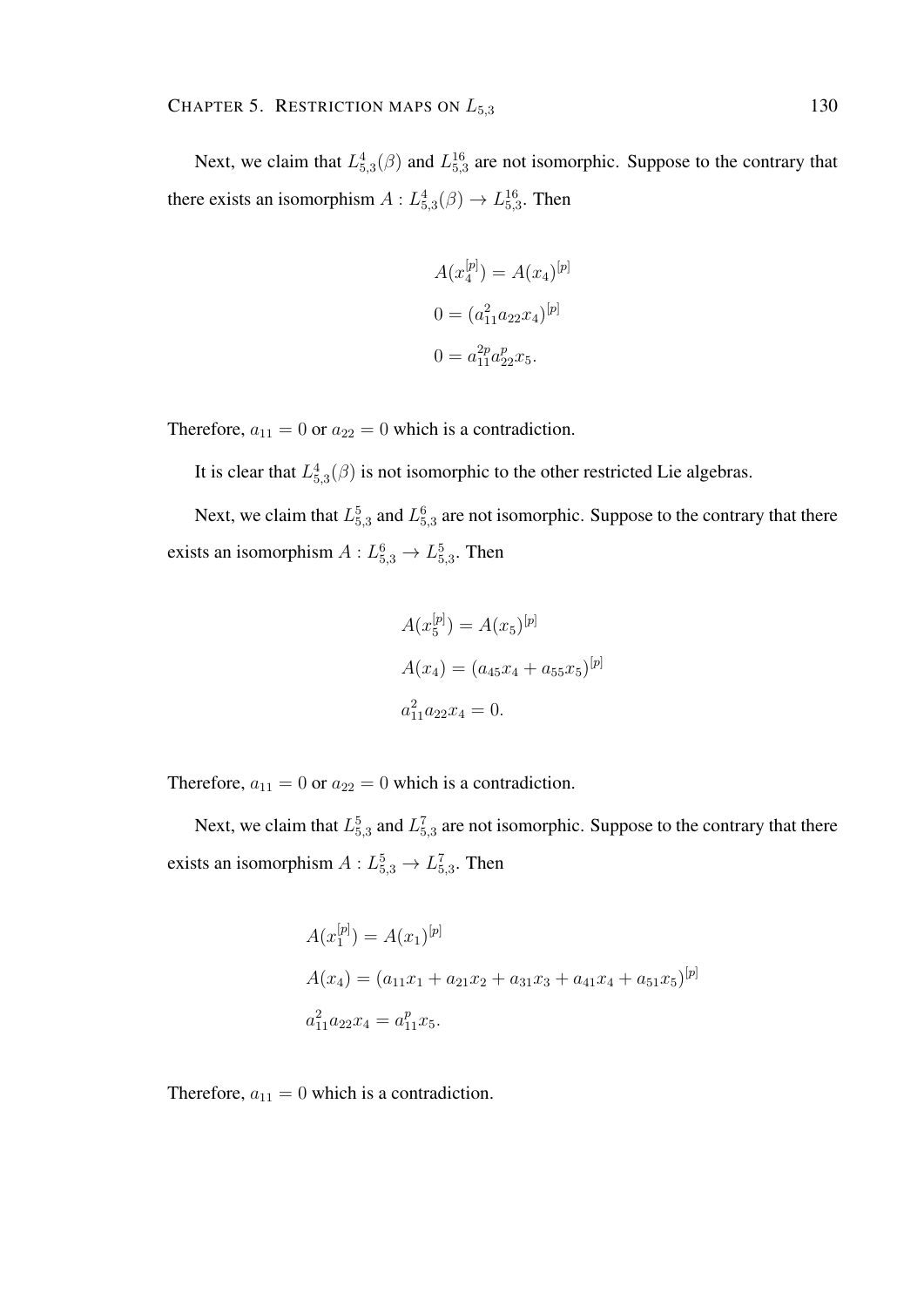Next, we claim that $L_{5,3}^4(\beta)$ and $L_{5,3}^{16}$ are not isomorphic. Suppose to the contrary that there exists an isomorphism $A : L_{5,3}^4(\beta) \to L_{5,3}^{16}$. Then

$$
\begin{aligned}
A(x_4^{[p]}) &= A(x_4)^{[p]} \\
0 &= (a_{11}^2 a_{22} x_4)^{[p]} \\
0 &= a_{11}^{2p} a_{22}^p x_5.
\end{aligned}
$$

Therefore, $a_{11} = 0$ or $a_{22} = 0$ which is a contradiction.

It is clear that $L_{5,3}^4(\beta)$ is not isomorphic to the other restricted Lie algebras.

Next, we claim that $L_{5,3}^5$ and $L_{5,3}^6$ are not isomorphic. Suppose to the contrary that there exists an isomorphism $A : L_{5,3}^6 \to L_{5,3}^5$. Then

$$
\begin{aligned}
A(x_5^{[p]}) &= A(x_5)^{[p]} \\
A(x_4) &= (a_{45} x_4 + a_{55} x_5)^{[p]} \\
a_{11}^2 a_{22} x_4 &= 0.
\end{aligned}
$$

Therefore, $a_{11} = 0$ or $a_{22} = 0$ which is a contradiction.

Next, we claim that $L_{5,3}^5$ and $L_{5,3}^7$ are not isomorphic. Suppose to the contrary that there exists an isomorphism $A : L_{5,3}^5 \to L_{5,3}^7$. Then

$$
\begin{aligned}
A(x_1^{[p]}) &= A(x_1)^{[p]} \\
A(x_4) &= (a_{11} x_1 + a_{21} x_2 + a_{31} x_3 + a_{41} x_4 + a_{51} x_5)^{[p]} \\
a_{11}^2 a_{22} x_4 &= a_{11}^p x_5.
\end{aligned}
$$

Therefore, $a_{11} = 0$ which is a contradiction.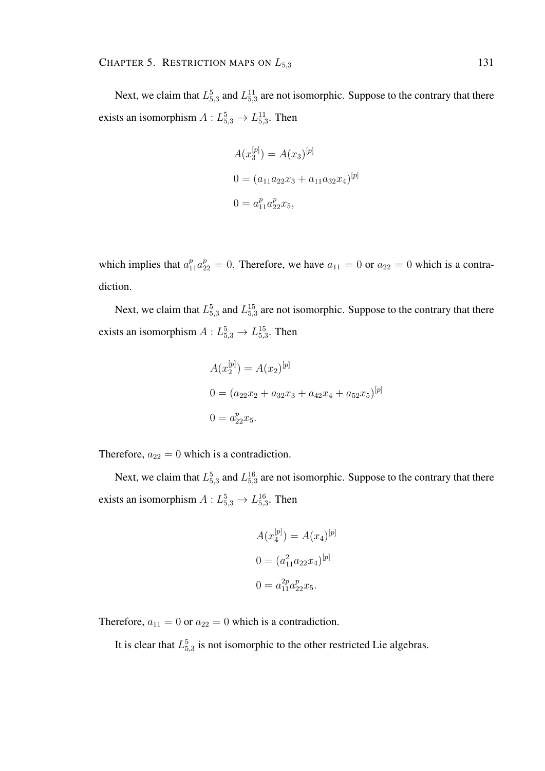Next, we claim that $L_{5,3}^5$ and $L_{5,3}^{11}$ are not isomorphic. Suppose to the contrary that there exists an isomorphism $A : L_{5,3}^5 \to L_{5,3}^{11}$. Then

$$
\begin{aligned}
&A(x_3^{[p]}) = A(x_3)^{[p]} \\
&0 = (a_{11}a_{22}x_3 + a_{11}a_{32}x_4)^{[p]} \\
&0 = a_{11}^p a_{22}^p x_5,
\end{aligned}
$$

which implies that $a_{11}^p a_{22}^p = 0$. Therefore, we have $a_{11} = 0$ or $a_{22} = 0$ which is a contradiction.

Next, we claim that $L_{5,3}^5$ and $L_{5,3}^{15}$ are not isomorphic. Suppose to the contrary that there exists an isomorphism $A : L_{5,3}^5 \to L_{5,3}^{15}$. Then

$$
\begin{aligned}
&A(x_2^{[p]}) = A(x_2)^{[p]} \\
&0 = (a_{22}x_2 + a_{32}x_3 + a_{42}x_4 + a_{52}x_5)^{[p]} \\
&0 = a_{22}^p x_5.
\end{aligned}
$$

Therefore, $a_{22} = 0$ which is a contradiction.

Next, we claim that $L_{5,3}^5$ and $L_{5,3}^{16}$ are not isomorphic. Suppose to the contrary that there exists an isomorphism $A : L_{5,3}^5 \to L_{5,3}^{16}$. Then

$$
\begin{aligned}
&A(x_4^{[p]}) = A(x_4)^{[p]} \\
&0 = (a_{11}^2 a_{22}x_4)^{[p]} \\
&0 = a_{11}^{2p} a_{22}^p x_5.
\end{aligned}
$$

Therefore, $a_{11} = 0$ or $a_{22} = 0$ which is a contradiction.

It is clear that $L_{5,3}^5$ is not isomorphic to the other restricted Lie algebras.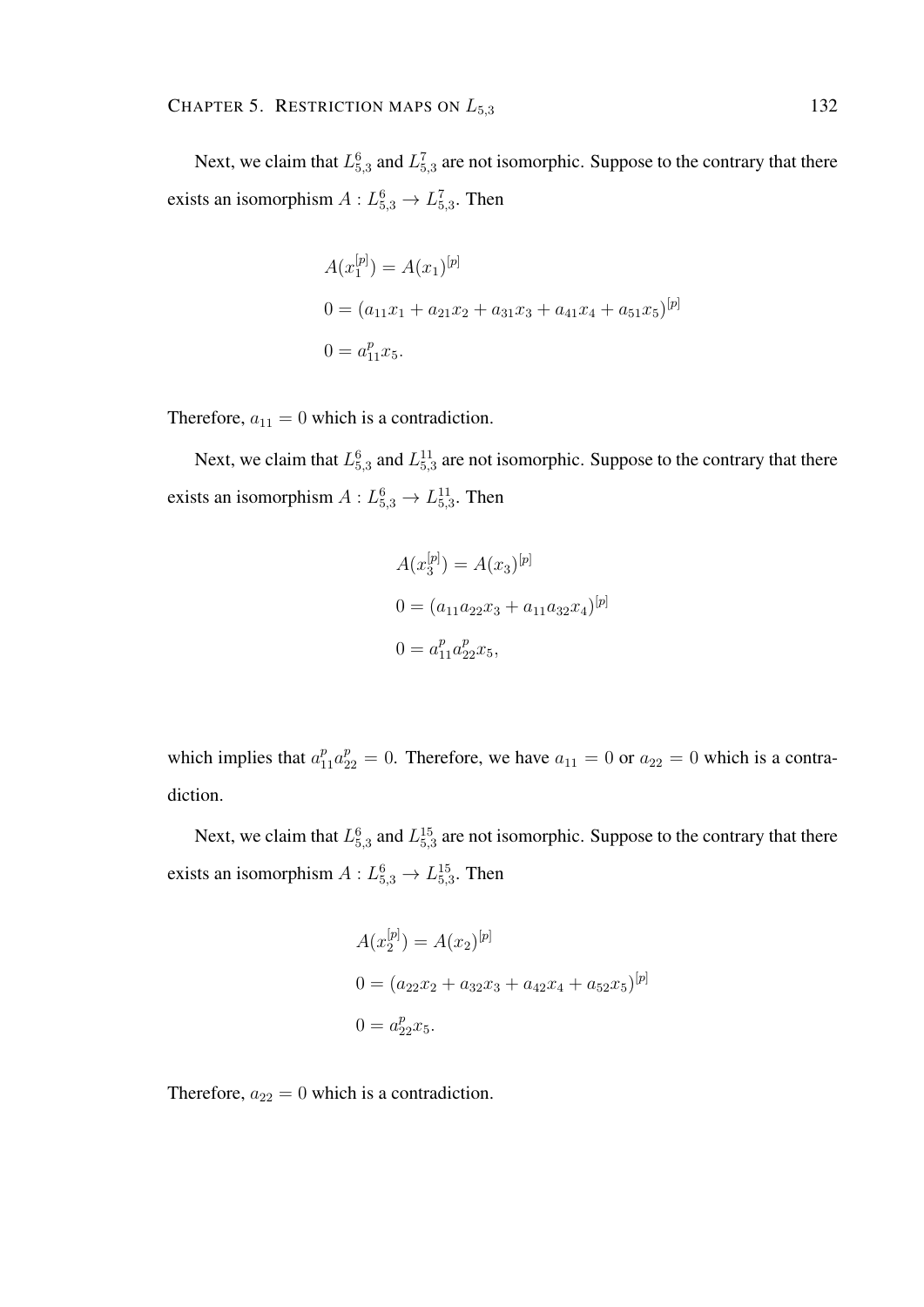Next, we claim that $L_{5,3}^6$ and $L_{5,3}^7$ are not isomorphic. Suppose to the contrary that there exists an isomorphism $A : L_{5,3}^6 \to L_{5,3}^7$. Then

$$
\begin{aligned}
&A(x_1^{[p]}) = A(x_1)^{[p]} \\
&0 = (a_{11}x_1 + a_{21}x_2 + a_{31}x_3 + a_{41}x_4 + a_{51}x_5)^{[p]} \\
&0 = a_{11}^p x_5.
\end{aligned}
$$

Therefore, $a_{11} = 0$ which is a contradiction.

Next, we claim that $L_{5,3}^6$ and $L_{5,3}^{11}$ are not isomorphic. Suppose to the contrary that there exists an isomorphism $A : L_{5,3}^6 \to L_{5,3}^{11}$. Then

$$
\begin{aligned}
&A(x_3^{[p]}) = A(x_3)^{[p]} \\
&0 = (a_{11}a_{22}x_3 + a_{11}a_{32}x_4)^{[p]} \\
&0 = a_{11}^p a_{22}^p x_5,
\end{aligned}
$$

which implies that $a_{11}^p a_{22}^p = 0$. Therefore, we have $a_{11} = 0$ or $a_{22} = 0$ which is a contradiction.

Next, we claim that $L_{5,3}^6$ and $L_{5,3}^{15}$ are not isomorphic. Suppose to the contrary that there exists an isomorphism $A : L_{5,3}^6 \to L_{5,3}^{15}$. Then

$$
\begin{aligned}
&A(x_2^{[p]}) = A(x_2)^{[p]} \\
&0 = (a_{22}x_2 + a_{32}x_3 + a_{42}x_4 + a_{52}x_5)^{[p]} \\
&0 = a_{22}^p x_5.
\end{aligned}
$$

Therefore, $a_{22} = 0$ which is a contradiction.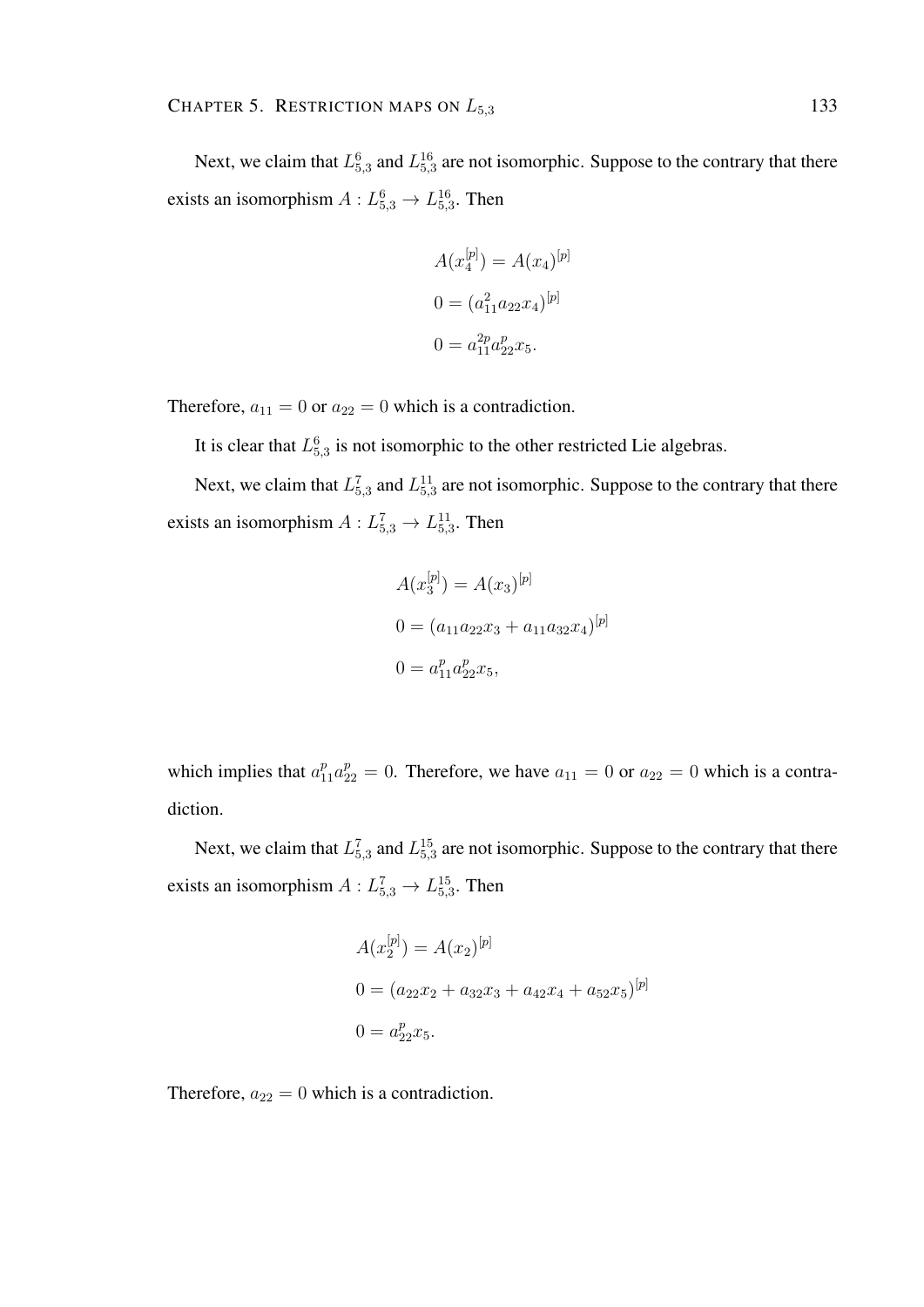Next, we claim that $L_{5,3}^6$ and $L_{5,3}^{16}$ are not isomorphic. Suppose to the contrary that there exists an isomorphism $A : L_{5,3}^6 \to L_{5,3}^{16}$. Then

$$
\begin{aligned}
&A(x_4^{[p]}) = A(x_4)^{[p]} \\
&0 = (a_{11}^2 a_{22} x_4)^{[p]} \\
&0 = a_{11}^{2p} a_{22}^p x_5.
\end{aligned}
$$

Therefore, $a_{11} = 0$ or $a_{22} = 0$ which is a contradiction.

It is clear that $L_{5,3}^6$ is not isomorphic to the other restricted Lie algebras.

Next, we claim that $L_{5,3}^7$ and $L_{5,3}^{11}$ are not isomorphic. Suppose to the contrary that there exists an isomorphism $A : L_{5,3}^7 \to L_{5,3}^{11}$. Then

$$
\begin{aligned}
&A(x_3^{[p]}) = A(x_3)^{[p]} \\
&0 = (a_{11} a_{22} x_3 + a_{11} a_{32} x_4)^{[p]} \\
&0 = a_{11}^p a_{22}^p x_5,
\end{aligned}
$$

which implies that $a_{11}^p a_{22}^p = 0$. Therefore, we have $a_{11} = 0$ or $a_{22} = 0$ which is a contradiction.

Next, we claim that $L_{5,3}^7$ and $L_{5,3}^{15}$ are not isomorphic. Suppose to the contrary that there exists an isomorphism $A : L_{5,3}^7 \to L_{5,3}^{15}$. Then

$$
\begin{aligned}
&A(x_2^{[p]}) = A(x_2)^{[p]} \\
&0 = (a_{22} x_2 + a_{32} x_3 + a_{42} x_4 + a_{52} x_5)^{[p]} \\
&0 = a_{22}^p x_5.
\end{aligned}
$$

Therefore, $a_{22} = 0$ which is a contradiction.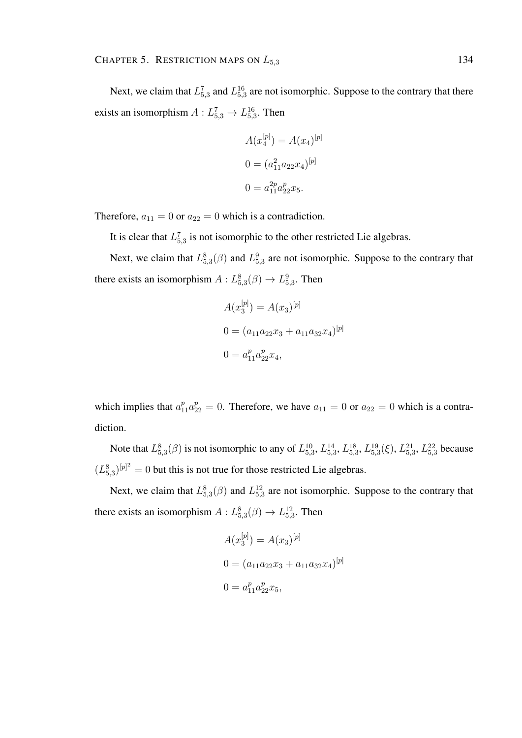Next, we claim that $L^7_{5,3}$ and $L^{16}_{5,3}$ are not isomorphic. Suppose to the contrary that there exists an isomorphism $A : L^7_{5,3} \to L^{16}_{5,3}$. Then

$$
\begin{aligned}
A(x_4^{[p]}) &= A(x_4)^{[p]} \\
0 &= (a_{11}^2 a_{22} x_4)^{[p]} \\
0 &= a_{11}^{2p} a_{22}^p x_5.
\end{aligned}
$$

Therefore, $a_{11} = 0$ or $a_{22} = 0$ which is a contradiction.

It is clear that $L^7_{5,3}$ is not isomorphic to the other restricted Lie algebras.

Next, we claim that $L^8_{5,3}(\beta)$ and $L^9_{5,3}$ are not isomorphic. Suppose to the contrary that there exists an isomorphism $A : L^8_{5,3}(\beta) \to L^9_{5,3}$. Then

$$
\begin{aligned}
A(x_3^{[p]}) &= A(x_3)^{[p]} \\
0 &= (a_{11} a_{22} x_3 + a_{11} a_{32} x_4)^{[p]} \\
0 &= a_{11}^p a_{22}^p x_4,
\end{aligned}
$$

which implies that $a_{11}^p a_{22}^p = 0$. Therefore, we have $a_{11} = 0$ or $a_{22} = 0$ which is a contradiction.

Note that $L^8_{5,3}(\beta)$ is not isomorphic to any of $L^{10}_{5,3}$, $L^{14}_{5,3}$, $L^{18}_{5,3}$, $L^{19}_{5,3}(\xi)$, $L^{21}_{5,3}$, $L^{22}_{5,3}$ because $(L^8_{5,3})^{[p]^2} = 0$ but this is not true for those restricted Lie algebras.

Next, we claim that $L^8_{5,3}(\beta)$ and $L^{12}_{5,3}$ are not isomorphic. Suppose to the contrary that there exists an isomorphism $A : L^8_{5,3}(\beta) \to L^{12}_{5,3}$. Then

$$
\begin{aligned}
A(x_3^{[p]}) &= A(x_3)^{[p]} \\
0 &= (a_{11} a_{22} x_3 + a_{11} a_{32} x_4)^{[p]} \\
0 &= a_{11}^p a_{22}^p x_5,
\end{aligned}
$$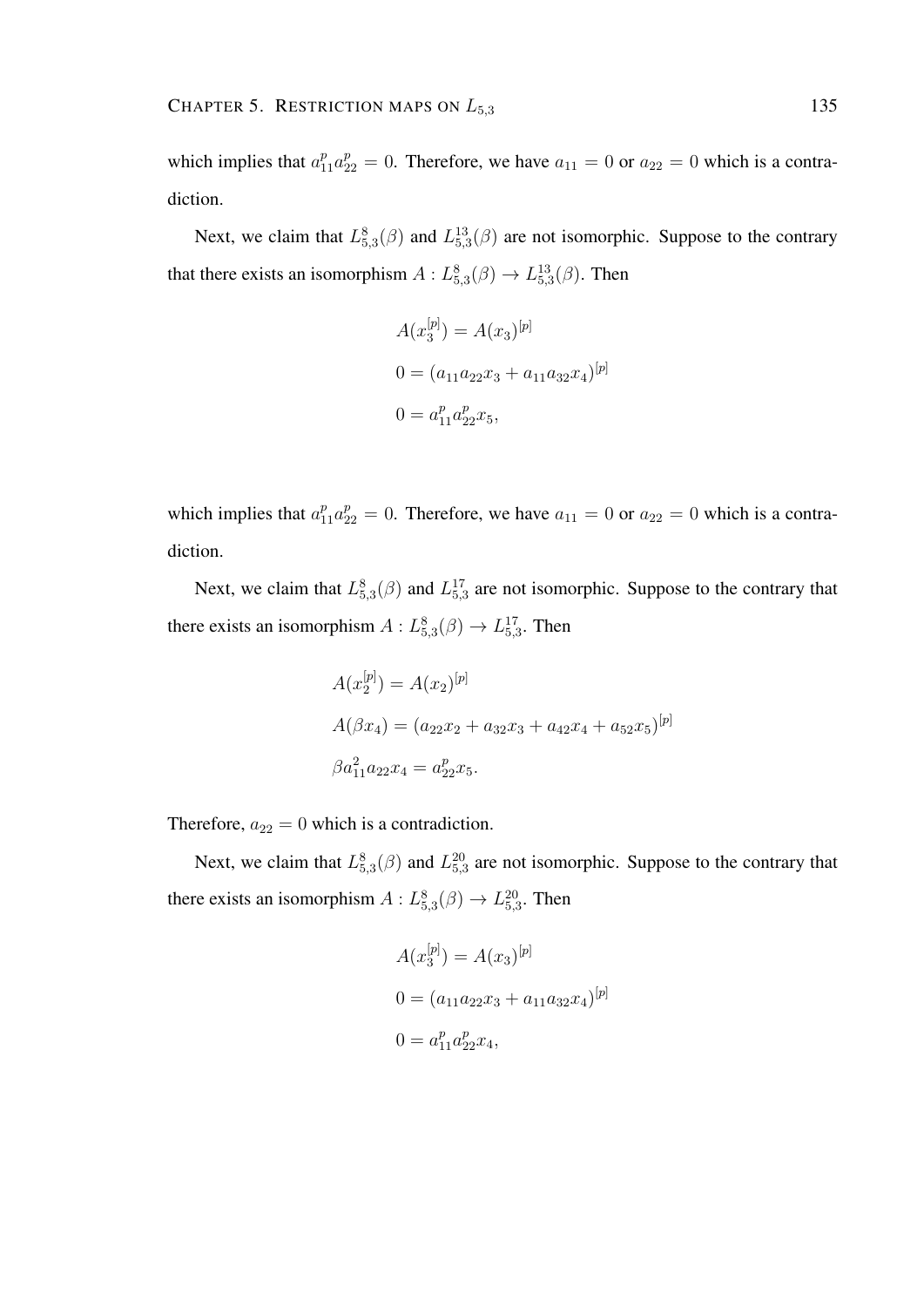which implies that $a_{11}^p a_{22}^p = 0$. Therefore, we have $a_{11} = 0$ or $a_{22} = 0$ which is a contradiction.

Next, we claim that $L_{5,3}^{8}(\beta)$ and $L_{5,3}^{13}(\beta)$ are not isomorphic. Suppose to the contrary that there exists an isomorphism $A : L_{5,3}^{8}(\beta) \to L_{5,3}^{13}(\beta)$. Then

$$
\begin{aligned}
&A(x_3^{[p]}) = A(x_3)^{[p]} \\
&0 = (a_{11}a_{22}x_3 + a_{11}a_{32}x_4)^{[p]} \\
&0 = a_{11}^p a_{22}^p x_5,
\end{aligned}
$$

which implies that $a_{11}^p a_{22}^p = 0$. Therefore, we have $a_{11} = 0$ or $a_{22} = 0$ which is a contradiction.

Next, we claim that $L_{5,3}^{8}(\beta)$ and $L_{5,3}^{17}$ are not isomorphic. Suppose to the contrary that there exists an isomorphism $A : L_{5,3}^{8}(\beta) \to L_{5,3}^{17}$. Then

$$
\begin{aligned}
&A(x_2^{[p]}) = A(x_2)^{[p]} \\
&A(\beta x_4) = (a_{22}x_2 + a_{32}x_3 + a_{42}x_4 + a_{52}x_5)^{[p]} \\
&\beta a_{11}^2 a_{22} x_4 = a_{22}^p x_5.
\end{aligned}
$$

Therefore, $a_{22} = 0$ which is a contradiction.

Next, we claim that $L_{5,3}^{8}(\beta)$ and $L_{5,3}^{20}$ are not isomorphic. Suppose to the contrary that there exists an isomorphism $A : L_{5,3}^{8}(\beta) \to L_{5,3}^{20}$. Then

$$
\begin{aligned}
&A(x_3^{[p]}) = A(x_3)^{[p]} \\
&0 = (a_{11}a_{22}x_3 + a_{11}a_{32}x_4)^{[p]} \\
&0 = a_{11}^p a_{22}^p x_4,
\end{aligned}
$$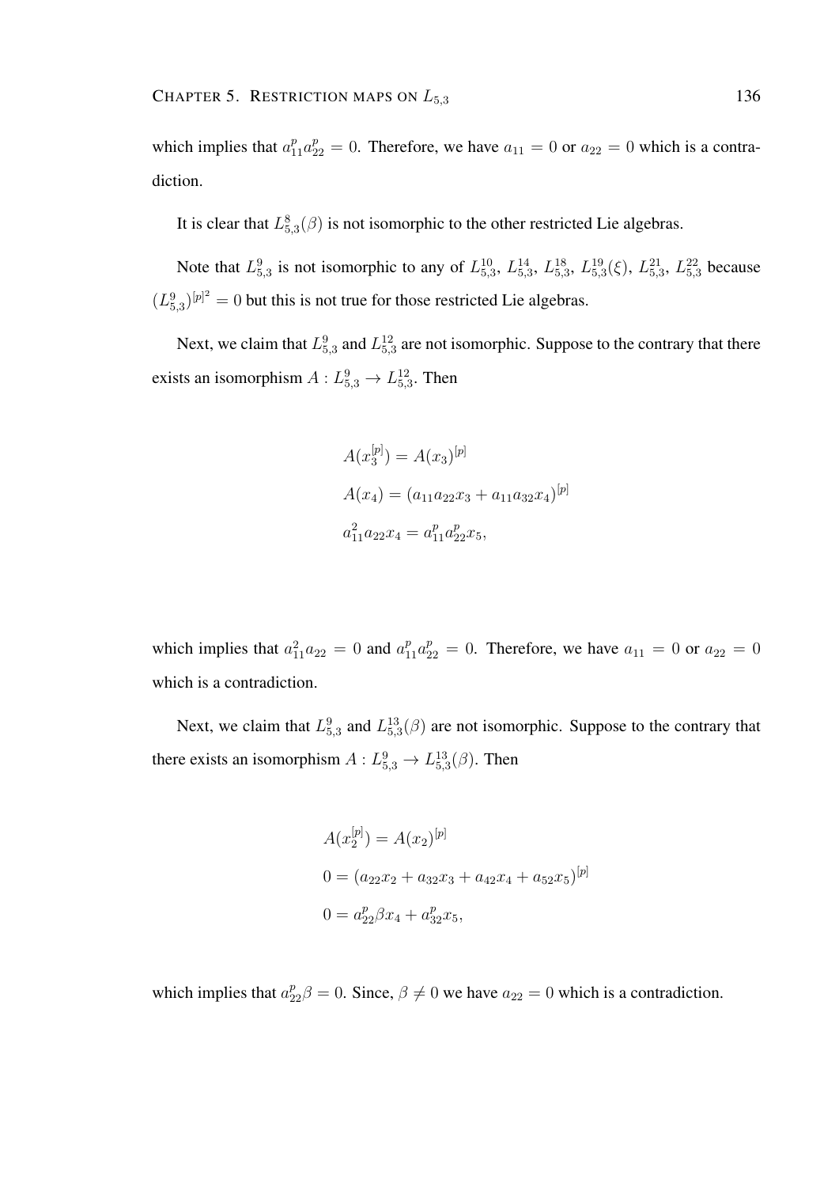which implies that $a_{11}^p a_{22}^p = 0$. Therefore, we have $a_{11} = 0$ or $a_{22} = 0$ which is a contradiction.

It is clear that $L_{5,3}^8(\beta)$ is not isomorphic to the other restricted Lie algebras.

Note that $L_{5,3}^9$ is not isomorphic to any of $L_{5,3}^{10}$, $L_{5,3}^{14}$, $L_{5,3}^{18}$, $L_{5,3}^{19}(\xi)$, $L_{5,3}^{21}$, $L_{5,3}^{22}$ because $(L_{5,3}^9)^{[p]^2} = 0$ but this is not true for those restricted Lie algebras.

Next, we claim that $L_{5,3}^9$ and $L_{5,3}^{12}$ are not isomorphic. Suppose to the contrary that there exists an isomorphism $A : L_{5,3}^9 \to L_{5,3}^{12}$. Then

$$
\begin{aligned}
&A(x_3^{[p]}) = A(x_3)^{[p]} \\
&A(x_4) = (a_{11}a_{22}x_3 + a_{11}a_{32}x_4)^{[p]} \\
&a_{11}^2 a_{22} x_4 = a_{11}^p a_{22}^p x_5,
\end{aligned}
$$

which implies that $a_{11}^2 a_{22} = 0$ and $a_{11}^p a_{22}^p = 0$. Therefore, we have $a_{11} = 0$ or $a_{22} = 0$ which is a contradiction.

Next, we claim that $L_{5,3}^9$ and $L_{5,3}^{13}(\beta)$ are not isomorphic. Suppose to the contrary that there exists an isomorphism $A : L_{5,3}^9 \to L_{5,3}^{13}(\beta)$. Then

$$
\begin{aligned}
&A(x_2^{[p]}) = A(x_2)^{[p]} \\
&0 = (a_{22}x_2 + a_{32}x_3 + a_{42}x_4 + a_{52}x_5)^{[p]} \\
&0 = a_{22}^p \beta x_4 + a_{32}^p x_5,
\end{aligned}
$$

which implies that $a_{22}^p \beta = 0$. Since, $\beta \neq 0$ we have $a_{22} = 0$ which is a contradiction.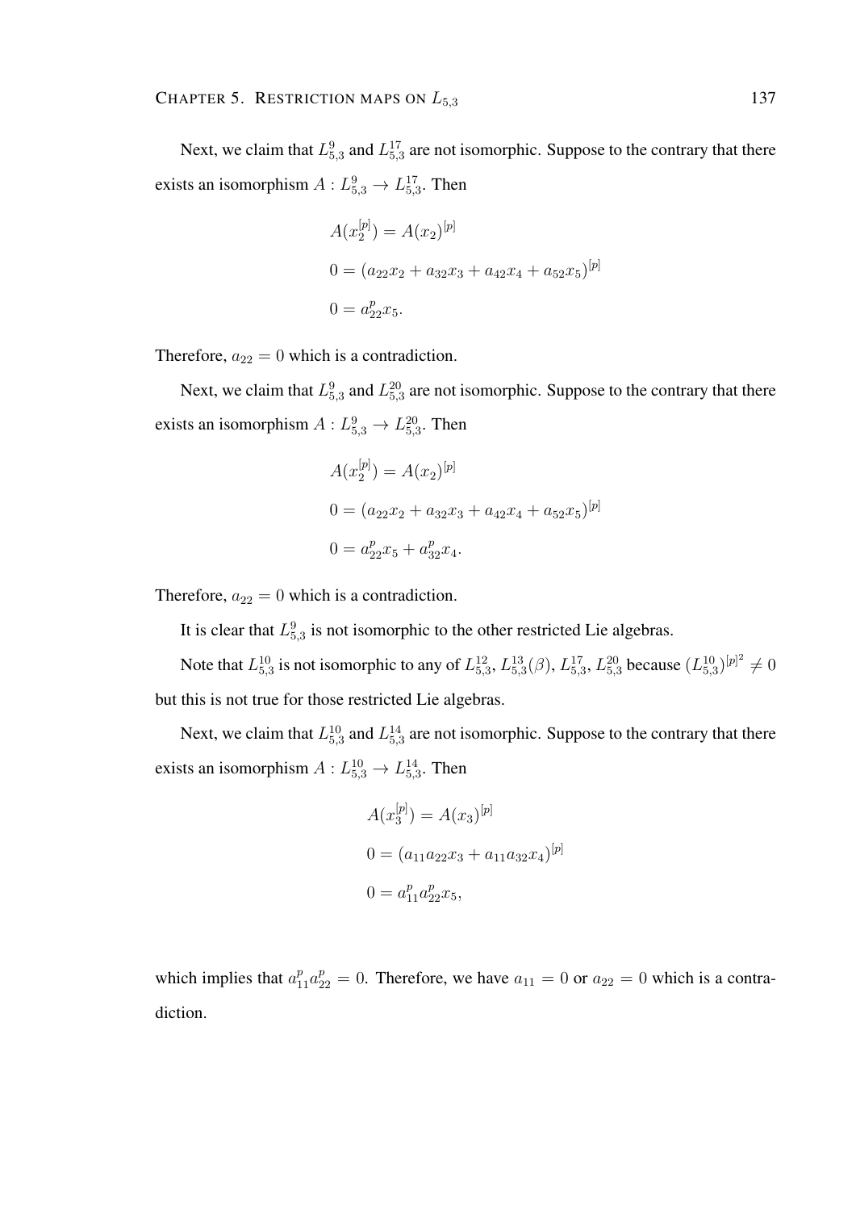Next, we claim that $L^9_{5,3}$ and $L^{17}_{5,3}$ are not isomorphic. Suppose to the contrary that there exists an isomorphism $A : L^9_{5,3} \to L^{17}_{5,3}$. Then

$$A(x_2^{[p]}) = A(x_2)^{[p]}$$

$$0 = (a_{22}x_2 + a_{32}x_3 + a_{42}x_4 + a_{52}x_5)^{[p]}$$

$$0 = a_{22}^p x_5.$$

Therefore, $a_{22} = 0$ which is a contradiction.

Next, we claim that $L^9_{5,3}$ and $L^{20}_{5,3}$ are not isomorphic. Suppose to the contrary that there exists an isomorphism $A : L^9_{5,3} \to L^{20}_{5,3}$. Then

$$A(x_2^{[p]}) = A(x_2)^{[p]}$$

$$0 = (a_{22}x_2 + a_{32}x_3 + a_{42}x_4 + a_{52}x_5)^{[p]}$$

$$0 = a_{22}^p x_5 + a_{32}^p x_4.$$

Therefore, $a_{22} = 0$ which is a contradiction.

It is clear that $L^9_{5,3}$ is not isomorphic to the other restricted Lie algebras.

Note that $L^{10}_{5,3}$ is not isomorphic to any of $L^{12}_{5,3}$, $L^{13}_{5,3}(\beta)$, $L^{17}_{5,3}$, $L^{20}_{5,3}$ because $(L^{10}_{5,3})^{[p]^2} \neq 0$ but this is not true for those restricted Lie algebras.

Next, we claim that $L^{10}_{5,3}$ and $L^{14}_{5,3}$ are not isomorphic. Suppose to the contrary that there exists an isomorphism $A : L^{10}_{5,3} \to L^{14}_{5,3}$. Then

$$A(x_3^{[p]}) = A(x_3)^{[p]}$$

$$0 = (a_{11}a_{22}x_3 + a_{11}a_{32}x_4)^{[p]}$$

$$0 = a_{11}^p a_{22}^p x_5,$$

which implies that $a_{11}^p a_{22}^p = 0$. Therefore, we have $a_{11} = 0$ or $a_{22} = 0$ which is a contradiction.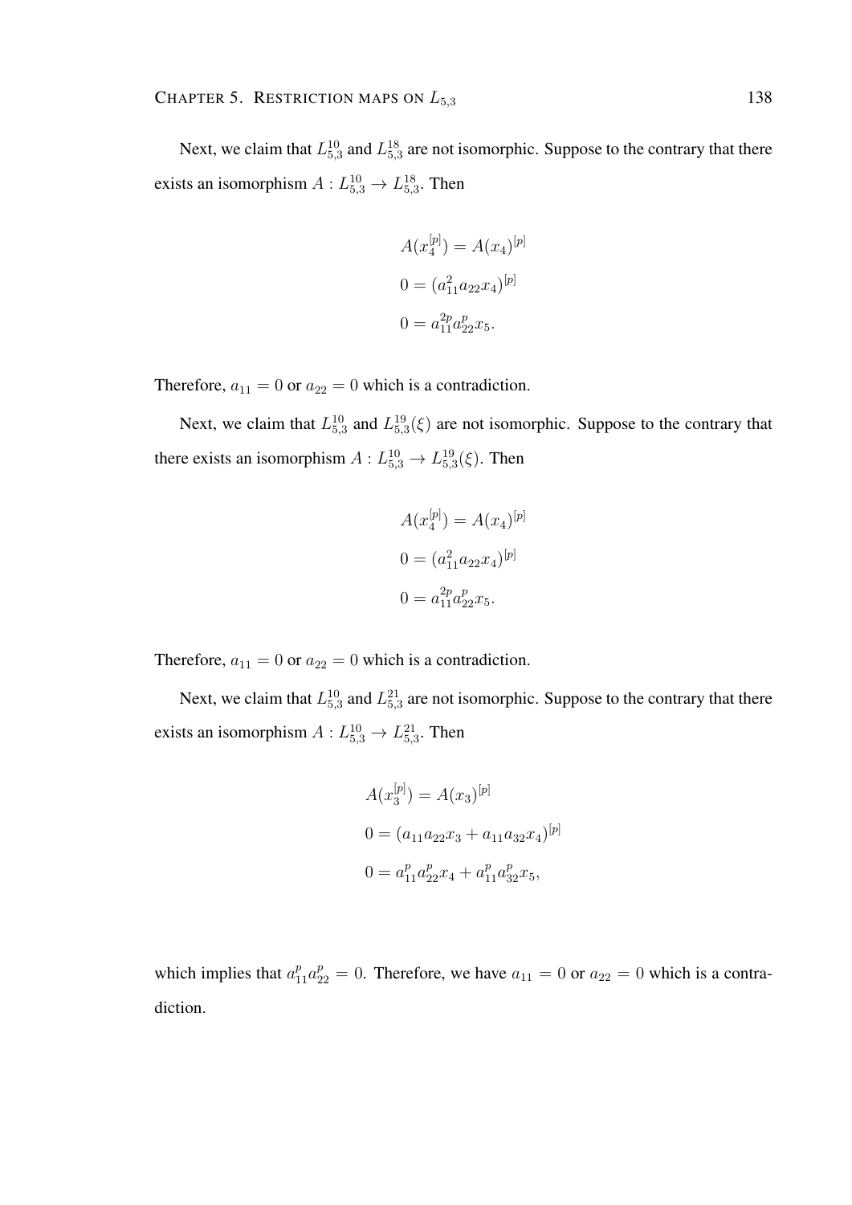Next, we claim that $L_{5,3}^{10}$ and $L_{5,3}^{18}$ are not isomorphic. Suppose to the contrary that there exists an isomorphism $A : L_{5,3}^{10} \to L_{5,3}^{18}$. Then

$$
\begin{aligned}
A(x_4^{[p]}) &= A(x_4)^{[p]} \\
0 &= (a_{11}^2 a_{22} x_4)^{[p]} \\
0 &= a_{11}^{2p} a_{22}^{p} x_5.
\end{aligned}
$$

Therefore, $a_{11} = 0$ or $a_{22} = 0$ which is a contradiction.

Next, we claim that $L_{5,3}^{10}$ and $L_{5,3}^{19}(\xi)$ are not isomorphic. Suppose to the contrary that there exists an isomorphism $A : L_{5,3}^{10} \to L_{5,3}^{19}(\xi)$. Then

$$
\begin{aligned}
A(x_4^{[p]}) &= A(x_4)^{[p]} \\
0 &= (a_{11}^2 a_{22} x_4)^{[p]} \\
0 &= a_{11}^{2p} a_{22}^{p} x_5.
\end{aligned}
$$

Therefore, $a_{11} = 0$ or $a_{22} = 0$ which is a contradiction.

Next, we claim that $L_{5,3}^{10}$ and $L_{5,3}^{21}$ are not isomorphic. Suppose to the contrary that there exists an isomorphism $A : L_{5,3}^{10} \to L_{5,3}^{21}$. Then

$$
\begin{aligned}
A(x_3^{[p]}) &= A(x_3)^{[p]} \\
0 &= (a_{11} a_{22} x_3 + a_{11} a_{32} x_4)^{[p]} \\
0 &= a_{11}^{p} a_{22}^{p} x_4 + a_{11}^{p} a_{32}^{p} x_5,
\end{aligned}
$$

which implies that $a_{11}^p a_{22}^p = 0$. Therefore, we have $a_{11} = 0$ or $a_{22} = 0$ which is a contradiction.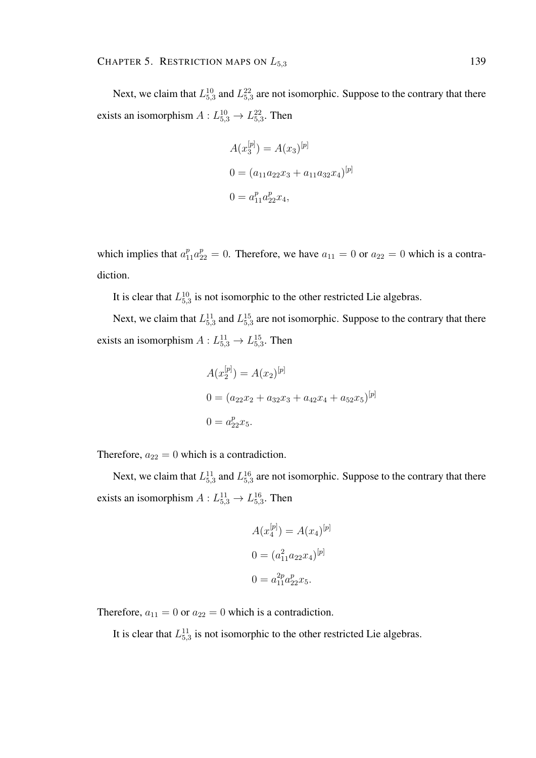Next, we claim that $L_{5,3}^{10}$ and $L_{5,3}^{22}$ are not isomorphic. Suppose to the contrary that there exists an isomorphism $A : L_{5,3}^{10} \to L_{5,3}^{22}$. Then

$$
\begin{aligned}
&A(x_3^{[p]}) = A(x_3)^{[p]} \\
&0 = (a_{11}a_{22}x_3 + a_{11}a_{32}x_4)^{[p]} \\
&0 = a_{11}^p a_{22}^p x_4,
\end{aligned}
$$

which implies that $a_{11}^p a_{22}^p = 0$. Therefore, we have $a_{11} = 0$ or $a_{22} = 0$ which is a contradiction.

It is clear that $L_{5,3}^{10}$ is not isomorphic to the other restricted Lie algebras.

Next, we claim that $L_{5,3}^{11}$ and $L_{5,3}^{15}$ are not isomorphic. Suppose to the contrary that there exists an isomorphism $A : L_{5,3}^{11} \to L_{5,3}^{15}$. Then

$$
\begin{aligned}
&A(x_2^{[p]}) = A(x_2)^{[p]} \\
&0 = (a_{22}x_2 + a_{32}x_3 + a_{42}x_4 + a_{52}x_5)^{[p]} \\
&0 = a_{22}^p x_5.
\end{aligned}
$$

Therefore, $a_{22} = 0$ which is a contradiction.

Next, we claim that $L_{5,3}^{11}$ and $L_{5,3}^{16}$ are not isomorphic. Suppose to the contrary that there exists an isomorphism $A : L_{5,3}^{11} \to L_{5,3}^{16}$. Then

$$
\begin{aligned}
&A(x_4^{[p]}) = A(x_4)^{[p]} \\
&0 = (a_{11}^2 a_{22}x_4)^{[p]} \\
&0 = a_{11}^{2p} a_{22}^p x_5.
\end{aligned}
$$

Therefore, $a_{11} = 0$ or $a_{22} = 0$ which is a contradiction.

It is clear that $L_{5,3}^{11}$ is not isomorphic to the other restricted Lie algebras.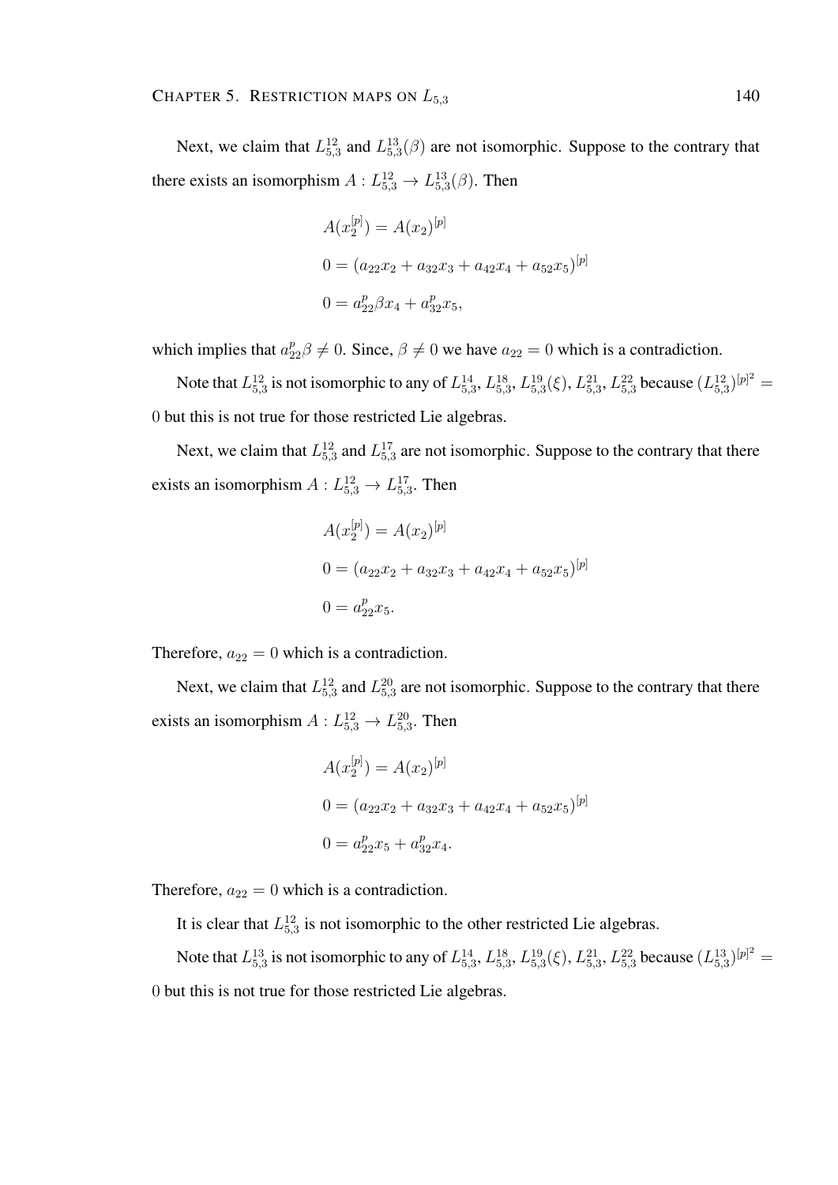Next, we claim that $L_{5,3}^{12}$ and $L_{5,3}^{13}(\beta)$ are not isomorphic. Suppose to the contrary that there exists an isomorphism $A : L_{5,3}^{12} \to L_{5,3}^{13}(\beta)$. Then

$$
\begin{aligned}
&A(x_2^{[p]}) = A(x_2)^{[p]} \\
&0 = (a_{22}x_2 + a_{32}x_3 + a_{42}x_4 + a_{52}x_5)^{[p]} \\
&0 = a_{22}^p \beta x_4 + a_{32}^p x_5,
\end{aligned}
$$

which implies that $a_{22}^p\beta \neq 0$. Since, $\beta \neq 0$ we have $a_{22} = 0$ which is a contradiction.

Note that $L_{5,3}^{12}$ is not isomorphic to any of $L_{5,3}^{14}$, $L_{5,3}^{18}$, $L_{5,3}^{19}(\xi)$, $L_{5,3}^{21}$, $L_{5,3}^{22}$ because $(L_{5,3}^{12})^{[p]^2} = 0$ but this is not true for those restricted Lie algebras.

Next, we claim that $L_{5,3}^{12}$ and $L_{5,3}^{17}$ are not isomorphic. Suppose to the contrary that there exists an isomorphism $A : L_{5,3}^{12} \to L_{5,3}^{17}$. Then

$$
\begin{aligned}
&A(x_2^{[p]}) = A(x_2)^{[p]} \\
&0 = (a_{22}x_2 + a_{32}x_3 + a_{42}x_4 + a_{52}x_5)^{[p]} \\
&0 = a_{22}^p x_5.
\end{aligned}
$$

Therefore, $a_{22} = 0$ which is a contradiction.

Next, we claim that $L_{5,3}^{12}$ and $L_{5,3}^{20}$ are not isomorphic. Suppose to the contrary that there exists an isomorphism $A : L_{5,3}^{12} \to L_{5,3}^{20}$. Then

$$
\begin{aligned}
&A(x_2^{[p]}) = A(x_2)^{[p]} \\
&0 = (a_{22}x_2 + a_{32}x_3 + a_{42}x_4 + a_{52}x_5)^{[p]} \\
&0 = a_{22}^p x_5 + a_{32}^p x_4.
\end{aligned}
$$

Therefore, $a_{22} = 0$ which is a contradiction.

It is clear that $L_{5,3}^{12}$ is not isomorphic to the other restricted Lie algebras.

Note that $L_{5,3}^{13}$ is not isomorphic to any of $L_{5,3}^{14}$, $L_{5,3}^{18}$, $L_{5,3}^{19}(\xi)$, $L_{5,3}^{21}$, $L_{5,3}^{22}$ because $(L_{5,3}^{13})^{[p]^2} = 0$ but this is not true for those restricted Lie algebras.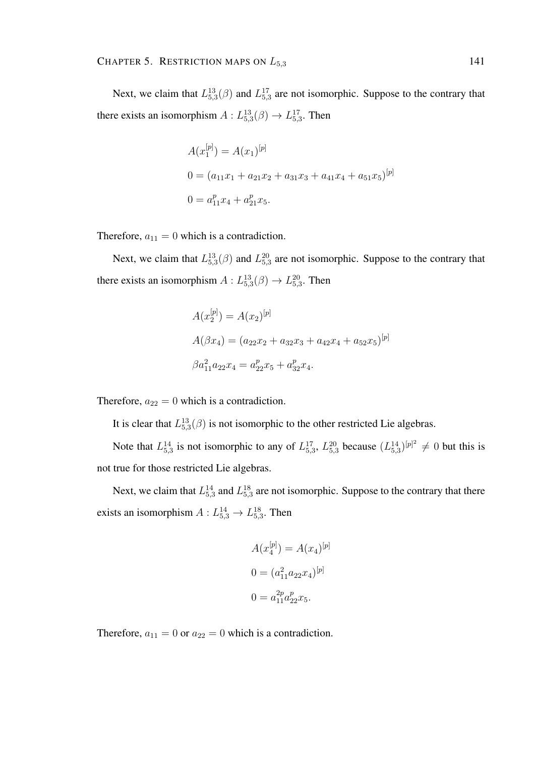Next, we claim that $L_{5,3}^{13}(\beta)$ and $L_{5,3}^{17}$ are not isomorphic. Suppose to the contrary that there exists an isomorphism $A : L_{5,3}^{13}(\beta) \to L_{5,3}^{17}$. Then

$$
\begin{aligned}
&A(x_1^{[p]}) = A(x_1)^{[p]} \\
&0 = (a_{11}x_1 + a_{21}x_2 + a_{31}x_3 + a_{41}x_4 + a_{51}x_5)^{[p]} \\
&0 = a_{11}^p x_4 + a_{21}^p x_5.
\end{aligned}
$$

Therefore, $a_{11} = 0$ which is a contradiction.

Next, we claim that $L_{5,3}^{13}(\beta)$ and $L_{5,3}^{20}$ are not isomorphic. Suppose to the contrary that there exists an isomorphism $A : L_{5,3}^{13}(\beta) \to L_{5,3}^{20}$. Then

$$
\begin{aligned}
&A(x_2^{[p]}) = A(x_2)^{[p]} \\
&A(\beta x_4) = (a_{22}x_2 + a_{32}x_3 + a_{42}x_4 + a_{52}x_5)^{[p]} \\
&\beta a_{11}^2 a_{22} x_4 = a_{22}^p x_5 + a_{32}^p x_4.
\end{aligned}
$$

Therefore, $a_{22} = 0$ which is a contradiction.

It is clear that $L_{5,3}^{13}(\beta)$ is not isomorphic to the other restricted Lie algebras.

Note that $L_{5,3}^{14}$ is not isomorphic to any of $L_{5,3}^{17}$, $L_{5,3}^{20}$ because $(L_{5,3}^{14})^{[p]^2} \neq 0$ but this is not true for those restricted Lie algebras.

Next, we claim that $L_{5,3}^{14}$ and $L_{5,3}^{18}$ are not isomorphic. Suppose to the contrary that there exists an isomorphism $A : L_{5,3}^{14} \to L_{5,3}^{18}$. Then

$$
\begin{aligned}
&A(x_4^{[p]}) = A(x_4)^{[p]} \\
&0 = (a_{11}^2 a_{22} x_4)^{[p]} \\
&0 = a_{11}^{2p} a_{22}^p x_5.
\end{aligned}
$$

Therefore, $a_{11} = 0$ or $a_{22} = 0$ which is a contradiction.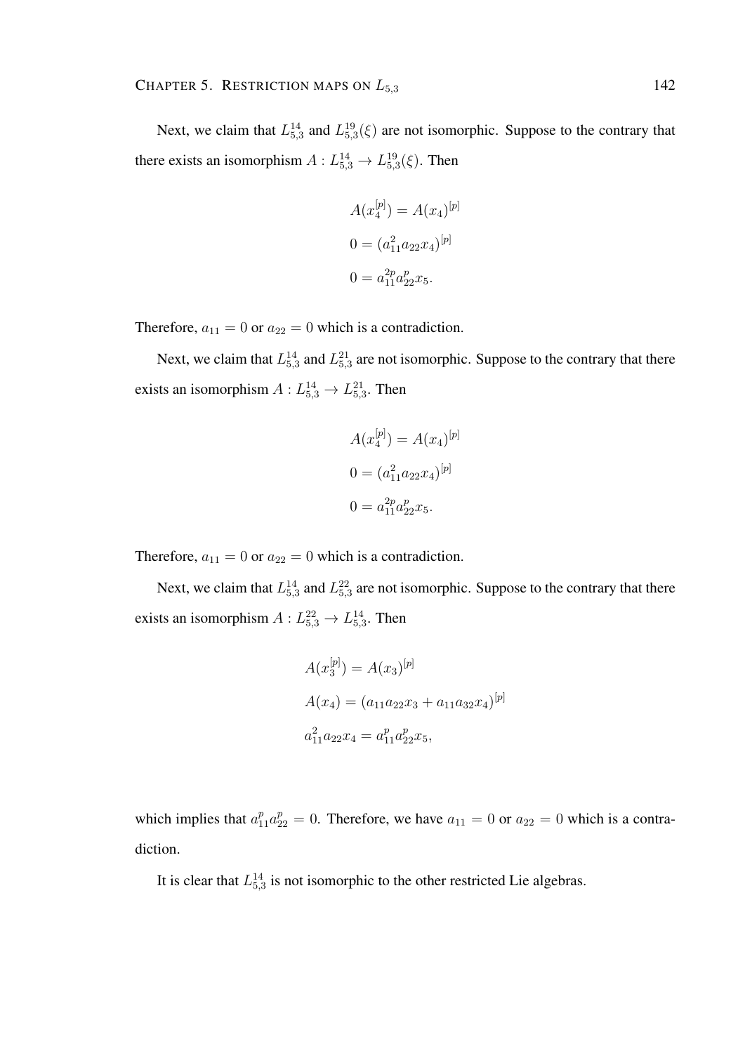Next, we claim that $L^{14}_{5,3}$ and $L^{19}_{5,3}(\xi)$ are not isomorphic. Suppose to the contrary that there exists an isomorphism $A : L^{14}_{5,3} \to L^{19}_{5,3}(\xi)$. Then

$$
\begin{aligned}
A(x_4^{[p]}) &= A(x_4)^{[p]} \\
0 &= (a_{11}^2 a_{22} x_4)^{[p]} \\
0 &= a_{11}^{2p} a_{22}^p x_5.
\end{aligned}
$$

Therefore, $a_{11} = 0$ or $a_{22} = 0$ which is a contradiction.

Next, we claim that $L^{14}_{5,3}$ and $L^{21}_{5,3}$ are not isomorphic. Suppose to the contrary that there exists an isomorphism $A : L^{14}_{5,3} \to L^{21}_{5,3}$. Then

$$
\begin{aligned}
A(x_4^{[p]}) &= A(x_4)^{[p]} \\
0 &= (a_{11}^2 a_{22} x_4)^{[p]} \\
0 &= a_{11}^{2p} a_{22}^p x_5.
\end{aligned}
$$

Therefore, $a_{11} = 0$ or $a_{22} = 0$ which is a contradiction.

Next, we claim that $L^{14}_{5,3}$ and $L^{22}_{5,3}$ are not isomorphic. Suppose to the contrary that there exists an isomorphism $A : L^{22}_{5,3} \to L^{14}_{5,3}$. Then

$$
\begin{aligned}
A(x_3^{[p]}) &= A(x_3)^{[p]} \\
A(x_4) &= (a_{11} a_{22} x_3 + a_{11} a_{32} x_4)^{[p]} \\
a_{11}^2 a_{22} x_4 &= a_{11}^p a_{22}^p x_5,
\end{aligned}
$$

which implies that $a_{11}^p a_{22}^p = 0$. Therefore, we have $a_{11} = 0$ or $a_{22} = 0$ which is a contradiction.

It is clear that $L^{14}_{5,3}$ is not isomorphic to the other restricted Lie algebras.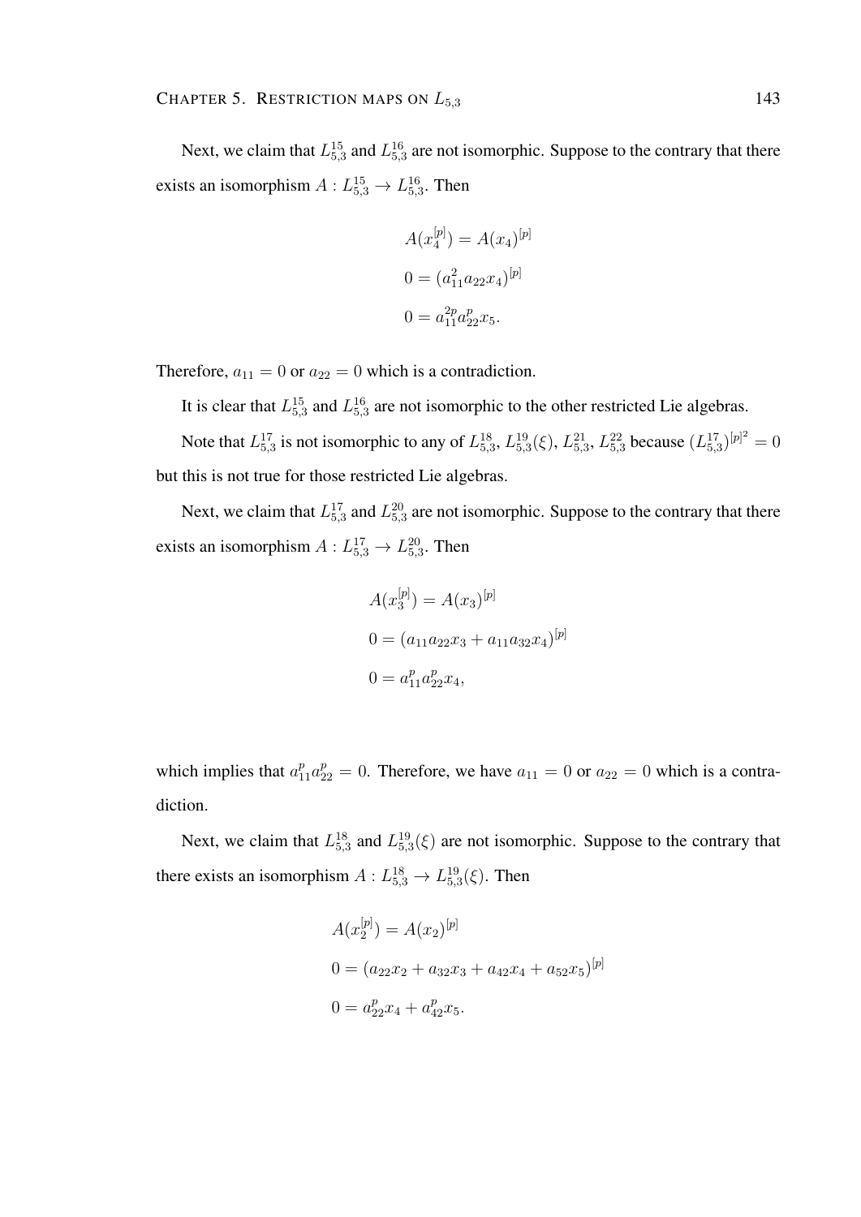Next, we claim that $L_{5,3}^{15}$ and $L_{5,3}^{16}$ are not isomorphic. Suppose to the contrary that there exists an isomorphism $A : L_{5,3}^{15} \to L_{5,3}^{16}$. Then

$$
\begin{aligned}
A(x_4^{[p]}) &= A(x_4)^{[p]} \\
0 &= (a_{11}^2 a_{22} x_4)^{[p]} \\
0 &= a_{11}^{2p} a_{22}^p x_5.
\end{aligned}
$$

Therefore, $a_{11} = 0$ or $a_{22} = 0$ which is a contradiction.

It is clear that $L_{5,3}^{15}$ and $L_{5,3}^{16}$ are not isomorphic to the other restricted Lie algebras.

Note that $L_{5,3}^{17}$ is not isomorphic to any of $L_{5,3}^{18}$, $L_{5,3}^{19}(\xi)$, $L_{5,3}^{21}$, $L_{5,3}^{22}$ because $(L_{5,3}^{17})^{[p]^2} = 0$ but this is not true for those restricted Lie algebras.

Next, we claim that $L_{5,3}^{17}$ and $L_{5,3}^{20}$ are not isomorphic. Suppose to the contrary that there exists an isomorphism $A : L_{5,3}^{17} \to L_{5,3}^{20}$. Then

$$
\begin{aligned}
A(x_3^{[p]}) &= A(x_3)^{[p]} \\
0 &= (a_{11} a_{22} x_3 + a_{11} a_{32} x_4)^{[p]} \\
0 &= a_{11}^p a_{22}^p x_4,
\end{aligned}
$$

which implies that $a_{11}^p a_{22}^p = 0$. Therefore, we have $a_{11} = 0$ or $a_{22} = 0$ which is a contradiction.

Next, we claim that $L_{5,3}^{18}$ and $L_{5,3}^{19}(\xi)$ are not isomorphic. Suppose to the contrary that there exists an isomorphism $A : L_{5,3}^{18} \to L_{5,3}^{19}(\xi)$. Then

$$
\begin{aligned}
A(x_2^{[p]}) &= A(x_2)^{[p]} \\
0 &= (a_{22} x_2 + a_{32} x_3 + a_{42} x_4 + a_{52} x_5)^{[p]} \\
0 &= a_{22}^p x_4 + a_{42}^p x_5.
\end{aligned}
$$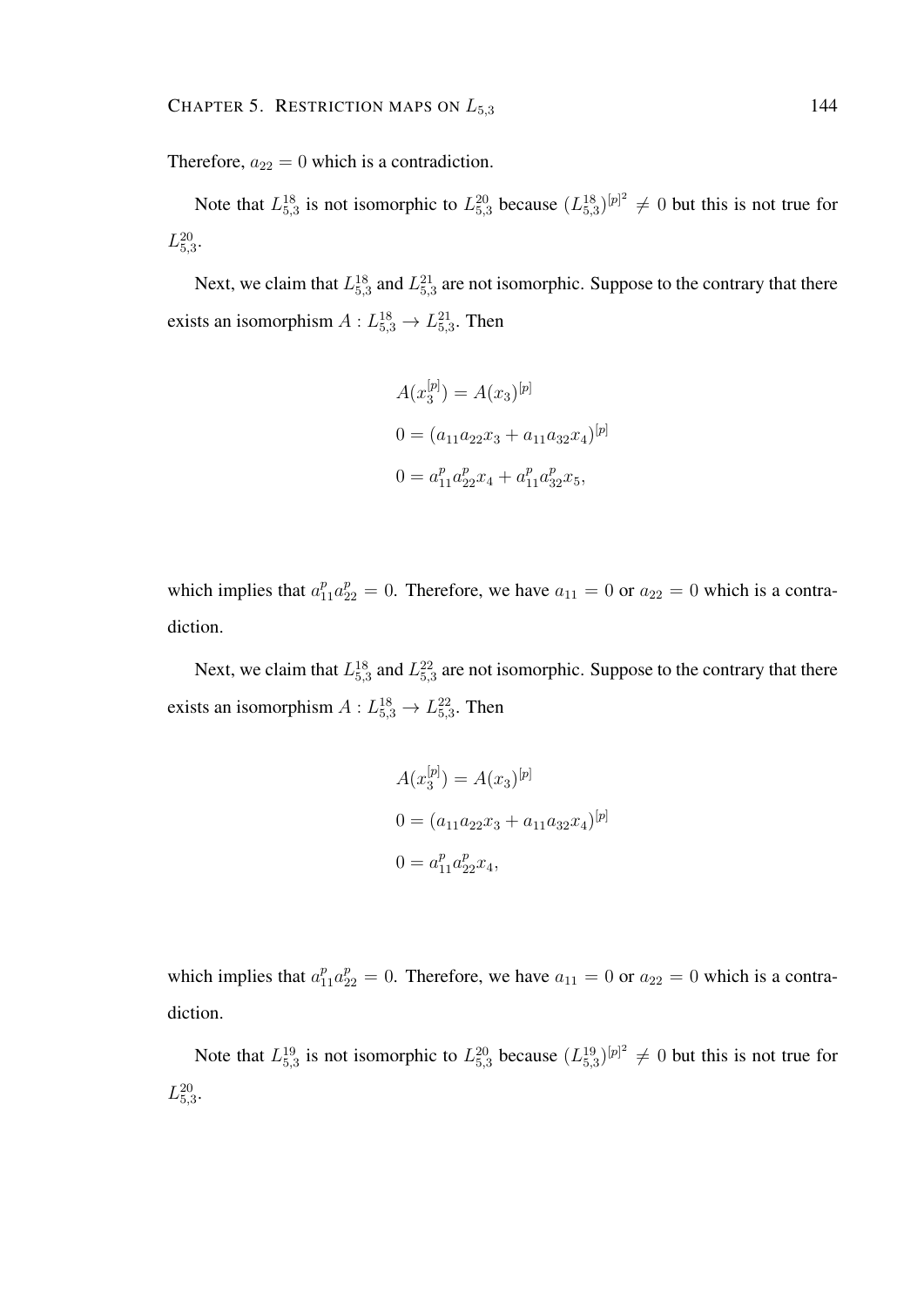Therefore, $a_{22} = 0$ which is a contradiction.

Note that $L_{5,3}^{18}$ is not isomorphic to $L_{5,3}^{20}$ because $(L_{5,3}^{18})^{[p]^2} \neq 0$ but this is not true for $L_{5,3}^{20}$.

Next, we claim that $L_{5,3}^{18}$ and $L_{5,3}^{21}$ are not isomorphic. Suppose to the contrary that there exists an isomorphism $A : L_{5,3}^{18} \to L_{5,3}^{21}$. Then

$$
\begin{aligned}
&A(x_3^{[p]}) = A(x_3)^{[p]} \\
&0 = (a_{11}a_{22}x_3 + a_{11}a_{32}x_4)^{[p]} \\
&0 = a_{11}^p a_{22}^p x_4 + a_{11}^p a_{32}^p x_5,
\end{aligned}
$$

which implies that $a_{11}^p a_{22}^p = 0$. Therefore, we have $a_{11} = 0$ or $a_{22} = 0$ which is a contradiction.

Next, we claim that $L_{5,3}^{18}$ and $L_{5,3}^{22}$ are not isomorphic. Suppose to the contrary that there exists an isomorphism $A : L_{5,3}^{18} \to L_{5,3}^{22}$. Then

$$
\begin{aligned}
&A(x_3^{[p]}) = A(x_3)^{[p]} \\
&0 = (a_{11}a_{22}x_3 + a_{11}a_{32}x_4)^{[p]} \\
&0 = a_{11}^p a_{22}^p x_4,
\end{aligned}
$$

which implies that $a_{11}^p a_{22}^p = 0$. Therefore, we have $a_{11} = 0$ or $a_{22} = 0$ which is a contradiction.

Note that $L_{5,3}^{19}$ is not isomorphic to $L_{5,3}^{20}$ because $(L_{5,3}^{19})^{[p]^2} \neq 0$ but this is not true for $L_{5,3}^{20}$.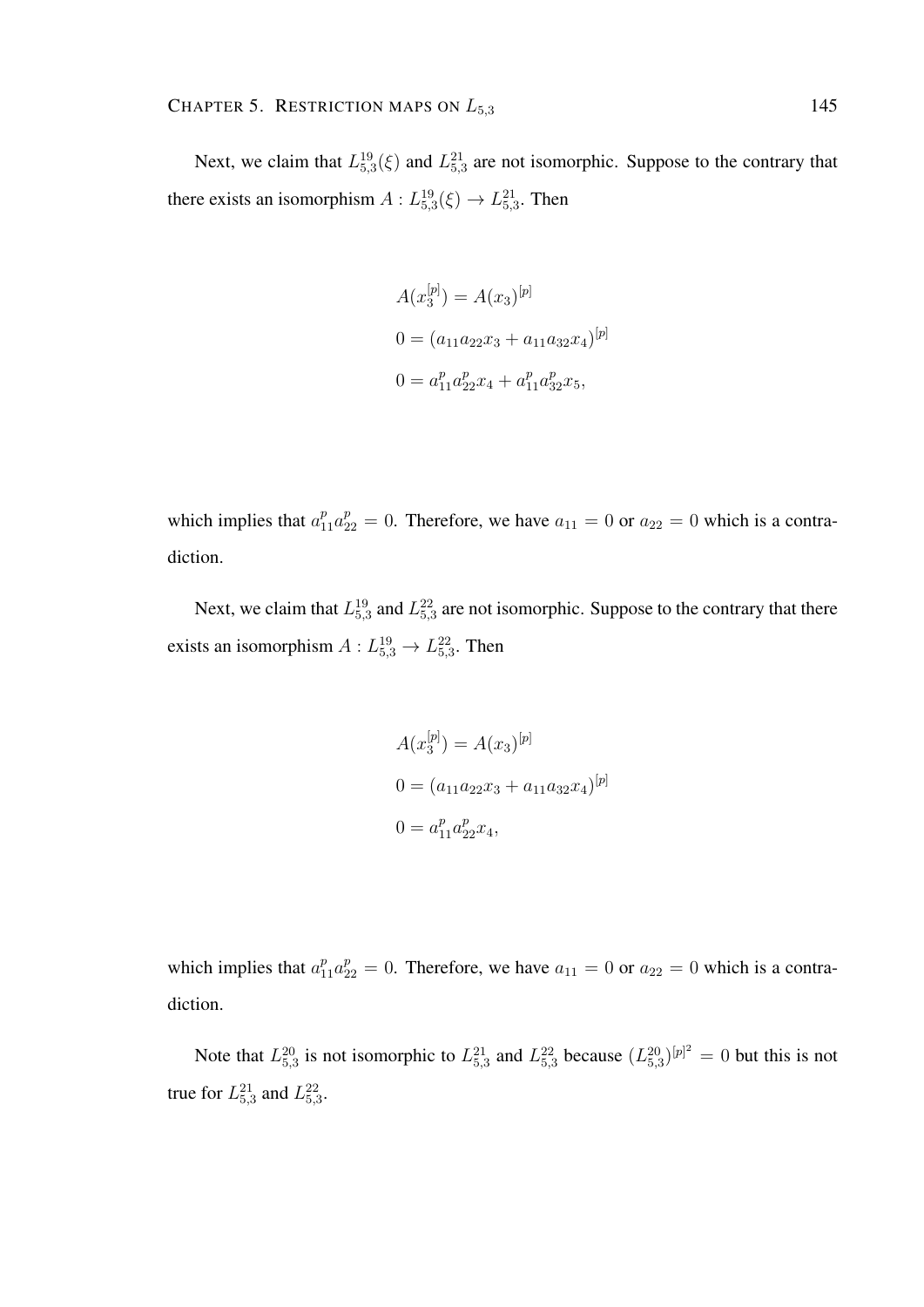Next, we claim that $L^{19}_{5,3}(\xi)$ and $L^{21}_{5,3}$ are not isomorphic. Suppose to the contrary that there exists an isomorphism $A : L^{19}_{5,3}(\xi) \to L^{21}_{5,3}$. Then

$$
\begin{aligned}
&A(x_3^{[p]}) = A(x_3)^{[p]} \\
&0 = (a_{11}a_{22}x_3 + a_{11}a_{32}x_4)^{[p]} \\
&0 = a_{11}^p a_{22}^p x_4 + a_{11}^p a_{32}^p x_5,
\end{aligned}
$$

which implies that $a_{11}^p a_{22}^p = 0$. Therefore, we have $a_{11} = 0$ or $a_{22} = 0$ which is a contradiction.

Next, we claim that $L^{19}_{5,3}$ and $L^{22}_{5,3}$ are not isomorphic. Suppose to the contrary that there exists an isomorphism $A : L^{19}_{5,3} \to L^{22}_{5,3}$. Then

$$
\begin{aligned}
&A(x_3^{[p]}) = A(x_3)^{[p]} \\
&0 = (a_{11}a_{22}x_3 + a_{11}a_{32}x_4)^{[p]} \\
&0 = a_{11}^p a_{22}^p x_4,
\end{aligned}
$$

which implies that $a_{11}^p a_{22}^p = 0$. Therefore, we have $a_{11} = 0$ or $a_{22} = 0$ which is a contradiction.

Note that $L^{20}_{5,3}$ is not isomorphic to $L^{21}_{5,3}$ and $L^{22}_{5,3}$ because $(L^{20}_{5,3})^{[p]^2} = 0$ but this is not true for $L^{21}_{5,3}$ and $L^{22}_{5,3}$.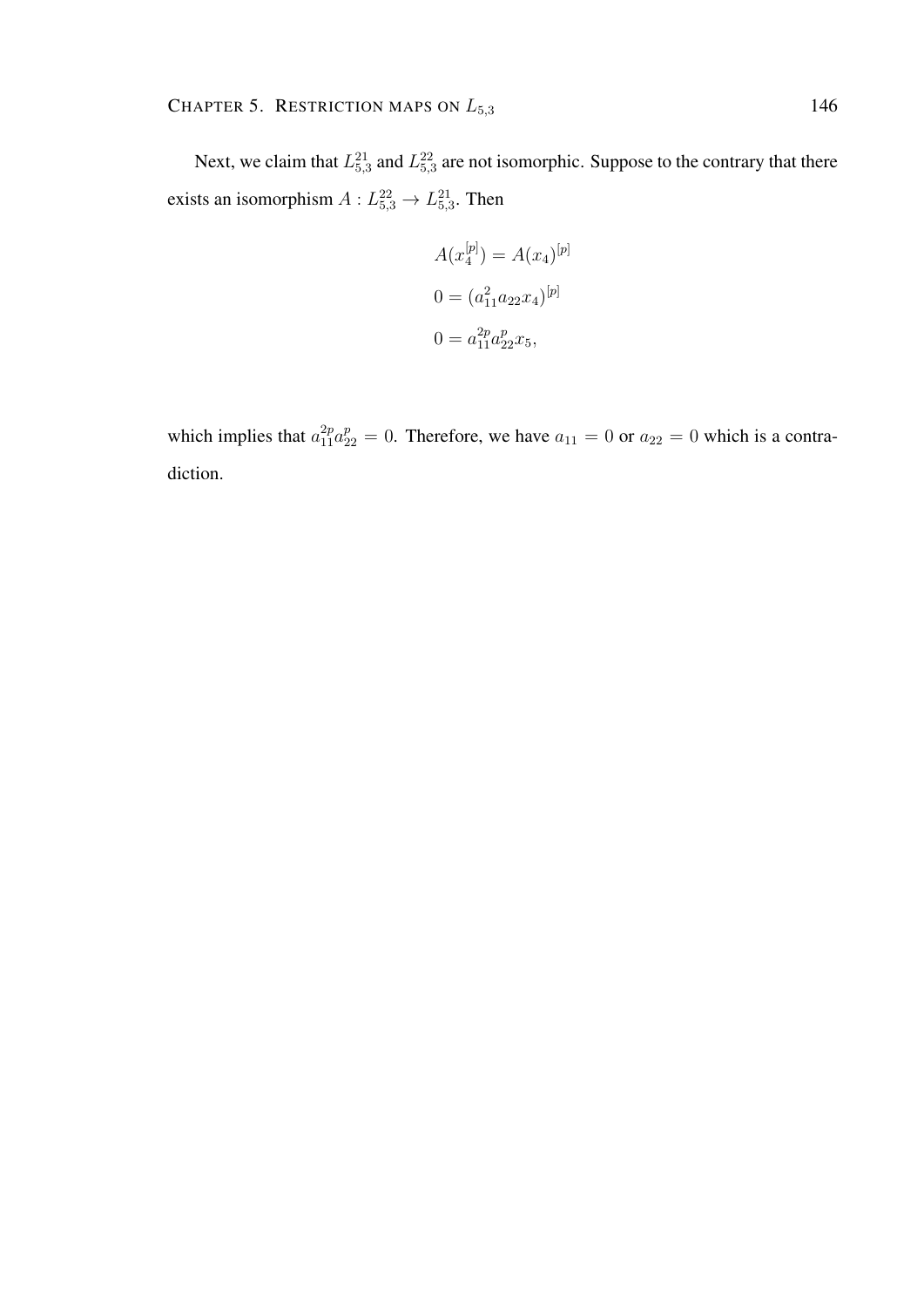Next, we claim that $L_{5,3}^{21}$ and $L_{5,3}^{22}$ are not isomorphic. Suppose to the contrary that there exists an isomorphism $A : L_{5,3}^{22} \to L_{5,3}^{21}$. Then

$$
\begin{aligned}
A(x_4^{[p]}) &= A(x_4)^{[p]} \\
0 &= (a_{11}^2 a_{22} x_4)^{[p]} \\
0 &= a_{11}^{2p} a_{22}^p x_5,
\end{aligned}
$$

which implies that $a_{11}^{2p} a_{22}^p = 0$. Therefore, we have $a_{11} = 0$ or $a_{22} = 0$ which is a contradiction.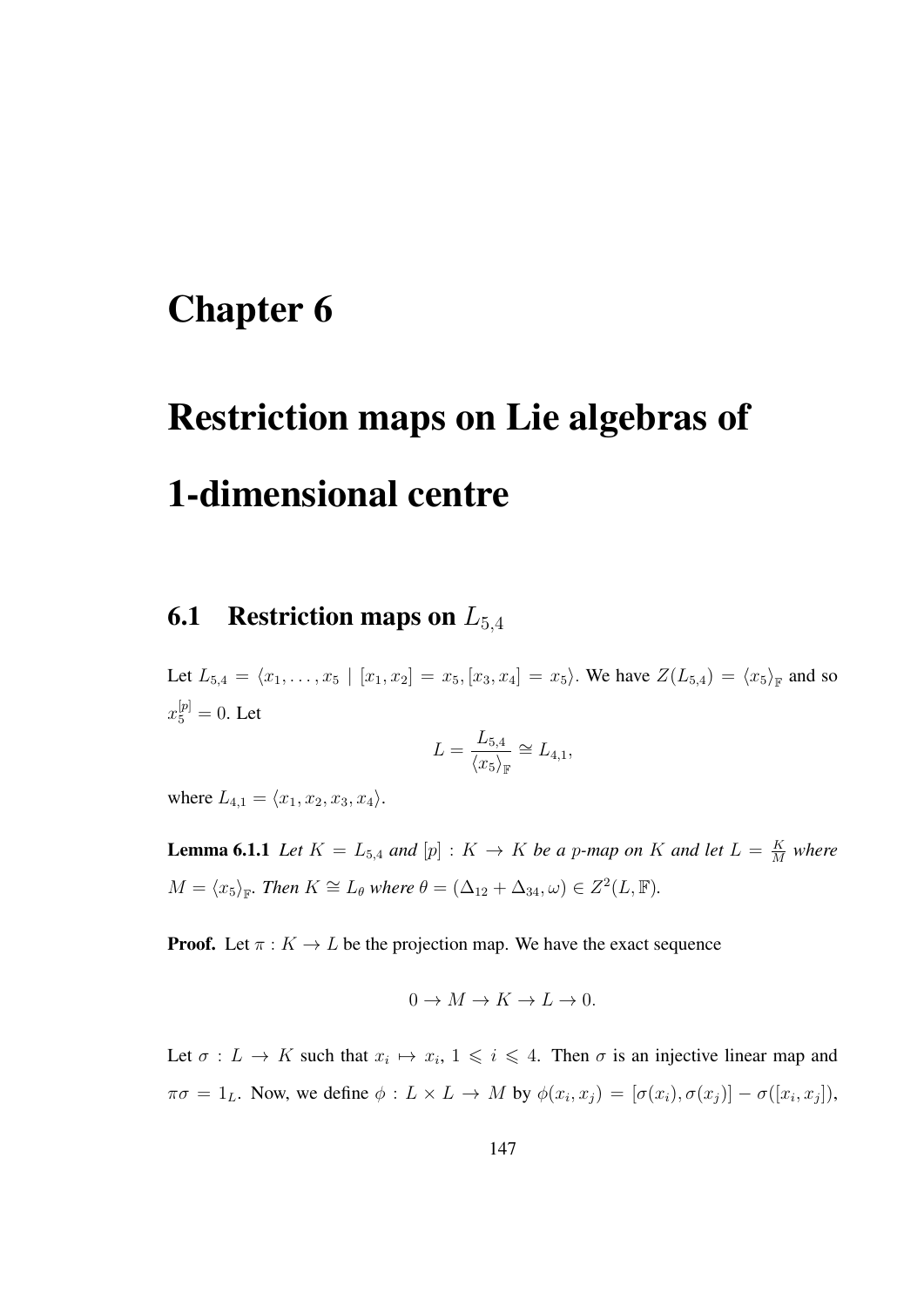# Chapter 6

# Restriction maps on Lie algebras of 1-dimensional centre

## 6.1 Restriction maps on $L_{5,4}$

Let $L_{5,4} = \langle x_1, \ldots, x_5 \mid [x_1, x_2] = x_5, [x_3, x_4] = x_5 \rangle$. We have $Z(L_{5,4}) = \langle x_5 \rangle_{\mathbb{F}}$ and so $x_5^{[p]} = 0$. Let

$$L = \frac{L_{5,4}}{\langle x_5 \rangle_{\mathbb{F}}} \cong L_{4,1},$$

where $L_{4,1} = \langle x_1, x_2, x_3, x_4 \rangle$.

**Lemma 6.1.1** *Let $K = L_{5,4}$ and $[p] : K \to K$ be a $p$-map on $K$ and let $L = \frac{K}{M}$ where $M = \langle x_5 \rangle_{\mathbb{F}}$. Then $K \cong L_\theta$ where $\theta = (\Delta_{12} + \Delta_{34}, \omega) \in Z^2(L, \mathbb{F})$.*

**Proof.** Let $\pi : K \to L$ be the projection map. We have the exact sequence

$$0 \to M \to K \to L \to 0.$$

Let $\sigma : L \to K$ such that $x_i \mapsto x_i$, $1 \leqslant i \leqslant 4$. Then $\sigma$ is an injective linear map and $\pi\sigma = 1_L$. Now, we define $\phi : L \times L \to M$ by $\phi(x_i, x_j) = [\sigma(x_i), \sigma(x_j)] - \sigma([x_i, x_j])$,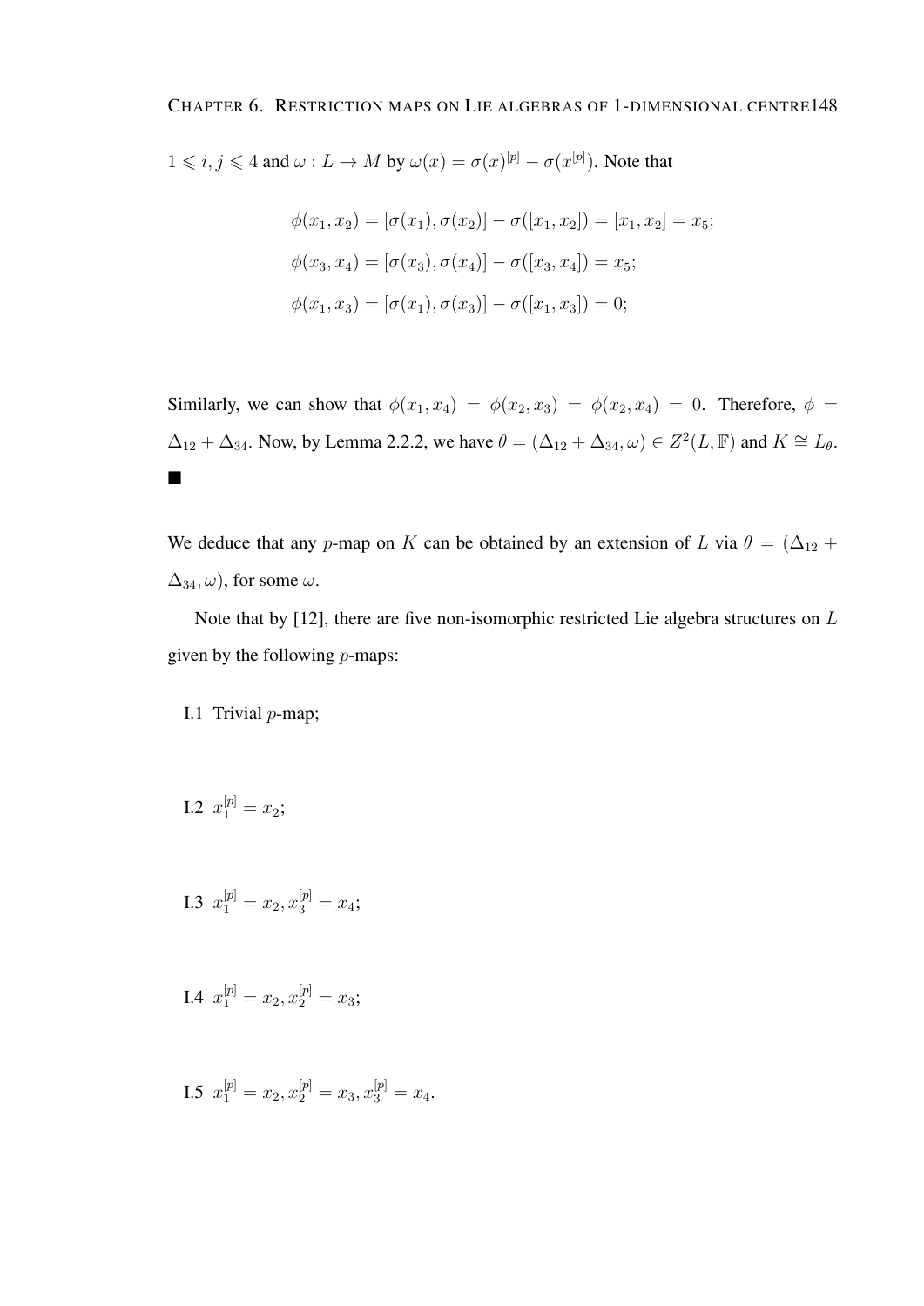$1 \leqslant i, j \leqslant 4$ and $\omega : L \to M$ by $\omega(x) = \sigma(x)^{[p]} - \sigma(x^{[p]})$. Note that

$$\phi(x_1, x_2) = [\sigma(x_1), \sigma(x_2)] - \sigma([x_1, x_2]) = [x_1, x_2] = x_5;$$

$$\phi(x_3, x_4) = [\sigma(x_3), \sigma(x_4)] - \sigma([x_3, x_4]) = x_5;$$

$$\phi(x_1, x_3) = [\sigma(x_1), \sigma(x_3)] - \sigma([x_1, x_3]) = 0;$$

Similarly, we can show that $\phi(x_1, x_4) = \phi(x_2, x_3) = \phi(x_2, x_4) = 0$. Therefore, $\phi = \Delta_{12} + \Delta_{34}$. Now, by Lemma 2.2.2, we have $\theta = (\Delta_{12} + \Delta_{34}, \omega) \in Z^2(L, \mathbb{F})$ and $K \cong L_\theta$. ■

We deduce that any $p$-map on $K$ can be obtained by an extension of $L$ via $\theta = (\Delta_{12} + \Delta_{34}, \omega)$, for some $\omega$.

Note that by [12], there are five non-isomorphic restricted Lie algebra structures on $L$ given by the following $p$-maps:

I.1 Trivial $p$-map;

I.2 $x_1^{[p]} = x_2$;

I.3 $x_1^{[p]} = x_2, x_3^{[p]} = x_4$;

I.4 $x_1^{[p]} = x_2, x_2^{[p]} = x_3$;

I.5 $x_1^{[p]} = x_2, x_2^{[p]} = x_3, x_3^{[p]} = x_4$.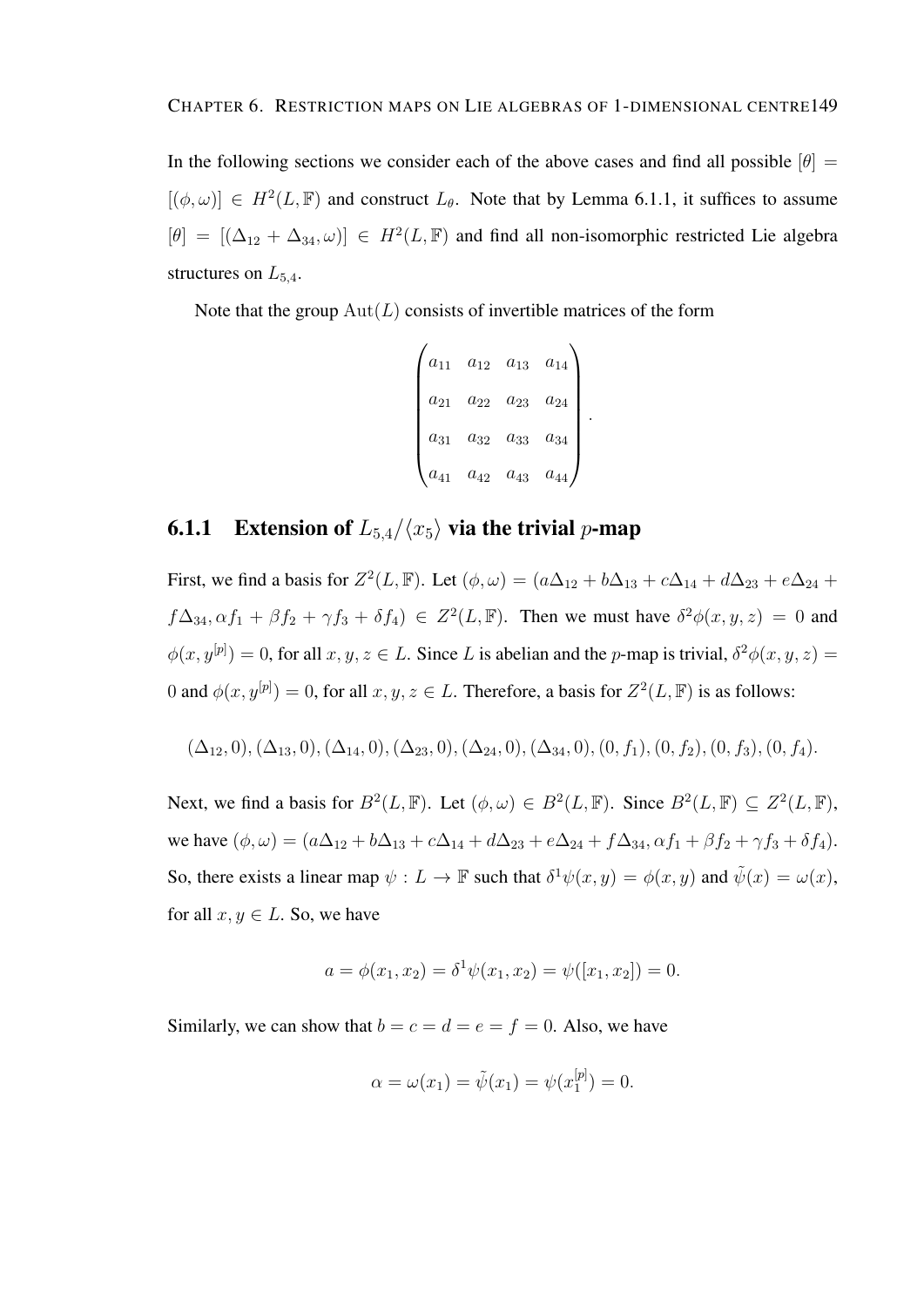In the following sections we consider each of the above cases and find all possible $[\theta] = [(\phi, \omega)] \in H^2(L, \mathbb{F})$ and construct $L_\theta$. Note that by Lemma 6.1.1, it suffices to assume $[\theta] = [(\Delta_{12} + \Delta_{34}, \omega)] \in H^2(L, \mathbb{F})$ and find all non-isomorphic restricted Lie algebra structures on $L_{5,4}$.

Note that the group $\mathrm{Aut}(L)$ consists of invertible matrices of the form

$$\begin{pmatrix} a_{11} & a_{12} & a_{13} & a_{14} \\ a_{21} & a_{22} & a_{23} & a_{24} \\ a_{31} & a_{32} & a_{33} & a_{34} \\ a_{41} & a_{42} & a_{43} & a_{44} \end{pmatrix}.$$

### 6.1.1 Extension of $L_{5,4}/\langle x_5 \rangle$ via the trivial $p$-map

First, we find a basis for $Z^2(L, \mathbb{F})$. Let $(\phi, \omega) = (a\Delta_{12} + b\Delta_{13} + c\Delta_{14} + d\Delta_{23} + e\Delta_{24} + f\Delta_{34}, \alpha f_1 + \beta f_2 + \gamma f_3 + \delta f_4) \in Z^2(L, \mathbb{F})$. Then we must have $\delta^2\phi(x, y, z) = 0$ and $\phi(x, y^{[p]}) = 0$, for all $x, y, z \in L$. Since $L$ is abelian and the $p$-map is trivial, $\delta^2\phi(x, y, z) = 0$ and $\phi(x, y^{[p]}) = 0$, for all $x, y, z \in L$. Therefore, a basis for $Z^2(L, \mathbb{F})$ is as follows:

$$(\Delta_{12}, 0), (\Delta_{13}, 0), (\Delta_{14}, 0), (\Delta_{23}, 0), (\Delta_{24}, 0), (\Delta_{34}, 0), (0, f_1), (0, f_2), (0, f_3), (0, f_4).$$

Next, we find a basis for $B^2(L, \mathbb{F})$. Let $(\phi, \omega) \in B^2(L, \mathbb{F})$. Since $B^2(L, \mathbb{F}) \subseteq Z^2(L, \mathbb{F})$, we have $(\phi, \omega) = (a\Delta_{12} + b\Delta_{13} + c\Delta_{14} + d\Delta_{23} + e\Delta_{24} + f\Delta_{34}, \alpha f_1 + \beta f_2 + \gamma f_3 + \delta f_4)$. So, there exists a linear map $\psi : L \to \mathbb{F}$ such that $\delta^1\psi(x, y) = \phi(x, y)$ and $\tilde{\psi}(x) = \omega(x)$, for all $x, y \in L$. So, we have

$$a = \phi(x_1, x_2) = \delta^1\psi(x_1, x_2) = \psi([x_1, x_2]) = 0.$$

Similarly, we can show that $b = c = d = e = f = 0$. Also, we have

$$\alpha = \omega(x_1) = \tilde{\psi}(x_1) = \psi(x_1^{[p]}) = 0.$$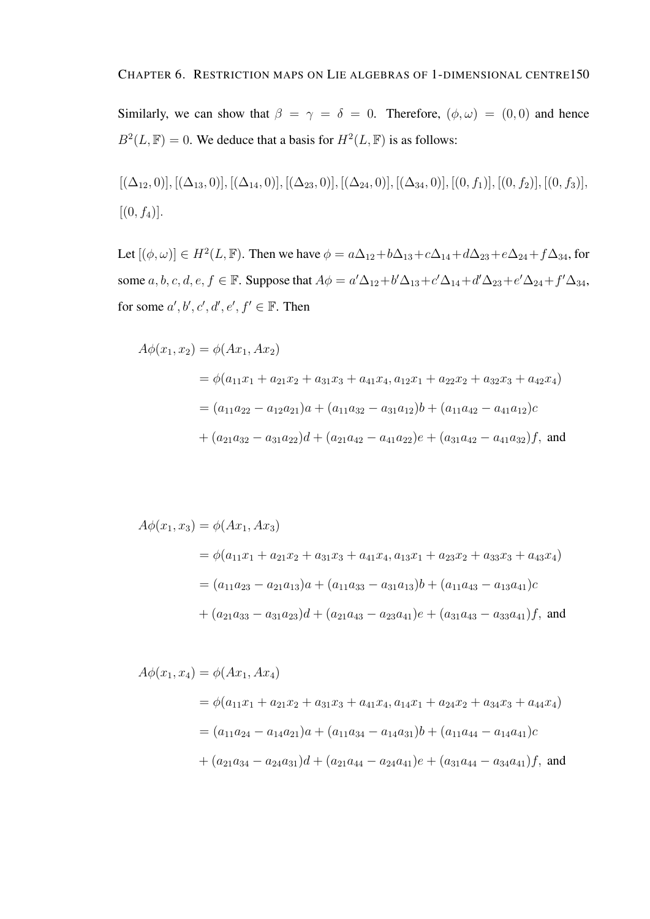Similarly, we can show that $\beta = \gamma = \delta = 0$. Therefore, $(\phi, \omega) = (0, 0)$ and hence $B^2(L, \mathbb{F}) = 0$. We deduce that a basis for $H^2(L, \mathbb{F})$ is as follows:

$[(\Delta_{12}, 0)], [(\Delta_{13}, 0)], [(\Delta_{14}, 0)], [(\Delta_{23}, 0)], [(\Delta_{24}, 0)], [(\Delta_{34}, 0)], [(0, f_1)], [(0, f_2)], [(0, f_3)],$ $[(0, f_4)]$.

Let $[(\phi, \omega)] \in H^2(L, \mathbb{F})$. Then we have $\phi = a\Delta_{12} + b\Delta_{13} + c\Delta_{14} + d\Delta_{23} + e\Delta_{24} + f\Delta_{34}$, for some $a, b, c, d, e, f \in \mathbb{F}$. Suppose that $A\phi = a'\Delta_{12} + b'\Delta_{13} + c'\Delta_{14} + d'\Delta_{23} + e'\Delta_{24} + f'\Delta_{34}$, for some $a', b', c', d', e', f' \in \mathbb{F}$. Then

$$
\begin{aligned}
A\phi(x_1, x_2) &= \phi(Ax_1, Ax_2) \\
&= \phi(a_{11}x_1 + a_{21}x_2 + a_{31}x_3 + a_{41}x_4, a_{12}x_1 + a_{22}x_2 + a_{32}x_3 + a_{42}x_4) \\
&= (a_{11}a_{22} - a_{12}a_{21})a + (a_{11}a_{32} - a_{31}a_{12})b + (a_{11}a_{42} - a_{41}a_{12})c \\
&\quad + (a_{21}a_{32} - a_{31}a_{22})d + (a_{21}a_{42} - a_{41}a_{22})e + (a_{31}a_{42} - a_{41}a_{32})f, \text{ and}
\end{aligned}
$$

$$
\begin{aligned}
A\phi(x_1, x_3) &= \phi(Ax_1, Ax_3) \\
&= \phi(a_{11}x_1 + a_{21}x_2 + a_{31}x_3 + a_{41}x_4, a_{13}x_1 + a_{23}x_2 + a_{33}x_3 + a_{43}x_4) \\
&= (a_{11}a_{23} - a_{21}a_{13})a + (a_{11}a_{33} - a_{31}a_{13})b + (a_{11}a_{43} - a_{13}a_{41})c \\
&\quad + (a_{21}a_{33} - a_{31}a_{23})d + (a_{21}a_{43} - a_{23}a_{41})e + (a_{31}a_{43} - a_{33}a_{41})f, \text{ and}
\end{aligned}
$$

$$
\begin{aligned}
A\phi(x_1, x_4) &= \phi(Ax_1, Ax_4) \\
&= \phi(a_{11}x_1 + a_{21}x_2 + a_{31}x_3 + a_{41}x_4, a_{14}x_1 + a_{24}x_2 + a_{34}x_3 + a_{44}x_4) \\
&= (a_{11}a_{24} - a_{14}a_{21})a + (a_{11}a_{34} - a_{14}a_{31})b + (a_{11}a_{44} - a_{14}a_{41})c \\
&\quad + (a_{21}a_{34} - a_{24}a_{31})d + (a_{21}a_{44} - a_{24}a_{41})e + (a_{31}a_{44} - a_{34}a_{41})f, \text{ and}
\end{aligned}
$$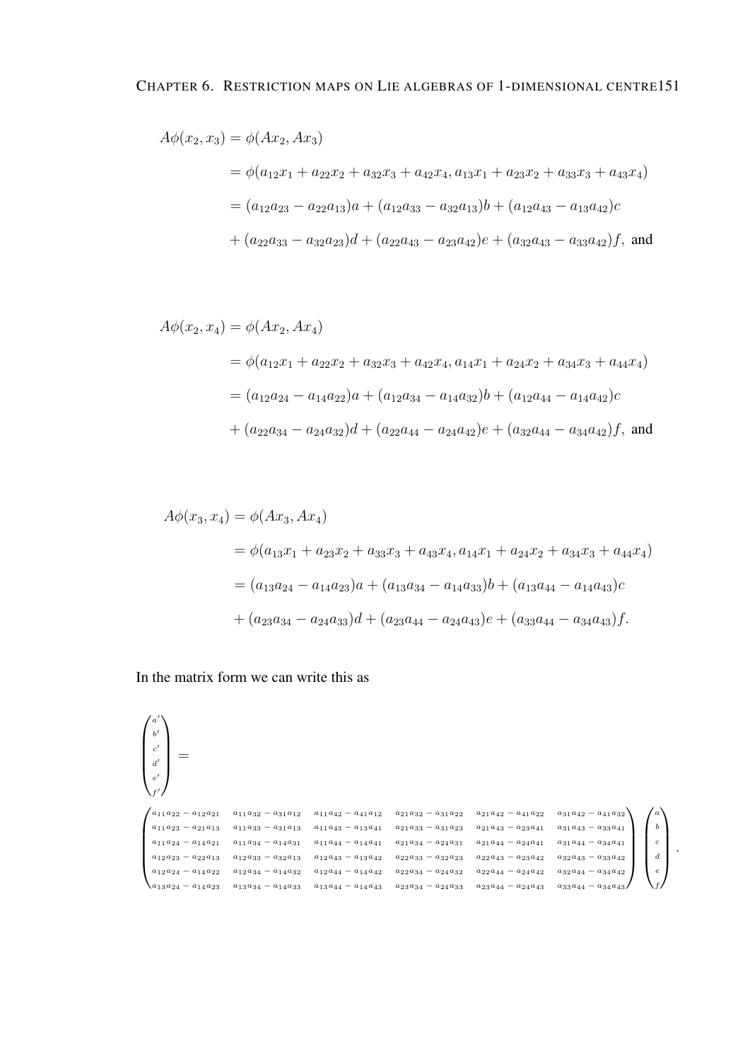$$
\begin{aligned}
A\phi(x_2, x_3) &= \phi(Ax_2, Ax_3) \\
&= \phi(a_{12}x_1 + a_{22}x_2 + a_{32}x_3 + a_{42}x_4, a_{13}x_1 + a_{23}x_2 + a_{33}x_3 + a_{43}x_4) \\
&= (a_{12}a_{23} - a_{22}a_{13})a + (a_{12}a_{33} - a_{32}a_{13})b + (a_{12}a_{43} - a_{13}a_{42})c \\
&+ (a_{22}a_{33} - a_{32}a_{23})d + (a_{22}a_{43} - a_{23}a_{42})e + (a_{32}a_{43} - a_{33}a_{42})f, \text{ and}
\end{aligned}
$$

$$
\begin{aligned}
A\phi(x_2, x_4) &= \phi(Ax_2, Ax_4) \\
&= \phi(a_{12}x_1 + a_{22}x_2 + a_{32}x_3 + a_{42}x_4, a_{14}x_1 + a_{24}x_2 + a_{34}x_3 + a_{44}x_4) \\
&= (a_{12}a_{24} - a_{14}a_{22})a + (a_{12}a_{34} - a_{14}a_{32})b + (a_{12}a_{44} - a_{14}a_{42})c \\
&+ (a_{22}a_{34} - a_{24}a_{32})d + (a_{22}a_{44} - a_{24}a_{42})e + (a_{32}a_{44} - a_{34}a_{42})f, \text{ and}
\end{aligned}
$$

$$
\begin{aligned}
A\phi(x_3, x_4) &= \phi(Ax_3, Ax_4) \\
&= \phi(a_{13}x_1 + a_{23}x_2 + a_{33}x_3 + a_{43}x_4, a_{14}x_1 + a_{24}x_2 + a_{34}x_3 + a_{44}x_4) \\
&= (a_{13}a_{24} - a_{14}a_{23})a + (a_{13}a_{34} - a_{14}a_{33})b + (a_{13}a_{44} - a_{14}a_{43})c \\
&+ (a_{23}a_{34} - a_{24}a_{33})d + (a_{23}a_{44} - a_{24}a_{43})e + (a_{33}a_{44} - a_{34}a_{43})f.
\end{aligned}
$$

In the matrix form we can write this as

$$
\begin{pmatrix} a' \\ b' \\ c' \\ d' \\ e' \\ f' \end{pmatrix} =
$$

$$
\begin{pmatrix}
a_{11}a_{22} - a_{12}a_{21} & a_{11}a_{32} - a_{31}a_{12} & a_{11}a_{42} - a_{41}a_{12} & a_{21}a_{32} - a_{31}a_{22} & a_{21}a_{42} - a_{41}a_{22} & a_{31}a_{42} - a_{41}a_{32} \\
a_{11}a_{23} - a_{21}a_{13} & a_{11}a_{33} - a_{31}a_{13} & a_{11}a_{43} - a_{13}a_{41} & a_{21}a_{33} - a_{31}a_{23} & a_{21}a_{43} - a_{23}a_{41} & a_{31}a_{43} - a_{33}a_{41} \\
a_{11}a_{24} - a_{14}a_{21} & a_{11}a_{34} - a_{14}a_{31} & a_{11}a_{44} - a_{14}a_{41} & a_{21}a_{34} - a_{24}a_{31} & a_{21}a_{44} - a_{24}a_{41} & a_{31}a_{44} - a_{34}a_{41} \\
a_{12}a_{23} - a_{22}a_{13} & a_{12}a_{33} - a_{32}a_{13} & a_{12}a_{43} - a_{13}a_{42} & a_{22}a_{33} - a_{32}a_{23} & a_{22}a_{43} - a_{23}a_{42} & a_{32}a_{43} - a_{33}a_{42} \\
a_{12}a_{24} - a_{14}a_{22} & a_{12}a_{34} - a_{14}a_{32} & a_{12}a_{44} - a_{14}a_{42} & a_{22}a_{34} - a_{24}a_{32} & a_{22}a_{44} - a_{24}a_{42} & a_{32}a_{44} - a_{34}a_{42} \\
a_{13}a_{24} - a_{14}a_{23} & a_{13}a_{34} - a_{14}a_{33} & a_{13}a_{44} - a_{14}a_{43} & a_{23}a_{34} - a_{24}a_{33} & a_{23}a_{44} - a_{24}a_{43} & a_{33}a_{44} - a_{34}a_{43}
\end{pmatrix}
\begin{pmatrix} a \\ b \\ c \\ d \\ e \\ f \end{pmatrix}.
$$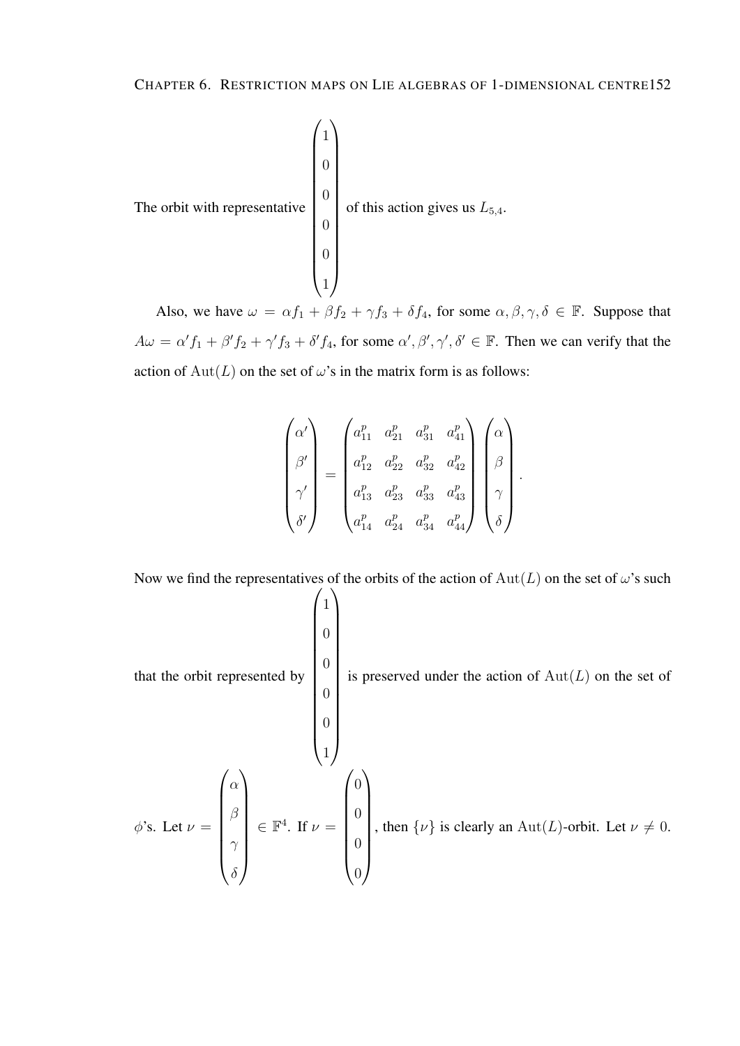The orbit with representative $\begin{pmatrix} 1 \\ 0 \\ 0 \\ 0 \\ 0 \\ 1 \end{pmatrix}$ of this action gives us $L_{5,4}$.

Also, we have $\omega = \alpha f_1 + \beta f_2 + \gamma f_3 + \delta f_4$, for some $\alpha, \beta, \gamma, \delta \in \mathbb{F}$. Suppose that $A\omega = \alpha' f_1 + \beta' f_2 + \gamma' f_3 + \delta' f_4$, for some $\alpha', \beta', \gamma', \delta' \in \mathbb{F}$. Then we can verify that the action of $\mathrm{Aut}(L)$ on the set of $\omega$'s in the matrix form is as follows:

$$\begin{pmatrix} \alpha' \\ \beta' \\ \gamma' \\ \delta' \end{pmatrix} = \begin{pmatrix} a_{11}^p & a_{21}^p & a_{31}^p & a_{41}^p \\ a_{12}^p & a_{22}^p & a_{32}^p & a_{42}^p \\ a_{13}^p & a_{23}^p & a_{33}^p & a_{43}^p \\ a_{14}^p & a_{24}^p & a_{34}^p & a_{44}^p \end{pmatrix} \begin{pmatrix} \alpha \\ \beta \\ \gamma \\ \delta \end{pmatrix}.$$

Now we find the representatives of the orbits of the action of $\mathrm{Aut}(L)$ on the set of $\omega$'s such that the orbit represented by $\begin{pmatrix} 1 \\ 0 \\ 0 \\ 0 \\ 0 \\ 1 \end{pmatrix}$ is preserved under the action of $\mathrm{Aut}(L)$ on the set of $\phi$'s. Let $\nu = \begin{pmatrix} \alpha \\ \beta \\ \gamma \\ \delta \end{pmatrix} \in \mathbb{F}^4$. If $\nu = \begin{pmatrix} 0 \\ 0 \\ 0 \\ 0 \end{pmatrix}$, then $\{\nu\}$ is clearly an $\mathrm{Aut}(L)$-orbit. Let $\nu \neq 0$.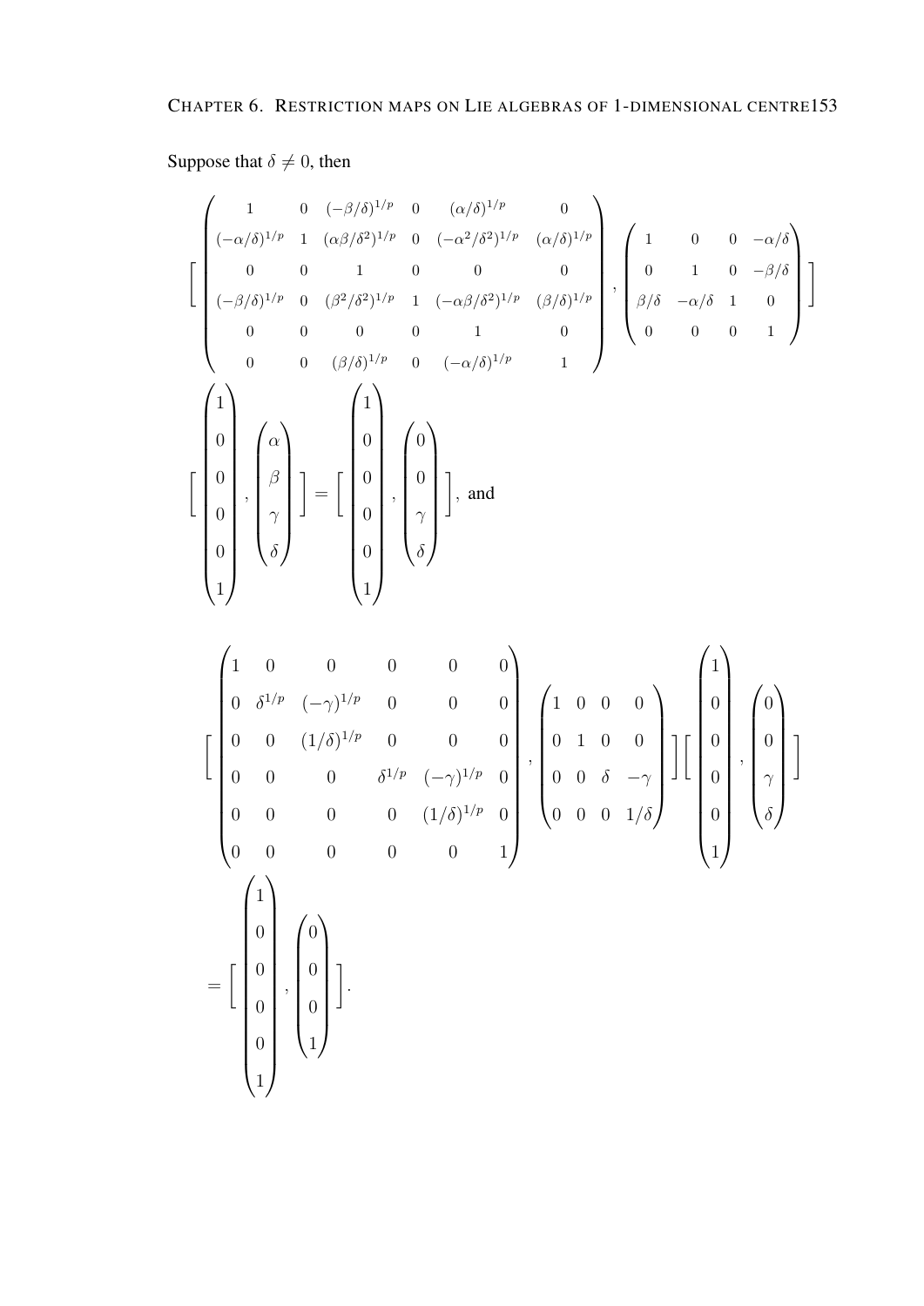Suppose that $\delta \neq 0$, then

$$
\left[ \begin{pmatrix} 1 & 0 & (-\beta/\delta)^{1/p} & 0 & (\alpha/\delta)^{1/p} & 0 \\ (-\alpha/\delta)^{1/p} & 1 & (\alpha\beta/\delta^2)^{1/p} & 0 & (-\alpha^2/\delta^2)^{1/p} & (\alpha/\delta)^{1/p} \\ 0 & 0 & 1 & 0 & 0 & 0 \\ (-\beta/\delta)^{1/p} & 0 & (\beta^2/\delta^2)^{1/p} & 1 & (-\alpha\beta/\delta^2)^{1/p} & (\beta/\delta)^{1/p} \\ 0 & 0 & 0 & 0 & 1 & 0 \\ 0 & 0 & (\beta/\delta)^{1/p} & 0 & (-\alpha/\delta)^{1/p} & 1 \end{pmatrix}, \begin{pmatrix} 1 & 0 & 0 & -\alpha/\delta \\ 0 & 1 & 0 & -\beta/\delta \\ \beta/\delta & -\alpha/\delta & 1 & 0 \\ 0 & 0 & 0 & 1 \end{pmatrix} \right]
$$

$$
\left[ \begin{pmatrix} 1 \\ 0 \\ 0 \\ 0 \\ 0 \\ 1 \end{pmatrix}, \begin{pmatrix} \alpha \\ \beta \\ \gamma \\ \delta \end{pmatrix} \right] = \left[ \begin{pmatrix} 1 \\ 0 \\ 0 \\ 0 \\ 0 \\ 1 \end{pmatrix}, \begin{pmatrix} 0 \\ 0 \\ \gamma \\ \delta \end{pmatrix} \right], \text{ and}
$$

$$
\left[ \begin{pmatrix} 1 & 0 & 0 & 0 & 0 & 0 \\ 0 & \delta^{1/p} & (-\gamma)^{1/p} & 0 & 0 & 0 \\ 0 & 0 & (1/\delta)^{1/p} & 0 & 0 & 0 \\ 0 & 0 & 0 & \delta^{1/p} & (-\gamma)^{1/p} & 0 \\ 0 & 0 & 0 & 0 & (1/\delta)^{1/p} & 0 \\ 0 & 0 & 0 & 0 & 0 & 1 \end{pmatrix}, \begin{pmatrix} 1 & 0 & 0 & 0 \\ 0 & 1 & 0 & 0 \\ 0 & 0 & \delta & -\gamma \\ 0 & 0 & 0 & 1/\delta \end{pmatrix} \right] \left[ \begin{pmatrix} 1 \\ 0 \\ 0 \\ 0 \\ 0 \\ 1 \end{pmatrix}, \begin{pmatrix} 0 \\ 0 \\ \gamma \\ \delta \end{pmatrix} \right]
$$

$$
= \left[ \begin{pmatrix} 1 \\ 0 \\ 0 \\ 0 \\ 0 \\ 1 \end{pmatrix}, \begin{pmatrix} 0 \\ 0 \\ 0 \\ 1 \end{pmatrix} \right].
$$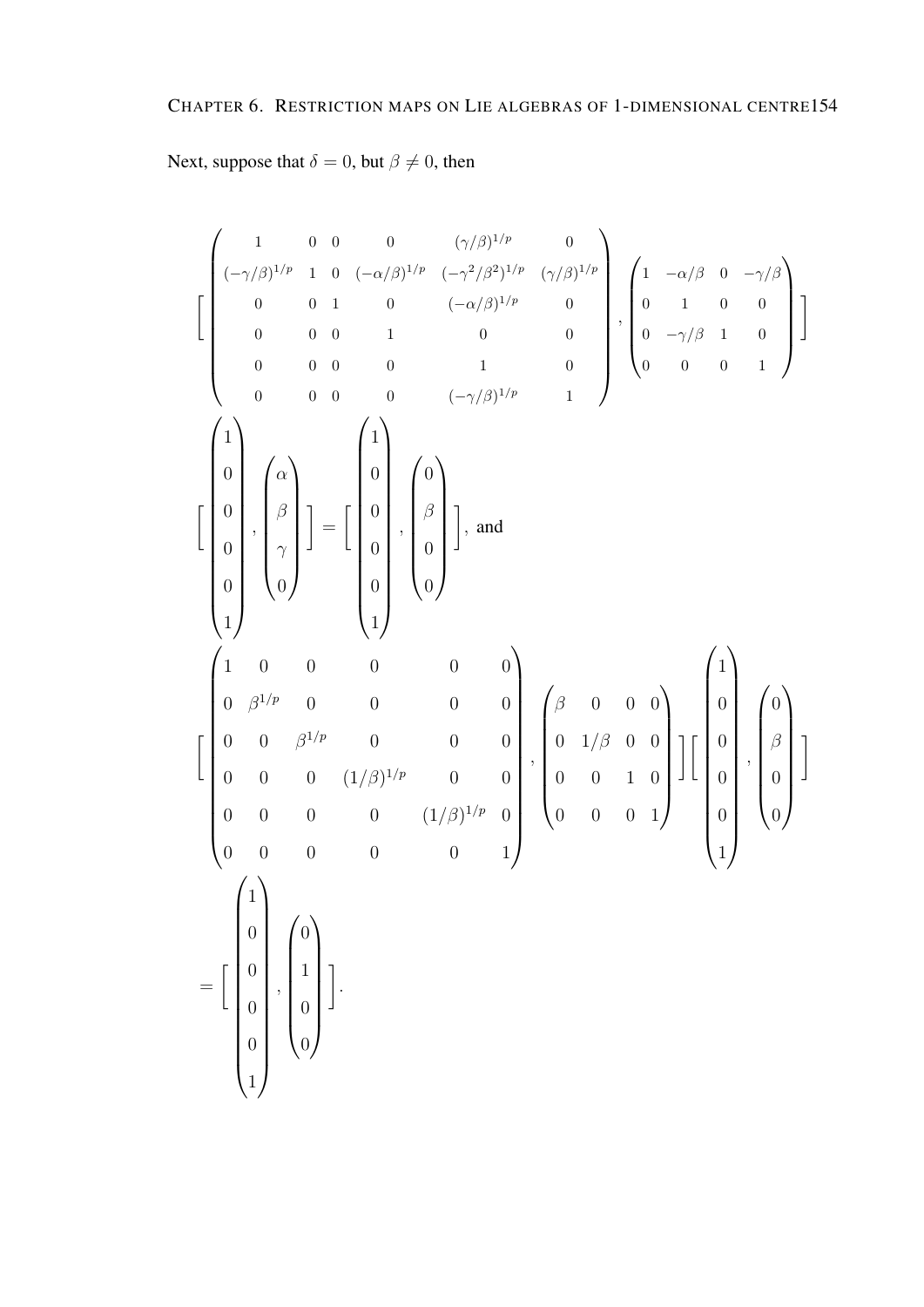Next, suppose that $\delta = 0$, but $\beta \neq 0$, then

$$
\left[ \begin{pmatrix} 1 & 0 & 0 & 0 & (\gamma/\beta)^{1/p} & 0 \\ (-\gamma/\beta)^{1/p} & 1 & 0 & (-\alpha/\beta)^{1/p} & (-\gamma^2/\beta^2)^{1/p} & (\gamma/\beta)^{1/p} \\ 0 & 0 & 1 & 0 & (-\alpha/\beta)^{1/p} & 0 \\ 0 & 0 & 0 & 1 & 0 & 0 \\ 0 & 0 & 0 & 0 & 1 & 0 \\ 0 & 0 & 0 & 0 & (-\gamma/\beta)^{1/p} & 1 \end{pmatrix}, \begin{pmatrix} 1 & -\alpha/\beta & 0 & -\gamma/\beta \\ 0 & 1 & 0 & 0 \\ 0 & -\gamma/\beta & 1 & 0 \\ 0 & 0 & 0 & 1 \end{pmatrix} \right]
$$

$$
\left[ \begin{pmatrix} 1 \\ 0 \\ 0 \\ 0 \\ 0 \\ 1 \end{pmatrix}, \begin{pmatrix} \alpha \\ \beta \\ \gamma \\ 0 \end{pmatrix} \right] = \left[ \begin{pmatrix} 1 \\ 0 \\ 0 \\ 0 \\ 0 \\ 1 \end{pmatrix}, \begin{pmatrix} 0 \\ \beta \\ 0 \\ 0 \end{pmatrix} \right], \text{ and}
$$

$$
\left[ \begin{pmatrix} 1 & 0 & 0 & 0 & 0 & 0 \\ 0 & \beta^{1/p} & 0 & 0 & 0 & 0 \\ 0 & 0 & \beta^{1/p} & 0 & 0 & 0 \\ 0 & 0 & 0 & (1/\beta)^{1/p} & 0 & 0 \\ 0 & 0 & 0 & 0 & (1/\beta)^{1/p} & 0 \\ 0 & 0 & 0 & 0 & 0 & 1 \end{pmatrix}, \begin{pmatrix} \beta & 0 & 0 & 0 \\ 0 & 1/\beta & 0 & 0 \\ 0 & 0 & 1 & 0 \\ 0 & 0 & 0 & 1 \end{pmatrix} \right] \left[ \begin{pmatrix} 1 \\ 0 \\ 0 \\ 0 \\ 0 \\ 1 \end{pmatrix}, \begin{pmatrix} 0 \\ \beta \\ 0 \\ 0 \end{pmatrix} \right]
$$

$$
= \left[ \begin{pmatrix} 1 \\ 0 \\ 0 \\ 0 \\ 0 \\ 1 \end{pmatrix}, \begin{pmatrix} 0 \\ 1 \\ 0 \\ 0 \end{pmatrix} \right].
$$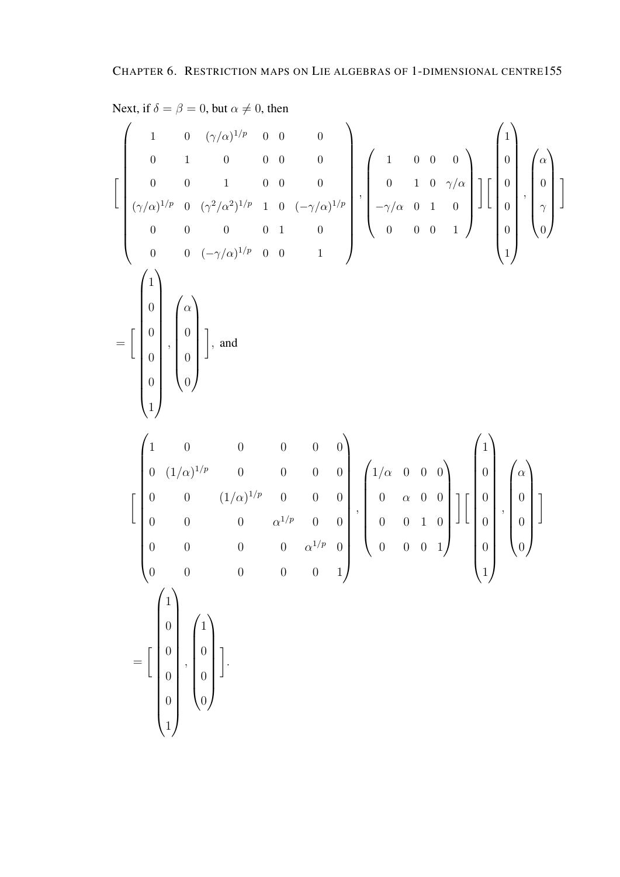Next, if $\delta = \beta = 0$, but $\alpha \neq 0$, then

$$
\left[ \begin{pmatrix} 1 & 0 & (\gamma/\alpha)^{1/p} & 0 & 0 & 0 \\ 0 & 1 & 0 & 0 & 0 & 0 \\ 0 & 0 & 1 & 0 & 0 & 0 \\ (\gamma/\alpha)^{1/p} & 0 & (\gamma^2/\alpha^2)^{1/p} & 1 & 0 & (-\gamma/\alpha)^{1/p} \\ 0 & 0 & 0 & 0 & 1 & 0 \\ 0 & 0 & (-\gamma/\alpha)^{1/p} & 0 & 0 & 1 \end{pmatrix}, \begin{pmatrix} 1 & 0 & 0 & 0 \\ 0 & 1 & 0 & \gamma/\alpha \\ -\gamma/\alpha & 0 & 1 & 0 \\ 0 & 0 & 0 & 1 \end{pmatrix} \right] \left[ \begin{pmatrix} 1 \\ 0 \\ 0 \\ 0 \\ 0 \\ 1 \end{pmatrix}, \begin{pmatrix} \alpha \\ 0 \\ \gamma \\ 0 \end{pmatrix} \right]
$$

$$
= \left[ \begin{pmatrix} 1 \\ 0 \\ 0 \\ 0 \\ 0 \\ 1 \end{pmatrix}, \begin{pmatrix} \alpha \\ 0 \\ 0 \\ 0 \end{pmatrix} \right], \text{ and}
$$

$$
\left[ \begin{pmatrix} 1 & 0 & 0 & 0 & 0 & 0 \\ 0 & (1/\alpha)^{1/p} & 0 & 0 & 0 & 0 \\ 0 & 0 & (1/\alpha)^{1/p} & 0 & 0 & 0 \\ 0 & 0 & 0 & \alpha^{1/p} & 0 & 0 \\ 0 & 0 & 0 & 0 & \alpha^{1/p} & 0 \\ 0 & 0 & 0 & 0 & 0 & 1 \end{pmatrix}, \begin{pmatrix} 1/\alpha & 0 & 0 & 0 \\ 0 & \alpha & 0 & 0 \\ 0 & 0 & 1 & 0 \\ 0 & 0 & 0 & 1 \end{pmatrix} \right] \left[ \begin{pmatrix} 1 \\ 0 \\ 0 \\ 0 \\ 0 \\ 1 \end{pmatrix}, \begin{pmatrix} \alpha \\ 0 \\ 0 \\ 0 \end{pmatrix} \right]
$$

$$
= \left[ \begin{pmatrix} 1 \\ 0 \\ 0 \\ 0 \\ 0 \\ 1 \end{pmatrix}, \begin{pmatrix} 1 \\ 0 \\ 0 \\ 0 \end{pmatrix} \right].
$$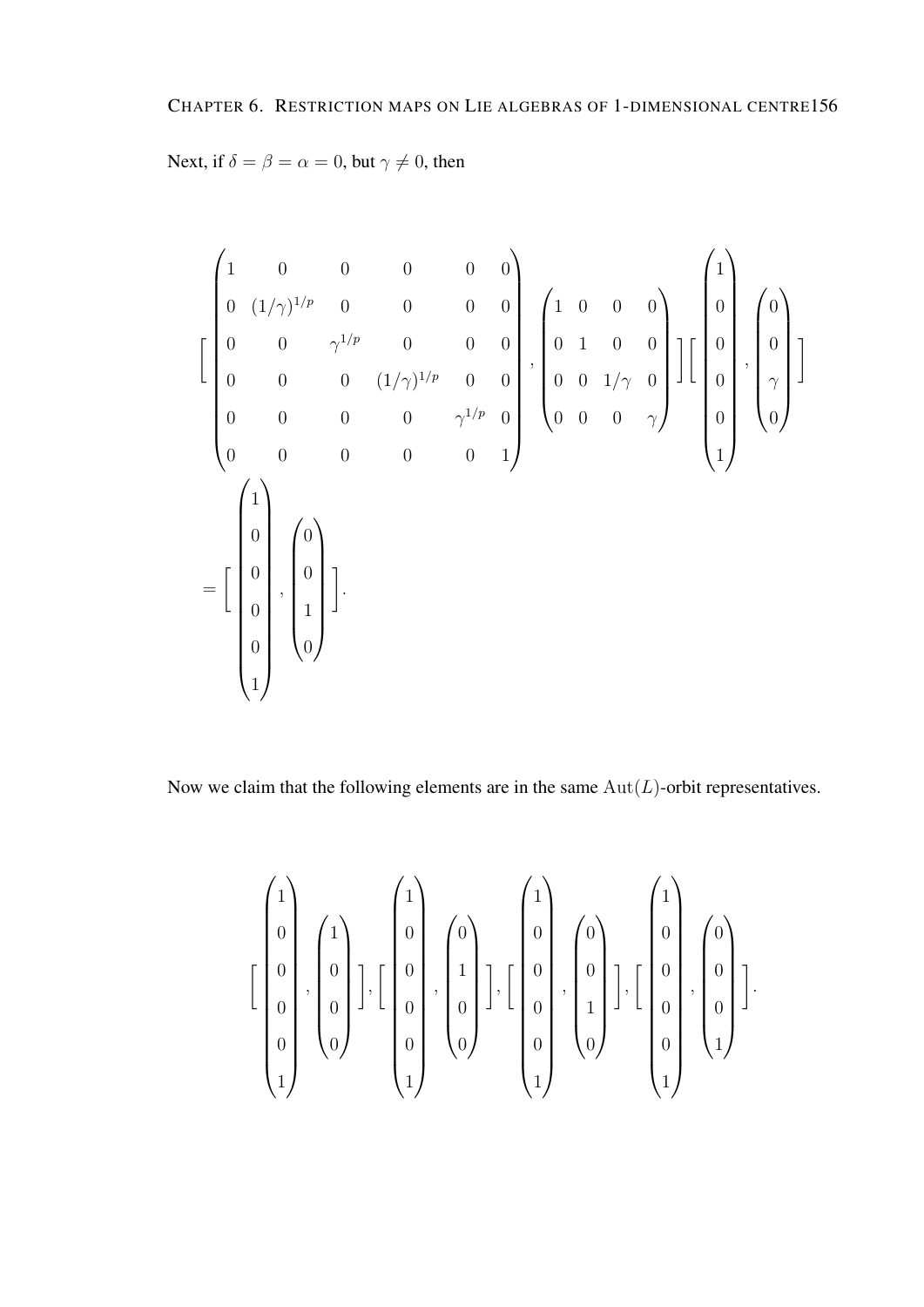Next, if $\delta = \beta = \alpha = 0$, but $\gamma \neq 0$, then

$$
\left[ \begin{pmatrix} 1 & 0 & 0 & 0 & 0 & 0 \\ 0 & (1/\gamma)^{1/p} & 0 & 0 & 0 & 0 \\ 0 & 0 & \gamma^{1/p} & 0 & 0 & 0 \\ 0 & 0 & 0 & (1/\gamma)^{1/p} & 0 & 0 \\ 0 & 0 & 0 & 0 & \gamma^{1/p} & 0 \\ 0 & 0 & 0 & 0 & 0 & 1 \end{pmatrix}, \begin{pmatrix} 1 & 0 & 0 & 0 \\ 0 & 1 & 0 & 0 \\ 0 & 0 & 1/\gamma & 0 \\ 0 & 0 & 0 & \gamma \end{pmatrix} \right] \left[ \begin{pmatrix} 1 \\ 0 \\ 0 \\ 0 \\ 0 \\ 1 \end{pmatrix}, \begin{pmatrix} 0 \\ 0 \\ \gamma \\ 0 \end{pmatrix} \right]
$$

$$
= \left[ \begin{pmatrix} 1 \\ 0 \\ 0 \\ 0 \\ 0 \\ 1 \end{pmatrix}, \begin{pmatrix} 0 \\ 0 \\ 1 \\ 0 \end{pmatrix} \right].
$$

Now we claim that the following elements are in the same $\mathrm{Aut}(L)$-orbit representatives.

$$
\left[ \begin{pmatrix} 1 \\ 0 \\ 0 \\ 0 \\ 0 \\ 1 \end{pmatrix}, \begin{pmatrix} 1 \\ 0 \\ 0 \\ 0 \end{pmatrix} \right], \left[ \begin{pmatrix} 1 \\ 0 \\ 0 \\ 0 \\ 0 \\ 1 \end{pmatrix}, \begin{pmatrix} 0 \\ 1 \\ 0 \\ 0 \end{pmatrix} \right], \left[ \begin{pmatrix} 1 \\ 0 \\ 0 \\ 0 \\ 0 \\ 1 \end{pmatrix}, \begin{pmatrix} 0 \\ 0 \\ 1 \\ 0 \end{pmatrix} \right], \left[ \begin{pmatrix} 1 \\ 0 \\ 0 \\ 0 \\ 0 \\ 1 \end{pmatrix}, \begin{pmatrix} 0 \\ 0 \\ 0 \\ 1 \end{pmatrix} \right].
$$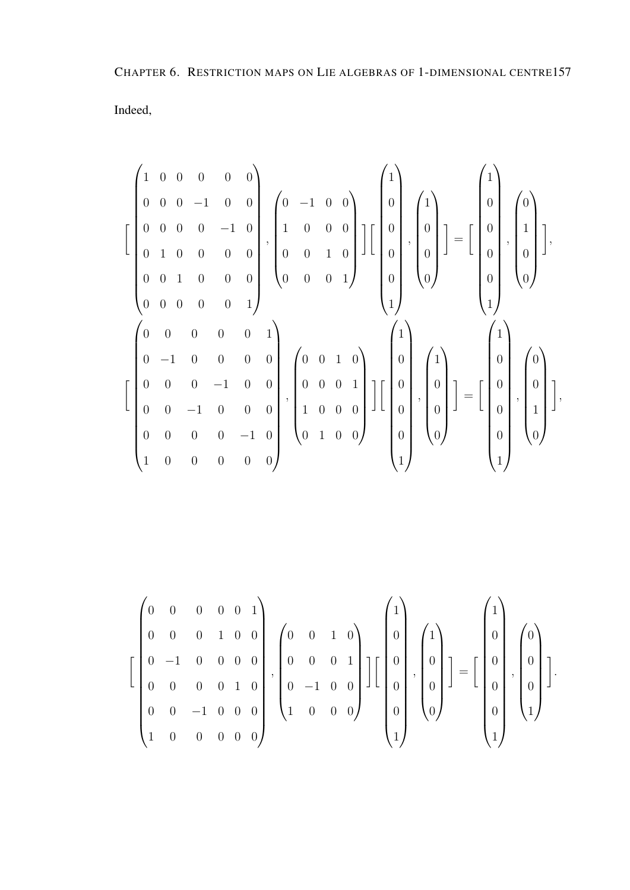Indeed,

$$
\left[\begin{pmatrix} 1 & 0 & 0 & 0 & 0 & 0 \\ 0 & 0 & 0 & -1 & 0 & 0 \\ 0 & 0 & 0 & 0 & -1 & 0 \\ 0 & 1 & 0 & 0 & 0 & 0 \\ 0 & 0 & 1 & 0 & 0 & 0 \\ 0 & 0 & 0 & 0 & 0 & 1 \end{pmatrix}, \begin{pmatrix} 0 & -1 & 0 & 0 \\ 1 & 0 & 0 & 0 \\ 0 & 0 & 1 & 0 \\ 0 & 0 & 0 & 1 \end{pmatrix}\right]\left[\begin{pmatrix} 1 \\ 0 \\ 0 \\ 0 \\ 0 \\ 1 \end{pmatrix}, \begin{pmatrix} 1 \\ 0 \\ 0 \\ 0 \end{pmatrix}\right] = \left[\begin{pmatrix} 1 \\ 0 \\ 0 \\ 0 \\ 0 \\ 1 \end{pmatrix}, \begin{pmatrix} 0 \\ 1 \\ 0 \\ 0 \end{pmatrix}\right],
$$

$$
\left[\begin{pmatrix} 0 & 0 & 0 & 0 & 0 & 1 \\ 0 & -1 & 0 & 0 & 0 & 0 \\ 0 & 0 & 0 & -1 & 0 & 0 \\ 0 & 0 & -1 & 0 & 0 & 0 \\ 0 & 0 & 0 & 0 & -1 & 0 \\ 1 & 0 & 0 & 0 & 0 & 0 \end{pmatrix}, \begin{pmatrix} 0 & 0 & 1 & 0 \\ 0 & 0 & 0 & 1 \\ 1 & 0 & 0 & 0 \\ 0 & 1 & 0 & 0 \end{pmatrix}\right]\left[\begin{pmatrix} 1 \\ 0 \\ 0 \\ 0 \\ 0 \\ 1 \end{pmatrix}, \begin{pmatrix} 1 \\ 0 \\ 0 \\ 0 \end{pmatrix}\right] = \left[\begin{pmatrix} 1 \\ 0 \\ 0 \\ 0 \\ 0 \\ 1 \end{pmatrix}, \begin{pmatrix} 0 \\ 0 \\ 1 \\ 0 \end{pmatrix}\right],
$$

$$
\left[\begin{pmatrix} 0 & 0 & 0 & 0 & 0 & 1 \\ 0 & 0 & 0 & 1 & 0 & 0 \\ 0 & -1 & 0 & 0 & 0 & 0 \\ 0 & 0 & 0 & 0 & 1 & 0 \\ 0 & 0 & -1 & 0 & 0 & 0 \\ 1 & 0 & 0 & 0 & 0 & 0 \end{pmatrix}, \begin{pmatrix} 0 & 0 & 1 & 0 \\ 0 & 0 & 0 & 1 \\ 0 & -1 & 0 & 0 \\ 1 & 0 & 0 & 0 \end{pmatrix}\right]\left[\begin{pmatrix} 1 \\ 0 \\ 0 \\ 0 \\ 0 \\ 1 \end{pmatrix}, \begin{pmatrix} 1 \\ 0 \\ 0 \\ 0 \end{pmatrix}\right] = \left[\begin{pmatrix} 1 \\ 0 \\ 0 \\ 0 \\ 0 \\ 1 \end{pmatrix}, \begin{pmatrix} 0 \\ 0 \\ 0 \\ 1 \end{pmatrix}\right].
$$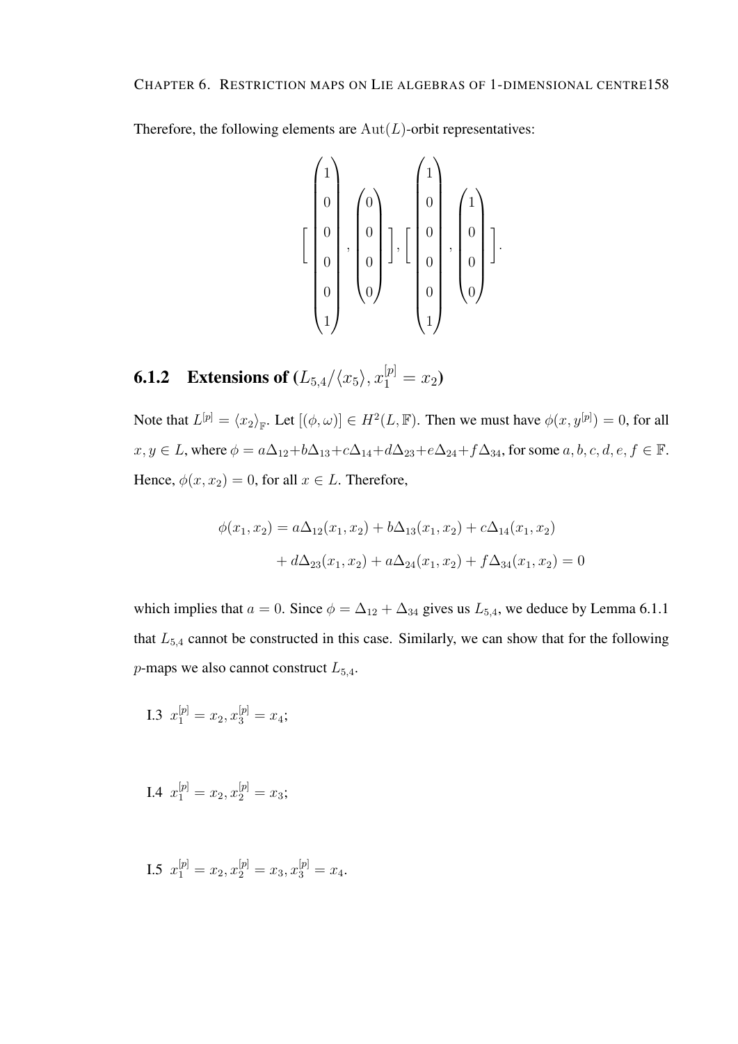Therefore, the following elements are $\mathrm{Aut}(L)$-orbit representatives:

$$\Big[\begin{pmatrix}1\\0\\0\\0\\0\\1\end{pmatrix},\begin{pmatrix}0\\0\\0\\0\end{pmatrix}\Big],\Big[\begin{pmatrix}1\\0\\0\\0\\0\\1\end{pmatrix},\begin{pmatrix}1\\0\\0\\0\end{pmatrix}\Big].$$

### 6.1.2 Extensions of $(L_{5,4}/\langle x_5\rangle, x_1^{[p]} = x_2)$

Note that $L^{[p]} = \langle x_2\rangle_{\mathbb{F}}$. Let $[(\phi,\omega)] \in H^2(L,\mathbb{F})$. Then we must have $\phi(x, y^{[p]}) = 0$, for all $x, y \in L$, where $\phi = a\Delta_{12}+b\Delta_{13}+c\Delta_{14}+d\Delta_{23}+e\Delta_{24}+f\Delta_{34}$, for some $a, b, c, d, e, f \in \mathbb{F}$. Hence, $\phi(x, x_2) = 0$, for all $x \in L$. Therefore,

$$\begin{aligned}\phi(x_1, x_2) &= a\Delta_{12}(x_1, x_2) + b\Delta_{13}(x_1, x_2) + c\Delta_{14}(x_1, x_2)\\ &\quad + d\Delta_{23}(x_1, x_2) + a\Delta_{24}(x_1, x_2) + f\Delta_{34}(x_1, x_2) = 0\end{aligned}$$

which implies that $a = 0$. Since $\phi = \Delta_{12} + \Delta_{34}$ gives us $L_{5,4}$, we deduce by Lemma 6.1.1 that $L_{5,4}$ cannot be constructed in this case. Similarly, we can show that for the following $p$-maps we also cannot construct $L_{5,4}$.

I.3 $x_1^{[p]} = x_2, x_3^{[p]} = x_4$;

I.4 $x_1^{[p]} = x_2, x_2^{[p]} = x_3$;

I.5 $x_1^{[p]} = x_2, x_2^{[p]} = x_3, x_3^{[p]} = x_4$.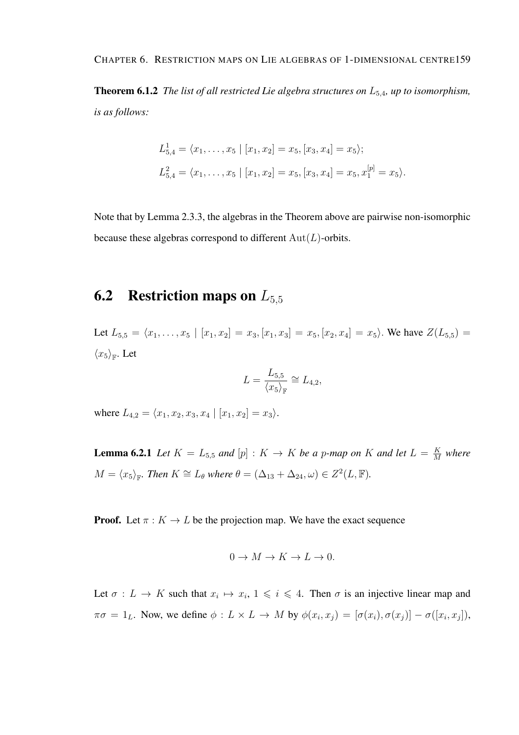**Theorem 6.1.2** *The list of all restricted Lie algebra structures on $L_{5,4}$, up to isomorphism, is as follows:*

$$L_{5,4}^1 = \langle x_1, \dots, x_5 \mid [x_1, x_2] = x_5, [x_3, x_4] = x_5 \rangle;$$
$$L_{5,4}^2 = \langle x_1, \dots, x_5 \mid [x_1, x_2] = x_5, [x_3, x_4] = x_5, x_1^{[p]} = x_5 \rangle.$$

Note that by Lemma 2.3.3, the algebras in the Theorem above are pairwise non-isomorphic because these algebras correspond to different $\mathrm{Aut}(L)$-orbits.

## 6.2 Restriction maps on $L_{5,5}$

Let $L_{5,5} = \langle x_1, \dots, x_5 \mid [x_1, x_2] = x_3, [x_1, x_3] = x_5, [x_2, x_4] = x_5 \rangle$. We have $Z(L_{5,5}) = \langle x_5 \rangle_{\mathbb{F}}$. Let

$$L = \frac{L_{5,5}}{\langle x_5 \rangle_{\mathbb{F}}} \cong L_{4,2},$$

where $L_{4,2} = \langle x_1, x_2, x_3, x_4 \mid [x_1, x_2] = x_3 \rangle$.

**Lemma 6.2.1** *Let $K = L_{5,5}$ and $[p] : K \to K$ be a $p$-map on $K$ and let $L = \frac{K}{M}$ where $M = \langle x_5 \rangle_{\mathbb{F}}$. Then $K \cong L_\theta$ where $\theta = (\Delta_{13} + \Delta_{24}, \omega) \in Z^2(L, \mathbb{F})$.*

**Proof.** Let $\pi : K \to L$ be the projection map. We have the exact sequence

$$0 \to M \to K \to L \to 0.$$

Let $\sigma : L \to K$ such that $x_i \mapsto x_i$, $1 \leqslant i \leqslant 4$. Then $\sigma$ is an injective linear map and $\pi\sigma = 1_L$. Now, we define $\phi : L \times L \to M$ by $\phi(x_i, x_j) = [\sigma(x_i), \sigma(x_j)] - \sigma([x_i, x_j])$,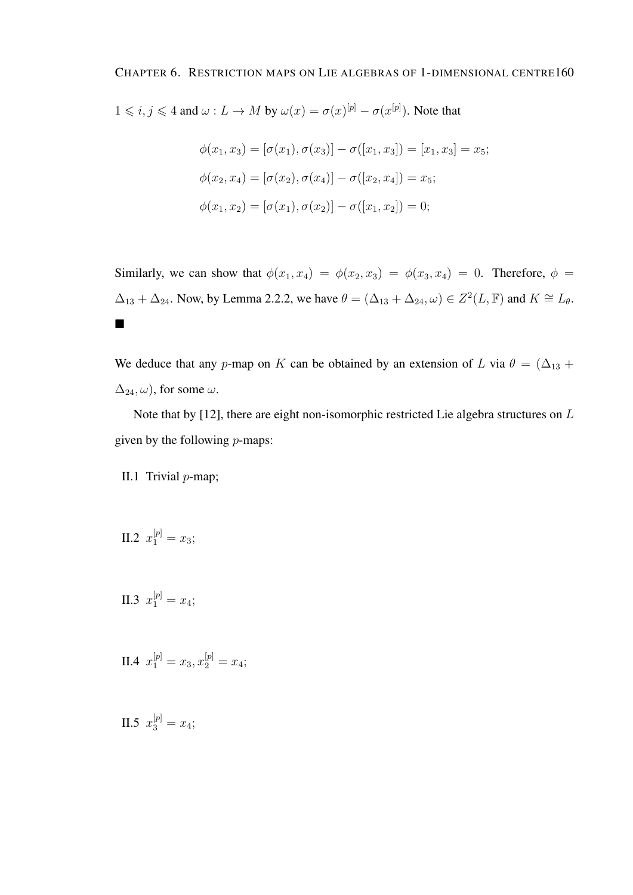$1 \leqslant i, j \leqslant 4$ and $\omega : L \to M$ by $\omega(x) = \sigma(x)^{[p]} - \sigma(x^{[p]})$. Note that

$$\phi(x_1, x_3) = [\sigma(x_1), \sigma(x_3)] - \sigma([x_1, x_3]) = [x_1, x_3] = x_5;$$

$$\phi(x_2, x_4) = [\sigma(x_2), \sigma(x_4)] - \sigma([x_2, x_4]) = x_5;$$

$$\phi(x_1, x_2) = [\sigma(x_1), \sigma(x_2)] - \sigma([x_1, x_2]) = 0;$$

Similarly, we can show that $\phi(x_1, x_4) = \phi(x_2, x_3) = \phi(x_3, x_4) = 0$. Therefore, $\phi = \Delta_{13} + \Delta_{24}$. Now, by Lemma 2.2.2, we have $\theta = (\Delta_{13} + \Delta_{24}, \omega) \in Z^2(L, \mathbb{F})$ and $K \cong L_\theta$. ■

We deduce that any $p$-map on $K$ can be obtained by an extension of $L$ via $\theta = (\Delta_{13} + \Delta_{24}, \omega)$, for some $\omega$.

Note that by [12], there are eight non-isomorphic restricted Lie algebra structures on $L$ given by the following $p$-maps:

II.1 Trivial $p$-map;

II.2 $x_1^{[p]} = x_3$;

II.3 $x_1^{[p]} = x_4$;

II.4 $x_1^{[p]} = x_3, x_2^{[p]} = x_4$;

II.5 $x_3^{[p]} = x_4$;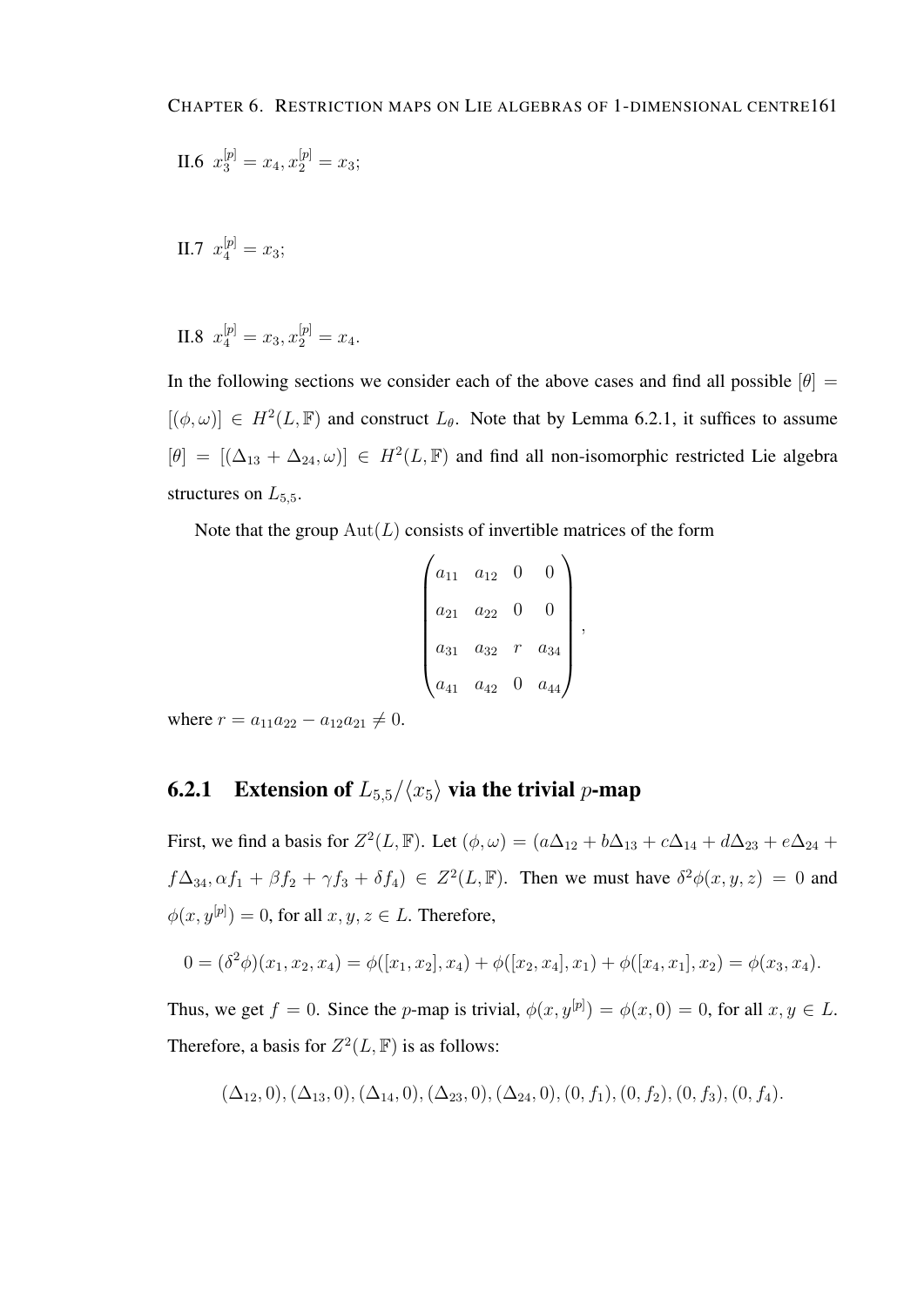II.6 $x_3^{[p]} = x_4, x_2^{[p]} = x_3$;

II.7 $x_4^{[p]} = x_3$;

II.8 $x_4^{[p]} = x_3, x_2^{[p]} = x_4$.

In the following sections we consider each of the above cases and find all possible $[\theta] = [(\phi, \omega)] \in H^2(L, \mathbb{F})$ and construct $L_\theta$. Note that by Lemma 6.2.1, it suffices to assume $[\theta] = [(\Delta_{13} + \Delta_{24}, \omega)] \in H^2(L, \mathbb{F})$ and find all non-isomorphic restricted Lie algebra structures on $L_{5,5}$.

Note that the group $\mathrm{Aut}(L)$ consists of invertible matrices of the form

$$\begin{pmatrix} a_{11} & a_{12} & 0 & 0 \\ a_{21} & a_{22} & 0 & 0 \\ a_{31} & a_{32} & r & a_{34} \\ a_{41} & a_{42} & 0 & a_{44} \end{pmatrix},$$

where $r = a_{11}a_{22} - a_{12}a_{21} \neq 0$.

### 6.2.1 Extension of $L_{5,5}/\langle x_5 \rangle$ via the trivial $p$-map

First, we find a basis for $Z^2(L, \mathbb{F})$. Let $(\phi, \omega) = (a\Delta_{12} + b\Delta_{13} + c\Delta_{14} + d\Delta_{23} + e\Delta_{24} + f\Delta_{34}, \alpha f_1 + \beta f_2 + \gamma f_3 + \delta f_4) \in Z^2(L, \mathbb{F})$. Then we must have $\delta^2\phi(x, y, z) = 0$ and $\phi(x, y^{[p]}) = 0$, for all $x, y, z \in L$. Therefore,

$$0 = (\delta^2\phi)(x_1, x_2, x_4) = \phi([x_1, x_2], x_4) + \phi([x_2, x_4], x_1) + \phi([x_4, x_1], x_2) = \phi(x_3, x_4).$$

Thus, we get $f = 0$. Since the $p$-map is trivial, $\phi(x, y^{[p]}) = \phi(x, 0) = 0$, for all $x, y \in L$. Therefore, a basis for $Z^2(L, \mathbb{F})$ is as follows:

$$(\Delta_{12}, 0), (\Delta_{13}, 0), (\Delta_{14}, 0), (\Delta_{23}, 0), (\Delta_{24}, 0), (0, f_1), (0, f_2), (0, f_3), (0, f_4).$$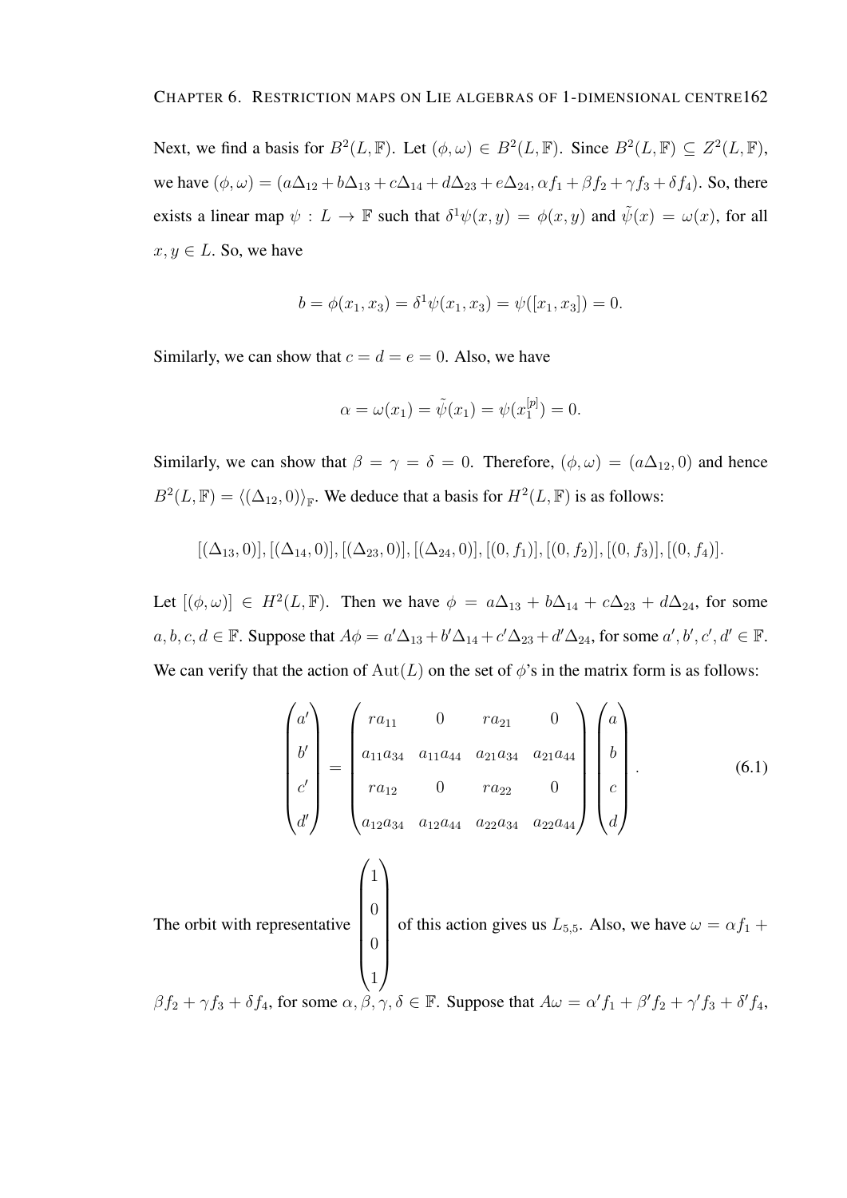Next, we find a basis for $B^2(L, \mathbb{F})$. Let $(\phi, \omega) \in B^2(L, \mathbb{F})$. Since $B^2(L, \mathbb{F}) \subseteq Z^2(L, \mathbb{F})$, we have $(\phi, \omega) = (a\Delta_{12} + b\Delta_{13} + c\Delta_{14} + d\Delta_{23} + e\Delta_{24}, \alpha f_1 + \beta f_2 + \gamma f_3 + \delta f_4)$. So, there exists a linear map $\psi : L \to \mathbb{F}$ such that $\delta^1\psi(x, y) = \phi(x, y)$ and $\tilde{\psi}(x) = \omega(x)$, for all $x, y \in L$. So, we have

$$b = \phi(x_1, x_3) = \delta^1\psi(x_1, x_3) = \psi([x_1, x_3]) = 0.$$

Similarly, we can show that $c = d = e = 0$. Also, we have

$$\alpha = \omega(x_1) = \tilde{\psi}(x_1) = \psi(x_1^{[p]}) = 0.$$

Similarly, we can show that $\beta = \gamma = \delta = 0$. Therefore, $(\phi, \omega) = (a\Delta_{12}, 0)$ and hence $B^2(L, \mathbb{F}) = \langle(\Delta_{12}, 0)\rangle_{\mathbb{F}}$. We deduce that a basis for $H^2(L, \mathbb{F})$ is as follows:

$$[(\Delta_{13}, 0)], [(\Delta_{14}, 0)], [(\Delta_{23}, 0)], [(\Delta_{24}, 0)], [(0, f_1)], [(0, f_2)], [(0, f_3)], [(0, f_4)].$$

Let $[(\phi, \omega)] \in H^2(L, \mathbb{F})$. Then we have $\phi = a\Delta_{13} + b\Delta_{14} + c\Delta_{23} + d\Delta_{24}$, for some $a, b, c, d \in \mathbb{F}$. Suppose that $A\phi = a'\Delta_{13} + b'\Delta_{14} + c'\Delta_{23} + d'\Delta_{24}$, for some $a', b', c', d' \in \mathbb{F}$. We can verify that the action of $\mathrm{Aut}(L)$ on the set of $\phi$'s in the matrix form is as follows:

$$\begin{pmatrix} a' \\ b' \\ c' \\ d' \end{pmatrix} = \begin{pmatrix} ra_{11} & 0 & ra_{21} & 0 \\ a_{11}a_{34} & a_{11}a_{44} & a_{21}a_{34} & a_{21}a_{44} \\ ra_{12} & 0 & ra_{22} & 0 \\ a_{12}a_{34} & a_{12}a_{44} & a_{22}a_{34} & a_{22}a_{44} \end{pmatrix} \begin{pmatrix} a \\ b \\ c \\ d \end{pmatrix}. \tag{6.1}$$

The orbit with representative $\begin{pmatrix} 1 \\ 0 \\ 0 \\ 1 \end{pmatrix}$ of this action gives us $L_{5,5}$. Also, we have $\omega = \alpha f_1 + \beta f_2 + \gamma f_3 + \delta f_4$, for some $\alpha, \beta, \gamma, \delta \in \mathbb{F}$. Suppose that $A\omega = \alpha' f_1 + \beta' f_2 + \gamma' f_3 + \delta' f_4$,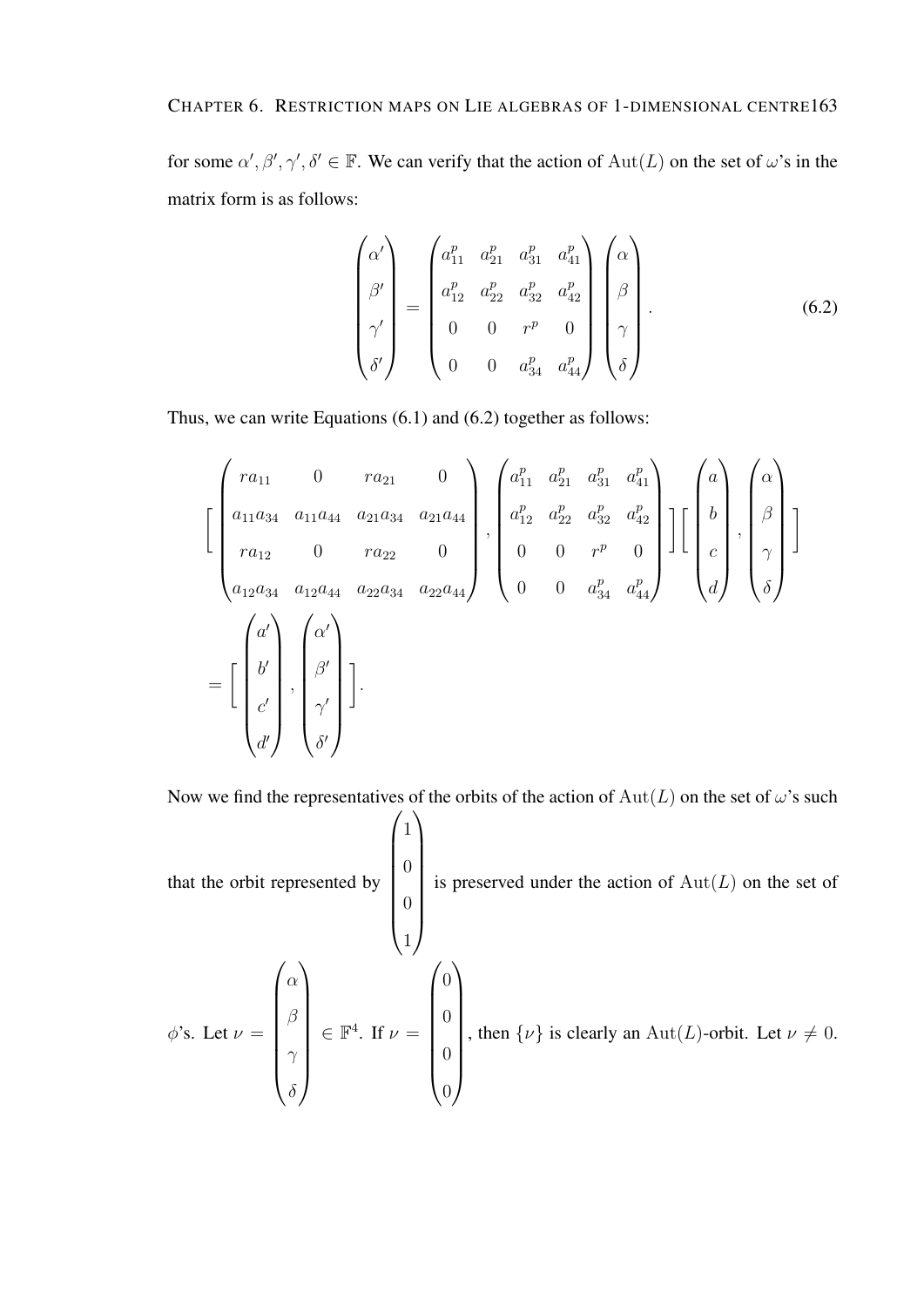for some $\alpha', \beta', \gamma', \delta' \in \mathbb{F}$. We can verify that the action of $\mathrm{Aut}(L)$ on the set of $\omega$'s in the matrix form is as follows:

$$\begin{pmatrix} \alpha' \\ \beta' \\ \gamma' \\ \delta' \end{pmatrix} = \begin{pmatrix} a_{11}^p & a_{21}^p & a_{31}^p & a_{41}^p \\ a_{12}^p & a_{22}^p & a_{32}^p & a_{42}^p \\ 0 & 0 & r^p & 0 \\ 0 & 0 & a_{34}^p & a_{44}^p \end{pmatrix} \begin{pmatrix} \alpha \\ \beta \\ \gamma \\ \delta \end{pmatrix}. \tag{6.2}$$

Thus, we can write Equations (6.1) and (6.2) together as follows:

$$\left[ \begin{pmatrix} ra_{11} & 0 & ra_{21} & 0 \\ a_{11}a_{34} & a_{11}a_{44} & a_{21}a_{34} & a_{21}a_{44} \\ ra_{12} & 0 & ra_{22} & 0 \\ a_{12}a_{34} & a_{12}a_{44} & a_{22}a_{34} & a_{22}a_{44} \end{pmatrix}, \begin{pmatrix} a_{11}^p & a_{21}^p & a_{31}^p & a_{41}^p \\ a_{12}^p & a_{22}^p & a_{32}^p & a_{42}^p \\ 0 & 0 & r^p & 0 \\ 0 & 0 & a_{34}^p & a_{44}^p \end{pmatrix} \right] \left[ \begin{pmatrix} a \\ b \\ c \\ d \end{pmatrix}, \begin{pmatrix} \alpha \\ \beta \\ \gamma \\ \delta \end{pmatrix} \right]$$

$$= \left[ \begin{pmatrix} a' \\ b' \\ c' \\ d' \end{pmatrix}, \begin{pmatrix} \alpha' \\ \beta' \\ \gamma' \\ \delta' \end{pmatrix} \right].$$

Now we find the representatives of the orbits of the action of $\mathrm{Aut}(L)$ on the set of $\omega$'s such that the orbit represented by $\begin{pmatrix} 1 \\ 0 \\ 0 \\ 1 \end{pmatrix}$ is preserved under the action of $\mathrm{Aut}(L)$ on the set of $\phi$'s. Let $\nu = \begin{pmatrix} \alpha \\ \beta \\ \gamma \\ \delta \end{pmatrix} \in \mathbb{F}^4$. If $\nu = \begin{pmatrix} 0 \\ 0 \\ 0 \\ 0 \end{pmatrix}$, then $\{\nu\}$ is clearly an $\mathrm{Aut}(L)$-orbit. Let $\nu \neq 0$.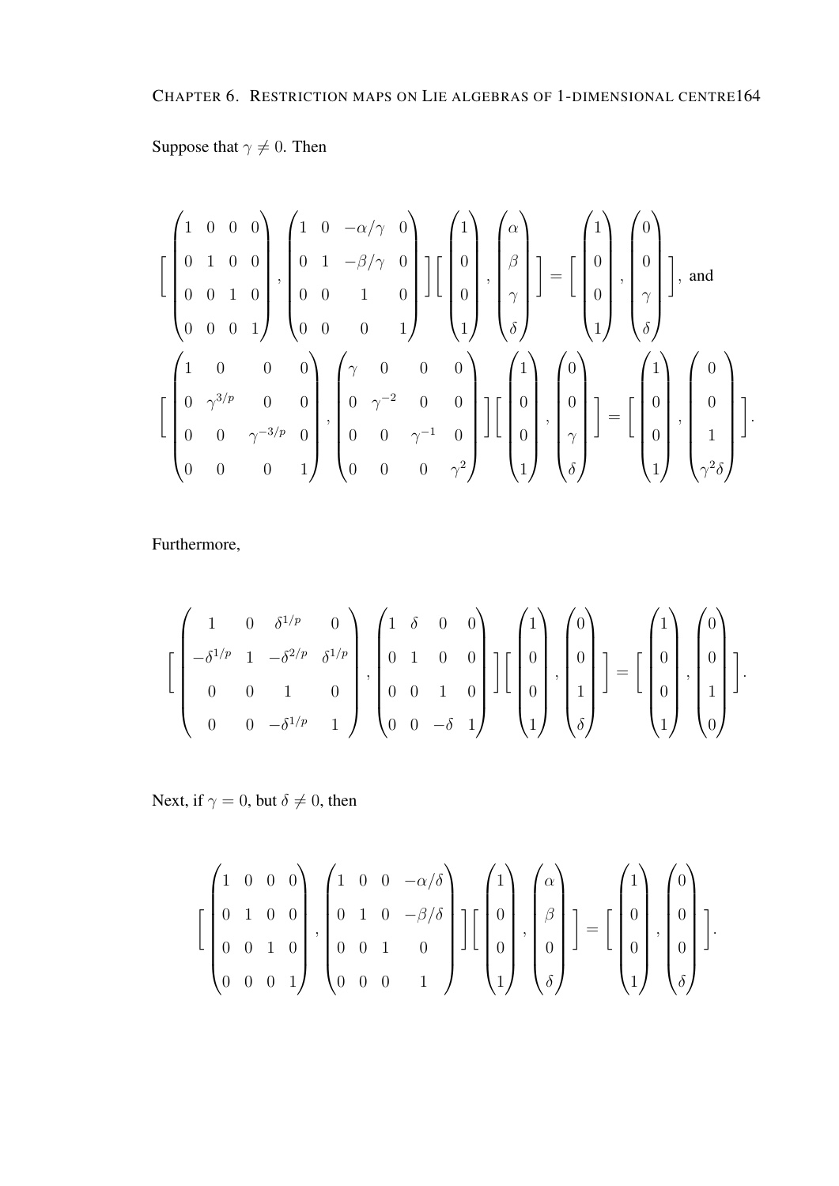Suppose that $\gamma \neq 0$. Then

$$\Big[ \begin{pmatrix} 1 & 0 & 0 & 0 \\ 0 & 1 & 0 & 0 \\ 0 & 0 & 1 & 0 \\ 0 & 0 & 0 & 1 \end{pmatrix}, \begin{pmatrix} 1 & 0 & -\alpha/\gamma & 0 \\ 0 & 1 & -\beta/\gamma & 0 \\ 0 & 0 & 1 & 0 \\ 0 & 0 & 0 & 1 \end{pmatrix} \Big] \Big[ \begin{pmatrix} 1 \\ 0 \\ 0 \\ 1 \end{pmatrix}, \begin{pmatrix} \alpha \\ \beta \\ \gamma \\ \delta \end{pmatrix} \Big] = \Big[ \begin{pmatrix} 1 \\ 0 \\ 0 \\ 1 \end{pmatrix}, \begin{pmatrix} 0 \\ 0 \\ \gamma \\ \delta \end{pmatrix} \Big], \text{ and}$$

$$\Big[ \begin{pmatrix} 1 & 0 & 0 & 0 \\ 0 & \gamma^{3/p} & 0 & 0 \\ 0 & 0 & \gamma^{-3/p} & 0 \\ 0 & 0 & 0 & 1 \end{pmatrix}, \begin{pmatrix} \gamma & 0 & 0 & 0 \\ 0 & \gamma^{-2} & 0 & 0 \\ 0 & 0 & \gamma^{-1} & 0 \\ 0 & 0 & 0 & \gamma^2 \end{pmatrix} \Big] \Big[ \begin{pmatrix} 1 \\ 0 \\ 0 \\ 1 \end{pmatrix}, \begin{pmatrix} 0 \\ 0 \\ \gamma \\ \delta \end{pmatrix} \Big] = \Big[ \begin{pmatrix} 1 \\ 0 \\ 0 \\ 1 \end{pmatrix}, \begin{pmatrix} 0 \\ 0 \\ 1 \\ \gamma^2\delta \end{pmatrix} \Big].$$

Furthermore,

$$\Big[ \begin{pmatrix} 1 & 0 & \delta^{1/p} & 0 \\ -\delta^{1/p} & 1 & -\delta^{2/p} & \delta^{1/p} \\ 0 & 0 & 1 & 0 \\ 0 & 0 & -\delta^{1/p} & 1 \end{pmatrix}, \begin{pmatrix} 1 & \delta & 0 & 0 \\ 0 & 1 & 0 & 0 \\ 0 & 0 & 1 & 0 \\ 0 & 0 & -\delta & 1 \end{pmatrix} \Big] \Big[ \begin{pmatrix} 1 \\ 0 \\ 0 \\ 1 \end{pmatrix}, \begin{pmatrix} 0 \\ 0 \\ 1 \\ \delta \end{pmatrix} \Big] = \Big[ \begin{pmatrix} 1 \\ 0 \\ 0 \\ 1 \end{pmatrix}, \begin{pmatrix} 0 \\ 0 \\ 1 \\ 0 \end{pmatrix} \Big].$$

Next, if $\gamma = 0$, but $\delta \neq 0$, then

$$\Big[ \begin{pmatrix} 1 & 0 & 0 & 0 \\ 0 & 1 & 0 & 0 \\ 0 & 0 & 1 & 0 \\ 0 & 0 & 0 & 1 \end{pmatrix}, \begin{pmatrix} 1 & 0 & 0 & -\alpha/\delta \\ 0 & 1 & 0 & -\beta/\delta \\ 0 & 0 & 1 & 0 \\ 0 & 0 & 0 & 1 \end{pmatrix} \Big] \Big[ \begin{pmatrix} 1 \\ 0 \\ 0 \\ 1 \end{pmatrix}, \begin{pmatrix} \alpha \\ \beta \\ 0 \\ \delta \end{pmatrix} \Big] = \Big[ \begin{pmatrix} 1 \\ 0 \\ 0 \\ 1 \end{pmatrix}, \begin{pmatrix} 0 \\ 0 \\ 0 \\ \delta \end{pmatrix} \Big].$$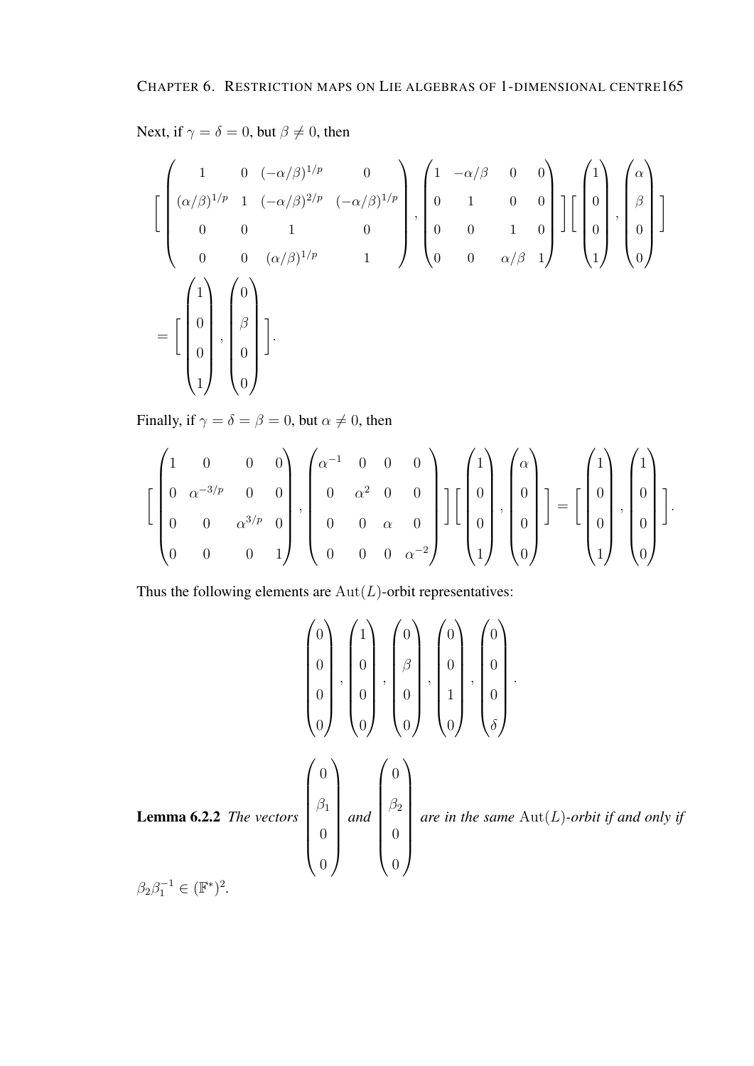Next, if $\gamma = \delta = 0$, but $\beta \neq 0$, then

$$
\left[ \begin{pmatrix} 1 & 0 & (-\alpha/\beta)^{1/p} & 0 \\ (\alpha/\beta)^{1/p} & 1 & (-\alpha/\beta)^{2/p} & (-\alpha/\beta)^{1/p} \\ 0 & 0 & 1 & 0 \\ 0 & 0 & (\alpha/\beta)^{1/p} & 1 \end{pmatrix}, \begin{pmatrix} 1 & -\alpha/\beta & 0 & 0 \\ 0 & 1 & 0 & 0 \\ 0 & 0 & 1 & 0 \\ 0 & 0 & \alpha/\beta & 1 \end{pmatrix} \right] \left[ \begin{pmatrix} 1 \\ 0 \\ 0 \\ 1 \end{pmatrix}, \begin{pmatrix} \alpha \\ \beta \\ 0 \\ 0 \end{pmatrix} \right]
$$

$$
= \left[ \begin{pmatrix} 1 \\ 0 \\ 0 \\ 1 \end{pmatrix}, \begin{pmatrix} 0 \\ \beta \\ 0 \\ 0 \end{pmatrix} \right].
$$

Finally, if $\gamma = \delta = \beta = 0$, but $\alpha \neq 0$, then

$$
\left[ \begin{pmatrix} 1 & 0 & 0 & 0 \\ 0 & \alpha^{-3/p} & 0 & 0 \\ 0 & 0 & \alpha^{3/p} & 0 \\ 0 & 0 & 0 & 1 \end{pmatrix}, \begin{pmatrix} \alpha^{-1} & 0 & 0 & 0 \\ 0 & \alpha^2 & 0 & 0 \\ 0 & 0 & \alpha & 0 \\ 0 & 0 & 0 & \alpha^{-2} \end{pmatrix} \right] \left[ \begin{pmatrix} 1 \\ 0 \\ 0 \\ 1 \end{pmatrix}, \begin{pmatrix} \alpha \\ 0 \\ 0 \\ 0 \end{pmatrix} \right] = \left[ \begin{pmatrix} 1 \\ 0 \\ 0 \\ 1 \end{pmatrix}, \begin{pmatrix} 1 \\ 0 \\ 0 \\ 0 \end{pmatrix} \right].
$$

Thus the following elements are $\mathrm{Aut}(L)$-orbit representatives:

$$
\begin{pmatrix} 0 \\ 0 \\ 0 \\ 0 \end{pmatrix}, \begin{pmatrix} 1 \\ 0 \\ 0 \\ 0 \end{pmatrix}, \begin{pmatrix} 0 \\ \beta \\ 0 \\ 0 \end{pmatrix}, \begin{pmatrix} 0 \\ 0 \\ 1 \\ 0 \end{pmatrix}, \begin{pmatrix} 0 \\ 0 \\ 0 \\ \delta \end{pmatrix}.
$$

**Lemma 6.2.2** *The vectors* $\begin{pmatrix} 0 \\ \beta_1 \\ 0 \\ 0 \end{pmatrix}$ *and* $\begin{pmatrix} 0 \\ \beta_2 \\ 0 \\ 0 \end{pmatrix}$ *are in the same* $\mathrm{Aut}(L)$*-orbit if and only if* $\beta_2 \beta_1^{-1} \in (\mathbb{F}^*)^2$.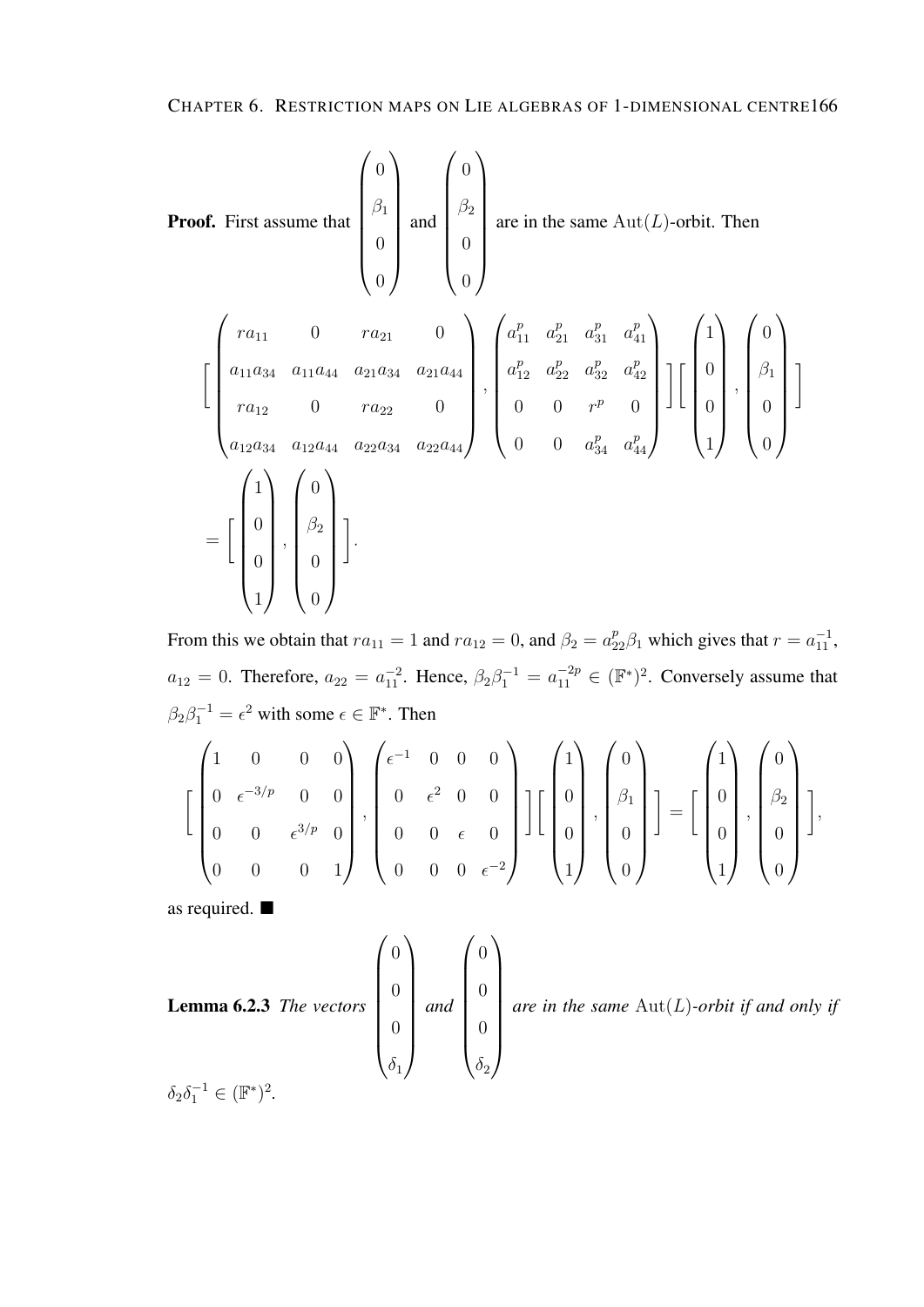**Proof.** First assume that $\begin{pmatrix} 0 \\ \beta_1 \\ 0 \\ 0 \end{pmatrix}$ and $\begin{pmatrix} 0 \\ \beta_2 \\ 0 \\ 0 \end{pmatrix}$ are in the same $\mathrm{Aut}(L)$-orbit. Then

$$\left[ \begin{pmatrix} ra_{11} & 0 & ra_{21} & 0 \\ a_{11}a_{34} & a_{11}a_{44} & a_{21}a_{34} & a_{21}a_{44} \\ ra_{12} & 0 & ra_{22} & 0 \\ a_{12}a_{34} & a_{12}a_{44} & a_{22}a_{34} & a_{22}a_{44} \end{pmatrix}, \begin{pmatrix} a_{11}^p & a_{21}^p & a_{31}^p & a_{41}^p \\ a_{12}^p & a_{22}^p & a_{32}^p & a_{42}^p \\ 0 & 0 & r^p & 0 \\ 0 & 0 & a_{34}^p & a_{44}^p \end{pmatrix} \right] \left[ \begin{pmatrix} 1 \\ 0 \\ 0 \\ 1 \end{pmatrix}, \begin{pmatrix} 0 \\ \beta_1 \\ 0 \\ 0 \end{pmatrix} \right]$$

$$= \left[ \begin{pmatrix} 1 \\ 0 \\ 0 \\ 1 \end{pmatrix}, \begin{pmatrix} 0 \\ \beta_2 \\ 0 \\ 0 \end{pmatrix} \right].$$

From this we obtain that $ra_{11} = 1$ and $ra_{12} = 0$, and $\beta_2 = a_{22}^p \beta_1$ which gives that $r = a_{11}^{-1}$, $a_{12} = 0$. Therefore, $a_{22} = a_{11}^{-2}$. Hence, $\beta_2 \beta_1^{-1} = a_{11}^{-2p} \in (\mathbb{F}^*)^2$. Conversely assume that $\beta_2 \beta_1^{-1} = \epsilon^2$ with some $\epsilon \in \mathbb{F}^*$. Then

$$\left[ \begin{pmatrix} 1 & 0 & 0 & 0 \\ 0 & \epsilon^{-3/p} & 0 & 0 \\ 0 & 0 & \epsilon^{3/p} & 0 \\ 0 & 0 & 0 & 1 \end{pmatrix}, \begin{pmatrix} \epsilon^{-1} & 0 & 0 & 0 \\ 0 & \epsilon^2 & 0 & 0 \\ 0 & 0 & \epsilon & 0 \\ 0 & 0 & 0 & \epsilon^{-2} \end{pmatrix} \right] \left[ \begin{pmatrix} 1 \\ 0 \\ 0 \\ 1 \end{pmatrix}, \begin{pmatrix} 0 \\ \beta_1 \\ 0 \\ 0 \end{pmatrix} \right] = \left[ \begin{pmatrix} 1 \\ 0 \\ 0 \\ 1 \end{pmatrix}, \begin{pmatrix} 0 \\ \beta_2 \\ 0 \\ 0 \end{pmatrix} \right],$$

as required. ∎

**Lemma 6.2.3** *The vectors* $\begin{pmatrix} 0 \\ 0 \\ 0 \\ \delta_1 \end{pmatrix}$ *and* $\begin{pmatrix} 0 \\ 0 \\ 0 \\ \delta_2 \end{pmatrix}$ *are in the same* $\mathrm{Aut}(L)$*-orbit if and only if* $\delta_2 \delta_1^{-1} \in (\mathbb{F}^*)^2$.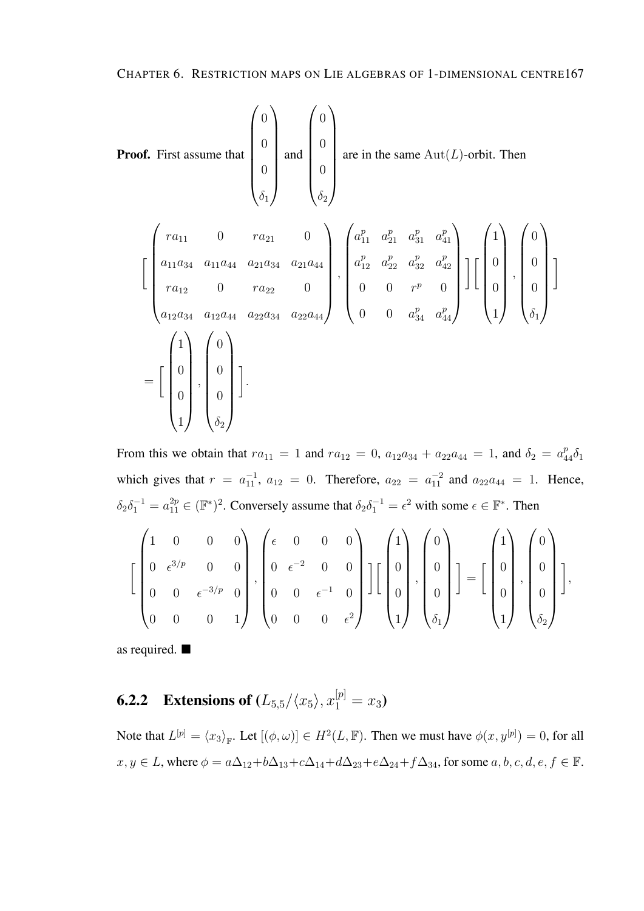**Proof.** First assume that $\begin{pmatrix} 0 \\ 0 \\ 0 \\ \delta_1 \end{pmatrix}$ and $\begin{pmatrix} 0 \\ 0 \\ 0 \\ \delta_2 \end{pmatrix}$ are in the same $\mathrm{Aut}(L)$-orbit. Then

$$
\Big[ \begin{pmatrix} ra_{11} & 0 & ra_{21} & 0 \\ a_{11}a_{34} & a_{11}a_{44} & a_{21}a_{34} & a_{21}a_{44} \\ ra_{12} & 0 & ra_{22} & 0 \\ a_{12}a_{34} & a_{12}a_{44} & a_{22}a_{34} & a_{22}a_{44} \end{pmatrix}, \begin{pmatrix} a_{11}^p & a_{21}^p & a_{31}^p & a_{41}^p \\ a_{12}^p & a_{22}^p & a_{32}^p & a_{42}^p \\ 0 & 0 & r^p & 0 \\ 0 & 0 & a_{34}^p & a_{44}^p \end{pmatrix} \Big] \Big[ \begin{pmatrix} 1 \\ 0 \\ 0 \\ 1 \end{pmatrix}, \begin{pmatrix} 0 \\ 0 \\ 0 \\ \delta_1 \end{pmatrix} \Big]
$$

$$
= \Big[ \begin{pmatrix} 1 \\ 0 \\ 0 \\ 1 \end{pmatrix}, \begin{pmatrix} 0 \\ 0 \\ 0 \\ \delta_2 \end{pmatrix} \Big].
$$

From this we obtain that $ra_{11} = 1$ and $ra_{12} = 0$, $a_{12}a_{34} + a_{22}a_{44} = 1$, and $\delta_2 = a_{44}^p \delta_1$ which gives that $r = a_{11}^{-1}$, $a_{12} = 0$. Therefore, $a_{22} = a_{11}^{-2}$ and $a_{22}a_{44} = 1$. Hence, $\delta_2\delta_1^{-1} = a_{11}^{2p} \in (\mathbb{F}^*)^2$. Conversely assume that $\delta_2\delta_1^{-1} = \epsilon^2$ with some $\epsilon \in \mathbb{F}^*$. Then

$$
\Big[ \begin{pmatrix} 1 & 0 & 0 & 0 \\ 0 & \epsilon^{3/p} & 0 & 0 \\ 0 & 0 & \epsilon^{-3/p} & 0 \\ 0 & 0 & 0 & 1 \end{pmatrix}, \begin{pmatrix} \epsilon & 0 & 0 & 0 \\ 0 & \epsilon^{-2} & 0 & 0 \\ 0 & 0 & \epsilon^{-1} & 0 \\ 0 & 0 & 0 & \epsilon^2 \end{pmatrix} \Big] \Big[ \begin{pmatrix} 1 \\ 0 \\ 0 \\ 1 \end{pmatrix}, \begin{pmatrix} 0 \\ 0 \\ 0 \\ \delta_1 \end{pmatrix} \Big] = \Big[ \begin{pmatrix} 1 \\ 0 \\ 0 \\ 1 \end{pmatrix}, \begin{pmatrix} 0 \\ 0 \\ 0 \\ \delta_2 \end{pmatrix} \Big],
$$

as required. ■

### 6.2.2 Extensions of $(L_{5,5}/\langle x_5 \rangle, x_1^{[p]} = x_3)$

Note that $L^{[p]} = \langle x_3 \rangle_{\mathbb{F}}$. Let $[(\phi, \omega)] \in H^2(L, \mathbb{F})$. Then we must have $\phi(x, y^{[p]}) = 0$, for all $x, y \in L$, where $\phi = a\Delta_{12} + b\Delta_{13} + c\Delta_{14} + d\Delta_{23} + e\Delta_{24} + f\Delta_{34}$, for some $a, b, c, d, e, f \in \mathbb{F}$.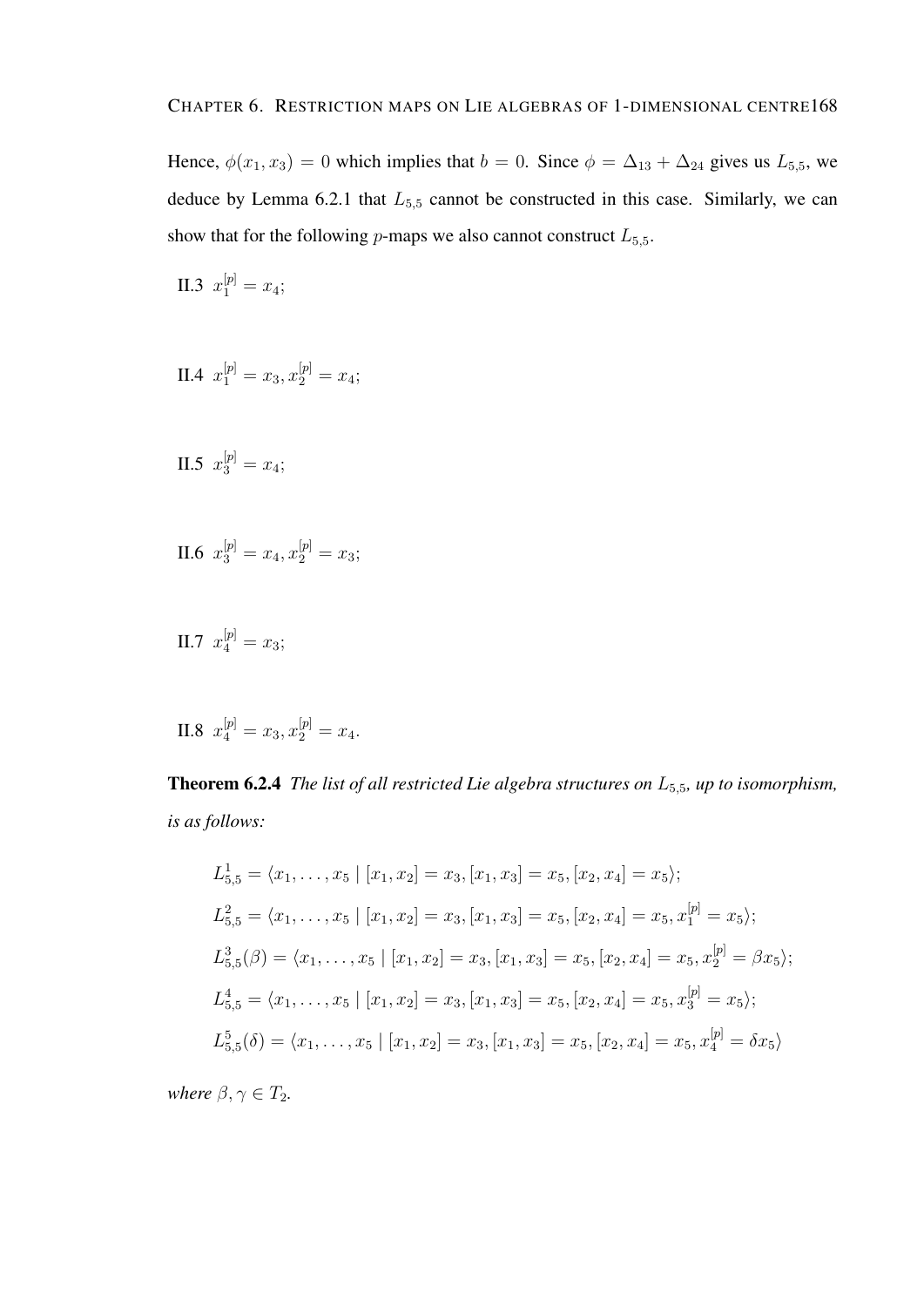Hence, $\phi(x_1, x_3) = 0$ which implies that $b = 0$. Since $\phi = \Delta_{13} + \Delta_{24}$ gives us $L_{5,5}$, we deduce by Lemma 6.2.1 that $L_{5,5}$ cannot be constructed in this case. Similarly, we can show that for the following $p$-maps we also cannot construct $L_{5,5}$.

II.3 $x_1^{[p]} = x_4$;

II.4 $x_1^{[p]} = x_3, x_2^{[p]} = x_4$;

II.5 $x_3^{[p]} = x_4$;

II.6 $x_3^{[p]} = x_4, x_2^{[p]} = x_3$;

II.7 $x_4^{[p]} = x_3$;

II.8 $x_4^{[p]} = x_3, x_2^{[p]} = x_4$.

**Theorem 6.2.4** *The list of all restricted Lie algebra structures on $L_{5,5}$, up to isomorphism, is as follows:*

$$L_{5,5}^1 = \langle x_1, \dots, x_5 \mid [x_1, x_2] = x_3, [x_1, x_3] = x_5, [x_2, x_4] = x_5 \rangle;$$

$$L_{5,5}^2 = \langle x_1, \dots, x_5 \mid [x_1, x_2] = x_3, [x_1, x_3] = x_5, [x_2, x_4] = x_5, x_1^{[p]} = x_5 \rangle;$$

$$L_{5,5}^3(\beta) = \langle x_1, \dots, x_5 \mid [x_1, x_2] = x_3, [x_1, x_3] = x_5, [x_2, x_4] = x_5, x_2^{[p]} = \beta x_5 \rangle;$$

$$L_{5,5}^4 = \langle x_1, \dots, x_5 \mid [x_1, x_2] = x_3, [x_1, x_3] = x_5, [x_2, x_4] = x_5, x_3^{[p]} = x_5 \rangle;$$

$$L_{5,5}^5(\delta) = \langle x_1, \dots, x_5 \mid [x_1, x_2] = x_3, [x_1, x_3] = x_5, [x_2, x_4] = x_5, x_4^{[p]} = \delta x_5 \rangle$$

*where $\beta, \gamma \in T_2$.*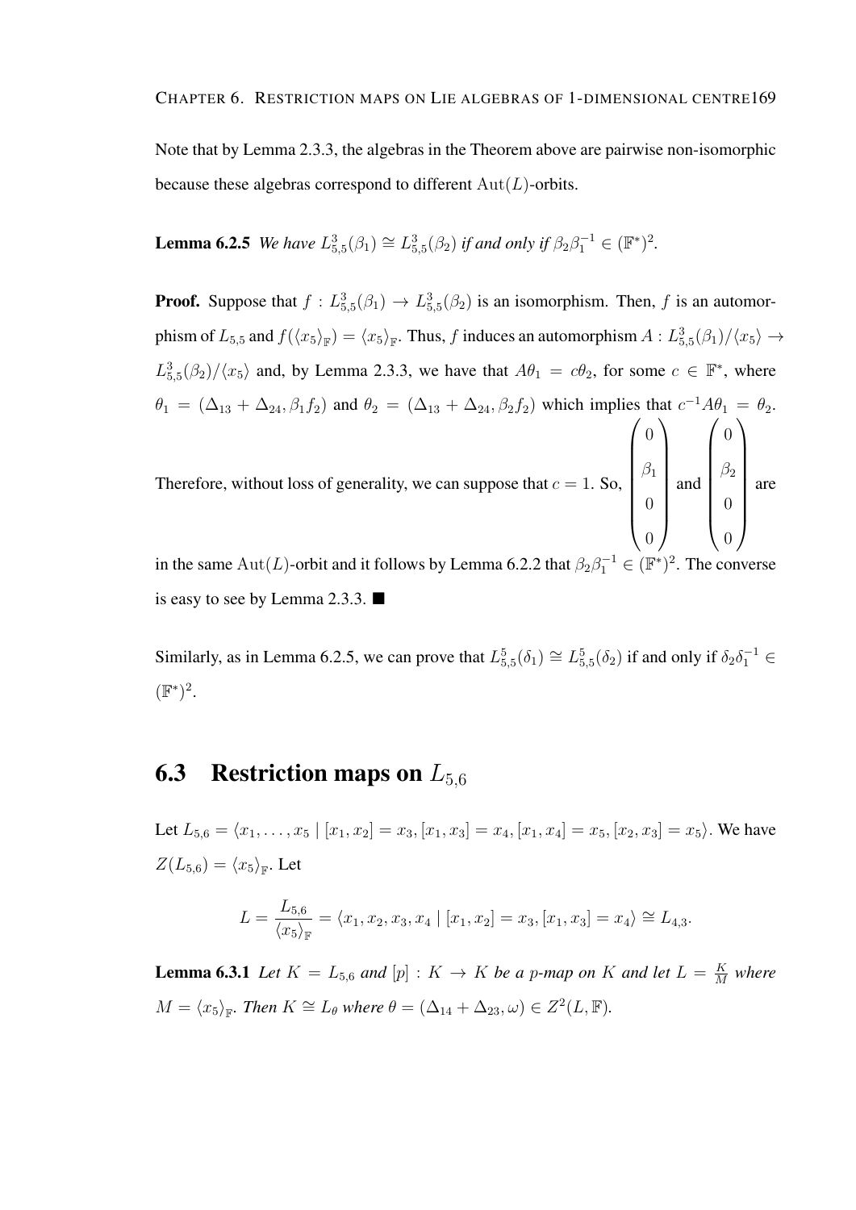Note that by Lemma 2.3.3, the algebras in the Theorem above are pairwise non-isomorphic because these algebras correspond to different $\mathrm{Aut}(L)$-orbits.

**Lemma 6.2.5** *We have $L_{5,5}^3(\beta_1) \cong L_{5,5}^3(\beta_2)$ if and only if $\beta_2\beta_1^{-1} \in (\mathbb{F}^*)^2$.*

**Proof.** Suppose that $f : L_{5,5}^3(\beta_1) \to L_{5,5}^3(\beta_2)$ is an isomorphism. Then, $f$ is an automorphism of $L_{5,5}$ and $f(\langle x_5 \rangle_{\mathbb{F}}) = \langle x_5 \rangle_{\mathbb{F}}$. Thus, $f$ induces an automorphism $A : L_{5,5}^3(\beta_1)/\langle x_5 \rangle \to L_{5,5}^3(\beta_2)/\langle x_5 \rangle$ and, by Lemma 2.3.3, we have that $A\theta_1 = c\theta_2$, for some $c \in \mathbb{F}^*$, where $\theta_1 = (\Delta_{13} + \Delta_{24}, \beta_1 f_2)$ and $\theta_2 = (\Delta_{13} + \Delta_{24}, \beta_2 f_2)$ which implies that $c^{-1}A\theta_1 = \theta_2$. Therefore, without loss of generality, we can suppose that $c = 1$. So, $\begin{pmatrix} 0 \\ \beta_1 \\ 0 \\ 0 \end{pmatrix}$ and $\begin{pmatrix} 0 \\ \beta_2 \\ 0 \\ 0 \end{pmatrix}$ are in the same $\mathrm{Aut}(L)$-orbit and it follows by Lemma 6.2.2 that $\beta_2\beta_1^{-1} \in (\mathbb{F}^*)^2$. The converse is easy to see by Lemma 2.3.3. ■

Similarly, as in Lemma 6.2.5, we can prove that $L_{5,5}^5(\delta_1) \cong L_{5,5}^5(\delta_2)$ if and only if $\delta_2\delta_1^{-1} \in (\mathbb{F}^*)^2$.

## 6.3 Restriction maps on $L_{5,6}$

Let $L_{5,6} = \langle x_1, \ldots, x_5 \mid [x_1, x_2] = x_3, [x_1, x_3] = x_4, [x_1, x_4] = x_5, [x_2, x_3] = x_5 \rangle$. We have $Z(L_{5,6}) = \langle x_5 \rangle_{\mathbb{F}}$. Let

$$L = \frac{L_{5,6}}{\langle x_5 \rangle_{\mathbb{F}}} = \langle x_1, x_2, x_3, x_4 \mid [x_1, x_2] = x_3, [x_1, x_3] = x_4 \rangle \cong L_{4,3}.$$

**Lemma 6.3.1** *Let $K = L_{5,6}$ and $[p] : K \to K$ be a $p$-map on $K$ and let $L = \frac{K}{M}$ where $M = \langle x_5 \rangle_{\mathbb{F}}$. Then $K \cong L_\theta$ where $\theta = (\Delta_{14} + \Delta_{23}, \omega) \in Z^2(L, \mathbb{F})$.*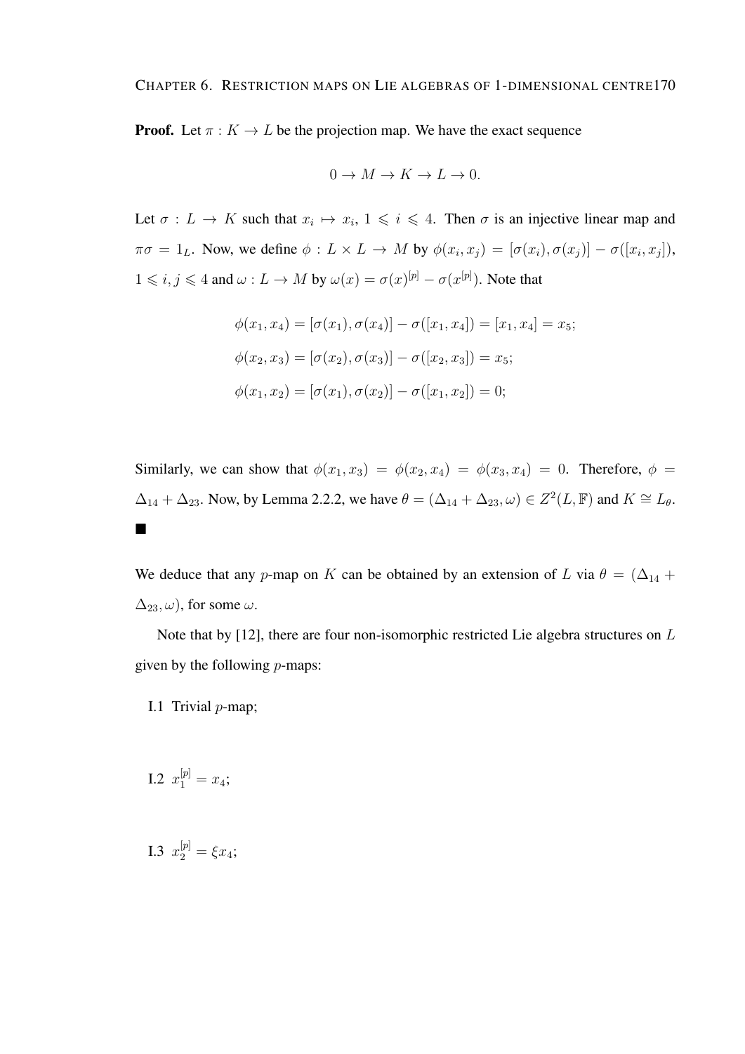**Proof.** Let $\pi : K \to L$ be the projection map. We have the exact sequence

$$0 \to M \to K \to L \to 0.$$

Let $\sigma : L \to K$ such that $x_i \mapsto x_i$, $1 \leqslant i \leqslant 4$. Then $\sigma$ is an injective linear map and $\pi\sigma = 1_L$. Now, we define $\phi : L \times L \to M$ by $\phi(x_i, x_j) = [\sigma(x_i), \sigma(x_j)] - \sigma([x_i, x_j])$, $1 \leqslant i, j \leqslant 4$ and $\omega : L \to M$ by $\omega(x) = \sigma(x)^{[p]} - \sigma(x^{[p]})$. Note that

$$\phi(x_1, x_4) = [\sigma(x_1), \sigma(x_4)] - \sigma([x_1, x_4]) = [x_1, x_4] = x_5;$$

$$\phi(x_2, x_3) = [\sigma(x_2), \sigma(x_3)] - \sigma([x_2, x_3]) = x_5;$$

$$\phi(x_1, x_2) = [\sigma(x_1), \sigma(x_2)] - \sigma([x_1, x_2]) = 0;$$

Similarly, we can show that $\phi(x_1, x_3) = \phi(x_2, x_4) = \phi(x_3, x_4) = 0$. Therefore, $\phi = \Delta_{14} + \Delta_{23}$. Now, by Lemma 2.2.2, we have $\theta = (\Delta_{14} + \Delta_{23}, \omega) \in Z^2(L, \mathbb{F})$ and $K \cong L_\theta$. ■

We deduce that any $p$-map on $K$ can be obtained by an extension of $L$ via $\theta = (\Delta_{14} + \Delta_{23}, \omega)$, for some $\omega$.

Note that by [12], there are four non-isomorphic restricted Lie algebra structures on $L$ given by the following $p$-maps:

I.1 Trivial $p$-map;

I.2 $x_1^{[p]} = x_4$;

I.3 $x_2^{[p]} = \xi x_4$;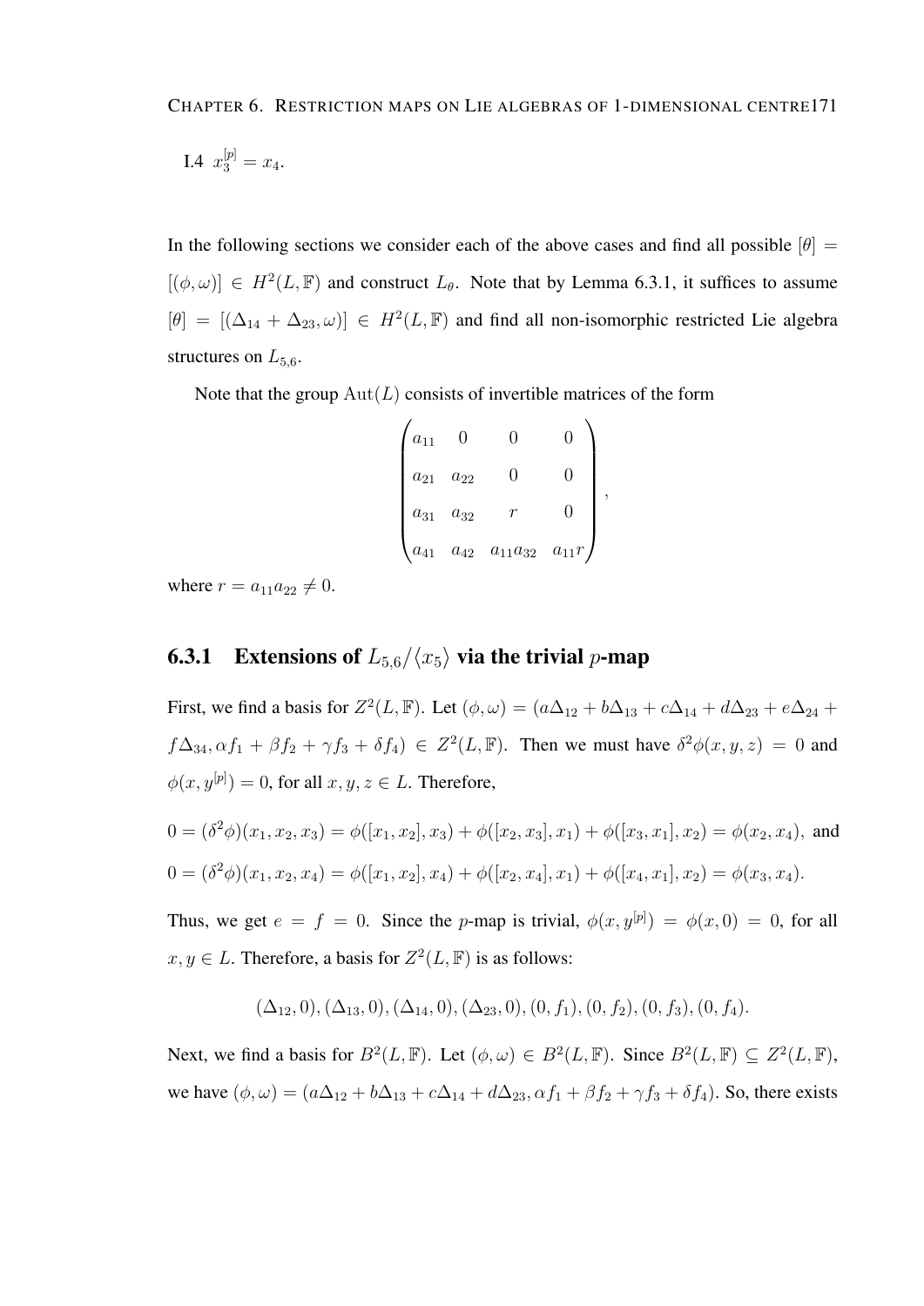I.4 $x_3^{[p]} = x_4$.

In the following sections we consider each of the above cases and find all possible $[\theta] = [(\phi, \omega)] \in H^2(L, \mathbb{F})$ and construct $L_\theta$. Note that by Lemma 6.3.1, it suffices to assume $[\theta] = [(\Delta_{14} + \Delta_{23}, \omega)] \in H^2(L, \mathbb{F})$ and find all non-isomorphic restricted Lie algebra structures on $L_{5,6}$.

Note that the group $\mathrm{Aut}(L)$ consists of invertible matrices of the form

$$\begin{pmatrix} a_{11} & 0 & 0 & 0 \\ a_{21} & a_{22} & 0 & 0 \\ a_{31} & a_{32} & r & 0 \\ a_{41} & a_{42} & a_{11}a_{32} & a_{11}r \end{pmatrix},$$

where $r = a_{11}a_{22} \neq 0$.

### 6.3.1 Extensions of $L_{5,6}/\langle x_5 \rangle$ via the trivial $p$-map

First, we find a basis for $Z^2(L, \mathbb{F})$. Let $(\phi, \omega) = (a\Delta_{12} + b\Delta_{13} + c\Delta_{14} + d\Delta_{23} + e\Delta_{24} + f\Delta_{34}, \alpha f_1 + \beta f_2 + \gamma f_3 + \delta f_4) \in Z^2(L, \mathbb{F})$. Then we must have $\delta^2\phi(x, y, z) = 0$ and $\phi(x, y^{[p]}) = 0$, for all $x, y, z \in L$. Therefore,

$$0 = (\delta^2\phi)(x_1, x_2, x_3) = \phi([x_1, x_2], x_3) + \phi([x_2, x_3], x_1) + \phi([x_3, x_1], x_2) = \phi(x_2, x_4), \text{ and}$$

$$0 = (\delta^2\phi)(x_1, x_2, x_4) = \phi([x_1, x_2], x_4) + \phi([x_2, x_4], x_1) + \phi([x_4, x_1], x_2) = \phi(x_3, x_4).$$

Thus, we get $e = f = 0$. Since the $p$-map is trivial, $\phi(x, y^{[p]}) = \phi(x, 0) = 0$, for all $x, y \in L$. Therefore, a basis for $Z^2(L, \mathbb{F})$ is as follows:

$$(\Delta_{12}, 0), (\Delta_{13}, 0), (\Delta_{14}, 0), (\Delta_{23}, 0), (0, f_1), (0, f_2), (0, f_3), (0, f_4).$$

Next, we find a basis for $B^2(L, \mathbb{F})$. Let $(\phi, \omega) \in B^2(L, \mathbb{F})$. Since $B^2(L, \mathbb{F}) \subseteq Z^2(L, \mathbb{F})$, we have $(\phi, \omega) = (a\Delta_{12} + b\Delta_{13} + c\Delta_{14} + d\Delta_{23}, \alpha f_1 + \beta f_2 + \gamma f_3 + \delta f_4)$. So, there exists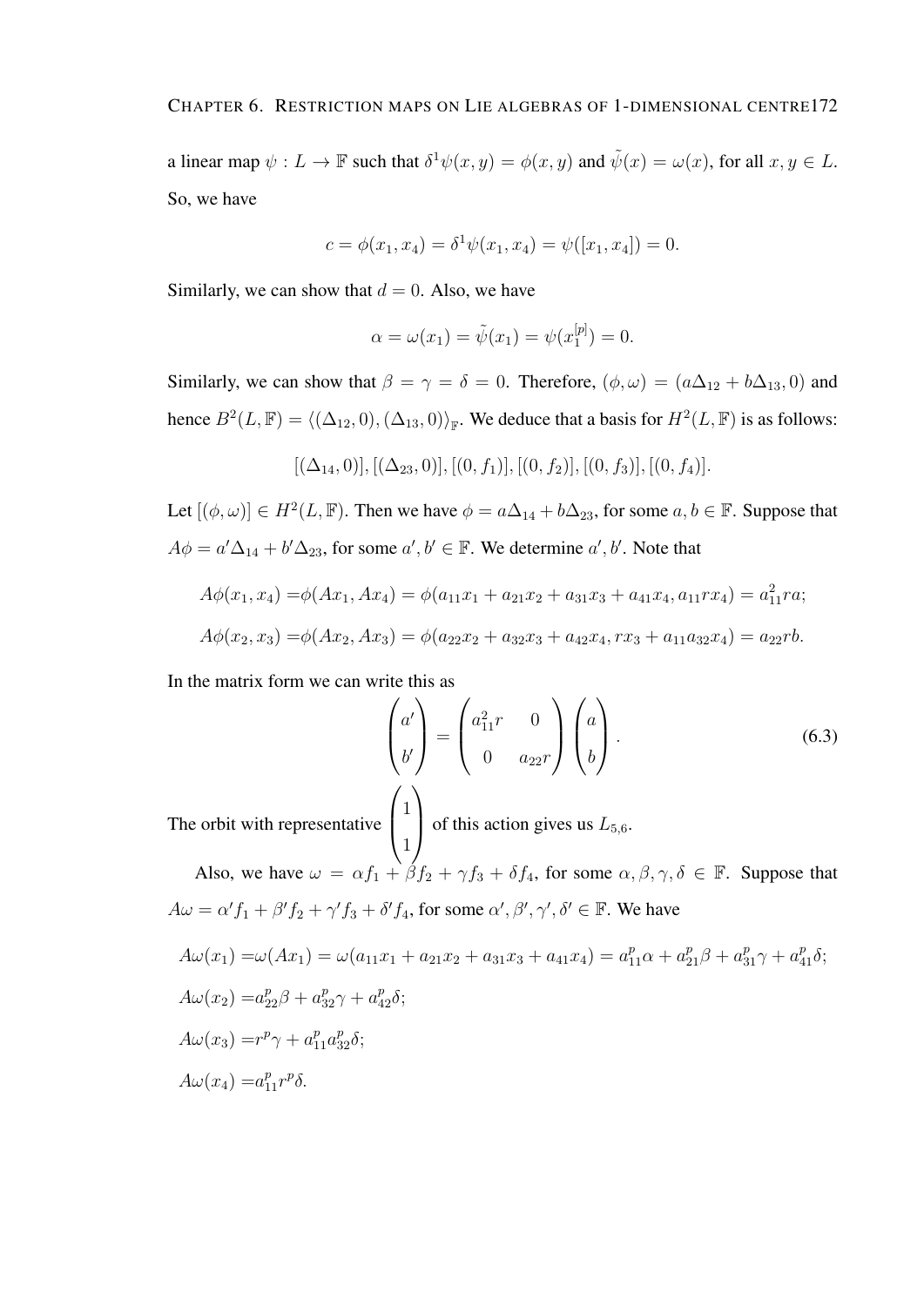a linear map $\psi : L \to \mathbb{F}$ such that $\delta^1\psi(x, y) = \phi(x, y)$ and $\tilde{\psi}(x) = \omega(x)$, for all $x, y \in L$. So, we have

$$c = \phi(x_1, x_4) = \delta^1\psi(x_1, x_4) = \psi([x_1, x_4]) = 0.$$

Similarly, we can show that $d = 0$. Also, we have

$$\alpha = \omega(x_1) = \tilde{\psi}(x_1) = \psi(x_1^{[p]}) = 0.$$

Similarly, we can show that $\beta = \gamma = \delta = 0$. Therefore, $(\phi, \omega) = (a\Delta_{12} + b\Delta_{13}, 0)$ and hence $B^2(L, \mathbb{F}) = \langle(\Delta_{12}, 0), (\Delta_{13}, 0)\rangle_{\mathbb{F}}$. We deduce that a basis for $H^2(L, \mathbb{F})$ is as follows:

$$[(\Delta_{14}, 0)], [(\Delta_{23}, 0)], [(0, f_1)], [(0, f_2)], [(0, f_3)], [(0, f_4)].$$

Let $[(\phi, \omega)] \in H^2(L, \mathbb{F})$. Then we have $\phi = a\Delta_{14} + b\Delta_{23}$, for some $a, b \in \mathbb{F}$. Suppose that $A\phi = a'\Delta_{14} + b'\Delta_{23}$, for some $a', b' \in \mathbb{F}$. We determine $a', b'$. Note that

$$A\phi(x_1, x_4) = \phi(Ax_1, Ax_4) = \phi(a_{11}x_1 + a_{21}x_2 + a_{31}x_3 + a_{41}x_4, a_{11}rx_4) = a_{11}^2 ra;$$

$$A\phi(x_2, x_3) = \phi(Ax_2, Ax_3) = \phi(a_{22}x_2 + a_{32}x_3 + a_{42}x_4, rx_3 + a_{11}a_{32}x_4) = a_{22}rb.$$

In the matrix form we can write this as

$$\begin{pmatrix} a' \\ b' \end{pmatrix} = \begin{pmatrix} a_{11}^2 r & 0 \\ 0 & a_{22}r \end{pmatrix} \begin{pmatrix} a \\ b \end{pmatrix}. \tag{6.3}$$

The orbit with representative $\begin{pmatrix} 1 \\ 1 \end{pmatrix}$ of this action gives us $L_{5,6}$.

Also, we have $\omega = \alpha f_1 + \beta f_2 + \gamma f_3 + \delta f_4$, for some $\alpha, \beta, \gamma, \delta \in \mathbb{F}$. Suppose that $A\omega = \alpha' f_1 + \beta' f_2 + \gamma' f_3 + \delta' f_4$, for some $\alpha', \beta', \gamma', \delta' \in \mathbb{F}$. We have

$$A\omega(x_1) = \omega(Ax_1) = \omega(a_{11}x_1 + a_{21}x_2 + a_{31}x_3 + a_{41}x_4) = a_{11}^p\alpha + a_{21}^p\beta + a_{31}^p\gamma + a_{41}^p\delta;$$

$$A\omega(x_2) = a_{22}^p\beta + a_{32}^p\gamma + a_{42}^p\delta;$$

$$A\omega(x_3) = r^p\gamma + a_{11}^p a_{32}^p\delta;$$

$$A\omega(x_4) = a_{11}^p r^p\delta.$$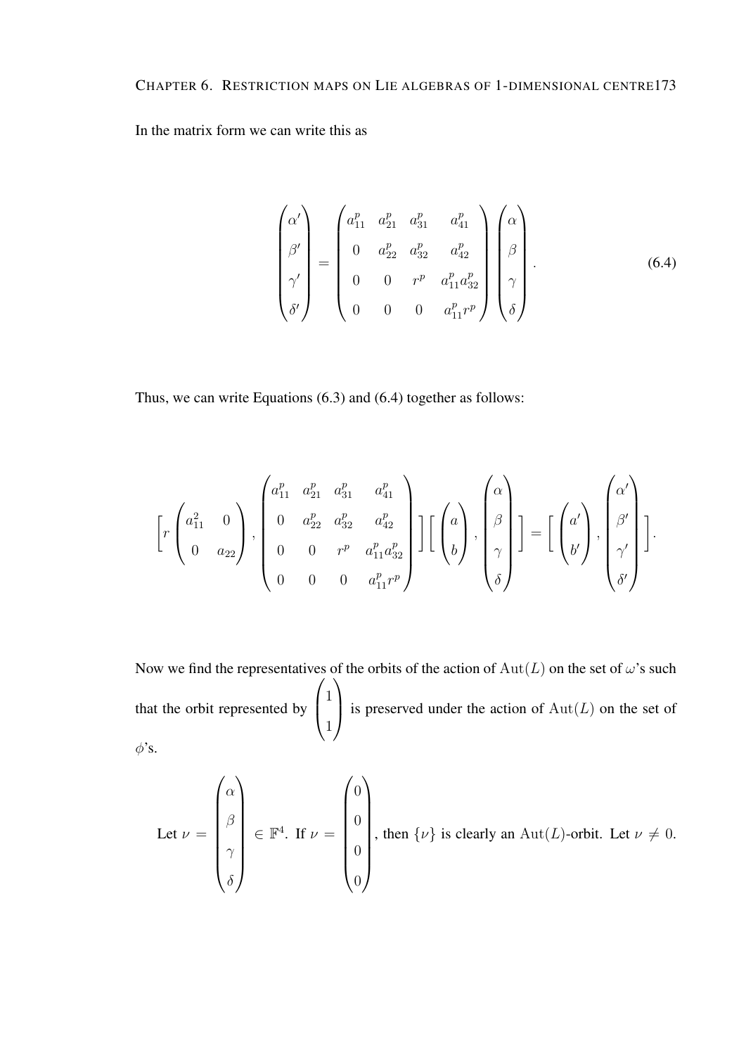In the matrix form we can write this as

$$\begin{pmatrix} \alpha' \\ \beta' \\ \gamma' \\ \delta' \end{pmatrix} = \begin{pmatrix} a_{11}^p & a_{21}^p & a_{31}^p & a_{41}^p \\ 0 & a_{22}^p & a_{32}^p & a_{42}^p \\ 0 & 0 & r^p & a_{11}^p a_{32}^p \\ 0 & 0 & 0 & a_{11}^p r^p \end{pmatrix} \begin{pmatrix} \alpha \\ \beta \\ \gamma \\ \delta \end{pmatrix}. \tag{6.4}$$

Thus, we can write Equations (6.3) and (6.4) together as follows:

$$\left[ r \begin{pmatrix} a_{11}^2 & 0 \\ 0 & a_{22} \end{pmatrix}, \begin{pmatrix} a_{11}^p & a_{21}^p & a_{31}^p & a_{41}^p \\ 0 & a_{22}^p & a_{32}^p & a_{42}^p \\ 0 & 0 & r^p & a_{11}^p a_{32}^p \\ 0 & 0 & 0 & a_{11}^p r^p \end{pmatrix} \right] \left[ \begin{pmatrix} a \\ b \end{pmatrix}, \begin{pmatrix} \alpha \\ \beta \\ \gamma \\ \delta \end{pmatrix} \right] = \left[ \begin{pmatrix} a' \\ b' \end{pmatrix}, \begin{pmatrix} \alpha' \\ \beta' \\ \gamma' \\ \delta' \end{pmatrix} \right].$$

Now we find the representatives of the orbits of the action of $\operatorname{Aut}(L)$ on the set of $\omega$'s such that the orbit represented by $\begin{pmatrix} 1 \\ 1 \end{pmatrix}$ is preserved under the action of $\operatorname{Aut}(L)$ on the set of $\phi$'s.

Let $\nu = \begin{pmatrix} \alpha \\ \beta \\ \gamma \\ \delta \end{pmatrix} \in \mathbb{F}^4$. If $\nu = \begin{pmatrix} 0 \\ 0 \\ 0 \\ 0 \end{pmatrix}$, then $\{\nu\}$ is clearly an $\operatorname{Aut}(L)$-orbit. Let $\nu \neq 0$.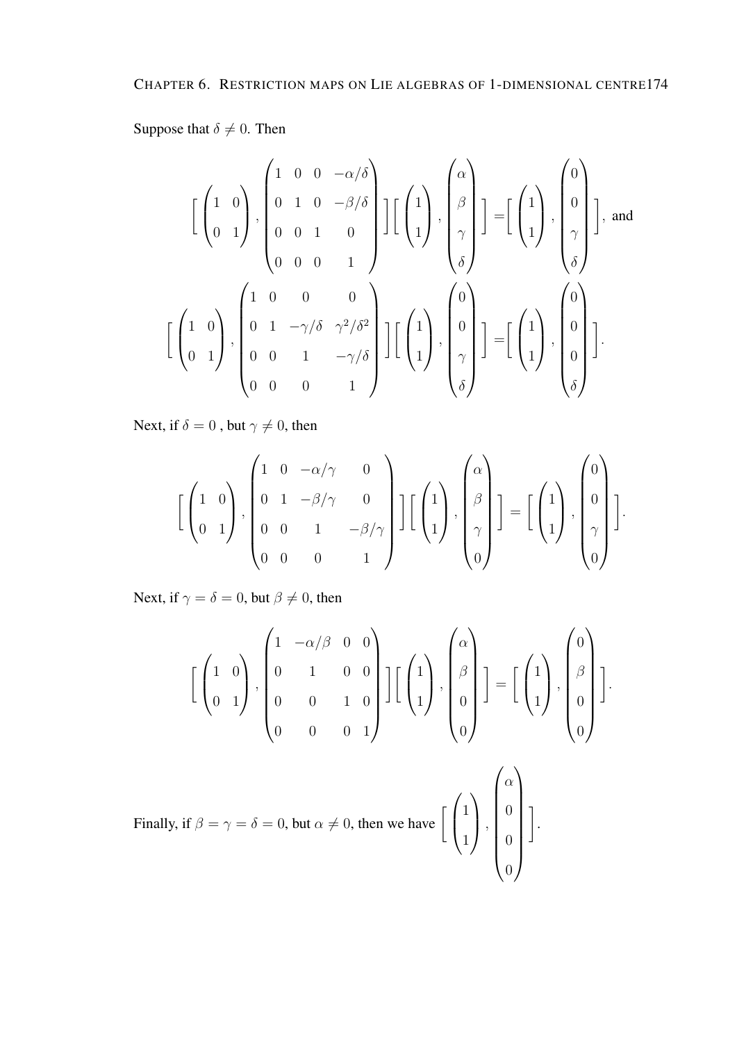Suppose that $\delta \neq 0$. Then

$$\Big[ \begin{pmatrix} 1 & 0 \\ 0 & 1 \end{pmatrix}, \begin{pmatrix} 1 & 0 & 0 & -\alpha/\delta \\ 0 & 1 & 0 & -\beta/\delta \\ 0 & 0 & 1 & 0 \\ 0 & 0 & 0 & 1 \end{pmatrix} \Big] \Big[ \begin{pmatrix} 1 \\ 1 \end{pmatrix}, \begin{pmatrix} \alpha \\ \beta \\ \gamma \\ \delta \end{pmatrix} \Big] = \Big[ \begin{pmatrix} 1 \\ 1 \end{pmatrix}, \begin{pmatrix} 0 \\ 0 \\ \gamma \\ \delta \end{pmatrix} \Big], \text{ and}$$

$$\Big[ \begin{pmatrix} 1 & 0 \\ 0 & 1 \end{pmatrix}, \begin{pmatrix} 1 & 0 & 0 & 0 \\ 0 & 1 & -\gamma/\delta & \gamma^2/\delta^2 \\ 0 & 0 & 1 & -\gamma/\delta \\ 0 & 0 & 0 & 1 \end{pmatrix} \Big] \Big[ \begin{pmatrix} 1 \\ 1 \end{pmatrix}, \begin{pmatrix} 0 \\ 0 \\ \gamma \\ \delta \end{pmatrix} \Big] = \Big[ \begin{pmatrix} 1 \\ 1 \end{pmatrix}, \begin{pmatrix} 0 \\ 0 \\ 0 \\ \delta \end{pmatrix} \Big].$$

Next, if $\delta = 0$ , but $\gamma \neq 0$, then

$$\Big[ \begin{pmatrix} 1 & 0 \\ 0 & 1 \end{pmatrix}, \begin{pmatrix} 1 & 0 & -\alpha/\gamma & 0 \\ 0 & 1 & -\beta/\gamma & 0 \\ 0 & 0 & 1 & -\beta/\gamma \\ 0 & 0 & 0 & 1 \end{pmatrix} \Big] \Big[ \begin{pmatrix} 1 \\ 1 \end{pmatrix}, \begin{pmatrix} \alpha \\ \beta \\ \gamma \\ 0 \end{pmatrix} \Big] = \Big[ \begin{pmatrix} 1 \\ 1 \end{pmatrix}, \begin{pmatrix} 0 \\ 0 \\ \gamma \\ 0 \end{pmatrix} \Big].$$

Next, if $\gamma = \delta = 0$, but $\beta \neq 0$, then

$$\Big[ \begin{pmatrix} 1 & 0 \\ 0 & 1 \end{pmatrix}, \begin{pmatrix} 1 & -\alpha/\beta & 0 & 0 \\ 0 & 1 & 0 & 0 \\ 0 & 0 & 1 & 0 \\ 0 & 0 & 0 & 1 \end{pmatrix} \Big] \Big[ \begin{pmatrix} 1 \\ 1 \end{pmatrix}, \begin{pmatrix} \alpha \\ \beta \\ 0 \\ 0 \end{pmatrix} \Big] = \Big[ \begin{pmatrix} 1 \\ 1 \end{pmatrix}, \begin{pmatrix} 0 \\ \beta \\ 0 \\ 0 \end{pmatrix} \Big].$$

Finally, if $\beta = \gamma = \delta = 0$, but $\alpha \neq 0$, then we have $\Big[ \begin{pmatrix} 1 \\ 1 \end{pmatrix}, \begin{pmatrix} \alpha \\ 0 \\ 0 \\ 0 \end{pmatrix} \Big]$.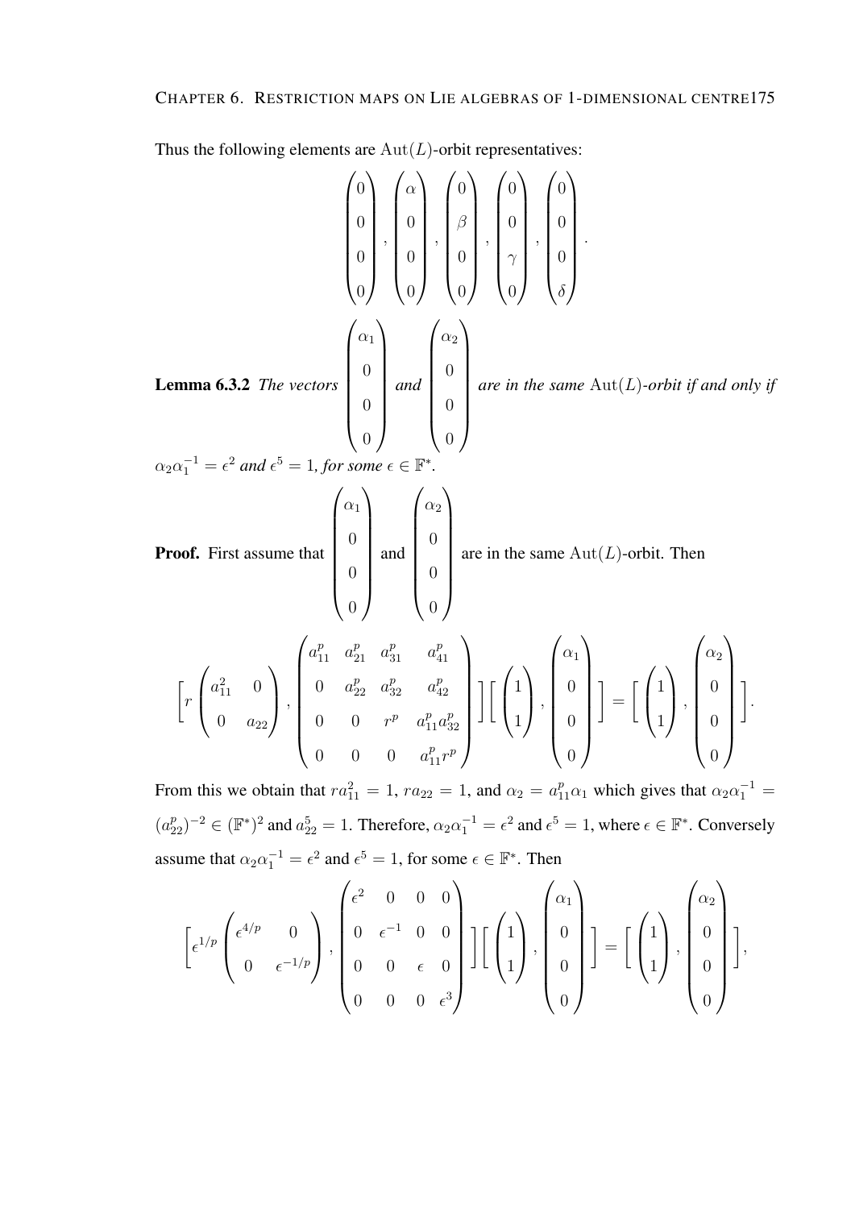Thus the following elements are $\mathrm{Aut}(L)$-orbit representatives:

$$\begin{pmatrix} 0 \\ 0 \\ 0 \\ 0 \end{pmatrix}, \begin{pmatrix} \alpha \\ 0 \\ 0 \\ 0 \end{pmatrix}, \begin{pmatrix} 0 \\ \beta \\ 0 \\ 0 \end{pmatrix}, \begin{pmatrix} 0 \\ 0 \\ \gamma \\ 0 \end{pmatrix}, \begin{pmatrix} 0 \\ 0 \\ 0 \\ \delta \end{pmatrix}.$$

**Lemma 6.3.2** *The vectors* $\begin{pmatrix} \alpha_1 \\ 0 \\ 0 \\ 0 \end{pmatrix}$ *and* $\begin{pmatrix} \alpha_2 \\ 0 \\ 0 \\ 0 \end{pmatrix}$ *are in the same* $\mathrm{Aut}(L)$*-orbit if and only if* $\alpha_2\alpha_1^{-1} = \epsilon^2$ *and* $\epsilon^5 = 1$*, for some* $\epsilon \in \mathbb{F}^*$.

**Proof.** First assume that $\begin{pmatrix} \alpha_1 \\ 0 \\ 0 \\ 0 \end{pmatrix}$ and $\begin{pmatrix} \alpha_2 \\ 0 \\ 0 \\ 0 \end{pmatrix}$ are in the same $\mathrm{Aut}(L)$-orbit. Then

$$\left[ r \begin{pmatrix} a_{11}^2 & 0 \\ 0 & a_{22} \end{pmatrix}, \begin{pmatrix} a_{11}^p & a_{21}^p & a_{31}^p & a_{41}^p \\ 0 & a_{22}^p & a_{32}^p & a_{42}^p \\ 0 & 0 & r^p & a_{11}^p a_{32}^p \\ 0 & 0 & 0 & a_{11}^p r^p \end{pmatrix} \right] \left[ \begin{pmatrix} 1 \\ 1 \end{pmatrix}, \begin{pmatrix} \alpha_1 \\ 0 \\ 0 \\ 0 \end{pmatrix} \right] = \left[ \begin{pmatrix} 1 \\ 1 \end{pmatrix}, \begin{pmatrix} \alpha_2 \\ 0 \\ 0 \\ 0 \end{pmatrix} \right].$$

From this we obtain that $ra_{11}^2 = 1$, $ra_{22} = 1$, and $\alpha_2 = a_{11}^p \alpha_1$ which gives that $\alpha_2\alpha_1^{-1} = (a_{22}^p)^{-2} \in (\mathbb{F}^*)^2$ and $a_{22}^5 = 1$. Therefore, $\alpha_2\alpha_1^{-1} = \epsilon^2$ and $\epsilon^5 = 1$, where $\epsilon \in \mathbb{F}^*$. Conversely assume that $\alpha_2\alpha_1^{-1} = \epsilon^2$ and $\epsilon^5 = 1$, for some $\epsilon \in \mathbb{F}^*$. Then

$$\left[ \epsilon^{1/p} \begin{pmatrix} \epsilon^{4/p} & 0 \\ 0 & \epsilon^{-1/p} \end{pmatrix}, \begin{pmatrix} \epsilon^2 & 0 & 0 & 0 \\ 0 & \epsilon^{-1} & 0 & 0 \\ 0 & 0 & \epsilon & 0 \\ 0 & 0 & 0 & \epsilon^3 \end{pmatrix} \right] \left[ \begin{pmatrix} 1 \\ 1 \end{pmatrix}, \begin{pmatrix} \alpha_1 \\ 0 \\ 0 \\ 0 \end{pmatrix} \right] = \left[ \begin{pmatrix} 1 \\ 1 \end{pmatrix}, \begin{pmatrix} \alpha_2 \\ 0 \\ 0 \\ 0 \end{pmatrix} \right],$$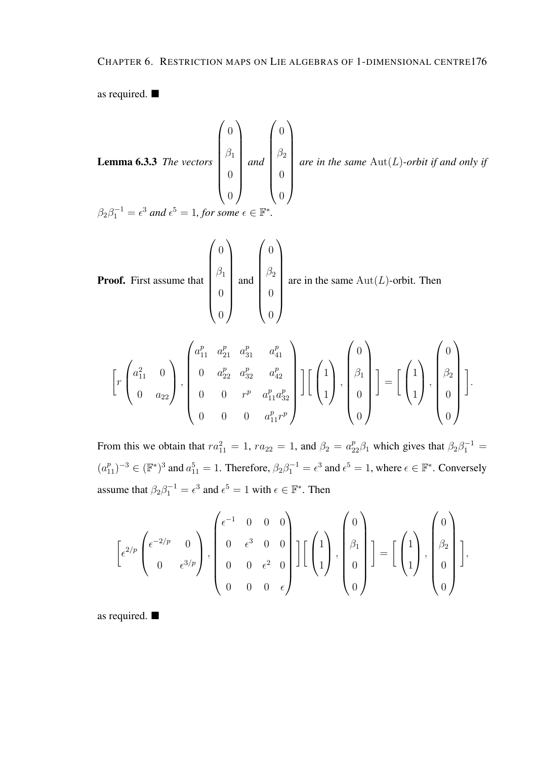as required. ■

**Lemma 6.3.3** *The vectors* $\begin{pmatrix} 0 \\ \beta_1 \\ 0 \\ 0 \end{pmatrix}$ *and* $\begin{pmatrix} 0 \\ \beta_2 \\ 0 \\ 0 \end{pmatrix}$ *are in the same* $\mathrm{Aut}(L)$*-orbit if and only if* $\beta_2\beta_1^{-1} = \epsilon^3$ *and* $\epsilon^5 = 1$*, for some* $\epsilon \in \mathbb{F}^*$.

**Proof.** First assume that $\begin{pmatrix} 0 \\ \beta_1 \\ 0 \\ 0 \end{pmatrix}$ and $\begin{pmatrix} 0 \\ \beta_2 \\ 0 \\ 0 \end{pmatrix}$ are in the same $\mathrm{Aut}(L)$-orbit. Then

$$\left[ r \begin{pmatrix} a_{11}^2 & 0 \\ 0 & a_{22} \end{pmatrix}, \begin{pmatrix} a_{11}^p & a_{21}^p & a_{31}^p & a_{41}^p \\ 0 & a_{22}^p & a_{32}^p & a_{42}^p \\ 0 & 0 & r^p & a_{11}^p a_{32}^p \\ 0 & 0 & 0 & a_{11}^p r^p \end{pmatrix} \right] \left[ \begin{pmatrix} 1 \\ 1 \end{pmatrix}, \begin{pmatrix} 0 \\ \beta_1 \\ 0 \\ 0 \end{pmatrix} \right] = \left[ \begin{pmatrix} 1 \\ 1 \end{pmatrix}, \begin{pmatrix} 0 \\ \beta_2 \\ 0 \\ 0 \end{pmatrix} \right].$$

From this we obtain that $ra_{11}^2 = 1$, $ra_{22} = 1$, and $\beta_2 = a_{22}^p\beta_1$ which gives that $\beta_2\beta_1^{-1} = (a_{11}^p)^{-3} \in (\mathbb{F}^*)^3$ and $a_{11}^5 = 1$. Therefore, $\beta_2\beta_1^{-1} = \epsilon^3$ and $\epsilon^5 = 1$, where $\epsilon \in \mathbb{F}^*$. Conversely assume that $\beta_2\beta_1^{-1} = \epsilon^3$ and $\epsilon^5 = 1$ with $\epsilon \in \mathbb{F}^*$. Then

$$\left[ \epsilon^{2/p} \begin{pmatrix} \epsilon^{-2/p} & 0 \\ 0 & \epsilon^{3/p} \end{pmatrix}, \begin{pmatrix} \epsilon^{-1} & 0 & 0 & 0 \\ 0 & \epsilon^3 & 0 & 0 \\ 0 & 0 & \epsilon^2 & 0 \\ 0 & 0 & 0 & \epsilon \end{pmatrix} \right] \left[ \begin{pmatrix} 1 \\ 1 \end{pmatrix}, \begin{pmatrix} 0 \\ \beta_1 \\ 0 \\ 0 \end{pmatrix} \right] = \left[ \begin{pmatrix} 1 \\ 1 \end{pmatrix}, \begin{pmatrix} 0 \\ \beta_2 \\ 0 \\ 0 \end{pmatrix} \right],$$

as required. ■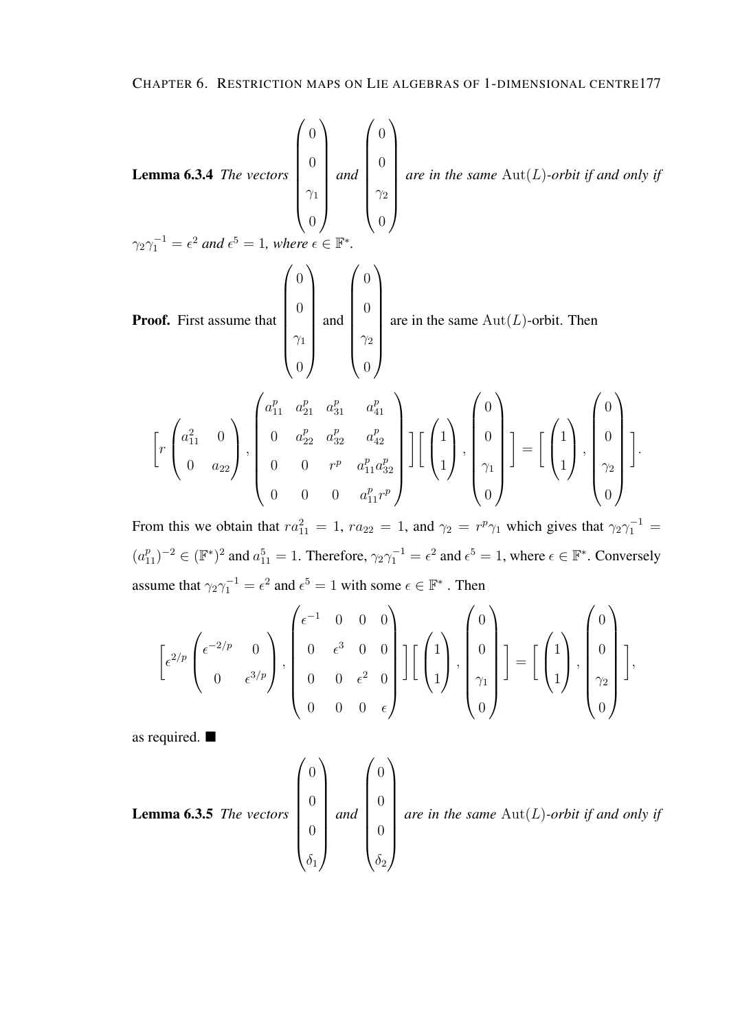**Lemma 6.3.4** *The vectors* $\begin{pmatrix} 0 \\ 0 \\ \gamma_1 \\ 0 \end{pmatrix}$ *and* $\begin{pmatrix} 0 \\ 0 \\ \gamma_2 \\ 0 \end{pmatrix}$ *are in the same* $\mathrm{Aut}(L)$*-orbit if and only if* $\gamma_2\gamma_1^{-1} = \epsilon^2$ *and* $\epsilon^5 = 1$*, where* $\epsilon \in \mathbb{F}^*$*.*

**Proof.** First assume that $\begin{pmatrix} 0 \\ 0 \\ \gamma_1 \\ 0 \end{pmatrix}$ and $\begin{pmatrix} 0 \\ 0 \\ \gamma_2 \\ 0 \end{pmatrix}$ are in the same $\mathrm{Aut}(L)$-orbit. Then

$$\left[ r \begin{pmatrix} a_{11}^2 & 0 \\ 0 & a_{22} \end{pmatrix}, \begin{pmatrix} a_{11}^p & a_{21}^p & a_{31}^p & a_{41}^p \\ 0 & a_{22}^p & a_{32}^p & a_{42}^p \\ 0 & 0 & r^p & a_{11}^p a_{32}^p \\ 0 & 0 & 0 & a_{11}^p r^p \end{pmatrix} \right] \left[ \begin{pmatrix} 1 \\ 1 \end{pmatrix}, \begin{pmatrix} 0 \\ 0 \\ \gamma_1 \\ 0 \end{pmatrix} \right] = \left[ \begin{pmatrix} 1 \\ 1 \end{pmatrix}, \begin{pmatrix} 0 \\ 0 \\ \gamma_2 \\ 0 \end{pmatrix} \right].$$

From this we obtain that $ra_{11}^2 = 1$, $ra_{22} = 1$, and $\gamma_2 = r^p\gamma_1$ which gives that $\gamma_2\gamma_1^{-1} = (a_{11}^p)^{-2} \in (\mathbb{F}^*)^2$ and $a_{11}^5 = 1$. Therefore, $\gamma_2\gamma_1^{-1} = \epsilon^2$ and $\epsilon^5 = 1$, where $\epsilon \in \mathbb{F}^*$. Conversely assume that $\gamma_2\gamma_1^{-1} = \epsilon^2$ and $\epsilon^5 = 1$ with some $\epsilon \in \mathbb{F}^*$ . Then

$$\left[ \epsilon^{2/p} \begin{pmatrix} \epsilon^{-2/p} & 0 \\ 0 & \epsilon^{3/p} \end{pmatrix}, \begin{pmatrix} \epsilon^{-1} & 0 & 0 & 0 \\ 0 & \epsilon^3 & 0 & 0 \\ 0 & 0 & \epsilon^2 & 0 \\ 0 & 0 & 0 & \epsilon \end{pmatrix} \right] \left[ \begin{pmatrix} 1 \\ 1 \end{pmatrix}, \begin{pmatrix} 0 \\ 0 \\ \gamma_1 \\ 0 \end{pmatrix} \right] = \left[ \begin{pmatrix} 1 \\ 1 \end{pmatrix}, \begin{pmatrix} 0 \\ 0 \\ \gamma_2 \\ 0 \end{pmatrix} \right],$$

as required. ■

**Lemma 6.3.5** *The vectors* $\begin{pmatrix} 0 \\ 0 \\ 0 \\ \delta_1 \end{pmatrix}$ *and* $\begin{pmatrix} 0 \\ 0 \\ 0 \\ \delta_2 \end{pmatrix}$ *are in the same* $\mathrm{Aut}(L)$*-orbit if and only if*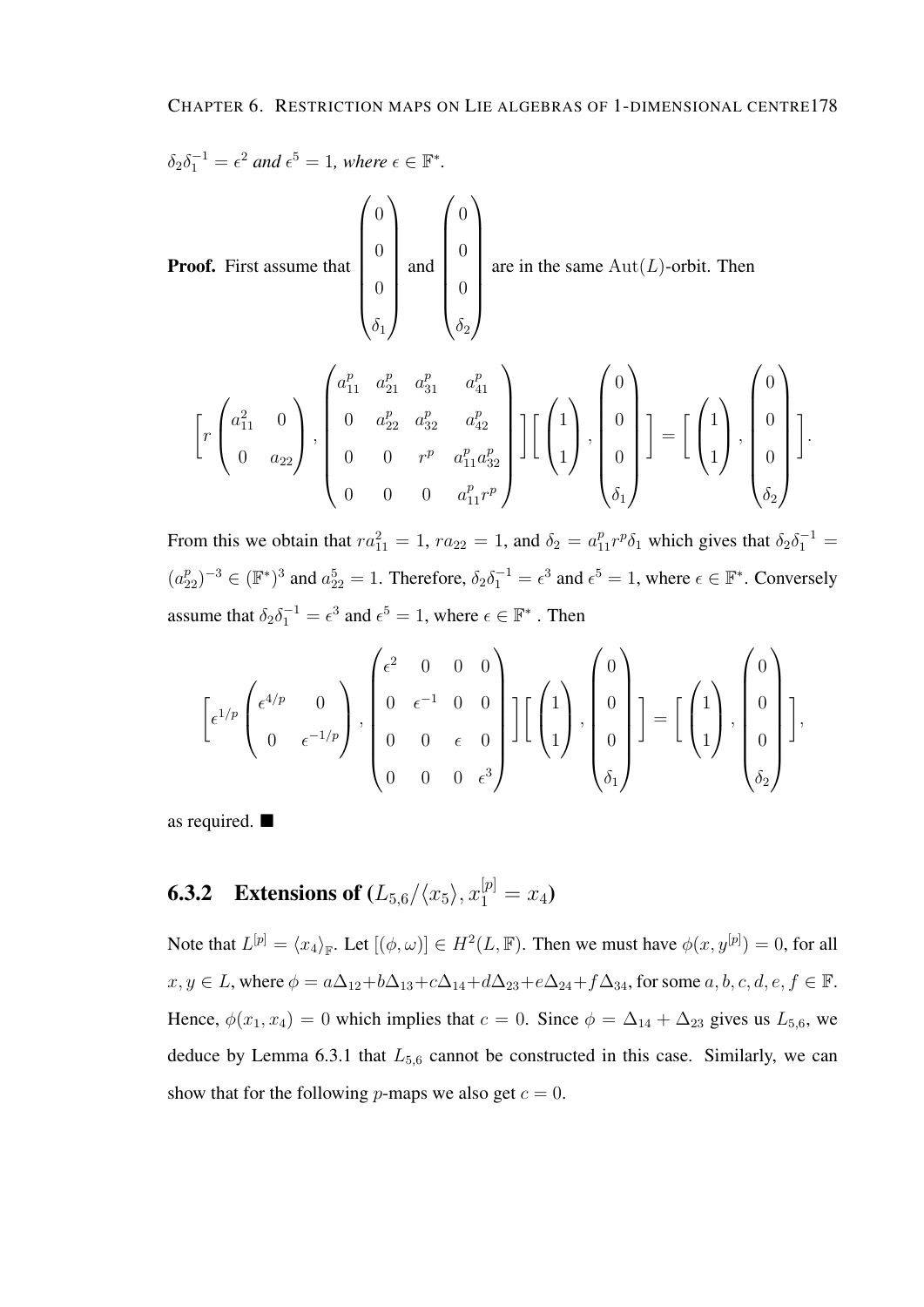$\delta_2\delta_1^{-1} = \epsilon^2$ *and* $\epsilon^5 = 1$*, where* $\epsilon \in \mathbb{F}^*$.

**Proof.** First assume that $\begin{pmatrix} 0 \\ 0 \\ 0 \\ \delta_1 \end{pmatrix}$ and $\begin{pmatrix} 0 \\ 0 \\ 0 \\ \delta_2 \end{pmatrix}$ are in the same $\mathrm{Aut}(L)$-orbit. Then

$$\left[ r \begin{pmatrix} a_{11}^2 & 0 \\ 0 & a_{22} \end{pmatrix}, \begin{pmatrix} a_{11}^p & a_{21}^p & a_{31}^p & a_{41}^p \\ 0 & a_{22}^p & a_{32}^p & a_{42}^p \\ 0 & 0 & r^p & a_{11}^p a_{32}^p \\ 0 & 0 & 0 & a_{11}^p r^p \end{pmatrix} \right] \left[ \begin{pmatrix} 1 \\ 1 \end{pmatrix}, \begin{pmatrix} 0 \\ 0 \\ 0 \\ \delta_1 \end{pmatrix} \right] = \left[ \begin{pmatrix} 1 \\ 1 \end{pmatrix}, \begin{pmatrix} 0 \\ 0 \\ 0 \\ \delta_2 \end{pmatrix} \right].$$

From this we obtain that $ra_{11}^2 = 1$, $ra_{22} = 1$, and $\delta_2 = a_{11}^p r^p \delta_1$ which gives that $\delta_2\delta_1^{-1} = (a_{22}^p)^{-3} \in (\mathbb{F}^*)^3$ and $a_{22}^5 = 1$. Therefore, $\delta_2\delta_1^{-1} = \epsilon^3$ and $\epsilon^5 = 1$, where $\epsilon \in \mathbb{F}^*$. Conversely assume that $\delta_2\delta_1^{-1} = \epsilon^3$ and $\epsilon^5 = 1$, where $\epsilon \in \mathbb{F}^*$ . Then

$$\left[ \epsilon^{1/p} \begin{pmatrix} \epsilon^{4/p} & 0 \\ 0 & \epsilon^{-1/p} \end{pmatrix}, \begin{pmatrix} \epsilon^2 & 0 & 0 & 0 \\ 0 & \epsilon^{-1} & 0 & 0 \\ 0 & 0 & \epsilon & 0 \\ 0 & 0 & 0 & \epsilon^3 \end{pmatrix} \right] \left[ \begin{pmatrix} 1 \\ 1 \end{pmatrix}, \begin{pmatrix} 0 \\ 0 \\ 0 \\ \delta_1 \end{pmatrix} \right] = \left[ \begin{pmatrix} 1 \\ 1 \end{pmatrix}, \begin{pmatrix} 0 \\ 0 \\ 0 \\ \delta_2 \end{pmatrix} \right],$$

as required. ■

### 6.3.2 Extensions of $(L_{5,6}/\langle x_5 \rangle, x_1^{[p]} = x_4)$

Note that $L^{[p]} = \langle x_4 \rangle_{\mathbb{F}}$. Let $[(\phi, \omega)] \in H^2(L, \mathbb{F})$. Then we must have $\phi(x, y^{[p]}) = 0$, for all $x, y \in L$, where $\phi = a\Delta_{12} + b\Delta_{13} + c\Delta_{14} + d\Delta_{23} + e\Delta_{24} + f\Delta_{34}$, for some $a, b, c, d, e, f \in \mathbb{F}$. Hence, $\phi(x_1, x_4) = 0$ which implies that $c = 0$. Since $\phi = \Delta_{14} + \Delta_{23}$ gives us $L_{5,6}$, we deduce by Lemma 6.3.1 that $L_{5,6}$ cannot be constructed in this case. Similarly, we can show that for the following $p$-maps we also get $c = 0$.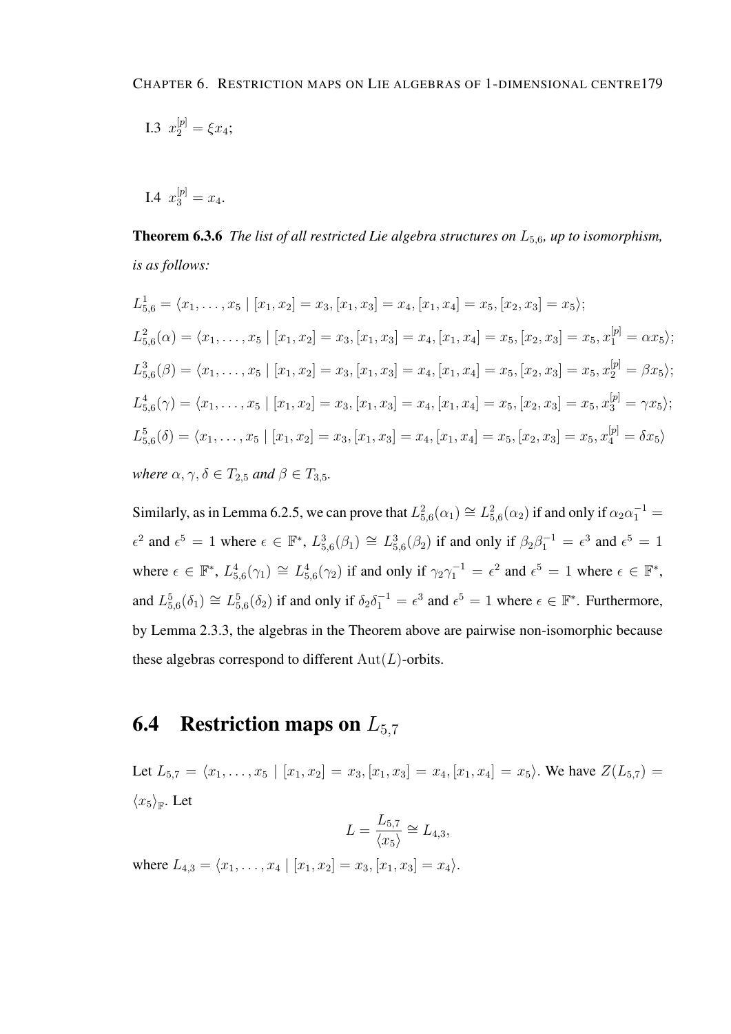I.3 $x_2^{[p]} = \xi x_4$;

I.4 $x_3^{[p]} = x_4$.

**Theorem 6.3.6** *The list of all restricted Lie algebra structures on $L_{5,6}$, up to isomorphism, is as follows:*

$$L_{5,6}^1 = \langle x_1, \ldots, x_5 \mid [x_1, x_2] = x_3, [x_1, x_3] = x_4, [x_1, x_4] = x_5, [x_2, x_3] = x_5 \rangle;$$

$$L_{5,6}^2(\alpha) = \langle x_1, \ldots, x_5 \mid [x_1, x_2] = x_3, [x_1, x_3] = x_4, [x_1, x_4] = x_5, [x_2, x_3] = x_5, x_1^{[p]} = \alpha x_5 \rangle;$$

$$L_{5,6}^3(\beta) = \langle x_1, \ldots, x_5 \mid [x_1, x_2] = x_3, [x_1, x_3] = x_4, [x_1, x_4] = x_5, [x_2, x_3] = x_5, x_2^{[p]} = \beta x_5 \rangle;$$

$$L_{5,6}^4(\gamma) = \langle x_1, \ldots, x_5 \mid [x_1, x_2] = x_3, [x_1, x_3] = x_4, [x_1, x_4] = x_5, [x_2, x_3] = x_5, x_3^{[p]} = \gamma x_5 \rangle;$$

$$L_{5,6}^5(\delta) = \langle x_1, \ldots, x_5 \mid [x_1, x_2] = x_3, [x_1, x_3] = x_4, [x_1, x_4] = x_5, [x_2, x_3] = x_5, x_4^{[p]} = \delta x_5 \rangle$$

*where $\alpha, \gamma, \delta \in T_{2,5}$ and $\beta \in T_{3,5}$.*

Similarly, as in Lemma 6.2.5, we can prove that $L_{5,6}^2(\alpha_1) \cong L_{5,6}^2(\alpha_2)$ if and only if $\alpha_2 \alpha_1^{-1} = \epsilon^2$ and $\epsilon^5 = 1$ where $\epsilon \in \mathbb{F}^*$, $L_{5,6}^3(\beta_1) \cong L_{5,6}^3(\beta_2)$ if and only if $\beta_2 \beta_1^{-1} = \epsilon^3$ and $\epsilon^5 = 1$ where $\epsilon \in \mathbb{F}^*$, $L_{5,6}^4(\gamma_1) \cong L_{5,6}^4(\gamma_2)$ if and only if $\gamma_2 \gamma_1^{-1} = \epsilon^2$ and $\epsilon^5 = 1$ where $\epsilon \in \mathbb{F}^*$, and $L_{5,6}^5(\delta_1) \cong L_{5,6}^5(\delta_2)$ if and only if $\delta_2 \delta_1^{-1} = \epsilon^3$ and $\epsilon^5 = 1$ where $\epsilon \in \mathbb{F}^*$. Furthermore, by Lemma 2.3.3, the algebras in the Theorem above are pairwise non-isomorphic because these algebras correspond to different $\mathrm{Aut}(L)$-orbits.

## 6.4 Restriction maps on $L_{5,7}$

Let $L_{5,7} = \langle x_1, \ldots, x_5 \mid [x_1, x_2] = x_3, [x_1, x_3] = x_4, [x_1, x_4] = x_5 \rangle$. We have $Z(L_{5,7}) = \langle x_5 \rangle_{\mathbb{F}}$. Let

$$L = \frac{L_{5,7}}{\langle x_5 \rangle} \cong L_{4,3},$$

where $L_{4,3} = \langle x_1, \ldots, x_4 \mid [x_1, x_2] = x_3, [x_1, x_3] = x_4 \rangle$.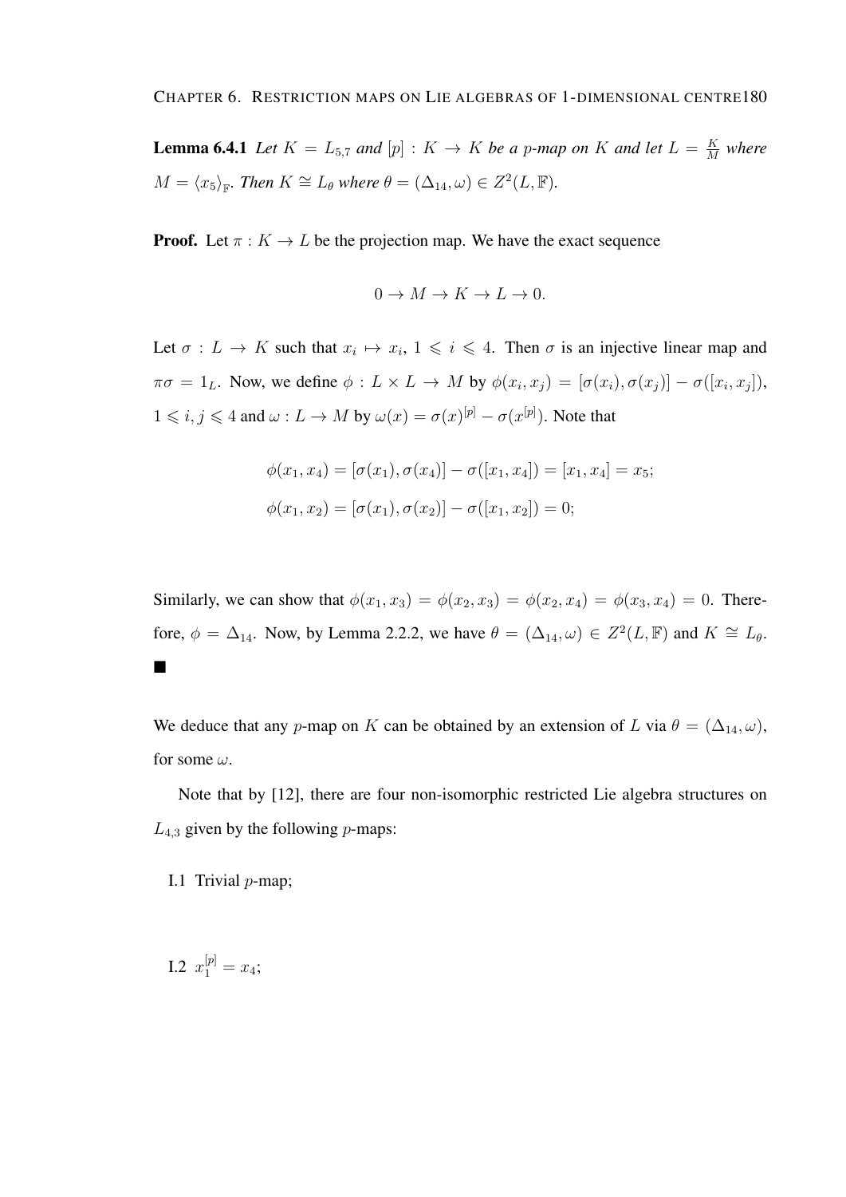**Lemma 6.4.1** *Let $K = L_{5,7}$ and $[p] : K \to K$ be a $p$-map on $K$ and let $L = \frac{K}{M}$ where $M = \langle x_5 \rangle_{\mathbb{F}}$. Then $K \cong L_\theta$ where $\theta = (\Delta_{14}, \omega) \in Z^2(L, \mathbb{F})$.*

**Proof.** Let $\pi : K \to L$ be the projection map. We have the exact sequence

$$0 \to M \to K \to L \to 0.$$

Let $\sigma : L \to K$ such that $x_i \mapsto x_i$, $1 \leqslant i \leqslant 4$. Then $\sigma$ is an injective linear map and $\pi\sigma = 1_L$. Now, we define $\phi : L \times L \to M$ by $\phi(x_i, x_j) = [\sigma(x_i), \sigma(x_j)] - \sigma([x_i, x_j])$, $1 \leqslant i, j \leqslant 4$ and $\omega : L \to M$ by $\omega(x) = \sigma(x)^{[p]} - \sigma(x^{[p]})$. Note that

$$\phi(x_1, x_4) = [\sigma(x_1), \sigma(x_4)] - \sigma([x_1, x_4]) = [x_1, x_4] = x_5;$$

$$\phi(x_1, x_2) = [\sigma(x_1), \sigma(x_2)] - \sigma([x_1, x_2]) = 0;$$

Similarly, we can show that $\phi(x_1, x_3) = \phi(x_2, x_3) = \phi(x_2, x_4) = \phi(x_3, x_4) = 0$. Therefore, $\phi = \Delta_{14}$. Now, by Lemma 2.2.2, we have $\theta = (\Delta_{14}, \omega) \in Z^2(L, \mathbb{F})$ and $K \cong L_\theta$. ■

We deduce that any $p$-map on $K$ can be obtained by an extension of $L$ via $\theta = (\Delta_{14}, \omega)$, for some $\omega$.

Note that by [12], there are four non-isomorphic restricted Lie algebra structures on $L_{4,3}$ given by the following $p$-maps:

I.1 Trivial $p$-map;

I.2 $x_1^{[p]} = x_4$;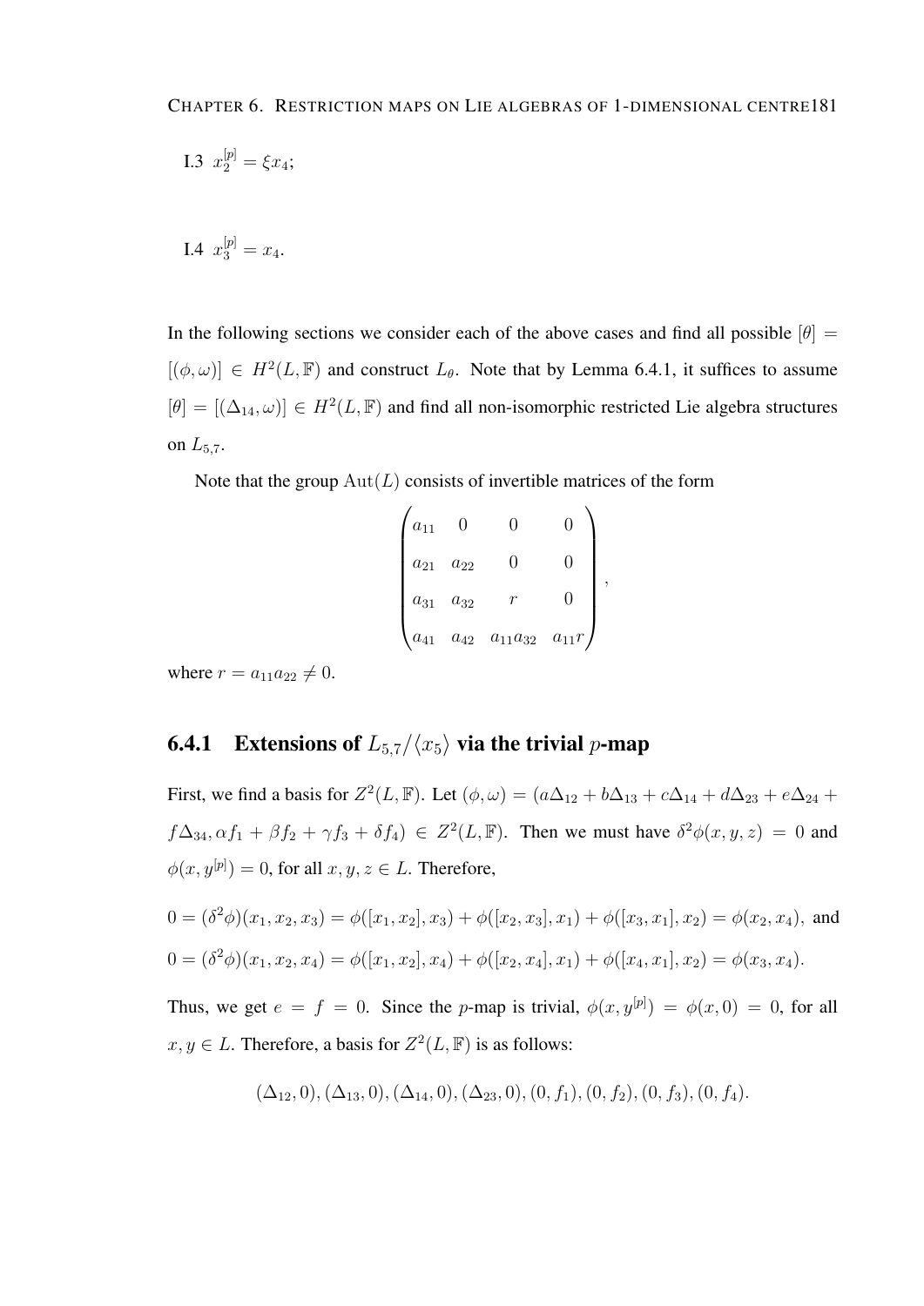I.3 $x_2^{[p]} = \xi x_4$;

I.4 $x_3^{[p]} = x_4$.

In the following sections we consider each of the above cases and find all possible $[\theta] = [(\phi, \omega)] \in H^2(L, \mathbb{F})$ and construct $L_\theta$. Note that by Lemma 6.4.1, it suffices to assume $[\theta] = [(\Delta_{14}, \omega)] \in H^2(L, \mathbb{F})$ and find all non-isomorphic restricted Lie algebra structures on $L_{5,7}$.

Note that the group $\mathrm{Aut}(L)$ consists of invertible matrices of the form

$$\begin{pmatrix} a_{11} & 0 & 0 & 0 \\ a_{21} & a_{22} & 0 & 0 \\ a_{31} & a_{32} & r & 0 \\ a_{41} & a_{42} & a_{11}a_{32} & a_{11}r \end{pmatrix},$$

where $r = a_{11}a_{22} \neq 0$.

### 6.4.1 Extensions of $L_{5,7}/\langle x_5 \rangle$ via the trivial $p$-map

First, we find a basis for $Z^2(L, \mathbb{F})$. Let $(\phi, \omega) = (a\Delta_{12} + b\Delta_{13} + c\Delta_{14} + d\Delta_{23} + e\Delta_{24} + f\Delta_{34}, \alpha f_1 + \beta f_2 + \gamma f_3 + \delta f_4) \in Z^2(L, \mathbb{F})$. Then we must have $\delta^2\phi(x, y, z) = 0$ and $\phi(x, y^{[p]}) = 0$, for all $x, y, z \in L$. Therefore,

$$0 = (\delta^2\phi)(x_1, x_2, x_3) = \phi([x_1, x_2], x_3) + \phi([x_2, x_3], x_1) + \phi([x_3, x_1], x_2) = \phi(x_2, x_4), \text{ and}$$
$$0 = (\delta^2\phi)(x_1, x_2, x_4) = \phi([x_1, x_2], x_4) + \phi([x_2, x_4], x_1) + \phi([x_4, x_1], x_2) = \phi(x_3, x_4).$$

Thus, we get $e = f = 0$. Since the $p$-map is trivial, $\phi(x, y^{[p]}) = \phi(x, 0) = 0$, for all $x, y \in L$. Therefore, a basis for $Z^2(L, \mathbb{F})$ is as follows:

$$(\Delta_{12}, 0), (\Delta_{13}, 0), (\Delta_{14}, 0), (\Delta_{23}, 0), (0, f_1), (0, f_2), (0, f_3), (0, f_4).$$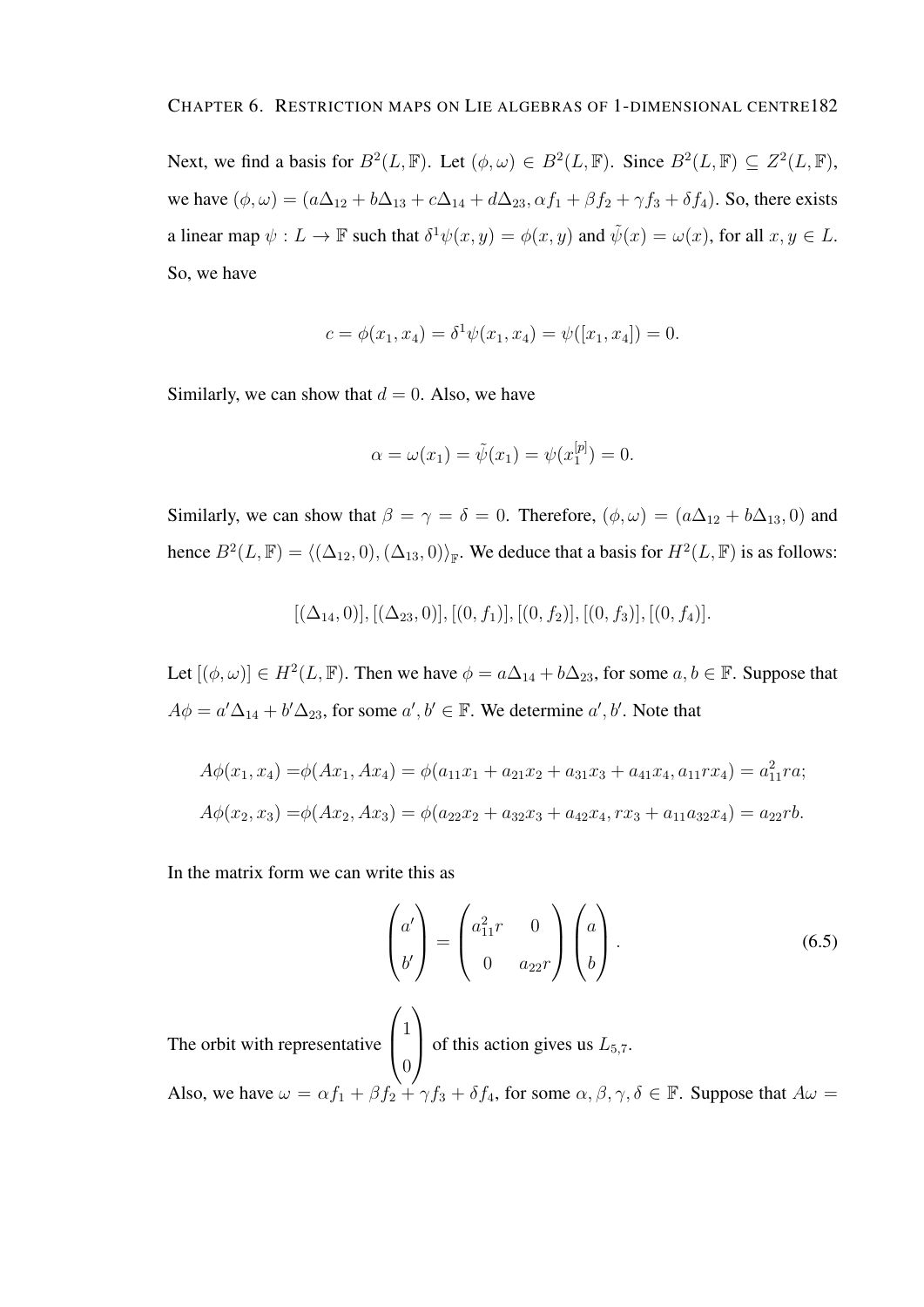Next, we find a basis for $B^2(L, \mathbb{F})$. Let $(\phi, \omega) \in B^2(L, \mathbb{F})$. Since $B^2(L, \mathbb{F}) \subseteq Z^2(L, \mathbb{F})$, we have $(\phi, \omega) = (a\Delta_{12} + b\Delta_{13} + c\Delta_{14} + d\Delta_{23}, \alpha f_1 + \beta f_2 + \gamma f_3 + \delta f_4)$. So, there exists a linear map $\psi : L \to \mathbb{F}$ such that $\delta^1\psi(x, y) = \phi(x, y)$ and $\tilde{\psi}(x) = \omega(x)$, for all $x, y \in L$. So, we have

$$c = \phi(x_1, x_4) = \delta^1\psi(x_1, x_4) = \psi([x_1, x_4]) = 0.$$

Similarly, we can show that $d = 0$. Also, we have

$$\alpha = \omega(x_1) = \tilde{\psi}(x_1) = \psi(x_1^{[p]}) = 0.$$

Similarly, we can show that $\beta = \gamma = \delta = 0$. Therefore, $(\phi, \omega) = (a\Delta_{12} + b\Delta_{13}, 0)$ and hence $B^2(L, \mathbb{F}) = \langle(\Delta_{12}, 0), (\Delta_{13}, 0)\rangle_{\mathbb{F}}$. We deduce that a basis for $H^2(L, \mathbb{F})$ is as follows:

$$[(\Delta_{14}, 0)], [(\Delta_{23}, 0)], [(0, f_1)], [(0, f_2)], [(0, f_3)], [(0, f_4)].$$

Let $[(\phi, \omega)] \in H^2(L, \mathbb{F})$. Then we have $\phi = a\Delta_{14} + b\Delta_{23}$, for some $a, b \in \mathbb{F}$. Suppose that $A\phi = a'\Delta_{14} + b'\Delta_{23}$, for some $a', b' \in \mathbb{F}$. We determine $a', b'$. Note that

$$A\phi(x_1, x_4) = \phi(Ax_1, Ax_4) = \phi(a_{11}x_1 + a_{21}x_2 + a_{31}x_3 + a_{41}x_4, a_{11}rx_4) = a_{11}^2 ra;$$
$$A\phi(x_2, x_3) = \phi(Ax_2, Ax_3) = \phi(a_{22}x_2 + a_{32}x_3 + a_{42}x_4, rx_3 + a_{11}a_{32}x_4) = a_{22}rb.$$

In the matrix form we can write this as

$$\begin{pmatrix} a' \\ b' \end{pmatrix} = \begin{pmatrix} a_{11}^2 r & 0 \\ 0 & a_{22}r \end{pmatrix} \begin{pmatrix} a \\ b \end{pmatrix}. \tag{6.5}$$

The orbit with representative $\begin{pmatrix} 1 \\ 0 \end{pmatrix}$ of this action gives us $L_{5,7}$.

Also, we have $\omega = \alpha f_1 + \beta f_2 + \gamma f_3 + \delta f_4$, for some $\alpha, \beta, \gamma, \delta \in \mathbb{F}$. Suppose that $A\omega =$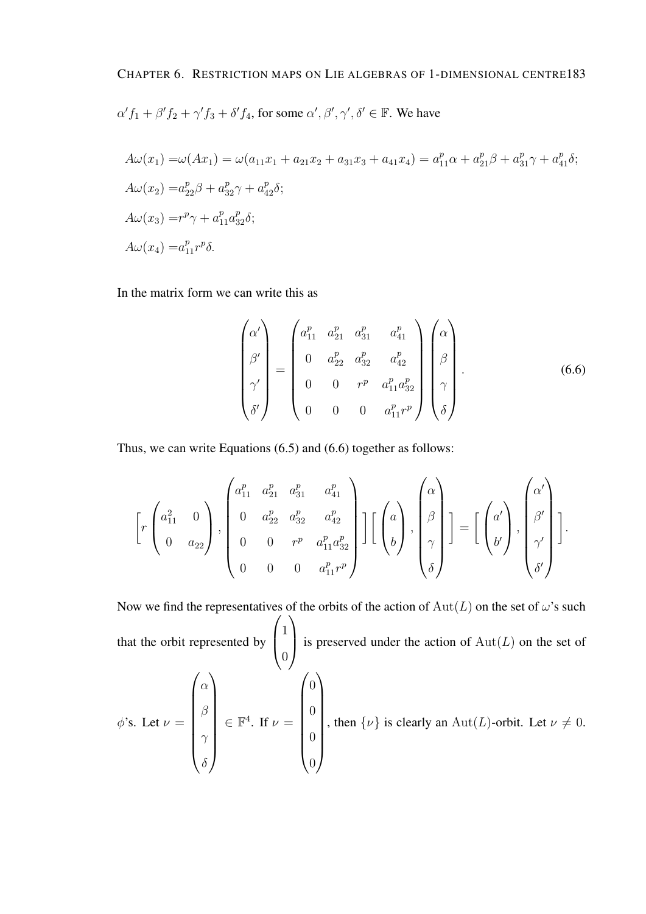$\alpha' f_1 + \beta' f_2 + \gamma' f_3 + \delta' f_4$, for some $\alpha', \beta', \gamma', \delta' \in \mathbb{F}$. We have

$$
\begin{aligned}
A\omega(x_1) &= \omega(Ax_1) = \omega(a_{11}x_1 + a_{21}x_2 + a_{31}x_3 + a_{41}x_4) = a_{11}^p\alpha + a_{21}^p\beta + a_{31}^p\gamma + a_{41}^p\delta;\\
A\omega(x_2) &= a_{22}^p\beta + a_{32}^p\gamma + a_{42}^p\delta;\\
A\omega(x_3) &= r^p\gamma + a_{11}^p a_{32}^p\delta;\\
A\omega(x_4) &= a_{11}^p r^p\delta.
\end{aligned}
$$

In the matrix form we can write this as

$$
\begin{pmatrix} \alpha' \\ \beta' \\ \gamma' \\ \delta' \end{pmatrix} = \begin{pmatrix} a_{11}^p & a_{21}^p & a_{31}^p & a_{41}^p \\ 0 & a_{22}^p & a_{32}^p & a_{42}^p \\ 0 & 0 & r^p & a_{11}^p a_{32}^p \\ 0 & 0 & 0 & a_{11}^p r^p \end{pmatrix} \begin{pmatrix} \alpha \\ \beta \\ \gamma \\ \delta \end{pmatrix}. \tag{6.6}
$$

Thus, we can write Equations (6.5) and (6.6) together as follows:

$$
\left[ r\begin{pmatrix} a_{11}^2 & 0 \\ 0 & a_{22} \end{pmatrix}, \begin{pmatrix} a_{11}^p & a_{21}^p & a_{31}^p & a_{41}^p \\ 0 & a_{22}^p & a_{32}^p & a_{42}^p \\ 0 & 0 & r^p & a_{11}^p a_{32}^p \\ 0 & 0 & 0 & a_{11}^p r^p \end{pmatrix} \right] \left[ \begin{pmatrix} a \\ b \end{pmatrix}, \begin{pmatrix} \alpha \\ \beta \\ \gamma \\ \delta \end{pmatrix} \right] = \left[ \begin{pmatrix} a' \\ b' \end{pmatrix}, \begin{pmatrix} \alpha' \\ \beta' \\ \gamma' \\ \delta' \end{pmatrix} \right].
$$

Now we find the representatives of the orbits of the action of $\mathrm{Aut}(L)$ on the set of $\omega$'s such that the orbit represented by $\begin{pmatrix} 1 \\ 0 \end{pmatrix}$ is preserved under the action of $\mathrm{Aut}(L)$ on the set of $\phi$'s. Let $\nu = \begin{pmatrix} \alpha \\ \beta \\ \gamma \\ \delta \end{pmatrix} \in \mathbb{F}^4$. If $\nu = \begin{pmatrix} 0 \\ 0 \\ 0 \\ 0 \end{pmatrix}$, then $\{\nu\}$ is clearly an $\mathrm{Aut}(L)$-orbit. Let $\nu \neq 0$.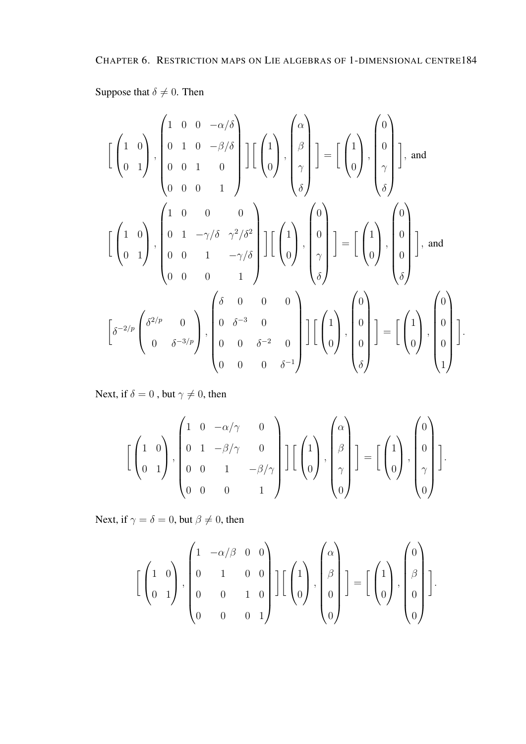Suppose that $\delta \neq 0$. Then

$$\left[ \begin{pmatrix} 1 & 0 \\ 0 & 1 \end{pmatrix}, \begin{pmatrix} 1 & 0 & 0 & -\alpha/\delta \\ 0 & 1 & 0 & -\beta/\delta \\ 0 & 0 & 1 & 0 \\ 0 & 0 & 0 & 1 \end{pmatrix} \right] \left[ \begin{pmatrix} 1 \\ 0 \end{pmatrix}, \begin{pmatrix} \alpha \\ \beta \\ \gamma \\ \delta \end{pmatrix} \right] = \left[ \begin{pmatrix} 1 \\ 0 \end{pmatrix}, \begin{pmatrix} 0 \\ 0 \\ \gamma \\ \delta \end{pmatrix} \right], \text{ and}$$

$$\left[ \begin{pmatrix} 1 & 0 \\ 0 & 1 \end{pmatrix}, \begin{pmatrix} 1 & 0 & 0 & 0 \\ 0 & 1 & -\gamma/\delta & \gamma^2/\delta^2 \\ 0 & 0 & 1 & -\gamma/\delta \\ 0 & 0 & 0 & 1 \end{pmatrix} \right] \left[ \begin{pmatrix} 1 \\ 0 \end{pmatrix}, \begin{pmatrix} 0 \\ 0 \\ \gamma \\ \delta \end{pmatrix} \right] = \left[ \begin{pmatrix} 1 \\ 0 \end{pmatrix}, \begin{pmatrix} 0 \\ 0 \\ 0 \\ \delta \end{pmatrix} \right], \text{ and}$$

$$\left[ \delta^{-2/p} \begin{pmatrix} \delta^{2/p} & 0 \\ 0 & \delta^{-3/p} \end{pmatrix}, \begin{pmatrix} \delta & 0 & 0 & 0 \\ 0 & \delta^{-3} & 0 & \\ 0 & 0 & \delta^{-2} & 0 \\ 0 & 0 & 0 & \delta^{-1} \end{pmatrix} \right] \left[ \begin{pmatrix} 1 \\ 0 \end{pmatrix}, \begin{pmatrix} 0 \\ 0 \\ 0 \\ \delta \end{pmatrix} \right] = \left[ \begin{pmatrix} 1 \\ 0 \end{pmatrix}, \begin{pmatrix} 0 \\ 0 \\ 0 \\ 1 \end{pmatrix} \right].$$

Next, if $\delta = 0$ , but $\gamma \neq 0$, then

$$\left[ \begin{pmatrix} 1 & 0 \\ 0 & 1 \end{pmatrix}, \begin{pmatrix} 1 & 0 & -\alpha/\gamma & 0 \\ 0 & 1 & -\beta/\gamma & 0 \\ 0 & 0 & 1 & -\beta/\gamma \\ 0 & 0 & 0 & 1 \end{pmatrix} \right] \left[ \begin{pmatrix} 1 \\ 0 \end{pmatrix}, \begin{pmatrix} \alpha \\ \beta \\ \gamma \\ 0 \end{pmatrix} \right] = \left[ \begin{pmatrix} 1 \\ 0 \end{pmatrix}, \begin{pmatrix} 0 \\ 0 \\ \gamma \\ 0 \end{pmatrix} \right].$$

Next, if $\gamma = \delta = 0$, but $\beta \neq 0$, then

$$\left[ \begin{pmatrix} 1 & 0 \\ 0 & 1 \end{pmatrix}, \begin{pmatrix} 1 & -\alpha/\beta & 0 & 0 \\ 0 & 1 & 0 & 0 \\ 0 & 0 & 1 & 0 \\ 0 & 0 & 0 & 1 \end{pmatrix} \right] \left[ \begin{pmatrix} 1 \\ 0 \end{pmatrix}, \begin{pmatrix} \alpha \\ \beta \\ 0 \\ 0 \end{pmatrix} \right] = \left[ \begin{pmatrix} 1 \\ 0 \end{pmatrix}, \begin{pmatrix} 0 \\ \beta \\ 0 \\ 0 \end{pmatrix} \right].$$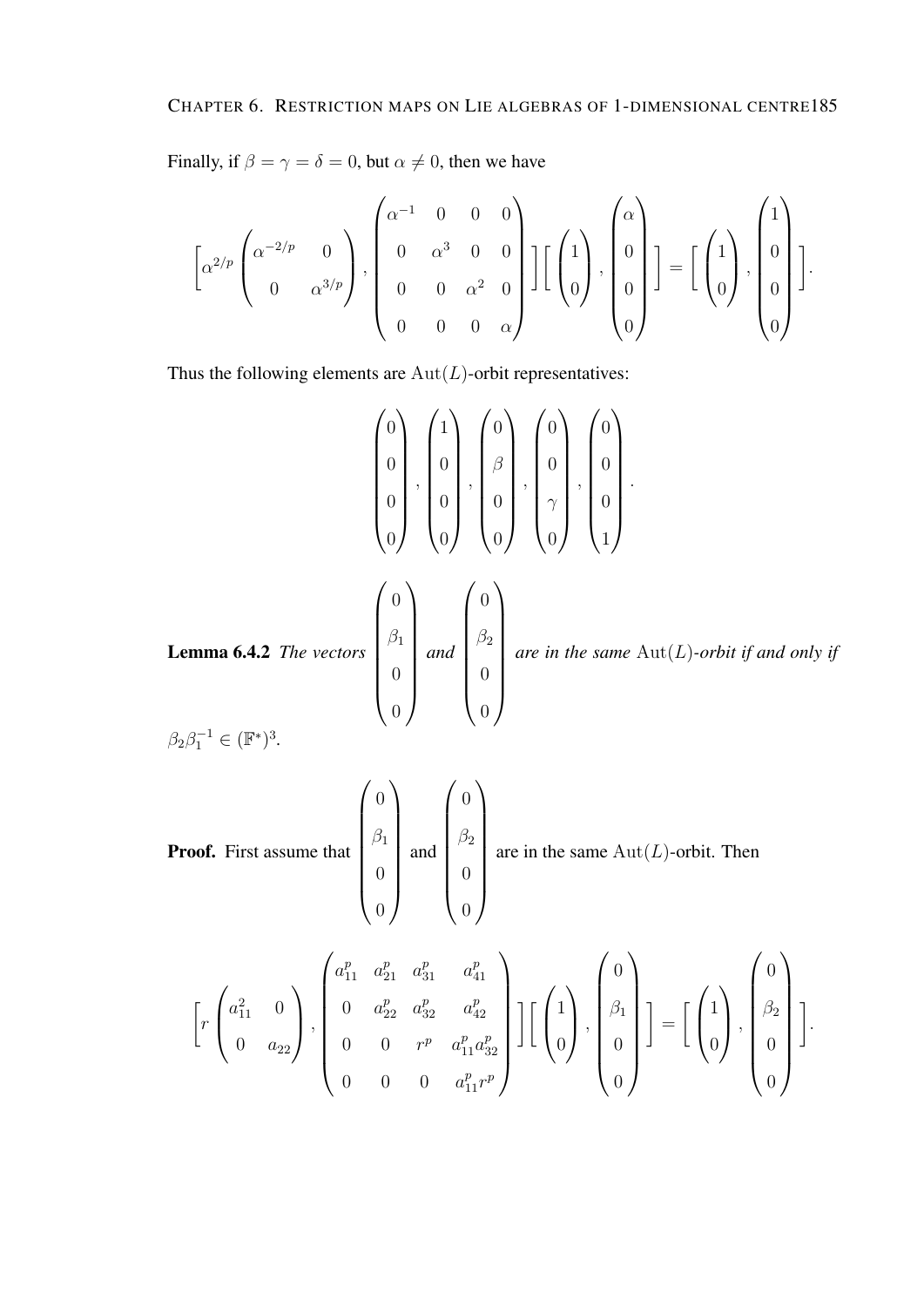Finally, if $\beta = \gamma = \delta = 0$, but $\alpha \neq 0$, then we have

$$\left[\alpha^{2/p}\begin{pmatrix}\alpha^{-2/p} & 0\\ 0 & \alpha^{3/p}\end{pmatrix}, \begin{pmatrix}\alpha^{-1} & 0 & 0 & 0\\ 0 & \alpha^3 & 0 & 0\\ 0 & 0 & \alpha^2 & 0\\ 0 & 0 & 0 & \alpha\end{pmatrix}\right]\left[\begin{pmatrix}1\\0\end{pmatrix}, \begin{pmatrix}\alpha\\0\\0\\0\end{pmatrix}\right] = \left[\begin{pmatrix}1\\0\end{pmatrix}, \begin{pmatrix}1\\0\\0\\0\end{pmatrix}\right].$$

Thus the following elements are $\mathrm{Aut}(L)$-orbit representatives:

$$\begin{pmatrix}0\\0\\0\\0\end{pmatrix}, \begin{pmatrix}1\\0\\0\\0\end{pmatrix}, \begin{pmatrix}0\\\beta\\0\\0\end{pmatrix}, \begin{pmatrix}0\\0\\\gamma\\0\end{pmatrix}, \begin{pmatrix}0\\0\\0\\1\end{pmatrix}.$$

**Lemma 6.4.2** *The vectors* $\begin{pmatrix}0\\\beta_1\\0\\0\end{pmatrix}$ *and* $\begin{pmatrix}0\\\beta_2\\0\\0\end{pmatrix}$ *are in the same* $\mathrm{Aut}(L)$*-orbit if and only if* $\beta_2\beta_1^{-1} \in (\mathbb{F}^*)^3$.

**Proof.** First assume that $\begin{pmatrix}0\\\beta_1\\0\\0\end{pmatrix}$ and $\begin{pmatrix}0\\\beta_2\\0\\0\end{pmatrix}$ are in the same $\mathrm{Aut}(L)$-orbit. Then

$$\left[r\begin{pmatrix}a_{11}^2 & 0\\ 0 & a_{22}\end{pmatrix}, \begin{pmatrix}a_{11}^p & a_{21}^p & a_{31}^p & a_{41}^p\\ 0 & a_{22}^p & a_{32}^p & a_{42}^p\\ 0 & 0 & r^p & a_{11}^p a_{32}^p\\ 0 & 0 & 0 & a_{11}^p r^p\end{pmatrix}\right]\left[\begin{pmatrix}1\\0\end{pmatrix}, \begin{pmatrix}0\\\beta_1\\0\\0\end{pmatrix}\right] = \left[\begin{pmatrix}1\\0\end{pmatrix}, \begin{pmatrix}0\\\beta_2\\0\\0\end{pmatrix}\right].$$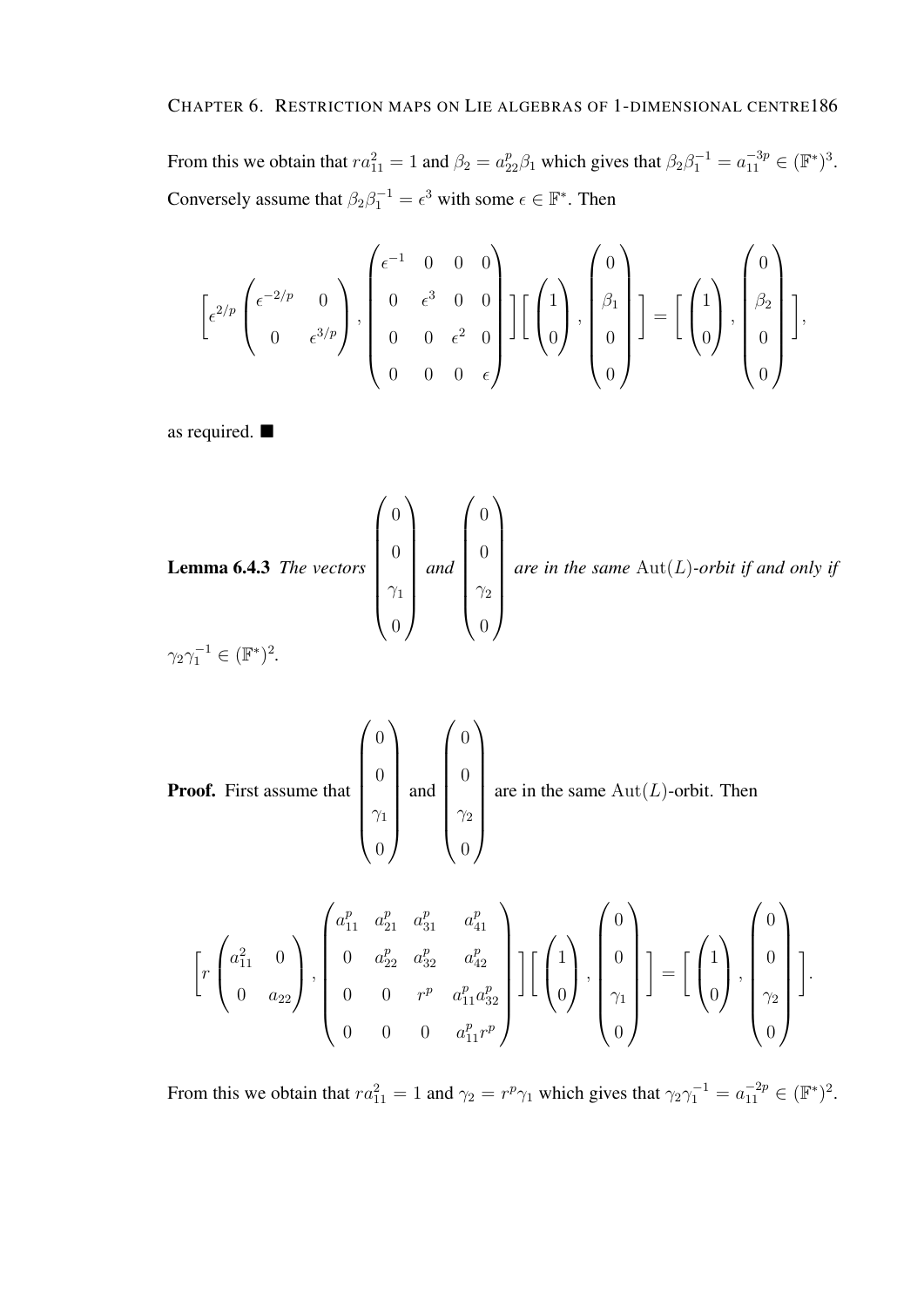From this we obtain that $ra_{11}^2 = 1$ and $\beta_2 = a_{22}^p\beta_1$ which gives that $\beta_2\beta_1^{-1} = a_{11}^{-3p} \in (\mathbb{F}^*)^3$. Conversely assume that $\beta_2\beta_1^{-1} = \epsilon^3$ with some $\epsilon \in \mathbb{F}^*$. Then

$$\left[\epsilon^{2/p}\begin{pmatrix}\epsilon^{-2/p} & 0\\ 0 & \epsilon^{3/p}\end{pmatrix}, \begin{pmatrix}\epsilon^{-1} & 0 & 0 & 0\\ 0 & \epsilon^3 & 0 & 0\\ 0 & 0 & \epsilon^2 & 0\\ 0 & 0 & 0 & \epsilon\end{pmatrix}\right]\left[\begin{pmatrix}1\\0\end{pmatrix}, \begin{pmatrix}0\\ \beta_1\\ 0\\ 0\end{pmatrix}\right] = \left[\begin{pmatrix}1\\0\end{pmatrix}, \begin{pmatrix}0\\ \beta_2\\ 0\\ 0\end{pmatrix}\right],$$

as required. ■

**Lemma 6.4.3** *The vectors* $\begin{pmatrix}0\\0\\ \gamma_1\\0\end{pmatrix}$ *and* $\begin{pmatrix}0\\0\\ \gamma_2\\0\end{pmatrix}$ *are in the same* $\mathrm{Aut}(L)$*-orbit if and only if* $\gamma_2\gamma_1^{-1} \in (\mathbb{F}^*)^2$.

**Proof.** First assume that $\begin{pmatrix}0\\0\\ \gamma_1\\0\end{pmatrix}$ and $\begin{pmatrix}0\\0\\ \gamma_2\\0\end{pmatrix}$ are in the same $\mathrm{Aut}(L)$-orbit. Then

$$\left[r\begin{pmatrix}a_{11}^2 & 0\\ 0 & a_{22}\end{pmatrix}, \begin{pmatrix}a_{11}^p & a_{21}^p & a_{31}^p & a_{41}^p\\ 0 & a_{22}^p & a_{32}^p & a_{42}^p\\ 0 & 0 & r^p & a_{11}^p a_{32}^p\\ 0 & 0 & 0 & a_{11}^p r^p\end{pmatrix}\right]\left[\begin{pmatrix}1\\0\end{pmatrix}, \begin{pmatrix}0\\ 0\\ \gamma_1\\ 0\end{pmatrix}\right] = \left[\begin{pmatrix}1\\0\end{pmatrix}, \begin{pmatrix}0\\ 0\\ \gamma_2\\ 0\end{pmatrix}\right].$$

From this we obtain that $ra_{11}^2 = 1$ and $\gamma_2 = r^p\gamma_1$ which gives that $\gamma_2\gamma_1^{-1} = a_{11}^{-2p} \in (\mathbb{F}^*)^2$.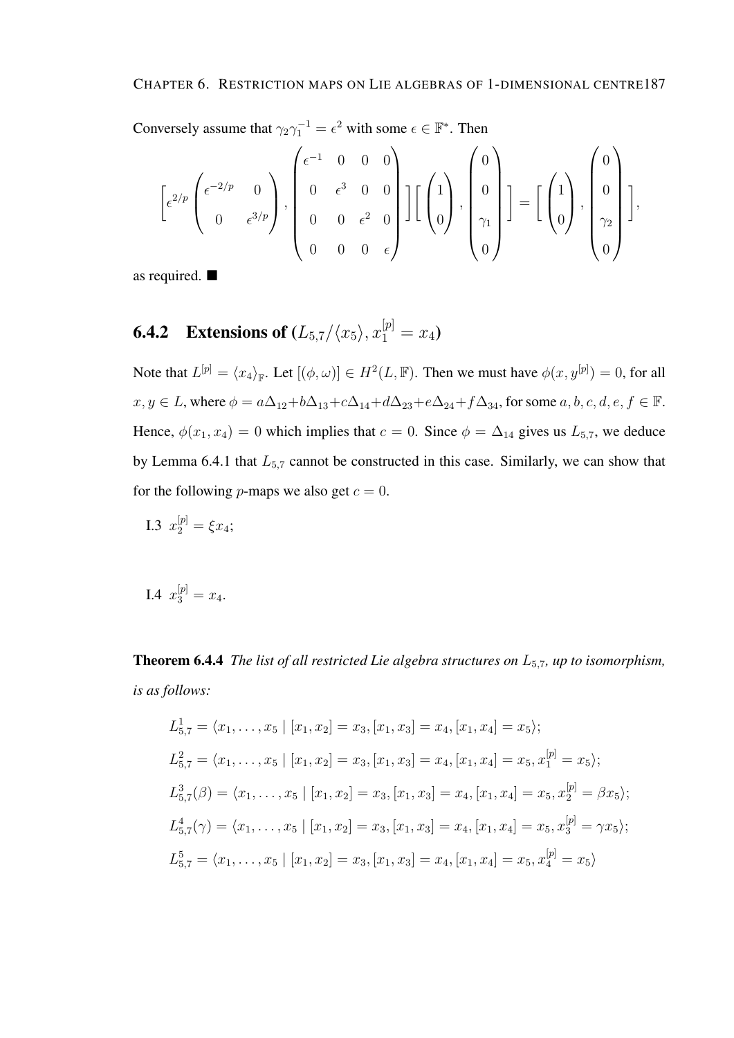Conversely assume that $\gamma_2\gamma_1^{-1} = \epsilon^2$ with some $\epsilon \in \mathbb{F}^*$. Then

$$\left[\epsilon^{2/p}\begin{pmatrix}\epsilon^{-2/p} & 0\\ 0 & \epsilon^{3/p}\end{pmatrix}, \begin{pmatrix}\epsilon^{-1} & 0 & 0 & 0\\ 0 & \epsilon^{3} & 0 & 0\\ 0 & 0 & \epsilon^{2} & 0\\ 0 & 0 & 0 & \epsilon\end{pmatrix}\right]\left[\begin{pmatrix}1\\0\end{pmatrix}, \begin{pmatrix}0\\0\\\gamma_1\\0\end{pmatrix}\right] = \left[\begin{pmatrix}1\\0\end{pmatrix}, \begin{pmatrix}0\\0\\\gamma_2\\0\end{pmatrix}\right],$$

as required. ■

### 6.4.2 Extensions of $(L_{5,7}/\langle x_5\rangle, x_1^{[p]} = x_4)$

Note that $L^{[p]} = \langle x_4\rangle_{\mathbb{F}}$. Let $[(\phi,\omega)] \in H^2(L,\mathbb{F})$. Then we must have $\phi(x, y^{[p]}) = 0$, for all $x, y \in L$, where $\phi = a\Delta_{12}+b\Delta_{13}+c\Delta_{14}+d\Delta_{23}+e\Delta_{24}+f\Delta_{34}$, for some $a, b, c, d, e, f \in \mathbb{F}$. Hence, $\phi(x_1, x_4) = 0$ which implies that $c = 0$. Since $\phi = \Delta_{14}$ gives us $L_{5,7}$, we deduce by Lemma 6.4.1 that $L_{5,7}$ cannot be constructed in this case. Similarly, we can show that for the following $p$-maps we also get $c = 0$.

I.3 $x_2^{[p]} = \xi x_4$;

I.4 $x_3^{[p]} = x_4$.

**Theorem 6.4.4** *The list of all restricted Lie algebra structures on $L_{5,7}$, up to isomorphism, is as follows:*

$$L_{5,7}^1 = \langle x_1,\ldots,x_5 \mid [x_1,x_2] = x_3, [x_1,x_3] = x_4, [x_1,x_4] = x_5\rangle;$$

$$L_{5,7}^2 = \langle x_1,\ldots,x_5 \mid [x_1,x_2] = x_3, [x_1,x_3] = x_4, [x_1,x_4] = x_5, x_1^{[p]} = x_5\rangle;$$

$$L_{5,7}^3(\beta) = \langle x_1,\ldots,x_5 \mid [x_1,x_2] = x_3, [x_1,x_3] = x_4, [x_1,x_4] = x_5, x_2^{[p]} = \beta x_5\rangle;$$

$$L_{5,7}^4(\gamma) = \langle x_1,\ldots,x_5 \mid [x_1,x_2] = x_3, [x_1,x_3] = x_4, [x_1,x_4] = x_5, x_3^{[p]} = \gamma x_5\rangle;$$

$$L_{5,7}^5 = \langle x_1,\ldots,x_5 \mid [x_1,x_2] = x_3, [x_1,x_3] = x_4, [x_1,x_4] = x_5, x_4^{[p]} = x_5\rangle$$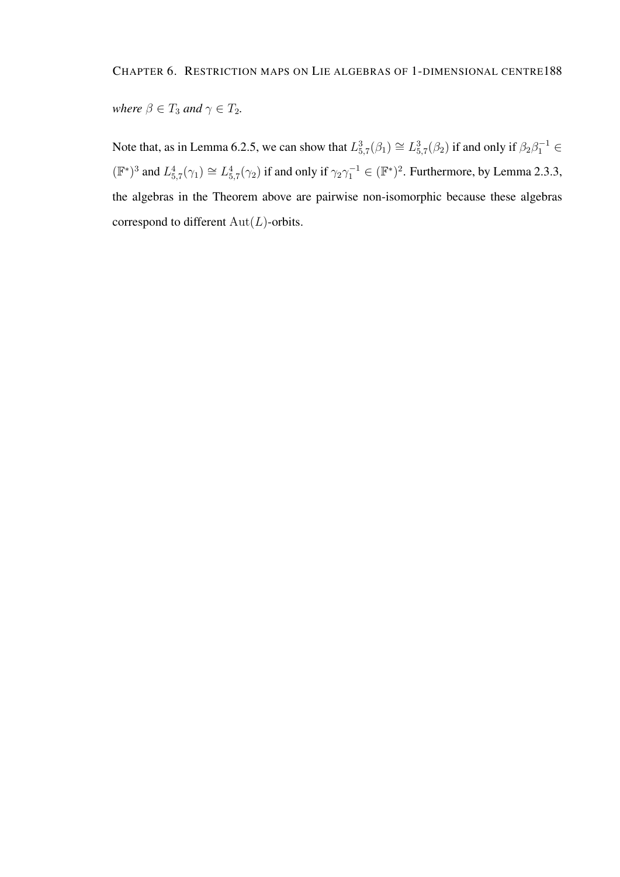*where $\beta \in T_3$ and $\gamma \in T_2$.*

Note that, as in Lemma 6.2.5, we can show that $L^3_{5,7}(\beta_1) \cong L^3_{5,7}(\beta_2)$ if and only if $\beta_2\beta_1^{-1} \in (\mathbb{F}^*)^3$ and $L^4_{5,7}(\gamma_1) \cong L^4_{5,7}(\gamma_2)$ if and only if $\gamma_2\gamma_1^{-1} \in (\mathbb{F}^*)^2$. Furthermore, by Lemma 2.3.3, the algebras in the Theorem above are pairwise non-isomorphic because these algebras correspond to different $\mathrm{Aut}(L)$-orbits.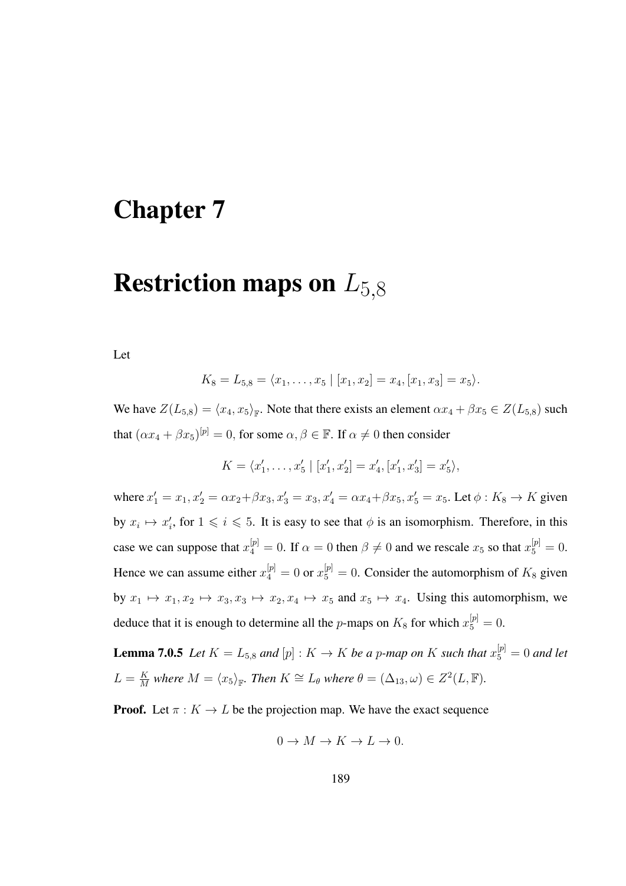# Chapter 7

# Restriction maps on $L_{5,8}$

Let

$$K_8 = L_{5,8} = \langle x_1, \ldots, x_5 \mid [x_1, x_2] = x_4, [x_1, x_3] = x_5 \rangle.$$

We have $Z(L_{5,8}) = \langle x_4, x_5 \rangle_{\mathbb{F}}$. Note that there exists an element $\alpha x_4 + \beta x_5 \in Z(L_{5,8})$ such that $(\alpha x_4 + \beta x_5)^{[p]} = 0$, for some $\alpha, \beta \in \mathbb{F}$. If $\alpha \neq 0$ then consider

$$K = \langle x'_1, \ldots, x'_5 \mid [x'_1, x'_2] = x'_4, [x'_1, x'_3] = x'_5 \rangle,$$

where $x'_1 = x_1, x'_2 = \alpha x_2 + \beta x_3, x'_3 = x_3, x'_4 = \alpha x_4 + \beta x_5, x'_5 = x_5$. Let $\phi : K_8 \to K$ given by $x_i \mapsto x'_i$, for $1 \leqslant i \leqslant 5$. It is easy to see that $\phi$ is an isomorphism. Therefore, in this case we can suppose that $x_4^{[p]} = 0$. If $\alpha = 0$ then $\beta \neq 0$ and we rescale $x_5$ so that $x_5^{[p]} = 0$. Hence we can assume either $x_4^{[p]} = 0$ or $x_5^{[p]} = 0$. Consider the automorphism of $K_8$ given by $x_1 \mapsto x_1, x_2 \mapsto x_3, x_3 \mapsto x_2, x_4 \mapsto x_5$ and $x_5 \mapsto x_4$. Using this automorphism, we deduce that it is enough to determine all the $p$-maps on $K_8$ for which $x_5^{[p]} = 0$.

**Lemma 7.0.5** *Let $K = L_{5,8}$ and $[p] : K \to K$ be a $p$-map on $K$ such that $x_5^{[p]} = 0$ and let $L = \frac{K}{M}$ where $M = \langle x_5 \rangle_{\mathbb{F}}$. Then $K \cong L_\theta$ where $\theta = (\Delta_{13}, \omega) \in Z^2(L, \mathbb{F})$.*

**Proof.** Let $\pi : K \to L$ be the projection map. We have the exact sequence

$$0 \to M \to K \to L \to 0.$$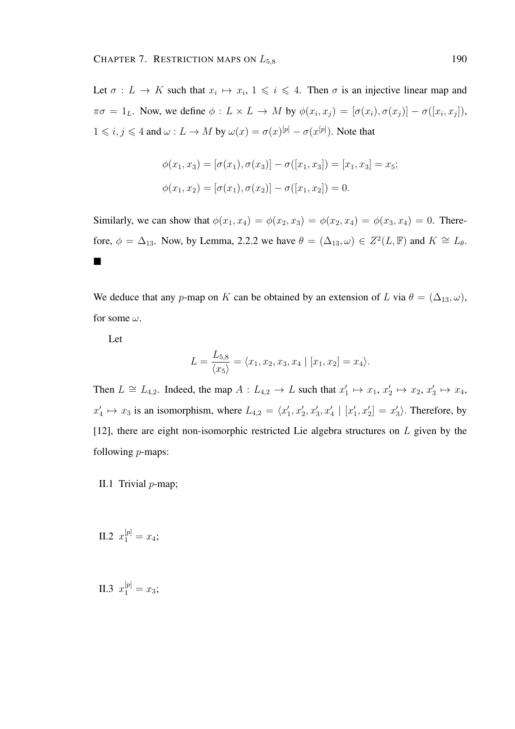Let $\sigma : L \to K$ such that $x_i \mapsto x_i$, $1 \leqslant i \leqslant 4$. Then $\sigma$ is an injective linear map and $\pi\sigma = 1_L$. Now, we define $\phi : L \times L \to M$ by $\phi(x_i, x_j) = [\sigma(x_i), \sigma(x_j)] - \sigma([x_i, x_j])$, $1 \leqslant i, j \leqslant 4$ and $\omega : L \to M$ by $\omega(x) = \sigma(x)^{[p]} - \sigma(x^{[p]})$. Note that

$$\phi(x_1, x_3) = [\sigma(x_1), \sigma(x_3)] - \sigma([x_1, x_3]) = [x_1, x_3] = x_5;$$

$$\phi(x_1, x_2) = [\sigma(x_1), \sigma(x_2)] - \sigma([x_1, x_2]) = 0.$$

Similarly, we can show that $\phi(x_1, x_4) = \phi(x_2, x_3) = \phi(x_2, x_4) = \phi(x_3, x_4) = 0$. Therefore, $\phi = \Delta_{13}$. Now, by Lemma, 2.2.2 we have $\theta = (\Delta_{13}, \omega) \in Z^2(L, \mathbb{F})$ and $K \cong L_\theta$. ■

We deduce that any $p$-map on $K$ can be obtained by an extension of $L$ via $\theta = (\Delta_{13}, \omega)$, for some $\omega$.

Let

$$L = \frac{L_{5,8}}{\langle x_5 \rangle} = \langle x_1, x_2, x_3, x_4 \mid [x_1, x_2] = x_4 \rangle.$$

Then $L \cong L_{4,2}$. Indeed, the map $A : L_{4,2} \to L$ such that $x_1' \mapsto x_1$, $x_2' \mapsto x_2$, $x_3' \mapsto x_4$, $x_4' \mapsto x_3$ is an isomorphism, where $L_{4,2} = \langle x_1', x_2', x_3', x_4' \mid [x_1', x_2'] = x_3' \rangle$. Therefore, by [12], there are eight non-isomorphic restricted Lie algebra structures on $L$ given by the following $p$-maps:

II.1 Trivial $p$-map;

II.2 $x_1^{[p]} = x_4$;

II.3 $x_1^{[p]} = x_3$;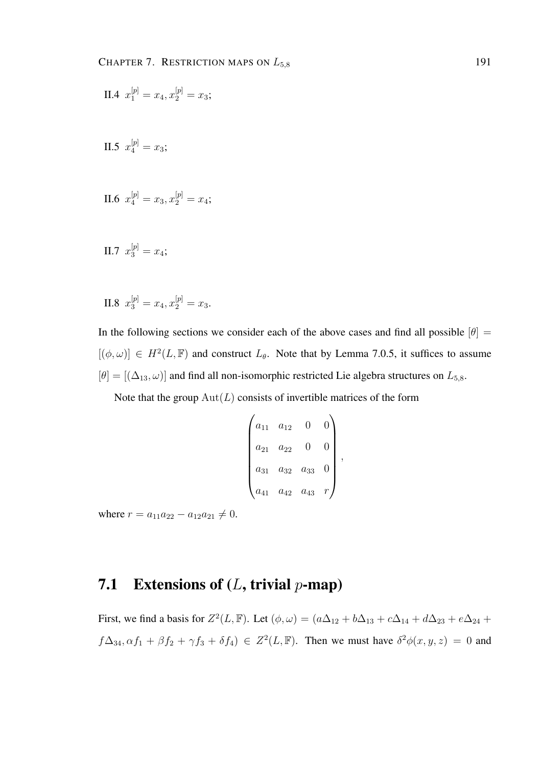II.4 $x_1^{[p]} = x_4, x_2^{[p]} = x_3$;

II.5 $x_4^{[p]} = x_3$;

II.6 $x_4^{[p]} = x_3, x_2^{[p]} = x_4$;

II.7 $x_3^{[p]} = x_4$;

II.8 $x_3^{[p]} = x_4, x_2^{[p]} = x_3$.

In the following sections we consider each of the above cases and find all possible $[\theta] = [(\phi, \omega)] \in H^2(L, \mathbb{F})$ and construct $L_\theta$. Note that by Lemma 7.0.5, it suffices to assume $[\theta] = [(\Delta_{13}, \omega)]$ and find all non-isomorphic restricted Lie algebra structures on $L_{5,8}$.

Note that the group $\mathrm{Aut}(L)$ consists of invertible matrices of the form

$$\begin{pmatrix} a_{11} & a_{12} & 0 & 0 \\ a_{21} & a_{22} & 0 & 0 \\ a_{31} & a_{32} & a_{33} & 0 \\ a_{41} & a_{42} & a_{43} & r \end{pmatrix},$$

where $r = a_{11}a_{22} - a_{12}a_{21} \neq 0$.

## 7.1 Extensions of ($L$, trivial $p$-map)

First, we find a basis for $Z^2(L, \mathbb{F})$. Let $(\phi, \omega) = (a\Delta_{12} + b\Delta_{13} + c\Delta_{14} + d\Delta_{23} + e\Delta_{24} + f\Delta_{34}, \alpha f_1 + \beta f_2 + \gamma f_3 + \delta f_4) \in Z^2(L, \mathbb{F})$. Then we must have $\delta^2\phi(x, y, z) = 0$ and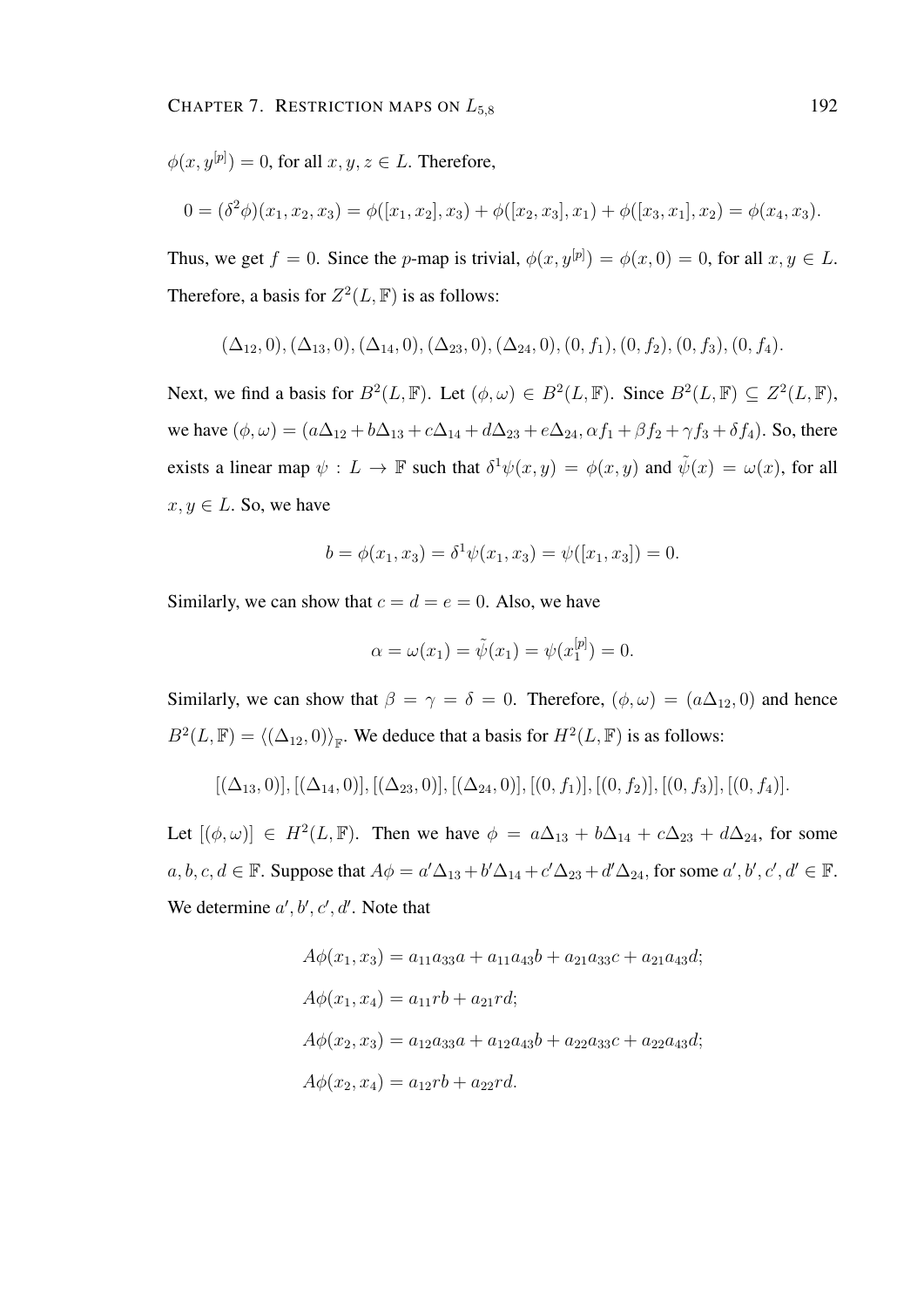$\phi(x, y^{[p]}) = 0$, for all $x, y, z \in L$. Therefore,

$$0 = (\delta^2\phi)(x_1, x_2, x_3) = \phi([x_1, x_2], x_3) + \phi([x_2, x_3], x_1) + \phi([x_3, x_1], x_2) = \phi(x_4, x_3).$$

Thus, we get $f = 0$. Since the $p$-map is trivial, $\phi(x, y^{[p]}) = \phi(x, 0) = 0$, for all $x, y \in L$. Therefore, a basis for $Z^2(L, \mathbb{F})$ is as follows:

$$(\Delta_{12}, 0), (\Delta_{13}, 0), (\Delta_{14}, 0), (\Delta_{23}, 0), (\Delta_{24}, 0), (0, f_1), (0, f_2), (0, f_3), (0, f_4).$$

Next, we find a basis for $B^2(L, \mathbb{F})$. Let $(\phi, \omega) \in B^2(L, \mathbb{F})$. Since $B^2(L, \mathbb{F}) \subseteq Z^2(L, \mathbb{F})$, we have $(\phi, \omega) = (a\Delta_{12} + b\Delta_{13} + c\Delta_{14} + d\Delta_{23} + e\Delta_{24}, \alpha f_1 + \beta f_2 + \gamma f_3 + \delta f_4)$. So, there exists a linear map $\psi : L \to \mathbb{F}$ such that $\delta^1\psi(x, y) = \phi(x, y)$ and $\tilde{\psi}(x) = \omega(x)$, for all $x, y \in L$. So, we have

$$b = \phi(x_1, x_3) = \delta^1\psi(x_1, x_3) = \psi([x_1, x_3]) = 0.$$

Similarly, we can show that $c = d = e = 0$. Also, we have

$$\alpha = \omega(x_1) = \tilde{\psi}(x_1) = \psi(x_1^{[p]}) = 0.$$

Similarly, we can show that $\beta = \gamma = \delta = 0$. Therefore, $(\phi, \omega) = (a\Delta_{12}, 0)$ and hence $B^2(L, \mathbb{F}) = \langle(\Delta_{12}, 0)\rangle_{\mathbb{F}}$. We deduce that a basis for $H^2(L, \mathbb{F})$ is as follows:

$$[(\Delta_{13}, 0)], [(\Delta_{14}, 0)], [(\Delta_{23}, 0)], [(\Delta_{24}, 0)], [(0, f_1)], [(0, f_2)], [(0, f_3)], [(0, f_4)].$$

Let $[(\phi, \omega)] \in H^2(L, \mathbb{F})$. Then we have $\phi = a\Delta_{13} + b\Delta_{14} + c\Delta_{23} + d\Delta_{24}$, for some $a, b, c, d \in \mathbb{F}$. Suppose that $A\phi = a'\Delta_{13} + b'\Delta_{14} + c'\Delta_{23} + d'\Delta_{24}$, for some $a', b', c', d' \in \mathbb{F}$. We determine $a', b', c', d'$. Note that

$$A\phi(x_1, x_3) = a_{11}a_{33}a + a_{11}a_{43}b + a_{21}a_{33}c + a_{21}a_{43}d;$$

$$A\phi(x_1, x_4) = a_{11}rb + a_{21}rd;$$

$$A\phi(x_2, x_3) = a_{12}a_{33}a + a_{12}a_{43}b + a_{22}a_{33}c + a_{22}a_{43}d;$$

$$A\phi(x_2, x_4) = a_{12}rb + a_{22}rd.$$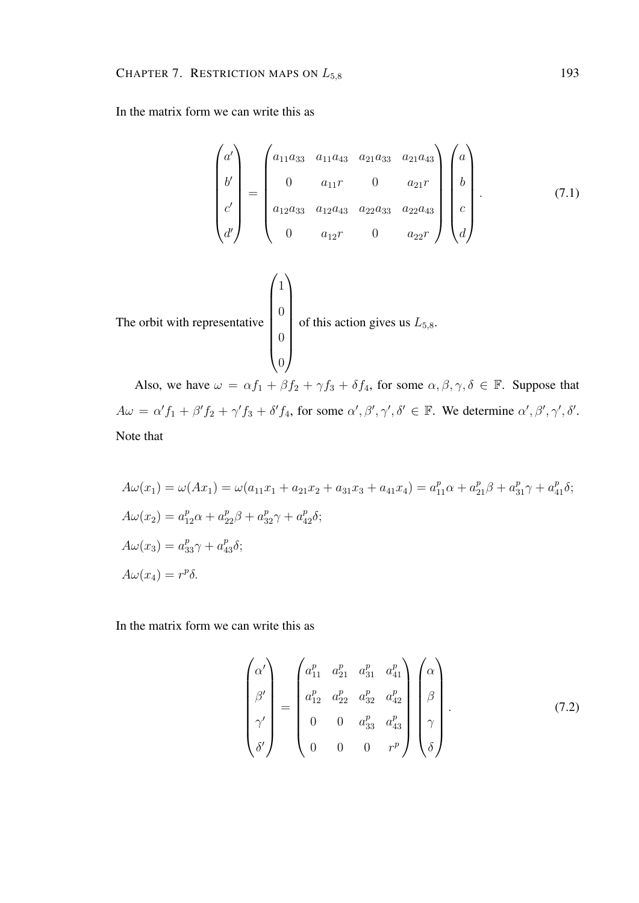In the matrix form we can write this as

$$\begin{pmatrix} a' \\ b' \\ c' \\ d' \end{pmatrix} = \begin{pmatrix} a_{11}a_{33} & a_{11}a_{43} & a_{21}a_{33} & a_{21}a_{43} \\ 0 & a_{11}r & 0 & a_{21}r \\ a_{12}a_{33} & a_{12}a_{43} & a_{22}a_{33} & a_{22}a_{43} \\ 0 & a_{12}r & 0 & a_{22}r \end{pmatrix} \begin{pmatrix} a \\ b \\ c \\ d \end{pmatrix}. \tag{7.1}$$

The orbit with representative $\begin{pmatrix} 1 \\ 0 \\ 0 \\ 0 \end{pmatrix}$ of this action gives us $L_{5,8}$.

Also, we have $\omega = \alpha f_1 + \beta f_2 + \gamma f_3 + \delta f_4$, for some $\alpha, \beta, \gamma, \delta \in \mathbb{F}$. Suppose that $A\omega = \alpha' f_1 + \beta' f_2 + \gamma' f_3 + \delta' f_4$, for some $\alpha', \beta', \gamma', \delta' \in \mathbb{F}$. We determine $\alpha', \beta', \gamma', \delta'$. Note that

$$\begin{aligned}
&A\omega(x_1) = \omega(Ax_1) = \omega(a_{11}x_1 + a_{21}x_2 + a_{31}x_3 + a_{41}x_4) = a_{11}^p\alpha + a_{21}^p\beta + a_{31}^p\gamma + a_{41}^p\delta; \\
&A\omega(x_2) = a_{12}^p\alpha + a_{22}^p\beta + a_{32}^p\gamma + a_{42}^p\delta; \\
&A\omega(x_3) = a_{33}^p\gamma + a_{43}^p\delta; \\
&A\omega(x_4) = r^p\delta.
\end{aligned}$$

In the matrix form we can write this as

$$\begin{pmatrix} \alpha' \\ \beta' \\ \gamma' \\ \delta' \end{pmatrix} = \begin{pmatrix} a_{11}^p & a_{21}^p & a_{31}^p & a_{41}^p \\ a_{12}^p & a_{22}^p & a_{32}^p & a_{42}^p \\ 0 & 0 & a_{33}^p & a_{43}^p \\ 0 & 0 & 0 & r^p \end{pmatrix} \begin{pmatrix} \alpha \\ \beta \\ \gamma \\ \delta \end{pmatrix}. \tag{7.2}$$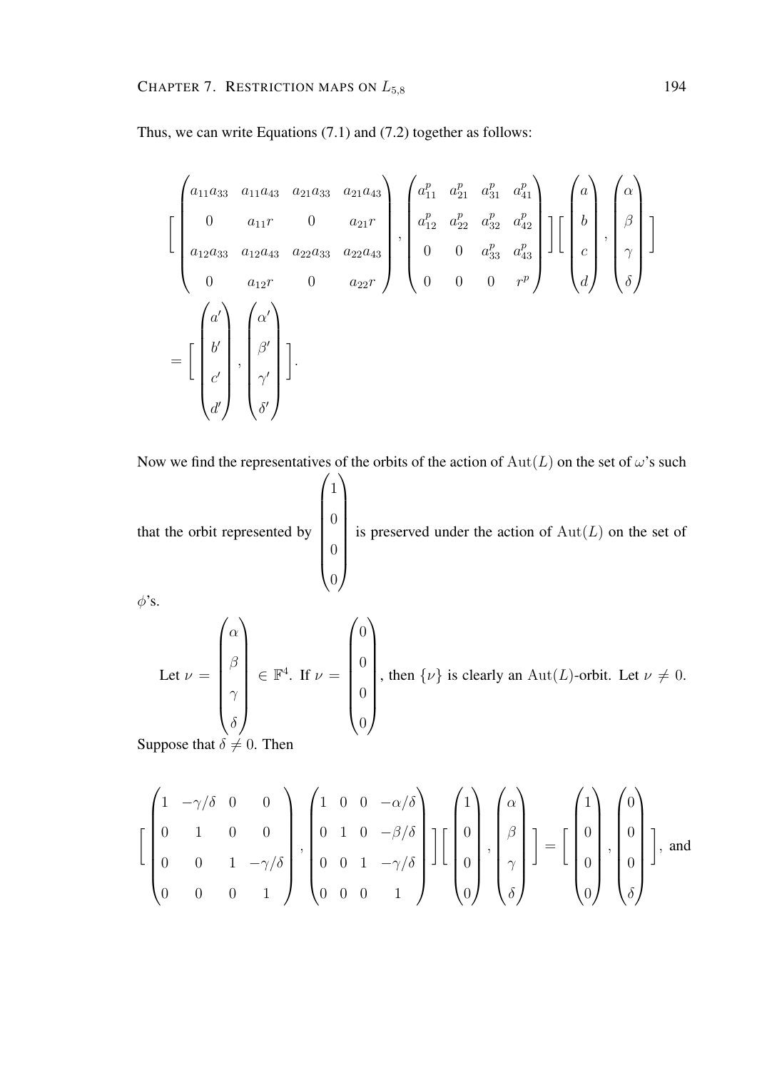Thus, we can write Equations (7.1) and (7.2) together as follows:

$$
\left[ \begin{pmatrix} a_{11}a_{33} & a_{11}a_{43} & a_{21}a_{33} & a_{21}a_{43} \\ 0 & a_{11}r & 0 & a_{21}r \\ a_{12}a_{33} & a_{12}a_{43} & a_{22}a_{33} & a_{22}a_{43} \\ 0 & a_{12}r & 0 & a_{22}r \end{pmatrix}, \begin{pmatrix} a_{11}^p & a_{21}^p & a_{31}^p & a_{41}^p \\ a_{12}^p & a_{22}^p & a_{32}^p & a_{42}^p \\ 0 & 0 & a_{33}^p & a_{43}^p \\ 0 & 0 & 0 & r^p \end{pmatrix} \right] \left[ \begin{pmatrix} a \\ b \\ c \\ d \end{pmatrix}, \begin{pmatrix} \alpha \\ \beta \\ \gamma \\ \delta \end{pmatrix} \right]
$$

$$
= \left[ \begin{pmatrix} a' \\ b' \\ c' \\ d' \end{pmatrix}, \begin{pmatrix} \alpha' \\ \beta' \\ \gamma' \\ \delta' \end{pmatrix} \right].
$$

Now we find the representatives of the orbits of the action of $\mathrm{Aut}(L)$ on the set of $\omega$'s such that the orbit represented by $\begin{pmatrix} 1 \\ 0 \\ 0 \\ 0 \end{pmatrix}$ is preserved under the action of $\mathrm{Aut}(L)$ on the set of $\phi$'s.

Let $\nu = \begin{pmatrix} \alpha \\ \beta \\ \gamma \\ \delta \end{pmatrix} \in \mathbb{F}^4$. If $\nu = \begin{pmatrix} 0 \\ 0 \\ 0 \\ 0 \end{pmatrix}$, then $\{\nu\}$ is clearly an $\mathrm{Aut}(L)$-orbit. Let $\nu \neq 0$. Suppose that $\delta \neq 0$. Then

$$
\left[ \begin{pmatrix} 1 & -\gamma/\delta & 0 & 0 \\ 0 & 1 & 0 & 0 \\ 0 & 0 & 1 & -\gamma/\delta \\ 0 & 0 & 0 & 1 \end{pmatrix}, \begin{pmatrix} 1 & 0 & 0 & -\alpha/\delta \\ 0 & 1 & 0 & -\beta/\delta \\ 0 & 0 & 1 & -\gamma/\delta \\ 0 & 0 & 0 & 1 \end{pmatrix} \right] \left[ \begin{pmatrix} 1 \\ 0 \\ 0 \\ 0 \end{pmatrix}, \begin{pmatrix} \alpha \\ \beta \\ \gamma \\ \delta \end{pmatrix} \right] = \left[ \begin{pmatrix} 1 \\ 0 \\ 0 \\ 0 \end{pmatrix}, \begin{pmatrix} 0 \\ 0 \\ 0 \\ \delta \end{pmatrix} \right], \text{ and}
$$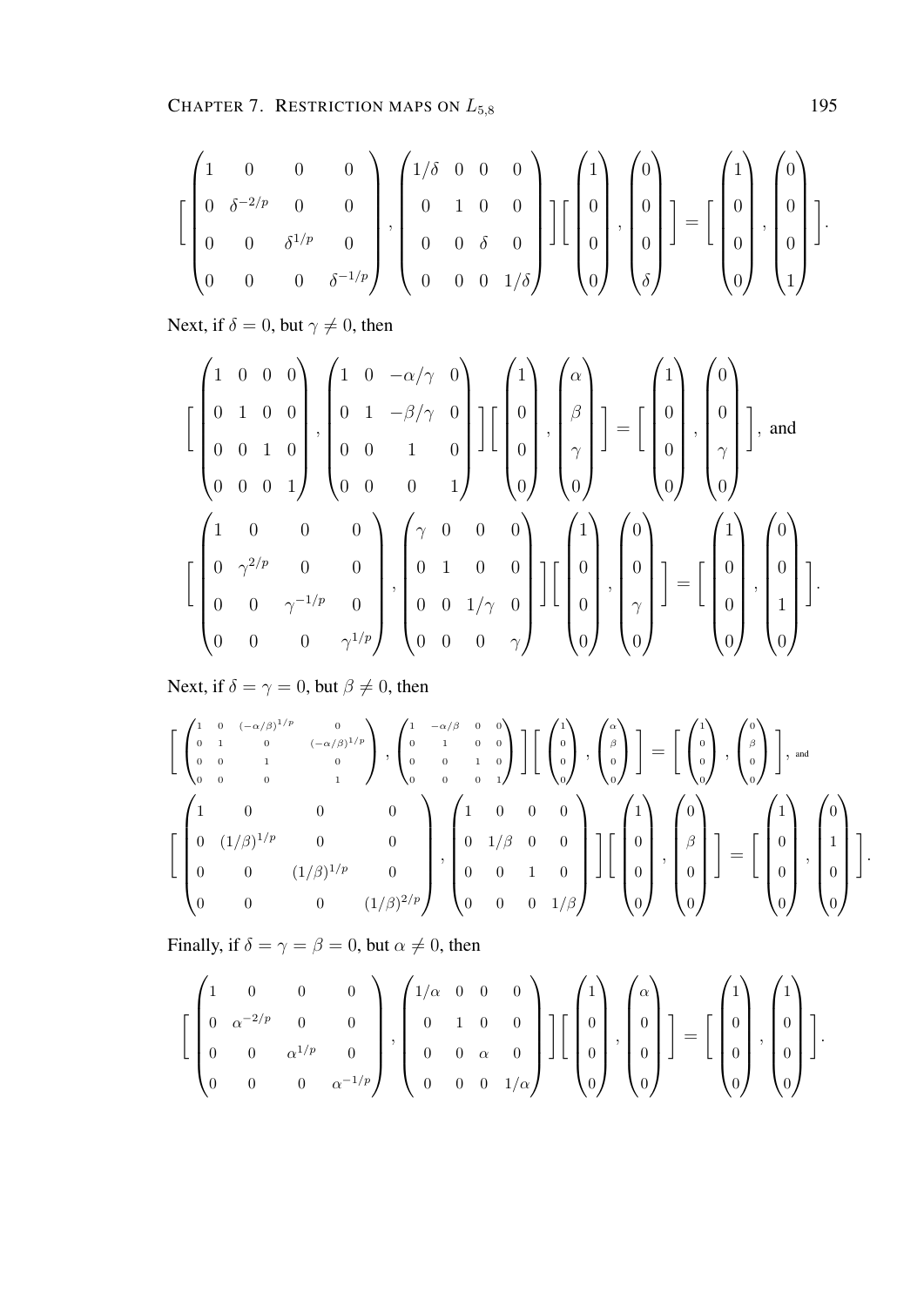$$\left[\begin{pmatrix}1 & 0 & 0 & 0\\ 0 & \delta^{-2/p} & 0 & 0\\ 0 & 0 & \delta^{1/p} & 0\\ 0 & 0 & 0 & \delta^{-1/p}\end{pmatrix}, \begin{pmatrix}1/\delta & 0 & 0 & 0\\ 0 & 1 & 0 & 0\\ 0 & 0 & \delta & 0\\ 0 & 0 & 0 & 1/\delta\end{pmatrix}\right]\left[\begin{pmatrix}1\\0\\0\\0\end{pmatrix}, \begin{pmatrix}0\\0\\0\\\delta\end{pmatrix}\right] = \left[\begin{pmatrix}1\\0\\0\\0\end{pmatrix}, \begin{pmatrix}0\\0\\0\\1\end{pmatrix}\right].$$

Next, if $\delta = 0$, but $\gamma \neq 0$, then

$$\left[\begin{pmatrix}1 & 0 & 0 & 0\\ 0 & 1 & 0 & 0\\ 0 & 0 & 1 & 0\\ 0 & 0 & 0 & 1\end{pmatrix}, \begin{pmatrix}1 & 0 & -\alpha/\gamma & 0\\ 0 & 1 & -\beta/\gamma & 0\\ 0 & 0 & 1 & 0\\ 0 & 0 & 0 & 1\end{pmatrix}\right]\left[\begin{pmatrix}1\\0\\0\\0\end{pmatrix}, \begin{pmatrix}\alpha\\\beta\\\gamma\\0\end{pmatrix}\right] = \left[\begin{pmatrix}1\\0\\0\\0\end{pmatrix}, \begin{pmatrix}0\\0\\\gamma\\0\end{pmatrix}\right], \text{ and}$$

$$\left[\begin{pmatrix}1 & 0 & 0 & 0\\ 0 & \gamma^{2/p} & 0 & 0\\ 0 & 0 & \gamma^{-1/p} & 0\\ 0 & 0 & 0 & \gamma^{1/p}\end{pmatrix}, \begin{pmatrix}\gamma & 0 & 0 & 0\\ 0 & 1 & 0 & 0\\ 0 & 0 & 1/\gamma & 0\\ 0 & 0 & 0 & \gamma\end{pmatrix}\right]\left[\begin{pmatrix}1\\0\\0\\0\end{pmatrix}, \begin{pmatrix}0\\0\\\gamma\\0\end{pmatrix}\right] = \left[\begin{pmatrix}1\\0\\0\\0\end{pmatrix}, \begin{pmatrix}0\\0\\1\\0\end{pmatrix}\right].$$

Next, if $\delta = \gamma = 0$, but $\beta \neq 0$, then

$$\left[\begin{pmatrix}1 & 0 & (-\alpha/\beta)^{1/p} & 0\\ 0 & 1 & 0 & (-\alpha/\beta)^{1/p}\\ 0 & 0 & 1 & 0\\ 0 & 0 & 0 & 1\end{pmatrix}, \begin{pmatrix}1 & -\alpha/\beta & 0 & 0\\ 0 & 1 & 0 & 0\\ 0 & 0 & 1 & 0\\ 0 & 0 & 0 & 1\end{pmatrix}\right]\left[\begin{pmatrix}1\\0\\0\\0\end{pmatrix}, \begin{pmatrix}\alpha\\\beta\\0\\0\end{pmatrix}\right] = \left[\begin{pmatrix}1\\0\\0\\0\end{pmatrix}, \begin{pmatrix}0\\\beta\\0\\0\end{pmatrix}\right], \text{ and}$$

$$\left[\begin{pmatrix}1 & 0 & 0 & 0\\ 0 & (1/\beta)^{1/p} & 0 & 0\\ 0 & 0 & (1/\beta)^{1/p} & 0\\ 0 & 0 & 0 & (1/\beta)^{2/p}\end{pmatrix}, \begin{pmatrix}1 & 0 & 0 & 0\\ 0 & 1/\beta & 0 & 0\\ 0 & 0 & 1 & 0\\ 0 & 0 & 0 & 1/\beta\end{pmatrix}\right]\left[\begin{pmatrix}1\\0\\0\\0\end{pmatrix}, \begin{pmatrix}0\\\beta\\0\\0\end{pmatrix}\right] = \left[\begin{pmatrix}1\\0\\0\\0\end{pmatrix}, \begin{pmatrix}0\\1\\0\\0\end{pmatrix}\right].$$

Finally, if $\delta = \gamma = \beta = 0$, but $\alpha \neq 0$, then

$$\left[\begin{pmatrix}1 & 0 & 0 & 0\\ 0 & \alpha^{-2/p} & 0 & 0\\ 0 & 0 & \alpha^{1/p} & 0\\ 0 & 0 & 0 & \alpha^{-1/p}\end{pmatrix}, \begin{pmatrix}1/\alpha & 0 & 0 & 0\\ 0 & 1 & 0 & 0\\ 0 & 0 & \alpha & 0\\ 0 & 0 & 0 & 1/\alpha\end{pmatrix}\right]\left[\begin{pmatrix}1\\0\\0\\0\end{pmatrix}, \begin{pmatrix}\alpha\\0\\0\\0\end{pmatrix}\right] = \left[\begin{pmatrix}1\\0\\0\\0\end{pmatrix}, \begin{pmatrix}1\\0\\0\\0\end{pmatrix}\right].$$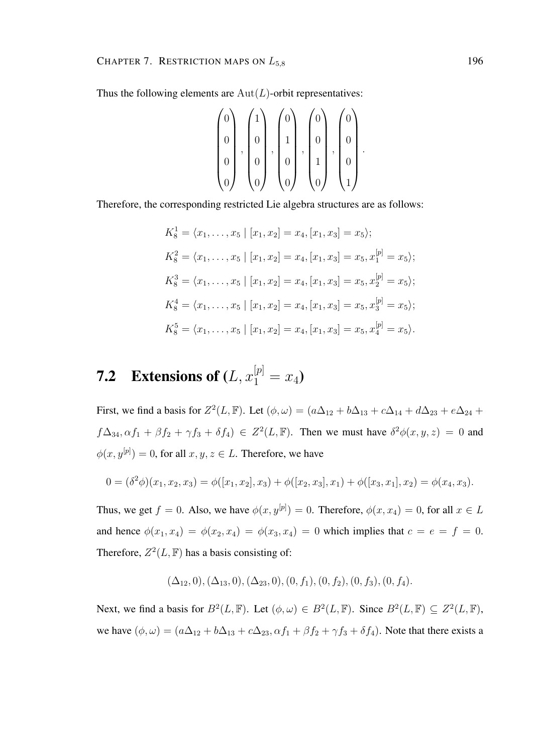Thus the following elements are $\mathrm{Aut}(L)$-orbit representatives:

$$\begin{pmatrix}0\\0\\0\\0\end{pmatrix}, \begin{pmatrix}1\\0\\0\\0\end{pmatrix}, \begin{pmatrix}0\\1\\0\\0\end{pmatrix}, \begin{pmatrix}0\\0\\1\\0\end{pmatrix}, \begin{pmatrix}0\\0\\0\\1\end{pmatrix}.$$

Therefore, the corresponding restricted Lie algebra structures are as follows:

$$K_8^1 = \langle x_1, \dots, x_5 \mid [x_1, x_2] = x_4, [x_1, x_3] = x_5 \rangle;$$

$$K_8^2 = \langle x_1, \dots, x_5 \mid [x_1, x_2] = x_4, [x_1, x_3] = x_5, x_1^{[p]} = x_5 \rangle;$$

$$K_8^3 = \langle x_1, \dots, x_5 \mid [x_1, x_2] = x_4, [x_1, x_3] = x_5, x_2^{[p]} = x_5 \rangle;$$

$$K_8^4 = \langle x_1, \dots, x_5 \mid [x_1, x_2] = x_4, [x_1, x_3] = x_5, x_3^{[p]} = x_5 \rangle;$$

$$K_8^5 = \langle x_1, \dots, x_5 \mid [x_1, x_2] = x_4, [x_1, x_3] = x_5, x_4^{[p]} = x_5 \rangle.$$

## 7.2 Extensions of $(L, x_1^{[p]} = x_4)$

First, we find a basis for $Z^2(L, \mathbb{F})$. Let $(\phi, \omega) = (a\Delta_{12} + b\Delta_{13} + c\Delta_{14} + d\Delta_{23} + e\Delta_{24} + f\Delta_{34}, \alpha f_1 + \beta f_2 + \gamma f_3 + \delta f_4) \in Z^2(L, \mathbb{F})$. Then we must have $\delta^2\phi(x, y, z) = 0$ and $\phi(x, y^{[p]}) = 0$, for all $x, y, z \in L$. Therefore, we have

$$0 = (\delta^2\phi)(x_1, x_2, x_3) = \phi([x_1, x_2], x_3) + \phi([x_2, x_3], x_1) + \phi([x_3, x_1], x_2) = \phi(x_4, x_3).$$

Thus, we get $f = 0$. Also, we have $\phi(x, y^{[p]}) = 0$. Therefore, $\phi(x, x_4) = 0$, for all $x \in L$ and hence $\phi(x_1, x_4) = \phi(x_2, x_4) = \phi(x_3, x_4) = 0$ which implies that $c = e = f = 0$. Therefore, $Z^2(L, \mathbb{F})$ has a basis consisting of:

$$(\Delta_{12}, 0), (\Delta_{13}, 0), (\Delta_{23}, 0), (0, f_1), (0, f_2), (0, f_3), (0, f_4).$$

Next, we find a basis for $B^2(L, \mathbb{F})$. Let $(\phi, \omega) \in B^2(L, \mathbb{F})$. Since $B^2(L, \mathbb{F}) \subseteq Z^2(L, \mathbb{F})$, we have $(\phi, \omega) = (a\Delta_{12} + b\Delta_{13} + c\Delta_{23}, \alpha f_1 + \beta f_2 + \gamma f_3 + \delta f_4)$. Note that there exists a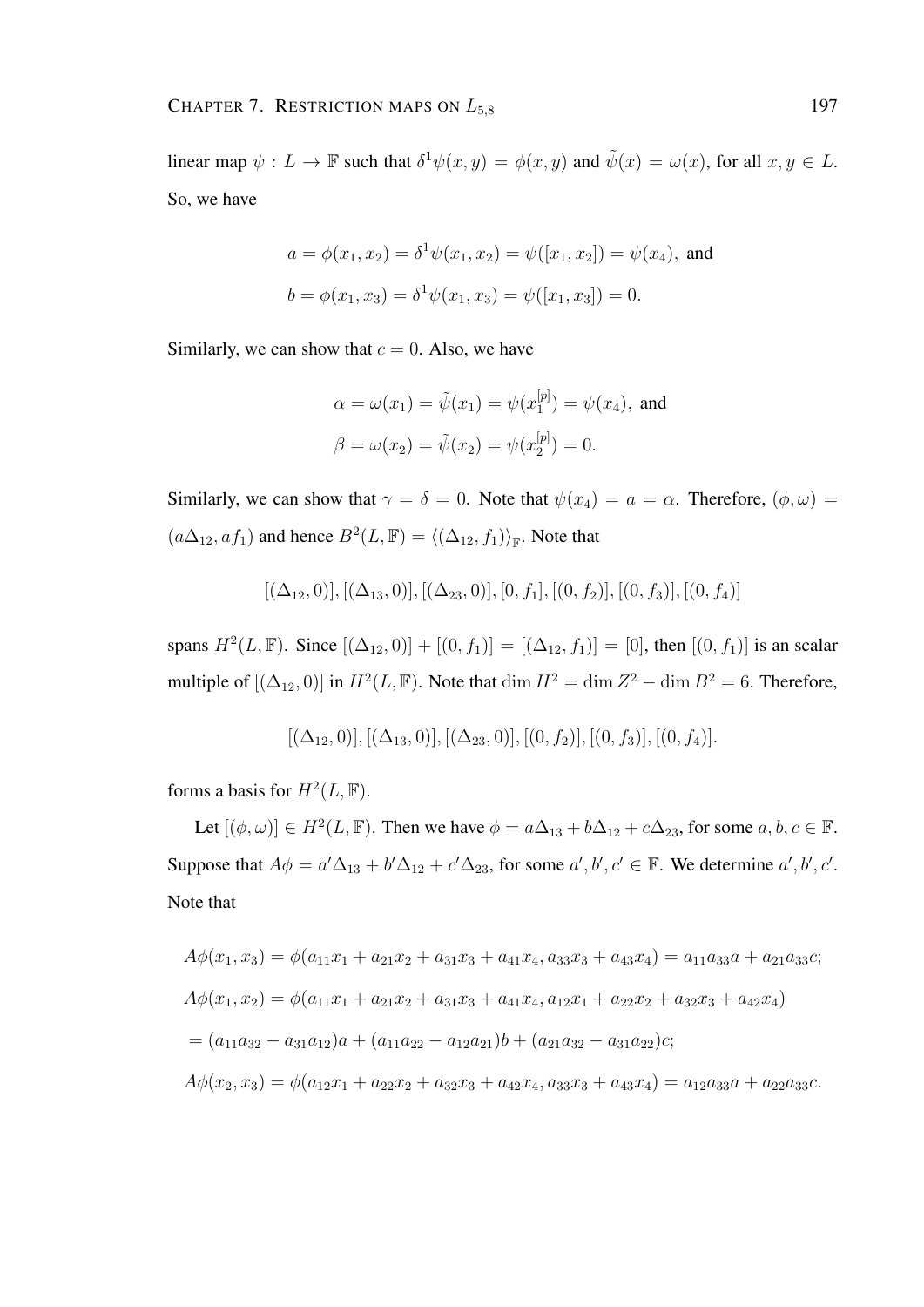linear map $\psi : L \to \mathbb{F}$ such that $\delta^1\psi(x, y) = \phi(x, y)$ and $\tilde{\psi}(x) = \omega(x)$, for all $x, y \in L$. So, we have

$$a = \phi(x_1, x_2) = \delta^1\psi(x_1, x_2) = \psi([x_1, x_2]) = \psi(x_4), \text{ and}$$
$$b = \phi(x_1, x_3) = \delta^1\psi(x_1, x_3) = \psi([x_1, x_3]) = 0.$$

Similarly, we can show that $c = 0$. Also, we have

$$\alpha = \omega(x_1) = \tilde{\psi}(x_1) = \psi(x_1^{[p]}) = \psi(x_4), \text{ and}$$
$$\beta = \omega(x_2) = \tilde{\psi}(x_2) = \psi(x_2^{[p]}) = 0.$$

Similarly, we can show that $\gamma = \delta = 0$. Note that $\psi(x_4) = a = \alpha$. Therefore, $(\phi, \omega) = (a\Delta_{12}, af_1)$ and hence $B^2(L, \mathbb{F}) = \langle(\Delta_{12}, f_1)\rangle_{\mathbb{F}}$. Note that

$$[(\Delta_{12}, 0)], [(\Delta_{13}, 0)], [(\Delta_{23}, 0)], [0, f_1], [(0, f_2)], [(0, f_3)], [(0, f_4)]$$

spans $H^2(L, \mathbb{F})$. Since $[(\Delta_{12}, 0)] + [(0, f_1)] = [(\Delta_{12}, f_1)] = [0]$, then $[(0, f_1)]$ is an scalar multiple of $[(\Delta_{12}, 0)]$ in $H^2(L, \mathbb{F})$. Note that $\dim H^2 = \dim Z^2 - \dim B^2 = 6$. Therefore,

$$[(\Delta_{12}, 0)], [(\Delta_{13}, 0)], [(\Delta_{23}, 0)], [(0, f_2)], [(0, f_3)], [(0, f_4)].$$

forms a basis for $H^2(L, \mathbb{F})$.

Let $[(\phi, \omega)] \in H^2(L, \mathbb{F})$. Then we have $\phi = a\Delta_{13} + b\Delta_{12} + c\Delta_{23}$, for some $a, b, c \in \mathbb{F}$. Suppose that $A\phi = a'\Delta_{13} + b'\Delta_{12} + c'\Delta_{23}$, for some $a', b', c' \in \mathbb{F}$. We determine $a', b', c'$. Note that

$$A\phi(x_1, x_3) = \phi(a_{11}x_1 + a_{21}x_2 + a_{31}x_3 + a_{41}x_4, a_{33}x_3 + a_{43}x_4) = a_{11}a_{33}a + a_{21}a_{33}c;$$
$$A\phi(x_1, x_2) = \phi(a_{11}x_1 + a_{21}x_2 + a_{31}x_3 + a_{41}x_4, a_{12}x_1 + a_{22}x_2 + a_{32}x_3 + a_{42}x_4)$$
$$= (a_{11}a_{32} - a_{31}a_{12})a + (a_{11}a_{22} - a_{12}a_{21})b + (a_{21}a_{32} - a_{31}a_{22})c;$$
$$A\phi(x_2, x_3) = \phi(a_{12}x_1 + a_{22}x_2 + a_{32}x_3 + a_{42}x_4, a_{33}x_3 + a_{43}x_4) = a_{12}a_{33}a + a_{22}a_{33}c.$$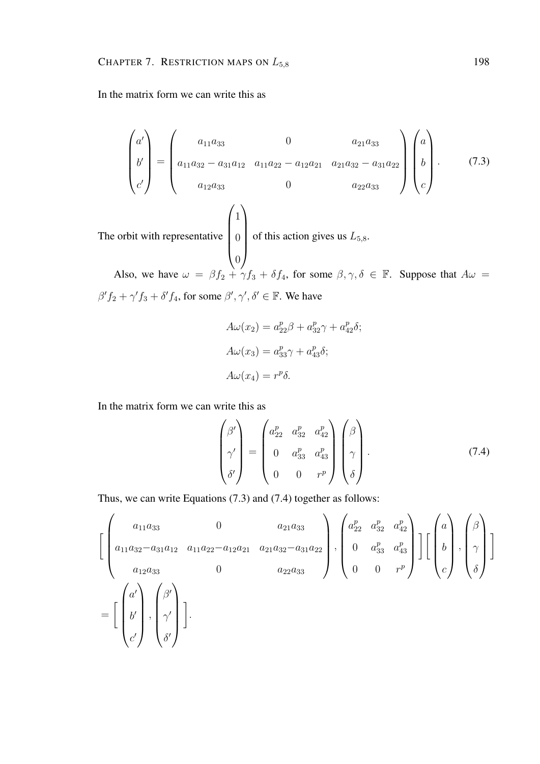In the matrix form we can write this as

$$\begin{pmatrix} a' \\ b' \\ c' \end{pmatrix} = \begin{pmatrix} a_{11}a_{33} & 0 & a_{21}a_{33} \\ a_{11}a_{32} - a_{31}a_{12} & a_{11}a_{22} - a_{12}a_{21} & a_{21}a_{32} - a_{31}a_{22} \\ a_{12}a_{33} & 0 & a_{22}a_{33} \end{pmatrix} \begin{pmatrix} a \\ b \\ c \end{pmatrix}. \tag{7.3}$$

The orbit with representative $\begin{pmatrix} 1 \\ 0 \\ 0 \end{pmatrix}$ of this action gives us $L_{5,8}$.

Also, we have $\omega = \beta f_2 + \gamma f_3 + \delta f_4$, for some $\beta, \gamma, \delta \in \mathbb{F}$. Suppose that $A\omega = \beta' f_2 + \gamma' f_3 + \delta' f_4$, for some $\beta', \gamma', \delta' \in \mathbb{F}$. We have

$$A\omega(x_2) = a_{22}^p \beta + a_{32}^p \gamma + a_{42}^p \delta;$$

$$A\omega(x_3) = a_{33}^p \gamma + a_{43}^p \delta;$$

$$A\omega(x_4) = r^p \delta.$$

In the matrix form we can write this as

$$\begin{pmatrix} \beta' \\ \gamma' \\ \delta' \end{pmatrix} = \begin{pmatrix} a_{22}^p & a_{32}^p & a_{42}^p \\ 0 & a_{33}^p & a_{43}^p \\ 0 & 0 & r^p \end{pmatrix} \begin{pmatrix} \beta \\ \gamma \\ \delta \end{pmatrix}. \tag{7.4}$$

Thus, we can write Equations (7.3) and (7.4) together as follows:

$$\Bigg[ \begin{pmatrix} a_{11}a_{33} & 0 & a_{21}a_{33} \\ a_{11}a_{32} - a_{31}a_{12} & a_{11}a_{22} - a_{12}a_{21} & a_{21}a_{32} - a_{31}a_{22} \\ a_{12}a_{33} & 0 & a_{22}a_{33} \end{pmatrix}, \begin{pmatrix} a_{22}^p & a_{32}^p & a_{42}^p \\ 0 & a_{33}^p & a_{43}^p \\ 0 & 0 & r^p \end{pmatrix} \Bigg] \Bigg[ \begin{pmatrix} a \\ b \\ c \end{pmatrix}, \begin{pmatrix} \beta \\ \gamma \\ \delta \end{pmatrix} \Bigg]$$

$$= \Bigg[ \begin{pmatrix} a' \\ b' \\ c' \end{pmatrix}, \begin{pmatrix} \beta' \\ \gamma' \\ \delta' \end{pmatrix} \Bigg].$$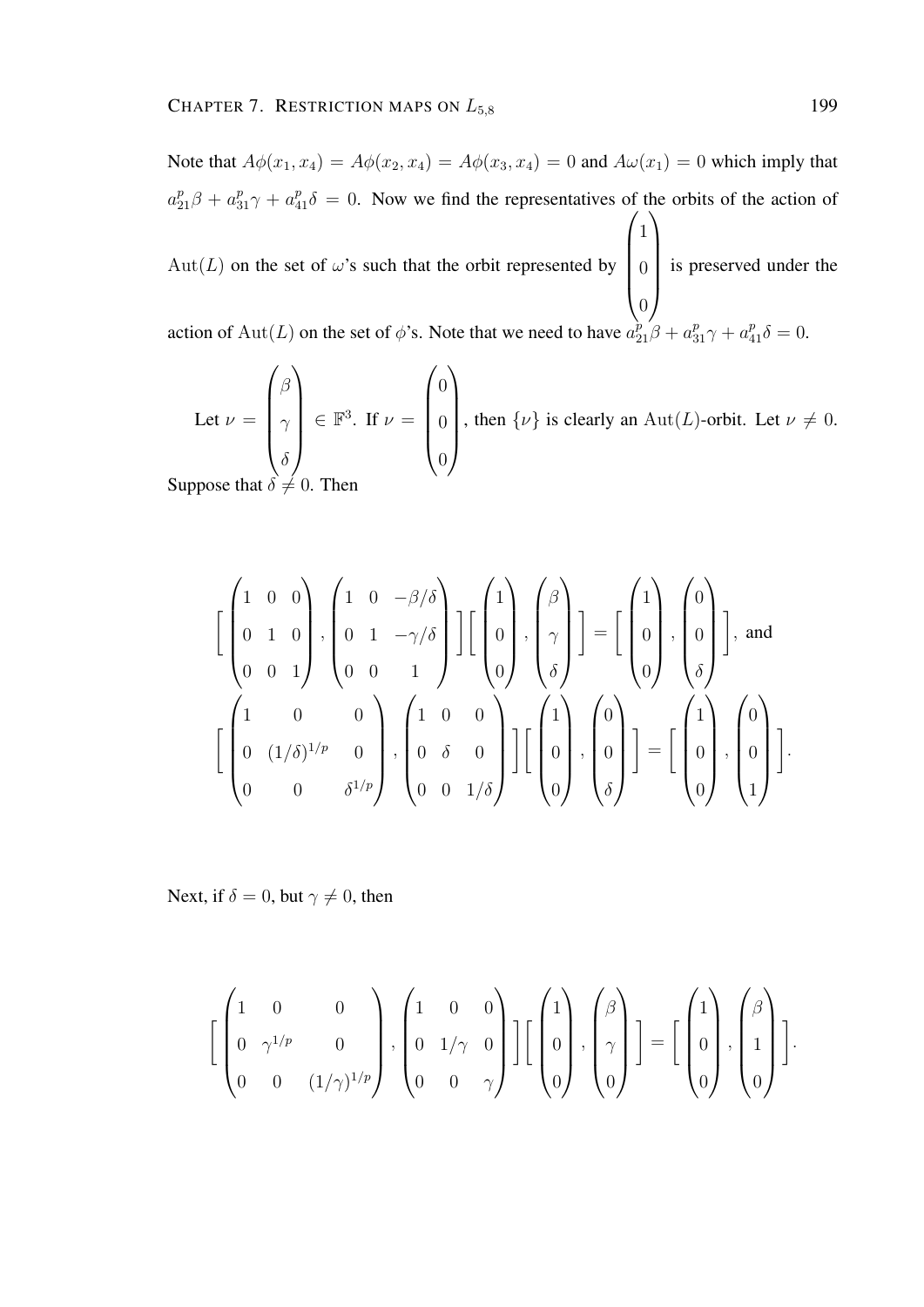Note that $A\phi(x_1, x_4) = A\phi(x_2, x_4) = A\phi(x_3, x_4) = 0$ and $A\omega(x_1) = 0$ which imply that $a_{21}^p\beta + a_{31}^p\gamma + a_{41}^p\delta = 0$. Now we find the representatives of the orbits of the action of $\mathrm{Aut}(L)$ on the set of $\omega$'s such that the orbit represented by $\begin{pmatrix}1\\0\\0\end{pmatrix}$ is preserved under the action of $\mathrm{Aut}(L)$ on the set of $\phi$'s. Note that we need to have $a_{21}^p\beta + a_{31}^p\gamma + a_{41}^p\delta = 0$.

Let $\nu = \begin{pmatrix}\beta\\\gamma\\\delta\end{pmatrix} \in \mathbb{F}^3$. If $\nu = \begin{pmatrix}0\\0\\0\end{pmatrix}$, then $\{\nu\}$ is clearly an $\mathrm{Aut}(L)$-orbit. Let $\nu \neq 0$. Suppose that $\delta \neq 0$. Then

$$\left[\begin{pmatrix}1&0&0\\0&1&0\\0&0&1\end{pmatrix}, \begin{pmatrix}1&0&-\beta/\delta\\0&1&-\gamma/\delta\\0&0&1\end{pmatrix}\right]\left[\begin{pmatrix}1\\0\\0\end{pmatrix}, \begin{pmatrix}\beta\\\gamma\\\delta\end{pmatrix}\right] = \left[\begin{pmatrix}1\\0\\0\end{pmatrix}, \begin{pmatrix}0\\0\\\delta\end{pmatrix}\right], \text{ and}$$

$$\left[\begin{pmatrix}1&0&0\\0&(1/\delta)^{1/p}&0\\0&0&\delta^{1/p}\end{pmatrix}, \begin{pmatrix}1&0&0\\0&\delta&0\\0&0&1/\delta\end{pmatrix}\right]\left[\begin{pmatrix}1\\0\\0\end{pmatrix}, \begin{pmatrix}0\\0\\\delta\end{pmatrix}\right] = \left[\begin{pmatrix}1\\0\\0\end{pmatrix}, \begin{pmatrix}0\\0\\1\end{pmatrix}\right].$$

Next, if $\delta = 0$, but $\gamma \neq 0$, then

$$\left[\begin{pmatrix}1&0&0\\0&\gamma^{1/p}&0\\0&0&(1/\gamma)^{1/p}\end{pmatrix}, \begin{pmatrix}1&0&0\\0&1/\gamma&0\\0&0&\gamma\end{pmatrix}\right]\left[\begin{pmatrix}1\\0\\0\end{pmatrix}, \begin{pmatrix}\beta\\\gamma\\0\end{pmatrix}\right] = \left[\begin{pmatrix}1\\0\\0\end{pmatrix}, \begin{pmatrix}\beta\\1\\0\end{pmatrix}\right].$$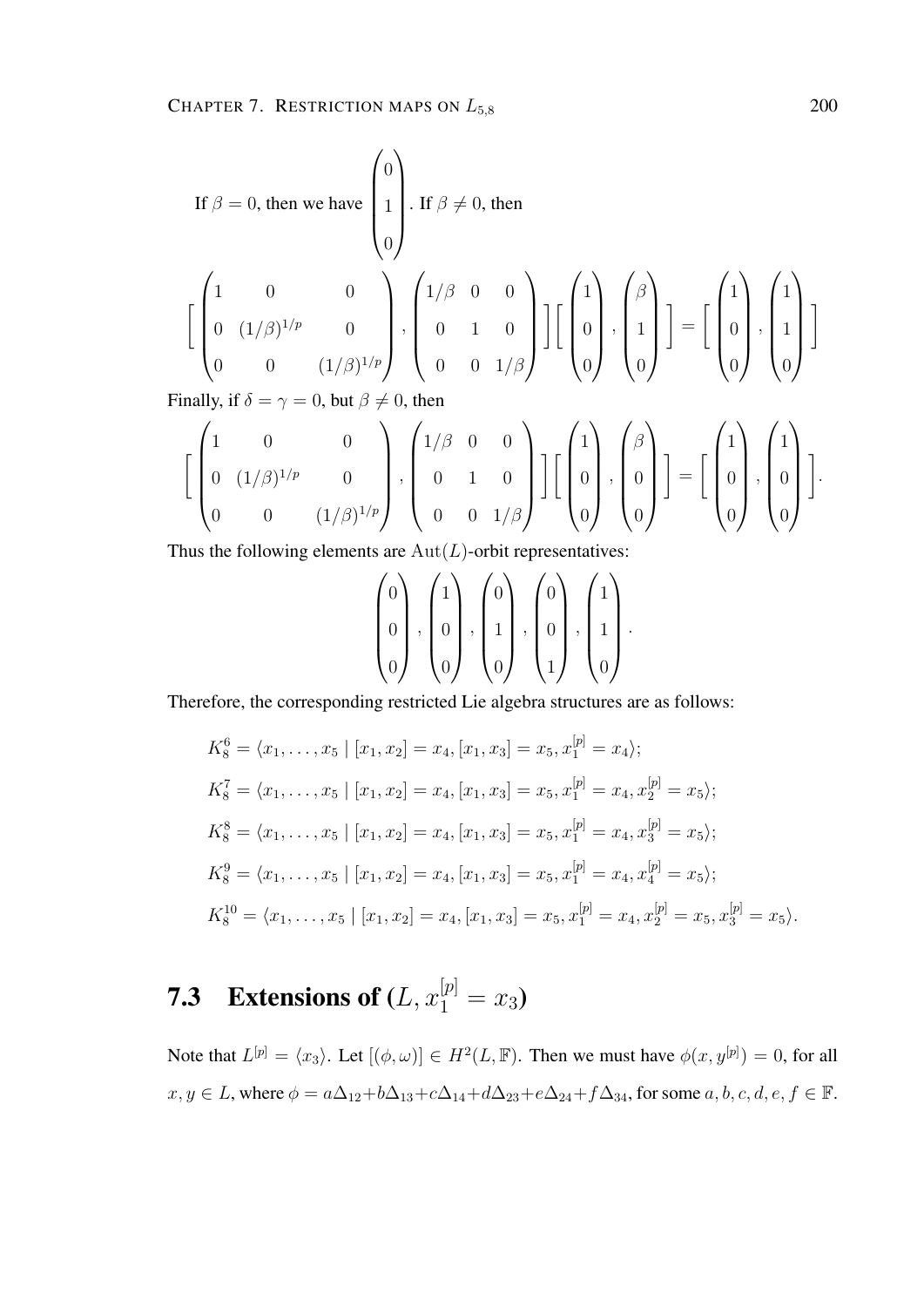If $\beta = 0$, then we have $\begin{pmatrix} 0 \\ 1 \\ 0 \end{pmatrix}$. If $\beta \neq 0$, then

$$\Big[ \begin{pmatrix} 1 & 0 & 0 \\ 0 & (1/\beta)^{1/p} & 0 \\ 0 & 0 & (1/\beta)^{1/p} \end{pmatrix}, \begin{pmatrix} 1/\beta & 0 & 0 \\ 0 & 1 & 0 \\ 0 & 0 & 1/\beta \end{pmatrix} \Big] \Big[ \begin{pmatrix} 1 \\ 0 \\ 0 \end{pmatrix}, \begin{pmatrix} \beta \\ 1 \\ 0 \end{pmatrix} \Big] = \Big[ \begin{pmatrix} 1 \\ 0 \\ 0 \end{pmatrix}, \begin{pmatrix} 1 \\ 1 \\ 0 \end{pmatrix} \Big]$$

Finally, if $\delta = \gamma = 0$, but $\beta \neq 0$, then

$$\Big[ \begin{pmatrix} 1 & 0 & 0 \\ 0 & (1/\beta)^{1/p} & 0 \\ 0 & 0 & (1/\beta)^{1/p} \end{pmatrix}, \begin{pmatrix} 1/\beta & 0 & 0 \\ 0 & 1 & 0 \\ 0 & 0 & 1/\beta \end{pmatrix} \Big] \Big[ \begin{pmatrix} 1 \\ 0 \\ 0 \end{pmatrix}, \begin{pmatrix} \beta \\ 0 \\ 0 \end{pmatrix} \Big] = \Big[ \begin{pmatrix} 1 \\ 0 \\ 0 \end{pmatrix}, \begin{pmatrix} 1 \\ 0 \\ 0 \end{pmatrix} \Big].$$

Thus the following elements are $\mathrm{Aut}(L)$-orbit representatives:

$$\begin{pmatrix} 0 \\ 0 \\ 0 \end{pmatrix}, \begin{pmatrix} 1 \\ 0 \\ 0 \end{pmatrix}, \begin{pmatrix} 0 \\ 1 \\ 0 \end{pmatrix}, \begin{pmatrix} 0 \\ 0 \\ 1 \end{pmatrix}, \begin{pmatrix} 1 \\ 1 \\ 0 \end{pmatrix}.$$

Therefore, the corresponding restricted Lie algebra structures are as follows:

$$K_8^6 = \langle x_1, \ldots, x_5 \mid [x_1, x_2] = x_4, [x_1, x_3] = x_5, x_1^{[p]} = x_4 \rangle;$$

$$K_8^7 = \langle x_1, \ldots, x_5 \mid [x_1, x_2] = x_4, [x_1, x_3] = x_5, x_1^{[p]} = x_4, x_2^{[p]} = x_5 \rangle;$$

$$K_8^8 = \langle x_1, \ldots, x_5 \mid [x_1, x_2] = x_4, [x_1, x_3] = x_5, x_1^{[p]} = x_4, x_3^{[p]} = x_5 \rangle;$$

$$K_8^9 = \langle x_1, \ldots, x_5 \mid [x_1, x_2] = x_4, [x_1, x_3] = x_5, x_1^{[p]} = x_4, x_4^{[p]} = x_5 \rangle;$$

$$K_8^{10} = \langle x_1, \ldots, x_5 \mid [x_1, x_2] = x_4, [x_1, x_3] = x_5, x_1^{[p]} = x_4, x_2^{[p]} = x_5, x_3^{[p]} = x_5 \rangle.$$

## 7.3 Extensions of $(L, x_1^{[p]} = x_3)$

Note that $L^{[p]} = \langle x_3 \rangle$. Let $[(\phi, \omega)] \in H^2(L, \mathbb{F})$. Then we must have $\phi(x, y^{[p]}) = 0$, for all $x, y \in L$, where $\phi = a\Delta_{12} + b\Delta_{13} + c\Delta_{14} + d\Delta_{23} + e\Delta_{24} + f\Delta_{34}$, for some $a, b, c, d, e, f \in \mathbb{F}$.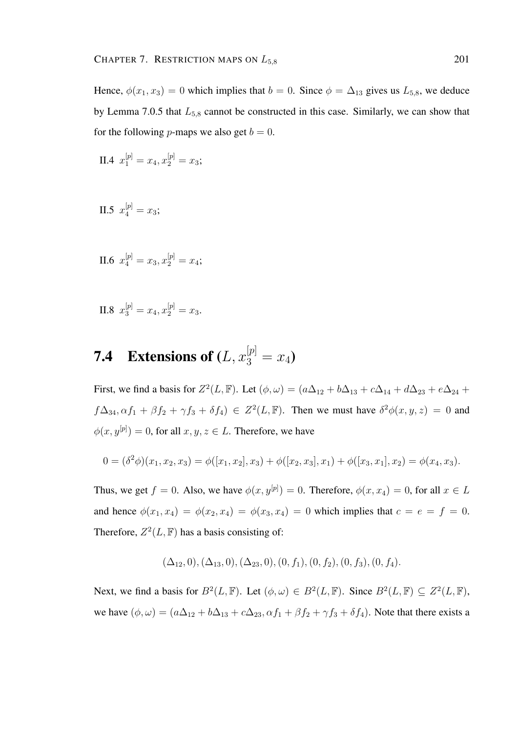Hence, $\phi(x_1, x_3) = 0$ which implies that $b = 0$. Since $\phi = \Delta_{13}$ gives us $L_{5,8}$, we deduce by Lemma 7.0.5 that $L_{5,8}$ cannot be constructed in this case. Similarly, we can show that for the following $p$-maps we also get $b = 0$.

II.4 $x_1^{[p]} = x_4, x_2^{[p]} = x_3$;

II.5 $x_4^{[p]} = x_3$;

II.6 $x_4^{[p]} = x_3, x_2^{[p]} = x_4$;

II.8 $x_3^{[p]} = x_4, x_2^{[p]} = x_3$.

## 7.4 Extensions of $(L, x_3^{[p]} = x_4)$

First, we find a basis for $Z^2(L, \mathbb{F})$. Let $(\phi, \omega) = (a\Delta_{12} + b\Delta_{13} + c\Delta_{14} + d\Delta_{23} + e\Delta_{24} + f\Delta_{34}, \alpha f_1 + \beta f_2 + \gamma f_3 + \delta f_4) \in Z^2(L, \mathbb{F})$. Then we must have $\delta^2\phi(x, y, z) = 0$ and $\phi(x, y^{[p]}) = 0$, for all $x, y, z \in L$. Therefore, we have

$$0 = (\delta^2\phi)(x_1, x_2, x_3) = \phi([x_1, x_2], x_3) + \phi([x_2, x_3], x_1) + \phi([x_3, x_1], x_2) = \phi(x_4, x_3).$$

Thus, we get $f = 0$. Also, we have $\phi(x, y^{[p]}) = 0$. Therefore, $\phi(x, x_4) = 0$, for all $x \in L$ and hence $\phi(x_1, x_4) = \phi(x_2, x_4) = \phi(x_3, x_4) = 0$ which implies that $c = e = f = 0$. Therefore, $Z^2(L, \mathbb{F})$ has a basis consisting of:

$$(\Delta_{12}, 0), (\Delta_{13}, 0), (\Delta_{23}, 0), (0, f_1), (0, f_2), (0, f_3), (0, f_4).$$

Next, we find a basis for $B^2(L, \mathbb{F})$. Let $(\phi, \omega) \in B^2(L, \mathbb{F})$. Since $B^2(L, \mathbb{F}) \subseteq Z^2(L, \mathbb{F})$, we have $(\phi, \omega) = (a\Delta_{12} + b\Delta_{13} + c\Delta_{23}, \alpha f_1 + \beta f_2 + \gamma f_3 + \delta f_4)$. Note that there exists a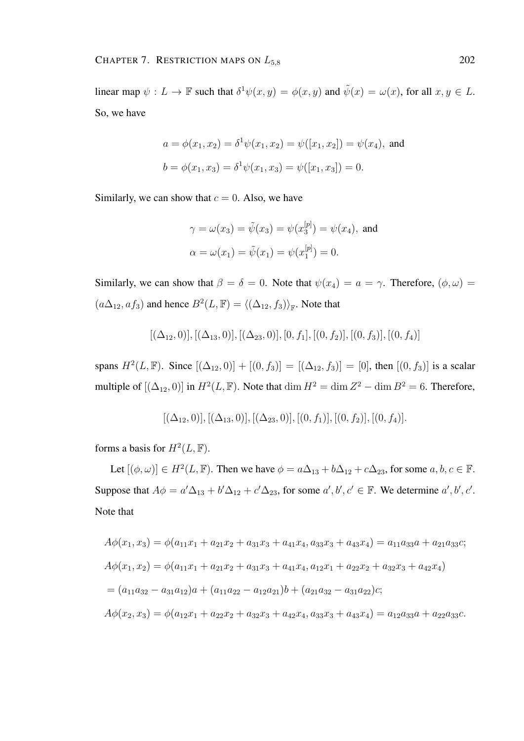linear map $\psi : L \to \mathbb{F}$ such that $\delta^1\psi(x, y) = \phi(x, y)$ and $\tilde{\psi}(x) = \omega(x)$, for all $x, y \in L$. So, we have

$$a = \phi(x_1, x_2) = \delta^1\psi(x_1, x_2) = \psi([x_1, x_2]) = \psi(x_4), \text{ and}$$
$$b = \phi(x_1, x_3) = \delta^1\psi(x_1, x_3) = \psi([x_1, x_3]) = 0.$$

Similarly, we can show that $c = 0$. Also, we have

$$\gamma = \omega(x_3) = \tilde{\psi}(x_3) = \psi(x_3^{[p]}) = \psi(x_4), \text{ and}$$
$$\alpha = \omega(x_1) = \tilde{\psi}(x_1) = \psi(x_1^{[p]}) = 0.$$

Similarly, we can show that $\beta = \delta = 0$. Note that $\psi(x_4) = a = \gamma$. Therefore, $(\phi, \omega) = (a\Delta_{12}, af_3)$ and hence $B^2(L, \mathbb{F}) = \langle(\Delta_{12}, f_3)\rangle_{\mathbb{F}}$. Note that

$$[(\Delta_{12}, 0)], [(\Delta_{13}, 0)], [(\Delta_{23}, 0)], [0, f_1], [(0, f_2)], [(0, f_3)], [(0, f_4)]$$

spans $H^2(L, \mathbb{F})$. Since $[(\Delta_{12}, 0)] + [(0, f_3)] = [(\Delta_{12}, f_3)] = [0]$, then $[(0, f_3)]$ is a scalar multiple of $[(\Delta_{12}, 0)]$ in $H^2(L, \mathbb{F})$. Note that $\dim H^2 = \dim Z^2 - \dim B^2 = 6$. Therefore,

$$[(\Delta_{12}, 0)], [(\Delta_{13}, 0)], [(\Delta_{23}, 0)], [(0, f_1)], [(0, f_2)], [(0, f_4)].$$

forms a basis for $H^2(L, \mathbb{F})$.

Let $[(\phi, \omega)] \in H^2(L, \mathbb{F})$. Then we have $\phi = a\Delta_{13} + b\Delta_{12} + c\Delta_{23}$, for some $a, b, c \in \mathbb{F}$. Suppose that $A\phi = a'\Delta_{13} + b'\Delta_{12} + c'\Delta_{23}$, for some $a', b', c' \in \mathbb{F}$. We determine $a', b', c'$. Note that

$$A\phi(x_1, x_3) = \phi(a_{11}x_1 + a_{21}x_2 + a_{31}x_3 + a_{41}x_4, a_{33}x_3 + a_{43}x_4) = a_{11}a_{33}a + a_{21}a_{33}c;$$
$$A\phi(x_1, x_2) = \phi(a_{11}x_1 + a_{21}x_2 + a_{31}x_3 + a_{41}x_4, a_{12}x_1 + a_{22}x_2 + a_{32}x_3 + a_{42}x_4)$$
$$= (a_{11}a_{32} - a_{31}a_{12})a + (a_{11}a_{22} - a_{12}a_{21})b + (a_{21}a_{32} - a_{31}a_{22})c;$$
$$A\phi(x_2, x_3) = \phi(a_{12}x_1 + a_{22}x_2 + a_{32}x_3 + a_{42}x_4, a_{33}x_3 + a_{43}x_4) = a_{12}a_{33}a + a_{22}a_{33}c.$$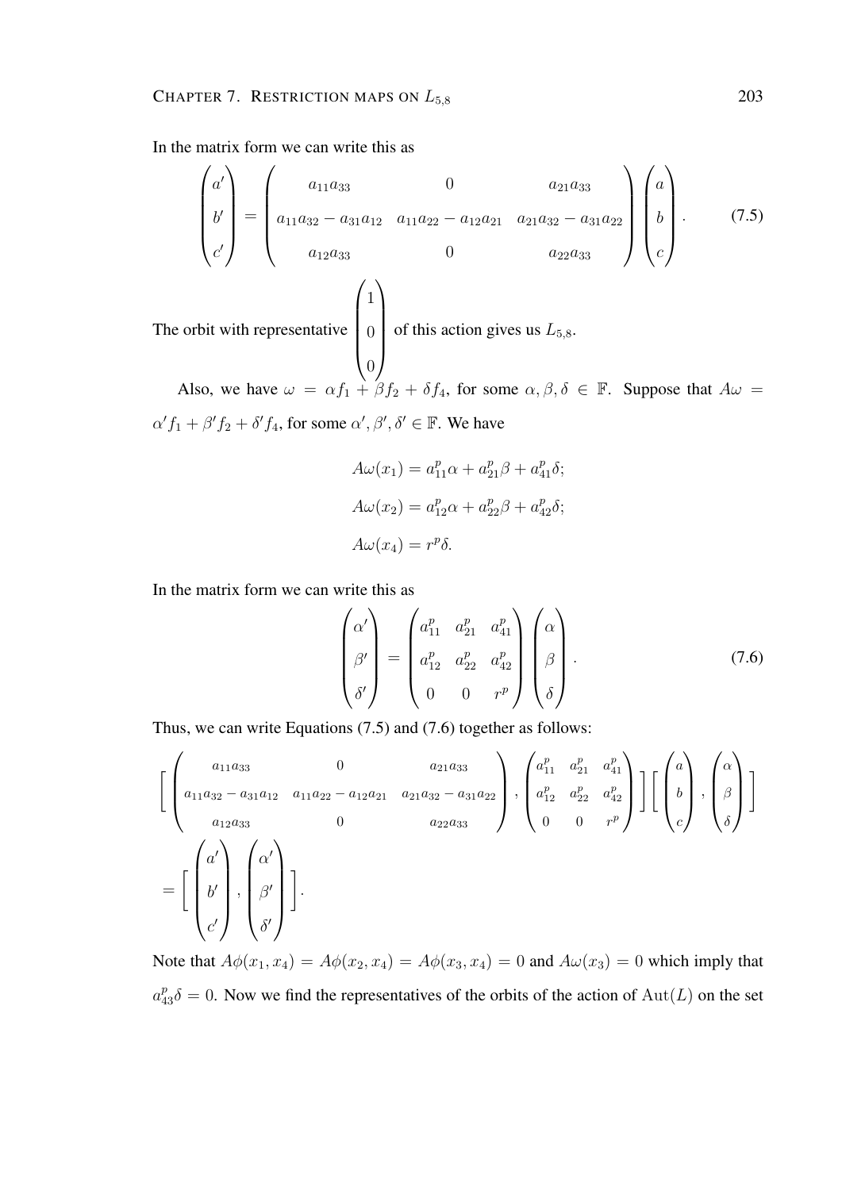In the matrix form we can write this as

$$\begin{pmatrix} a' \\ b' \\ c' \end{pmatrix} = \begin{pmatrix} a_{11}a_{33} & 0 & a_{21}a_{33} \\ a_{11}a_{32} - a_{31}a_{12} & a_{11}a_{22} - a_{12}a_{21} & a_{21}a_{32} - a_{31}a_{22} \\ a_{12}a_{33} & 0 & a_{22}a_{33} \end{pmatrix} \begin{pmatrix} a \\ b \\ c \end{pmatrix}. \tag{7.5}$$

The orbit with representative $\begin{pmatrix} 1 \\ 0 \\ 0 \end{pmatrix}$ of this action gives us $L_{5,8}$.

Also, we have $\omega = \alpha f_1 + \beta f_2 + \delta f_4$, for some $\alpha, \beta, \delta \in \mathbb{F}$. Suppose that $A\omega = \alpha' f_1 + \beta' f_2 + \delta' f_4$, for some $\alpha', \beta', \delta' \in \mathbb{F}$. We have

$$A\omega(x_1) = a_{11}^p \alpha + a_{21}^p \beta + a_{41}^p \delta;$$

$$A\omega(x_2) = a_{12}^p \alpha + a_{22}^p \beta + a_{42}^p \delta;$$

$$A\omega(x_4) = r^p \delta.$$

In the matrix form we can write this as

$$\begin{pmatrix} \alpha' \\ \beta' \\ \delta' \end{pmatrix} = \begin{pmatrix} a_{11}^p & a_{21}^p & a_{41}^p \\ a_{12}^p & a_{22}^p & a_{42}^p \\ 0 & 0 & r^p \end{pmatrix} \begin{pmatrix} \alpha \\ \beta \\ \delta \end{pmatrix}. \tag{7.6}$$

Thus, we can write Equations (7.5) and (7.6) together as follows:

$$\left[ \begin{pmatrix} a_{11}a_{33} & 0 & a_{21}a_{33} \\ a_{11}a_{32} - a_{31}a_{12} & a_{11}a_{22} - a_{12}a_{21} & a_{21}a_{32} - a_{31}a_{22} \\ a_{12}a_{33} & 0 & a_{22}a_{33} \end{pmatrix}, \begin{pmatrix} a_{11}^p & a_{21}^p & a_{41}^p \\ a_{12}^p & a_{22}^p & a_{42}^p \\ 0 & 0 & r^p \end{pmatrix} \right] \left[ \begin{pmatrix} a \\ b \\ c \end{pmatrix}, \begin{pmatrix} \alpha \\ \beta \\ \delta \end{pmatrix} \right]$$

$$= \left[ \begin{pmatrix} a' \\ b' \\ c' \end{pmatrix}, \begin{pmatrix} \alpha' \\ \beta' \\ \delta' \end{pmatrix} \right].$$

Note that $A\phi(x_1, x_4) = A\phi(x_2, x_4) = A\phi(x_3, x_4) = 0$ and $A\omega(x_3) = 0$ which imply that $a_{43}^p \delta = 0$. Now we find the representatives of the orbits of the action of $\mathrm{Aut}(L)$ on the set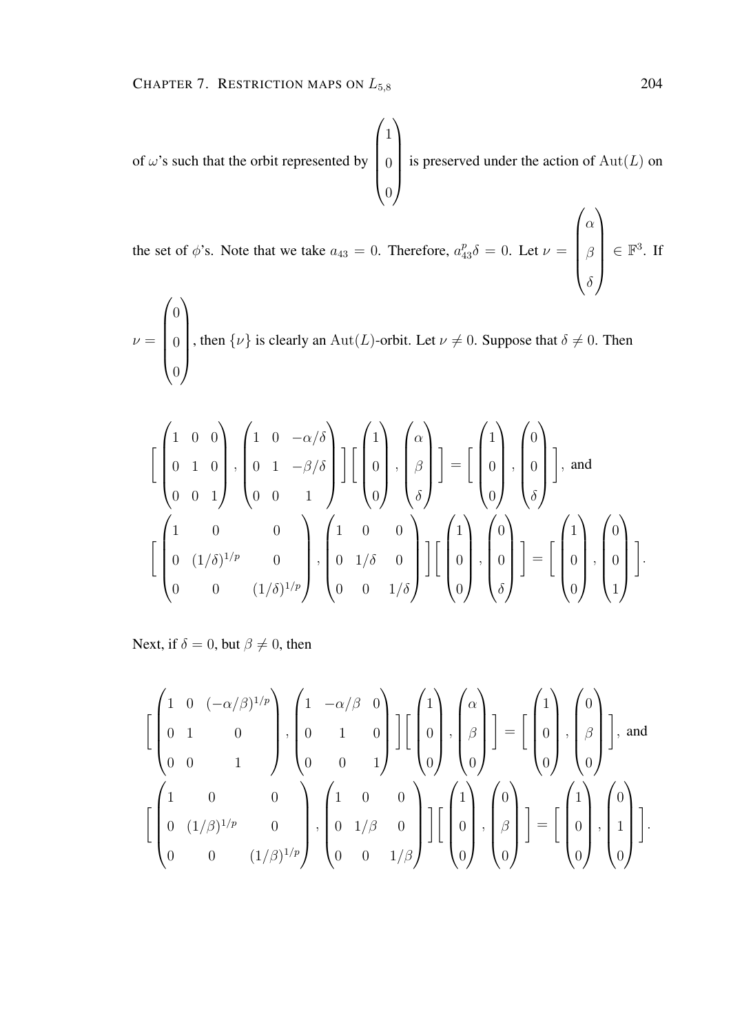of $\omega$'s such that the orbit represented by $\begin{pmatrix} 1 \\ 0 \\ 0 \end{pmatrix}$ is preserved under the action of $\mathrm{Aut}(L)$ on the set of $\phi$'s. Note that we take $a_{43} = 0$. Therefore, $a_{43}^p \delta = 0$. Let $\nu = \begin{pmatrix} \alpha \\ \beta \\ \delta \end{pmatrix} \in \mathbb{F}^3$. If $\nu = \begin{pmatrix} 0 \\ 0 \\ 0 \end{pmatrix}$, then $\{\nu\}$ is clearly an $\mathrm{Aut}(L)$-orbit. Let $\nu \neq 0$. Suppose that $\delta \neq 0$. Then

$$
\Big[ \begin{pmatrix} 1 & 0 & 0 \\ 0 & 1 & 0 \\ 0 & 0 & 1 \end{pmatrix}, \begin{pmatrix} 1 & 0 & -\alpha/\delta \\ 0 & 1 & -\beta/\delta \\ 0 & 0 & 1 \end{pmatrix} \Big] \Big[ \begin{pmatrix} 1 \\ 0 \\ 0 \end{pmatrix}, \begin{pmatrix} \alpha \\ \beta \\ \delta \end{pmatrix} \Big] = \Big[ \begin{pmatrix} 1 \\ 0 \\ 0 \end{pmatrix}, \begin{pmatrix} 0 \\ 0 \\ \delta \end{pmatrix} \Big], \text{ and}
$$

$$
\Big[ \begin{pmatrix} 1 & 0 & 0 \\ 0 & (1/\delta)^{1/p} & 0 \\ 0 & 0 & (1/\delta)^{1/p} \end{pmatrix}, \begin{pmatrix} 1 & 0 & 0 \\ 0 & 1/\delta & 0 \\ 0 & 0 & 1/\delta \end{pmatrix} \Big] \Big[ \begin{pmatrix} 1 \\ 0 \\ 0 \end{pmatrix}, \begin{pmatrix} 0 \\ 0 \\ \delta \end{pmatrix} \Big] = \Big[ \begin{pmatrix} 1 \\ 0 \\ 0 \end{pmatrix}, \begin{pmatrix} 0 \\ 0 \\ 1 \end{pmatrix} \Big].
$$

Next, if $\delta = 0$, but $\beta \neq 0$, then

$$
\Big[ \begin{pmatrix} 1 & 0 & (-\alpha/\beta)^{1/p} \\ 0 & 1 & 0 \\ 0 & 0 & 1 \end{pmatrix}, \begin{pmatrix} 1 & -\alpha/\beta & 0 \\ 0 & 1 & 0 \\ 0 & 0 & 1 \end{pmatrix} \Big] \Big[ \begin{pmatrix} 1 \\ 0 \\ 0 \end{pmatrix}, \begin{pmatrix} \alpha \\ \beta \\ 0 \end{pmatrix} \Big] = \Big[ \begin{pmatrix} 1 \\ 0 \\ 0 \end{pmatrix}, \begin{pmatrix} 0 \\ \beta \\ 0 \end{pmatrix} \Big], \text{ and}
$$

$$
\Big[ \begin{pmatrix} 1 & 0 & 0 \\ 0 & (1/\beta)^{1/p} & 0 \\ 0 & 0 & (1/\beta)^{1/p} \end{pmatrix}, \begin{pmatrix} 1 & 0 & 0 \\ 0 & 1/\beta & 0 \\ 0 & 0 & 1/\beta \end{pmatrix} \Big] \Big[ \begin{pmatrix} 1 \\ 0 \\ 0 \end{pmatrix}, \begin{pmatrix} 0 \\ \beta \\ 0 \end{pmatrix} \Big] = \Big[ \begin{pmatrix} 1 \\ 0 \\ 0 \end{pmatrix}, \begin{pmatrix} 0 \\ 1 \\ 0 \end{pmatrix} \Big].
$$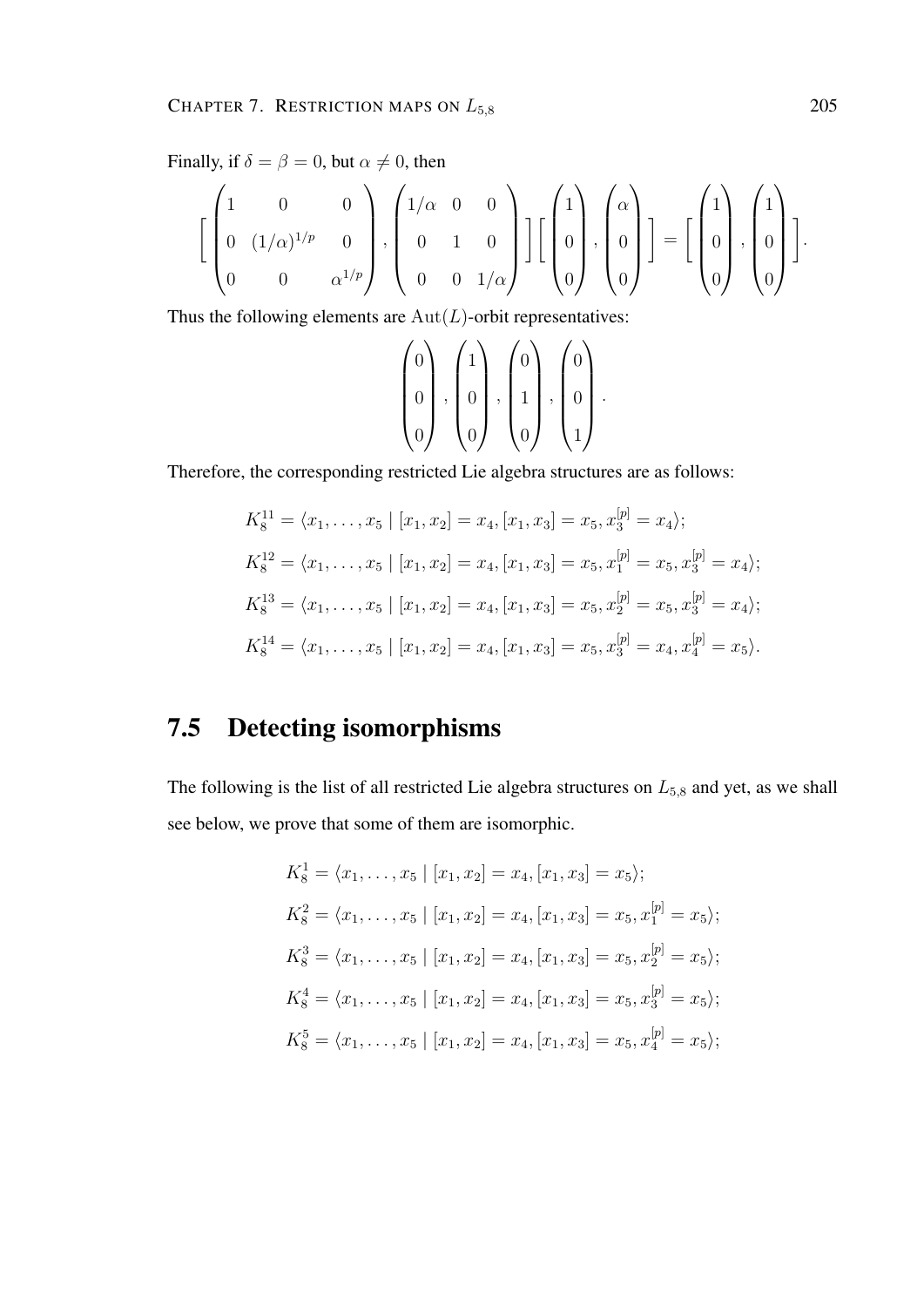Finally, if $\delta = \beta = 0$, but $\alpha \neq 0$, then

$$\left[ \begin{pmatrix} 1 & 0 & 0 \\ 0 & (1/\alpha)^{1/p} & 0 \\ 0 & 0 & \alpha^{1/p} \end{pmatrix}, \begin{pmatrix} 1/\alpha & 0 & 0 \\ 0 & 1 & 0 \\ 0 & 0 & 1/\alpha \end{pmatrix} \right] \left[ \begin{pmatrix} 1 \\ 0 \\ 0 \end{pmatrix}, \begin{pmatrix} \alpha \\ 0 \\ 0 \end{pmatrix} \right] = \left[ \begin{pmatrix} 1 \\ 0 \\ 0 \end{pmatrix}, \begin{pmatrix} 1 \\ 0 \\ 0 \end{pmatrix} \right].$$

Thus the following elements are $\mathrm{Aut}(L)$-orbit representatives:

$$\begin{pmatrix} 0 \\ 0 \\ 0 \end{pmatrix}, \begin{pmatrix} 1 \\ 0 \\ 0 \end{pmatrix}, \begin{pmatrix} 0 \\ 1 \\ 0 \end{pmatrix}, \begin{pmatrix} 0 \\ 0 \\ 1 \end{pmatrix}.$$

Therefore, the corresponding restricted Lie algebra structures are as follows:

$$K_8^{11} = \langle x_1, \ldots, x_5 \mid [x_1, x_2] = x_4, [x_1, x_3] = x_5, x_3^{[p]} = x_4 \rangle;$$

$$K_8^{12} = \langle x_1, \ldots, x_5 \mid [x_1, x_2] = x_4, [x_1, x_3] = x_5, x_1^{[p]} = x_5, x_3^{[p]} = x_4 \rangle;$$

$$K_8^{13} = \langle x_1, \ldots, x_5 \mid [x_1, x_2] = x_4, [x_1, x_3] = x_5, x_2^{[p]} = x_5, x_3^{[p]} = x_4 \rangle;$$

$$K_8^{14} = \langle x_1, \ldots, x_5 \mid [x_1, x_2] = x_4, [x_1, x_3] = x_5, x_3^{[p]} = x_4, x_4^{[p]} = x_5 \rangle.$$

## 7.5 Detecting isomorphisms

The following is the list of all restricted Lie algebra structures on $L_{5,8}$ and yet, as we shall see below, we prove that some of them are isomorphic.

$$K_8^1 = \langle x_1, \ldots, x_5 \mid [x_1, x_2] = x_4, [x_1, x_3] = x_5 \rangle;$$

$$K_8^2 = \langle x_1, \ldots, x_5 \mid [x_1, x_2] = x_4, [x_1, x_3] = x_5, x_1^{[p]} = x_5 \rangle;$$

$$K_8^3 = \langle x_1, \ldots, x_5 \mid [x_1, x_2] = x_4, [x_1, x_3] = x_5, x_2^{[p]} = x_5 \rangle;$$

$$K_8^4 = \langle x_1, \ldots, x_5 \mid [x_1, x_2] = x_4, [x_1, x_3] = x_5, x_3^{[p]} = x_5 \rangle;$$

$$K_8^5 = \langle x_1, \ldots, x_5 \mid [x_1, x_2] = x_4, [x_1, x_3] = x_5, x_4^{[p]} = x_5 \rangle;$$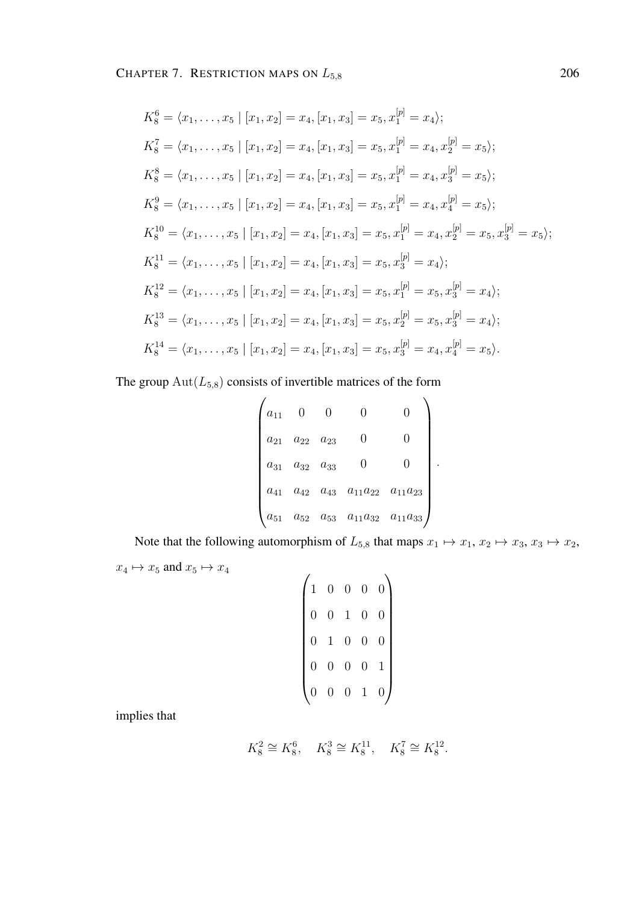$$K_8^6 = \langle x_1, \ldots, x_5 \mid [x_1, x_2] = x_4, [x_1, x_3] = x_5, x_1^{[p]} = x_4 \rangle;$$

$$K_8^7 = \langle x_1, \ldots, x_5 \mid [x_1, x_2] = x_4, [x_1, x_3] = x_5, x_1^{[p]} = x_4, x_2^{[p]} = x_5 \rangle;$$

$$K_8^8 = \langle x_1, \ldots, x_5 \mid [x_1, x_2] = x_4, [x_1, x_3] = x_5, x_1^{[p]} = x_4, x_3^{[p]} = x_5 \rangle;$$

$$K_8^9 = \langle x_1, \ldots, x_5 \mid [x_1, x_2] = x_4, [x_1, x_3] = x_5, x_1^{[p]} = x_4, x_4^{[p]} = x_5 \rangle;$$

$$K_8^{10} = \langle x_1, \ldots, x_5 \mid [x_1, x_2] = x_4, [x_1, x_3] = x_5, x_1^{[p]} = x_4, x_2^{[p]} = x_5, x_3^{[p]} = x_5 \rangle;$$

$$K_8^{11} = \langle x_1, \ldots, x_5 \mid [x_1, x_2] = x_4, [x_1, x_3] = x_5, x_3^{[p]} = x_4 \rangle;$$

$$K_8^{12} = \langle x_1, \ldots, x_5 \mid [x_1, x_2] = x_4, [x_1, x_3] = x_5, x_1^{[p]} = x_5, x_3^{[p]} = x_4 \rangle;$$

$$K_8^{13} = \langle x_1, \ldots, x_5 \mid [x_1, x_2] = x_4, [x_1, x_3] = x_5, x_2^{[p]} = x_5, x_3^{[p]} = x_4 \rangle;$$

$$K_8^{14} = \langle x_1, \ldots, x_5 \mid [x_1, x_2] = x_4, [x_1, x_3] = x_5, x_3^{[p]} = x_4, x_4^{[p]} = x_5 \rangle.$$

The group $\mathrm{Aut}(L_{5,8})$ consists of invertible matrices of the form

$$\begin{pmatrix} a_{11} & 0 & 0 & 0 & 0 \\ a_{21} & a_{22} & a_{23} & 0 & 0 \\ a_{31} & a_{32} & a_{33} & 0 & 0 \\ a_{41} & a_{42} & a_{43} & a_{11}a_{22} & a_{11}a_{23} \\ a_{51} & a_{52} & a_{53} & a_{11}a_{32} & a_{11}a_{33} \end{pmatrix}.$$

Note that the following automorphism of $L_{5,8}$ that maps $x_1 \mapsto x_1$, $x_2 \mapsto x_3$, $x_3 \mapsto x_2$, $x_4 \mapsto x_5$ and $x_5 \mapsto x_4$

$$\begin{pmatrix} 1 & 0 & 0 & 0 & 0 \\ 0 & 0 & 1 & 0 & 0 \\ 0 & 1 & 0 & 0 & 0 \\ 0 & 0 & 0 & 0 & 1 \\ 0 & 0 & 0 & 1 & 0 \end{pmatrix}$$

implies that

$$K_8^2 \cong K_8^6, \quad K_8^3 \cong K_8^{11}, \quad K_8^7 \cong K_8^{12}.$$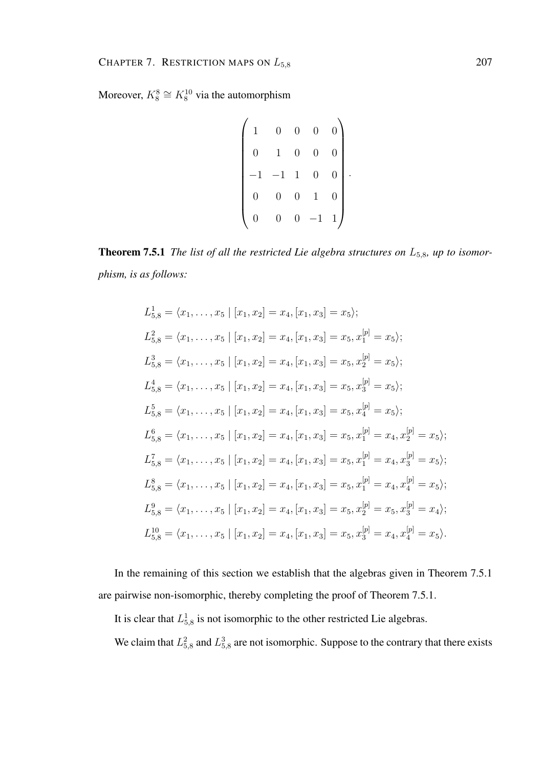Moreover, $K_8^8 \cong K_8^{10}$ via the automorphism

$$\begin{pmatrix} 1 & 0 & 0 & 0 & 0 \\ 0 & 1 & 0 & 0 & 0 \\ -1 & -1 & 1 & 0 & 0 \\ 0 & 0 & 0 & 1 & 0 \\ 0 & 0 & 0 & -1 & 1 \end{pmatrix}.$$

**Theorem 7.5.1** *The list of all the restricted Lie algebra structures on $L_{5,8}$, up to isomorphism, is as follows:*

$$L_{5,8}^1 = \langle x_1, \ldots, x_5 \mid [x_1, x_2] = x_4, [x_1, x_3] = x_5 \rangle;$$

$$L_{5,8}^2 = \langle x_1, \ldots, x_5 \mid [x_1, x_2] = x_4, [x_1, x_3] = x_5, x_1^{[p]} = x_5 \rangle;$$

$$L_{5,8}^3 = \langle x_1, \ldots, x_5 \mid [x_1, x_2] = x_4, [x_1, x_3] = x_5, x_2^{[p]} = x_5 \rangle;$$

$$L_{5,8}^4 = \langle x_1, \ldots, x_5 \mid [x_1, x_2] = x_4, [x_1, x_3] = x_5, x_3^{[p]} = x_5 \rangle;$$

$$L_{5,8}^5 = \langle x_1, \ldots, x_5 \mid [x_1, x_2] = x_4, [x_1, x_3] = x_5, x_4^{[p]} = x_5 \rangle;$$

$$L_{5,8}^6 = \langle x_1, \ldots, x_5 \mid [x_1, x_2] = x_4, [x_1, x_3] = x_5, x_1^{[p]} = x_4, x_2^{[p]} = x_5 \rangle;$$

$$L_{5,8}^7 = \langle x_1, \ldots, x_5 \mid [x_1, x_2] = x_4, [x_1, x_3] = x_5, x_1^{[p]} = x_4, x_3^{[p]} = x_5 \rangle;$$

$$L_{5,8}^8 = \langle x_1, \ldots, x_5 \mid [x_1, x_2] = x_4, [x_1, x_3] = x_5, x_1^{[p]} = x_4, x_4^{[p]} = x_5 \rangle;$$

$$L_{5,8}^9 = \langle x_1, \ldots, x_5 \mid [x_1, x_2] = x_4, [x_1, x_3] = x_5, x_2^{[p]} = x_5, x_3^{[p]} = x_4 \rangle;$$

$$L_{5,8}^{10} = \langle x_1, \ldots, x_5 \mid [x_1, x_2] = x_4, [x_1, x_3] = x_5, x_3^{[p]} = x_4, x_4^{[p]} = x_5 \rangle.$$

In the remaining of this section we establish that the algebras given in Theorem 7.5.1 are pairwise non-isomorphic, thereby completing the proof of Theorem 7.5.1.

It is clear that $L_{5,8}^1$ is not isomorphic to the other restricted Lie algebras.

We claim that $L_{5,8}^2$ and $L_{5,8}^3$ are not isomorphic. Suppose to the contrary that there exists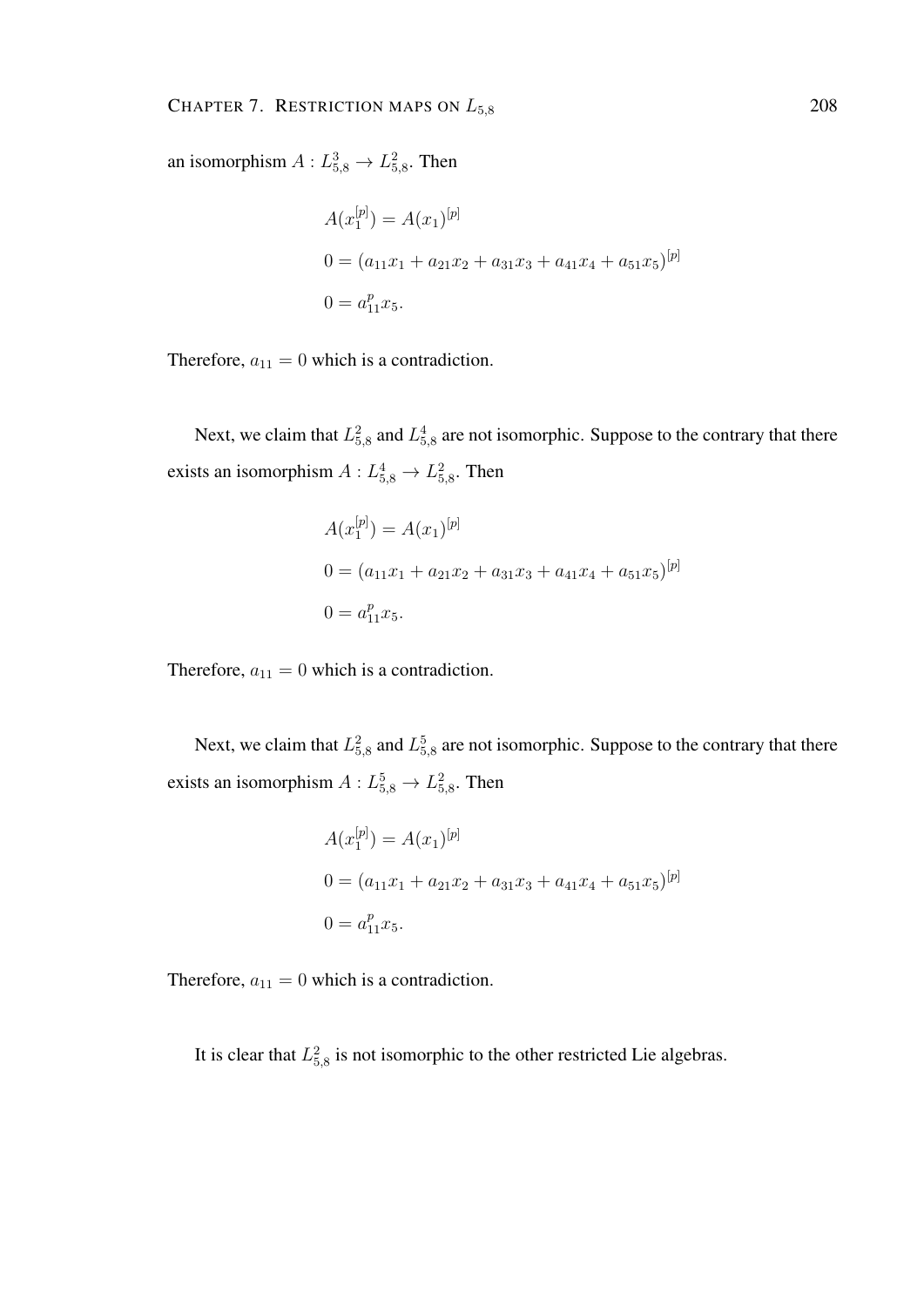an isomorphism $A : L_{5,8}^3 \to L_{5,8}^2$. Then

$$
\begin{aligned}
&A(x_1^{[p]}) = A(x_1)^{[p]} \\
&0 = (a_{11}x_1 + a_{21}x_2 + a_{31}x_3 + a_{41}x_4 + a_{51}x_5)^{[p]} \\
&0 = a_{11}^p x_5.
\end{aligned}
$$

Therefore, $a_{11} = 0$ which is a contradiction.

Next, we claim that $L_{5,8}^2$ and $L_{5,8}^4$ are not isomorphic. Suppose to the contrary that there exists an isomorphism $A : L_{5,8}^4 \to L_{5,8}^2$. Then

$$
\begin{aligned}
&A(x_1^{[p]}) = A(x_1)^{[p]} \\
&0 = (a_{11}x_1 + a_{21}x_2 + a_{31}x_3 + a_{41}x_4 + a_{51}x_5)^{[p]} \\
&0 = a_{11}^p x_5.
\end{aligned}
$$

Therefore, $a_{11} = 0$ which is a contradiction.

Next, we claim that $L_{5,8}^2$ and $L_{5,8}^5$ are not isomorphic. Suppose to the contrary that there exists an isomorphism $A : L_{5,8}^5 \to L_{5,8}^2$. Then

$$
\begin{aligned}
&A(x_1^{[p]}) = A(x_1)^{[p]} \\
&0 = (a_{11}x_1 + a_{21}x_2 + a_{31}x_3 + a_{41}x_4 + a_{51}x_5)^{[p]} \\
&0 = a_{11}^p x_5.
\end{aligned}
$$

Therefore, $a_{11} = 0$ which is a contradiction.

It is clear that $L_{5,8}^2$ is not isomorphic to the other restricted Lie algebras.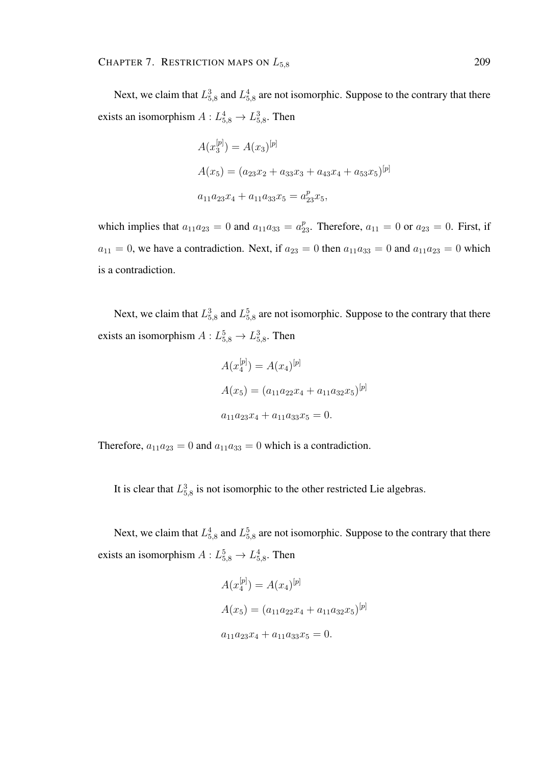Next, we claim that $L^3_{5,8}$ and $L^4_{5,8}$ are not isomorphic. Suppose to the contrary that there exists an isomorphism $A : L^4_{5,8} \to L^3_{5,8}$. Then

$$
\begin{aligned}
&A(x_3^{[p]}) = A(x_3)^{[p]} \\
&A(x_5) = (a_{23}x_2 + a_{33}x_3 + a_{43}x_4 + a_{53}x_5)^{[p]} \\
&a_{11}a_{23}x_4 + a_{11}a_{33}x_5 = a_{23}^p x_5,
\end{aligned}
$$

which implies that $a_{11}a_{23} = 0$ and $a_{11}a_{33} = a_{23}^p$. Therefore, $a_{11} = 0$ or $a_{23} = 0$. First, if $a_{11} = 0$, we have a contradiction. Next, if $a_{23} = 0$ then $a_{11}a_{33} = 0$ and $a_{11}a_{23} = 0$ which is a contradiction.

Next, we claim that $L^3_{5,8}$ and $L^5_{5,8}$ are not isomorphic. Suppose to the contrary that there exists an isomorphism $A : L^5_{5,8} \to L^3_{5,8}$. Then

$$
\begin{aligned}
&A(x_4^{[p]}) = A(x_4)^{[p]} \\
&A(x_5) = (a_{11}a_{22}x_4 + a_{11}a_{32}x_5)^{[p]} \\
&a_{11}a_{23}x_4 + a_{11}a_{33}x_5 = 0.
\end{aligned}
$$

Therefore, $a_{11}a_{23} = 0$ and $a_{11}a_{33} = 0$ which is a contradiction.

It is clear that $L^3_{5,8}$ is not isomorphic to the other restricted Lie algebras.

Next, we claim that $L^4_{5,8}$ and $L^5_{5,8}$ are not isomorphic. Suppose to the contrary that there exists an isomorphism $A : L^5_{5,8} \to L^4_{5,8}$. Then

$$
\begin{aligned}
&A(x_4^{[p]}) = A(x_4)^{[p]} \\
&A(x_5) = (a_{11}a_{22}x_4 + a_{11}a_{32}x_5)^{[p]} \\
&a_{11}a_{23}x_4 + a_{11}a_{33}x_5 = 0.
\end{aligned}
$$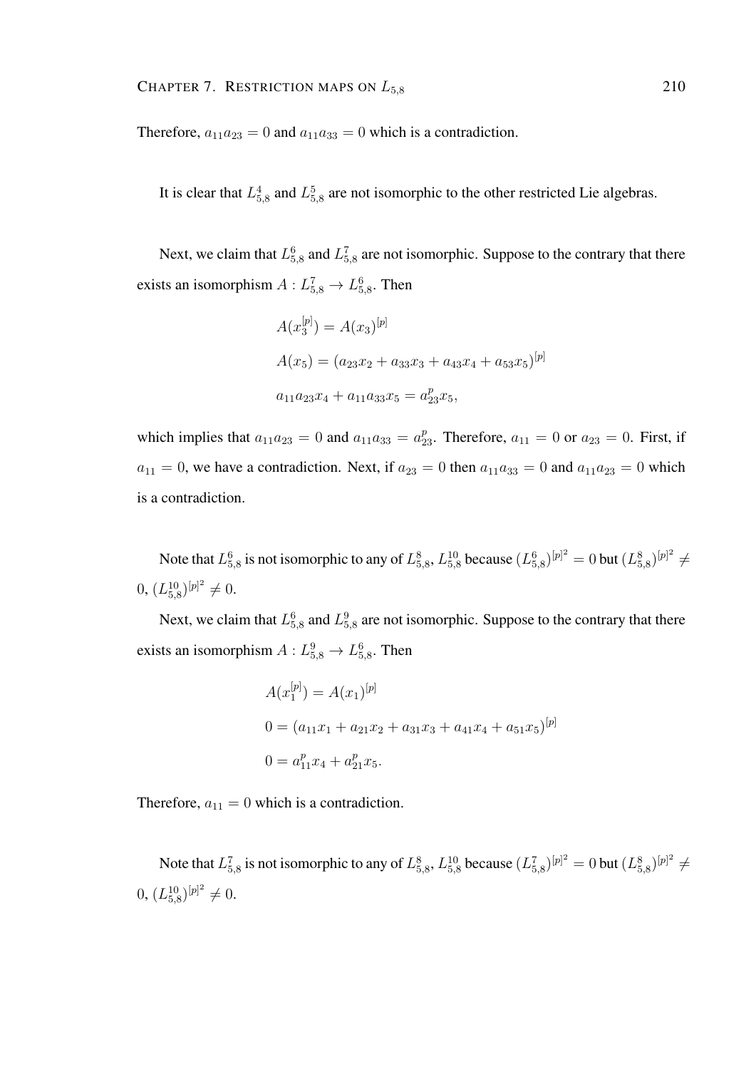Therefore, $a_{11}a_{23} = 0$ and $a_{11}a_{33} = 0$ which is a contradiction.

It is clear that $L^4_{5,8}$ and $L^5_{5,8}$ are not isomorphic to the other restricted Lie algebras.

Next, we claim that $L^6_{5,8}$ and $L^7_{5,8}$ are not isomorphic. Suppose to the contrary that there exists an isomorphism $A : L^7_{5,8} \to L^6_{5,8}$. Then

$$
\begin{aligned}
&A(x_3^{[p]}) = A(x_3)^{[p]} \\
&A(x_5) = (a_{23}x_2 + a_{33}x_3 + a_{43}x_4 + a_{53}x_5)^{[p]} \\
&a_{11}a_{23}x_4 + a_{11}a_{33}x_5 = a_{23}^p x_5,
\end{aligned}
$$

which implies that $a_{11}a_{23} = 0$ and $a_{11}a_{33} = a_{23}^p$. Therefore, $a_{11} = 0$ or $a_{23} = 0$. First, if $a_{11} = 0$, we have a contradiction. Next, if $a_{23} = 0$ then $a_{11}a_{33} = 0$ and $a_{11}a_{23} = 0$ which is a contradiction.

Note that $L^6_{5,8}$ is not isomorphic to any of $L^8_{5,8}$, $L^{10}_{5,8}$ because $(L^6_{5,8})^{[p]^2} = 0$ but $(L^8_{5,8})^{[p]^2} \neq 0$, $(L^{10}_{5,8})^{[p]^2} \neq 0$.

Next, we claim that $L^6_{5,8}$ and $L^9_{5,8}$ are not isomorphic. Suppose to the contrary that there exists an isomorphism $A : L^9_{5,8} \to L^6_{5,8}$. Then

$$
\begin{aligned}
&A(x_1^{[p]}) = A(x_1)^{[p]} \\
&0 = (a_{11}x_1 + a_{21}x_2 + a_{31}x_3 + a_{41}x_4 + a_{51}x_5)^{[p]} \\
&0 = a_{11}^p x_4 + a_{21}^p x_5.
\end{aligned}
$$

Therefore, $a_{11} = 0$ which is a contradiction.

Note that $L^7_{5,8}$ is not isomorphic to any of $L^8_{5,8}$, $L^{10}_{5,8}$ because $(L^7_{5,8})^{[p]^2} = 0$ but $(L^8_{5,8})^{[p]^2} \neq 0$, $(L^{10}_{5,8})^{[p]^2} \neq 0$.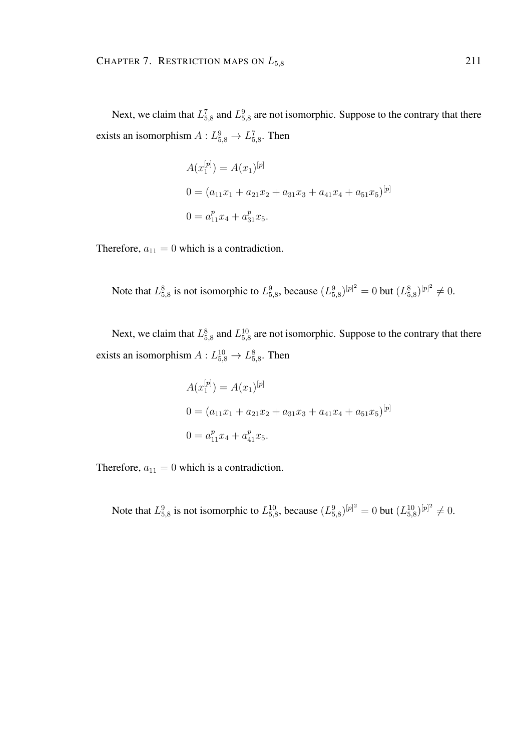Next, we claim that $L_{5,8}^7$ and $L_{5,8}^9$ are not isomorphic. Suppose to the contrary that there exists an isomorphism $A : L_{5,8}^9 \to L_{5,8}^7$. Then

$$
\begin{aligned}
&A(x_1^{[p]}) = A(x_1)^{[p]} \\
&0 = (a_{11}x_1 + a_{21}x_2 + a_{31}x_3 + a_{41}x_4 + a_{51}x_5)^{[p]} \\
&0 = a_{11}^p x_4 + a_{31}^p x_5.
\end{aligned}
$$

Therefore, $a_{11} = 0$ which is a contradiction.

Note that $L_{5,8}^8$ is not isomorphic to $L_{5,8}^9$, because $(L_{5,8}^9)^{[p]^2} = 0$ but $(L_{5,8}^8)^{[p]^2} \neq 0$.

Next, we claim that $L_{5,8}^8$ and $L_{5,8}^{10}$ are not isomorphic. Suppose to the contrary that there exists an isomorphism $A : L_{5,8}^{10} \to L_{5,8}^8$. Then

$$
\begin{aligned}
&A(x_1^{[p]}) = A(x_1)^{[p]} \\
&0 = (a_{11}x_1 + a_{21}x_2 + a_{31}x_3 + a_{41}x_4 + a_{51}x_5)^{[p]} \\
&0 = a_{11}^p x_4 + a_{41}^p x_5.
\end{aligned}
$$

Therefore, $a_{11} = 0$ which is a contradiction.

Note that $L_{5,8}^9$ is not isomorphic to $L_{5,8}^{10}$, because $(L_{5,8}^9)^{[p]^2} = 0$ but $(L_{5,8}^{10})^{[p]^2} \neq 0$.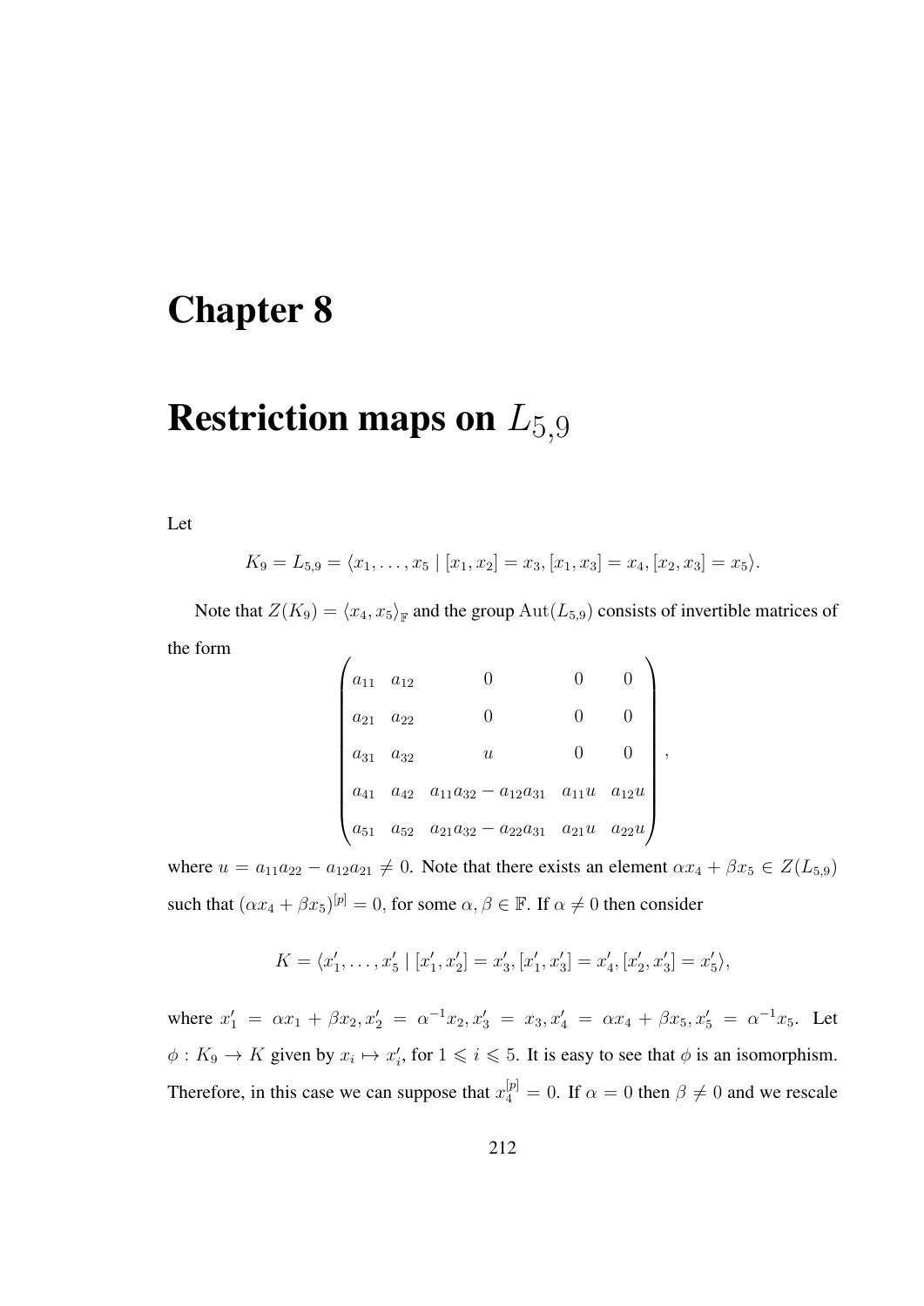# Chapter 8

# Restriction maps on $L_{5,9}$

Let

$$K_9 = L_{5,9} = \langle x_1, \ldots, x_5 \mid [x_1, x_2] = x_3, [x_1, x_3] = x_4, [x_2, x_3] = x_5 \rangle.$$

Note that $Z(K_9) = \langle x_4, x_5 \rangle_{\mathbb{F}}$ and the group $\mathrm{Aut}(L_{5,9})$ consists of invertible matrices of the form

$$\begin{pmatrix} a_{11} & a_{12} & 0 & 0 & 0 \\ a_{21} & a_{22} & 0 & 0 & 0 \\ a_{31} & a_{32} & u & 0 & 0 \\ a_{41} & a_{42} & a_{11}a_{32} - a_{12}a_{31} & a_{11}u & a_{12}u \\ a_{51} & a_{52} & a_{21}a_{32} - a_{22}a_{31} & a_{21}u & a_{22}u \end{pmatrix},$$

where $u = a_{11}a_{22} - a_{12}a_{21} \neq 0$. Note that there exists an element $\alpha x_4 + \beta x_5 \in Z(L_{5,9})$ such that $(\alpha x_4 + \beta x_5)^{[p]} = 0$, for some $\alpha, \beta \in \mathbb{F}$. If $\alpha \neq 0$ then consider

$$K = \langle x'_1, \ldots, x'_5 \mid [x'_1, x'_2] = x'_3, [x'_1, x'_3] = x'_4, [x'_2, x'_3] = x'_5 \rangle,$$

where $x'_1 = \alpha x_1 + \beta x_2, x'_2 = \alpha^{-1}x_2, x'_3 = x_3, x'_4 = \alpha x_4 + \beta x_5, x'_5 = \alpha^{-1}x_5$. Let $\phi : K_9 \to K$ given by $x_i \mapsto x'_i$, for $1 \leqslant i \leqslant 5$. It is easy to see that $\phi$ is an isomorphism. Therefore, in this case we can suppose that $x_4^{[p]} = 0$. If $\alpha = 0$ then $\beta \neq 0$ and we rescale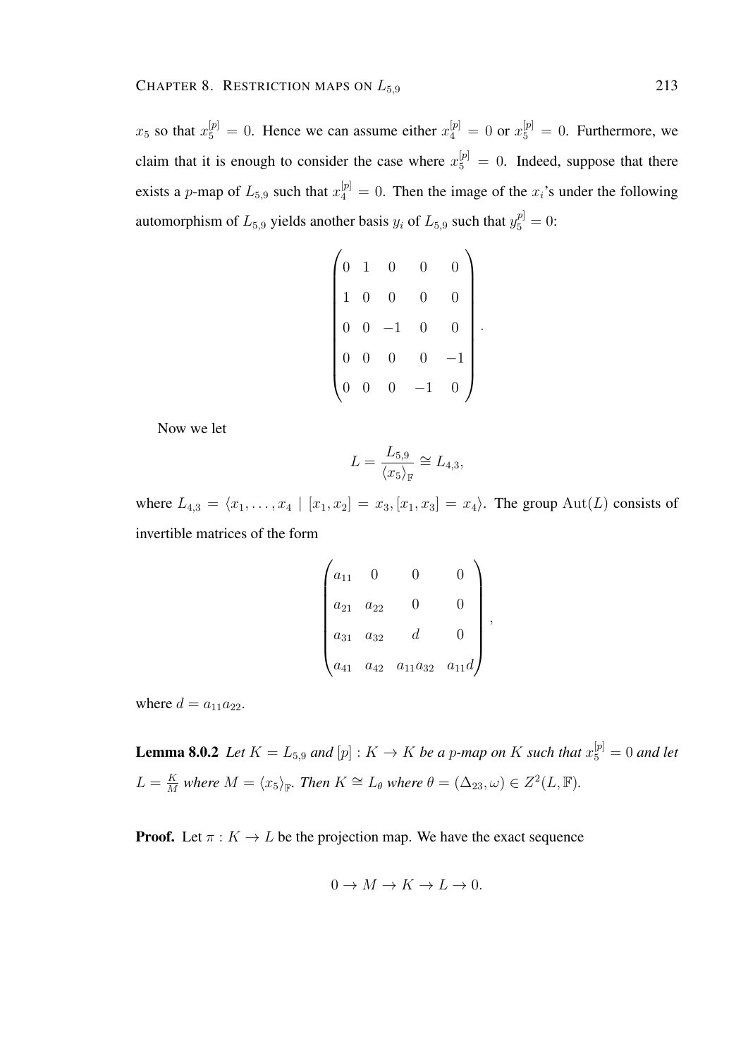$x_5$ so that $x_5^{[p]} = 0$. Hence we can assume either $x_4^{[p]} = 0$ or $x_5^{[p]} = 0$. Furthermore, we claim that it is enough to consider the case where $x_5^{[p]} = 0$. Indeed, suppose that there exists a $p$-map of $L_{5,9}$ such that $x_4^{[p]} = 0$. Then the image of the $x_i$'s under the following automorphism of $L_{5,9}$ yields another basis $y_i$ of $L_{5,9}$ such that $y_5^{p]} = 0$:

$$\begin{pmatrix} 0 & 1 & 0 & 0 & 0 \\ 1 & 0 & 0 & 0 & 0 \\ 0 & 0 & -1 & 0 & 0 \\ 0 & 0 & 0 & 0 & -1 \\ 0 & 0 & 0 & -1 & 0 \end{pmatrix}.$$

Now we let

$$L = \frac{L_{5,9}}{\langle x_5 \rangle_{\mathbb{F}}} \cong L_{4,3},$$

where $L_{4,3} = \langle x_1, \ldots, x_4 \mid [x_1, x_2] = x_3, [x_1, x_3] = x_4 \rangle$. The group $\mathrm{Aut}(L)$ consists of invertible matrices of the form

$$\begin{pmatrix} a_{11} & 0 & 0 & 0 \\ a_{21} & a_{22} & 0 & 0 \\ a_{31} & a_{32} & d & 0 \\ a_{41} & a_{42} & a_{11}a_{32} & a_{11}d \end{pmatrix},$$

where $d = a_{11}a_{22}$.

**Lemma 8.0.2** *Let $K = L_{5,9}$ and $[p] : K \to K$ be a $p$-map on $K$ such that $x_5^{[p]} = 0$ and let $L = \frac{K}{M}$ where $M = \langle x_5 \rangle_{\mathbb{F}}$. Then $K \cong L_\theta$ where $\theta = (\Delta_{23}, \omega) \in Z^2(L, \mathbb{F})$.*

**Proof.** Let $\pi : K \to L$ be the projection map. We have the exact sequence

$$0 \to M \to K \to L \to 0.$$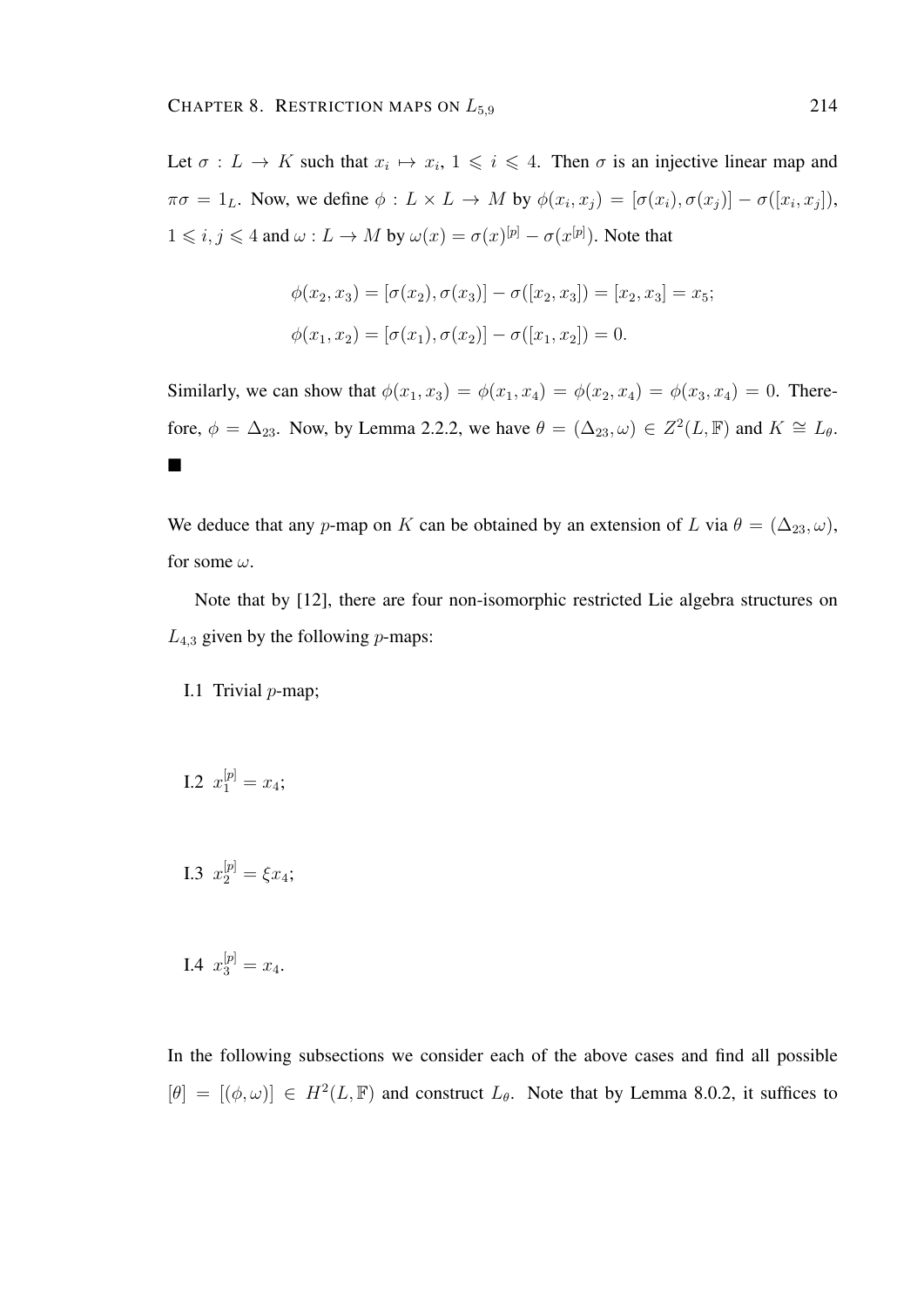Let $\sigma : L \to K$ such that $x_i \mapsto x_i$, $1 \leqslant i \leqslant 4$. Then $\sigma$ is an injective linear map and $\pi\sigma = 1_L$. Now, we define $\phi : L \times L \to M$ by $\phi(x_i, x_j) = [\sigma(x_i), \sigma(x_j)] - \sigma([x_i, x_j])$, $1 \leqslant i, j \leqslant 4$ and $\omega : L \to M$ by $\omega(x) = \sigma(x)^{[p]} - \sigma(x^{[p]})$. Note that

$$\phi(x_2, x_3) = [\sigma(x_2), \sigma(x_3)] - \sigma([x_2, x_3]) = [x_2, x_3] = x_5;$$

$$\phi(x_1, x_2) = [\sigma(x_1), \sigma(x_2)] - \sigma([x_1, x_2]) = 0.$$

Similarly, we can show that $\phi(x_1, x_3) = \phi(x_1, x_4) = \phi(x_2, x_4) = \phi(x_3, x_4) = 0$. Therefore, $\phi = \Delta_{23}$. Now, by Lemma 2.2.2, we have $\theta = (\Delta_{23}, \omega) \in Z^2(L, \mathbb{F})$ and $K \cong L_\theta$. ■

We deduce that any $p$-map on $K$ can be obtained by an extension of $L$ via $\theta = (\Delta_{23}, \omega)$, for some $\omega$.

Note that by [12], there are four non-isomorphic restricted Lie algebra structures on $L_{4,3}$ given by the following $p$-maps:

I.1 Trivial $p$-map;

I.2 $x_1^{[p]} = x_4$;

I.3 $x_2^{[p]} = \xi x_4$;

I.4 $x_3^{[p]} = x_4$.

In the following subsections we consider each of the above cases and find all possible $[\theta] = [(\phi, \omega)] \in H^2(L, \mathbb{F})$ and construct $L_\theta$. Note that by Lemma 8.0.2, it suffices to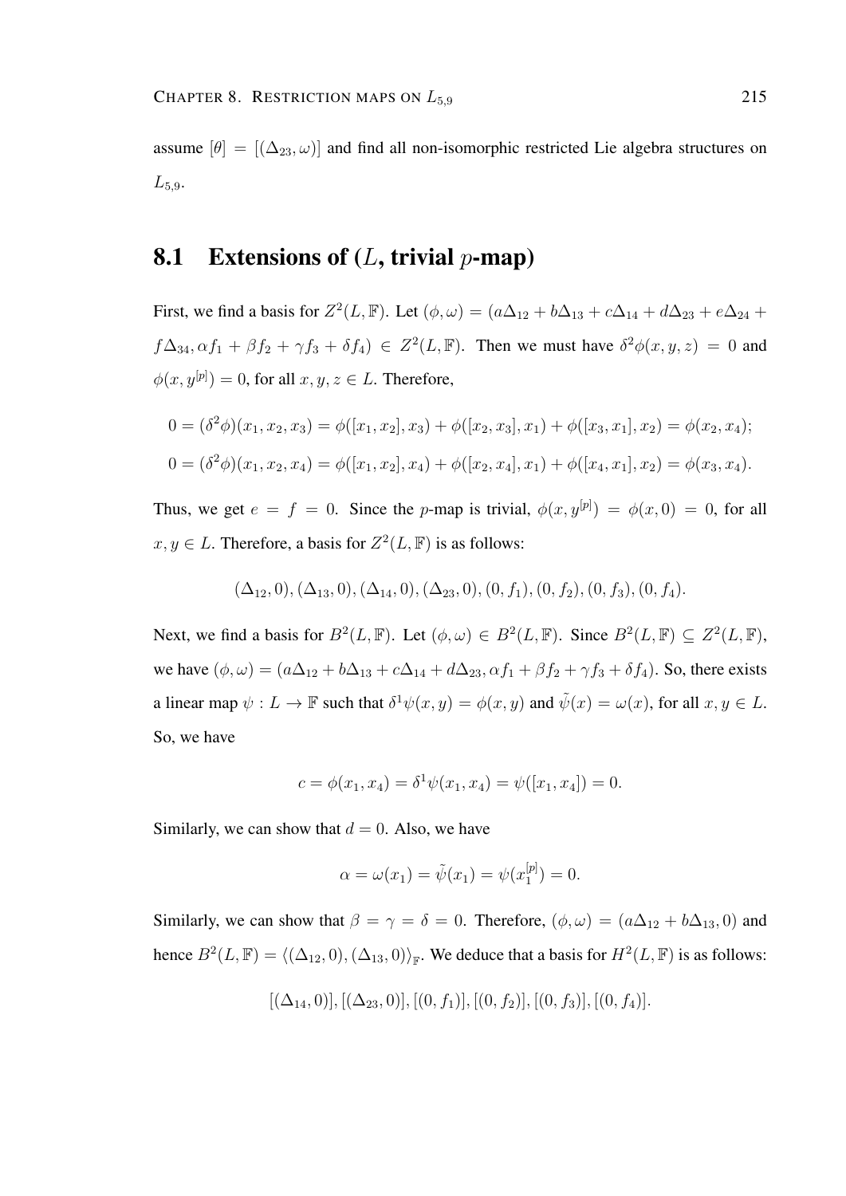assume $[\theta] = [(\Delta_{23}, \omega)]$ and find all non-isomorphic restricted Lie algebra structures on $L_{5,9}$.

## 8.1 Extensions of ($L$, trivial $p$-map)

First, we find a basis for $Z^2(L, \mathbb{F})$. Let $(\phi, \omega) = (a\Delta_{12} + b\Delta_{13} + c\Delta_{14} + d\Delta_{23} + e\Delta_{24} + f\Delta_{34}, \alpha f_1 + \beta f_2 + \gamma f_3 + \delta f_4) \in Z^2(L, \mathbb{F})$. Then we must have $\delta^2\phi(x, y, z) = 0$ and $\phi(x, y^{[p]}) = 0$, for all $x, y, z \in L$. Therefore,

$$0 = (\delta^2\phi)(x_1, x_2, x_3) = \phi([x_1, x_2], x_3) + \phi([x_2, x_3], x_1) + \phi([x_3, x_1], x_2) = \phi(x_2, x_4);$$

$$0 = (\delta^2\phi)(x_1, x_2, x_4) = \phi([x_1, x_2], x_4) + \phi([x_2, x_4], x_1) + \phi([x_4, x_1], x_2) = \phi(x_3, x_4).$$

Thus, we get $e = f = 0$. Since the $p$-map is trivial, $\phi(x, y^{[p]}) = \phi(x, 0) = 0$, for all $x, y \in L$. Therefore, a basis for $Z^2(L, \mathbb{F})$ is as follows:

$$(\Delta_{12}, 0), (\Delta_{13}, 0), (\Delta_{14}, 0), (\Delta_{23}, 0), (0, f_1), (0, f_2), (0, f_3), (0, f_4).$$

Next, we find a basis for $B^2(L, \mathbb{F})$. Let $(\phi, \omega) \in B^2(L, \mathbb{F})$. Since $B^2(L, \mathbb{F}) \subseteq Z^2(L, \mathbb{F})$, we have $(\phi, \omega) = (a\Delta_{12} + b\Delta_{13} + c\Delta_{14} + d\Delta_{23}, \alpha f_1 + \beta f_2 + \gamma f_3 + \delta f_4)$. So, there exists a linear map $\psi : L \to \mathbb{F}$ such that $\delta^1\psi(x, y) = \phi(x, y)$ and $\tilde{\psi}(x) = \omega(x)$, for all $x, y \in L$. So, we have

$$c = \phi(x_1, x_4) = \delta^1\psi(x_1, x_4) = \psi([x_1, x_4]) = 0.$$

Similarly, we can show that $d = 0$. Also, we have

$$\alpha = \omega(x_1) = \tilde{\psi}(x_1) = \psi(x_1^{[p]}) = 0.$$

Similarly, we can show that $\beta = \gamma = \delta = 0$. Therefore, $(\phi, \omega) = (a\Delta_{12} + b\Delta_{13}, 0)$ and hence $B^2(L, \mathbb{F}) = \langle (\Delta_{12}, 0), (\Delta_{13}, 0) \rangle_{\mathbb{F}}$. We deduce that a basis for $H^2(L, \mathbb{F})$ is as follows:

$$[(\Delta_{14}, 0)], [(\Delta_{23}, 0)], [(0, f_1)], [(0, f_2)], [(0, f_3)], [(0, f_4)].$$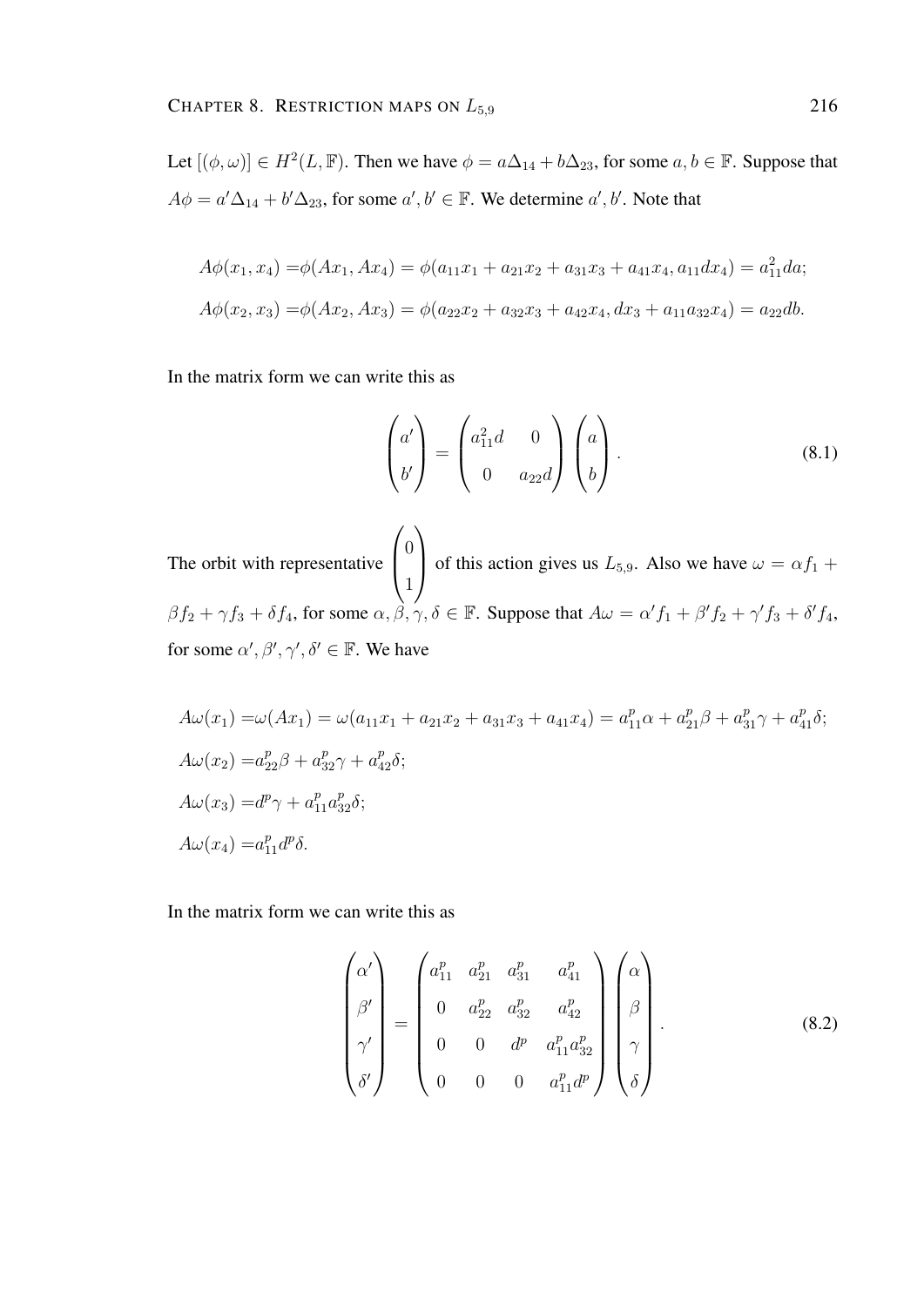Let $[(\phi, \omega)] \in H^2(L, \mathbb{F})$. Then we have $\phi = a\Delta_{14} + b\Delta_{23}$, for some $a, b \in \mathbb{F}$. Suppose that $A\phi = a'\Delta_{14} + b'\Delta_{23}$, for some $a', b' \in \mathbb{F}$. We determine $a', b'$. Note that

$$
\begin{aligned}
A\phi(x_1, x_4) =& \phi(Ax_1, Ax_4) = \phi(a_{11}x_1 + a_{21}x_2 + a_{31}x_3 + a_{41}x_4, a_{11}dx_4) = a_{11}^2 da;\\
A\phi(x_2, x_3) =& \phi(Ax_2, Ax_3) = \phi(a_{22}x_2 + a_{32}x_3 + a_{42}x_4, dx_3 + a_{11}a_{32}x_4) = a_{22}db.
\end{aligned}
$$

In the matrix form we can write this as

$$
\begin{pmatrix} a' \\ b' \end{pmatrix} = \begin{pmatrix} a_{11}^2 d & 0 \\ 0 & a_{22}d \end{pmatrix} \begin{pmatrix} a \\ b \end{pmatrix}. \tag{8.1}
$$

The orbit with representative $\begin{pmatrix} 0 \\ 1 \end{pmatrix}$ of this action gives us $L_{5,9}$. Also we have $\omega = \alpha f_1 + \beta f_2 + \gamma f_3 + \delta f_4$, for some $\alpha, \beta, \gamma, \delta \in \mathbb{F}$. Suppose that $A\omega = \alpha' f_1 + \beta' f_2 + \gamma' f_3 + \delta' f_4$, for some $\alpha', \beta', \gamma', \delta' \in \mathbb{F}$. We have

$$
\begin{aligned}
A\omega(x_1) =& \omega(Ax_1) = \omega(a_{11}x_1 + a_{21}x_2 + a_{31}x_3 + a_{41}x_4) = a_{11}^p\alpha + a_{21}^p\beta + a_{31}^p\gamma + a_{41}^p\delta;\\
A\omega(x_2) =& a_{22}^p\beta + a_{32}^p\gamma + a_{42}^p\delta;\\
A\omega(x_3) =& d^p\gamma + a_{11}^p a_{32}^p\delta;\\
A\omega(x_4) =& a_{11}^p d^p\delta.
\end{aligned}
$$

In the matrix form we can write this as

$$
\begin{pmatrix} \alpha' \\ \beta' \\ \gamma' \\ \delta' \end{pmatrix} = \begin{pmatrix} a_{11}^p & a_{21}^p & a_{31}^p & a_{41}^p \\ 0 & a_{22}^p & a_{32}^p & a_{42}^p \\ 0 & 0 & d^p & a_{11}^p a_{32}^p \\ 0 & 0 & 0 & a_{11}^p d^p \end{pmatrix} \begin{pmatrix} \alpha \\ \beta \\ \gamma \\ \delta \end{pmatrix}. \tag{8.2}
$$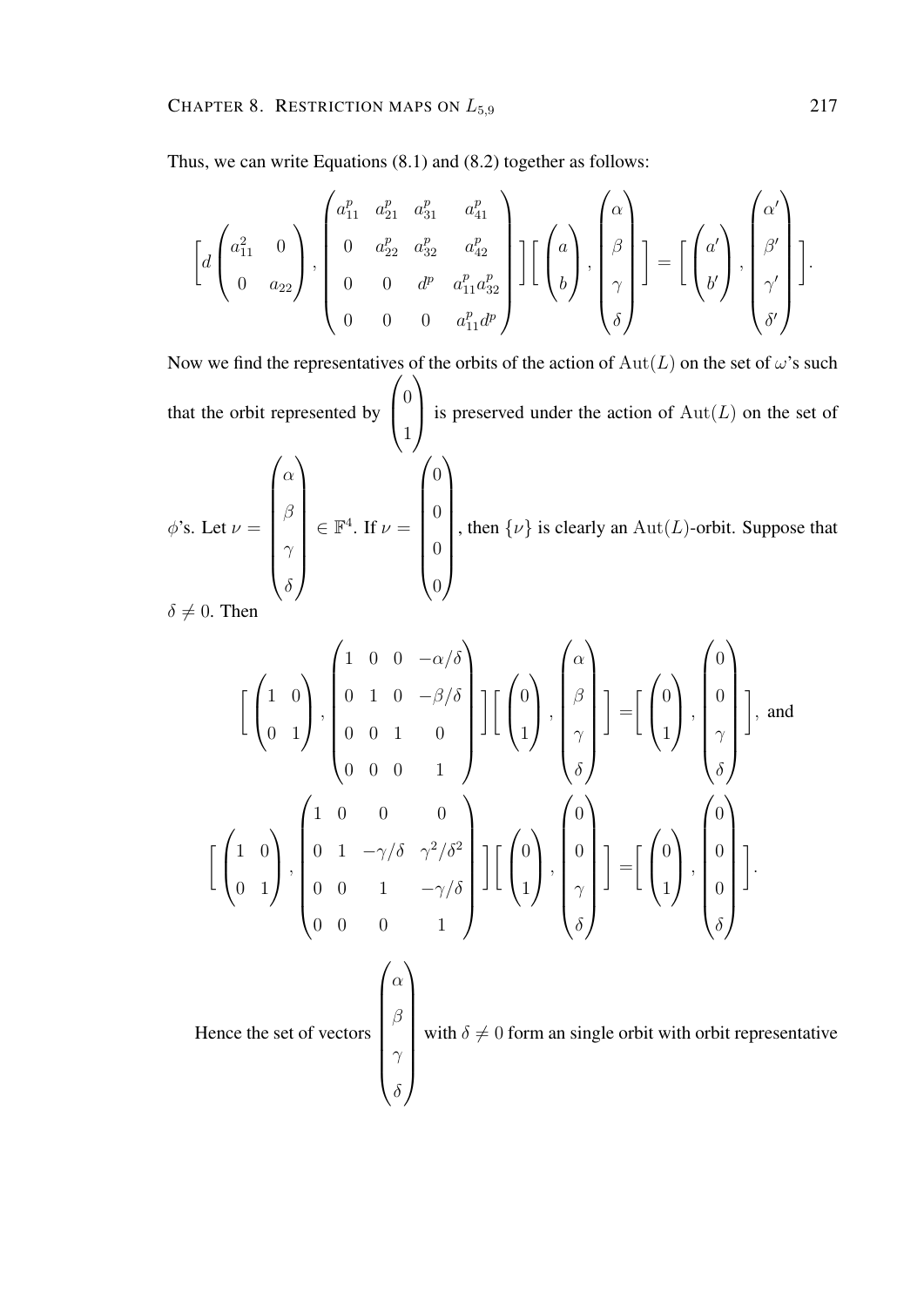Thus, we can write Equations (8.1) and (8.2) together as follows:

$$\left[ d\begin{pmatrix} a_{11}^2 & 0 \\ 0 & a_{22} \end{pmatrix}, \begin{pmatrix} a_{11}^p & a_{21}^p & a_{31}^p & a_{41}^p \\ 0 & a_{22}^p & a_{32}^p & a_{42}^p \\ 0 & 0 & d^p & a_{11}^p a_{32}^p \\ 0 & 0 & 0 & a_{11}^p d^p \end{pmatrix} \right] \left[ \begin{pmatrix} a \\ b \end{pmatrix}, \begin{pmatrix} \alpha \\ \beta \\ \gamma \\ \delta \end{pmatrix} \right] = \left[ \begin{pmatrix} a' \\ b' \end{pmatrix}, \begin{pmatrix} \alpha' \\ \beta' \\ \gamma' \\ \delta' \end{pmatrix} \right].$$

Now we find the representatives of the orbits of the action of $\mathrm{Aut}(L)$ on the set of $\omega$'s such that the orbit represented by $\begin{pmatrix} 0 \\ 1 \end{pmatrix}$ is preserved under the action of $\mathrm{Aut}(L)$ on the set of $\phi$'s. Let $\nu = \begin{pmatrix} \alpha \\ \beta \\ \gamma \\ \delta \end{pmatrix} \in \mathbb{F}^4$. If $\nu = \begin{pmatrix} 0 \\ 0 \\ 0 \\ 0 \end{pmatrix}$, then $\{\nu\}$ is clearly an $\mathrm{Aut}(L)$-orbit. Suppose that $\delta \neq 0$. Then

$$\left[ \begin{pmatrix} 1 & 0 \\ 0 & 1 \end{pmatrix}, \begin{pmatrix} 1 & 0 & 0 & -\alpha/\delta \\ 0 & 1 & 0 & -\beta/\delta \\ 0 & 0 & 1 & 0 \\ 0 & 0 & 0 & 1 \end{pmatrix} \right] \left[ \begin{pmatrix} 0 \\ 1 \end{pmatrix}, \begin{pmatrix} \alpha \\ \beta \\ \gamma \\ \delta \end{pmatrix} \right] = \left[ \begin{pmatrix} 0 \\ 1 \end{pmatrix}, \begin{pmatrix} 0 \\ 0 \\ \gamma \\ \delta \end{pmatrix} \right], \text{ and}$$

$$\left[ \begin{pmatrix} 1 & 0 \\ 0 & 1 \end{pmatrix}, \begin{pmatrix} 1 & 0 & 0 & 0 \\ 0 & 1 & -\gamma/\delta & \gamma^2/\delta^2 \\ 0 & 0 & 1 & -\gamma/\delta \\ 0 & 0 & 0 & 1 \end{pmatrix} \right] \left[ \begin{pmatrix} 0 \\ 1 \end{pmatrix}, \begin{pmatrix} 0 \\ 0 \\ \gamma \\ \delta \end{pmatrix} \right] = \left[ \begin{pmatrix} 0 \\ 1 \end{pmatrix}, \begin{pmatrix} 0 \\ 0 \\ 0 \\ \delta \end{pmatrix} \right].$$

Hence the set of vectors $\begin{pmatrix} \alpha \\ \beta \\ \gamma \\ \delta \end{pmatrix}$ with $\delta \neq 0$ form an single orbit with orbit representative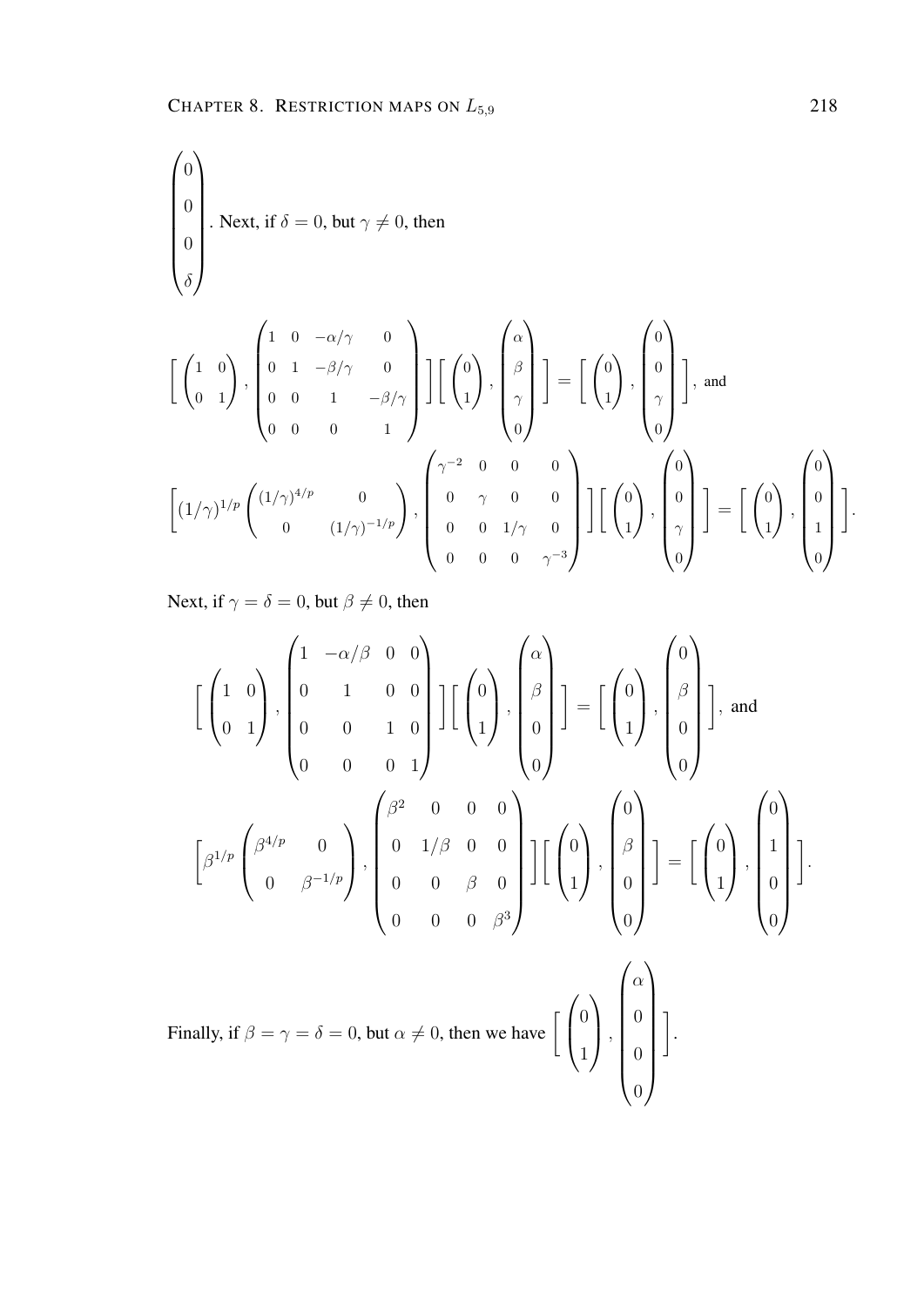$\begin{pmatrix} 0 \\ 0 \\ 0 \\ \delta \end{pmatrix}$. Next, if $\delta = 0$, but $\gamma \neq 0$, then

$$\left[ \begin{pmatrix} 1 & 0 \\ 0 & 1 \end{pmatrix}, \begin{pmatrix} 1 & 0 & -\alpha/\gamma & 0 \\ 0 & 1 & -\beta/\gamma & 0 \\ 0 & 0 & 1 & -\beta/\gamma \\ 0 & 0 & 0 & 1 \end{pmatrix} \right] \left[ \begin{pmatrix} 0 \\ 1 \end{pmatrix}, \begin{pmatrix} \alpha \\ \beta \\ \gamma \\ 0 \end{pmatrix} \right] = \left[ \begin{pmatrix} 0 \\ 1 \end{pmatrix}, \begin{pmatrix} 0 \\ 0 \\ \gamma \\ 0 \end{pmatrix} \right], \text{ and}$$

$$\left[ (1/\gamma)^{1/p} \begin{pmatrix} (1/\gamma)^{4/p} & 0 \\ 0 & (1/\gamma)^{-1/p} \end{pmatrix}, \begin{pmatrix} \gamma^{-2} & 0 & 0 & 0 \\ 0 & \gamma & 0 & 0 \\ 0 & 0 & 1/\gamma & 0 \\ 0 & 0 & 0 & \gamma^{-3} \end{pmatrix} \right] \left[ \begin{pmatrix} 0 \\ 1 \end{pmatrix}, \begin{pmatrix} 0 \\ 0 \\ \gamma \\ 0 \end{pmatrix} \right] = \left[ \begin{pmatrix} 0 \\ 1 \end{pmatrix}, \begin{pmatrix} 0 \\ 0 \\ 1 \\ 0 \end{pmatrix} \right].$$

Next, if $\gamma = \delta = 0$, but $\beta \neq 0$, then

$$\left[ \begin{pmatrix} 1 & 0 \\ 0 & 1 \end{pmatrix}, \begin{pmatrix} 1 & -\alpha/\beta & 0 & 0 \\ 0 & 1 & 0 & 0 \\ 0 & 0 & 1 & 0 \\ 0 & 0 & 0 & 1 \end{pmatrix} \right] \left[ \begin{pmatrix} 0 \\ 1 \end{pmatrix}, \begin{pmatrix} \alpha \\ \beta \\ 0 \\ 0 \end{pmatrix} \right] = \left[ \begin{pmatrix} 0 \\ 1 \end{pmatrix}, \begin{pmatrix} 0 \\ \beta \\ 0 \\ 0 \end{pmatrix} \right], \text{ and}$$

$$\left[ \beta^{1/p} \begin{pmatrix} \beta^{4/p} & 0 \\ 0 & \beta^{-1/p} \end{pmatrix}, \begin{pmatrix} \beta^2 & 0 & 0 & 0 \\ 0 & 1/\beta & 0 & 0 \\ 0 & 0 & \beta & 0 \\ 0 & 0 & 0 & \beta^3 \end{pmatrix} \right] \left[ \begin{pmatrix} 0 \\ 1 \end{pmatrix}, \begin{pmatrix} 0 \\ \beta \\ 0 \\ 0 \end{pmatrix} \right] = \left[ \begin{pmatrix} 0 \\ 1 \end{pmatrix}, \begin{pmatrix} 0 \\ 1 \\ 0 \\ 0 \end{pmatrix} \right].$$

Finally, if $\beta = \gamma = \delta = 0$, but $\alpha \neq 0$, then we have $\left[ \begin{pmatrix} 0 \\ 1 \end{pmatrix}, \begin{pmatrix} \alpha \\ 0 \\ 0 \\ 0 \end{pmatrix} \right]$.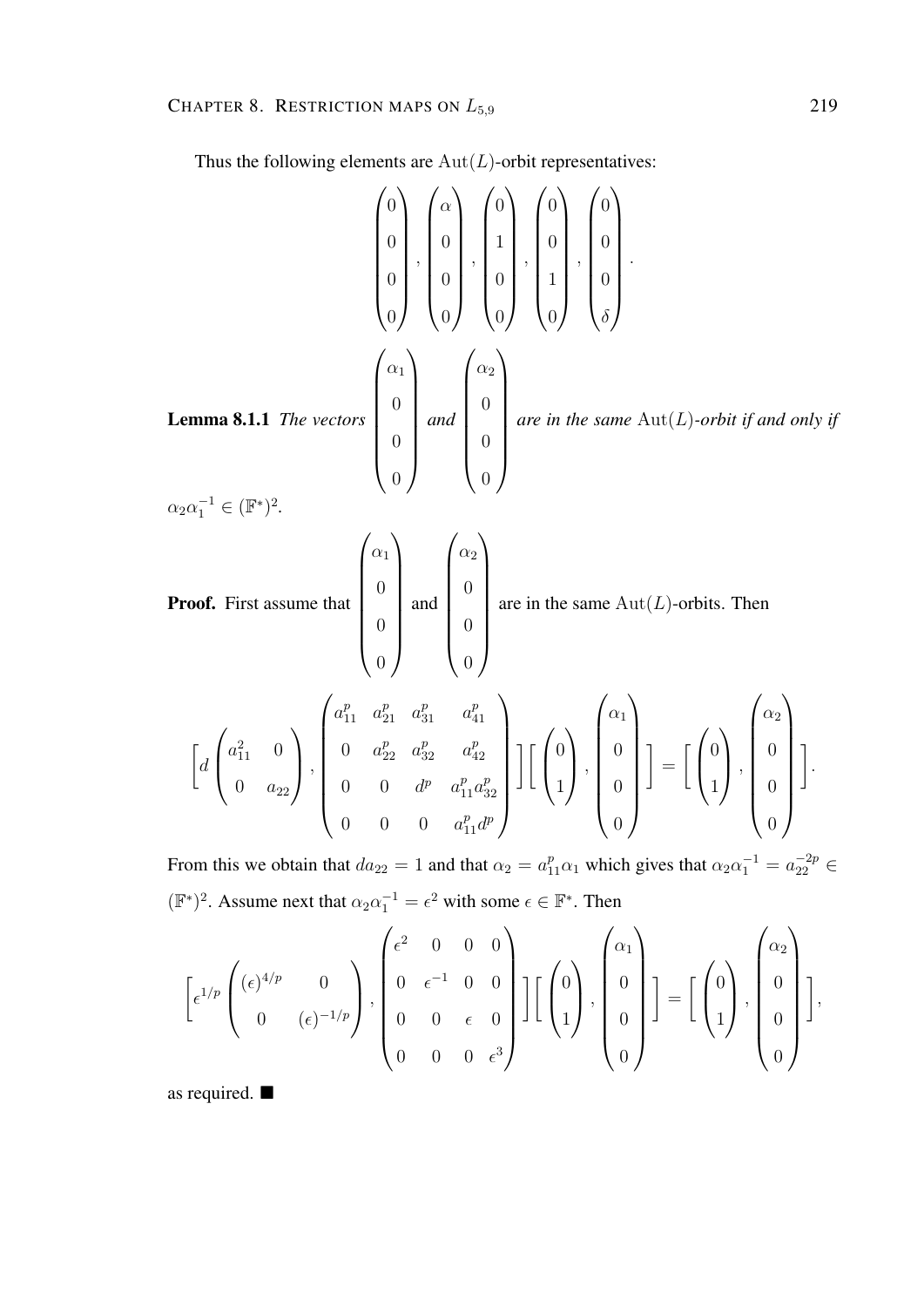Thus the following elements are $\mathrm{Aut}(L)$-orbit representatives:

$$\begin{pmatrix}0\\0\\0\\0\end{pmatrix},\ \begin{pmatrix}\alpha\\0\\0\\0\end{pmatrix},\ \begin{pmatrix}0\\1\\0\\0\end{pmatrix},\ \begin{pmatrix}0\\0\\1\\0\end{pmatrix},\ \begin{pmatrix}0\\0\\0\\\delta\end{pmatrix}.$$

**Lemma 8.1.1** *The vectors* $\begin{pmatrix}\alpha_1\\0\\0\\0\end{pmatrix}$ *and* $\begin{pmatrix}\alpha_2\\0\\0\\0\end{pmatrix}$ *are in the same* $\mathrm{Aut}(L)$*-orbit if and only if* $\alpha_2\alpha_1^{-1} \in (\mathbb{F}^*)^2$.

**Proof.** First assume that $\begin{pmatrix}\alpha_1\\0\\0\\0\end{pmatrix}$ and $\begin{pmatrix}\alpha_2\\0\\0\\0\end{pmatrix}$ are in the same $\mathrm{Aut}(L)$-orbits. Then

$$\left[d\begin{pmatrix}a_{11}^2 & 0\\ 0 & a_{22}\end{pmatrix},\begin{pmatrix}a_{11}^p & a_{21}^p & a_{31}^p & a_{41}^p\\ 0 & a_{22}^p & a_{32}^p & a_{42}^p\\ 0 & 0 & d^p & a_{11}^p a_{32}^p\\ 0 & 0 & 0 & a_{11}^p d^p\end{pmatrix}\right]\left[\begin{pmatrix}0\\1\end{pmatrix},\begin{pmatrix}\alpha_1\\0\\0\\0\end{pmatrix}\right]=\left[\begin{pmatrix}0\\1\end{pmatrix},\begin{pmatrix}\alpha_2\\0\\0\\0\end{pmatrix}\right].$$

From this we obtain that $da_{22} = 1$ and that $\alpha_2 = a_{11}^p\alpha_1$ which gives that $\alpha_2\alpha_1^{-1} = a_{22}^{-2p} \in (\mathbb{F}^*)^2$. Assume next that $\alpha_2\alpha_1^{-1} = \epsilon^2$ with some $\epsilon \in \mathbb{F}^*$. Then

$$\left[\epsilon^{1/p}\begin{pmatrix}(\epsilon)^{4/p} & 0\\ 0 & (\epsilon)^{-1/p}\end{pmatrix},\begin{pmatrix}\epsilon^2 & 0 & 0 & 0\\ 0 & \epsilon^{-1} & 0 & 0\\ 0 & 0 & \epsilon & 0\\ 0 & 0 & 0 & \epsilon^3\end{pmatrix}\right]\left[\begin{pmatrix}0\\1\end{pmatrix},\begin{pmatrix}\alpha_1\\0\\0\\0\end{pmatrix}\right]=\left[\begin{pmatrix}0\\1\end{pmatrix},\begin{pmatrix}\alpha_2\\0\\0\\0\end{pmatrix}\right],$$

as required. ■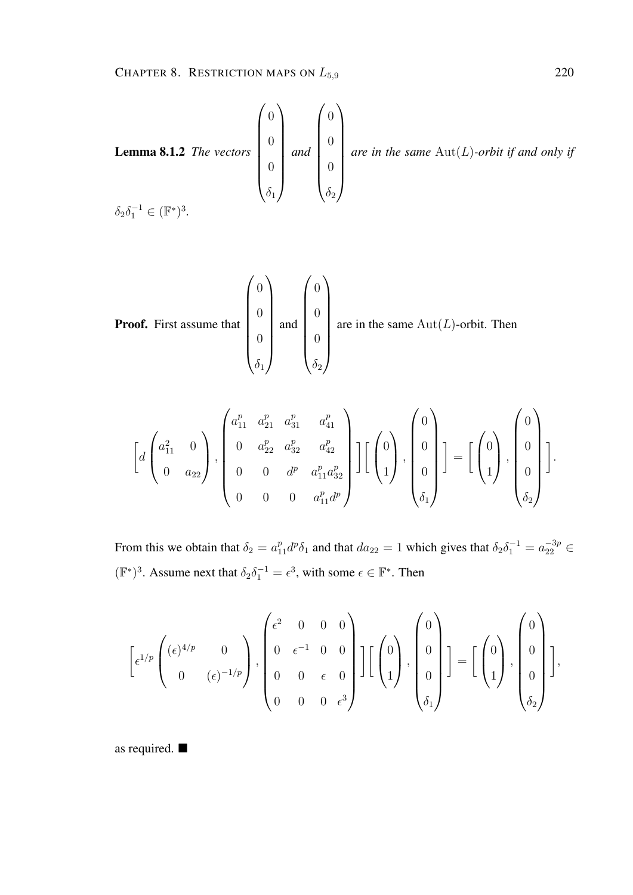**Lemma 8.1.2** *The vectors* $\begin{pmatrix} 0 \\ 0 \\ 0 \\ \delta_1 \end{pmatrix}$ *and* $\begin{pmatrix} 0 \\ 0 \\ 0 \\ \delta_2 \end{pmatrix}$ *are in the same* $\mathrm{Aut}(L)$*-orbit if and only if* $\delta_2\delta_1^{-1} \in (\mathbb{F}^*)^3$.

**Proof.** First assume that $\begin{pmatrix} 0 \\ 0 \\ 0 \\ \delta_1 \end{pmatrix}$ and $\begin{pmatrix} 0 \\ 0 \\ 0 \\ \delta_2 \end{pmatrix}$ are in the same $\mathrm{Aut}(L)$-orbit. Then

$$\Big[ d \begin{pmatrix} a_{11}^2 & 0 \\ 0 & a_{22} \end{pmatrix}, \begin{pmatrix} a_{11}^p & a_{21}^p & a_{31}^p & a_{41}^p \\ 0 & a_{22}^p & a_{32}^p & a_{42}^p \\ 0 & 0 & d^p & a_{11}^p a_{32}^p \\ 0 & 0 & 0 & a_{11}^p d^p \end{pmatrix} \Big] \Big[ \begin{pmatrix} 0 \\ 1 \end{pmatrix}, \begin{pmatrix} 0 \\ 0 \\ 0 \\ \delta_1 \end{pmatrix} \Big] = \Big[ \begin{pmatrix} 0 \\ 1 \end{pmatrix}, \begin{pmatrix} 0 \\ 0 \\ 0 \\ \delta_2 \end{pmatrix} \Big].$$

From this we obtain that $\delta_2 = a_{11}^p d^p \delta_1$ and that $da_{22} = 1$ which gives that $\delta_2\delta_1^{-1} = a_{22}^{-3p} \in (\mathbb{F}^*)^3$. Assume next that $\delta_2\delta_1^{-1} = \epsilon^3$, with some $\epsilon \in \mathbb{F}^*$. Then

$$\Big[ \epsilon^{1/p} \begin{pmatrix} (\epsilon)^{4/p} & 0 \\ 0 & (\epsilon)^{-1/p} \end{pmatrix}, \begin{pmatrix} \epsilon^2 & 0 & 0 & 0 \\ 0 & \epsilon^{-1} & 0 & 0 \\ 0 & 0 & \epsilon & 0 \\ 0 & 0 & 0 & \epsilon^3 \end{pmatrix} \Big] \Big[ \begin{pmatrix} 0 \\ 1 \end{pmatrix}, \begin{pmatrix} 0 \\ 0 \\ 0 \\ \delta_1 \end{pmatrix} \Big] = \Big[ \begin{pmatrix} 0 \\ 1 \end{pmatrix}, \begin{pmatrix} 0 \\ 0 \\ 0 \\ \delta_2 \end{pmatrix} \Big],$$

as required. ■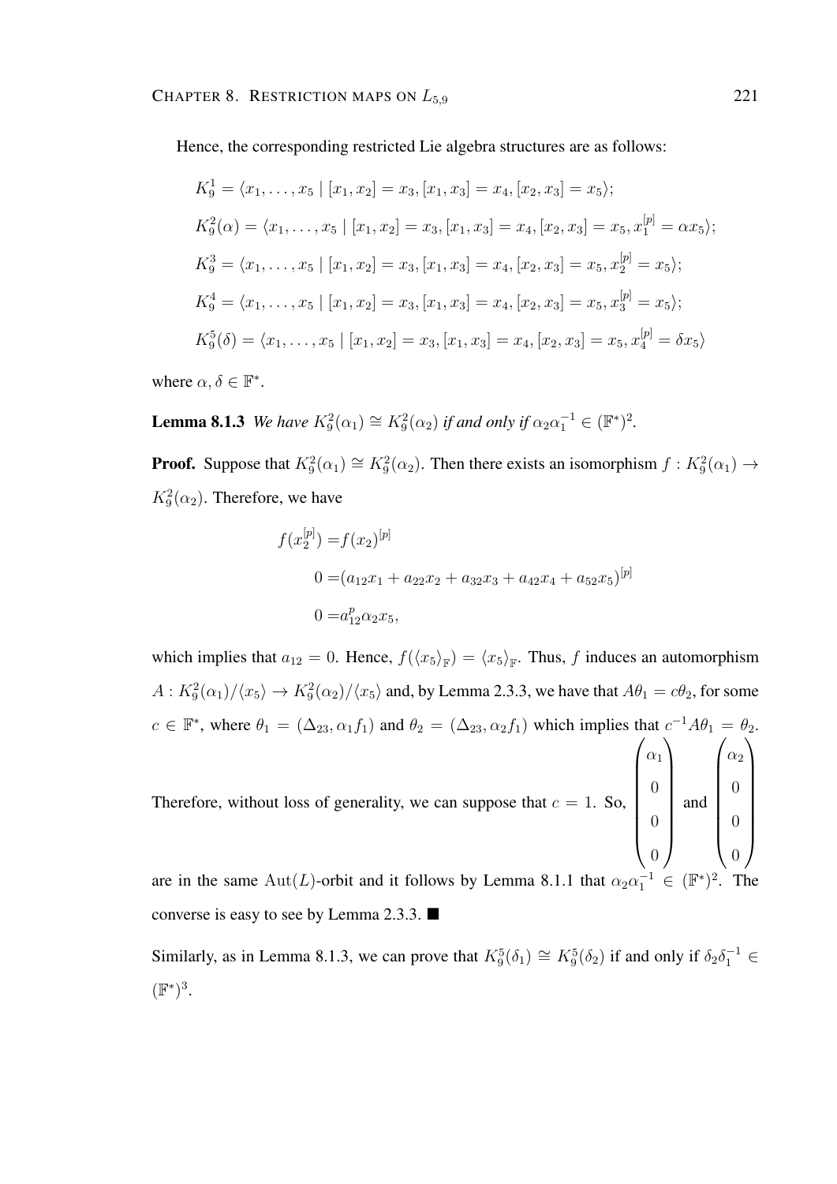Hence, the corresponding restricted Lie algebra structures are as follows:

$$K_9^1 = \langle x_1, \ldots, x_5 \mid [x_1, x_2] = x_3, [x_1, x_3] = x_4, [x_2, x_3] = x_5 \rangle;$$

$$K_9^2(\alpha) = \langle x_1, \ldots, x_5 \mid [x_1, x_2] = x_3, [x_1, x_3] = x_4, [x_2, x_3] = x_5, x_1^{[p]} = \alpha x_5 \rangle;$$

$$K_9^3 = \langle x_1, \ldots, x_5 \mid [x_1, x_2] = x_3, [x_1, x_3] = x_4, [x_2, x_3] = x_5, x_2^{[p]} = x_5 \rangle;$$

$$K_9^4 = \langle x_1, \ldots, x_5 \mid [x_1, x_2] = x_3, [x_1, x_3] = x_4, [x_2, x_3] = x_5, x_3^{[p]} = x_5 \rangle;$$

$$K_9^5(\delta) = \langle x_1, \ldots, x_5 \mid [x_1, x_2] = x_3, [x_1, x_3] = x_4, [x_2, x_3] = x_5, x_4^{[p]} = \delta x_5 \rangle$$

where $\alpha, \delta \in \mathbb{F}^*$.

**Lemma 8.1.3** *We have $K_9^2(\alpha_1) \cong K_9^2(\alpha_2)$ if and only if $\alpha_2 \alpha_1^{-1} \in (\mathbb{F}^*)^2$.*

**Proof.** Suppose that $K_9^2(\alpha_1) \cong K_9^2(\alpha_2)$. Then there exists an isomorphism $f : K_9^2(\alpha_1) \to K_9^2(\alpha_2)$. Therefore, we have

$$\begin{aligned} f(x_2^{[p]}) &= f(x_2)^{[p]} \\ 0 &= (a_{12}x_1 + a_{22}x_2 + a_{32}x_3 + a_{42}x_4 + a_{52}x_5)^{[p]} \\ 0 &= a_{12}^p \alpha_2 x_5, \end{aligned}$$

which implies that $a_{12} = 0$. Hence, $f(\langle x_5 \rangle_{\mathbb{F}}) = \langle x_5 \rangle_{\mathbb{F}}$. Thus, $f$ induces an automorphism $A : K_9^2(\alpha_1)/\langle x_5 \rangle \to K_9^2(\alpha_2)/\langle x_5 \rangle$ and, by Lemma 2.3.3, we have that $A\theta_1 = c\theta_2$, for some $c \in \mathbb{F}^*$, where $\theta_1 = (\Delta_{23}, \alpha_1 f_1)$ and $\theta_2 = (\Delta_{23}, \alpha_2 f_1)$ which implies that $c^{-1}A\theta_1 = \theta_2$. Therefore, without loss of generality, we can suppose that $c = 1$. So, $\begin{pmatrix} \alpha_1 \\ 0 \\ 0 \\ 0 \end{pmatrix}$ and $\begin{pmatrix} \alpha_2 \\ 0 \\ 0 \\ 0 \end{pmatrix}$ are in the same $\mathrm{Aut}(L)$-orbit and it follows by Lemma 8.1.1 that $\alpha_2 \alpha_1^{-1} \in (\mathbb{F}^*)^2$. The converse is easy to see by Lemma 2.3.3. ■

Similarly, as in Lemma 8.1.3, we can prove that $K_9^5(\delta_1) \cong K_9^5(\delta_2)$ if and only if $\delta_2 \delta_1^{-1} \in (\mathbb{F}^*)^3$.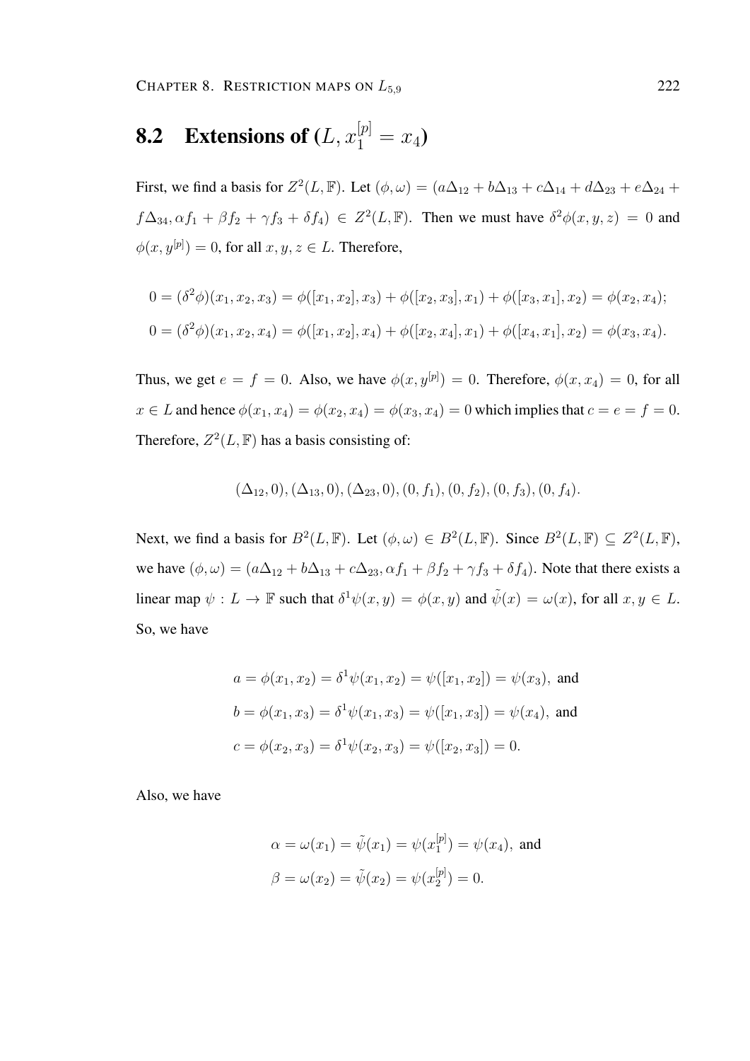## 8.2 Extensions of $(L, x_1^{[p]} = x_4)$

First, we find a basis for $Z^2(L, \mathbb{F})$. Let $(\phi, \omega) = (a\Delta_{12} + b\Delta_{13} + c\Delta_{14} + d\Delta_{23} + e\Delta_{24} + f\Delta_{34}, \alpha f_1 + \beta f_2 + \gamma f_3 + \delta f_4) \in Z^2(L, \mathbb{F})$. Then we must have $\delta^2\phi(x, y, z) = 0$ and $\phi(x, y^{[p]}) = 0$, for all $x, y, z \in L$. Therefore,

$$0 = (\delta^2\phi)(x_1, x_2, x_3) = \phi([x_1, x_2], x_3) + \phi([x_2, x_3], x_1) + \phi([x_3, x_1], x_2) = \phi(x_2, x_4);$$

$$0 = (\delta^2\phi)(x_1, x_2, x_4) = \phi([x_1, x_2], x_4) + \phi([x_2, x_4], x_1) + \phi([x_4, x_1], x_2) = \phi(x_3, x_4).$$

Thus, we get $e = f = 0$. Also, we have $\phi(x, y^{[p]}) = 0$. Therefore, $\phi(x, x_4) = 0$, for all $x \in L$ and hence $\phi(x_1, x_4) = \phi(x_2, x_4) = \phi(x_3, x_4) = 0$ which implies that $c = e = f = 0$. Therefore, $Z^2(L, \mathbb{F})$ has a basis consisting of:

$$(\Delta_{12}, 0), (\Delta_{13}, 0), (\Delta_{23}, 0), (0, f_1), (0, f_2), (0, f_3), (0, f_4).$$

Next, we find a basis for $B^2(L, \mathbb{F})$. Let $(\phi, \omega) \in B^2(L, \mathbb{F})$. Since $B^2(L, \mathbb{F}) \subseteq Z^2(L, \mathbb{F})$, we have $(\phi, \omega) = (a\Delta_{12} + b\Delta_{13} + c\Delta_{23}, \alpha f_1 + \beta f_2 + \gamma f_3 + \delta f_4)$. Note that there exists a linear map $\psi : L \to \mathbb{F}$ such that $\delta^1\psi(x, y) = \phi(x, y)$ and $\tilde{\psi}(x) = \omega(x)$, for all $x, y \in L$. So, we have

$$a = \phi(x_1, x_2) = \delta^1\psi(x_1, x_2) = \psi([x_1, x_2]) = \psi(x_3), \text{ and}$$

$$b = \phi(x_1, x_3) = \delta^1\psi(x_1, x_3) = \psi([x_1, x_3]) = \psi(x_4), \text{ and}$$

$$c = \phi(x_2, x_3) = \delta^1\psi(x_2, x_3) = \psi([x_2, x_3]) = 0.$$

Also, we have

$$\alpha = \omega(x_1) = \tilde{\psi}(x_1) = \psi(x_1^{[p]}) = \psi(x_4), \text{ and}$$

$$\beta = \omega(x_2) = \tilde{\psi}(x_2) = \psi(x_2^{[p]}) = 0.$$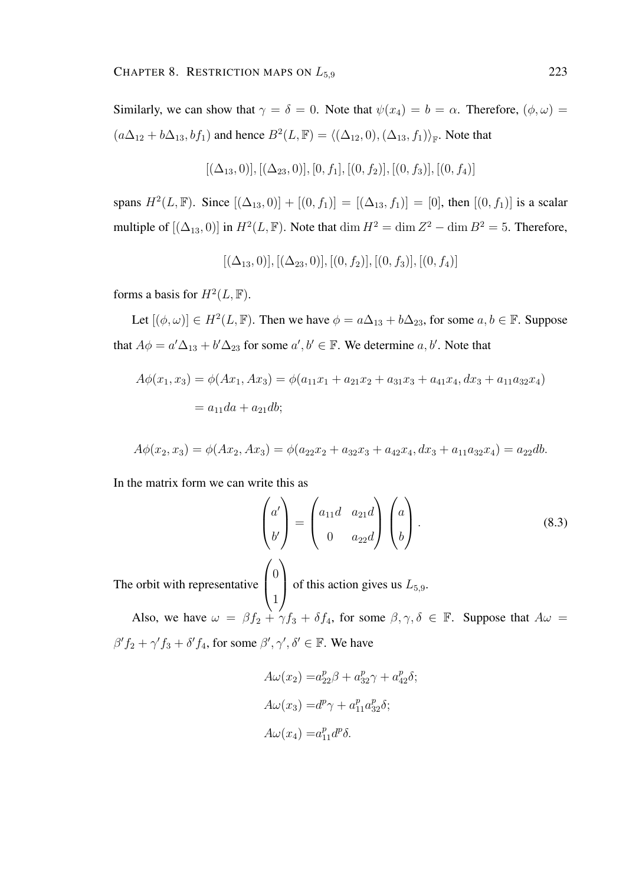Similarly, we can show that $\gamma = \delta = 0$. Note that $\psi(x_4) = b = \alpha$. Therefore, $(\phi, \omega) = (a\Delta_{12} + b\Delta_{13}, bf_1)$ and hence $B^2(L, \mathbb{F}) = \langle(\Delta_{12}, 0), (\Delta_{13}, f_1)\rangle_{\mathbb{F}}$. Note that

$$[(\Delta_{13}, 0)], [(\Delta_{23}, 0)], [0, f_1], [(0, f_2)], [(0, f_3)], [(0, f_4)]$$

spans $H^2(L, \mathbb{F})$. Since $[(\Delta_{13}, 0)] + [(0, f_1)] = [(\Delta_{13}, f_1)] = [0]$, then $[(0, f_1)]$ is a scalar multiple of $[(\Delta_{13}, 0)]$ in $H^2(L, \mathbb{F})$. Note that $\dim H^2 = \dim Z^2 - \dim B^2 = 5$. Therefore,

$$[(\Delta_{13}, 0)], [(\Delta_{23}, 0)], [(0, f_2)], [(0, f_3)], [(0, f_4)]$$

forms a basis for $H^2(L, \mathbb{F})$.

Let $[(\phi, \omega)] \in H^2(L, \mathbb{F})$. Then we have $\phi = a\Delta_{13} + b\Delta_{23}$, for some $a, b \in \mathbb{F}$. Suppose that $A\phi = a'\Delta_{13} + b'\Delta_{23}$ for some $a', b' \in \mathbb{F}$. We determine $a, b'$. Note that

$$\begin{aligned}
A\phi(x_1, x_3) &= \phi(Ax_1, Ax_3) = \phi(a_{11}x_1 + a_{21}x_2 + a_{31}x_3 + a_{41}x_4, dx_3 + a_{11}a_{32}x_4) \\
&= a_{11}da + a_{21}db;
\end{aligned}$$

$$A\phi(x_2, x_3) = \phi(Ax_2, Ax_3) = \phi(a_{22}x_2 + a_{32}x_3 + a_{42}x_4, dx_3 + a_{11}a_{32}x_4) = a_{22}db.$$

In the matrix form we can write this as

$$\begin{pmatrix} a' \\ b' \end{pmatrix} = \begin{pmatrix} a_{11}d & a_{21}d \\ 0 & a_{22}d \end{pmatrix} \begin{pmatrix} a \\ b \end{pmatrix}. \tag{8.3}$$

The orbit with representative $\begin{pmatrix} 0 \\ 1 \end{pmatrix}$ of this action gives us $L_{5,9}$.

Also, we have $\omega = \beta f_2 + \gamma f_3 + \delta f_4$, for some $\beta, \gamma, \delta \in \mathbb{F}$. Suppose that $A\omega = \beta' f_2 + \gamma' f_3 + \delta' f_4$, for some $\beta', \gamma', \delta' \in \mathbb{F}$. We have

$$\begin{aligned}
A\omega(x_2) &= a_{22}^p\beta + a_{32}^p\gamma + a_{42}^p\delta; \\
A\omega(x_3) &= d^p\gamma + a_{11}^p a_{32}^p\delta; \\
A\omega(x_4) &= a_{11}^p d^p\delta.
\end{aligned}$$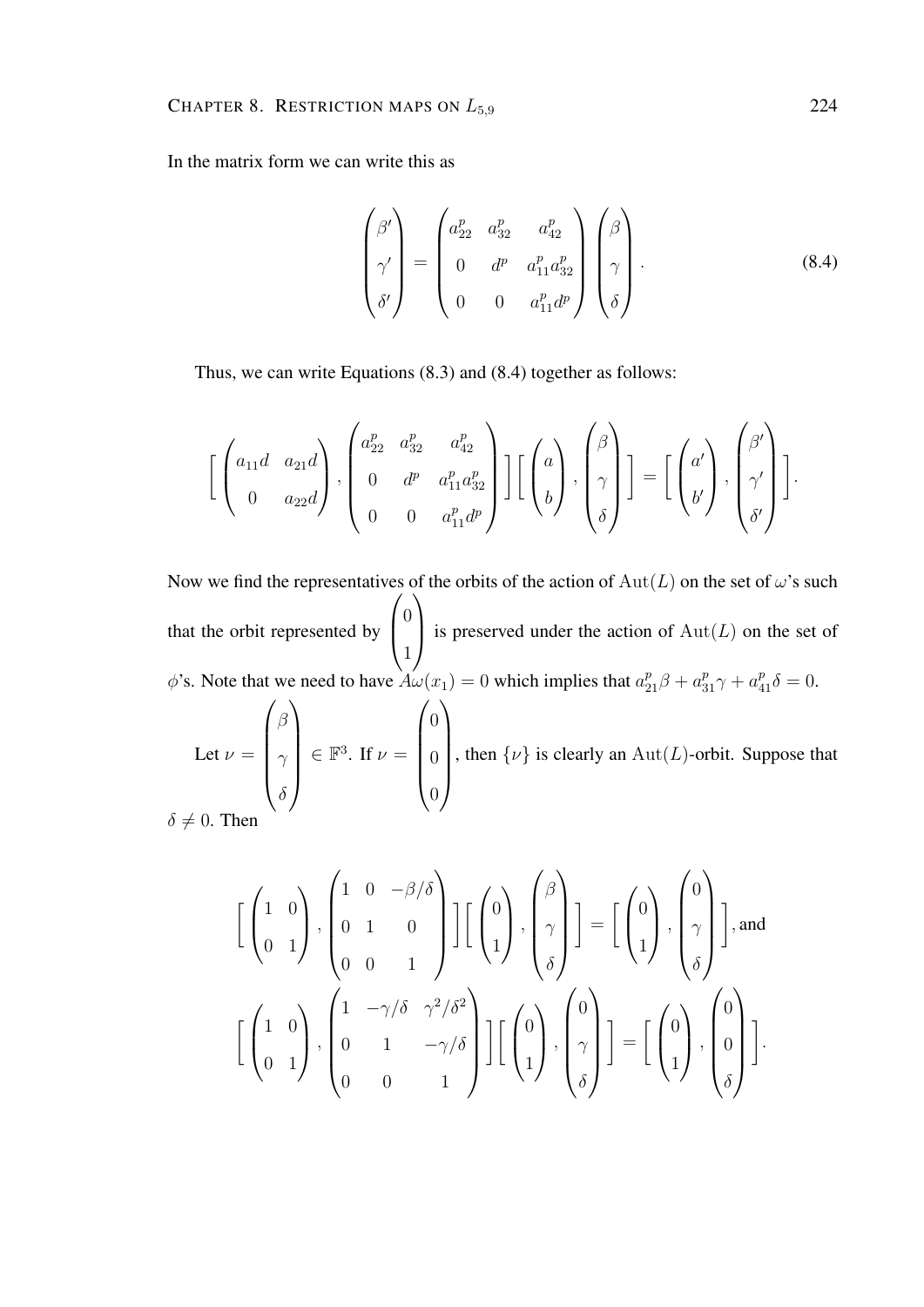In the matrix form we can write this as

$$\begin{pmatrix} \beta' \\ \gamma' \\ \delta' \end{pmatrix} = \begin{pmatrix} a_{22}^p & a_{32}^p & a_{42}^p \\ 0 & d^p & a_{11}^p a_{32}^p \\ 0 & 0 & a_{11}^p d^p \end{pmatrix} \begin{pmatrix} \beta \\ \gamma \\ \delta \end{pmatrix}. \tag{8.4}$$

Thus, we can write Equations (8.3) and (8.4) together as follows:

$$\Big[ \begin{pmatrix} a_{11}d & a_{21}d \\ 0 & a_{22}d \end{pmatrix}, \begin{pmatrix} a_{22}^p & a_{32}^p & a_{42}^p \\ 0 & d^p & a_{11}^p a_{32}^p \\ 0 & 0 & a_{11}^p d^p \end{pmatrix} \Big] \Big[ \begin{pmatrix} a \\ b \end{pmatrix}, \begin{pmatrix} \beta \\ \gamma \\ \delta \end{pmatrix} \Big] = \Big[ \begin{pmatrix} a' \\ b' \end{pmatrix}, \begin{pmatrix} \beta' \\ \gamma' \\ \delta' \end{pmatrix} \Big].$$

Now we find the representatives of the orbits of the action of $\mathrm{Aut}(L)$ on the set of $\omega$'s such that the orbit represented by $\begin{pmatrix} 0 \\ 1 \end{pmatrix}$ is preserved under the action of $\mathrm{Aut}(L)$ on the set of $\phi$'s. Note that we need to have $A\omega(x_1) = 0$ which implies that $a_{21}^p \beta + a_{31}^p \gamma + a_{41}^p \delta = 0$.

Let $\nu = \begin{pmatrix} \beta \\ \gamma \\ \delta \end{pmatrix} \in \mathbb{F}^3$. If $\nu = \begin{pmatrix} 0 \\ 0 \\ 0 \end{pmatrix}$, then $\{\nu\}$ is clearly an $\mathrm{Aut}(L)$-orbit. Suppose that $\delta \neq 0$. Then

$$\Big[ \begin{pmatrix} 1 & 0 \\ 0 & 1 \end{pmatrix}, \begin{pmatrix} 1 & 0 & -\beta/\delta \\ 0 & 1 & 0 \\ 0 & 0 & 1 \end{pmatrix} \Big] \Big[ \begin{pmatrix} 0 \\ 1 \end{pmatrix}, \begin{pmatrix} \beta \\ \gamma \\ \delta \end{pmatrix} \Big] = \Big[ \begin{pmatrix} 0 \\ 1 \end{pmatrix}, \begin{pmatrix} 0 \\ \gamma \\ \delta \end{pmatrix} \Big], \text{and}$$

$$\Big[ \begin{pmatrix} 1 & 0 \\ 0 & 1 \end{pmatrix}, \begin{pmatrix} 1 & -\gamma/\delta & \gamma^2/\delta^2 \\ 0 & 1 & -\gamma/\delta \\ 0 & 0 & 1 \end{pmatrix} \Big] \Big[ \begin{pmatrix} 0 \\ 1 \end{pmatrix}, \begin{pmatrix} 0 \\ \gamma \\ \delta \end{pmatrix} \Big] = \Big[ \begin{pmatrix} 0 \\ 1 \end{pmatrix}, \begin{pmatrix} 0 \\ 0 \\ \delta \end{pmatrix} \Big].$$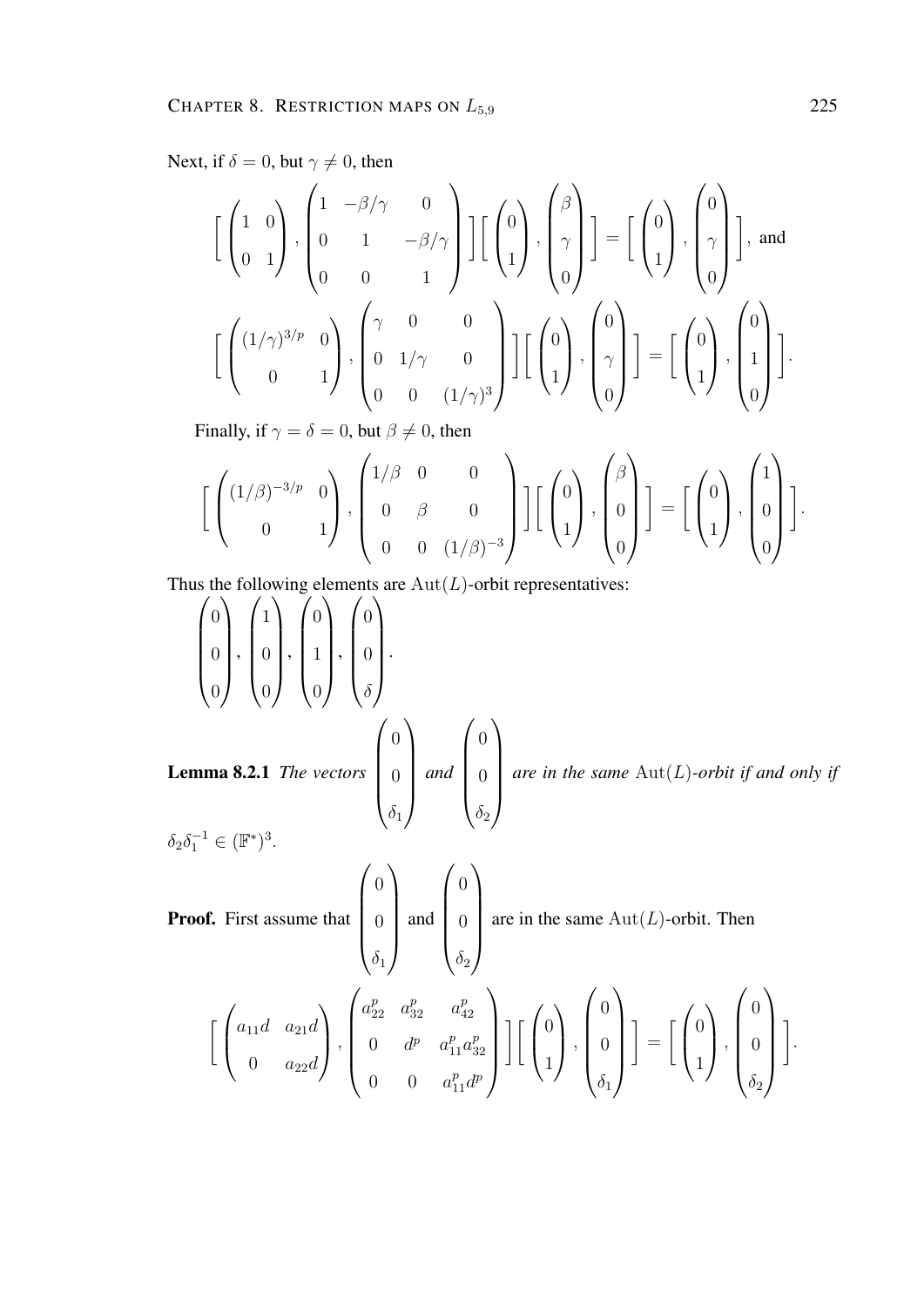Next, if $\delta = 0$, but $\gamma \neq 0$, then

$$\left[ \begin{pmatrix} 1 & 0 \\ 0 & 1 \end{pmatrix}, \begin{pmatrix} 1 & -\beta/\gamma & 0 \\ 0 & 1 & -\beta/\gamma \\ 0 & 0 & 1 \end{pmatrix} \right] \left[ \begin{pmatrix} 0 \\ 1 \end{pmatrix}, \begin{pmatrix} \beta \\ \gamma \\ 0 \end{pmatrix} \right] = \left[ \begin{pmatrix} 0 \\ 1 \end{pmatrix}, \begin{pmatrix} 0 \\ \gamma \\ 0 \end{pmatrix} \right], \text{ and}$$

$$\left[ \begin{pmatrix} (1/\gamma)^{3/p} & 0 \\ 0 & 1 \end{pmatrix}, \begin{pmatrix} \gamma & 0 & 0 \\ 0 & 1/\gamma & 0 \\ 0 & 0 & (1/\gamma)^3 \end{pmatrix} \right] \left[ \begin{pmatrix} 0 \\ 1 \end{pmatrix}, \begin{pmatrix} 0 \\ \gamma \\ 0 \end{pmatrix} \right] = \left[ \begin{pmatrix} 0 \\ 1 \end{pmatrix}, \begin{pmatrix} 0 \\ 1 \\ 0 \end{pmatrix} \right].$$

Finally, if $\gamma = \delta = 0$, but $\beta \neq 0$, then

$$\left[ \begin{pmatrix} (1/\beta)^{-3/p} & 0 \\ 0 & 1 \end{pmatrix}, \begin{pmatrix} 1/\beta & 0 & 0 \\ 0 & \beta & 0 \\ 0 & 0 & (1/\beta)^{-3} \end{pmatrix} \right] \left[ \begin{pmatrix} 0 \\ 1 \end{pmatrix}, \begin{pmatrix} \beta \\ 0 \\ 0 \end{pmatrix} \right] = \left[ \begin{pmatrix} 0 \\ 1 \end{pmatrix}, \begin{pmatrix} 1 \\ 0 \\ 0 \end{pmatrix} \right].$$

Thus the following elements are $\operatorname{Aut}(L)$-orbit representatives:

$$\begin{pmatrix} 0 \\ 0 \\ 0 \end{pmatrix}, \begin{pmatrix} 1 \\ 0 \\ 0 \end{pmatrix}, \begin{pmatrix} 0 \\ 1 \\ 0 \end{pmatrix}, \begin{pmatrix} 0 \\ 0 \\ \delta \end{pmatrix}.$$

**Lemma 8.2.1** *The vectors* $\begin{pmatrix} 0 \\ 0 \\ \delta_1 \end{pmatrix}$ *and* $\begin{pmatrix} 0 \\ 0 \\ \delta_2 \end{pmatrix}$ *are in the same* $\operatorname{Aut}(L)$*-orbit if and only if* $\delta_2\delta_1^{-1} \in (\mathbb{F}^*)^3$.

**Proof.** First assume that $\begin{pmatrix} 0 \\ 0 \\ \delta_1 \end{pmatrix}$ and $\begin{pmatrix} 0 \\ 0 \\ \delta_2 \end{pmatrix}$ are in the same $\operatorname{Aut}(L)$-orbit. Then

$$\left[ \begin{pmatrix} a_{11}d & a_{21}d \\ 0 & a_{22}d \end{pmatrix}, \begin{pmatrix} a_{22}^p & a_{32}^p & a_{42}^p \\ 0 & d^p & a_{11}^p a_{32}^p \\ 0 & 0 & a_{11}^p d^p \end{pmatrix} \right] \left[ \begin{pmatrix} 0 \\ 1 \end{pmatrix}, \begin{pmatrix} 0 \\ 0 \\ \delta_1 \end{pmatrix} \right] = \left[ \begin{pmatrix} 0 \\ 1 \end{pmatrix}, \begin{pmatrix} 0 \\ 0 \\ \delta_2 \end{pmatrix} \right].$$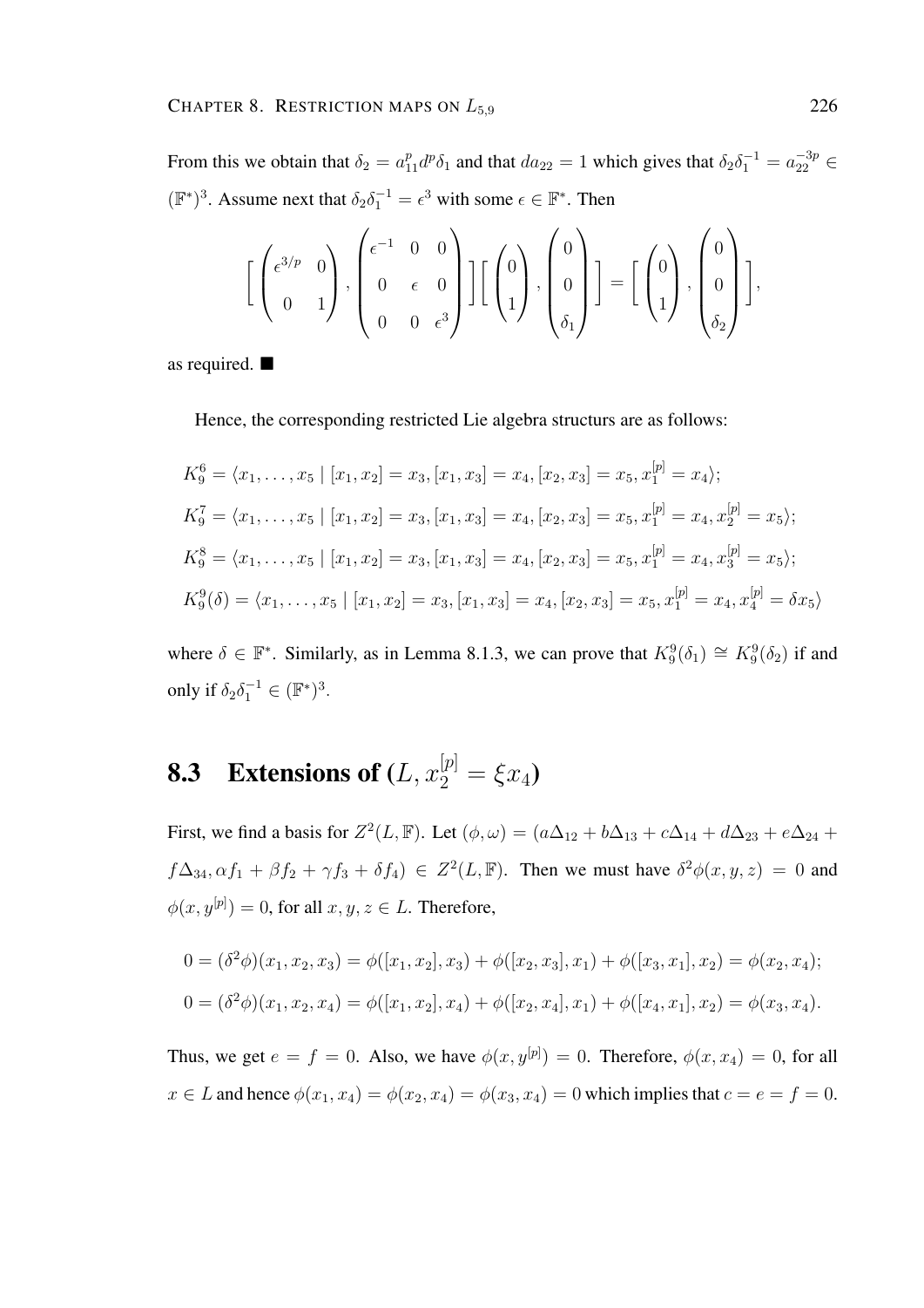From this we obtain that $\delta_2 = a_{11}^p d^p \delta_1$ and that $da_{22} = 1$ which gives that $\delta_2\delta_1^{-1} = a_{22}^{-3p} \in (\mathbb{F}^*)^3$. Assume next that $\delta_2\delta_1^{-1} = \epsilon^3$ with some $\epsilon \in \mathbb{F}^*$. Then

$$\left[ \begin{pmatrix} \epsilon^{3/p} & 0 \\ 0 & 1 \end{pmatrix}, \begin{pmatrix} \epsilon^{-1} & 0 & 0 \\ 0 & \epsilon & 0 \\ 0 & 0 & \epsilon^3 \end{pmatrix} \right] \left[ \begin{pmatrix} 0 \\ 1 \end{pmatrix}, \begin{pmatrix} 0 \\ 0 \\ \delta_1 \end{pmatrix} \right] = \left[ \begin{pmatrix} 0 \\ 1 \end{pmatrix}, \begin{pmatrix} 0 \\ 0 \\ \delta_2 \end{pmatrix} \right],$$

as required. ■

Hence, the corresponding restricted Lie algebra structurs are as follows:

$$K_9^6 = \langle x_1, \dots, x_5 \mid [x_1, x_2] = x_3, [x_1, x_3] = x_4, [x_2, x_3] = x_5, x_1^{[p]} = x_4 \rangle;$$

$$K_9^7 = \langle x_1, \dots, x_5 \mid [x_1, x_2] = x_3, [x_1, x_3] = x_4, [x_2, x_3] = x_5, x_1^{[p]} = x_4, x_2^{[p]} = x_5 \rangle;$$

$$K_9^8 = \langle x_1, \dots, x_5 \mid [x_1, x_2] = x_3, [x_1, x_3] = x_4, [x_2, x_3] = x_5, x_1^{[p]} = x_4, x_3^{[p]} = x_5 \rangle;$$

$$K_9^9(\delta) = \langle x_1, \dots, x_5 \mid [x_1, x_2] = x_3, [x_1, x_3] = x_4, [x_2, x_3] = x_5, x_1^{[p]} = x_4, x_4^{[p]} = \delta x_5 \rangle$$

where $\delta \in \mathbb{F}^*$. Similarly, as in Lemma 8.1.3, we can prove that $K_9^9(\delta_1) \cong K_9^9(\delta_2)$ if and only if $\delta_2\delta_1^{-1} \in (\mathbb{F}^*)^3$.

## 8.3 Extensions of $(L, x_2^{[p]} = \xi x_4)$

First, we find a basis for $Z^2(L, \mathbb{F})$. Let $(\phi, \omega) = (a\Delta_{12} + b\Delta_{13} + c\Delta_{14} + d\Delta_{23} + e\Delta_{24} + f\Delta_{34}, \alpha f_1 + \beta f_2 + \gamma f_3 + \delta f_4) \in Z^2(L, \mathbb{F})$. Then we must have $\delta^2\phi(x, y, z) = 0$ and $\phi(x, y^{[p]}) = 0$, for all $x, y, z \in L$. Therefore,

$$0 = (\delta^2\phi)(x_1, x_2, x_3) = \phi([x_1, x_2], x_3) + \phi([x_2, x_3], x_1) + \phi([x_3, x_1], x_2) = \phi(x_2, x_4);$$

$$0 = (\delta^2\phi)(x_1, x_2, x_4) = \phi([x_1, x_2], x_4) + \phi([x_2, x_4], x_1) + \phi([x_4, x_1], x_2) = \phi(x_3, x_4).$$

Thus, we get $e = f = 0$. Also, we have $\phi(x, y^{[p]}) = 0$. Therefore, $\phi(x, x_4) = 0$, for all $x \in L$ and hence $\phi(x_1, x_4) = \phi(x_2, x_4) = \phi(x_3, x_4) = 0$ which implies that $c = e = f = 0$.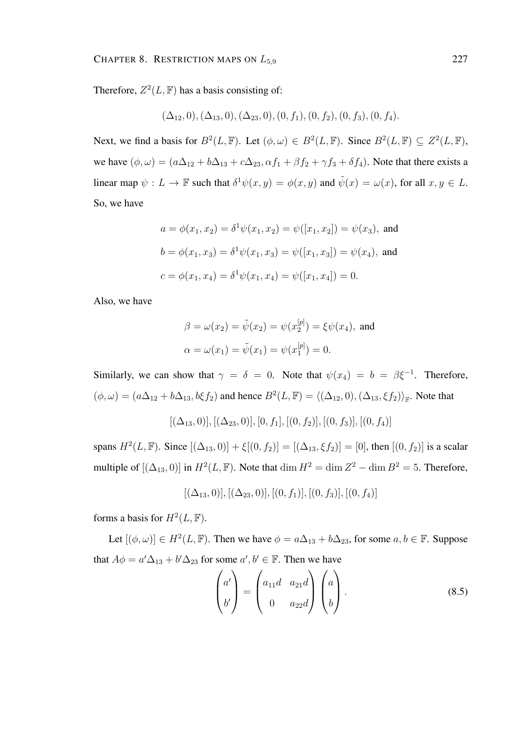Therefore, $Z^2(L, \mathbb{F})$ has a basis consisting of:

$$(\Delta_{12}, 0), (\Delta_{13}, 0), (\Delta_{23}, 0), (0, f_1), (0, f_2), (0, f_3), (0, f_4).$$

Next, we find a basis for $B^2(L, \mathbb{F})$. Let $(\phi, \omega) \in B^2(L, \mathbb{F})$. Since $B^2(L, \mathbb{F}) \subseteq Z^2(L, \mathbb{F})$, we have $(\phi, \omega) = (a\Delta_{12} + b\Delta_{13} + c\Delta_{23}, \alpha f_1 + \beta f_2 + \gamma f_3 + \delta f_4)$. Note that there exists a linear map $\psi : L \to \mathbb{F}$ such that $\delta^1\psi(x, y) = \phi(x, y)$ and $\tilde{\psi}(x) = \omega(x)$, for all $x, y \in L$. So, we have

$$a = \phi(x_1, x_2) = \delta^1\psi(x_1, x_2) = \psi([x_1, x_2]) = \psi(x_3), \text{ and}$$

$$b = \phi(x_1, x_3) = \delta^1\psi(x_1, x_3) = \psi([x_1, x_3]) = \psi(x_4), \text{ and}$$

$$c = \phi(x_1, x_4) = \delta^1\psi(x_1, x_4) = \psi([x_1, x_4]) = 0.$$

Also, we have

$$\beta = \omega(x_2) = \tilde{\psi}(x_2) = \psi(x_2^{[p]}) = \xi\psi(x_4), \text{ and}$$

$$\alpha = \omega(x_1) = \tilde{\psi}(x_1) = \psi(x_1^{[p]}) = 0.$$

Similarly, we can show that $\gamma = \delta = 0$. Note that $\psi(x_4) = b = \beta\xi^{-1}$. Therefore, $(\phi, \omega) = (a\Delta_{12} + b\Delta_{13}, b\xi f_2)$ and hence $B^2(L, \mathbb{F}) = \langle(\Delta_{12}, 0), (\Delta_{13}, \xi f_2)\rangle_{\mathbb{F}}$. Note that

$$[(\Delta_{13}, 0)], [(\Delta_{23}, 0)], [0, f_1], [(0, f_2)], [(0, f_3)], [(0, f_4)]$$

spans $H^2(L, \mathbb{F})$. Since $[(\Delta_{13}, 0)] + \xi[(0, f_2)] = [(\Delta_{13}, \xi f_2)] = [0]$, then $[(0, f_2)]$ is a scalar multiple of $[(\Delta_{13}, 0)]$ in $H^2(L, \mathbb{F})$. Note that $\dim H^2 = \dim Z^2 - \dim B^2 = 5$. Therefore,

$$[(\Delta_{13}, 0)], [(\Delta_{23}, 0)], [(0, f_1)], [(0, f_3)], [(0, f_4)]$$

forms a basis for $H^2(L, \mathbb{F})$.

Let $[(\phi, \omega)] \in H^2(L, \mathbb{F})$. Then we have $\phi = a\Delta_{13} + b\Delta_{23}$, for some $a, b \in \mathbb{F}$. Suppose that $A\phi = a'\Delta_{13} + b'\Delta_{23}$ for some $a', b' \in \mathbb{F}$. Then we have

$$\begin{pmatrix} a' \\ b' \end{pmatrix} = \begin{pmatrix} a_{11}d & a_{21}d \\ 0 & a_{22}d \end{pmatrix} \begin{pmatrix} a \\ b \end{pmatrix}. \tag{8.5}$$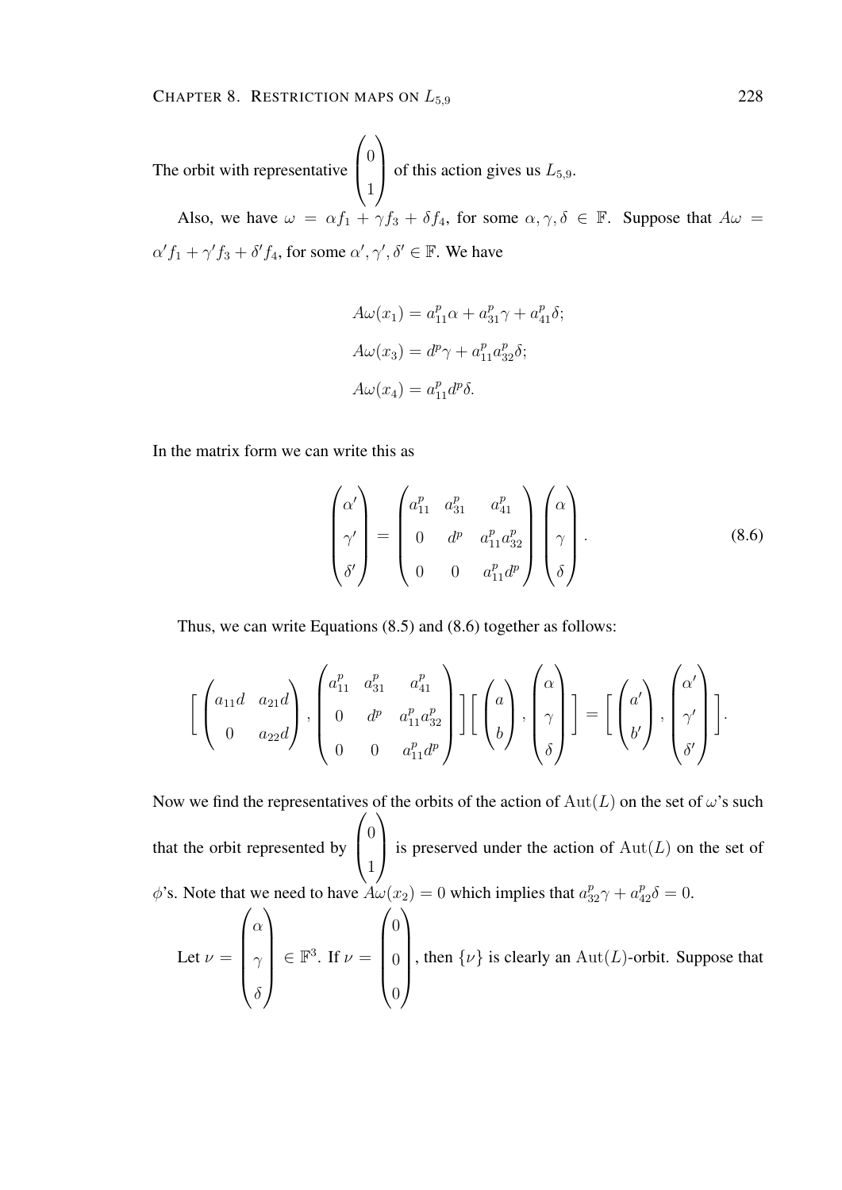The orbit with representative $\begin{pmatrix} 0 \\ 1 \end{pmatrix}$ of this action gives us $L_{5,9}$.

Also, we have $\omega = \alpha f_1 + \gamma f_3 + \delta f_4$, for some $\alpha, \gamma, \delta \in \mathbb{F}$. Suppose that $A\omega = \alpha' f_1 + \gamma' f_3 + \delta' f_4$, for some $\alpha', \gamma', \delta' \in \mathbb{F}$. We have

$$
\begin{aligned}
A\omega(x_1) &= a_{11}^p \alpha + a_{31}^p \gamma + a_{41}^p \delta; \\
A\omega(x_3) &= d^p \gamma + a_{11}^p a_{32}^p \delta; \\
A\omega(x_4) &= a_{11}^p d^p \delta.
\end{aligned}
$$

In the matrix form we can write this as

$$
\begin{pmatrix} \alpha' \\ \gamma' \\ \delta' \end{pmatrix} = \begin{pmatrix} a_{11}^p & a_{31}^p & a_{41}^p \\ 0 & d^p & a_{11}^p a_{32}^p \\ 0 & 0 & a_{11}^p d^p \end{pmatrix} \begin{pmatrix} \alpha \\ \gamma \\ \delta \end{pmatrix}. \tag{8.6}
$$

Thus, we can write Equations (8.5) and (8.6) together as follows:

$$
\left[ \begin{pmatrix} a_{11}d & a_{21}d \\ 0 & a_{22}d \end{pmatrix}, \begin{pmatrix} a_{11}^p & a_{31}^p & a_{41}^p \\ 0 & d^p & a_{11}^p a_{32}^p \\ 0 & 0 & a_{11}^p d^p \end{pmatrix} \right] \left[ \begin{pmatrix} a \\ b \end{pmatrix}, \begin{pmatrix} \alpha \\ \gamma \\ \delta \end{pmatrix} \right] = \left[ \begin{pmatrix} a' \\ b' \end{pmatrix}, \begin{pmatrix} \alpha' \\ \gamma' \\ \delta' \end{pmatrix} \right].
$$

Now we find the representatives of the orbits of the action of $\mathrm{Aut}(L)$ on the set of $\omega$'s such that the orbit represented by $\begin{pmatrix} 0 \\ 1 \end{pmatrix}$ is preserved under the action of $\mathrm{Aut}(L)$ on the set of $\phi$'s. Note that we need to have $A\omega(x_2) = 0$ which implies that $a_{32}^p \gamma + a_{42}^p \delta = 0$.

Let $\nu = \begin{pmatrix} \alpha \\ \gamma \\ \delta \end{pmatrix} \in \mathbb{F}^3$. If $\nu = \begin{pmatrix} 0 \\ 0 \\ 0 \end{pmatrix}$, then $\{\nu\}$ is clearly an $\mathrm{Aut}(L)$-orbit. Suppose that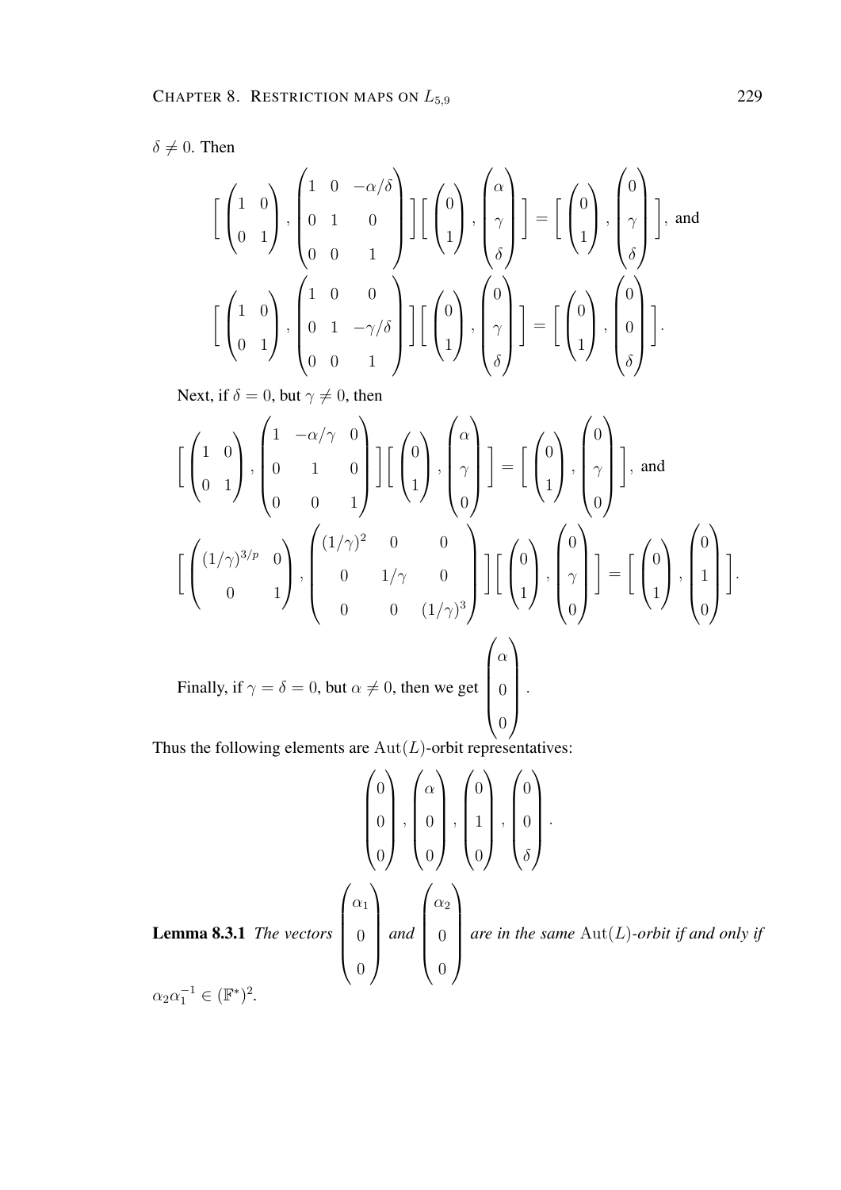$\delta \neq 0$. Then

$$\left[ \begin{pmatrix} 1 & 0 \\ 0 & 1 \end{pmatrix}, \begin{pmatrix} 1 & 0 & -\alpha/\delta \\ 0 & 1 & 0 \\ 0 & 0 & 1 \end{pmatrix} \right] \left[ \begin{pmatrix} 0 \\ 1 \end{pmatrix}, \begin{pmatrix} \alpha \\ \gamma \\ \delta \end{pmatrix} \right] = \left[ \begin{pmatrix} 0 \\ 1 \end{pmatrix}, \begin{pmatrix} 0 \\ \gamma \\ \delta \end{pmatrix} \right], \text{ and}$$

$$\left[ \begin{pmatrix} 1 & 0 \\ 0 & 1 \end{pmatrix}, \begin{pmatrix} 1 & 0 & 0 \\ 0 & 1 & -\gamma/\delta \\ 0 & 0 & 1 \end{pmatrix} \right] \left[ \begin{pmatrix} 0 \\ 1 \end{pmatrix}, \begin{pmatrix} 0 \\ \gamma \\ \delta \end{pmatrix} \right] = \left[ \begin{pmatrix} 0 \\ 1 \end{pmatrix}, \begin{pmatrix} 0 \\ 0 \\ \delta \end{pmatrix} \right].$$

Next, if $\delta = 0$, but $\gamma \neq 0$, then

$$\left[ \begin{pmatrix} 1 & 0 \\ 0 & 1 \end{pmatrix}, \begin{pmatrix} 1 & -\alpha/\gamma & 0 \\ 0 & 1 & 0 \\ 0 & 0 & 1 \end{pmatrix} \right] \left[ \begin{pmatrix} 0 \\ 1 \end{pmatrix}, \begin{pmatrix} \alpha \\ \gamma \\ 0 \end{pmatrix} \right] = \left[ \begin{pmatrix} 0 \\ 1 \end{pmatrix}, \begin{pmatrix} 0 \\ \gamma \\ 0 \end{pmatrix} \right], \text{ and}$$

$$\left[ \begin{pmatrix} (1/\gamma)^{3/p} & 0 \\ 0 & 1 \end{pmatrix}, \begin{pmatrix} (1/\gamma)^2 & 0 & 0 \\ 0 & 1/\gamma & 0 \\ 0 & 0 & (1/\gamma)^3 \end{pmatrix} \right] \left[ \begin{pmatrix} 0 \\ 1 \end{pmatrix}, \begin{pmatrix} 0 \\ \gamma \\ 0 \end{pmatrix} \right] = \left[ \begin{pmatrix} 0 \\ 1 \end{pmatrix}, \begin{pmatrix} 0 \\ 1 \\ 0 \end{pmatrix} \right].$$

Finally, if $\gamma = \delta = 0$, but $\alpha \neq 0$, then we get $\begin{pmatrix} \alpha \\ 0 \\ 0 \end{pmatrix}$.

Thus the following elements are $\mathrm{Aut}(L)$-orbit representatives:

$$\begin{pmatrix} 0 \\ 0 \\ 0 \end{pmatrix}, \begin{pmatrix} \alpha \\ 0 \\ 0 \end{pmatrix}, \begin{pmatrix} 0 \\ 1 \\ 0 \end{pmatrix}, \begin{pmatrix} 0 \\ 0 \\ \delta \end{pmatrix}.$$

**Lemma 8.3.1** *The vectors* $\begin{pmatrix} \alpha_1 \\ 0 \\ 0 \end{pmatrix}$ *and* $\begin{pmatrix} \alpha_2 \\ 0 \\ 0 \end{pmatrix}$ *are in the same* $\mathrm{Aut}(L)$*-orbit if and only if* $\alpha_2 \alpha_1^{-1} \in (\mathbb{F}^*)^2$.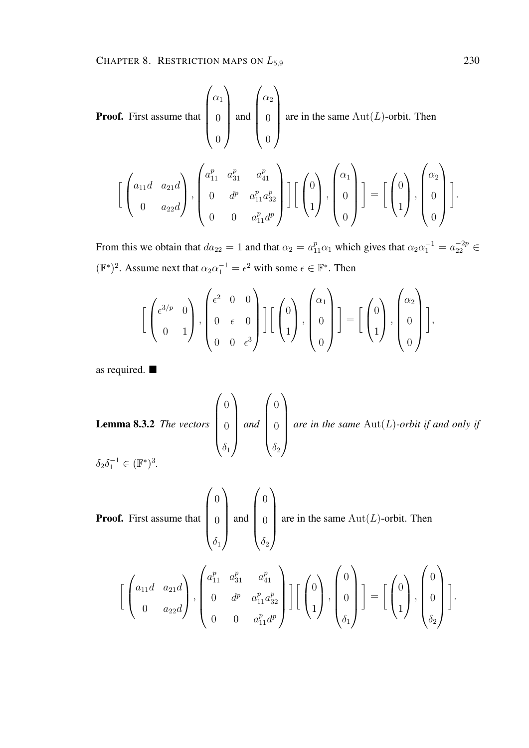**Proof.** First assume that $\begin{pmatrix} \alpha_1 \\ 0 \\ 0 \end{pmatrix}$ and $\begin{pmatrix} \alpha_2 \\ 0 \\ 0 \end{pmatrix}$ are in the same $\mathrm{Aut}(L)$-orbit. Then

$$\left[ \begin{pmatrix} a_{11}d & a_{21}d \\ 0 & a_{22}d \end{pmatrix}, \begin{pmatrix} a_{11}^p & a_{31}^p & a_{41}^p \\ 0 & d^p & a_{11}^p a_{32}^p \\ 0 & 0 & a_{11}^p d^p \end{pmatrix} \right] \left[ \begin{pmatrix} 0 \\ 1 \end{pmatrix}, \begin{pmatrix} \alpha_1 \\ 0 \\ 0 \end{pmatrix} \right] = \left[ \begin{pmatrix} 0 \\ 1 \end{pmatrix}, \begin{pmatrix} \alpha_2 \\ 0 \\ 0 \end{pmatrix} \right].$$

From this we obtain that $da_{22} = 1$ and that $\alpha_2 = a_{11}^p \alpha_1$ which gives that $\alpha_2 \alpha_1^{-1} = a_{22}^{-2p} \in (\mathbb{F}^*)^2$. Assume next that $\alpha_2 \alpha_1^{-1} = \epsilon^2$ with some $\epsilon \in \mathbb{F}^*$. Then

$$\left[ \begin{pmatrix} \epsilon^{3/p} & 0 \\ 0 & 1 \end{pmatrix}, \begin{pmatrix} \epsilon^2 & 0 & 0 \\ 0 & \epsilon & 0 \\ 0 & 0 & \epsilon^3 \end{pmatrix} \right] \left[ \begin{pmatrix} 0 \\ 1 \end{pmatrix}, \begin{pmatrix} \alpha_1 \\ 0 \\ 0 \end{pmatrix} \right] = \left[ \begin{pmatrix} 0 \\ 1 \end{pmatrix}, \begin{pmatrix} \alpha_2 \\ 0 \\ 0 \end{pmatrix} \right],$$

as required. ■

**Lemma 8.3.2** *The vectors* $\begin{pmatrix} 0 \\ 0 \\ \delta_1 \end{pmatrix}$ *and* $\begin{pmatrix} 0 \\ 0 \\ \delta_2 \end{pmatrix}$ *are in the same* $\mathrm{Aut}(L)$*-orbit if and only if* $\delta_2 \delta_1^{-1} \in (\mathbb{F}^*)^3$.

**Proof.** First assume that $\begin{pmatrix} 0 \\ 0 \\ \delta_1 \end{pmatrix}$ and $\begin{pmatrix} 0 \\ 0 \\ \delta_2 \end{pmatrix}$ are in the same $\mathrm{Aut}(L)$-orbit. Then

$$\left[ \begin{pmatrix} a_{11}d & a_{21}d \\ 0 & a_{22}d \end{pmatrix}, \begin{pmatrix} a_{11}^p & a_{31}^p & a_{41}^p \\ 0 & d^p & a_{11}^p a_{32}^p \\ 0 & 0 & a_{11}^p d^p \end{pmatrix} \right] \left[ \begin{pmatrix} 0 \\ 1 \end{pmatrix}, \begin{pmatrix} 0 \\ 0 \\ \delta_1 \end{pmatrix} \right] = \left[ \begin{pmatrix} 0 \\ 1 \end{pmatrix}, \begin{pmatrix} 0 \\ 0 \\ \delta_2 \end{pmatrix} \right].$$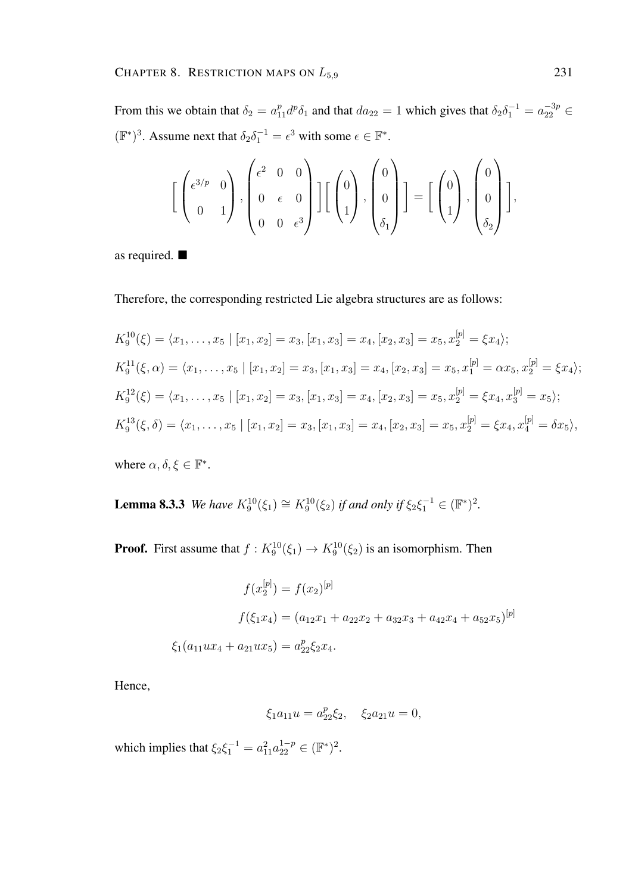From this we obtain that $\delta_2 = a_{11}^p d^p \delta_1$ and that $da_{22} = 1$ which gives that $\delta_2\delta_1^{-1} = a_{22}^{-3p} \in (\mathbb{F}^*)^3$. Assume next that $\delta_2\delta_1^{-1} = \epsilon^3$ with some $\epsilon \in \mathbb{F}^*$.

$$\left[\begin{pmatrix} \epsilon^{3/p} & 0 \\ 0 & 1 \end{pmatrix}, \begin{pmatrix} \epsilon^2 & 0 & 0 \\ 0 & \epsilon & 0 \\ 0 & 0 & \epsilon^3 \end{pmatrix}\right]\left[\begin{pmatrix} 0 \\ 1 \end{pmatrix}, \begin{pmatrix} 0 \\ 0 \\ \delta_1 \end{pmatrix}\right] = \left[\begin{pmatrix} 0 \\ 1 \end{pmatrix}, \begin{pmatrix} 0 \\ 0 \\ \delta_2 \end{pmatrix}\right],$$

as required. ■

Therefore, the corresponding restricted Lie algebra structures are as follows:

$K_9^{10}(\xi) = \langle x_1, \ldots, x_5 \mid [x_1, x_2] = x_3, [x_1, x_3] = x_4, [x_2, x_3] = x_5, x_2^{[p]} = \xi x_4 \rangle$;

$K_9^{11}(\xi, \alpha) = \langle x_1, \ldots, x_5 \mid [x_1, x_2] = x_3, [x_1, x_3] = x_4, [x_2, x_3] = x_5, x_1^{[p]} = \alpha x_5, x_2^{[p]} = \xi x_4 \rangle$;

$K_9^{12}(\xi) = \langle x_1, \ldots, x_5 \mid [x_1, x_2] = x_3, [x_1, x_3] = x_4, [x_2, x_3] = x_5, x_2^{[p]} = \xi x_4, x_3^{[p]} = x_5 \rangle$;

$K_9^{13}(\xi, \delta) = \langle x_1, \ldots, x_5 \mid [x_1, x_2] = x_3, [x_1, x_3] = x_4, [x_2, x_3] = x_5, x_2^{[p]} = \xi x_4, x_4^{[p]} = \delta x_5 \rangle$,

where $\alpha, \delta, \xi \in \mathbb{F}^*$.

**Lemma 8.3.3** *We have $K_9^{10}(\xi_1) \cong K_9^{10}(\xi_2)$ if and only if $\xi_2\xi_1^{-1} \in (\mathbb{F}^*)^2$.*

**Proof.** First assume that $f : K_9^{10}(\xi_1) \to K_9^{10}(\xi_2)$ is an isomorphism. Then

$$\begin{aligned} f(x_2^{[p]}) &= f(x_2)^{[p]} \\ f(\xi_1 x_4) &= (a_{12}x_1 + a_{22}x_2 + a_{32}x_3 + a_{42}x_4 + a_{52}x_5)^{[p]} \\ \xi_1(a_{11}ux_4 + a_{21}ux_5) &= a_{22}^p \xi_2 x_4. \end{aligned}$$

Hence,

$$\xi_1 a_{11} u = a_{22}^p \xi_2, \quad \xi_2 a_{21} u = 0,$$

which implies that $\xi_2\xi_1^{-1} = a_{11}^2 a_{22}^{1-p} \in (\mathbb{F}^*)^2$.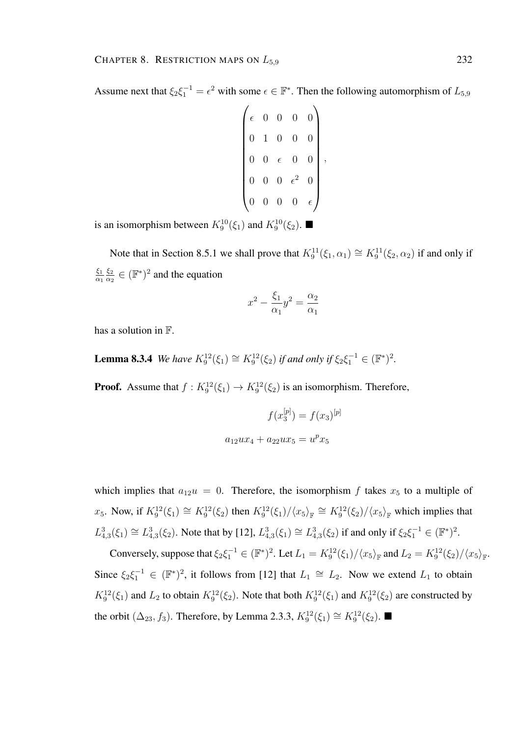Assume next that $\xi_2\xi_1^{-1} = \epsilon^2$ with some $\epsilon \in \mathbb{F}^*$. Then the following automorphism of $L_{5,9}$

$$\begin{pmatrix} \epsilon & 0 & 0 & 0 & 0 \\ 0 & 1 & 0 & 0 & 0 \\ 0 & 0 & \epsilon & 0 & 0 \\ 0 & 0 & 0 & \epsilon^2 & 0 \\ 0 & 0 & 0 & 0 & \epsilon \end{pmatrix},$$

is an isomorphism between $K_9^{10}(\xi_1)$ and $K_9^{10}(\xi_2)$. ■

Note that in Section 8.5.1 we shall prove that $K_9^{11}(\xi_1, \alpha_1) \cong K_9^{11}(\xi_2, \alpha_2)$ if and only if $\frac{\xi_1}{\alpha_1}\frac{\xi_2}{\alpha_2} \in (\mathbb{F}^*)^2$ and the equation

$$x^2 - \frac{\xi_1}{\alpha_1}y^2 = \frac{\alpha_2}{\alpha_1}$$

has a solution in $\mathbb{F}$.

**Lemma 8.3.4** *We have $K_9^{12}(\xi_1) \cong K_9^{12}(\xi_2)$ if and only if $\xi_2\xi_1^{-1} \in (\mathbb{F}^*)^2$.*

**Proof.** Assume that $f : K_9^{12}(\xi_1) \to K_9^{12}(\xi_2)$ is an isomorphism. Therefore,

$$f(x_3^{[p]}) = f(x_3)^{[p]}$$

$$a_{12}ux_4 + a_{22}ux_5 = u^p x_5$$

which implies that $a_{12}u = 0$. Therefore, the isomorphism $f$ takes $x_5$ to a multiple of $x_5$. Now, if $K_9^{12}(\xi_1) \cong K_9^{12}(\xi_2)$ then $K_9^{12}(\xi_1)/\langle x_5 \rangle_{\mathbb{F}} \cong K_9^{12}(\xi_2)/\langle x_5 \rangle_{\mathbb{F}}$ which implies that $L_{4,3}^3(\xi_1) \cong L_{4,3}^3(\xi_2)$. Note that by [12], $L_{4,3}^3(\xi_1) \cong L_{4,3}^3(\xi_2)$ if and only if $\xi_2\xi_1^{-1} \in (\mathbb{F}^*)^2$.

Conversely, suppose that $\xi_2\xi_1^{-1} \in (\mathbb{F}^*)^2$. Let $L_1 = K_9^{12}(\xi_1)/\langle x_5 \rangle_{\mathbb{F}}$ and $L_2 = K_9^{12}(\xi_2)/\langle x_5 \rangle_{\mathbb{F}}$. Since $\xi_2\xi_1^{-1} \in (\mathbb{F}^*)^2$, it follows from [12] that $L_1 \cong L_2$. Now we extend $L_1$ to obtain $K_9^{12}(\xi_1)$ and $L_2$ to obtain $K_9^{12}(\xi_2)$. Note that both $K_9^{12}(\xi_1)$ and $K_9^{12}(\xi_2)$ are constructed by the orbit $(\Delta_{23}, f_3)$. Therefore, by Lemma 2.3.3, $K_9^{12}(\xi_1) \cong K_9^{12}(\xi_2)$. ■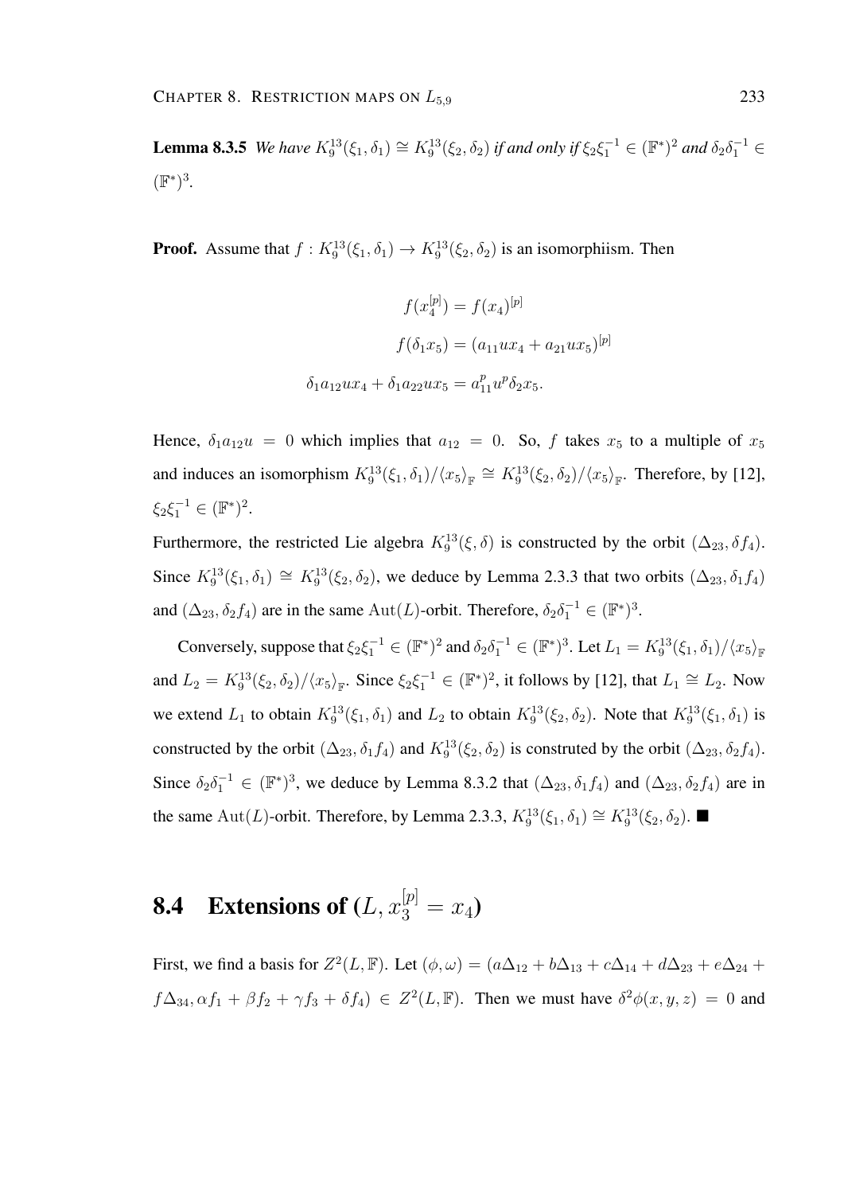**Lemma 8.3.5** *We have $K_9^{13}(\xi_1, \delta_1) \cong K_9^{13}(\xi_2, \delta_2)$ if and only if $\xi_2\xi_1^{-1} \in (\mathbb{F}^*)^2$ and $\delta_2\delta_1^{-1} \in (\mathbb{F}^*)^3$.*

**Proof.** Assume that $f : K_9^{13}(\xi_1, \delta_1) \to K_9^{13}(\xi_2, \delta_2)$ is an isomorphiism. Then

$$f(x_4^{[p]}) = f(x_4)^{[p]}$$

$$f(\delta_1 x_5) = (a_{11}ux_4 + a_{21}ux_5)^{[p]}$$

$$\delta_1 a_{12}ux_4 + \delta_1 a_{22}ux_5 = a_{11}^p u^p \delta_2 x_5.$$

Hence, $\delta_1 a_{12} u = 0$ which implies that $a_{12} = 0$. So, $f$ takes $x_5$ to a multiple of $x_5$ and induces an isomorphism $K_9^{13}(\xi_1, \delta_1)/\langle x_5 \rangle_{\mathbb{F}} \cong K_9^{13}(\xi_2, \delta_2)/\langle x_5 \rangle_{\mathbb{F}}$. Therefore, by [12], $\xi_2\xi_1^{-1} \in (\mathbb{F}^*)^2$.

Furthermore, the restricted Lie algebra $K_9^{13}(\xi, \delta)$ is constructed by the orbit $(\Delta_{23}, \delta f_4)$. Since $K_9^{13}(\xi_1, \delta_1) \cong K_9^{13}(\xi_2, \delta_2)$, we deduce by Lemma 2.3.3 that two orbits $(\Delta_{23}, \delta_1 f_4)$ and $(\Delta_{23}, \delta_2 f_4)$ are in the same $\mathrm{Aut}(L)$-orbit. Therefore, $\delta_2\delta_1^{-1} \in (\mathbb{F}^*)^3$.

Conversely, suppose that $\xi_2\xi_1^{-1} \in (\mathbb{F}^*)^2$ and $\delta_2\delta_1^{-1} \in (\mathbb{F}^*)^3$. Let $L_1 = K_9^{13}(\xi_1, \delta_1)/\langle x_5 \rangle_{\mathbb{F}}$ and $L_2 = K_9^{13}(\xi_2, \delta_2)/\langle x_5 \rangle_{\mathbb{F}}$. Since $\xi_2\xi_1^{-1} \in (\mathbb{F}^*)^2$, it follows by [12], that $L_1 \cong L_2$. Now we extend $L_1$ to obtain $K_9^{13}(\xi_1, \delta_1)$ and $L_2$ to obtain $K_9^{13}(\xi_2, \delta_2)$. Note that $K_9^{13}(\xi_1, \delta_1)$ is constructed by the orbit $(\Delta_{23}, \delta_1 f_4)$ and $K_9^{13}(\xi_2, \delta_2)$ is construted by the orbit $(\Delta_{23}, \delta_2 f_4)$. Since $\delta_2\delta_1^{-1} \in (\mathbb{F}^*)^3$, we deduce by Lemma 8.3.2 that $(\Delta_{23}, \delta_1 f_4)$ and $(\Delta_{23}, \delta_2 f_4)$ are in the same $\mathrm{Aut}(L)$-orbit. Therefore, by Lemma 2.3.3, $K_9^{13}(\xi_1, \delta_1) \cong K_9^{13}(\xi_2, \delta_2)$. ■

## 8.4 Extensions of $(L, x_3^{[p]} = x_4)$

First, we find a basis for $Z^2(L, \mathbb{F})$. Let $(\phi, \omega) = (a\Delta_{12} + b\Delta_{13} + c\Delta_{14} + d\Delta_{23} + e\Delta_{24} + f\Delta_{34}, \alpha f_1 + \beta f_2 + \gamma f_3 + \delta f_4) \in Z^2(L, \mathbb{F})$. Then we must have $\delta^2\phi(x, y, z) = 0$ and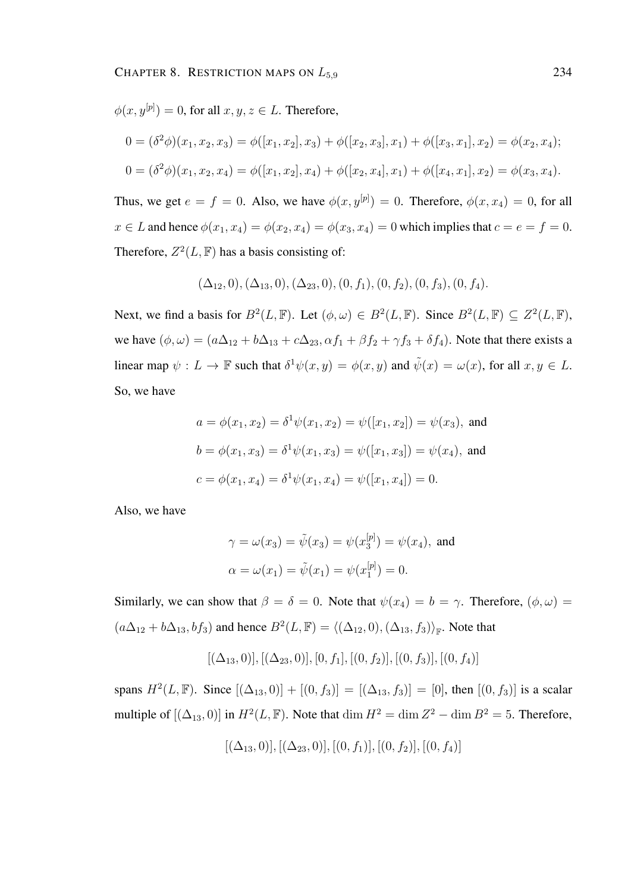$\phi(x, y^{[p]}) = 0$, for all $x, y, z \in L$. Therefore,

$$0 = (\delta^2\phi)(x_1, x_2, x_3) = \phi([x_1, x_2], x_3) + \phi([x_2, x_3], x_1) + \phi([x_3, x_1], x_2) = \phi(x_2, x_4);$$

$$0 = (\delta^2\phi)(x_1, x_2, x_4) = \phi([x_1, x_2], x_4) + \phi([x_2, x_4], x_1) + \phi([x_4, x_1], x_2) = \phi(x_3, x_4).$$

Thus, we get $e = f = 0$. Also, we have $\phi(x, y^{[p]}) = 0$. Therefore, $\phi(x, x_4) = 0$, for all $x \in L$ and hence $\phi(x_1, x_4) = \phi(x_2, x_4) = \phi(x_3, x_4) = 0$ which implies that $c = e = f = 0$. Therefore, $Z^2(L, \mathbb{F})$ has a basis consisting of:

$$(\Delta_{12}, 0), (\Delta_{13}, 0), (\Delta_{23}, 0), (0, f_1), (0, f_2), (0, f_3), (0, f_4).$$

Next, we find a basis for $B^2(L, \mathbb{F})$. Let $(\phi, \omega) \in B^2(L, \mathbb{F})$. Since $B^2(L, \mathbb{F}) \subseteq Z^2(L, \mathbb{F})$, we have $(\phi, \omega) = (a\Delta_{12} + b\Delta_{13} + c\Delta_{23}, \alpha f_1 + \beta f_2 + \gamma f_3 + \delta f_4)$. Note that there exists a linear map $\psi : L \to \mathbb{F}$ such that $\delta^1\psi(x, y) = \phi(x, y)$ and $\tilde{\psi}(x) = \omega(x)$, for all $x, y \in L$. So, we have

$$a = \phi(x_1, x_2) = \delta^1\psi(x_1, x_2) = \psi([x_1, x_2]) = \psi(x_3), \text{ and}$$
$$b = \phi(x_1, x_3) = \delta^1\psi(x_1, x_3) = \psi([x_1, x_3]) = \psi(x_4), \text{ and}$$
$$c = \phi(x_1, x_4) = \delta^1\psi(x_1, x_4) = \psi([x_1, x_4]) = 0.$$

Also, we have

$$\gamma = \omega(x_3) = \tilde{\psi}(x_3) = \psi(x_3^{[p]}) = \psi(x_4), \text{ and}$$
$$\alpha = \omega(x_1) = \tilde{\psi}(x_1) = \psi(x_1^{[p]}) = 0.$$

Similarly, we can show that $\beta = \delta = 0$. Note that $\psi(x_4) = b = \gamma$. Therefore, $(\phi, \omega) = (a\Delta_{12} + b\Delta_{13}, bf_3)$ and hence $B^2(L, \mathbb{F}) = \langle(\Delta_{12}, 0), (\Delta_{13}, f_3)\rangle_{\mathbb{F}}$. Note that

$$[(\Delta_{13}, 0)], [(\Delta_{23}, 0)], [0, f_1], [(0, f_2)], [(0, f_3)], [(0, f_4)]$$

spans $H^2(L, \mathbb{F})$. Since $[(\Delta_{13}, 0)] + [(0, f_3)] = [(\Delta_{13}, f_3)] = [0]$, then $[(0, f_3)]$ is a scalar multiple of $[(\Delta_{13}, 0)]$ in $H^2(L, \mathbb{F})$. Note that $\dim H^2 = \dim Z^2 - \dim B^2 = 5$. Therefore,

$$[(\Delta_{13}, 0)], [(\Delta_{23}, 0)], [(0, f_1)], [(0, f_2)], [(0, f_4)]$$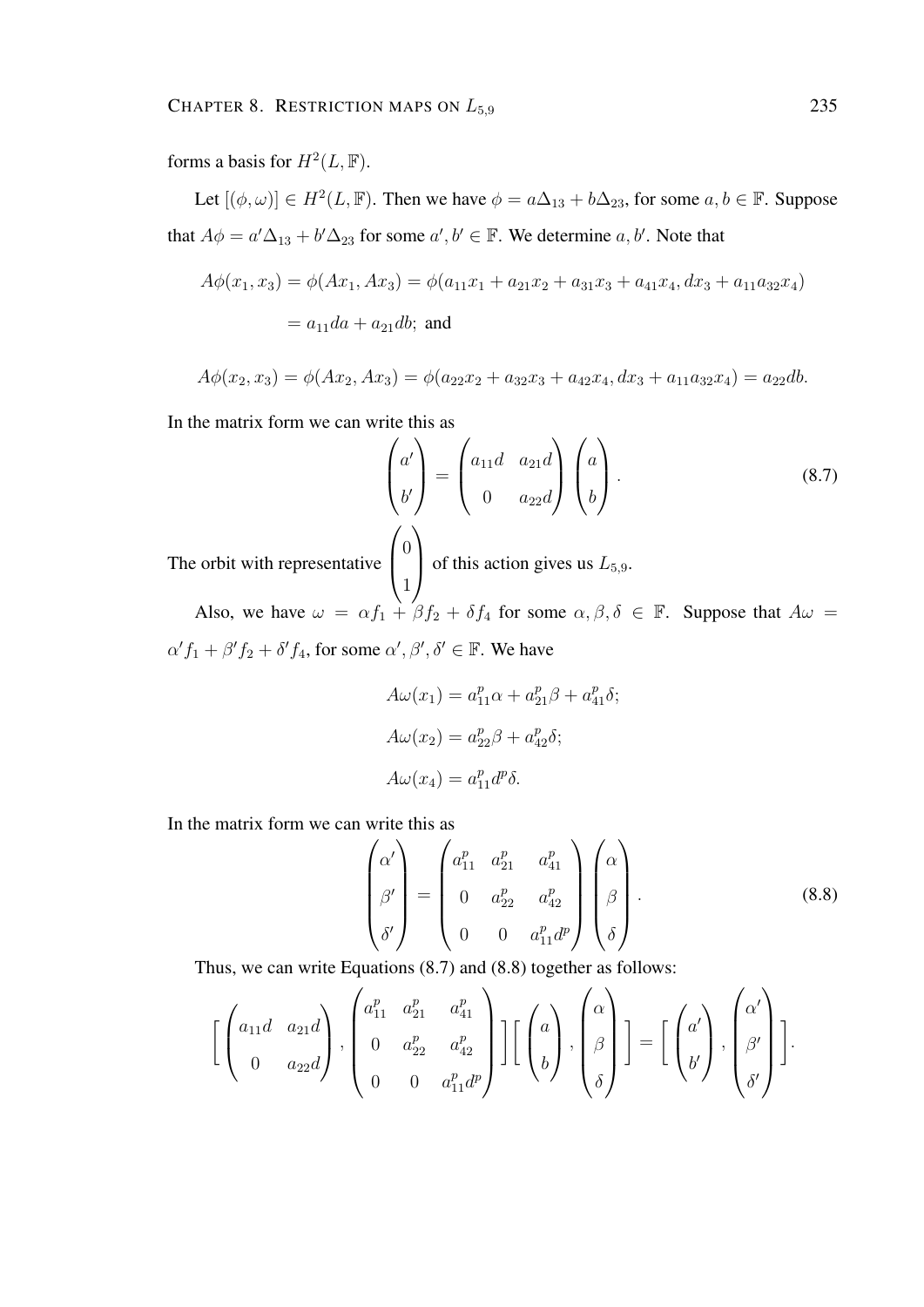forms a basis for $H^2(L, \mathbb{F})$.

Let $[(\phi, \omega)] \in H^2(L, \mathbb{F})$. Then we have $\phi = a\Delta_{13} + b\Delta_{23}$, for some $a, b \in \mathbb{F}$. Suppose that $A\phi = a'\Delta_{13} + b'\Delta_{23}$ for some $a', b' \in \mathbb{F}$. We determine $a, b'$. Note that

$$A\phi(x_1, x_3) = \phi(Ax_1, Ax_3) = \phi(a_{11}x_1 + a_{21}x_2 + a_{31}x_3 + a_{41}x_4, dx_3 + a_{11}a_{32}x_4)$$
$$= a_{11}da + a_{21}db; \text{ and}$$

$$A\phi(x_2, x_3) = \phi(Ax_2, Ax_3) = \phi(a_{22}x_2 + a_{32}x_3 + a_{42}x_4, dx_3 + a_{11}a_{32}x_4) = a_{22}db.$$

In the matrix form we can write this as

$$\begin{pmatrix} a' \\ b' \end{pmatrix} = \begin{pmatrix} a_{11}d & a_{21}d \\ 0 & a_{22}d \end{pmatrix} \begin{pmatrix} a \\ b \end{pmatrix}. \tag{8.7}$$

The orbit with representative $\begin{pmatrix} 0 \\ 1 \end{pmatrix}$ of this action gives us $L_{5,9}$.

Also, we have $\omega = \alpha f_1 + \beta f_2 + \delta f_4$ for some $\alpha, \beta, \delta \in \mathbb{F}$. Suppose that $A\omega = \alpha' f_1 + \beta' f_2 + \delta' f_4$, for some $\alpha', \beta', \delta' \in \mathbb{F}$. We have

$$A\omega(x_1) = a_{11}^p\alpha + a_{21}^p\beta + a_{41}^p\delta;$$

$$A\omega(x_2) = a_{22}^p\beta + a_{42}^p\delta;$$

$$A\omega(x_4) = a_{11}^p d^p\delta.$$

In the matrix form we can write this as

$$\begin{pmatrix} \alpha' \\ \beta' \\ \delta' \end{pmatrix} = \begin{pmatrix} a_{11}^p & a_{21}^p & a_{41}^p \\ 0 & a_{22}^p & a_{42}^p \\ 0 & 0 & a_{11}^p d^p \end{pmatrix} \begin{pmatrix} \alpha \\ \beta \\ \delta \end{pmatrix}. \tag{8.8}$$

Thus, we can write Equations (8.7) and (8.8) together as follows:

$$\left[ \begin{pmatrix} a_{11}d & a_{21}d \\ 0 & a_{22}d \end{pmatrix}, \begin{pmatrix} a_{11}^p & a_{21}^p & a_{41}^p \\ 0 & a_{22}^p & a_{42}^p \\ 0 & 0 & a_{11}^p d^p \end{pmatrix} \right] \left[ \begin{pmatrix} a \\ b \end{pmatrix}, \begin{pmatrix} \alpha \\ \beta \\ \delta \end{pmatrix} \right] = \left[ \begin{pmatrix} a' \\ b' \end{pmatrix}, \begin{pmatrix} \alpha' \\ \beta' \\ \delta' \end{pmatrix} \right].$$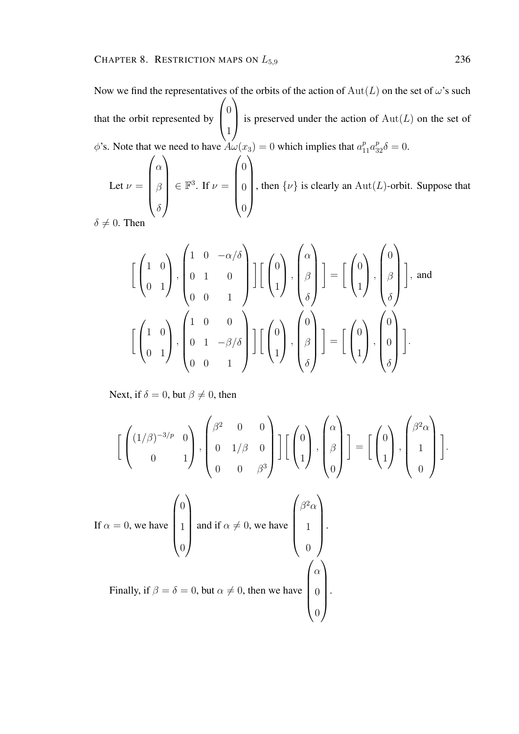Now we find the representatives of the orbits of the action of $\operatorname{Aut}(L)$ on the set of $\omega$'s such that the orbit represented by $\begin{pmatrix} 0 \\ 1 \end{pmatrix}$ is preserved under the action of $\operatorname{Aut}(L)$ on the set of $\phi$'s. Note that we need to have $A\omega(x_3) = 0$ which implies that $a_{11}^p a_{32}^p \delta = 0$.

Let $\nu = \begin{pmatrix} \alpha \\ \beta \\ \delta \end{pmatrix} \in \mathbb{F}^3$. If $\nu = \begin{pmatrix} 0 \\ 0 \\ 0 \end{pmatrix}$, then $\{\nu\}$ is clearly an $\operatorname{Aut}(L)$-orbit. Suppose that $\delta \neq 0$. Then

$$\left[ \begin{pmatrix} 1 & 0 \\ 0 & 1 \end{pmatrix}, \begin{pmatrix} 1 & 0 & -\alpha/\delta \\ 0 & 1 & 0 \\ 0 & 0 & 1 \end{pmatrix} \right] \left[ \begin{pmatrix} 0 \\ 1 \end{pmatrix}, \begin{pmatrix} \alpha \\ \beta \\ \delta \end{pmatrix} \right] = \left[ \begin{pmatrix} 0 \\ 1 \end{pmatrix}, \begin{pmatrix} 0 \\ \beta \\ \delta \end{pmatrix} \right], \text{ and}$$

$$\left[ \begin{pmatrix} 1 & 0 \\ 0 & 1 \end{pmatrix}, \begin{pmatrix} 1 & 0 & 0 \\ 0 & 1 & -\beta/\delta \\ 0 & 0 & 1 \end{pmatrix} \right] \left[ \begin{pmatrix} 0 \\ 1 \end{pmatrix}, \begin{pmatrix} 0 \\ \beta \\ \delta \end{pmatrix} \right] = \left[ \begin{pmatrix} 0 \\ 1 \end{pmatrix}, \begin{pmatrix} 0 \\ 0 \\ \delta \end{pmatrix} \right].$$

Next, if $\delta = 0$, but $\beta \neq 0$, then

$$\left[ \begin{pmatrix} (1/\beta)^{-3/p} & 0 \\ 0 & 1 \end{pmatrix}, \begin{pmatrix} \beta^2 & 0 & 0 \\ 0 & 1/\beta & 0 \\ 0 & 0 & \beta^3 \end{pmatrix} \right] \left[ \begin{pmatrix} 0 \\ 1 \end{pmatrix}, \begin{pmatrix} \alpha \\ \beta \\ 0 \end{pmatrix} \right] = \left[ \begin{pmatrix} 0 \\ 1 \end{pmatrix}, \begin{pmatrix} \beta^2\alpha \\ 1 \\ 0 \end{pmatrix} \right].$$

If $\alpha = 0$, we have $\begin{pmatrix} 0 \\ 1 \\ 0 \end{pmatrix}$ and if $\alpha \neq 0$, we have $\begin{pmatrix} \beta^2\alpha \\ 1 \\ 0 \end{pmatrix}$.

Finally, if $\beta = \delta = 0$, but $\alpha \neq 0$, then we have $\begin{pmatrix} \alpha \\ 0 \\ 0 \end{pmatrix}$.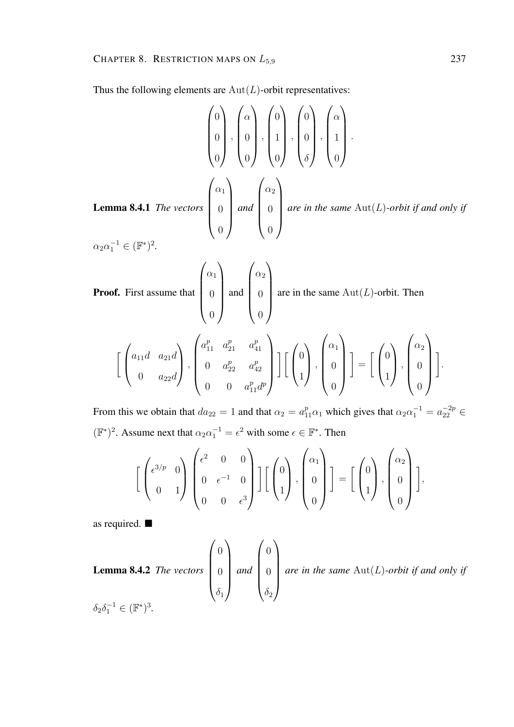Thus the following elements are $\mathrm{Aut}(L)$-orbit representatives:

$$\begin{pmatrix} 0 \\ 0 \\ 0 \end{pmatrix}, \begin{pmatrix} \alpha \\ 0 \\ 0 \end{pmatrix}, \begin{pmatrix} 0 \\ 1 \\ 0 \end{pmatrix}, \begin{pmatrix} 0 \\ 0 \\ \delta \end{pmatrix}, \begin{pmatrix} \alpha \\ 1 \\ 0 \end{pmatrix}.$$

**Lemma 8.4.1** *The vectors* $\begin{pmatrix} \alpha_1 \\ 0 \\ 0 \end{pmatrix}$ *and* $\begin{pmatrix} \alpha_2 \\ 0 \\ 0 \end{pmatrix}$ *are in the same* $\mathrm{Aut}(L)$*-orbit if and only if* $\alpha_2\alpha_1^{-1} \in (\mathbb{F}^*)^2$.

**Proof.** First assume that $\begin{pmatrix} \alpha_1 \\ 0 \\ 0 \end{pmatrix}$ and $\begin{pmatrix} \alpha_2 \\ 0 \\ 0 \end{pmatrix}$ are in the same $\mathrm{Aut}(L)$-orbit. Then

$$\Big[ \begin{pmatrix} a_{11}d & a_{21}d \\ 0 & a_{22}d \end{pmatrix}, \begin{pmatrix} a_{11}^p & a_{21}^p & a_{41}^p \\ 0 & a_{22}^p & a_{42}^p \\ 0 & 0 & a_{11}^p d^p \end{pmatrix} \Big] \Big[ \begin{pmatrix} 0 \\ 1 \end{pmatrix}, \begin{pmatrix} \alpha_1 \\ 0 \\ 0 \end{pmatrix} \Big] = \Big[ \begin{pmatrix} 0 \\ 1 \end{pmatrix}, \begin{pmatrix} \alpha_2 \\ 0 \\ 0 \end{pmatrix} \Big].$$

From this we obtain that $da_{22} = 1$ and that $\alpha_2 = a_{11}^p\alpha_1$ which gives that $\alpha_2\alpha_1^{-1} = a_{22}^{-2p} \in (\mathbb{F}^*)^2$. Assume next that $\alpha_2\alpha_1^{-1} = \epsilon^2$ with some $\epsilon \in \mathbb{F}^*$. Then

$$\Big[ \begin{pmatrix} \epsilon^{3/p} & 0 \\ 0 & 1 \end{pmatrix} \begin{pmatrix} \epsilon^2 & 0 & 0 \\ 0 & \epsilon^{-1} & 0 \\ 0 & 0 & \epsilon^3 \end{pmatrix} \Big] \Big[ \begin{pmatrix} 0 \\ 1 \end{pmatrix}, \begin{pmatrix} \alpha_1 \\ 0 \\ 0 \end{pmatrix} \Big] = \Big[ \begin{pmatrix} 0 \\ 1 \end{pmatrix}, \begin{pmatrix} \alpha_2 \\ 0 \\ 0 \end{pmatrix} \Big],$$

as required. ■

**Lemma 8.4.2** *The vectors* $\begin{pmatrix} 0 \\ 0 \\ \delta_1 \end{pmatrix}$ *and* $\begin{pmatrix} 0 \\ 0 \\ \delta_2 \end{pmatrix}$ *are in the same* $\mathrm{Aut}(L)$*-orbit if and only if* $\delta_2\delta_1^{-1} \in (\mathbb{F}^*)^3$.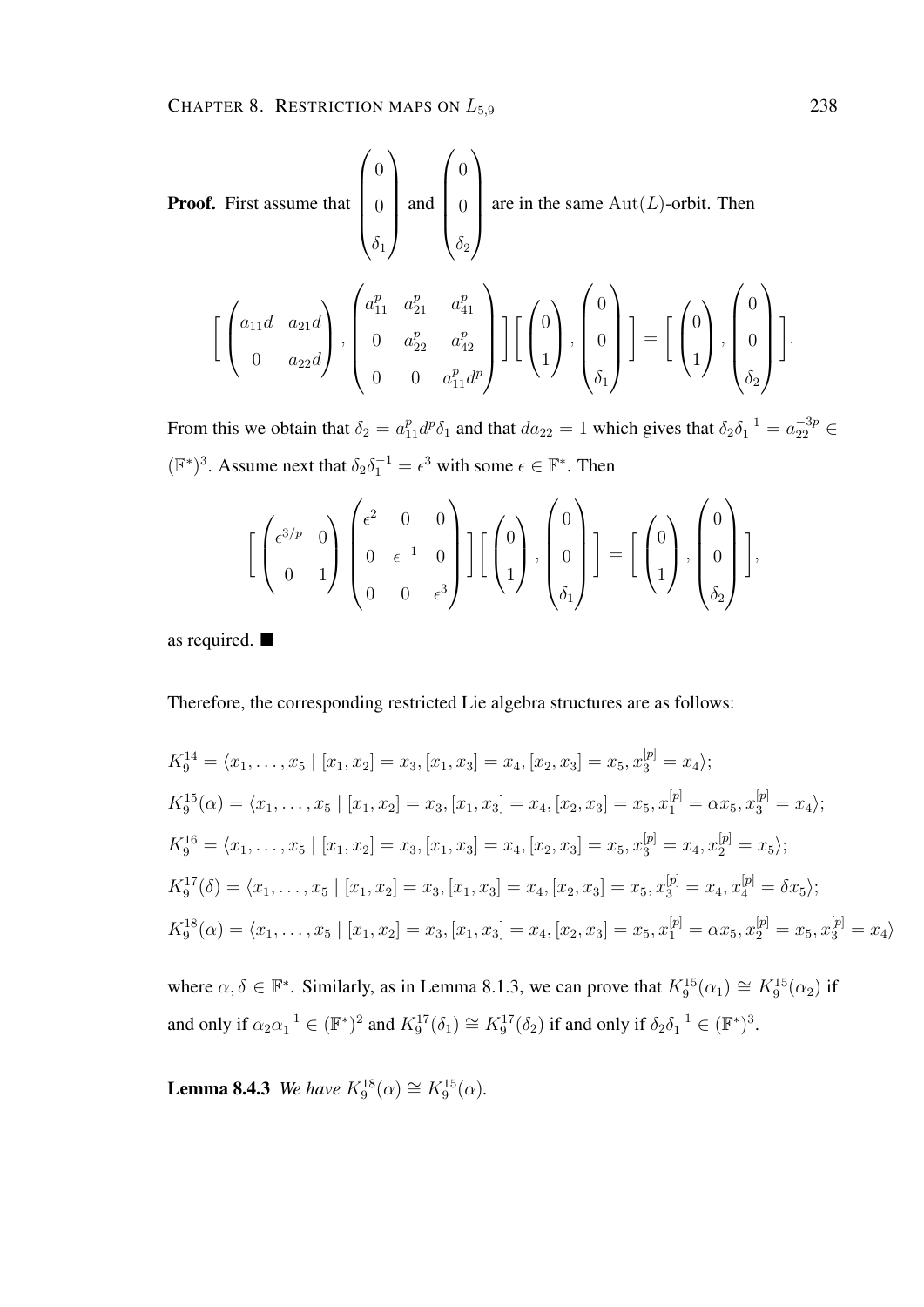**Proof.** First assume that $\begin{pmatrix} 0 \\ 0 \\ \delta_1 \end{pmatrix}$ and $\begin{pmatrix} 0 \\ 0 \\ \delta_2 \end{pmatrix}$ are in the same $\mathrm{Aut}(L)$-orbit. Then

$$\Bigg[ \begin{pmatrix} a_{11}d & a_{21}d \\ 0 & a_{22}d \end{pmatrix}, \begin{pmatrix} a_{11}^p & a_{21}^p & a_{41}^p \\ 0 & a_{22}^p & a_{42}^p \\ 0 & 0 & a_{11}^p d^p \end{pmatrix} \Bigg] \Bigg[ \begin{pmatrix} 0 \\ 1 \end{pmatrix}, \begin{pmatrix} 0 \\ 0 \\ \delta_1 \end{pmatrix} \Bigg] = \Bigg[ \begin{pmatrix} 0 \\ 1 \end{pmatrix}, \begin{pmatrix} 0 \\ 0 \\ \delta_2 \end{pmatrix} \Bigg].$$

From this we obtain that $\delta_2 = a_{11}^p d^p \delta_1$ and that $da_{22} = 1$ which gives that $\delta_2 \delta_1^{-1} = a_{22}^{-3p} \in (\mathbb{F}^*)^3$. Assume next that $\delta_2 \delta_1^{-1} = \epsilon^3$ with some $\epsilon \in \mathbb{F}^*$. Then

$$\Bigg[ \begin{pmatrix} \epsilon^{3/p} & 0 \\ 0 & 1 \end{pmatrix} \begin{pmatrix} \epsilon^2 & 0 & 0 \\ 0 & \epsilon^{-1} & 0 \\ 0 & 0 & \epsilon^3 \end{pmatrix} \Bigg] \Bigg[ \begin{pmatrix} 0 \\ 1 \end{pmatrix}, \begin{pmatrix} 0 \\ 0 \\ \delta_1 \end{pmatrix} \Bigg] = \Bigg[ \begin{pmatrix} 0 \\ 1 \end{pmatrix}, \begin{pmatrix} 0 \\ 0 \\ \delta_2 \end{pmatrix} \Bigg],$$

as required. ■

Therefore, the corresponding restricted Lie algebra structures are as follows:

$$K_9^{14} = \langle x_1, \ldots, x_5 \mid [x_1, x_2] = x_3, [x_1, x_3] = x_4, [x_2, x_3] = x_5, x_3^{[p]} = x_4 \rangle;$$

$$K_9^{15}(\alpha) = \langle x_1, \ldots, x_5 \mid [x_1, x_2] = x_3, [x_1, x_3] = x_4, [x_2, x_3] = x_5, x_1^{[p]} = \alpha x_5, x_3^{[p]} = x_4 \rangle;$$

$$K_9^{16} = \langle x_1, \ldots, x_5 \mid [x_1, x_2] = x_3, [x_1, x_3] = x_4, [x_2, x_3] = x_5, x_3^{[p]} = x_4, x_2^{[p]} = x_5 \rangle;$$

$$K_9^{17}(\delta) = \langle x_1, \ldots, x_5 \mid [x_1, x_2] = x_3, [x_1, x_3] = x_4, [x_2, x_3] = x_5, x_3^{[p]} = x_4, x_4^{[p]} = \delta x_5 \rangle;$$

$$K_9^{18}(\alpha) = \langle x_1, \ldots, x_5 \mid [x_1, x_2] = x_3, [x_1, x_3] = x_4, [x_2, x_3] = x_5, x_1^{[p]} = \alpha x_5, x_2^{[p]} = x_5, x_3^{[p]} = x_4 \rangle$$

where $\alpha, \delta \in \mathbb{F}^*$. Similarly, as in Lemma 8.1.3, we can prove that $K_9^{15}(\alpha_1) \cong K_9^{15}(\alpha_2)$ if and only if $\alpha_2 \alpha_1^{-1} \in (\mathbb{F}^*)^2$ and $K_9^{17}(\delta_1) \cong K_9^{17}(\delta_2)$ if and only if $\delta_2 \delta_1^{-1} \in (\mathbb{F}^*)^3$.

**Lemma 8.4.3** *We have* $K_9^{18}(\alpha) \cong K_9^{15}(\alpha)$.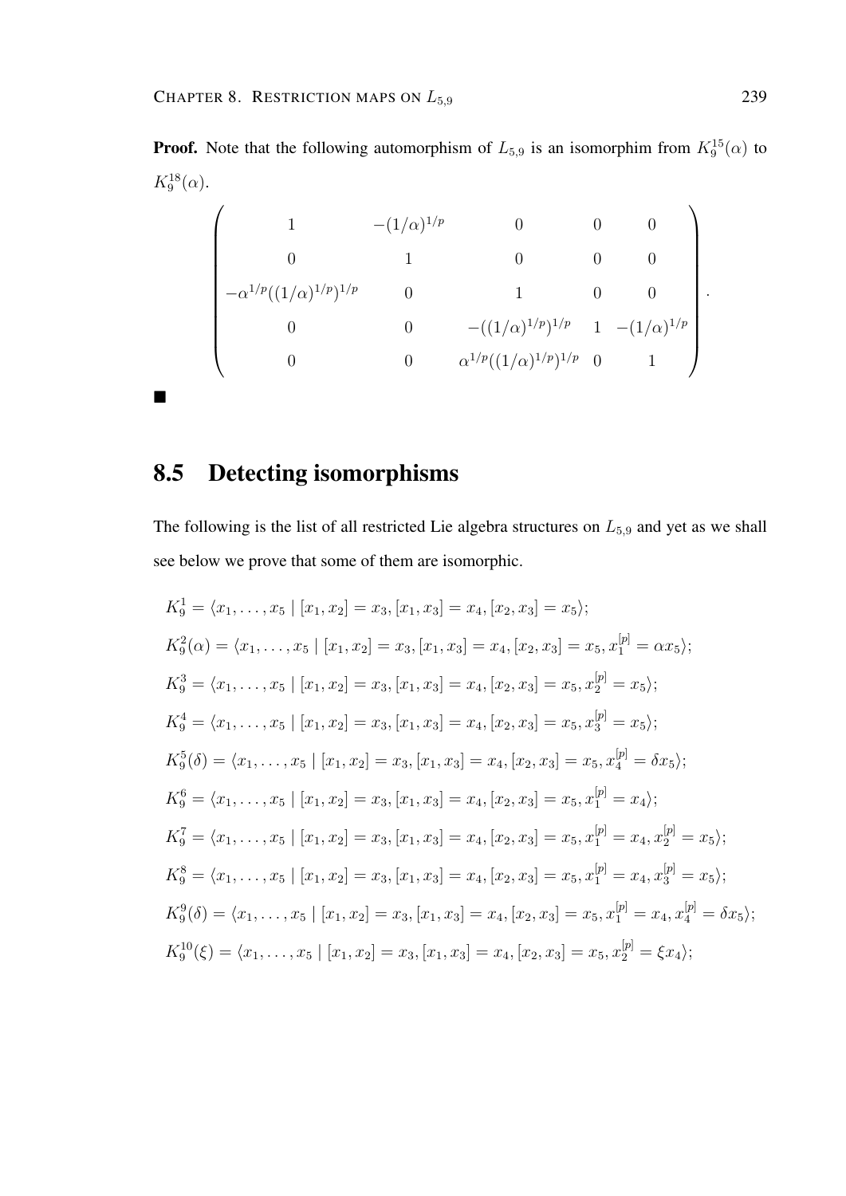**Proof.** Note that the following automorphism of $L_{5,9}$ is an isomorphim from $K_9^{15}(\alpha)$ to $K_9^{18}(\alpha)$.

$$\begin{pmatrix} 1 & -(1/\alpha)^{1/p} & 0 & 0 & 0 \\ 0 & 1 & 0 & 0 & 0 \\ -\alpha^{1/p}((1/\alpha)^{1/p})^{1/p} & 0 & 1 & 0 & 0 \\ 0 & 0 & -((1/\alpha)^{1/p})^{1/p} & 1 & -(1/\alpha)^{1/p} \\ 0 & 0 & \alpha^{1/p}((1/\alpha)^{1/p})^{1/p} & 0 & 1 \end{pmatrix}.$$

■

## 8.5 Detecting isomorphisms

The following is the list of all restricted Lie algebra structures on $L_{5,9}$ and yet as we shall see below we prove that some of them are isomorphic.

$K_9^1 = \langle x_1, \ldots, x_5 \mid [x_1, x_2] = x_3, [x_1, x_3] = x_4, [x_2, x_3] = x_5 \rangle;$

$K_9^2(\alpha) = \langle x_1, \ldots, x_5 \mid [x_1, x_2] = x_3, [x_1, x_3] = x_4, [x_2, x_3] = x_5, x_1^{[p]} = \alpha x_5 \rangle;$

$K_9^3 = \langle x_1, \ldots, x_5 \mid [x_1, x_2] = x_3, [x_1, x_3] = x_4, [x_2, x_3] = x_5, x_2^{[p]} = x_5 \rangle;$

$K_9^4 = \langle x_1, \ldots, x_5 \mid [x_1, x_2] = x_3, [x_1, x_3] = x_4, [x_2, x_3] = x_5, x_3^{[p]} = x_5 \rangle;$

$K_9^5(\delta) = \langle x_1, \ldots, x_5 \mid [x_1, x_2] = x_3, [x_1, x_3] = x_4, [x_2, x_3] = x_5, x_4^{[p]} = \delta x_5 \rangle;$

$K_9^6 = \langle x_1, \ldots, x_5 \mid [x_1, x_2] = x_3, [x_1, x_3] = x_4, [x_2, x_3] = x_5, x_1^{[p]} = x_4 \rangle;$

$K_9^7 = \langle x_1, \ldots, x_5 \mid [x_1, x_2] = x_3, [x_1, x_3] = x_4, [x_2, x_3] = x_5, x_1^{[p]} = x_4, x_2^{[p]} = x_5 \rangle;$

$K_9^8 = \langle x_1, \ldots, x_5 \mid [x_1, x_2] = x_3, [x_1, x_3] = x_4, [x_2, x_3] = x_5, x_1^{[p]} = x_4, x_3^{[p]} = x_5 \rangle;$

$K_9^9(\delta) = \langle x_1, \ldots, x_5 \mid [x_1, x_2] = x_3, [x_1, x_3] = x_4, [x_2, x_3] = x_5, x_1^{[p]} = x_4, x_4^{[p]} = \delta x_5 \rangle;$

$K_9^{10}(\xi) = \langle x_1, \ldots, x_5 \mid [x_1, x_2] = x_3, [x_1, x_3] = x_4, [x_2, x_3] = x_5, x_2^{[p]} = \xi x_4 \rangle;$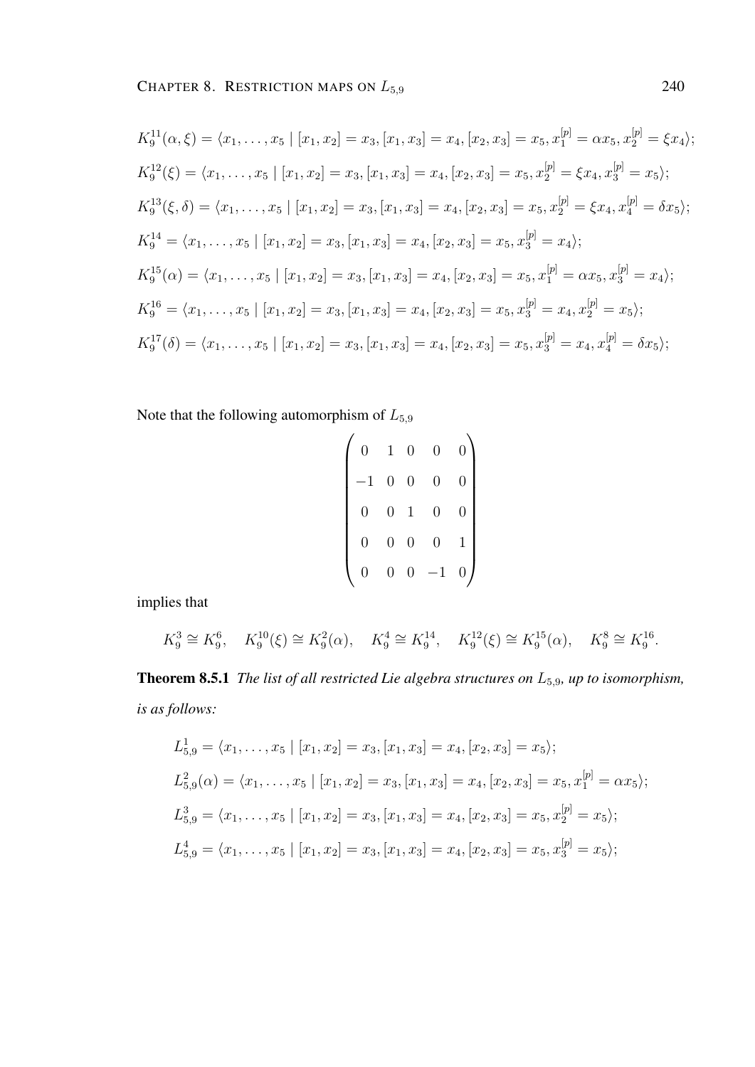$$K_9^{11}(\alpha,\xi) = \langle x_1,\dots,x_5 \mid [x_1,x_2]=x_3, [x_1,x_3]=x_4, [x_2,x_3]=x_5, x_1^{[p]}=\alpha x_5, x_2^{[p]}=\xi x_4\rangle;$$

$$K_9^{12}(\xi) = \langle x_1,\dots,x_5 \mid [x_1,x_2]=x_3, [x_1,x_3]=x_4, [x_2,x_3]=x_5, x_2^{[p]}=\xi x_4, x_3^{[p]}=x_5\rangle;$$

$$K_9^{13}(\xi,\delta) = \langle x_1,\dots,x_5 \mid [x_1,x_2]=x_3, [x_1,x_3]=x_4, [x_2,x_3]=x_5, x_2^{[p]}=\xi x_4, x_4^{[p]}=\delta x_5\rangle;$$

$$K_9^{14} = \langle x_1,\dots,x_5 \mid [x_1,x_2]=x_3, [x_1,x_3]=x_4, [x_2,x_3]=x_5, x_3^{[p]}=x_4\rangle;$$

$$K_9^{15}(\alpha) = \langle x_1,\dots,x_5 \mid [x_1,x_2]=x_3, [x_1,x_3]=x_4, [x_2,x_3]=x_5, x_1^{[p]}=\alpha x_5, x_3^{[p]}=x_4\rangle;$$

$$K_9^{16} = \langle x_1,\dots,x_5 \mid [x_1,x_2]=x_3, [x_1,x_3]=x_4, [x_2,x_3]=x_5, x_3^{[p]}=x_4, x_2^{[p]}=x_5\rangle;$$

$$K_9^{17}(\delta) = \langle x_1,\dots,x_5 \mid [x_1,x_2]=x_3, [x_1,x_3]=x_4, [x_2,x_3]=x_5, x_3^{[p]}=x_4, x_4^{[p]}=\delta x_5\rangle;$$

Note that the following automorphism of $L_{5,9}$

$$\begin{pmatrix} 0 & 1 & 0 & 0 & 0 \\ -1 & 0 & 0 & 0 & 0 \\ 0 & 0 & 1 & 0 & 0 \\ 0 & 0 & 0 & 0 & 1 \\ 0 & 0 & 0 & -1 & 0 \end{pmatrix}$$

implies that

$$K_9^3 \cong K_9^6, \quad K_9^{10}(\xi) \cong K_9^2(\alpha), \quad K_9^4 \cong K_9^{14}, \quad K_9^{12}(\xi) \cong K_9^{15}(\alpha), \quad K_9^8 \cong K_9^{16}.$$

**Theorem 8.5.1** *The list of all restricted Lie algebra structures on $L_{5,9}$, up to isomorphism, is as follows:*

$$L_{5,9}^1 = \langle x_1,\dots,x_5 \mid [x_1,x_2]=x_3, [x_1,x_3]=x_4, [x_2,x_3]=x_5\rangle;$$

$$L_{5,9}^2(\alpha) = \langle x_1,\dots,x_5 \mid [x_1,x_2]=x_3, [x_1,x_3]=x_4, [x_2,x_3]=x_5, x_1^{[p]}=\alpha x_5\rangle;$$

$$L_{5,9}^3 = \langle x_1,\dots,x_5 \mid [x_1,x_2]=x_3, [x_1,x_3]=x_4, [x_2,x_3]=x_5, x_2^{[p]}=x_5\rangle;$$

$$L_{5,9}^4 = \langle x_1,\dots,x_5 \mid [x_1,x_2]=x_3, [x_1,x_3]=x_4, [x_2,x_3]=x_5, x_3^{[p]}=x_5\rangle;$$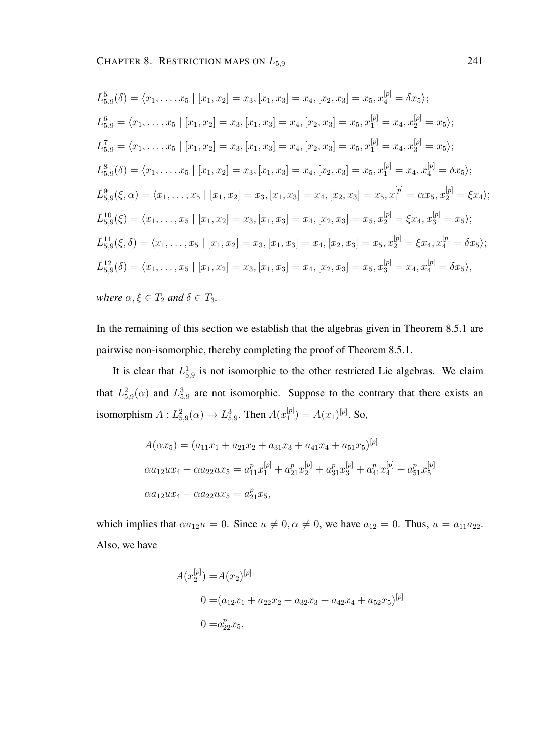$L^5_{5,9}(\delta) = \langle x_1, \ldots, x_5 \mid [x_1, x_2] = x_3, [x_1, x_3] = x_4, [x_2, x_3] = x_5, x_4^{[p]} = \delta x_5 \rangle;$

$L^6_{5,9} = \langle x_1, \ldots, x_5 \mid [x_1, x_2] = x_3, [x_1, x_3] = x_4, [x_2, x_3] = x_5, x_1^{[p]} = x_4, x_2^{[p]} = x_5 \rangle;$

$L^7_{5,9} = \langle x_1, \ldots, x_5 \mid [x_1, x_2] = x_3, [x_1, x_3] = x_4, [x_2, x_3] = x_5, x_1^{[p]} = x_4, x_3^{[p]} = x_5 \rangle;$

$L^8_{5,9}(\delta) = \langle x_1, \ldots, x_5 \mid [x_1, x_2] = x_3, [x_1, x_3] = x_4, [x_2, x_3] = x_5, x_1^{[p]} = x_4, x_4^{[p]} = \delta x_5 \rangle;$

$L^9_{5,9}(\xi, \alpha) = \langle x_1, \ldots, x_5 \mid [x_1, x_2] = x_3, [x_1, x_3] = x_4, [x_2, x_3] = x_5, x_1^{[p]} = \alpha x_5, x_2^{[p]} = \xi x_4 \rangle;$

$L^{10}_{5,9}(\xi) = \langle x_1, \ldots, x_5 \mid [x_1, x_2] = x_3, [x_1, x_3] = x_4, [x_2, x_3] = x_5, x_2^{[p]} = \xi x_4, x_3^{[p]} = x_5 \rangle;$

$L^{11}_{5,9}(\xi, \delta) = \langle x_1, \ldots, x_5 \mid [x_1, x_2] = x_3, [x_1, x_3] = x_4, [x_2, x_3] = x_5, x_2^{[p]} = \xi x_4, x_4^{[p]} = \delta x_5 \rangle;$

$L^{12}_{5,9}(\delta) = \langle x_1, \ldots, x_5 \mid [x_1, x_2] = x_3, [x_1, x_3] = x_4, [x_2, x_3] = x_5, x_3^{[p]} = x_4, x_4^{[p]} = \delta x_5 \rangle,$

*where $\alpha, \xi \in T_2$ and $\delta \in T_3$.*

In the remaining of this section we establish that the algebras given in Theorem 8.5.1 are pairwise non-isomorphic, thereby completing the proof of Theorem 8.5.1.

It is clear that $L^1_{5,9}$ is not isomorphic to the other restricted Lie algebras. We claim that $L^2_{5,9}(\alpha)$ and $L^3_{5,9}$ are not isomorphic. Suppose to the contrary that there exists an isomorphism $A : L^2_{5,9}(\alpha) \to L^3_{5,9}$. Then $A(x_1^{[p]}) = A(x_1)^{[p]}$. So,

$$
\begin{aligned}
A(\alpha x_5) &= (a_{11}x_1 + a_{21}x_2 + a_{31}x_3 + a_{41}x_4 + a_{51}x_5)^{[p]} \\
\alpha a_{12}ux_4 + \alpha a_{22}ux_5 &= a_{11}^p x_1^{[p]} + a_{21}^p x_2^{[p]} + a_{31}^p x_3^{[p]} + a_{41}^p x_4^{[p]} + a_{51}^p x_5^{[p]} \\
\alpha a_{12}ux_4 + \alpha a_{22}ux_5 &= a_{21}^p x_5,
\end{aligned}
$$

which implies that $\alpha a_{12} u = 0$. Since $u \neq 0, \alpha \neq 0$, we have $a_{12} = 0$. Thus, $u = a_{11}a_{22}$. Also, we have

$$
\begin{aligned}
A(x_2^{[p]}) =& A(x_2)^{[p]} \\
0 =& (a_{12}x_1 + a_{22}x_2 + a_{32}x_3 + a_{42}x_4 + a_{52}x_5)^{[p]} \\
0 =& a_{22}^p x_5,
\end{aligned}
$$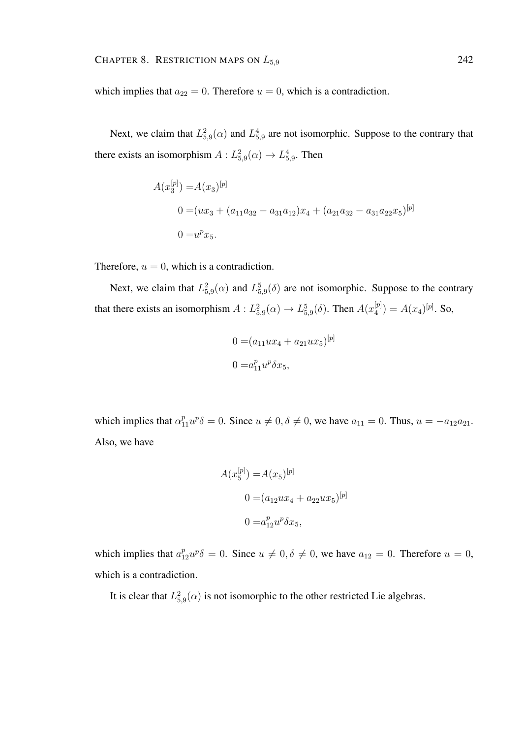which implies that $a_{22} = 0$. Therefore $u = 0$, which is a contradiction.

Next, we claim that $L^2_{5,9}(\alpha)$ and $L^4_{5,9}$ are not isomorphic. Suppose to the contrary that there exists an isomorphism $A : L^2_{5,9}(\alpha) \to L^4_{5,9}$. Then

$$
\begin{aligned}
A(x_3^{[p]}) =& A(x_3)^{[p]} \\
0 =& (ux_3 + (a_{11}a_{32} - a_{31}a_{12})x_4 + (a_{21}a_{32} - a_{31}a_{22}x_5)^{[p]} \\
0 =& u^p x_5.
\end{aligned}
$$

Therefore, $u = 0$, which is a contradiction.

Next, we claim that $L^2_{5,9}(\alpha)$ and $L^5_{5,9}(\delta)$ are not isomorphic. Suppose to the contrary that there exists an isomorphism $A : L^2_{5,9}(\alpha) \to L^5_{5,9}(\delta)$. Then $A(x_4^{[p]}) = A(x_4)^{[p]}$. So,

$$
\begin{aligned}
0 =& (a_{11}ux_4 + a_{21}ux_5)^{[p]} \\
0 =& a_{11}^p u^p \delta x_5,
\end{aligned}
$$

which implies that $\alpha_{11}^p u^p \delta = 0$. Since $u \neq 0, \delta \neq 0$, we have $a_{11} = 0$. Thus, $u = -a_{12}a_{21}$. Also, we have

$$
\begin{aligned}
A(x_5^{[p]}) =& A(x_5)^{[p]} \\
0 =& (a_{12}ux_4 + a_{22}ux_5)^{[p]} \\
0 =& a_{12}^p u^p \delta x_5,
\end{aligned}
$$

which implies that $a_{12}^p u^p \delta = 0$. Since $u \neq 0, \delta \neq 0$, we have $a_{12} = 0$. Therefore $u = 0$, which is a contradiction.

It is clear that $L^2_{5,9}(\alpha)$ is not isomorphic to the other restricted Lie algebras.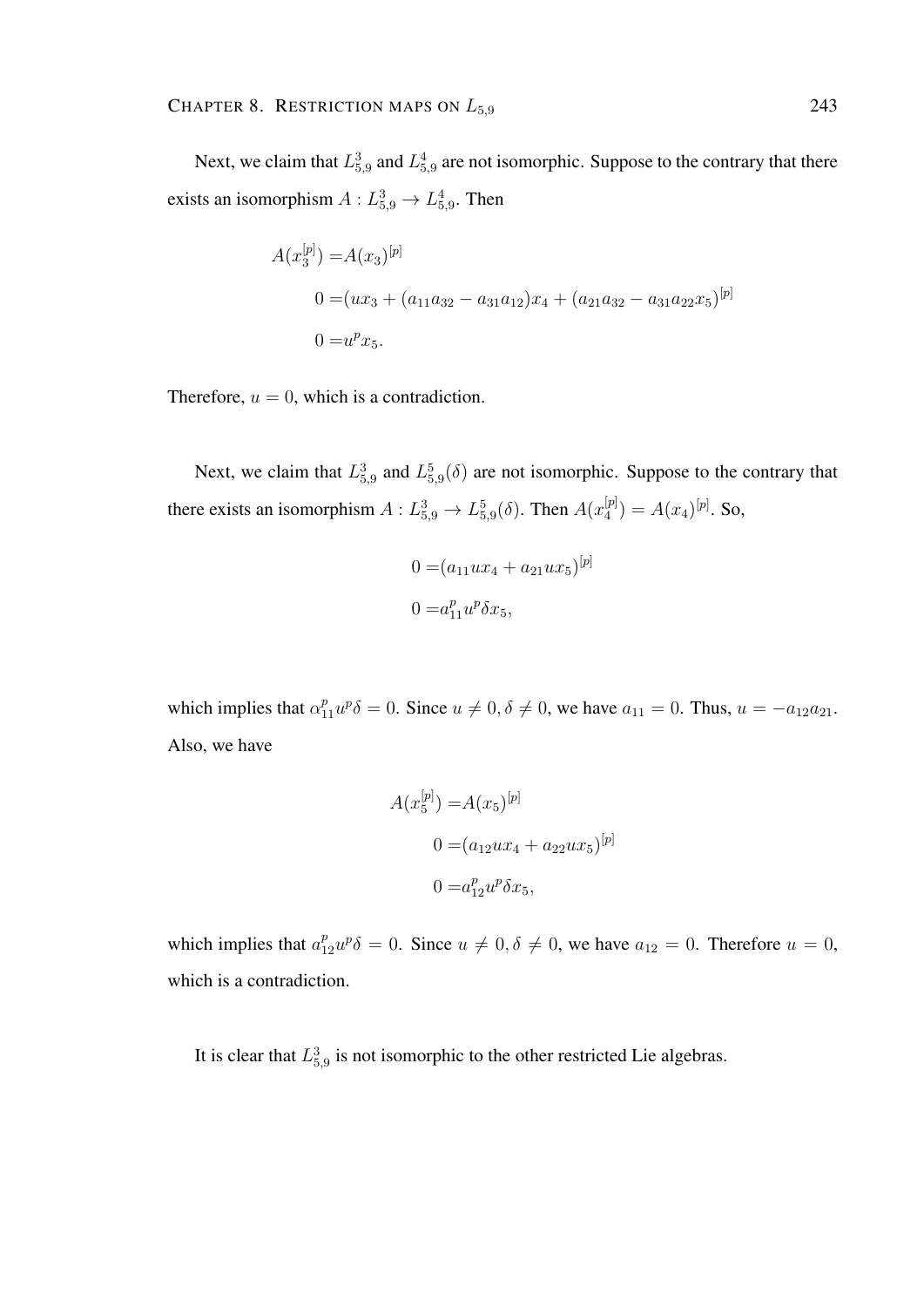Next, we claim that $L^3_{5,9}$ and $L^4_{5,9}$ are not isomorphic. Suppose to the contrary that there exists an isomorphism $A : L^3_{5,9} \to L^4_{5,9}$. Then

$$
\begin{aligned}
A(x_3^{[p]}) =& A(x_3)^{[p]} \\
0 =& (ux_3 + (a_{11}a_{32} - a_{31}a_{12})x_4 + (a_{21}a_{32} - a_{31}a_{22}x_5)^{[p]} \\
0 =& u^p x_5.
\end{aligned}
$$

Therefore, $u = 0$, which is a contradiction.

Next, we claim that $L^3_{5,9}$ and $L^5_{5,9}(\delta)$ are not isomorphic. Suppose to the contrary that there exists an isomorphism $A : L^3_{5,9} \to L^5_{5,9}(\delta)$. Then $A(x_4^{[p]}) = A(x_4)^{[p]}$. So,

$$
\begin{aligned}
0 =& (a_{11}ux_4 + a_{21}ux_5)^{[p]} \\
0 =& a_{11}^p u^p \delta x_5,
\end{aligned}
$$

which implies that $\alpha_{11}^p u^p \delta = 0$. Since $u \neq 0, \delta \neq 0$, we have $a_{11} = 0$. Thus, $u = -a_{12}a_{21}$. Also, we have

$$
\begin{aligned}
A(x_5^{[p]}) =& A(x_5)^{[p]} \\
0 =& (a_{12}ux_4 + a_{22}ux_5)^{[p]} \\
0 =& a_{12}^p u^p \delta x_5,
\end{aligned}
$$

which implies that $a_{12}^p u^p \delta = 0$. Since $u \neq 0, \delta \neq 0$, we have $a_{12} = 0$. Therefore $u = 0$, which is a contradiction.

It is clear that $L^3_{5,9}$ is not isomorphic to the other restricted Lie algebras.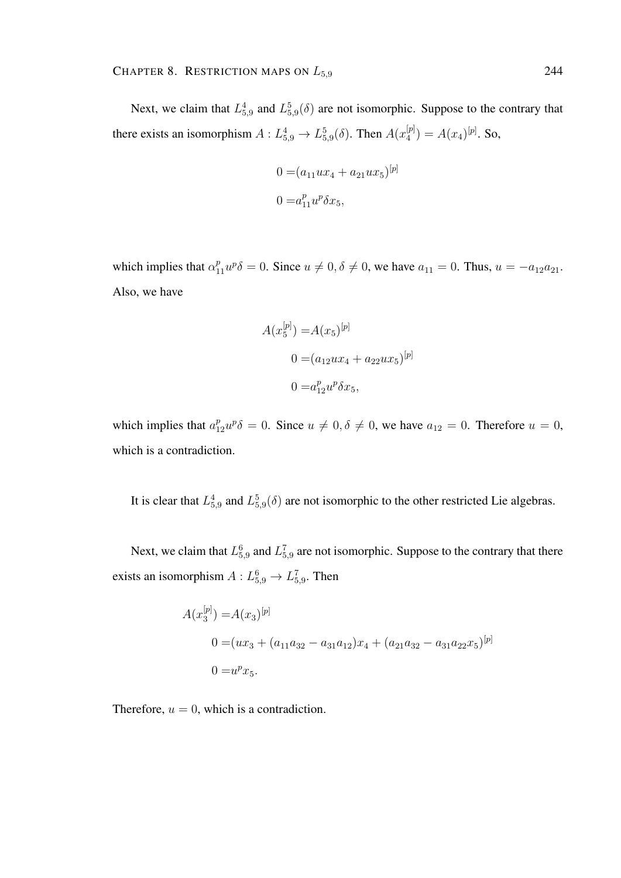Next, we claim that $L^4_{5,9}$ and $L^5_{5,9}(\delta)$ are not isomorphic. Suppose to the contrary that there exists an isomorphism $A : L^4_{5,9} \to L^5_{5,9}(\delta)$. Then $A(x_4^{[p]}) = A(x_4)^{[p]}$. So,

$$
\begin{aligned}
0 =& (a_{11}ux_4 + a_{21}ux_5)^{[p]} \\
0 =& a_{11}^p u^p \delta x_5,
\end{aligned}
$$

which implies that $\alpha_{11}^p u^p \delta = 0$. Since $u \neq 0, \delta \neq 0$, we have $a_{11} = 0$. Thus, $u = -a_{12}a_{21}$. Also, we have

$$
\begin{aligned}
A(x_5^{[p]}) =& A(x_5)^{[p]} \\
0 =& (a_{12}ux_4 + a_{22}ux_5)^{[p]} \\
0 =& a_{12}^p u^p \delta x_5,
\end{aligned}
$$

which implies that $a_{12}^p u^p \delta = 0$. Since $u \neq 0, \delta \neq 0$, we have $a_{12} = 0$. Therefore $u = 0$, which is a contradiction.

It is clear that $L^4_{5,9}$ and $L^5_{5,9}(\delta)$ are not isomorphic to the other restricted Lie algebras.

Next, we claim that $L^6_{5,9}$ and $L^7_{5,9}$ are not isomorphic. Suppose to the contrary that there exists an isomorphism $A : L^6_{5,9} \to L^7_{5,9}$. Then

$$
\begin{aligned}
A(x_3^{[p]}) =& A(x_3)^{[p]} \\
0 =& (ux_3 + (a_{11}a_{32} - a_{31}a_{12})x_4 + (a_{21}a_{32} - a_{31}a_{22}x_5)^{[p]} \\
0 =& u^p x_5.
\end{aligned}
$$

Therefore, $u = 0$, which is a contradiction.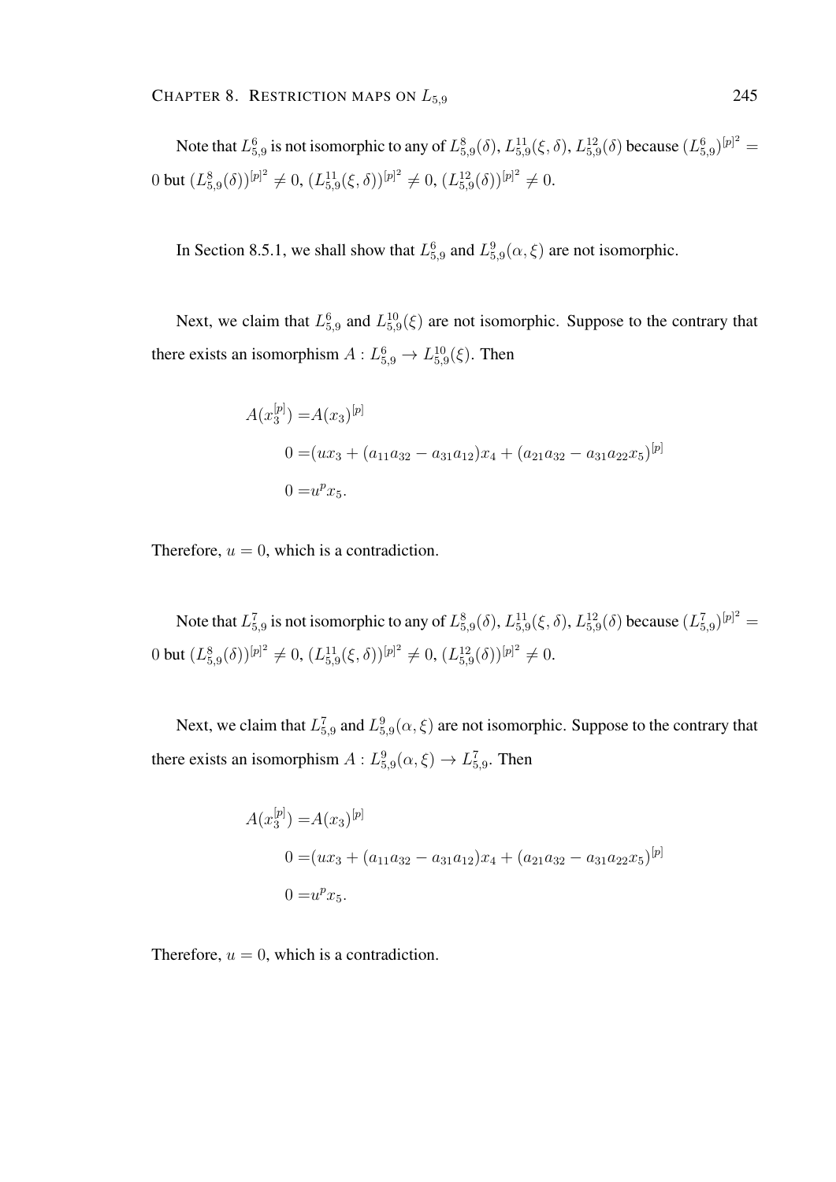Note that $L_{5,9}^{6}$ is not isomorphic to any of $L_{5,9}^{8}(\delta)$, $L_{5,9}^{11}(\xi,\delta)$, $L_{5,9}^{12}(\delta)$ because $(L_{5,9}^{6})^{[p]^2} = 0$ but $(L_{5,9}^{8}(\delta))^{[p]^2} \neq 0$, $(L_{5,9}^{11}(\xi,\delta))^{[p]^2} \neq 0$, $(L_{5,9}^{12}(\delta))^{[p]^2} \neq 0$.

In Section 8.5.1, we shall show that $L_{5,9}^{6}$ and $L_{5,9}^{9}(\alpha,\xi)$ are not isomorphic.

Next, we claim that $L_{5,9}^{6}$ and $L_{5,9}^{10}(\xi)$ are not isomorphic. Suppose to the contrary that there exists an isomorphism $A : L_{5,9}^{6} \to L_{5,9}^{10}(\xi)$. Then

$$
\begin{aligned}
A(x_3^{[p]}) &= A(x_3)^{[p]} \\
0 &= (ux_3 + (a_{11}a_{32} - a_{31}a_{12})x_4 + (a_{21}a_{32} - a_{31}a_{22}x_5)^{[p]} \\
0 &= u^p x_5.
\end{aligned}
$$

Therefore, $u = 0$, which is a contradiction.

Note that $L_{5,9}^{7}$ is not isomorphic to any of $L_{5,9}^{8}(\delta)$, $L_{5,9}^{11}(\xi,\delta)$, $L_{5,9}^{12}(\delta)$ because $(L_{5,9}^{7})^{[p]^2} = 0$ but $(L_{5,9}^{8}(\delta))^{[p]^2} \neq 0$, $(L_{5,9}^{11}(\xi,\delta))^{[p]^2} \neq 0$, $(L_{5,9}^{12}(\delta))^{[p]^2} \neq 0$.

Next, we claim that $L_{5,9}^{7}$ and $L_{5,9}^{9}(\alpha,\xi)$ are not isomorphic. Suppose to the contrary that there exists an isomorphism $A : L_{5,9}^{9}(\alpha,\xi) \to L_{5,9}^{7}$. Then

$$
\begin{aligned}
A(x_3^{[p]}) &= A(x_3)^{[p]} \\
0 &= (ux_3 + (a_{11}a_{32} - a_{31}a_{12})x_4 + (a_{21}a_{32} - a_{31}a_{22}x_5)^{[p]} \\
0 &= u^p x_5.
\end{aligned}
$$

Therefore, $u = 0$, which is a contradiction.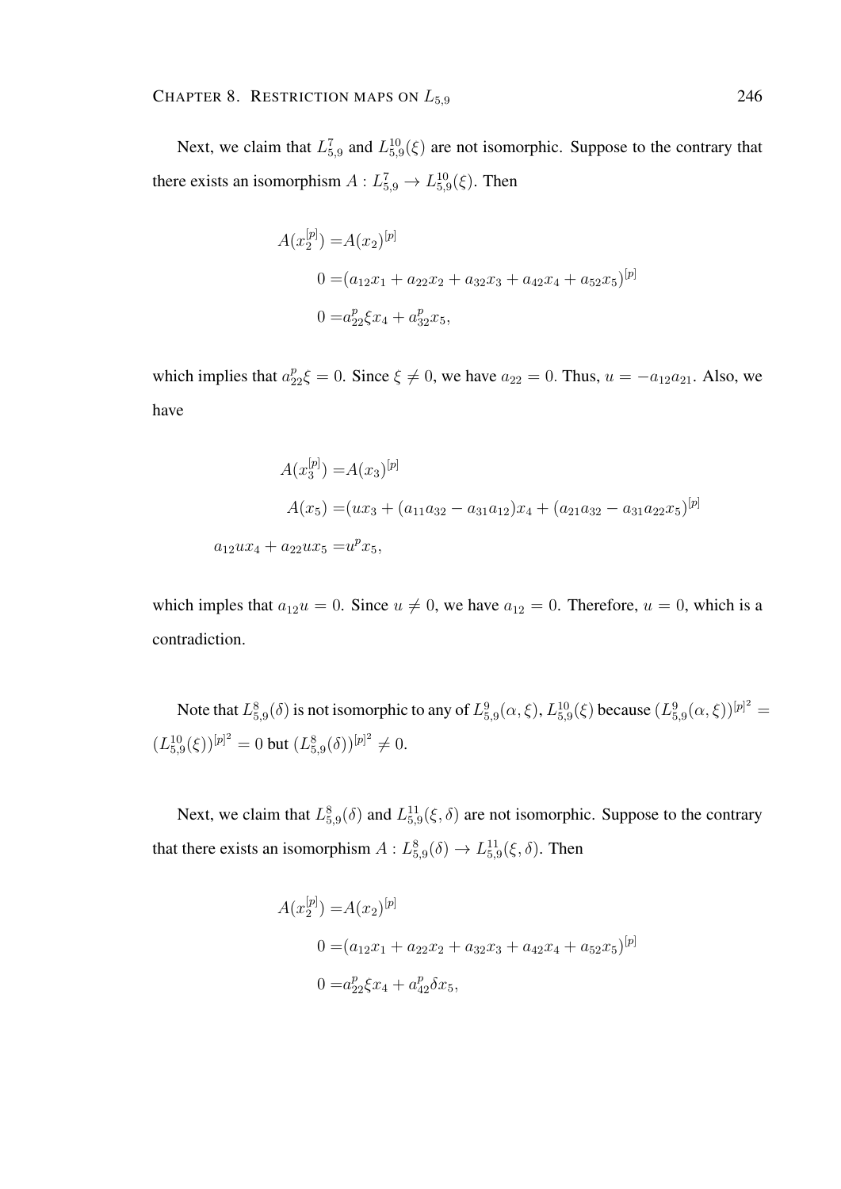Next, we claim that $L_{5,9}^{7}$ and $L_{5,9}^{10}(\xi)$ are not isomorphic. Suppose to the contrary that there exists an isomorphism $A : L_{5,9}^{7} \to L_{5,9}^{10}(\xi)$. Then

$$
\begin{aligned}
A(x_2^{[p]}) =& A(x_2)^{[p]} \\
0 =& (a_{12}x_1 + a_{22}x_2 + a_{32}x_3 + a_{42}x_4 + a_{52}x_5)^{[p]} \\
0 =& a_{22}^p \xi x_4 + a_{32}^p x_5,
\end{aligned}
$$

which implies that $a_{22}^p \xi = 0$. Since $\xi \neq 0$, we have $a_{22} = 0$. Thus, $u = -a_{12}a_{21}$. Also, we have

$$
\begin{aligned}
A(x_3^{[p]}) =& A(x_3)^{[p]} \\
A(x_5) =& (ux_3 + (a_{11}a_{32} - a_{31}a_{12})x_4 + (a_{21}a_{32} - a_{31}a_{22}x_5)^{[p]} \\
a_{12}ux_4 + a_{22}ux_5 =& u^p x_5,
\end{aligned}
$$

which imples that $a_{12}u = 0$. Since $u \neq 0$, we have $a_{12} = 0$. Therefore, $u = 0$, which is a contradiction.

Note that $L_{5,9}^{8}(\delta)$ is not isomorphic to any of $L_{5,9}^{9}(\alpha, \xi)$, $L_{5,9}^{10}(\xi)$ because $(L_{5,9}^{9}(\alpha, \xi))^{[p]^2} = (L_{5,9}^{10}(\xi))^{[p]^2} = 0$ but $(L_{5,9}^{8}(\delta))^{[p]^2} \neq 0$.

Next, we claim that $L_{5,9}^{8}(\delta)$ and $L_{5,9}^{11}(\xi, \delta)$ are not isomorphic. Suppose to the contrary that there exists an isomorphism $A : L_{5,9}^{8}(\delta) \to L_{5,9}^{11}(\xi, \delta)$. Then

$$
\begin{aligned}
A(x_2^{[p]}) =& A(x_2)^{[p]} \\
0 =& (a_{12}x_1 + a_{22}x_2 + a_{32}x_3 + a_{42}x_4 + a_{52}x_5)^{[p]} \\
0 =& a_{22}^p \xi x_4 + a_{42}^p \delta x_5,
\end{aligned}
$$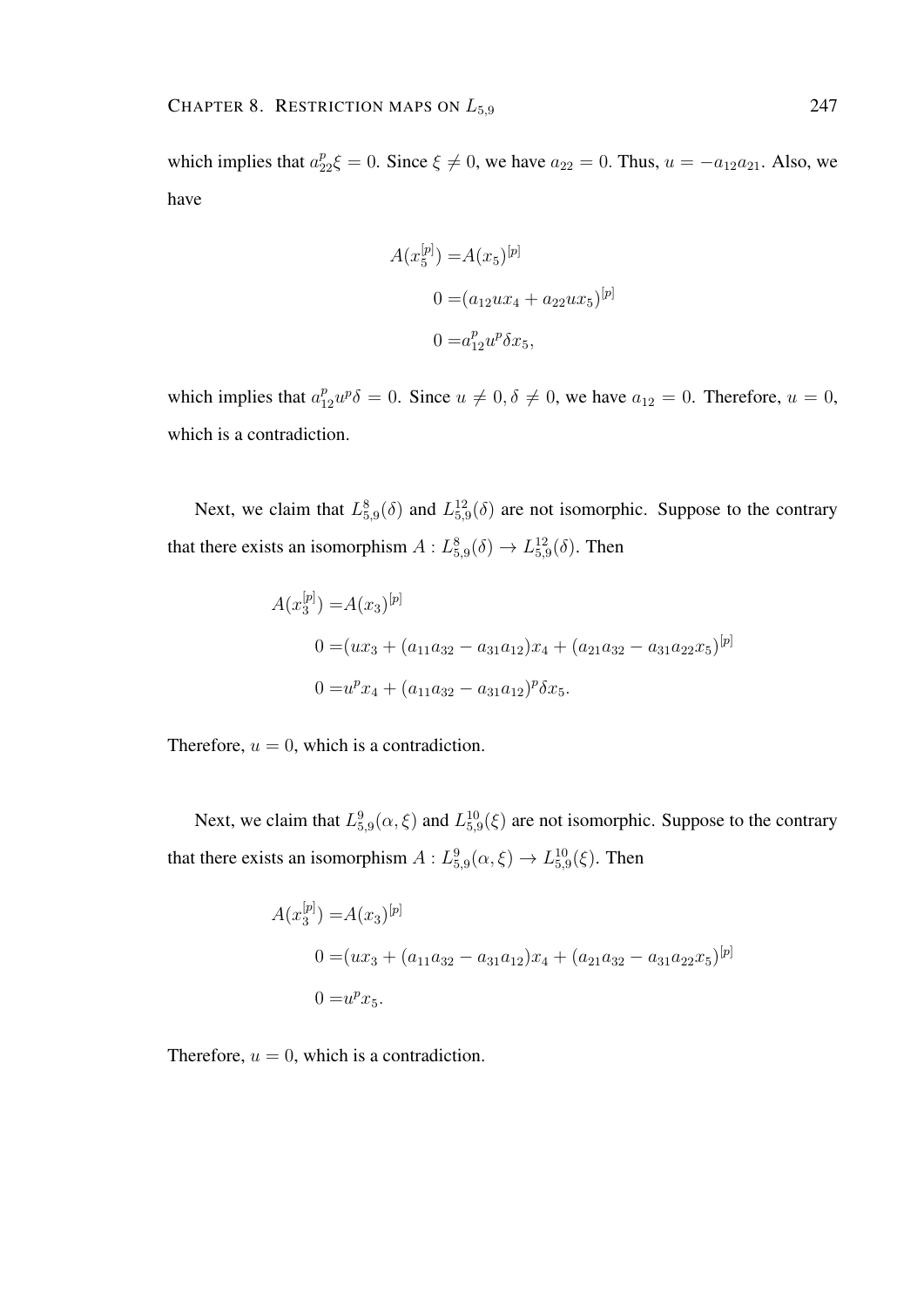which implies that $a_{22}^p \xi = 0$. Since $\xi \neq 0$, we have $a_{22} = 0$. Thus, $u = -a_{12}a_{21}$. Also, we have

$$
\begin{aligned}
A(x_5^{[p]}) =& A(x_5)^{[p]} \\
0 =& (a_{12}ux_4 + a_{22}ux_5)^{[p]} \\
0 =& a_{12}^p u^p \delta x_5,
\end{aligned}
$$

which implies that $a_{12}^p u^p \delta = 0$. Since $u \neq 0, \delta \neq 0$, we have $a_{12} = 0$. Therefore, $u = 0$, which is a contradiction.

Next, we claim that $L_{5,9}^8(\delta)$ and $L_{5,9}^{12}(\delta)$ are not isomorphic. Suppose to the contrary that there exists an isomorphism $A : L_{5,9}^8(\delta) \to L_{5,9}^{12}(\delta)$. Then

$$
\begin{aligned}
A(x_3^{[p]}) =& A(x_3)^{[p]} \\
0 =& (ux_3 + (a_{11}a_{32} - a_{31}a_{12})x_4 + (a_{21}a_{32} - a_{31}a_{22}x_5)^{[p]} \\
0 =& u^p x_4 + (a_{11}a_{32} - a_{31}a_{12})^p \delta x_5.
\end{aligned}
$$

Therefore, $u = 0$, which is a contradiction.

Next, we claim that $L_{5,9}^9(\alpha, \xi)$ and $L_{5,9}^{10}(\xi)$ are not isomorphic. Suppose to the contrary that there exists an isomorphism $A : L_{5,9}^9(\alpha, \xi) \to L_{5,9}^{10}(\xi)$. Then

$$
\begin{aligned}
A(x_3^{[p]}) =& A(x_3)^{[p]} \\
0 =& (ux_3 + (a_{11}a_{32} - a_{31}a_{12})x_4 + (a_{21}a_{32} - a_{31}a_{22}x_5)^{[p]} \\
0 =& u^p x_5.
\end{aligned}
$$

Therefore, $u = 0$, which is a contradiction.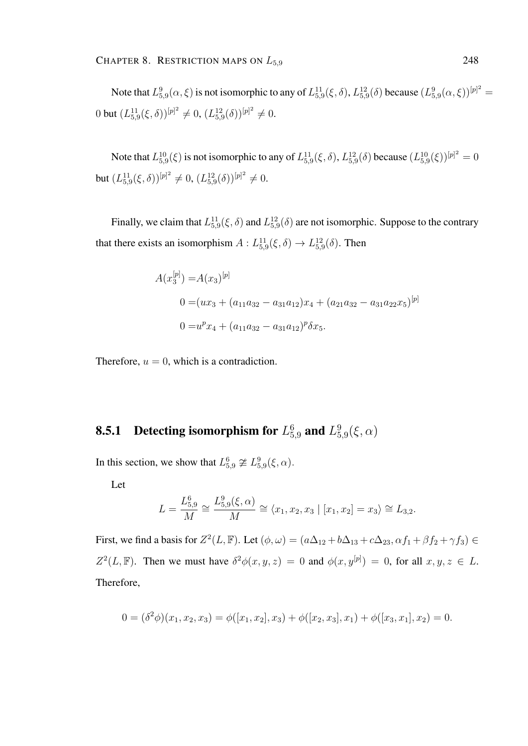Note that $L_{5,9}^{9}(\alpha,\xi)$ is not isomorphic to any of $L_{5,9}^{11}(\xi,\delta)$, $L_{5,9}^{12}(\delta)$ because $(L_{5,9}^{9}(\alpha,\xi))^{[p]^2} = 0$ but $(L_{5,9}^{11}(\xi,\delta))^{[p]^2} \neq 0$, $(L_{5,9}^{12}(\delta))^{[p]^2} \neq 0$.

Note that $L_{5,9}^{10}(\xi)$ is not isomorphic to any of $L_{5,9}^{11}(\xi,\delta)$, $L_{5,9}^{12}(\delta)$ because $(L_{5,9}^{10}(\xi))^{[p]^2} = 0$ but $(L_{5,9}^{11}(\xi,\delta))^{[p]^2} \neq 0$, $(L_{5,9}^{12}(\delta))^{[p]^2} \neq 0$.

Finally, we claim that $L_{5,9}^{11}(\xi,\delta)$ and $L_{5,9}^{12}(\delta)$ are not isomorphic. Suppose to the contrary that there exists an isomorphism $A : L_{5,9}^{11}(\xi,\delta) \to L_{5,9}^{12}(\delta)$. Then

$$
\begin{aligned}
A(x_3^{[p]}) =& A(x_3)^{[p]} \\
0 =& (ux_3 + (a_{11}a_{32} - a_{31}a_{12})x_4 + (a_{21}a_{32} - a_{31}a_{22}x_5)^{[p]} \\
0 =& u^p x_4 + (a_{11}a_{32} - a_{31}a_{12})^p \delta x_5.
\end{aligned}
$$

Therefore, $u = 0$, which is a contradiction.

### 8.5.1 Detecting isomorphism for $L_{5,9}^{6}$ and $L_{5,9}^{9}(\xi,\alpha)$

In this section, we show that $L_{5,9}^{6} \ncong L_{5,9}^{9}(\xi,\alpha)$.

Let

$$
L = \frac{L_{5,9}^{6}}{M} \cong \frac{L_{5,9}^{9}(\xi,\alpha)}{M} \cong \langle x_1, x_2, x_3 \mid [x_1,x_2] = x_3 \rangle \cong L_{3,2}.
$$

First, we find a basis for $Z^2(L,\mathbb{F})$. Let $(\phi,\omega) = (a\Delta_{12} + b\Delta_{13} + c\Delta_{23}, \alpha f_1 + \beta f_2 + \gamma f_3) \in Z^2(L,\mathbb{F})$. Then we must have $\delta^2\phi(x,y,z) = 0$ and $\phi(x, y^{[p]}) = 0$, for all $x,y,z \in L$. Therefore,

$$
0 = (\delta^2\phi)(x_1,x_2,x_3) = \phi([x_1,x_2],x_3) + \phi([x_2,x_3],x_1) + \phi([x_3,x_1],x_2) = 0.
$$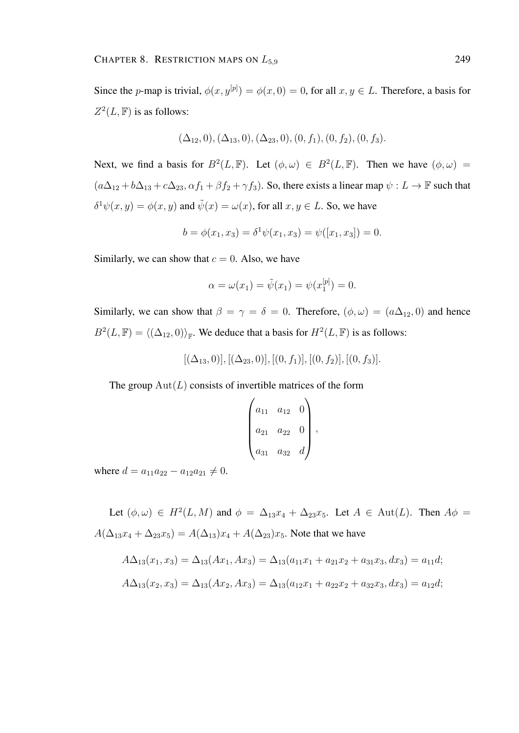Since the $p$-map is trivial, $\phi(x, y^{[p]}) = \phi(x, 0) = 0$, for all $x, y \in L$. Therefore, a basis for $Z^2(L, \mathbb{F})$ is as follows:

$$(\Delta_{12}, 0), (\Delta_{13}, 0), (\Delta_{23}, 0), (0, f_1), (0, f_2), (0, f_3).$$

Next, we find a basis for $B^2(L, \mathbb{F})$. Let $(\phi, \omega) \in B^2(L, \mathbb{F})$. Then we have $(\phi, \omega) = (a\Delta_{12} + b\Delta_{13} + c\Delta_{23}, \alpha f_1 + \beta f_2 + \gamma f_3)$. So, there exists a linear map $\psi : L \to \mathbb{F}$ such that $\delta^1\psi(x, y) = \phi(x, y)$ and $\tilde{\psi}(x) = \omega(x)$, for all $x, y \in L$. So, we have

$$b = \phi(x_1, x_3) = \delta^1\psi(x_1, x_3) = \psi([x_1, x_3]) = 0.$$

Similarly, we can show that $c = 0$. Also, we have

$$\alpha = \omega(x_1) = \tilde{\psi}(x_1) = \psi(x_1^{[p]}) = 0.$$

Similarly, we can show that $\beta = \gamma = \delta = 0$. Therefore, $(\phi, \omega) = (a\Delta_{12}, 0)$ and hence $B^2(L, \mathbb{F}) = \langle (\Delta_{12}, 0) \rangle_{\mathbb{F}}$. We deduce that a basis for $H^2(L, \mathbb{F})$ is as follows:

$$[(\Delta_{13}, 0)], [(\Delta_{23}, 0)], [(0, f_1)], [(0, f_2)], [(0, f_3)].$$

The group $\mathrm{Aut}(L)$ consists of invertible matrices of the form

$$\begin{pmatrix} a_{11} & a_{12} & 0 \\ a_{21} & a_{22} & 0 \\ a_{31} & a_{32} & d \end{pmatrix},$$

where $d = a_{11}a_{22} - a_{12}a_{21} \neq 0$.

Let $(\phi, \omega) \in H^2(L, M)$ and $\phi = \Delta_{13}x_4 + \Delta_{23}x_5$. Let $A \in \mathrm{Aut}(L)$. Then $A\phi = A(\Delta_{13}x_4 + \Delta_{23}x_5) = A(\Delta_{13})x_4 + A(\Delta_{23})x_5$. Note that we have

$$A\Delta_{13}(x_1, x_3) = \Delta_{13}(Ax_1, Ax_3) = \Delta_{13}(a_{11}x_1 + a_{21}x_2 + a_{31}x_3, dx_3) = a_{11}d;$$

$$A\Delta_{13}(x_2, x_3) = \Delta_{13}(Ax_2, Ax_3) = \Delta_{13}(a_{12}x_1 + a_{22}x_2 + a_{32}x_3, dx_3) = a_{12}d;$$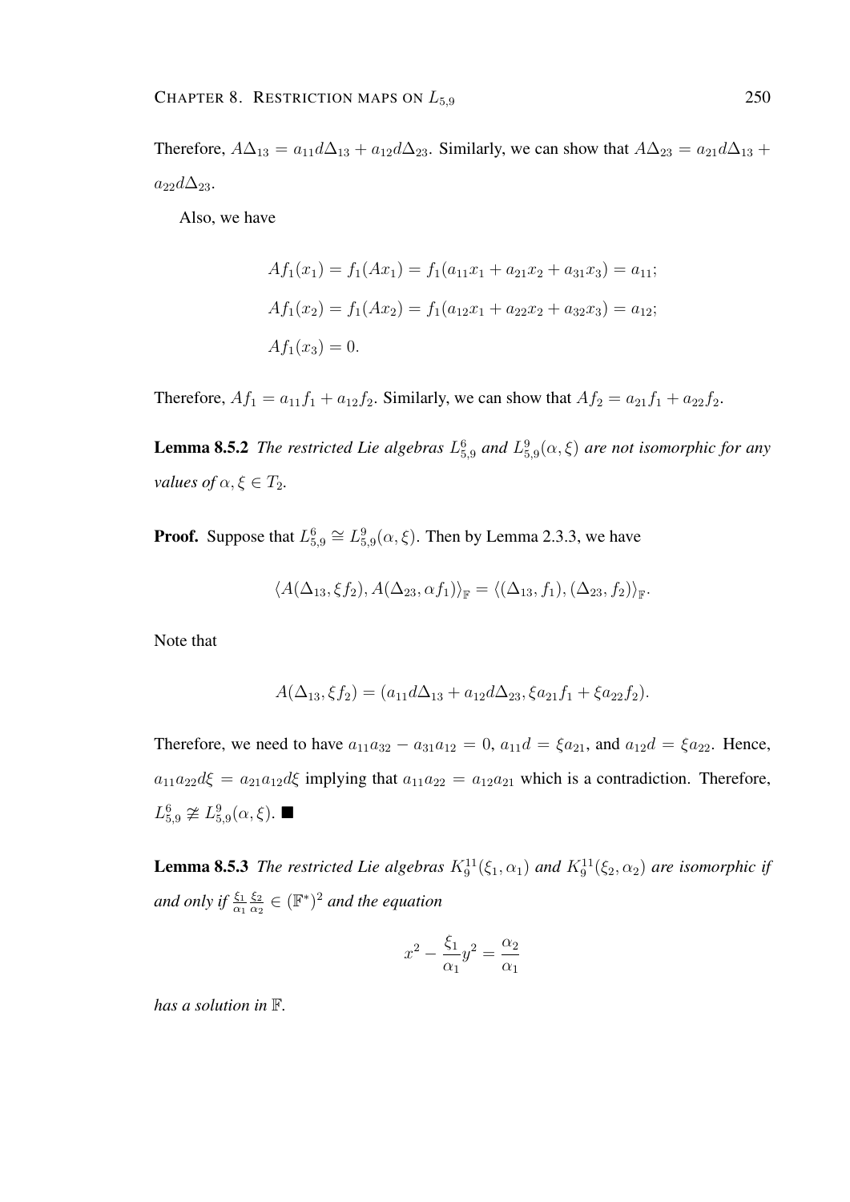Therefore, $A\Delta_{13} = a_{11}d\Delta_{13} + a_{12}d\Delta_{23}$. Similarly, we can show that $A\Delta_{23} = a_{21}d\Delta_{13} + a_{22}d\Delta_{23}$.

Also, we have

$$
\begin{aligned}
Af_1(x_1) &= f_1(Ax_1) = f_1(a_{11}x_1 + a_{21}x_2 + a_{31}x_3) = a_{11};\\
Af_1(x_2) &= f_1(Ax_2) = f_1(a_{12}x_1 + a_{22}x_2 + a_{32}x_3) = a_{12};\\
Af_1(x_3) &= 0.
\end{aligned}
$$

Therefore, $Af_1 = a_{11}f_1 + a_{12}f_2$. Similarly, we can show that $Af_2 = a_{21}f_1 + a_{22}f_2$.

**Lemma 8.5.2** *The restricted Lie algebras $L^6_{5,9}$ and $L^9_{5,9}(\alpha, \xi)$ are not isomorphic for any values of $\alpha, \xi \in T_2$.*

**Proof.** Suppose that $L^6_{5,9} \cong L^9_{5,9}(\alpha, \xi)$. Then by Lemma 2.3.3, we have

$$
\langle A(\Delta_{13}, \xi f_2), A(\Delta_{23}, \alpha f_1)\rangle_{\mathbb{F}} = \langle (\Delta_{13}, f_1), (\Delta_{23}, f_2)\rangle_{\mathbb{F}}.
$$

Note that

$$
A(\Delta_{13}, \xi f_2) = (a_{11}d\Delta_{13} + a_{12}d\Delta_{23}, \xi a_{21}f_1 + \xi a_{22}f_2).
$$

Therefore, we need to have $a_{11}a_{32} - a_{31}a_{12} = 0$, $a_{11}d = \xi a_{21}$, and $a_{12}d = \xi a_{22}$. Hence, $a_{11}a_{22}d\xi = a_{21}a_{12}d\xi$ implying that $a_{11}a_{22} = a_{12}a_{21}$ which is a contradiction. Therefore, $L^6_{5,9} \ncong L^9_{5,9}(\alpha, \xi)$. ■

**Lemma 8.5.3** *The restricted Lie algebras $K^{11}_9(\xi_1, \alpha_1)$ and $K^{11}_9(\xi_2, \alpha_2)$ are isomorphic if and only if $\frac{\xi_1}{\alpha_1}\frac{\xi_2}{\alpha_2} \in (\mathbb{F}^*)^2$ and the equation*

$$
x^2 - \frac{\xi_1}{\alpha_1}y^2 = \frac{\alpha_2}{\alpha_1}
$$

*has a solution in $\mathbb{F}$.*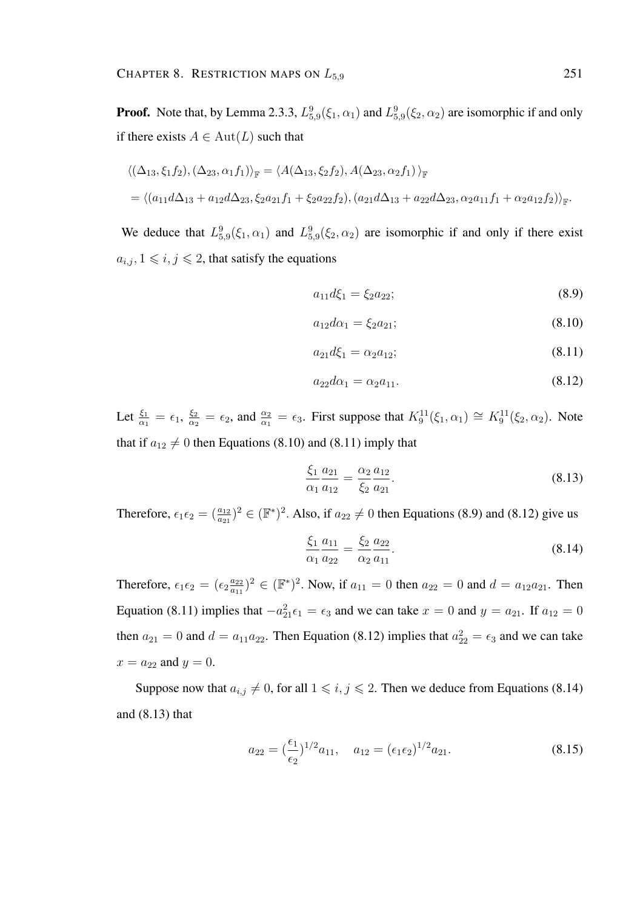**Proof.** Note that, by Lemma 2.3.3, $L^9_{5,9}(\xi_1, \alpha_1)$ and $L^9_{5,9}(\xi_2, \alpha_2)$ are isomorphic if and only if there exists $A \in \mathrm{Aut}(L)$ such that

$$
\begin{aligned}
&\langle(\Delta_{13}, \xi_1 f_2), (\Delta_{23}, \alpha_1 f_1)\rangle_{\mathbb{F}} = \langle A(\Delta_{13}, \xi_2 f_2), A(\Delta_{23}, \alpha_2 f_1)\,\rangle_{\mathbb{F}} \\
&= \langle(a_{11} d\Delta_{13} + a_{12} d\Delta_{23}, \xi_2 a_{21} f_1 + \xi_2 a_{22} f_2), (a_{21} d\Delta_{13} + a_{22} d\Delta_{23}, \alpha_2 a_{11} f_1 + \alpha_2 a_{12} f_2)\rangle_{\mathbb{F}}.
\end{aligned}
$$

We deduce that $L^9_{5,9}(\xi_1, \alpha_1)$ and $L^9_{5,9}(\xi_2, \alpha_2)$ are isomorphic if and only if there exist $a_{i,j}, 1 \leqslant i, j \leqslant 2$, that satisfy the equations

$$a_{11} d\xi_1 = \xi_2 a_{22}; \tag{8.9}$$

$$a_{12} d\alpha_1 = \xi_2 a_{21}; \tag{8.10}$$

$$a_{21} d\xi_1 = \alpha_2 a_{12}; \tag{8.11}$$

$$a_{22} d\alpha_1 = \alpha_2 a_{11}. \tag{8.12}$$

Let $\frac{\xi_1}{\alpha_1} = \epsilon_1$, $\frac{\xi_2}{\alpha_2} = \epsilon_2$, and $\frac{\alpha_2}{\alpha_1} = \epsilon_3$. First suppose that $K^{11}_9(\xi_1, \alpha_1) \cong K^{11}_9(\xi_2, \alpha_2)$. Note that if $a_{12} \neq 0$ then Equations (8.10) and (8.11) imply that

$$\frac{\xi_1}{\alpha_1} \frac{a_{21}}{a_{12}} = \frac{\alpha_2}{\xi_2} \frac{a_{12}}{a_{21}}. \tag{8.13}$$

Therefore, $\epsilon_1 \epsilon_2 = (\frac{a_{12}}{a_{21}})^2 \in (\mathbb{F}^*)^2$. Also, if $a_{22} \neq 0$ then Equations (8.9) and (8.12) give us

$$\frac{\xi_1}{\alpha_1} \frac{a_{11}}{a_{22}} = \frac{\xi_2}{\alpha_2} \frac{a_{22}}{a_{11}}. \tag{8.14}$$

Therefore, $\epsilon_1 \epsilon_2 = (\epsilon_2 \frac{a_{22}}{a_{11}})^2 \in (\mathbb{F}^*)^2$. Now, if $a_{11} = 0$ then $a_{22} = 0$ and $d = a_{12} a_{21}$. Then Equation (8.11) implies that $-a_{21}^2 \epsilon_1 = \epsilon_3$ and we can take $x = 0$ and $y = a_{21}$. If $a_{12} = 0$ then $a_{21} = 0$ and $d = a_{11} a_{22}$. Then Equation (8.12) implies that $a_{22}^2 = \epsilon_3$ and we can take $x = a_{22}$ and $y = 0$.

Suppose now that $a_{i,j} \neq 0$, for all $1 \leqslant i, j \leqslant 2$. Then we deduce from Equations (8.14) and (8.13) that

$$a_{22} = (\frac{\epsilon_1}{\epsilon_2})^{1/2} a_{11}, \quad a_{12} = (\epsilon_1 \epsilon_2)^{1/2} a_{21}. \tag{8.15}$$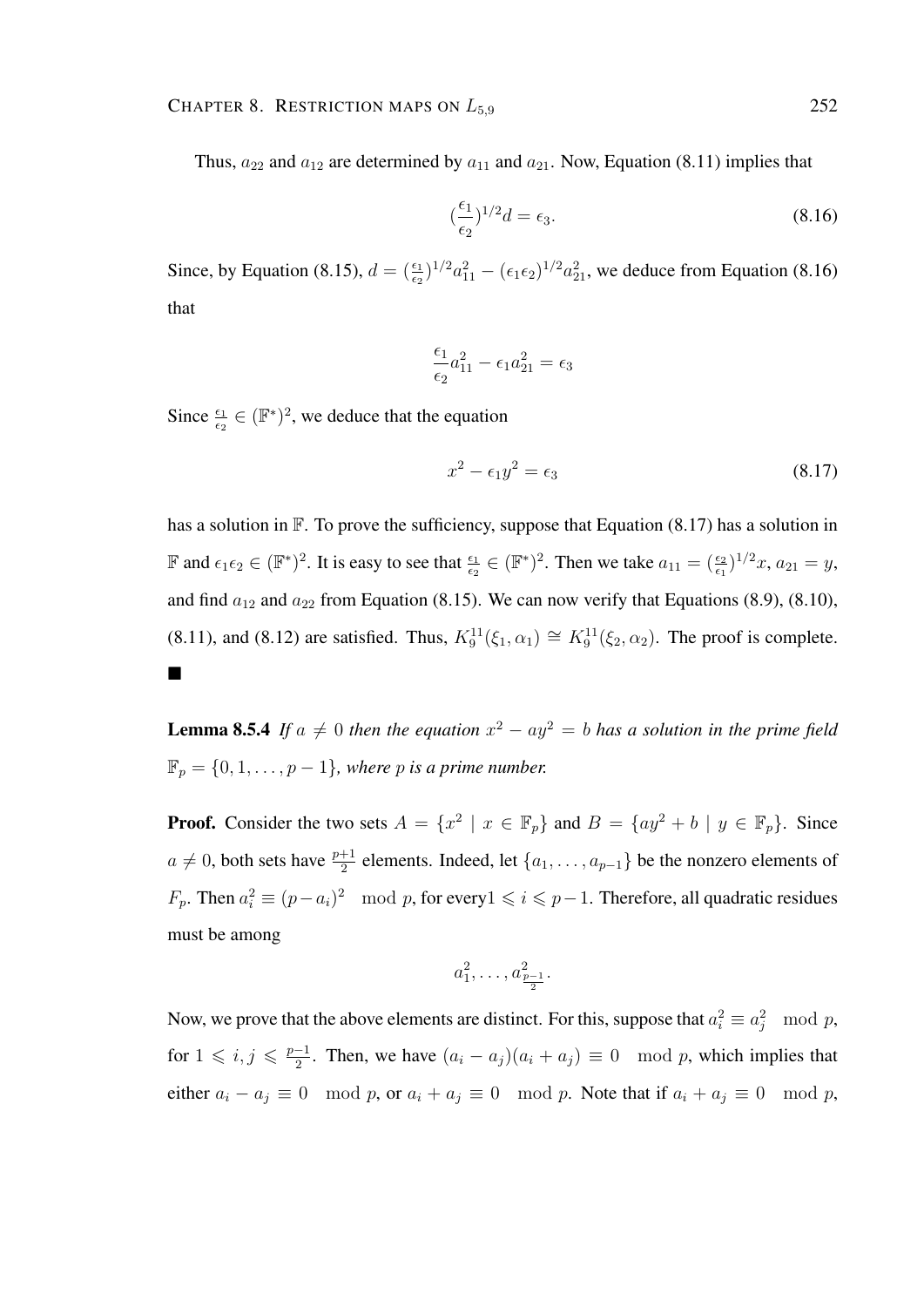Thus, $a_{22}$ and $a_{12}$ are determined by $a_{11}$ and $a_{21}$. Now, Equation (8.11) implies that

$$(\frac{\epsilon_1}{\epsilon_2})^{1/2} d = \epsilon_3. \tag{8.16}$$

Since, by Equation (8.15), $d = (\frac{\epsilon_1}{\epsilon_2})^{1/2} a_{11}^2 - (\epsilon_1 \epsilon_2)^{1/2} a_{21}^2$, we deduce from Equation (8.16) that

$$\frac{\epsilon_1}{\epsilon_2} a_{11}^2 - \epsilon_1 a_{21}^2 = \epsilon_3$$

Since $\frac{\epsilon_1}{\epsilon_2} \in (\mathbb{F}^*)^2$, we deduce that the equation

$$x^2 - \epsilon_1 y^2 = \epsilon_3 \tag{8.17}$$

has a solution in $\mathbb{F}$. To prove the sufficiency, suppose that Equation (8.17) has a solution in $\mathbb{F}$ and $\epsilon_1 \epsilon_2 \in (\mathbb{F}^*)^2$. It is easy to see that $\frac{\epsilon_1}{\epsilon_2} \in (\mathbb{F}^*)^2$. Then we take $a_{11} = (\frac{\epsilon_2}{\epsilon_1})^{1/2} x$, $a_{21} = y$, and find $a_{12}$ and $a_{22}$ from Equation (8.15). We can now verify that Equations (8.9), (8.10), (8.11), and (8.12) are satisfied. Thus, $K_9^{11}(\xi_1, \alpha_1) \cong K_9^{11}(\xi_2, \alpha_2)$. The proof is complete. ∎

**Lemma 8.5.4** *If $a \neq 0$ then the equation $x^2 - ay^2 = b$ has a solution in the prime field $\mathbb{F}_p = \{0, 1, \ldots, p-1\}$, where $p$ is a prime number.*

**Proof.** Consider the two sets $A = \{x^2 \mid x \in \mathbb{F}_p\}$ and $B = \{ay^2 + b \mid y \in \mathbb{F}_p\}$. Since $a \neq 0$, both sets have $\frac{p+1}{2}$ elements. Indeed, let $\{a_1, \ldots, a_{p-1}\}$ be the nonzero elements of $F_p$. Then $a_i^2 \equiv (p - a_i)^2 \mod p$, for every$1 \leqslant i \leqslant p-1$. Therefore, all quadratic residues must be among

$$a_1^2, \ldots, a_{\frac{p-1}{2}}^2.$$

Now, we prove that the above elements are distinct. For this, suppose that $a_i^2 \equiv a_j^2 \mod p$, for $1 \leqslant i, j \leqslant \frac{p-1}{2}$. Then, we have $(a_i - a_j)(a_i + a_j) \equiv 0 \mod p$, which implies that either $a_i - a_j \equiv 0 \mod p$, or $a_i + a_j \equiv 0 \mod p$. Note that if $a_i + a_j \equiv 0 \mod p$,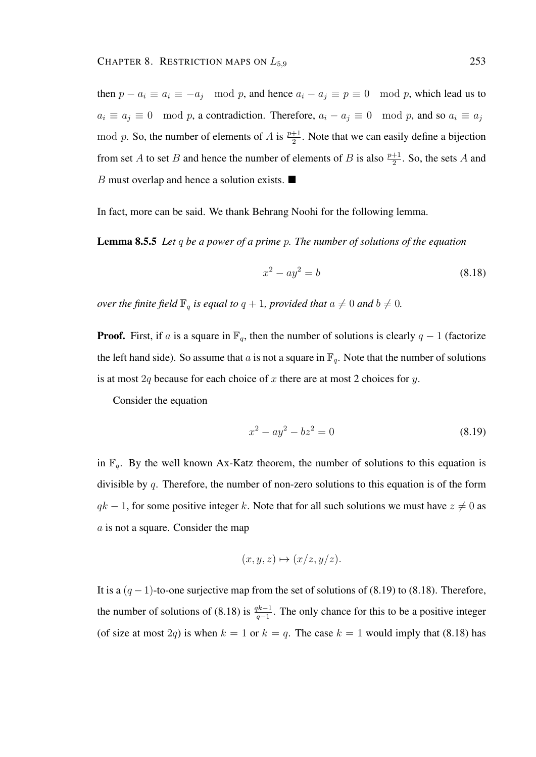then $p - a_i \equiv a_i \equiv -a_j \mod p$, and hence $a_i - a_j \equiv p \equiv 0 \mod p$, which lead us to $a_i \equiv a_j \equiv 0 \mod p$, a contradiction. Therefore, $a_i - a_j \equiv 0 \mod p$, and so $a_i \equiv a_j \mod p$. So, the number of elements of $A$ is $\frac{p+1}{2}$. Note that we can easily define a bijection from set $A$ to set $B$ and hence the number of elements of $B$ is also $\frac{p+1}{2}$. So, the sets $A$ and $B$ must overlap and hence a solution exists. ■

In fact, more can be said. We thank Behrang Noohi for the following lemma.

**Lemma 8.5.5** *Let $q$ be a power of a prime $p$. The number of solutions of the equation*

$$x^2 - ay^2 = b \tag{8.18}$$

*over the finite field $\mathbb{F}_q$ is equal to $q+1$, provided that $a \neq 0$ and $b \neq 0$.*

**Proof.** First, if $a$ is a square in $\mathbb{F}_q$, then the number of solutions is clearly $q-1$ (factorize the left hand side). So assume that $a$ is not a square in $\mathbb{F}_q$. Note that the number of solutions is at most $2q$ because for each choice of $x$ there are at most 2 choices for $y$.

Consider the equation

$$x^2 - ay^2 - bz^2 = 0 \tag{8.19}$$

in $\mathbb{F}_q$. By the well known Ax-Katz theorem, the number of solutions to this equation is divisible by $q$. Therefore, the number of non-zero solutions to this equation is of the form $qk - 1$, for some positive integer $k$. Note that for all such solutions we must have $z \neq 0$ as $a$ is not a square. Consider the map

$$(x, y, z) \mapsto (x/z, y/z).$$

It is a $(q-1)$-to-one surjective map from the set of solutions of (8.19) to (8.18). Therefore, the number of solutions of (8.18) is $\frac{qk-1}{q-1}$. The only chance for this to be a positive integer (of size at most $2q$) is when $k = 1$ or $k = q$. The case $k = 1$ would imply that (8.18) has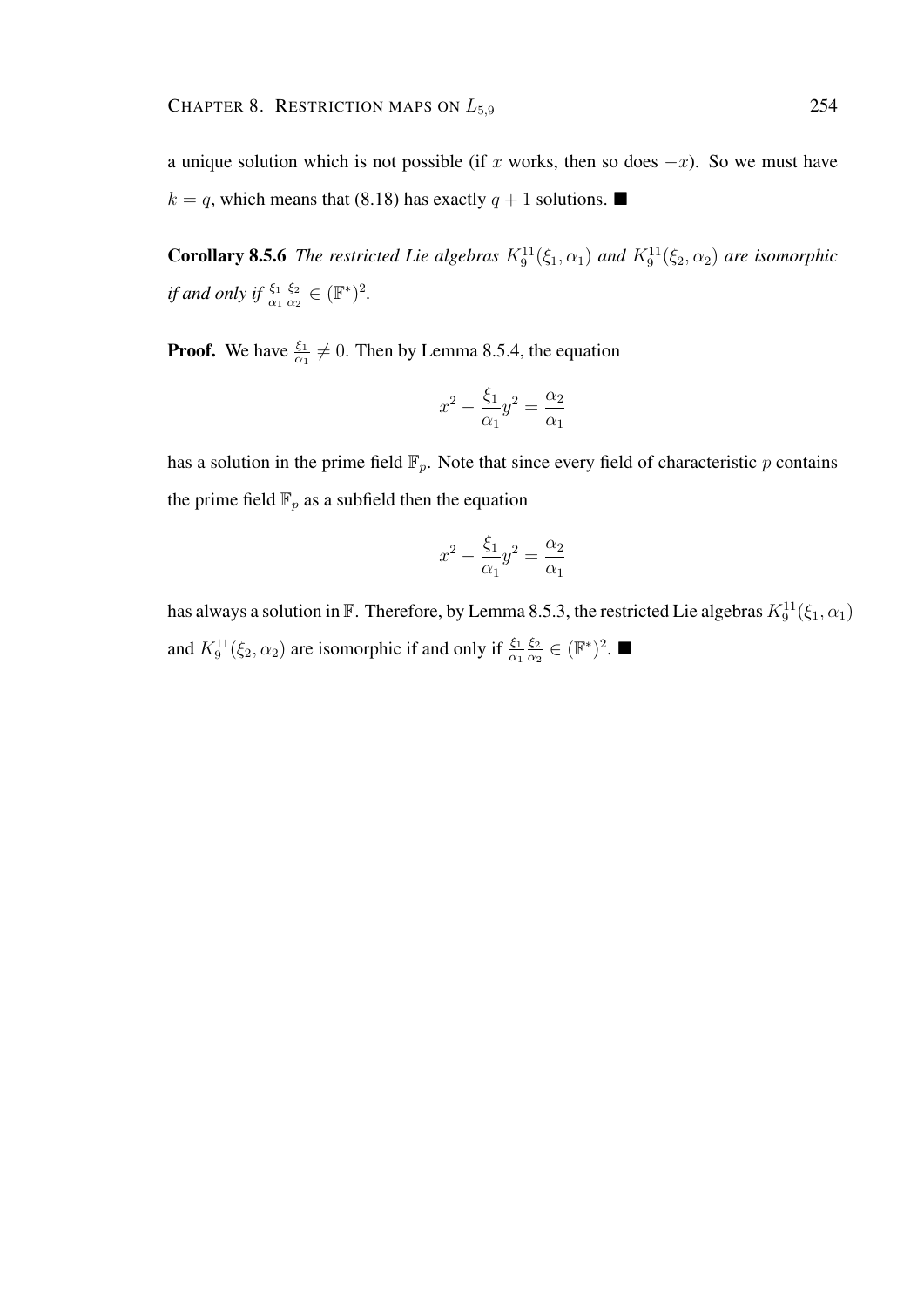a unique solution which is not possible (if $x$ works, then so does $-x$). So we must have $k = q$, which means that (8.18) has exactly $q + 1$ solutions. ■

**Corollary 8.5.6** *The restricted Lie algebras $K_9^{11}(\xi_1, \alpha_1)$ and $K_9^{11}(\xi_2, \alpha_2)$ are isomorphic if and only if $\frac{\xi_1}{\alpha_1}\frac{\xi_2}{\alpha_2} \in (\mathbb{F}^*)^2$.*

**Proof.** We have $\frac{\xi_1}{\alpha_1} \neq 0$. Then by Lemma 8.5.4, the equation

$$x^2 - \frac{\xi_1}{\alpha_1}y^2 = \frac{\alpha_2}{\alpha_1}$$

has a solution in the prime field $\mathbb{F}_p$. Note that since every field of characteristic $p$ contains the prime field $\mathbb{F}_p$ as a subfield then the equation

$$x^2 - \frac{\xi_1}{\alpha_1}y^2 = \frac{\alpha_2}{\alpha_1}$$

has always a solution in $\mathbb{F}$. Therefore, by Lemma 8.5.3, the restricted Lie algebras $K_9^{11}(\xi_1, \alpha_1)$ and $K_9^{11}(\xi_2, \alpha_2)$ are isomorphic if and only if $\frac{\xi_1}{\alpha_1}\frac{\xi_2}{\alpha_2} \in (\mathbb{F}^*)^2$. ■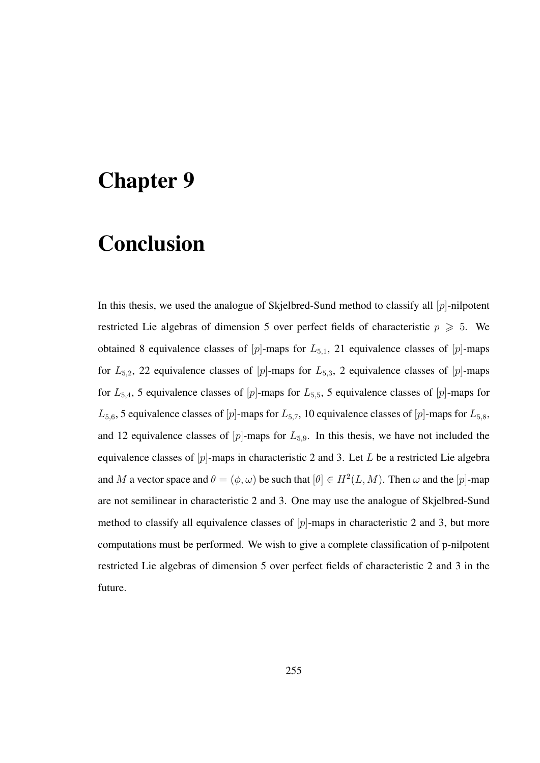# Chapter 9

# Conclusion

In this thesis, we used the analogue of Skjelbred-Sund method to classify all $[p]$-nilpotent restricted Lie algebras of dimension 5 over perfect fields of characteristic $p \geqslant 5$. We obtained 8 equivalence classes of $[p]$-maps for $L_{5,1}$, 21 equivalence classes of $[p]$-maps for $L_{5,2}$, 22 equivalence classes of $[p]$-maps for $L_{5,3}$, 2 equivalence classes of $[p]$-maps for $L_{5,4}$, 5 equivalence classes of $[p]$-maps for $L_{5,5}$, 5 equivalence classes of $[p]$-maps for $L_{5,6}$, 5 equivalence classes of $[p]$-maps for $L_{5,7}$, 10 equivalence classes of $[p]$-maps for $L_{5,8}$, and 12 equivalence classes of $[p]$-maps for $L_{5,9}$. In this thesis, we have not included the equivalence classes of $[p]$-maps in characteristic 2 and 3. Let $L$ be a restricted Lie algebra and $M$ a vector space and $\theta = (\phi, \omega)$ be such that $[\theta] \in H^2(L, M)$. Then $\omega$ and the $[p]$-map are not semilinear in characteristic 2 and 3. One may use the analogue of Skjelbred-Sund method to classify all equivalence classes of $[p]$-maps in characteristic 2 and 3, but more computations must be performed. We wish to give a complete classification of p-nilpotent restricted Lie algebras of dimension 5 over perfect fields of characteristic 2 and 3 in the future.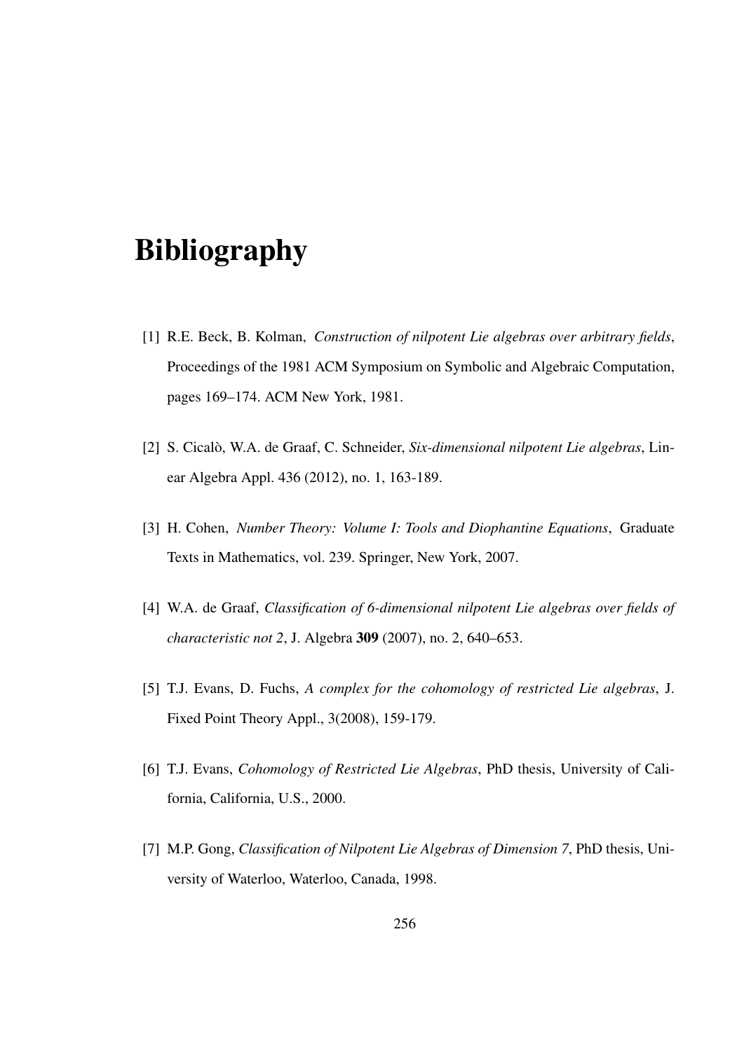# Bibliography

[1] R.E. Beck, B. Kolman, *Construction of nilpotent Lie algebras over arbitrary fields*, Proceedings of the 1981 ACM Symposium on Symbolic and Algebraic Computation, pages 169–174. ACM New York, 1981.

[2] S. Cicalò, W.A. de Graaf, C. Schneider, *Six-dimensional nilpotent Lie algebras*, Linear Algebra Appl. 436 (2012), no. 1, 163-189.

[3] H. Cohen, *Number Theory: Volume I: Tools and Diophantine Equations*, Graduate Texts in Mathematics, vol. 239. Springer, New York, 2007.

[4] W.A. de Graaf, *Classification of 6-dimensional nilpotent Lie algebras over fields of characteristic not 2*, J. Algebra **309** (2007), no. 2, 640–653.

[5] T.J. Evans, D. Fuchs, *A complex for the cohomology of restricted Lie algebras*, J. Fixed Point Theory Appl., 3(2008), 159-179.

[6] T.J. Evans, *Cohomology of Restricted Lie Algebras*, PhD thesis, University of California, California, U.S., 2000.

[7] M.P. Gong, *Classification of Nilpotent Lie Algebras of Dimension 7*, PhD thesis, University of Waterloo, Waterloo, Canada, 1998.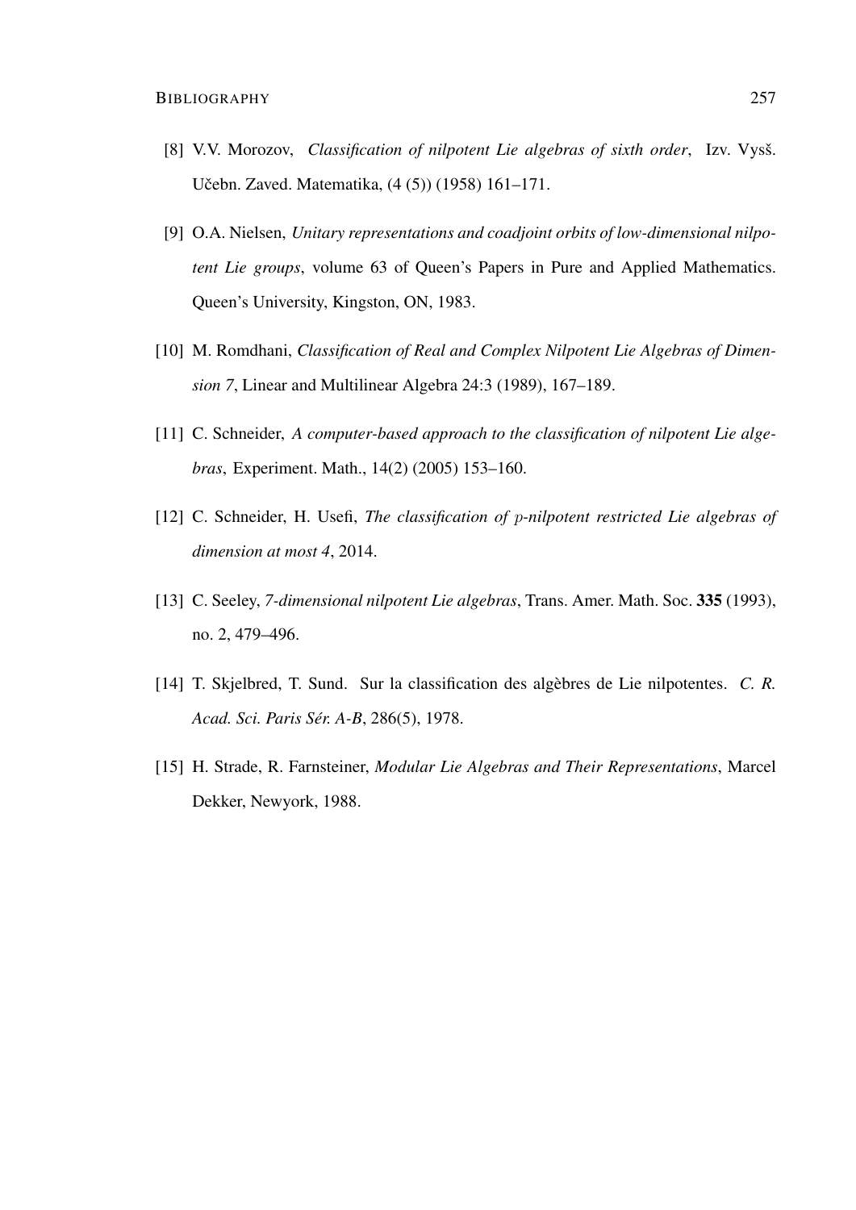[8] V.V. Morozov, *Classification of nilpotent Lie algebras of sixth order*, Izv. Vysš. Učebn. Zaved. Matematika, (4 (5)) (1958) 161–171.

[9] O.A. Nielsen, *Unitary representations and coadjoint orbits of low-dimensional nilpotent Lie groups*, volume 63 of Queen's Papers in Pure and Applied Mathematics. Queen's University, Kingston, ON, 1983.

[10] M. Romdhani, *Classification of Real and Complex Nilpotent Lie Algebras of Dimension 7*, Linear and Multilinear Algebra 24:3 (1989), 167–189.

[11] C. Schneider, *A computer-based approach to the classification of nilpotent Lie algebras*, Experiment. Math., 14(2) (2005) 153–160.

[12] C. Schneider, H. Usefi, *The classification of $p$-nilpotent restricted Lie algebras of dimension at most 4*, 2014.

[13] C. Seeley, *7-dimensional nilpotent Lie algebras*, Trans. Amer. Math. Soc. **335** (1993), no. 2, 479–496.

[14] T. Skjelbred, T. Sund. Sur la classification des algèbres de Lie nilpotentes. *C. R. Acad. Sci. Paris Sér. A-B*, 286(5), 1978.

[15] H. Strade, R. Farnsteiner, *Modular Lie Algebras and Their Representations*, Marcel Dekker, Newyork, 1988.